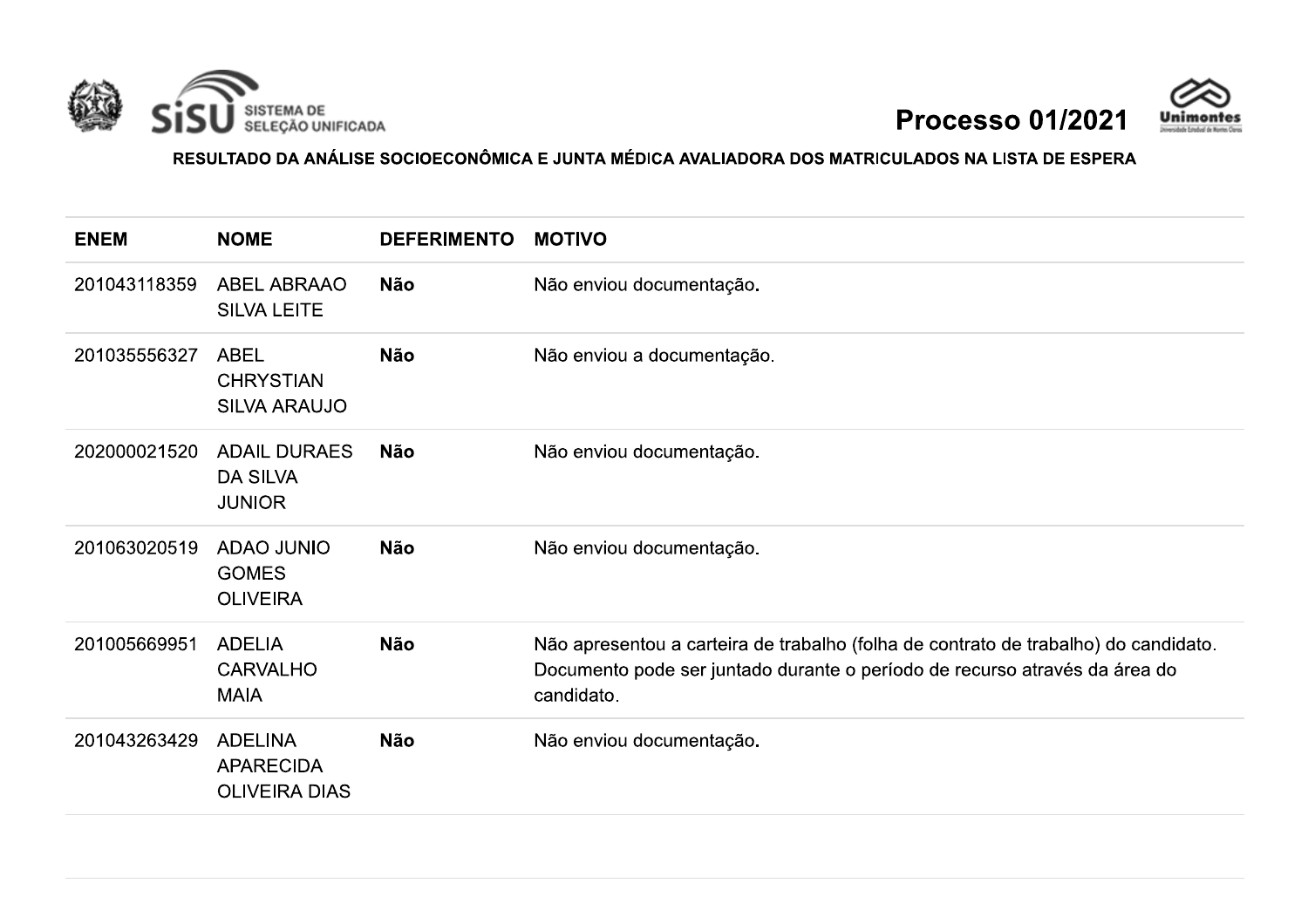SiSU SISTEMA DE SELEÇÃO UNIFICADA

# Processo 01/2021

Unimontes

## RESULTADO DA ANÁLISE SOCIOECONÔMICA E JUNTA MÉDICA AVALIADORA DOS MATRICULADOS NA LISTA DE ESPERA

| ENEM | NOME | DEFERIMENTO | MOTIVO |
|---|---|---|---|
| 201043118359 | ABEL ABRAAO SILVA LEITE | **Não** | Não enviou documentação. |
| 201035556327 | ABEL CHRYSTIAN SILVA ARAUJO | **Não** | Não enviou a documentação. |
| 202000021520 | ADAIL DURAES DA SILVA JUNIOR | **Não** | Não enviou documentação. |
| 201063020519 | ADAO JUNIO GOMES OLIVEIRA | **Não** | Não enviou documentação. |
| 201005669951 | ADELIA CARVALHO MAIA | **Não** | Não apresentou a carteira de trabalho (folha de contrato de trabalho) do candidato. Documento pode ser juntado durante o período de recurso através da área do candidato. |
| 201043263429 | ADELINA APARECIDA OLIVEIRA DIAS | **Não** | Não enviou documentação. |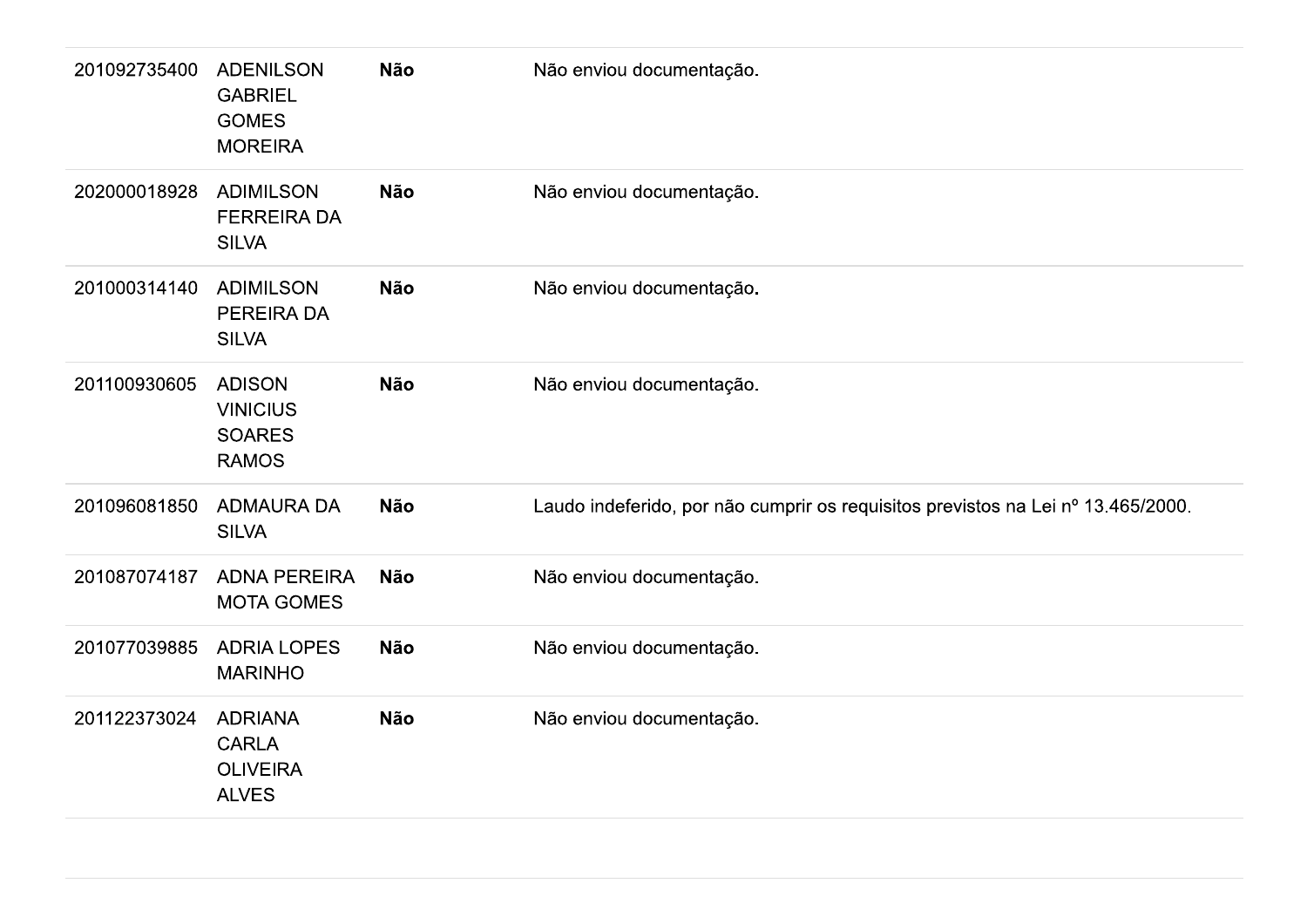| | | | |
|---|---|---|---|
| 201092735400 | ADENILSON GABRIEL GOMES MOREIRA | **Não** | Não enviou documentação. |
| 202000018928 | ADIMILSON FERREIRA DA SILVA | **Não** | Não enviou documentação. |
| 201000314140 | ADIMILSON PEREIRA DA SILVA | **Não** | Não enviou documentação. |
| 201100930605 | ADISON VINICIUS SOARES RAMOS | **Não** | Não enviou documentação. |
| 201096081850 | ADMAURA DA SILVA | **Não** | Laudo indeferido, por não cumprir os requisitos previstos na Lei nº 13.465/2000. |
| 201087074187 | ADNA PEREIRA MOTA GOMES | **Não** | Não enviou documentação. |
| 201077039885 | ADRIA LOPES MARINHO | **Não** | Não enviou documentação. |
| 201122373024 | ADRIANA CARLA OLIVEIRA ALVES | **Não** | Não enviou documentação. |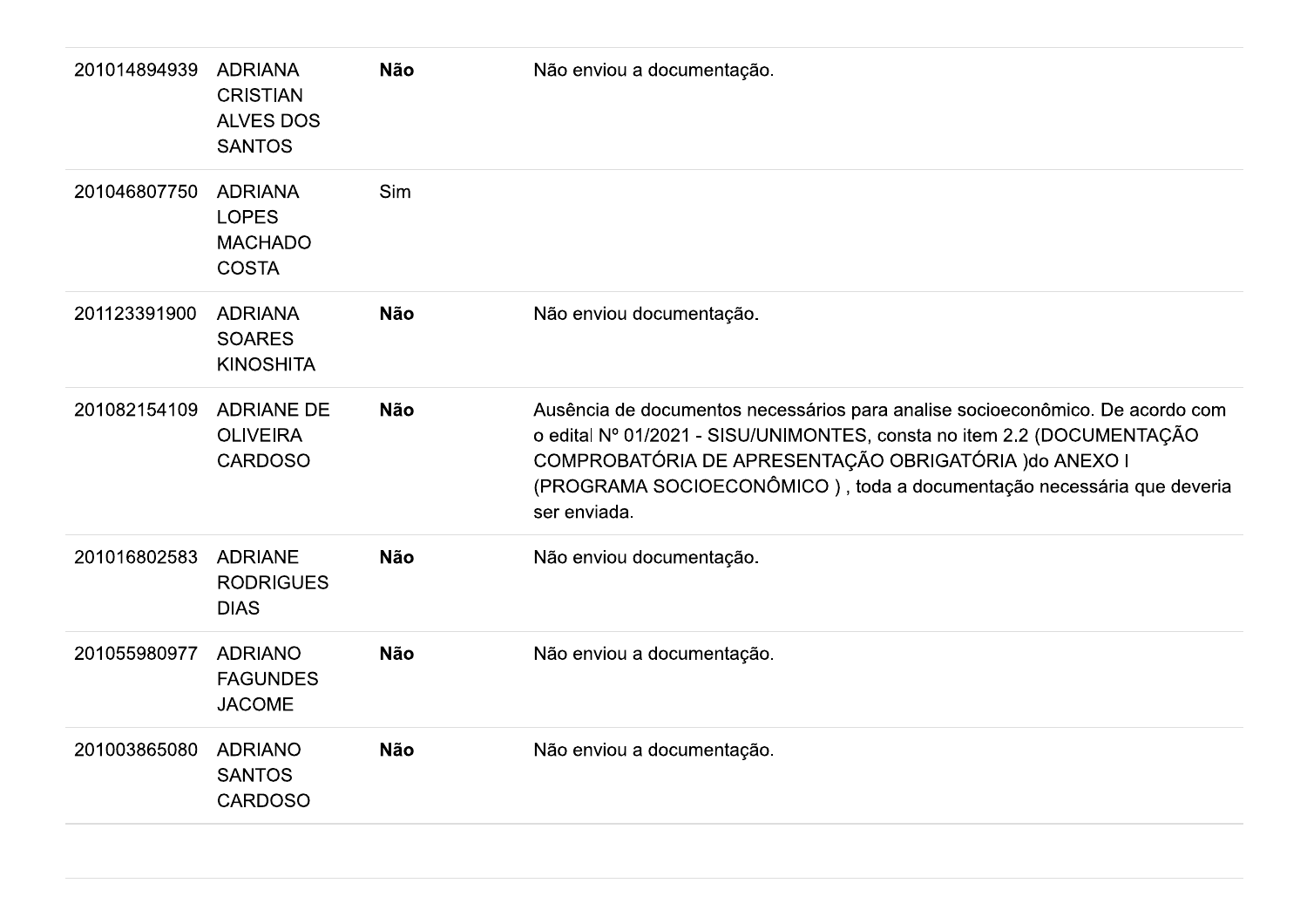| | | | |
|---|---|---|---|
| 201014894939 | ADRIANA CRISTIAN ALVES DOS SANTOS | **Não** | Não enviou a documentação. |
| 201046807750 | ADRIANA LOPES MACHADO COSTA | Sim | |
| 201123391900 | ADRIANA SOARES KINOSHITA | **Não** | Não enviou documentação. |
| 201082154109 | ADRIANE DE OLIVEIRA CARDOSO | **Não** | Ausência de documentos necessários para analise socioeconômico. De acordo com o edital Nº 01/2021 - SISU/UNIMONTES, consta no item 2.2 (DOCUMENTAÇÃO COMPROBATÓRIA DE APRESENTAÇÃO OBRIGATÓRIA )do ANEXO I (PROGRAMA SOCIOECONÔMICO ) , toda a documentação necessária que deveria ser enviada. |
| 201016802583 | ADRIANE RODRIGUES DIAS | **Não** | Não enviou documentação. |
| 201055980977 | ADRIANO FAGUNDES JACOME | **Não** | Não enviou a documentação. |
| 201003865080 | ADRIANO SANTOS CARDOSO | **Não** | Não enviou a documentação. |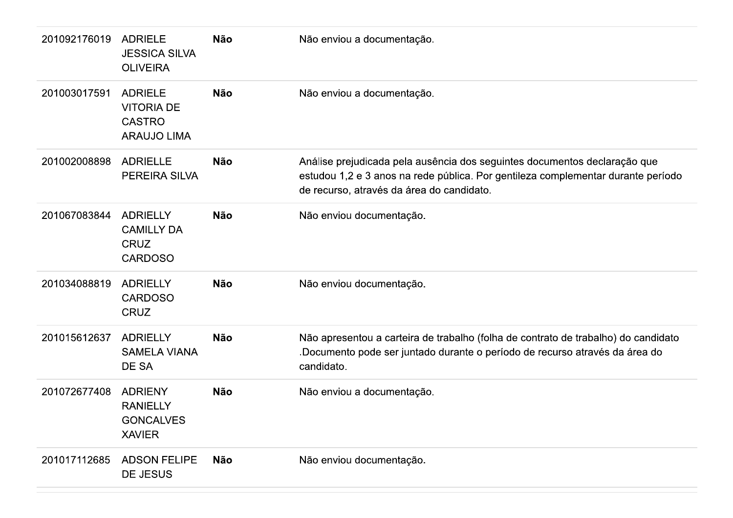| | | | |
|---|---|---|---|
| 201092176019 | ADRIELE JESSICA SILVA OLIVEIRA | **Não** | Não enviou a documentação. |
| 201003017591 | ADRIELE VITORIA DE CASTRO ARAUJO LIMA | **Não** | Não enviou a documentação. |
| 201002008898 | ADRIELLE PEREIRA SILVA | **Não** | Análise prejudicada pela ausência dos seguintes documentos declaração que estudou 1,2 e 3 anos na rede pública. Por gentileza complementar durante período de recurso, através da área do candidato. |
| 201067083844 | ADRIELLY CAMILLY DA CRUZ CARDOSO | **Não** | Não enviou documentação. |
| 201034088819 | ADRIELLY CARDOSO CRUZ | **Não** | Não enviou documentação. |
| 201015612637 | ADRIELLY SAMELA VIANA DE SA | **Não** | Não apresentou a carteira de trabalho (folha de contrato de trabalho) do candidato .Documento pode ser juntado durante o período de recurso através da área do candidato. |
| 201072677408 | ADRIENY RANIELLY GONCALVES XAVIER | **Não** | Não enviou a documentação. |
| 201017112685 | ADSON FELIPE DE JESUS | **Não** | Não enviou documentação. |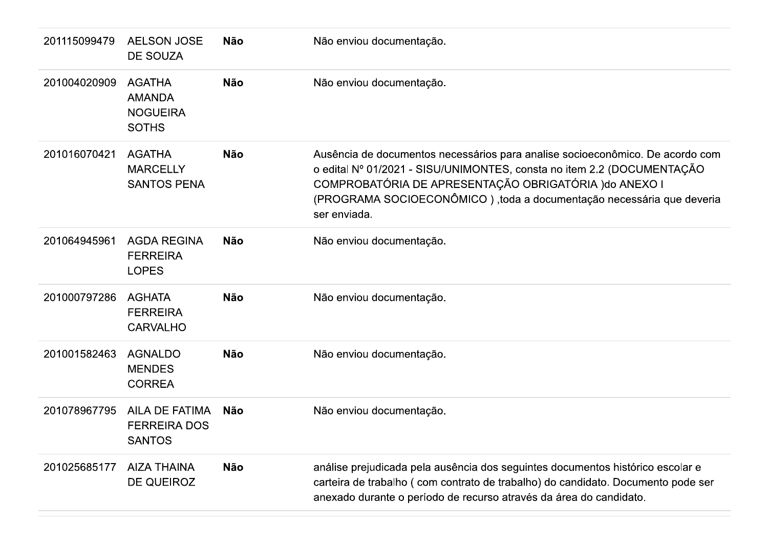| | | | |
|---|---|---|---|
| 201115099479 | AELSON JOSE DE SOUZA | **Não** | Não enviou documentação. |
| 201004020909 | AGATHA AMANDA NOGUEIRA SOTHS | **Não** | Não enviou documentação. |
| 201016070421 | AGATHA MARCELLY SANTOS PENA | **Não** | Ausência de documentos necessários para analise socioeconômico. De acordo com o edital Nº 01/2021 - SISU/UNIMONTES, consta no item 2.2 (DOCUMENTAÇÃO COMPROBATÓRIA DE APRESENTAÇÃO OBRIGATÓRIA )do ANEXO I (PROGRAMA SOCIOECONÔMICO ) ,toda a documentação necessária que deveria ser enviada. |
| 201064945961 | AGDA REGINA FERREIRA LOPES | **Não** | Não enviou documentação. |
| 201000797286 | AGHATA FERREIRA CARVALHO | **Não** | Não enviou documentação. |
| 201001582463 | AGNALDO MENDES CORREA | **Não** | Não enviou documentação. |
| 201078967795 | AILA DE FATIMA FERREIRA DOS SANTOS | **Não** | Não enviou documentação. |
| 201025685177 | AIZA THAINA DE QUEIROZ | **Não** | análise prejudicada pela ausência dos seguintes documentos histórico escolar e carteira de trabalho ( com contrato de trabalho) do candidato. Documento pode ser anexado durante o período de recurso através da área do candidato. |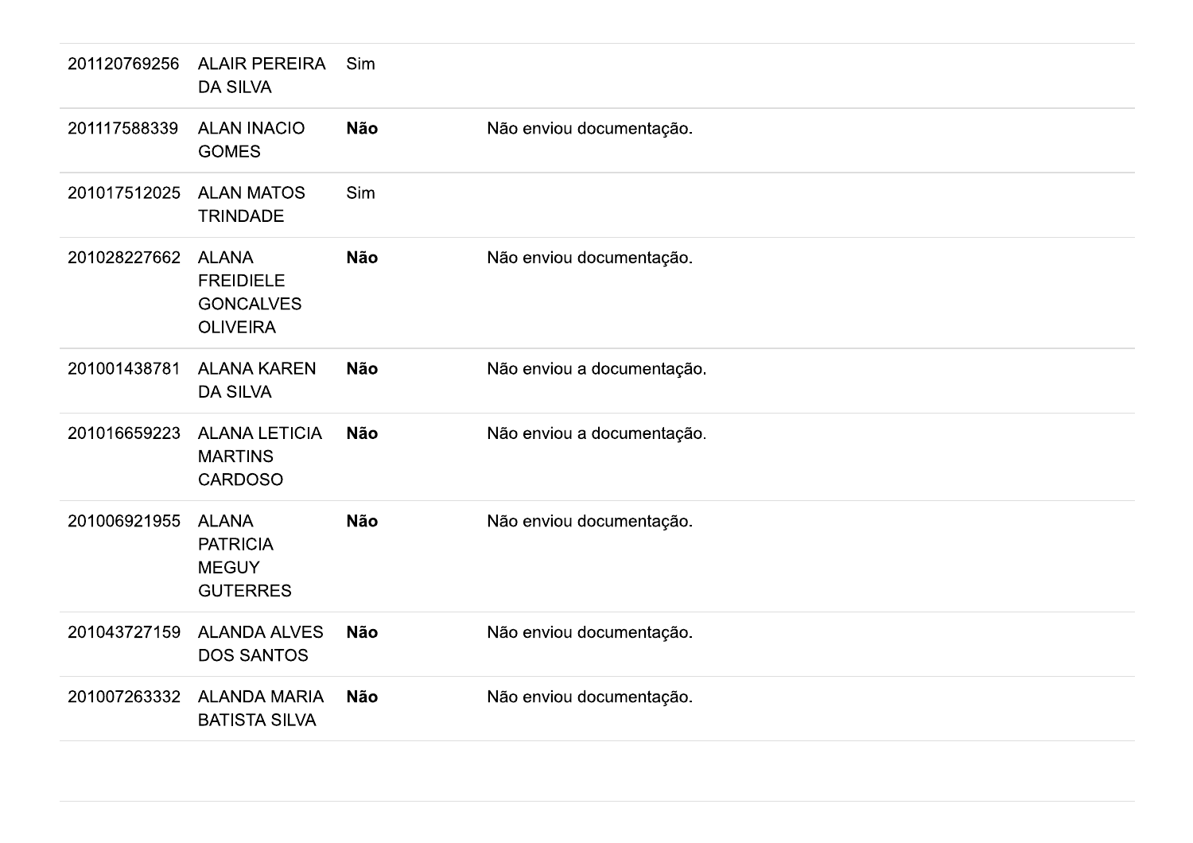| | | | |
|---|---|---|---|
| 201120769256 | ALAIR PEREIRA DA SILVA | Sim | |
| 201117588339 | ALAN INACIO GOMES | **Não** | Não enviou documentação. |
| 201017512025 | ALAN MATOS TRINDADE | Sim | |
| 201028227662 | ALANA FREIDIELE GONCALVES OLIVEIRA | **Não** | Não enviou documentação. |
| 201001438781 | ALANA KAREN DA SILVA | **Não** | Não enviou a documentação. |
| 201016659223 | ALANA LETICIA MARTINS CARDOSO | **Não** | Não enviou a documentação. |
| 201006921955 | ALANA PATRICIA MEGUY GUTERRES | **Não** | Não enviou documentação. |
| 201043727159 | ALANDA ALVES DOS SANTOS | **Não** | Não enviou documentação. |
| 201007263332 | ALANDA MARIA BATISTA SILVA | **Não** | Não enviou documentação. |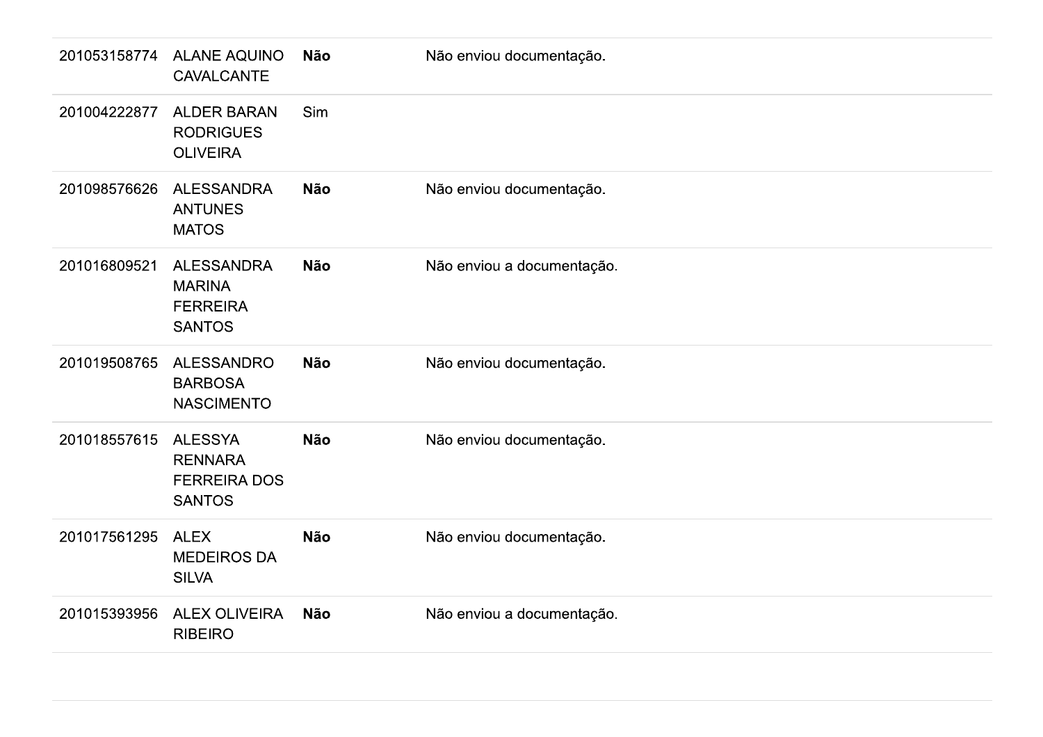| | | | |
|---|---|---|---|
| 201053158774 | ALANE AQUINO CAVALCANTE | **Não** | Não enviou documentação. |
| 201004222877 | ALDER BARAN RODRIGUES OLIVEIRA | Sim | |
| 201098576626 | ALESSANDRA ANTUNES MATOS | **Não** | Não enviou documentação. |
| 201016809521 | ALESSANDRA MARINA FERREIRA SANTOS | **Não** | Não enviou a documentação. |
| 201019508765 | ALESSANDRO BARBOSA NASCIMENTO | **Não** | Não enviou documentação. |
| 201018557615 | ALESSYA RENNARA FERREIRA DOS SANTOS | **Não** | Não enviou documentação. |
| 201017561295 | ALEX MEDEIROS DA SILVA | **Não** | Não enviou documentação. |
| 201015393956 | ALEX OLIVEIRA RIBEIRO | **Não** | Não enviou a documentação. |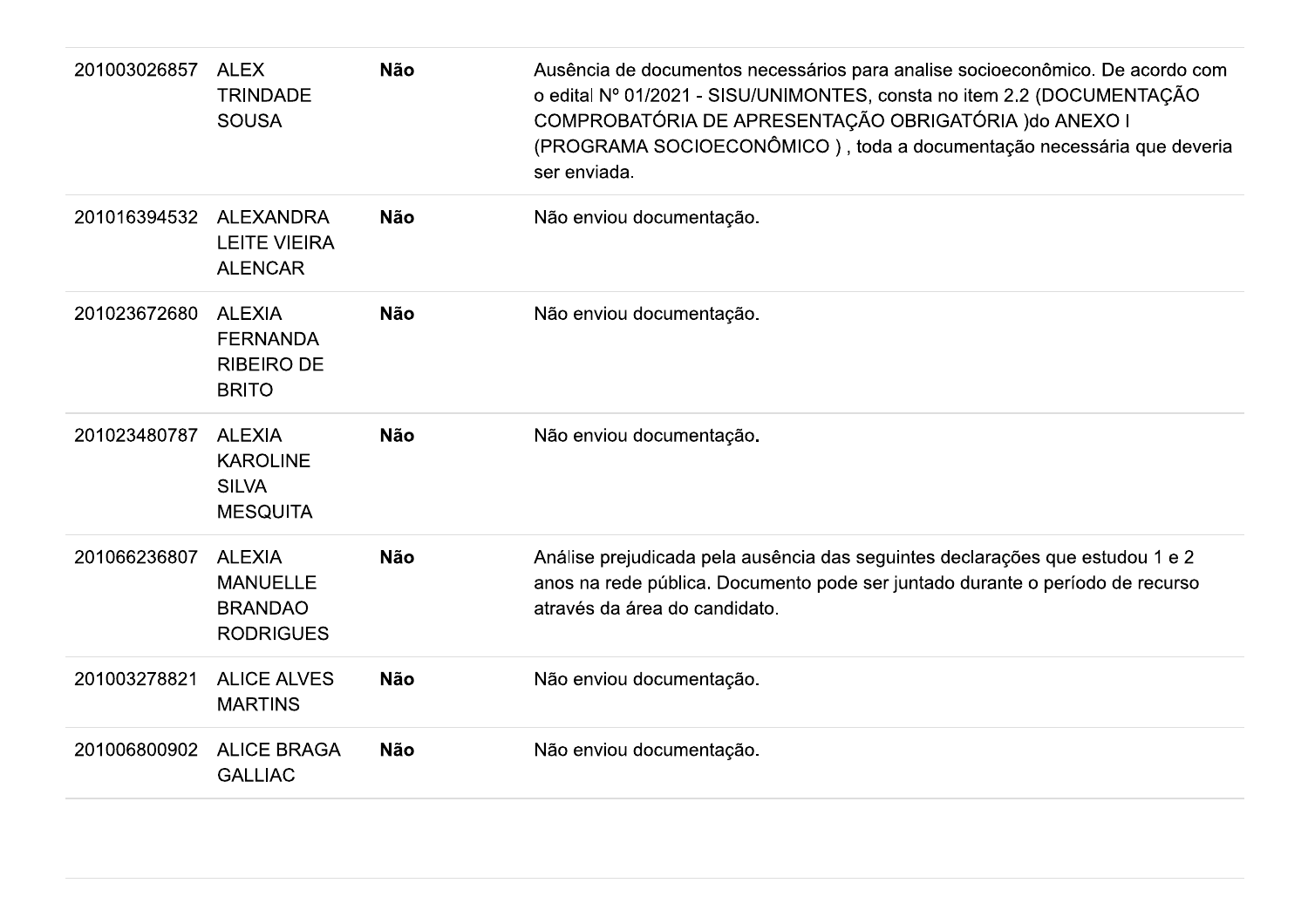| | | | |
|---|---|---|---|
| 201003026857 | ALEX TRINDADE SOUSA | **Não** | Ausência de documentos necessários para analise socioeconômico. De acordo com o edital Nº 01/2021 - SISU/UNIMONTES, consta no item 2.2 (DOCUMENTAÇÃO COMPROBATÓRIA DE APRESENTAÇÃO OBRIGATÓRIA )do ANEXO I (PROGRAMA SOCIOECONÔMICO ) , toda a documentação necessária que deveria ser enviada. |
| 201016394532 | ALEXANDRA LEITE VIEIRA ALENCAR | **Não** | Não enviou documentação. |
| 201023672680 | ALEXIA FERNANDA RIBEIRO DE BRITO | **Não** | Não enviou documentação. |
| 201023480787 | ALEXIA KAROLINE SILVA MESQUITA | **Não** | Não enviou documentação. |
| 201066236807 | ALEXIA MANUELLE BRANDAO RODRIGUES | **Não** | Análise prejudicada pela ausência das seguintes declarações que estudou 1 e 2 anos na rede pública. Documento pode ser juntado durante o período de recurso através da área do candidato. |
| 201003278821 | ALICE ALVES MARTINS | **Não** | Não enviou documentação. |
| 201006800902 | ALICE BRAGA GALLIAC | **Não** | Não enviou documentação. |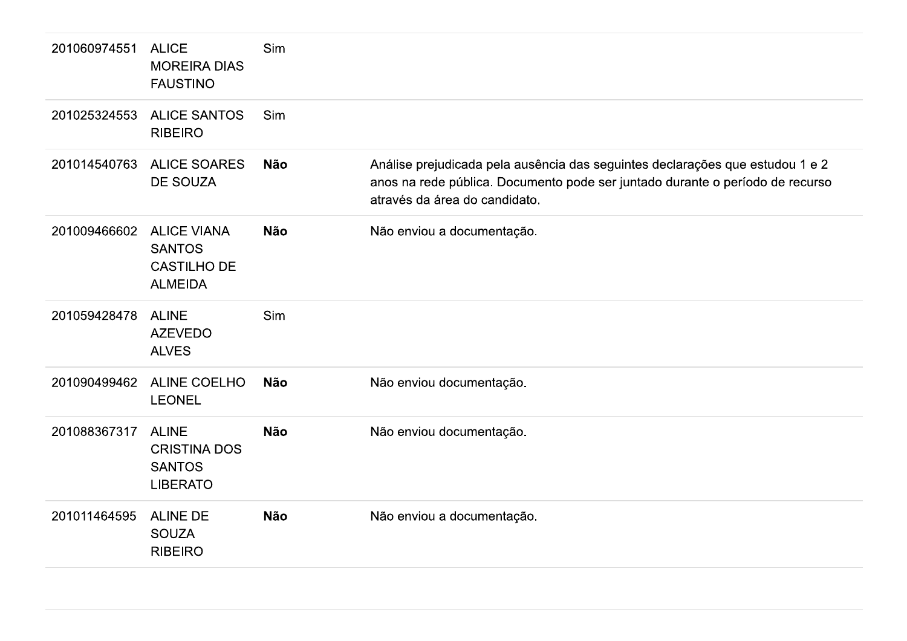| | | | |
|---|---|---|---|
| 201060974551 | ALICE MOREIRA DIAS FAUSTINO | Sim | |
| 201025324553 | ALICE SANTOS RIBEIRO | Sim | |
| 201014540763 | ALICE SOARES DE SOUZA | **Não** | Análise prejudicada pela ausência das seguintes declarações que estudou 1 e 2 anos na rede pública. Documento pode ser juntado durante o período de recurso através da área do candidato. |
| 201009466602 | ALICE VIANA SANTOS CASTILHO DE ALMEIDA | **Não** | Não enviou a documentação. |
| 201059428478 | ALINE AZEVEDO ALVES | Sim | |
| 201090499462 | ALINE COELHO LEONEL | **Não** | Não enviou documentação. |
| 201088367317 | ALINE CRISTINA DOS SANTOS LIBERATO | **Não** | Não enviou documentação. |
| 201011464595 | ALINE DE SOUZA RIBEIRO | **Não** | Não enviou a documentação. |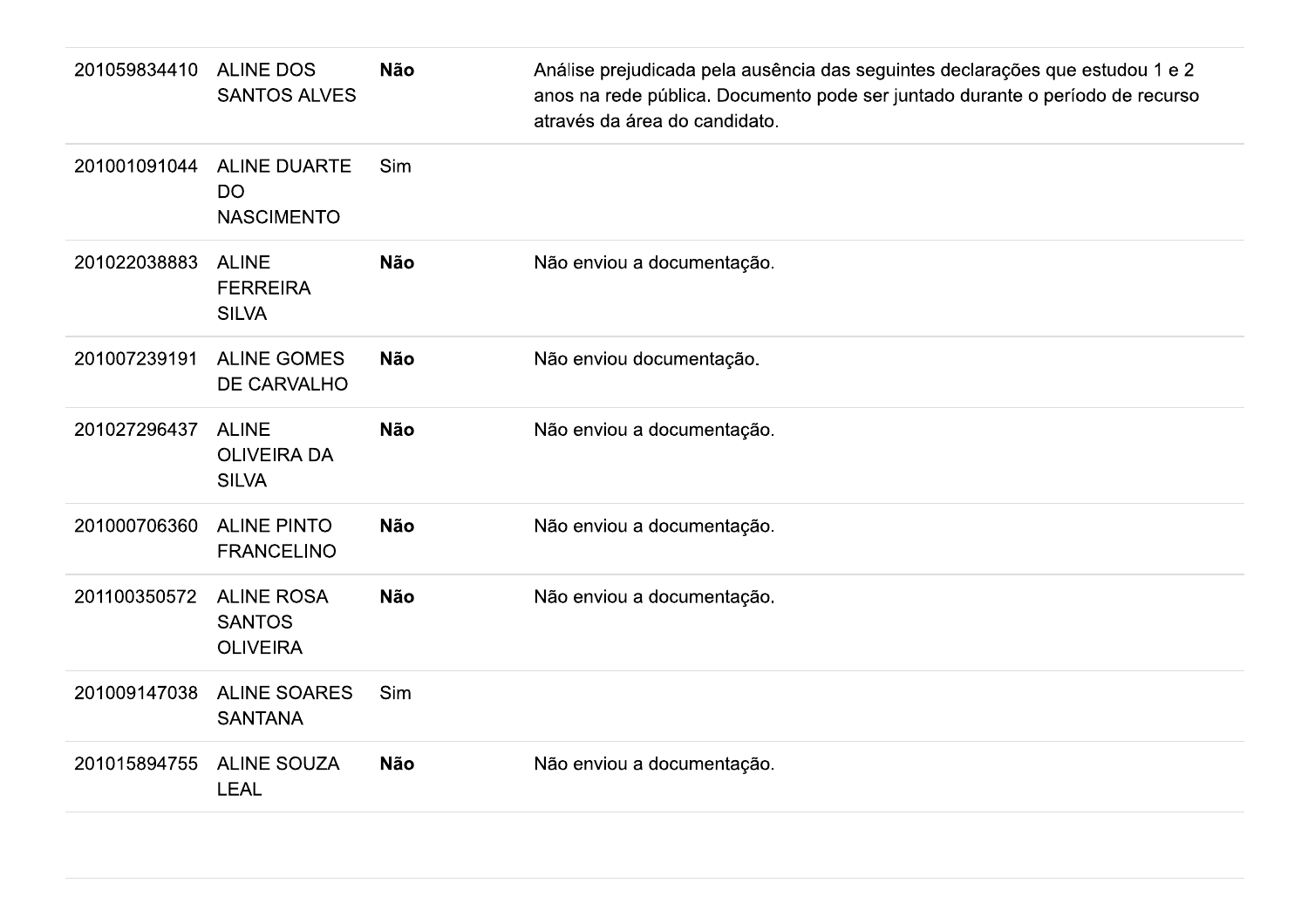| | | | |
|---|---|---|---|
| 201059834410 | ALINE DOS SANTOS ALVES | **Não** | Análise prejudicada pela ausência das seguintes declarações que estudou 1 e 2 anos na rede pública. Documento pode ser juntado durante o período de recurso através da área do candidato. |
| 201001091044 | ALINE DUARTE DO NASCIMENTO | Sim | |
| 201022038883 | ALINE FERREIRA SILVA | **Não** | Não enviou a documentação. |
| 201007239191 | ALINE GOMES DE CARVALHO | **Não** | Não enviou documentação. |
| 201027296437 | ALINE OLIVEIRA DA SILVA | **Não** | Não enviou a documentação. |
| 201000706360 | ALINE PINTO FRANCELINO | **Não** | Não enviou a documentação. |
| 201100350572 | ALINE ROSA SANTOS OLIVEIRA | **Não** | Não enviou a documentação. |
| 201009147038 | ALINE SOARES SANTANA | Sim | |
| 201015894755 | ALINE SOUZA LEAL | **Não** | Não enviou a documentação. |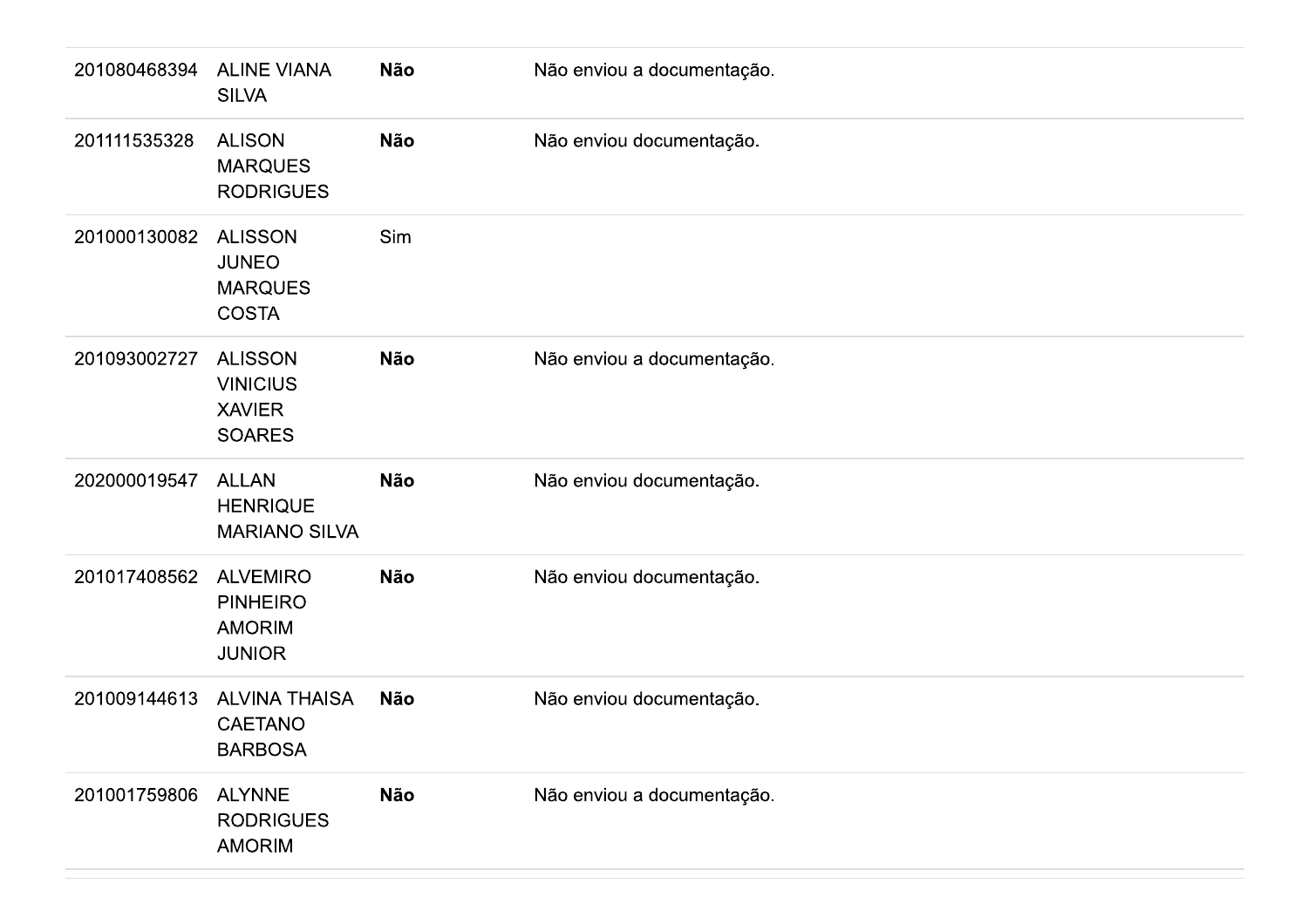| | | | |
|---|---|---|---|
| 201080468394 | ALINE VIANA SILVA | **Não** | Não enviou a documentação. |
| 201111535328 | ALISON MARQUES RODRIGUES | **Não** | Não enviou documentação. |
| 201000130082 | ALISSON JUNEO MARQUES COSTA | Sim | |
| 201093002727 | ALISSON VINICIUS XAVIER SOARES | **Não** | Não enviou a documentação. |
| 202000019547 | ALLAN HENRIQUE MARIANO SILVA | **Não** | Não enviou documentação. |
| 201017408562 | ALVEMIRO PINHEIRO AMORIM JUNIOR | **Não** | Não enviou documentação. |
| 201009144613 | ALVINA THAISA CAETANO BARBOSA | **Não** | Não enviou documentação. |
| 201001759806 | ALYNNE RODRIGUES AMORIM | **Não** | Não enviou a documentação. |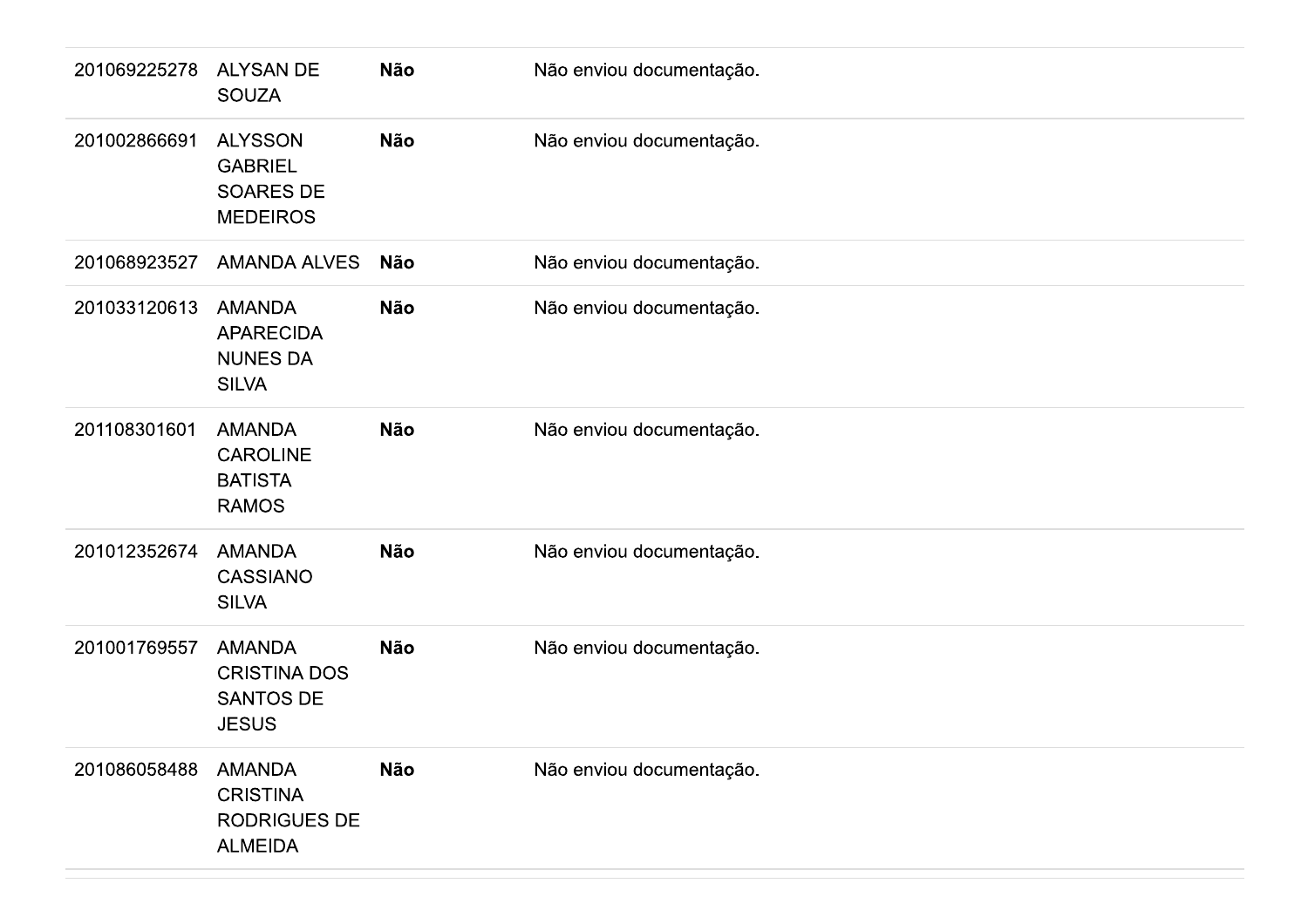| | | | |
|---|---|---|---|
| 201069225278 | ALYSAN DE SOUZA | **Não** | Não enviou documentação. |
| 201002866691 | ALYSSON GABRIEL SOARES DE MEDEIROS | **Não** | Não enviou documentação. |
| 201068923527 | AMANDA ALVES | **Não** | Não enviou documentação. |
| 201033120613 | AMANDA APARECIDA NUNES DA SILVA | **Não** | Não enviou documentação. |
| 201108301601 | AMANDA CAROLINE BATISTA RAMOS | **Não** | Não enviou documentação. |
| 201012352674 | AMANDA CASSIANO SILVA | **Não** | Não enviou documentação. |
| 201001769557 | AMANDA CRISTINA DOS SANTOS DE JESUS | **Não** | Não enviou documentação. |
| 201086058488 | AMANDA CRISTINA RODRIGUES DE ALMEIDA | **Não** | Não enviou documentação. |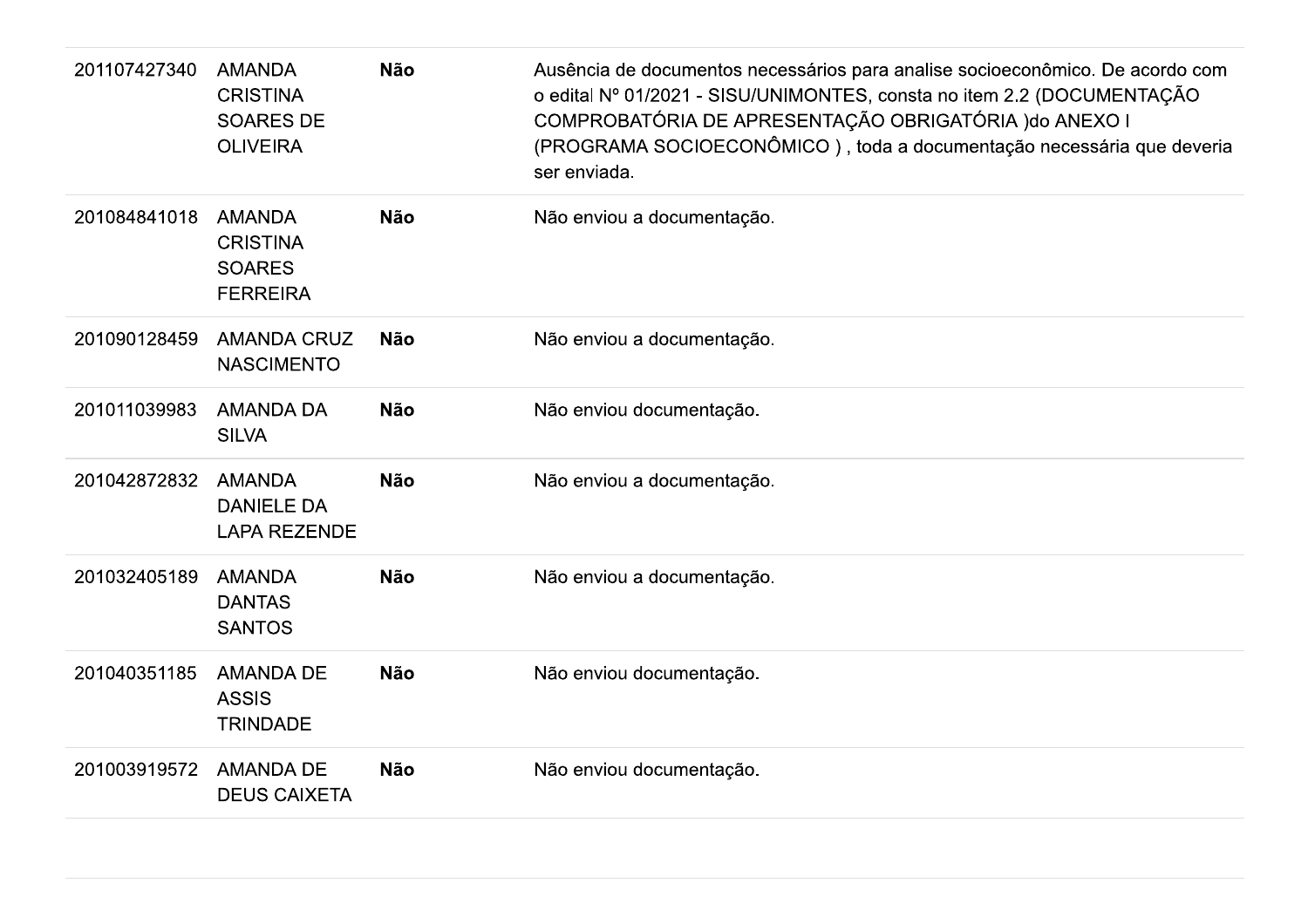| | | | |
|---|---|---|---|
| 201107427340 | AMANDA CRISTINA SOARES DE OLIVEIRA | **Não** | Ausência de documentos necessários para analise socioeconômico. De acordo com o edital Nº 01/2021 - SISU/UNIMONTES, consta no item 2.2 (DOCUMENTAÇÃO COMPROBATÓRIA DE APRESENTAÇÃO OBRIGATÓRIA )do ANEXO I (PROGRAMA SOCIOECONÔMICO ) , toda a documentação necessária que deveria ser enviada. |
| 201084841018 | AMANDA CRISTINA SOARES FERREIRA | **Não** | Não enviou a documentação. |
| 201090128459 | AMANDA CRUZ NASCIMENTO | **Não** | Não enviou a documentação. |
| 201011039983 | AMANDA DA SILVA | **Não** | Não enviou documentação. |
| 201042872832 | AMANDA DANIELE DA LAPA REZENDE | **Não** | Não enviou a documentação. |
| 201032405189 | AMANDA DANTAS SANTOS | **Não** | Não enviou a documentação. |
| 201040351185 | AMANDA DE ASSIS TRINDADE | **Não** | Não enviou documentação. |
| 201003919572 | AMANDA DE DEUS CAIXETA | **Não** | Não enviou documentação. |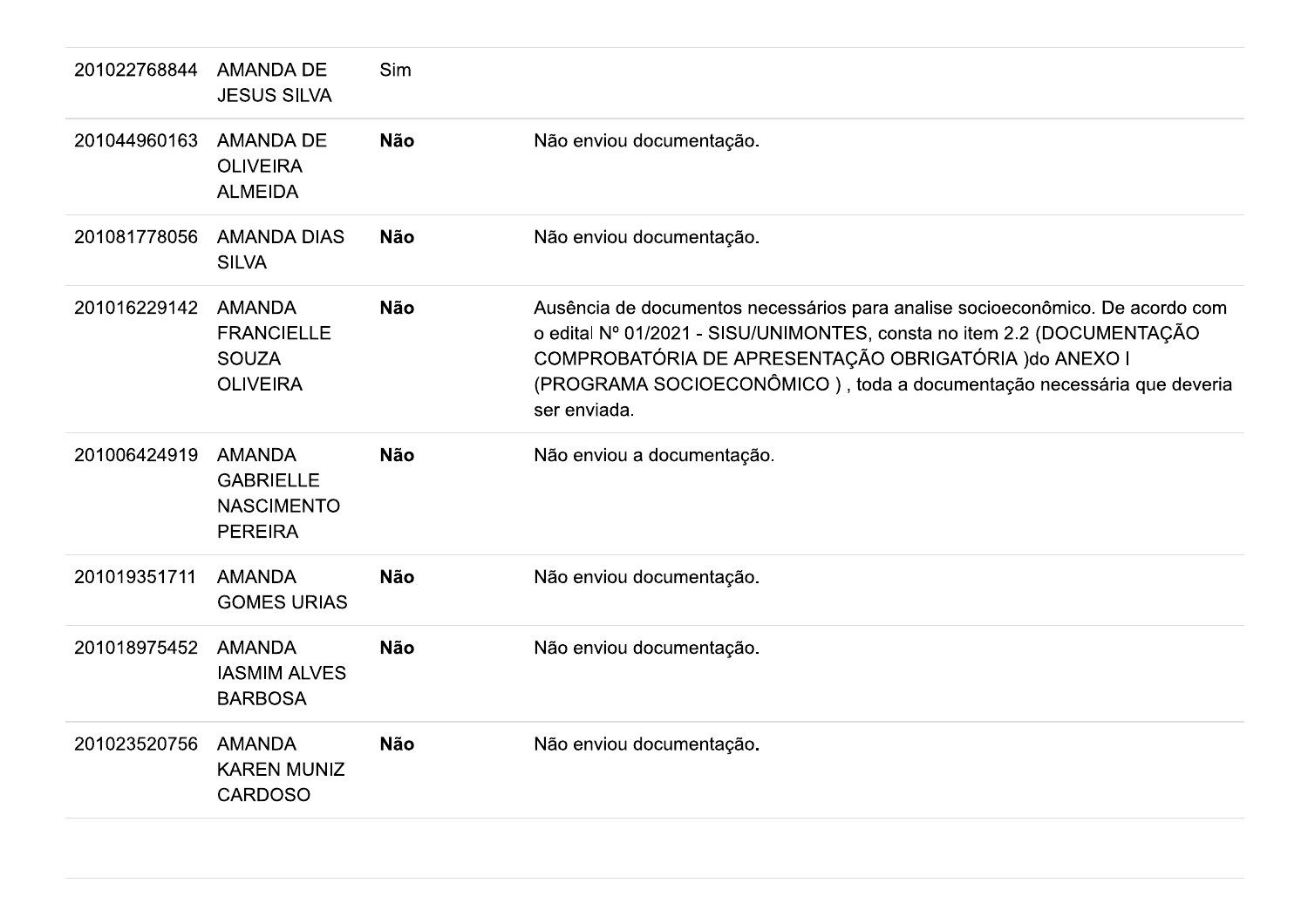| | | | |
|---|---|---|---|
| 201022768844 | AMANDA DE JESUS SILVA | Sim | |
| 201044960163 | AMANDA DE OLIVEIRA ALMEIDA | **Não** | Não enviou documentação. |
| 201081778056 | AMANDA DIAS SILVA | **Não** | Não enviou documentação. |
| 201016229142 | AMANDA FRANCIELLE SOUZA OLIVEIRA | **Não** | Ausência de documentos necessários para analise socioeconômico. De acordo com o edital Nº 01/2021 - SISU/UNIMONTES, consta no item 2.2 (DOCUMENTAÇÃO COMPROBATÓRIA DE APRESENTAÇÃO OBRIGATÓRIA )do ANEXO I (PROGRAMA SOCIOECONÔMICO ) , toda a documentação necessária que deveria ser enviada. |
| 201006424919 | AMANDA GABRIELLE NASCIMENTO PEREIRA | **Não** | Não enviou a documentação. |
| 201019351711 | AMANDA GOMES URIAS | **Não** | Não enviou documentação. |
| 201018975452 | AMANDA IASMIM ALVES BARBOSA | **Não** | Não enviou documentação. |
| 201023520756 | AMANDA KAREN MUNIZ CARDOSO | **Não** | Não enviou documentação. |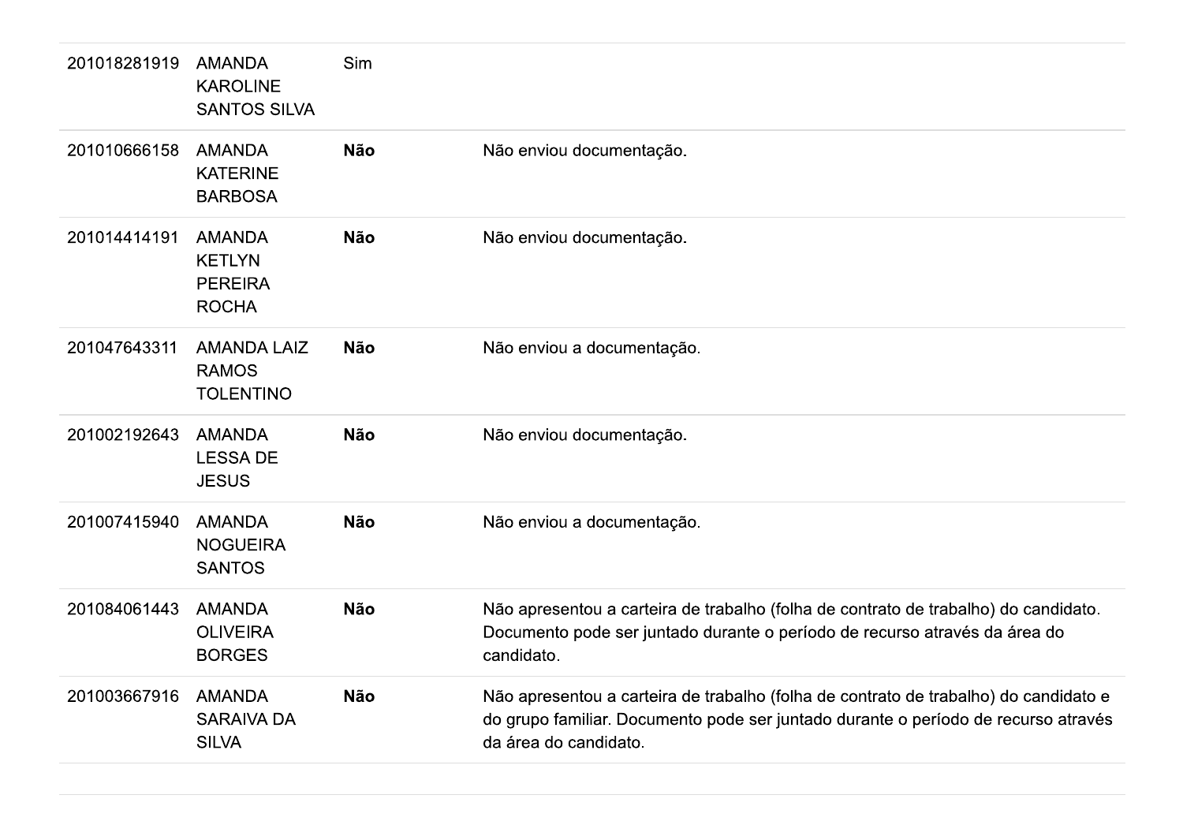| | | | |
|---|---|---|---|
| 201018281919 | AMANDA KAROLINE SANTOS SILVA | Sim | |
| 201010666158 | AMANDA KATERINE BARBOSA | **Não** | Não enviou documentação. |
| 201014414191 | AMANDA KETLYN PEREIRA ROCHA | **Não** | Não enviou documentação. |
| 201047643311 | AMANDA LAIZ RAMOS TOLENTINO | **Não** | Não enviou a documentação. |
| 201002192643 | AMANDA LESSA DE JESUS | **Não** | Não enviou documentação. |
| 201007415940 | AMANDA NOGUEIRA SANTOS | **Não** | Não enviou a documentação. |
| 201084061443 | AMANDA OLIVEIRA BORGES | **Não** | Não apresentou a carteira de trabalho (folha de contrato de trabalho) do candidato. Documento pode ser juntado durante o período de recurso através da área do candidato. |
| 201003667916 | AMANDA SARAIVA DA SILVA | **Não** | Não apresentou a carteira de trabalho (folha de contrato de trabalho) do candidato e do grupo familiar. Documento pode ser juntado durante o período de recurso através da área do candidato. |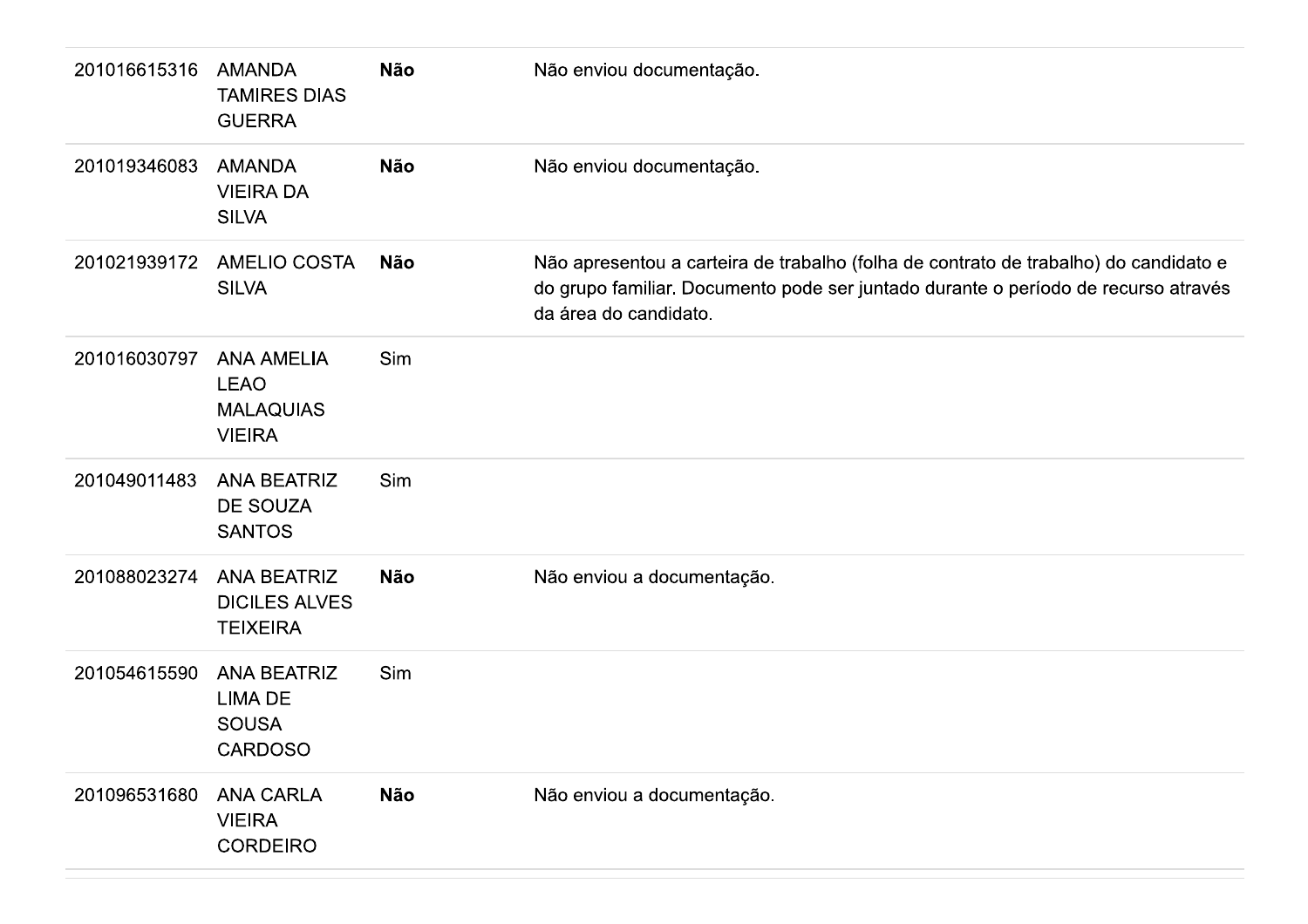| | | | |
|---|---|---|---|
| 201016615316 | AMANDA TAMIRES DIAS GUERRA | **Não** | Não enviou documentação. |
| 201019346083 | AMANDA VIEIRA DA SILVA | **Não** | Não enviou documentação. |
| 201021939172 | AMELIO COSTA SILVA | **Não** | Não apresentou a carteira de trabalho (folha de contrato de trabalho) do candidato e do grupo familiar. Documento pode ser juntado durante o período de recurso através da área do candidato. |
| 201016030797 | ANA AMELIA LEAO MALAQUIAS VIEIRA | Sim | |
| 201049011483 | ANA BEATRIZ DE SOUZA SANTOS | Sim | |
| 201088023274 | ANA BEATRIZ DICILES ALVES TEIXEIRA | **Não** | Não enviou a documentação. |
| 201054615590 | ANA BEATRIZ LIMA DE SOUSA CARDOSO | Sim | |
| 201096531680 | ANA CARLA VIEIRA CORDEIRO | **Não** | Não enviou a documentação. |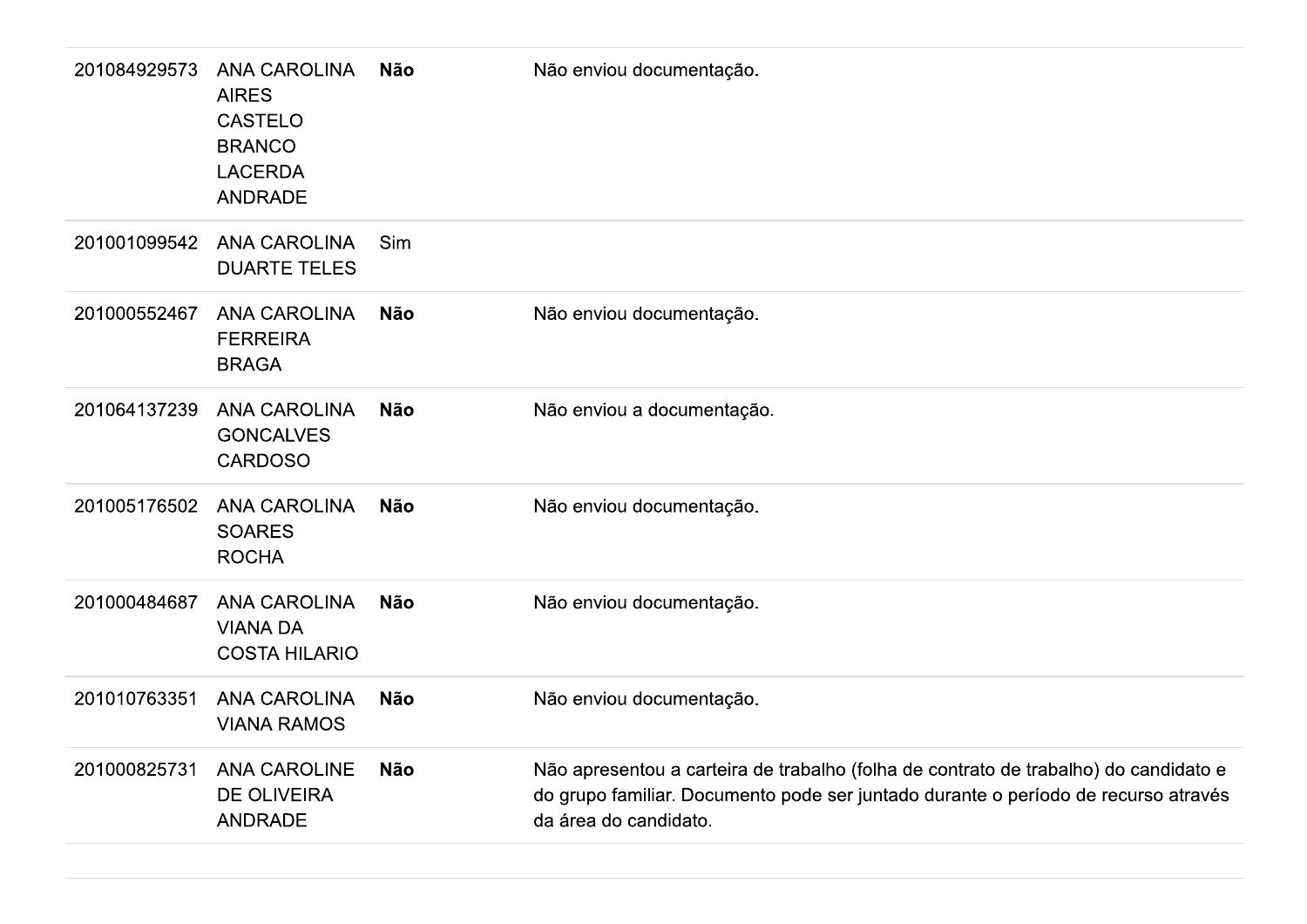| | | | |
|---|---|---|---|
| 201084929573 | ANA CAROLINA AIRES CASTELO BRANCO LACERDA ANDRADE | **Não** | Não enviou documentação. |
| 201001099542 | ANA CAROLINA DUARTE TELES | Sim | |
| 201000552467 | ANA CAROLINA FERREIRA BRAGA | **Não** | Não enviou documentação. |
| 201064137239 | ANA CAROLINA GONCALVES CARDOSO | **Não** | Não enviou a documentação. |
| 201005176502 | ANA CAROLINA SOARES ROCHA | **Não** | Não enviou documentação. |
| 201000484687 | ANA CAROLINA VIANA DA COSTA HILARIO | **Não** | Não enviou documentação. |
| 201010763351 | ANA CAROLINA VIANA RAMOS | **Não** | Não enviou documentação. |
| 201000825731 | ANA CAROLINE DE OLIVEIRA ANDRADE | **Não** | Não apresentou a carteira de trabalho (folha de contrato de trabalho) do candidato e do grupo familiar. Documento pode ser juntado durante o período de recurso através da área do candidato. |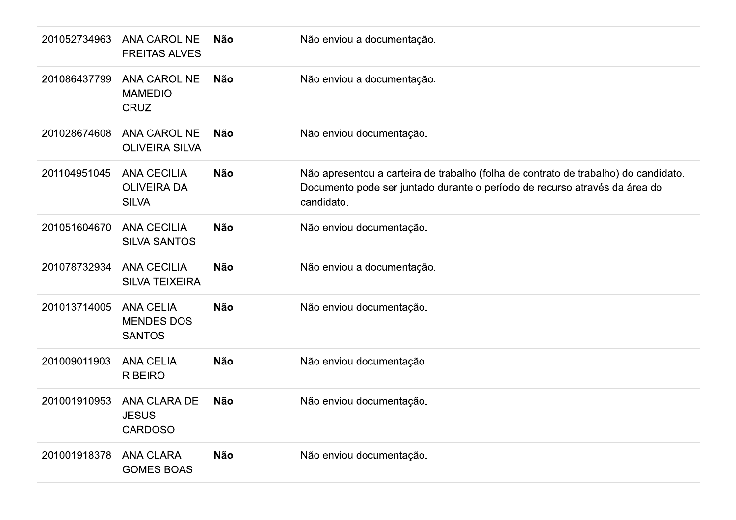| | | | |
|---|---|---|---|
| 201052734963 | ANA CAROLINE FREITAS ALVES | **Não** | Não enviou a documentação. |
| 201086437799 | ANA CAROLINE MAMEDIO CRUZ | **Não** | Não enviou a documentação. |
| 201028674608 | ANA CAROLINE OLIVEIRA SILVA | **Não** | Não enviou documentação. |
| 201104951045 | ANA CECILIA OLIVEIRA DA SILVA | **Não** | Não apresentou a carteira de trabalho (folha de contrato de trabalho) do candidato. Documento pode ser juntado durante o período de recurso através da área do candidato. |
| 201051604670 | ANA CECILIA SILVA SANTOS | **Não** | Não enviou documentação. |
| 201078732934 | ANA CECILIA SILVA TEIXEIRA | **Não** | Não enviou a documentação. |
| 201013714005 | ANA CELIA MENDES DOS SANTOS | **Não** | Não enviou documentação. |
| 201009011903 | ANA CELIA RIBEIRO | **Não** | Não enviou documentação. |
| 201001910953 | ANA CLARA DE JESUS CARDOSO | **Não** | Não enviou documentação. |
| 201001918378 | ANA CLARA GOMES BOAS | **Não** | Não enviou documentação. |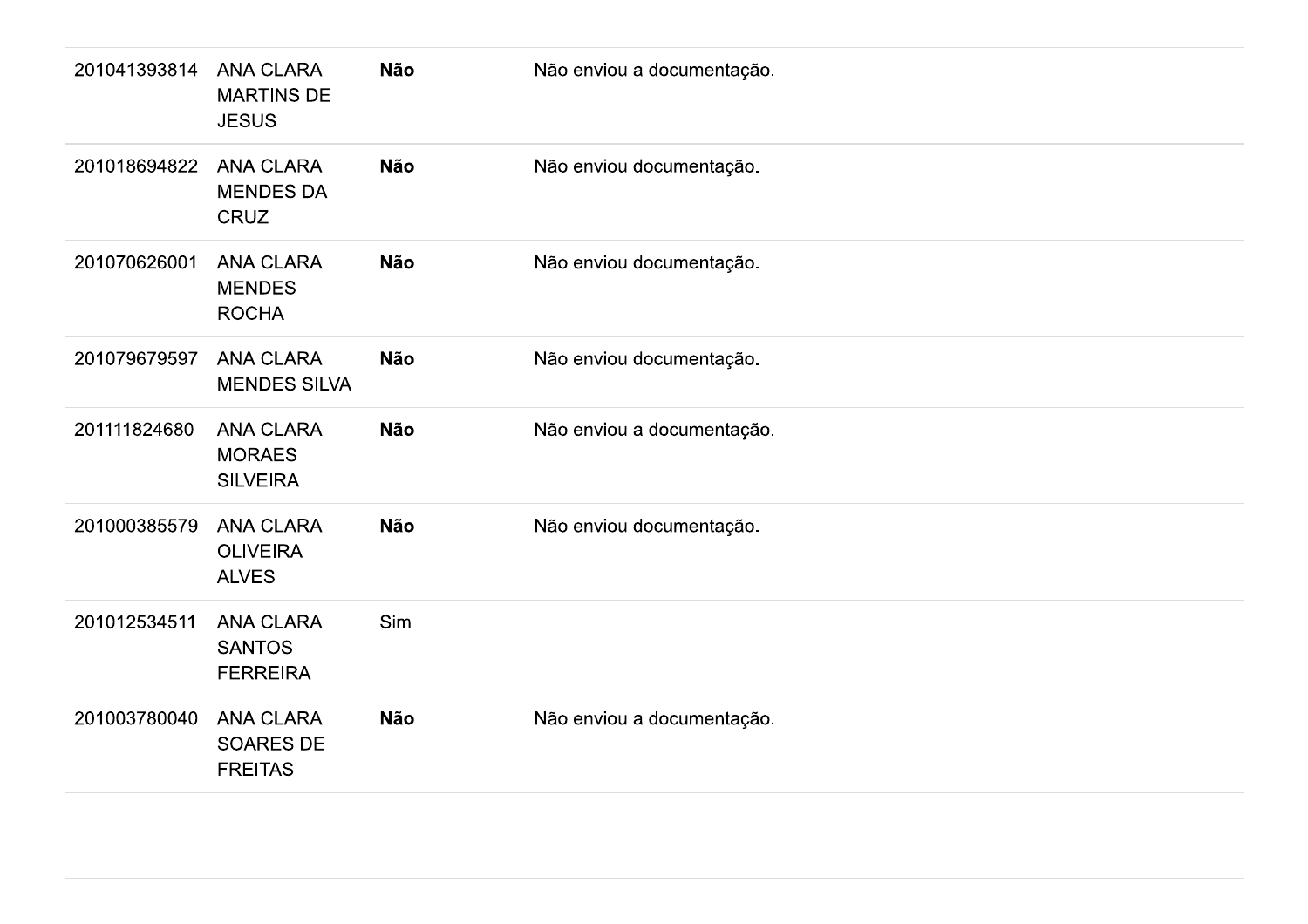| | | | |
|---|---|---|---|
| 201041393814 | ANA CLARA MARTINS DE JESUS | **Não** | Não enviou a documentação. |
| 201018694822 | ANA CLARA MENDES DA CRUZ | **Não** | Não enviou documentação. |
| 201070626001 | ANA CLARA MENDES ROCHA | **Não** | Não enviou documentação. |
| 201079679597 | ANA CLARA MENDES SILVA | **Não** | Não enviou documentação. |
| 201111824680 | ANA CLARA MORAES SILVEIRA | **Não** | Não enviou a documentação. |
| 201000385579 | ANA CLARA OLIVEIRA ALVES | **Não** | Não enviou documentação. |
| 201012534511 | ANA CLARA SANTOS FERREIRA | Sim | |
| 201003780040 | ANA CLARA SOARES DE FREITAS | **Não** | Não enviou a documentação. |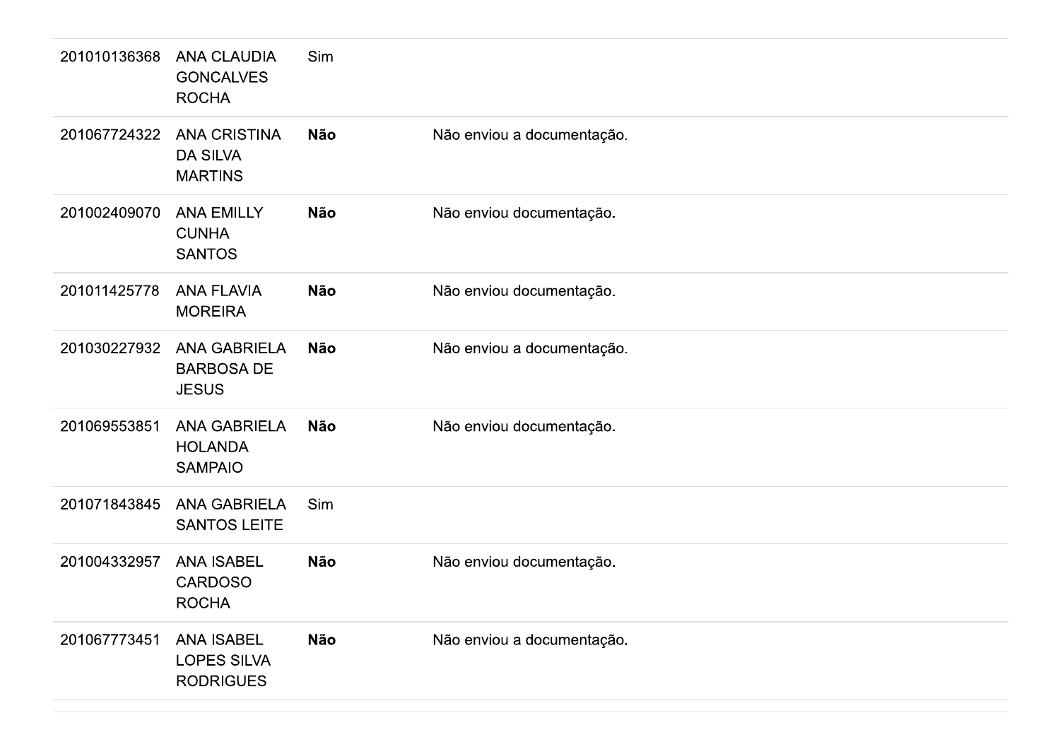| | | | |
|---|---|---|---|
| 201010136368 | ANA CLAUDIA GONCALVES ROCHA | Sim | |
| 201067724322 | ANA CRISTINA DA SILVA MARTINS | **Não** | Não enviou a documentação. |
| 201002409070 | ANA EMILLY CUNHA SANTOS | **Não** | Não enviou documentação. |
| 201011425778 | ANA FLAVIA MOREIRA | **Não** | Não enviou documentação. |
| 201030227932 | ANA GABRIELA BARBOSA DE JESUS | **Não** | Não enviou a documentação. |
| 201069553851 | ANA GABRIELA HOLANDA SAMPAIO | **Não** | Não enviou documentação. |
| 201071843845 | ANA GABRIELA SANTOS LEITE | Sim | |
| 201004332957 | ANA ISABEL CARDOSO ROCHA | **Não** | Não enviou documentação. |
| 201067773451 | ANA ISABEL LOPES SILVA RODRIGUES | **Não** | Não enviou a documentação. |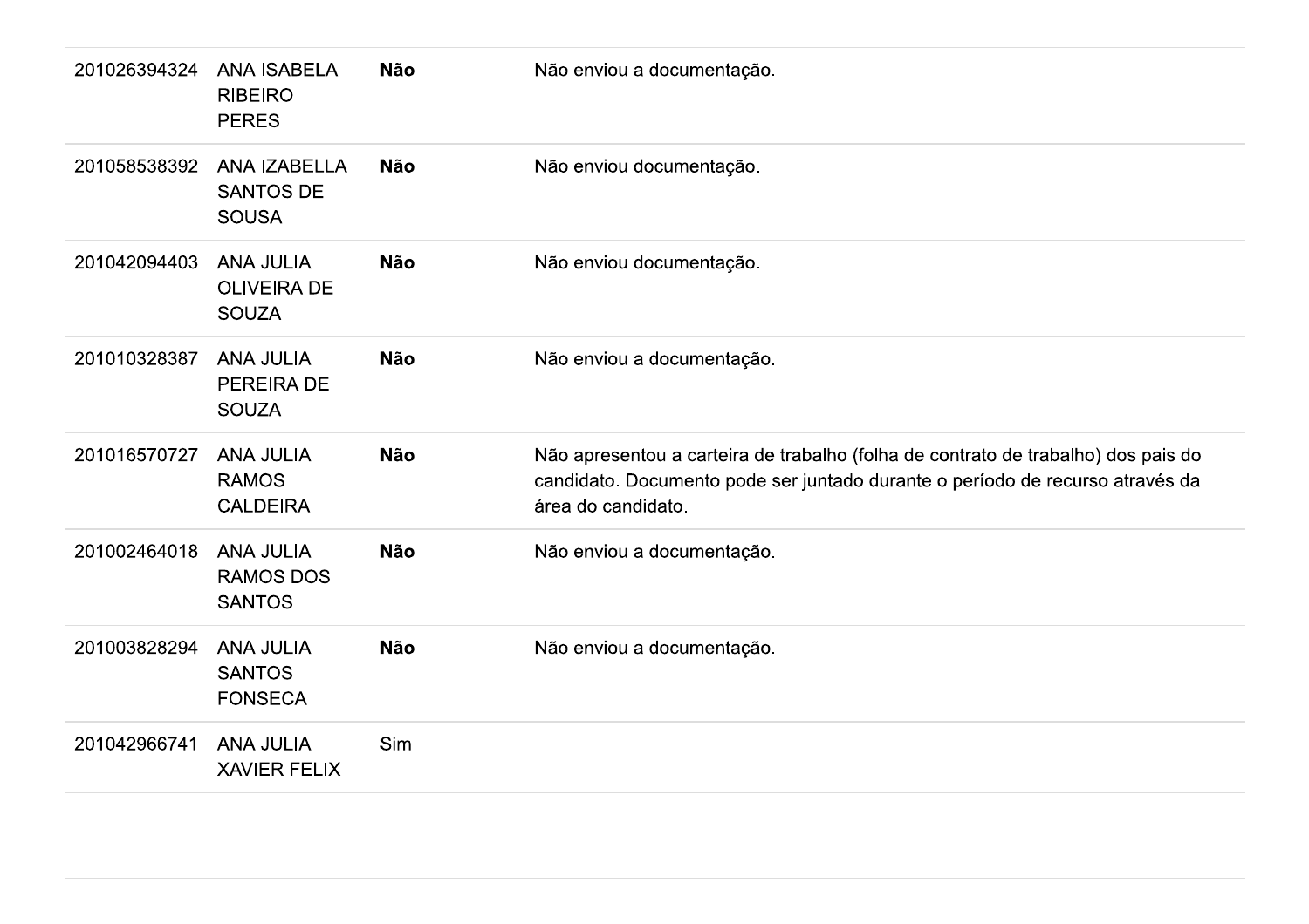| | | | |
|---|---|---|---|
| 201026394324 | ANA ISABELA RIBEIRO PERES | **Não** | Não enviou a documentação. |
| 201058538392 | ANA IZABELLA SANTOS DE SOUSA | **Não** | Não enviou documentação. |
| 201042094403 | ANA JULIA OLIVEIRA DE SOUZA | **Não** | Não enviou documentação. |
| 201010328387 | ANA JULIA PEREIRA DE SOUZA | **Não** | Não enviou a documentação. |
| 201016570727 | ANA JULIA RAMOS CALDEIRA | **Não** | Não apresentou a carteira de trabalho (folha de contrato de trabalho) dos pais do candidato. Documento pode ser juntado durante o período de recurso através da área do candidato. |
| 201002464018 | ANA JULIA RAMOS DOS SANTOS | **Não** | Não enviou a documentação. |
| 201003828294 | ANA JULIA SANTOS FONSECA | **Não** | Não enviou a documentação. |
| 201042966741 | ANA JULIA XAVIER FELIX | Sim | |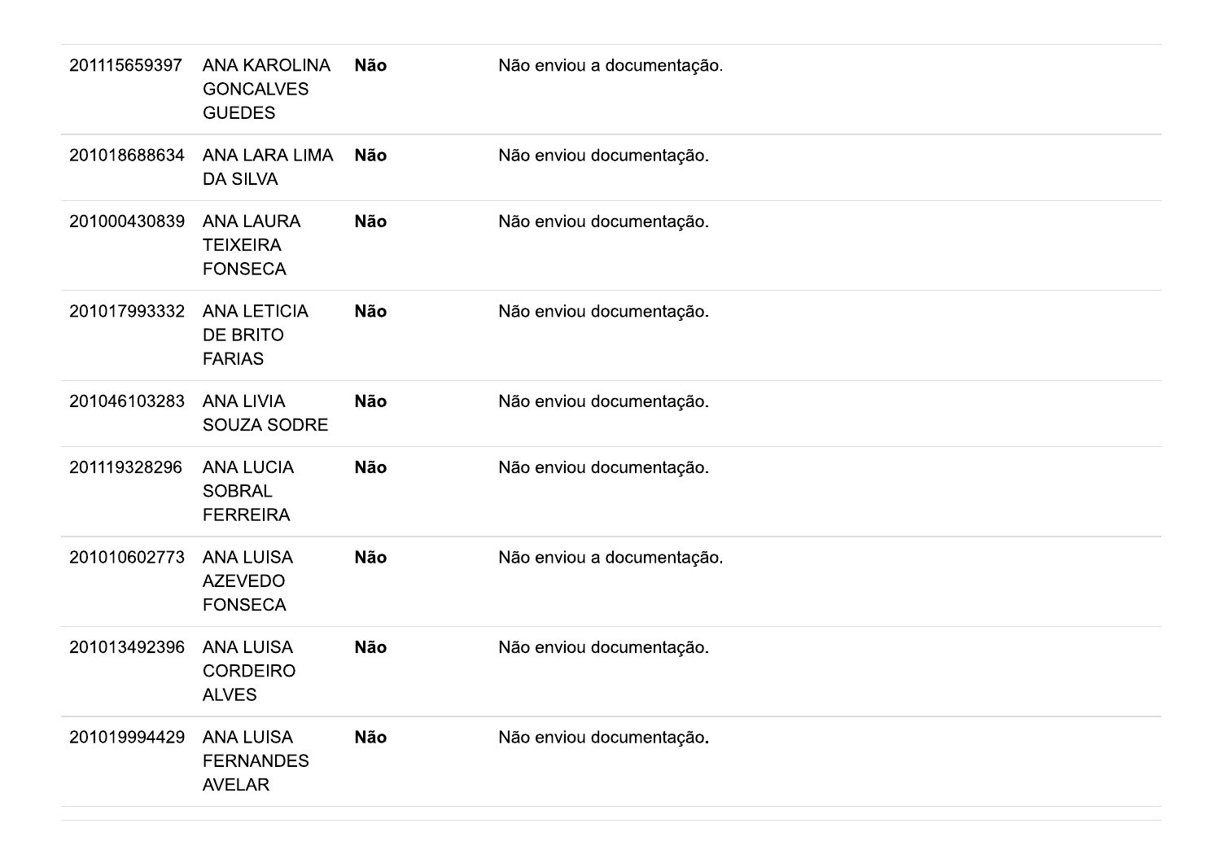| | | | |
|---|---|---|---|
| 201115659397 | ANA KAROLINA GONCALVES GUEDES | **Não** | Não enviou a documentação. |
| 201018688634 | ANA LARA LIMA DA SILVA | **Não** | Não enviou documentação. |
| 201000430839 | ANA LAURA TEIXEIRA FONSECA | **Não** | Não enviou documentação. |
| 201017993332 | ANA LETICIA DE BRITO FARIAS | **Não** | Não enviou documentação. |
| 201046103283 | ANA LIVIA SOUZA SODRE | **Não** | Não enviou documentação. |
| 201119328296 | ANA LUCIA SOBRAL FERREIRA | **Não** | Não enviou documentação. |
| 201010602773 | ANA LUISA AZEVEDO FONSECA | **Não** | Não enviou a documentação. |
| 201013492396 | ANA LUISA CORDEIRO ALVES | **Não** | Não enviou documentação. |
| 201019994429 | ANA LUISA FERNANDES AVELAR | **Não** | Não enviou documentação. |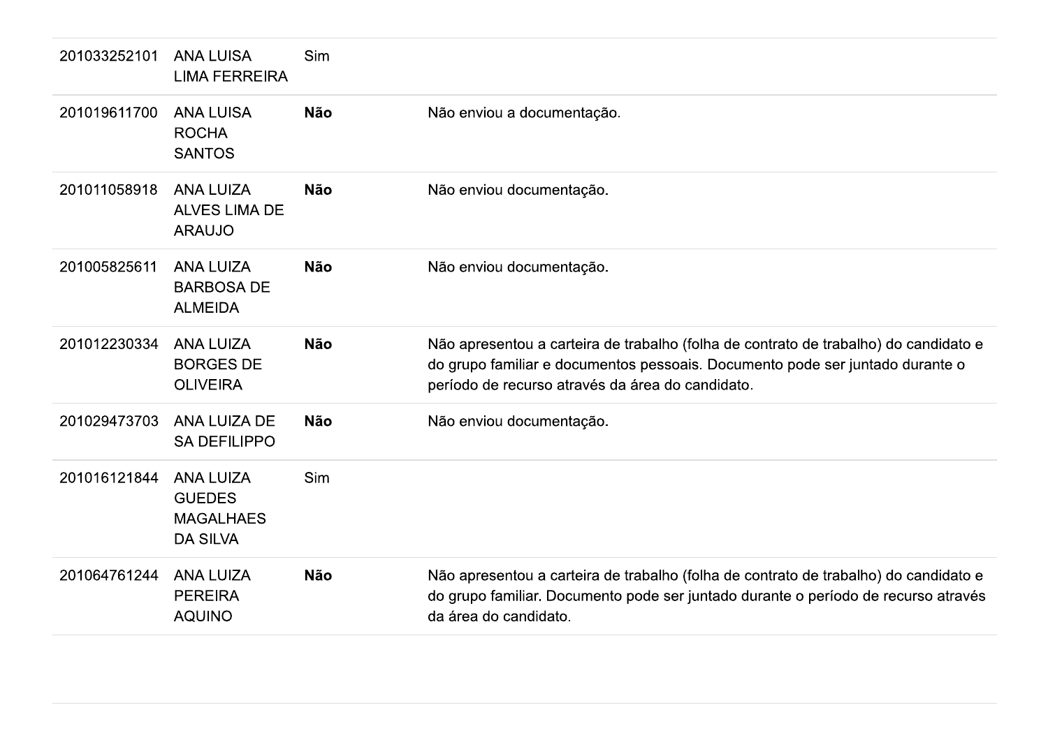| | | | |
|---|---|---|---|
| 201033252101 | ANA LUISA LIMA FERREIRA | Sim | |
| 201019611700 | ANA LUISA ROCHA SANTOS | **Não** | Não enviou a documentação. |
| 201011058918 | ANA LUIZA ALVES LIMA DE ARAUJO | **Não** | Não enviou documentação. |
| 201005825611 | ANA LUIZA BARBOSA DE ALMEIDA | **Não** | Não enviou documentação. |
| 201012230334 | ANA LUIZA BORGES DE OLIVEIRA | **Não** | Não apresentou a carteira de trabalho (folha de contrato de trabalho) do candidato e do grupo familiar e documentos pessoais. Documento pode ser juntado durante o período de recurso através da área do candidato. |
| 201029473703 | ANA LUIZA DE SA DEFILIPPO | **Não** | Não enviou documentação. |
| 201016121844 | ANA LUIZA GUEDES MAGALHAES DA SILVA | Sim | |
| 201064761244 | ANA LUIZA PEREIRA AQUINO | **Não** | Não apresentou a carteira de trabalho (folha de contrato de trabalho) do candidato e do grupo familiar. Documento pode ser juntado durante o período de recurso através da área do candidato. |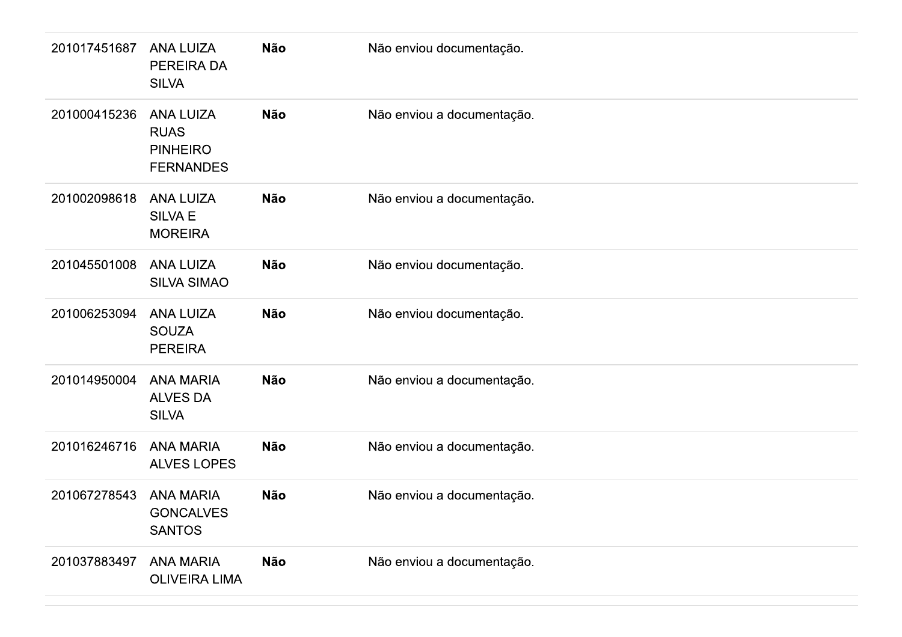| | | | |
|---|---|---|---|
| 201017451687 | ANA LUIZA PEREIRA DA SILVA | **Não** | Não enviou documentação. |
| 201000415236 | ANA LUIZA RUAS PINHEIRO FERNANDES | **Não** | Não enviou a documentação. |
| 201002098618 | ANA LUIZA SILVA E MOREIRA | **Não** | Não enviou a documentação. |
| 201045501008 | ANA LUIZA SILVA SIMAO | **Não** | Não enviou documentação. |
| 201006253094 | ANA LUIZA SOUZA PEREIRA | **Não** | Não enviou documentação. |
| 201014950004 | ANA MARIA ALVES DA SILVA | **Não** | Não enviou a documentação. |
| 201016246716 | ANA MARIA ALVES LOPES | **Não** | Não enviou a documentação. |
| 201067278543 | ANA MARIA GONCALVES SANTOS | **Não** | Não enviou a documentação. |
| 201037883497 | ANA MARIA OLIVEIRA LIMA | **Não** | Não enviou a documentação. |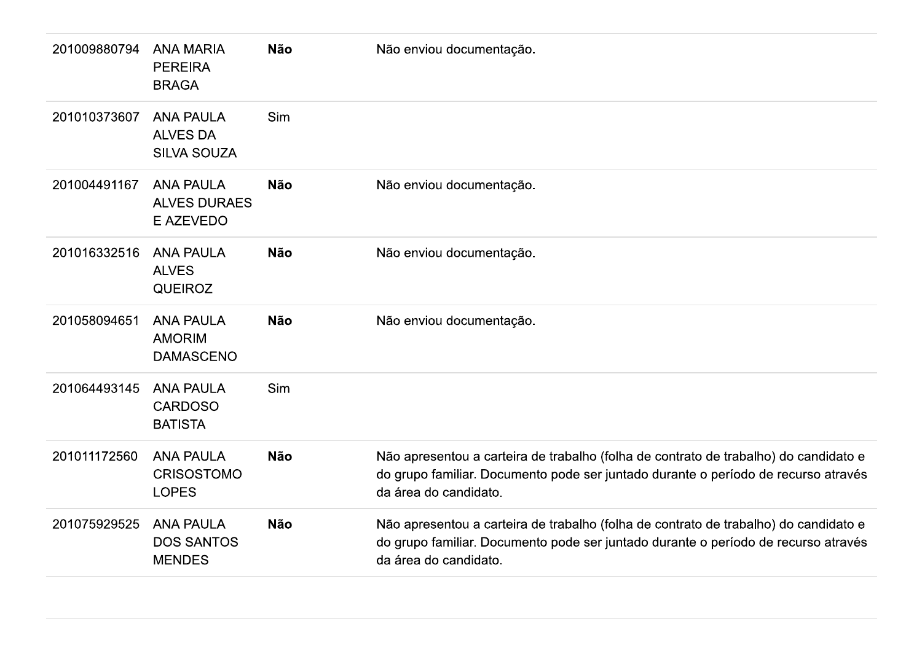| | | | |
|---|---|---|---|
| 201009880794 | ANA MARIA PEREIRA BRAGA | **Não** | Não enviou documentação. |
| 201010373607 | ANA PAULA ALVES DA SILVA SOUZA | Sim | |
| 201004491167 | ANA PAULA ALVES DURAES E AZEVEDO | **Não** | Não enviou documentação. |
| 201016332516 | ANA PAULA ALVES QUEIROZ | **Não** | Não enviou documentação. |
| 201058094651 | ANA PAULA AMORIM DAMASCENO | **Não** | Não enviou documentação. |
| 201064493145 | ANA PAULA CARDOSO BATISTA | Sim | |
| 201011172560 | ANA PAULA CRISOSTOMO LOPES | **Não** | Não apresentou a carteira de trabalho (folha de contrato de trabalho) do candidato e do grupo familiar. Documento pode ser juntado durante o período de recurso através da área do candidato. |
| 201075929525 | ANA PAULA DOS SANTOS MENDES | **Não** | Não apresentou a carteira de trabalho (folha de contrato de trabalho) do candidato e do grupo familiar. Documento pode ser juntado durante o período de recurso através da área do candidato. |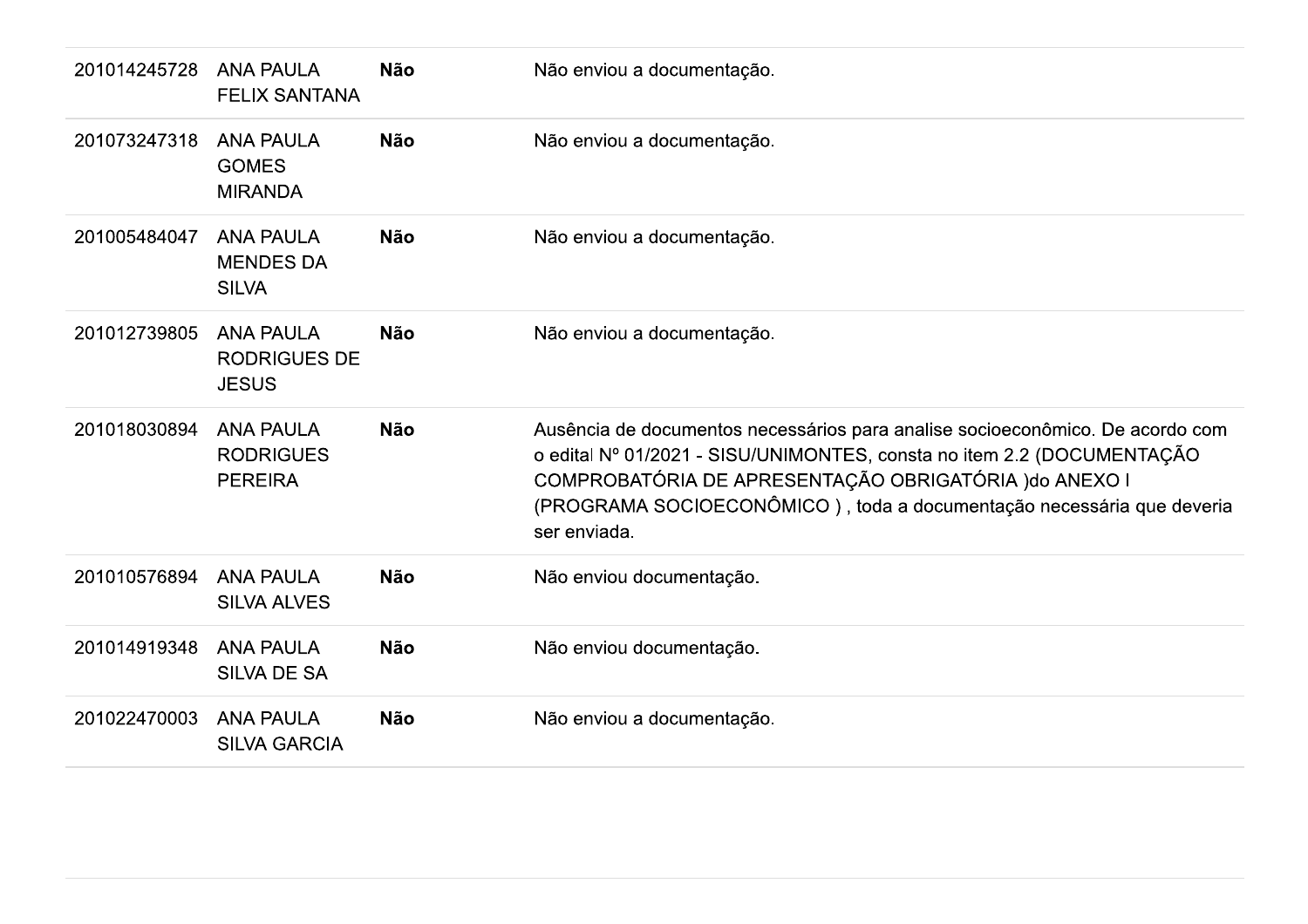| | | | |
|---|---|---|---|
| 201014245728 | ANA PAULA FELIX SANTANA | **Não** | Não enviou a documentação. |
| 201073247318 | ANA PAULA GOMES MIRANDA | **Não** | Não enviou a documentação. |
| 201005484047 | ANA PAULA MENDES DA SILVA | **Não** | Não enviou a documentação. |
| 201012739805 | ANA PAULA RODRIGUES DE JESUS | **Não** | Não enviou a documentação. |
| 201018030894 | ANA PAULA RODRIGUES PEREIRA | **Não** | Ausência de documentos necessários para analise socioeconômico. De acordo com o edital Nº 01/2021 - SISU/UNIMONTES, consta no item 2.2 (DOCUMENTAÇÃO COMPROBATÓRIA DE APRESENTAÇÃO OBRIGATÓRIA )do ANEXO I (PROGRAMA SOCIOECONÔMICO ) , toda a documentação necessária que deveria ser enviada. |
| 201010576894 | ANA PAULA SILVA ALVES | **Não** | Não enviou documentação. |
| 201014919348 | ANA PAULA SILVA DE SA | **Não** | Não enviou documentação. |
| 201022470003 | ANA PAULA SILVA GARCIA | **Não** | Não enviou a documentação. |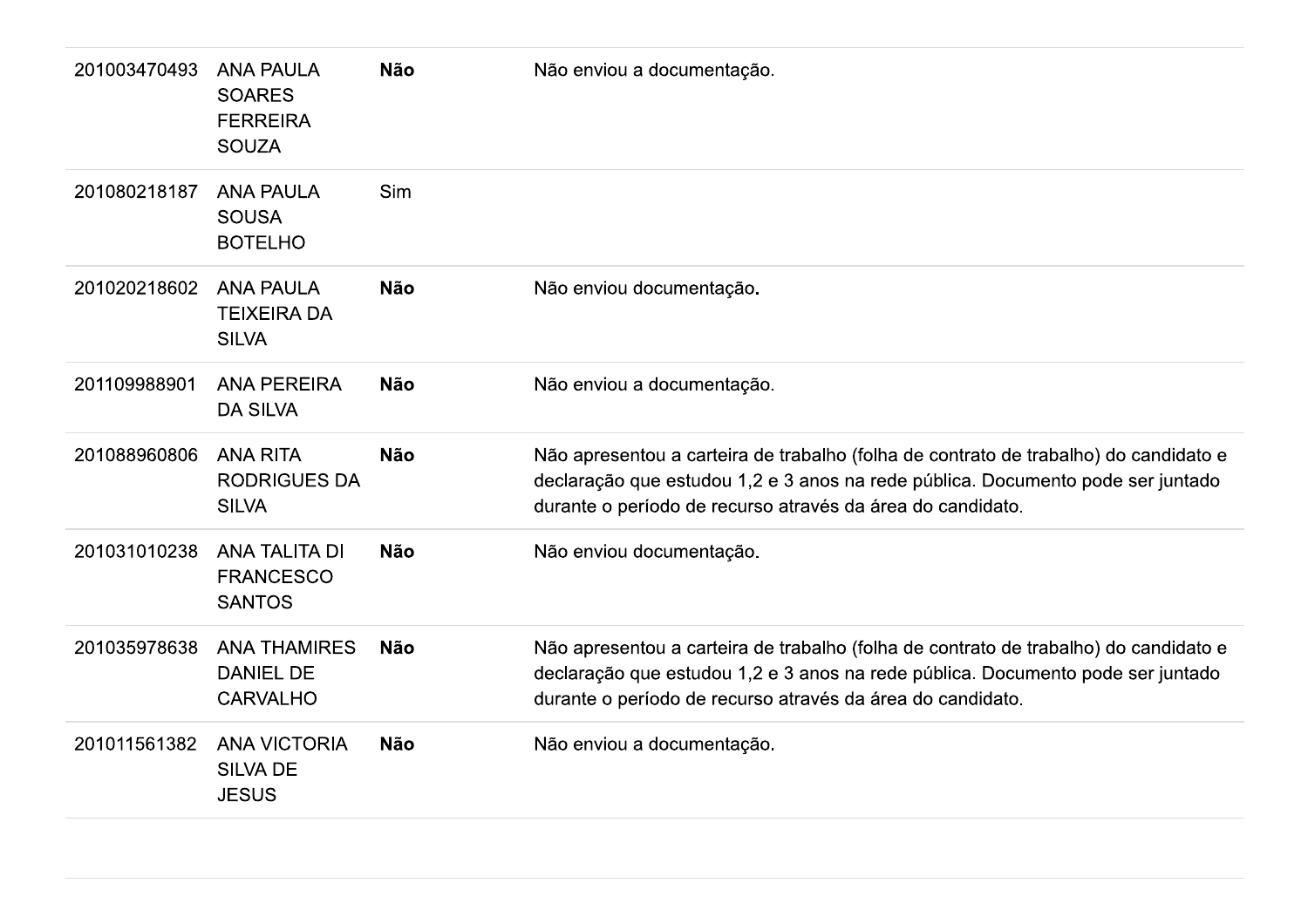| | | | |
|---|---|---|---|
| 201003470493 | ANA PAULA SOARES FERREIRA SOUZA | **Não** | Não enviou a documentação. |
| 201080218187 | ANA PAULA SOUSA BOTELHO | Sim | |
| 201020218602 | ANA PAULA TEIXEIRA DA SILVA | **Não** | Não enviou documentação. |
| 201109988901 | ANA PEREIRA DA SILVA | **Não** | Não enviou a documentação. |
| 201088960806 | ANA RITA RODRIGUES DA SILVA | **Não** | Não apresentou a carteira de trabalho (folha de contrato de trabalho) do candidato e declaração que estudou 1,2 e 3 anos na rede pública. Documento pode ser juntado durante o período de recurso através da área do candidato. |
| 201031010238 | ANA TALITA DI FRANCESCO SANTOS | **Não** | Não enviou documentação. |
| 201035978638 | ANA THAMIRES DANIEL DE CARVALHO | **Não** | Não apresentou a carteira de trabalho (folha de contrato de trabalho) do candidato e declaração que estudou 1,2 e 3 anos na rede pública. Documento pode ser juntado durante o período de recurso através da área do candidato. |
| 201011561382 | ANA VICTORIA SILVA DE JESUS | **Não** | Não enviou a documentação. |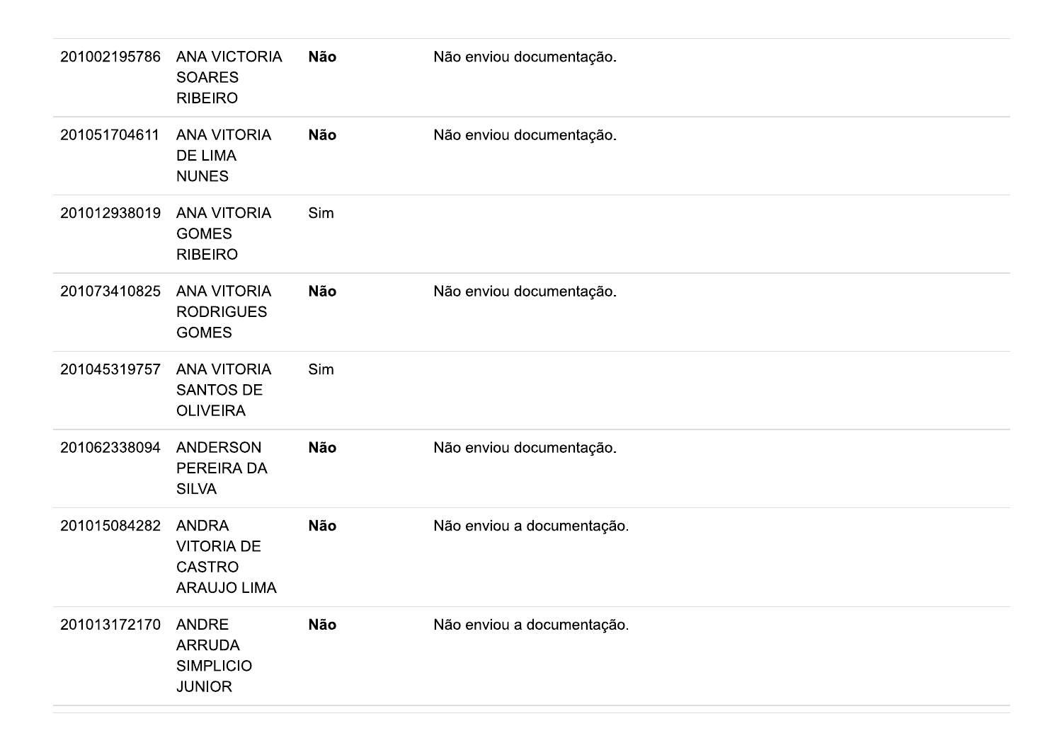| | | | |
|---|---|---|---|
| 201002195786 | ANA VICTORIA SOARES RIBEIRO | **Não** | Não enviou documentação. |
| 201051704611 | ANA VITORIA DE LIMA NUNES | **Não** | Não enviou documentação. |
| 201012938019 | ANA VITORIA GOMES RIBEIRO | Sim | |
| 201073410825 | ANA VITORIA RODRIGUES GOMES | **Não** | Não enviou documentação. |
| 201045319757 | ANA VITORIA SANTOS DE OLIVEIRA | Sim | |
| 201062338094 | ANDERSON PEREIRA DA SILVA | **Não** | Não enviou documentação. |
| 201015084282 | ANDRA VITORIA DE CASTRO ARAUJO LIMA | **Não** | Não enviou a documentação. |
| 201013172170 | ANDRE ARRUDA SIMPLICIO JUNIOR | **Não** | Não enviou a documentação. |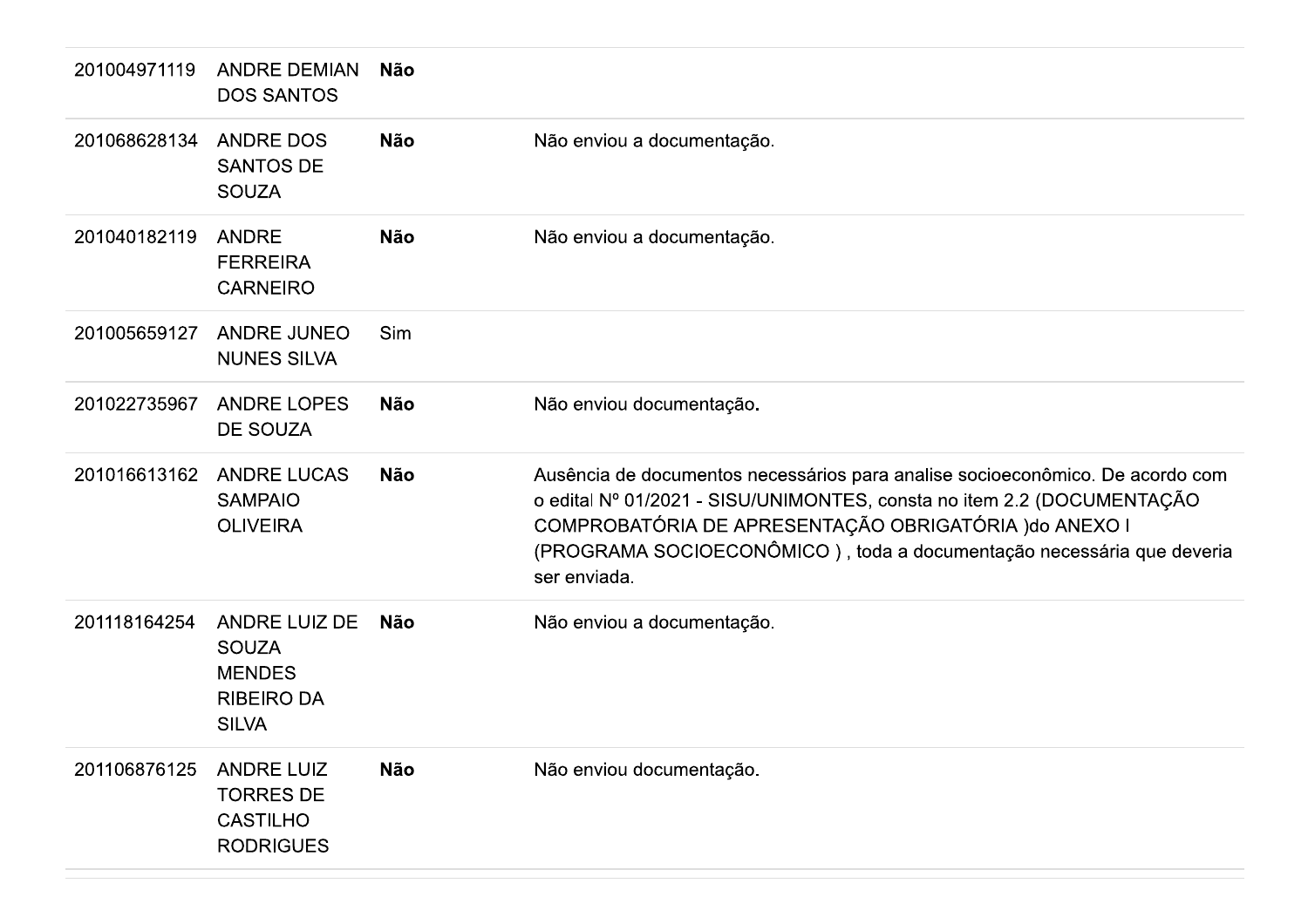| | | | |
|---|---|---|---|
| 201004971119 | ANDRE DEMIAN DOS SANTOS | **Não** | |
| 201068628134 | ANDRE DOS SANTOS DE SOUZA | **Não** | Não enviou a documentação. |
| 201040182119 | ANDRE FERREIRA CARNEIRO | **Não** | Não enviou a documentação. |
| 201005659127 | ANDRE JUNEO NUNES SILVA | Sim | |
| 201022735967 | ANDRE LOPES DE SOUZA | **Não** | Não enviou documentação**.** |
| 201016613162 | ANDRE LUCAS SAMPAIO OLIVEIRA | **Não** | Ausência de documentos necessários para analise socioeconômico. De acordo com o edital Nº 01/2021 - SISU/UNIMONTES, consta no item 2.2 (DOCUMENTAÇÃO COMPROBATÓRIA DE APRESENTAÇÃO OBRIGATÓRIA )do ANEXO I (PROGRAMA SOCIOECONÔMICO ) , toda a documentação necessária que deveria ser enviada. |
| 201118164254 | ANDRE LUIZ DE SOUZA MENDES RIBEIRO DA SILVA | **Não** | Não enviou a documentação. |
| 201106876125 | ANDRE LUIZ TORRES DE CASTILHO RODRIGUES | **Não** | Não enviou documentação. |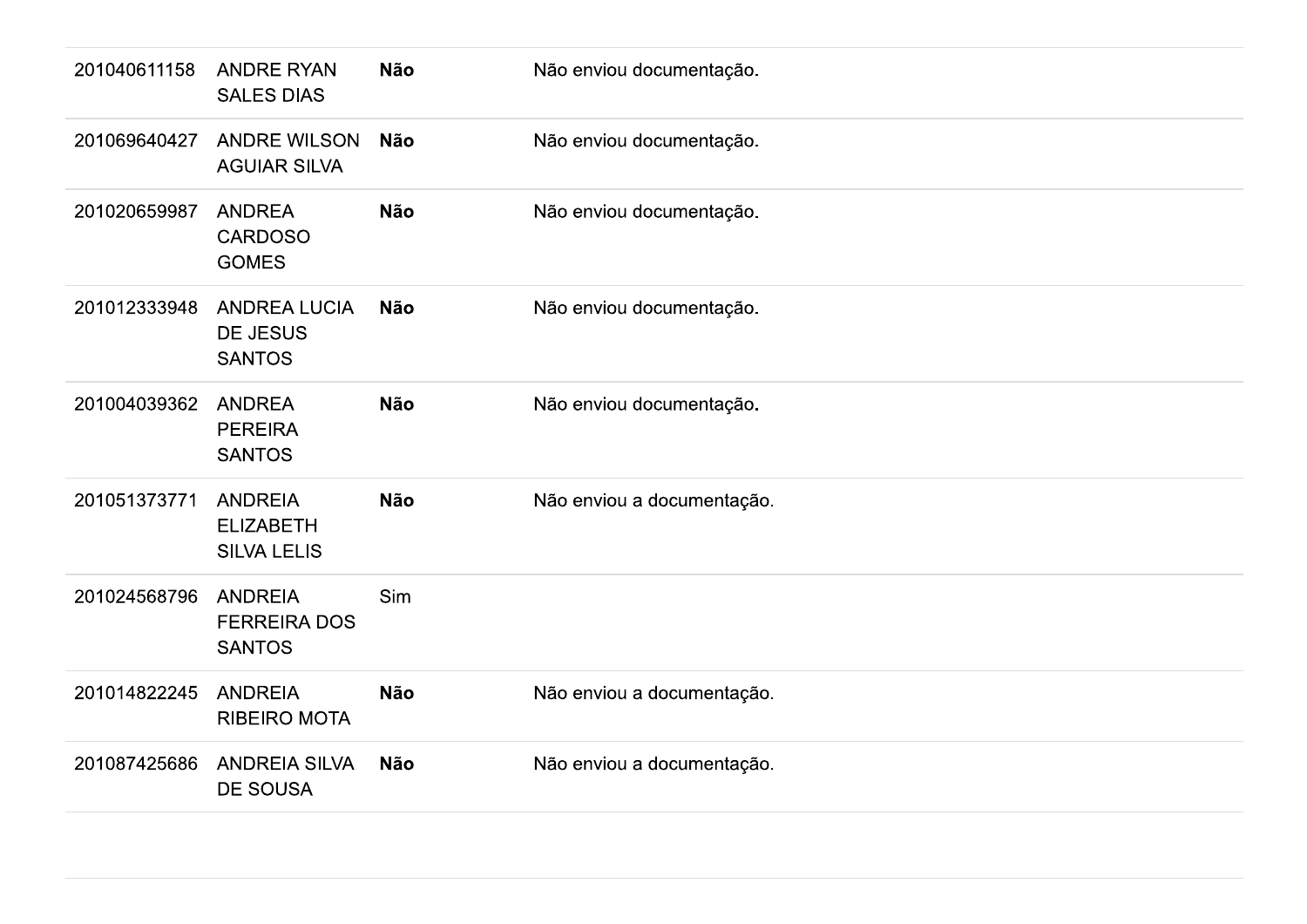| | | | |
|---|---|---|---|
| 201040611158 | ANDRE RYAN SALES DIAS | **Não** | Não enviou documentação. |
| 201069640427 | ANDRE WILSON AGUIAR SILVA | **Não** | Não enviou documentação. |
| 201020659987 | ANDREA CARDOSO GOMES | **Não** | Não enviou documentação. |
| 201012333948 | ANDREA LUCIA DE JESUS SANTOS | **Não** | Não enviou documentação. |
| 201004039362 | ANDREA PEREIRA SANTOS | **Não** | Não enviou documentação. |
| 201051373771 | ANDREIA ELIZABETH SILVA LELIS | **Não** | Não enviou a documentação. |
| 201024568796 | ANDREIA FERREIRA DOS SANTOS | Sim | |
| 201014822245 | ANDREIA RIBEIRO MOTA | **Não** | Não enviou a documentação. |
| 201087425686 | ANDREIA SILVA DE SOUSA | **Não** | Não enviou a documentação. |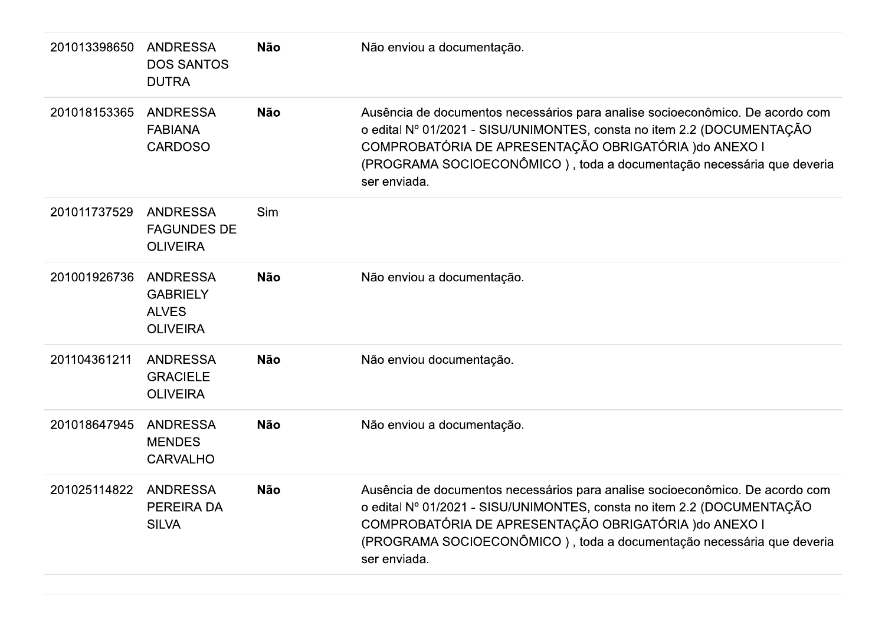| | | | |
|---|---|---|---|
| 201013398650 | ANDRESSA DOS SANTOS DUTRA | **Não** | Não enviou a documentação. |
| 201018153365 | ANDRESSA FABIANA CARDOSO | **Não** | Ausência de documentos necessários para analise socioeconômico. De acordo com o edital Nº 01/2021 - SISU/UNIMONTES, consta no item 2.2 (DOCUMENTAÇÃO COMPROBATÓRIA DE APRESENTAÇÃO OBRIGATÓRIA )do ANEXO I (PROGRAMA SOCIOECONÔMICO ) , toda a documentação necessária que deveria ser enviada. |
| 201011737529 | ANDRESSA FAGUNDES DE OLIVEIRA | Sim | |
| 201001926736 | ANDRESSA GABRIELY ALVES OLIVEIRA | **Não** | Não enviou a documentação. |
| 201104361211 | ANDRESSA GRACIELE OLIVEIRA | **Não** | Não enviou documentação. |
| 201018647945 | ANDRESSA MENDES CARVALHO | **Não** | Não enviou a documentação. |
| 201025114822 | ANDRESSA PEREIRA DA SILVA | **Não** | Ausência de documentos necessários para analise socioeconômico. De acordo com o edital Nº 01/2021 - SISU/UNIMONTES, consta no item 2.2 (DOCUMENTAÇÃO COMPROBATÓRIA DE APRESENTAÇÃO OBRIGATÓRIA )do ANEXO I (PROGRAMA SOCIOECONÔMICO ) , toda a documentação necessária que deveria ser enviada. |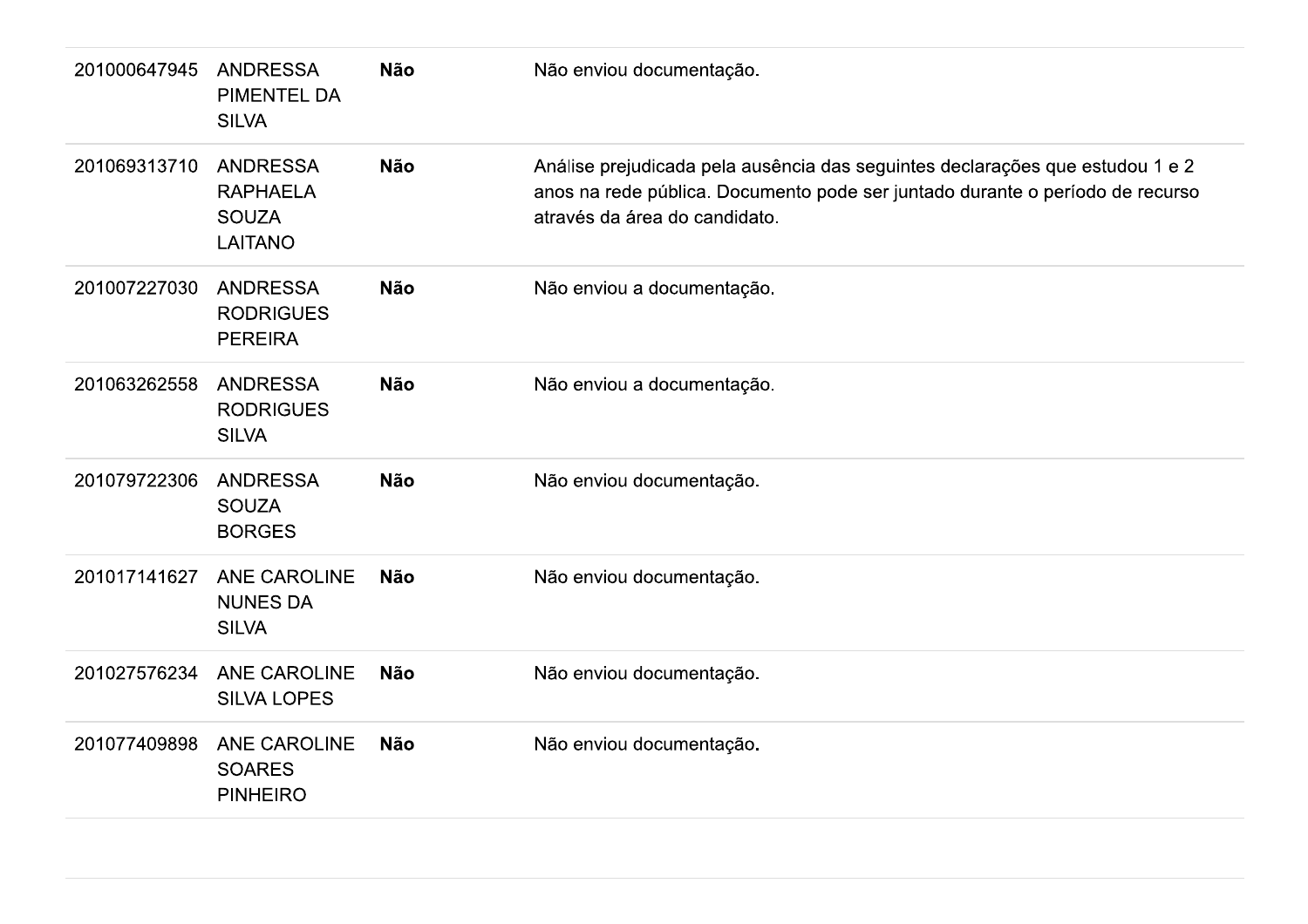| | | | |
|---|---|---|---|
| 201000647945 | ANDRESSA PIMENTEL DA SILVA | **Não** | Não enviou documentação. |
| 201069313710 | ANDRESSA RAPHAELA SOUZA LAITANO | **Não** | Análise prejudicada pela ausência das seguintes declarações que estudou 1 e 2 anos na rede pública. Documento pode ser juntado durante o período de recurso através da área do candidato. |
| 201007227030 | ANDRESSA RODRIGUES PEREIRA | **Não** | Não enviou a documentação. |
| 201063262558 | ANDRESSA RODRIGUES SILVA | **Não** | Não enviou a documentação. |
| 201079722306 | ANDRESSA SOUZA BORGES | **Não** | Não enviou documentação. |
| 201017141627 | ANE CAROLINE NUNES DA SILVA | **Não** | Não enviou documentação. |
| 201027576234 | ANE CAROLINE SILVA LOPES | **Não** | Não enviou documentação. |
| 201077409898 | ANE CAROLINE SOARES PINHEIRO | **Não** | Não enviou documentação. |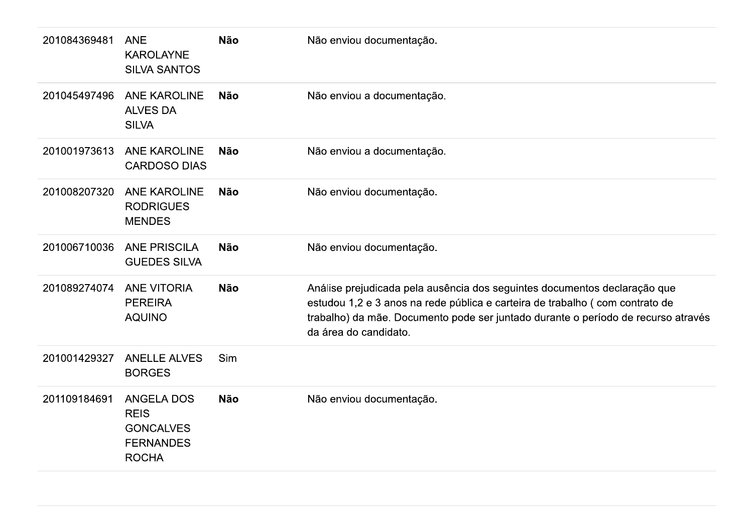| | | | |
|---|---|---|---|
| 201084369481 | ANE KAROLAYNE SILVA SANTOS | **Não** | Não enviou documentação. |
| 201045497496 | ANE KAROLINE ALVES DA SILVA | **Não** | Não enviou a documentação. |
| 201001973613 | ANE KAROLINE CARDOSO DIAS | **Não** | Não enviou a documentação. |
| 201008207320 | ANE KAROLINE RODRIGUES MENDES | **Não** | Não enviou documentação. |
| 201006710036 | ANE PRISCILA GUEDES SILVA | **Não** | Não enviou documentação. |
| 201089274074 | ANE VITORIA PEREIRA AQUINO | **Não** | Análise prejudicada pela ausência dos seguintes documentos declaração que estudou 1,2 e 3 anos na rede pública e carteira de trabalho ( com contrato de trabalho) da mãe. Documento pode ser juntado durante o período de recurso através da área do candidato. |
| 201001429327 | ANELLE ALVES BORGES | Sim | |
| 201109184691 | ANGELA DOS REIS GONCALVES FERNANDES ROCHA | **Não** | Não enviou documentação. |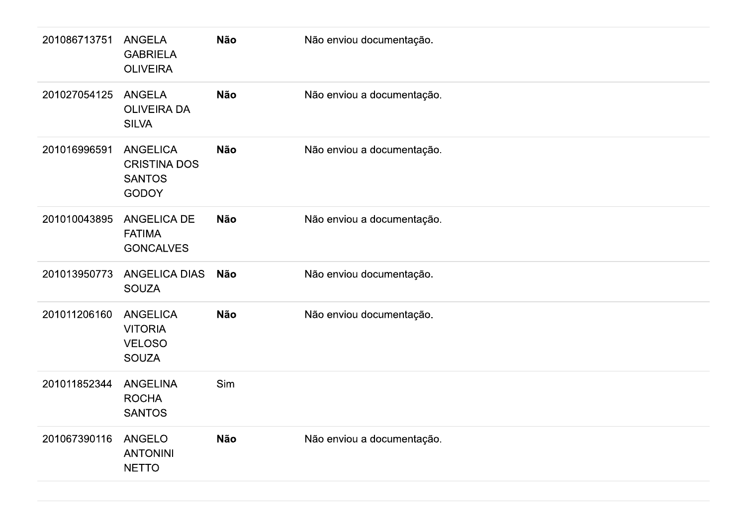| | | | |
|---|---|---|---|
| 201086713751 | ANGELA GABRIELA OLIVEIRA | **Não** | Não enviou documentação. |
| 201027054125 | ANGELA OLIVEIRA DA SILVA | **Não** | Não enviou a documentação. |
| 201016996591 | ANGELICA CRISTINA DOS SANTOS GODOY | **Não** | Não enviou a documentação. |
| 201010043895 | ANGELICA DE FATIMA GONCALVES | **Não** | Não enviou a documentação. |
| 201013950773 | ANGELICA DIAS SOUZA | **Não** | Não enviou documentação. |
| 201011206160 | ANGELICA VITORIA VELOSO SOUZA | **Não** | Não enviou documentação. |
| 201011852344 | ANGELINA ROCHA SANTOS | Sim | |
| 201067390116 | ANGELO ANTONINI NETTO | **Não** | Não enviou a documentação. |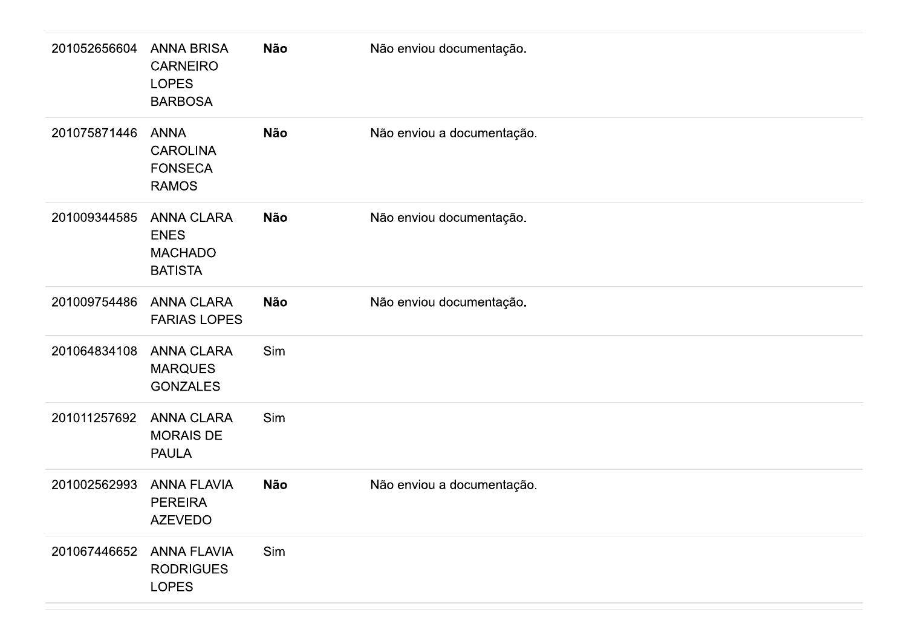| | | | |
|---|---|---|---|
| 201052656604 | ANNA BRISA CARNEIRO LOPES BARBOSA | **Não** | Não enviou documentação. |
| 201075871446 | ANNA CAROLINA FONSECA RAMOS | **Não** | Não enviou a documentação. |
| 201009344585 | ANNA CLARA ENES MACHADO BATISTA | **Não** | Não enviou documentação. |
| 201009754486 | ANNA CLARA FARIAS LOPES | **Não** | Não enviou documentação. |
| 201064834108 | ANNA CLARA MARQUES GONZALES | Sim | |
| 201011257692 | ANNA CLARA MORAIS DE PAULA | Sim | |
| 201002562993 | ANNA FLAVIA PEREIRA AZEVEDO | **Não** | Não enviou a documentação. |
| 201067446652 | ANNA FLAVIA RODRIGUES LOPES | Sim | |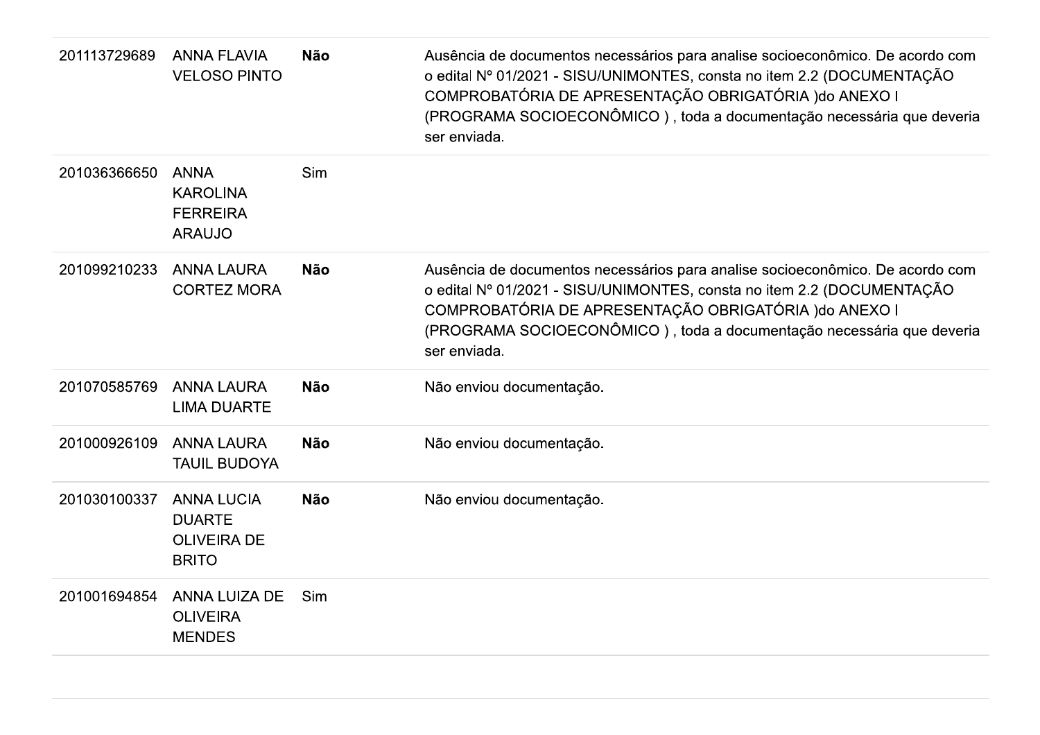| | | | |
|---|---|---|---|
| 201113729689 | ANNA FLAVIA VELOSO PINTO | **Não** | Ausência de documentos necessários para analise socioeconômico. De acordo com o edital Nº 01/2021 - SISU/UNIMONTES, consta no item 2.2 (DOCUMENTAÇÃO COMPROBATÓRIA DE APRESENTAÇÃO OBRIGATÓRIA )do ANEXO I (PROGRAMA SOCIOECONÔMICO ) , toda a documentação necessária que deveria ser enviada. |
| 201036366650 | ANNA KAROLINA FERREIRA ARAUJO | Sim | |
| 201099210233 | ANNA LAURA CORTEZ MORA | **Não** | Ausência de documentos necessários para analise socioeconômico. De acordo com o edital Nº 01/2021 - SISU/UNIMONTES, consta no item 2.2 (DOCUMENTAÇÃO COMPROBATÓRIA DE APRESENTAÇÃO OBRIGATÓRIA )do ANEXO I (PROGRAMA SOCIOECONÔMICO ) , toda a documentação necessária que deveria ser enviada. |
| 201070585769 | ANNA LAURA LIMA DUARTE | **Não** | Não enviou documentação. |
| 201000926109 | ANNA LAURA TAUIL BUDOYA | **Não** | Não enviou documentação. |
| 201030100337 | ANNA LUCIA DUARTE OLIVEIRA DE BRITO | **Não** | Não enviou documentação. |
| 201001694854 | ANNA LUIZA DE OLIVEIRA MENDES | Sim | |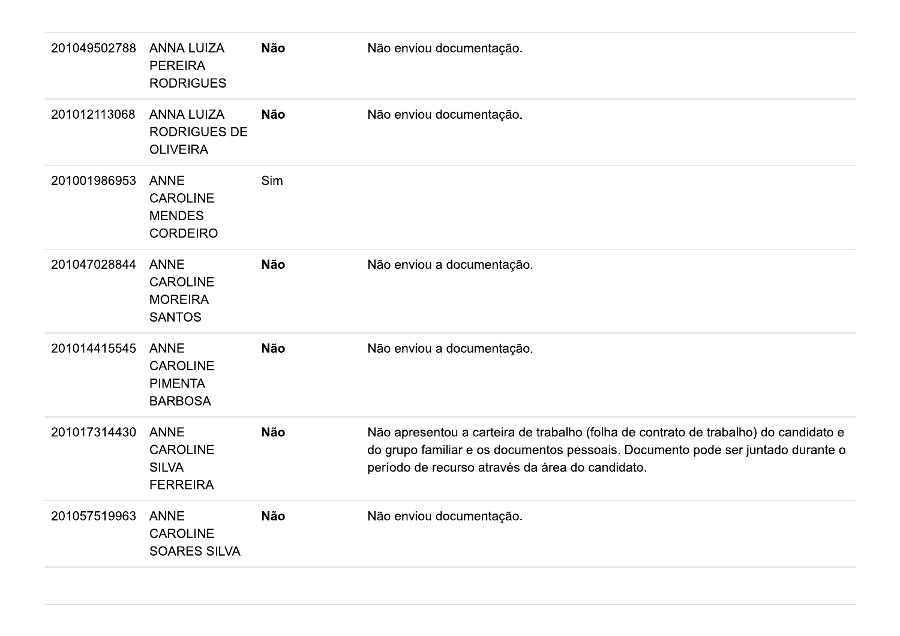| | | | |
|---|---|---|---|
| 201049502788 | ANNA LUIZA PEREIRA RODRIGUES | **Não** | Não enviou documentação. |
| 201012113068 | ANNA LUIZA RODRIGUES DE OLIVEIRA | **Não** | Não enviou documentação. |
| 201001986953 | ANNE CAROLINE MENDES CORDEIRO | Sim | |
| 201047028844 | ANNE CAROLINE MOREIRA SANTOS | **Não** | Não enviou a documentação. |
| 201014415545 | ANNE CAROLINE PIMENTA BARBOSA | **Não** | Não enviou a documentação. |
| 201017314430 | ANNE CAROLINE SILVA FERREIRA | **Não** | Não apresentou a carteira de trabalho (folha de contrato de trabalho) do candidato e do grupo familiar e os documentos pessoais. Documento pode ser juntado durante o período de recurso através da área do candidato. |
| 201057519963 | ANNE CAROLINE SOARES SILVA | **Não** | Não enviou documentação. |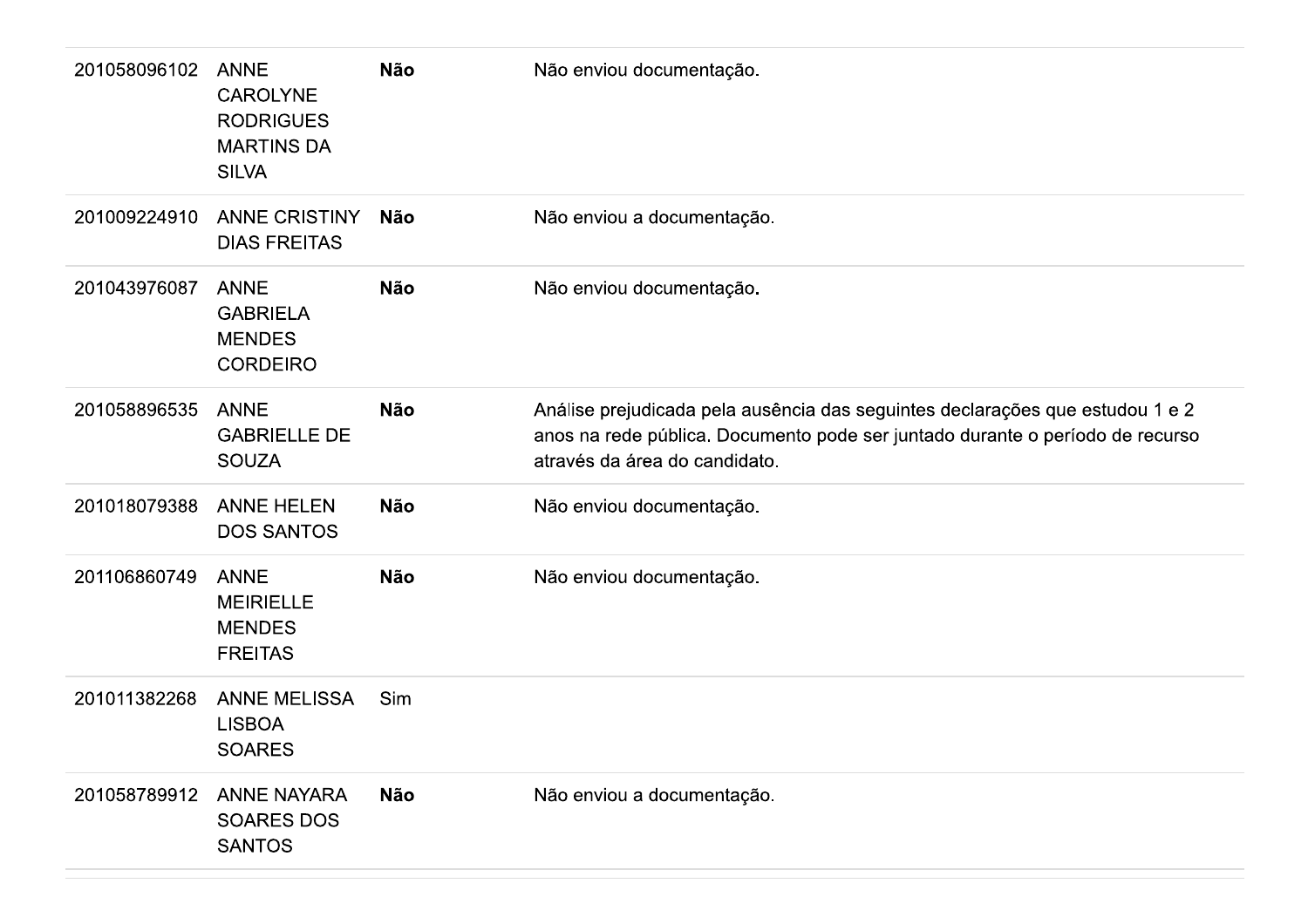| | | | |
|---|---|---|---|
| 201058096102 | ANNE CAROLYNE RODRIGUES MARTINS DA SILVA | **Não** | Não enviou documentação. |
| 201009224910 | ANNE CRISTINY DIAS FREITAS | **Não** | Não enviou a documentação. |
| 201043976087 | ANNE GABRIELA MENDES CORDEIRO | **Não** | Não enviou documentação. |
| 201058896535 | ANNE GABRIELLE DE SOUZA | **Não** | Análise prejudicada pela ausência das seguintes declarações que estudou 1 e 2 anos na rede pública. Documento pode ser juntado durante o período de recurso através da área do candidato. |
| 201018079388 | ANNE HELEN DOS SANTOS | **Não** | Não enviou documentação. |
| 201106860749 | ANNE MEIRIELLE MENDES FREITAS | **Não** | Não enviou documentação. |
| 201011382268 | ANNE MELISSA LISBOA SOARES | Sim | |
| 201058789912 | ANNE NAYARA SOARES DOS SANTOS | **Não** | Não enviou a documentação. |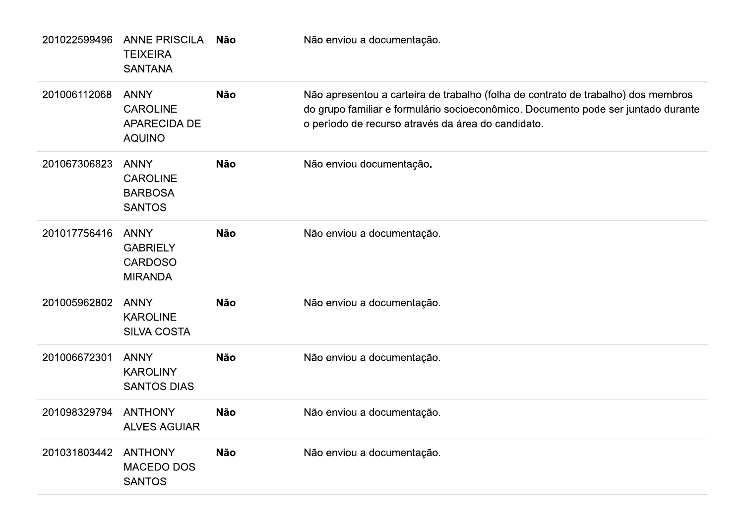| | | | |
|---|---|---|---|
| 201022599496 | ANNE PRISCILA TEIXEIRA SANTANA | **Não** | Não enviou a documentação. |
| 201006112068 | ANNY CAROLINE APARECIDA DE AQUINO | **Não** | Não apresentou a carteira de trabalho (folha de contrato de trabalho) dos membros do grupo familiar e formulário socioeconômico. Documento pode ser juntado durante o período de recurso através da área do candidato. |
| 201067306823 | ANNY CAROLINE BARBOSA SANTOS | **Não** | Não enviou documentação**.** |
| 201017756416 | ANNY GABRIELY CARDOSO MIRANDA | **Não** | Não enviou a documentação. |
| 201005962802 | ANNY KAROLINE SILVA COSTA | **Não** | Não enviou a documentação. |
| 201006672301 | ANNY KAROLINY SANTOS DIAS | **Não** | Não enviou a documentação. |
| 201098329794 | ANTHONY ALVES AGUIAR | **Não** | Não enviou a documentação. |
| 201031803442 | ANTHONY MACEDO DOS SANTOS | **Não** | Não enviou a documentação. |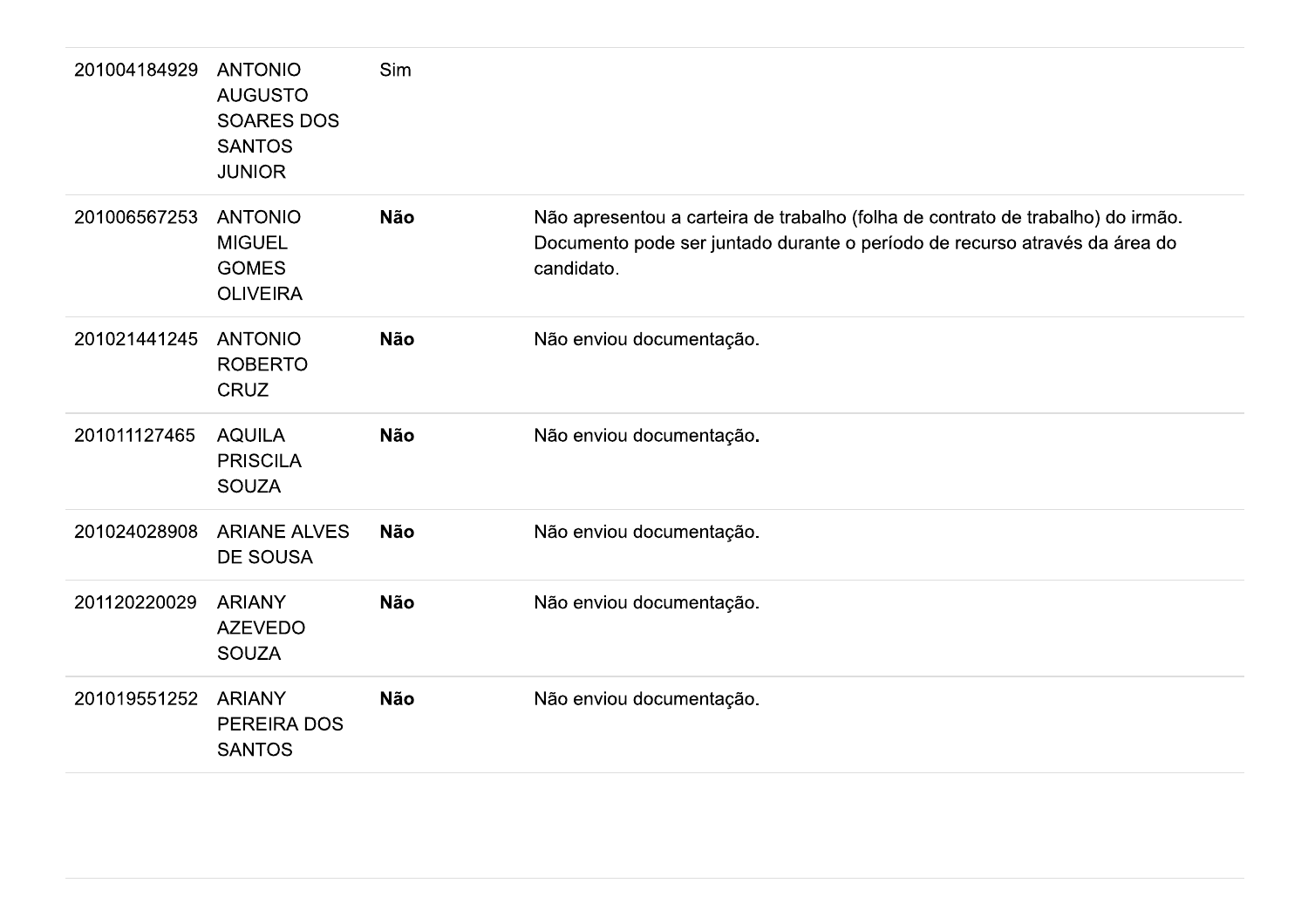| | | | |
|---|---|---|---|
| 201004184929 | ANTONIO AUGUSTO SOARES DOS SANTOS JUNIOR | Sim | |
| 201006567253 | ANTONIO MIGUEL GOMES OLIVEIRA | **Não** | Não apresentou a carteira de trabalho (folha de contrato de trabalho) do irmão. Documento pode ser juntado durante o período de recurso através da área do candidato. |
| 201021441245 | ANTONIO ROBERTO CRUZ | **Não** | Não enviou documentação. |
| 201011127465 | AQUILA PRISCILA SOUZA | **Não** | Não enviou documentação. |
| 201024028908 | ARIANE ALVES DE SOUSA | **Não** | Não enviou documentação. |
| 201120220029 | ARIANY AZEVEDO SOUZA | **Não** | Não enviou documentação. |
| 201019551252 | ARIANY PEREIRA DOS SANTOS | **Não** | Não enviou documentação. |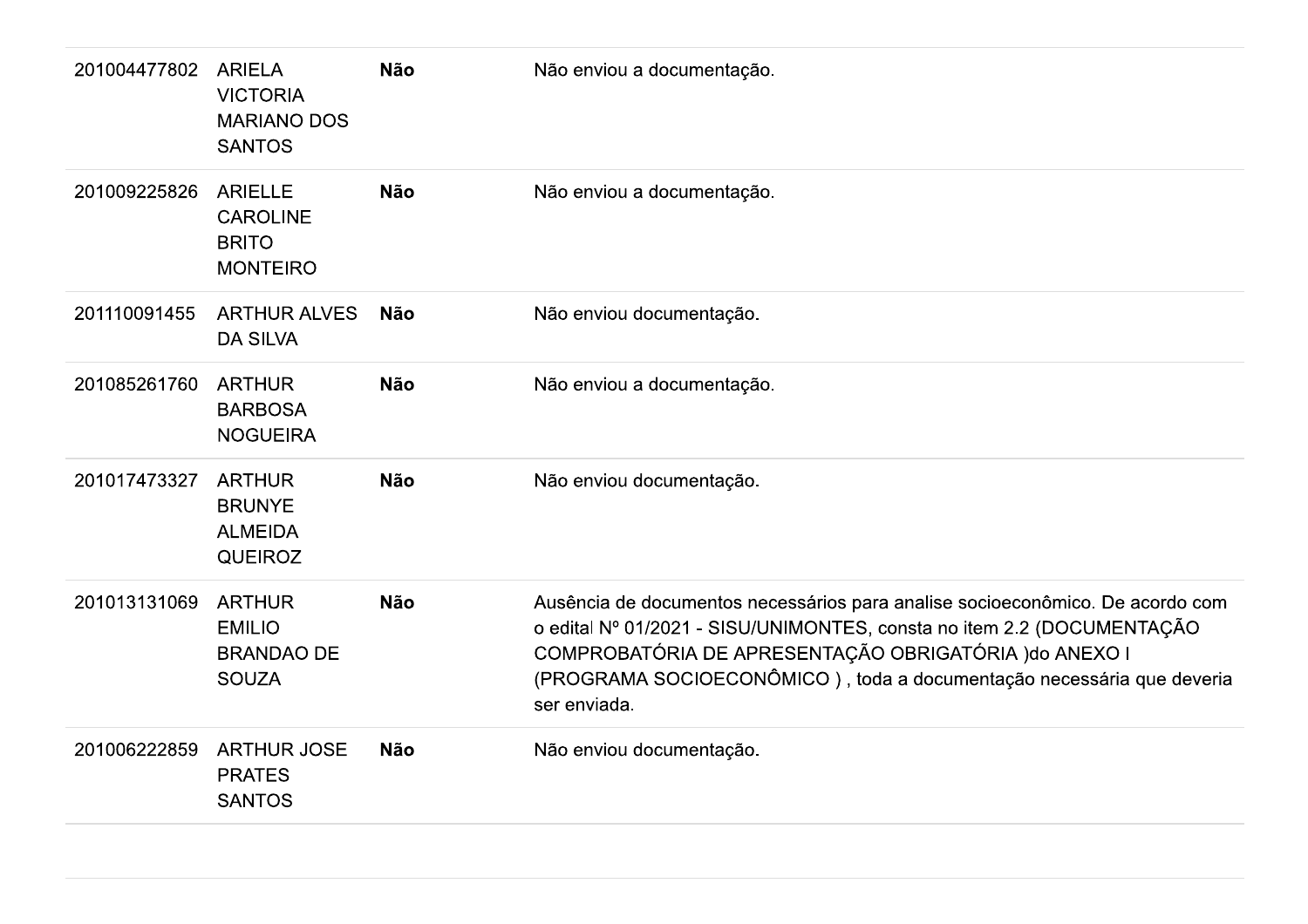| | | | |
|---|---|---|---|
| 201004477802 | ARIELA VICTORIA MARIANO DOS SANTOS | **Não** | Não enviou a documentação. |
| 201009225826 | ARIELLE CAROLINE BRITO MONTEIRO | **Não** | Não enviou a documentação. |
| 201110091455 | ARTHUR ALVES DA SILVA | **Não** | Não enviou documentação. |
| 201085261760 | ARTHUR BARBOSA NOGUEIRA | **Não** | Não enviou a documentação. |
| 201017473327 | ARTHUR BRUNYE ALMEIDA QUEIROZ | **Não** | Não enviou documentação. |
| 201013131069 | ARTHUR EMILIO BRANDAO DE SOUZA | **Não** | Ausência de documentos necessários para analise socioeconômico. De acordo com o edital Nº 01/2021 - SISU/UNIMONTES, consta no item 2.2 (DOCUMENTAÇÃO COMPROBATÓRIA DE APRESENTAÇÃO OBRIGATÓRIA )do ANEXO I (PROGRAMA SOCIOECONÔMICO ) , toda a documentação necessária que deveria ser enviada. |
| 201006222859 | ARTHUR JOSE PRATES SANTOS | **Não** | Não enviou documentação. |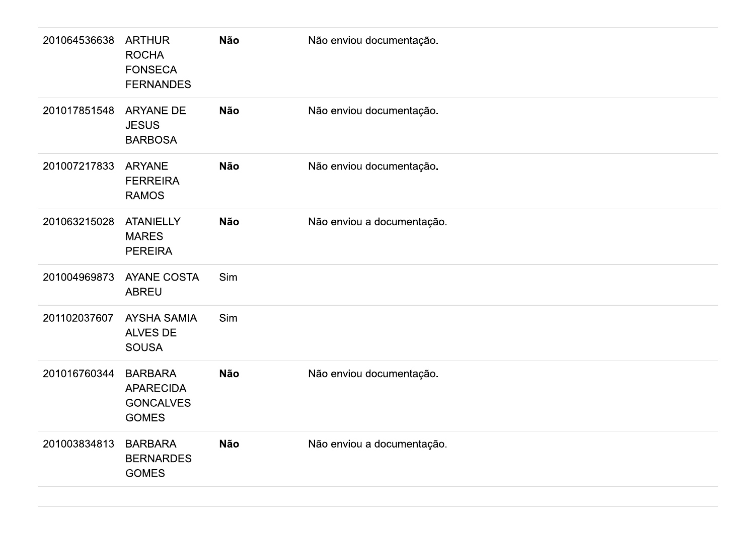| | | | |
|---|---|---|---|
| 201064536638 | ARTHUR ROCHA FONSECA FERNANDES | **Não** | Não enviou documentação. |
| 201017851548 | ARYANE DE JESUS BARBOSA | **Não** | Não enviou documentação. |
| 201007217833 | ARYANE FERREIRA RAMOS | **Não** | Não enviou documentação. |
| 201063215028 | ATANIELLY MARES PEREIRA | **Não** | Não enviou a documentação. |
| 201004969873 | AYANE COSTA ABREU | Sim | |
| 201102037607 | AYSHA SAMIA ALVES DE SOUSA | Sim | |
| 201016760344 | BARBARA APARECIDA GONCALVES GOMES | **Não** | Não enviou documentação. |
| 201003834813 | BARBARA BERNARDES GOMES | **Não** | Não enviou a documentação. |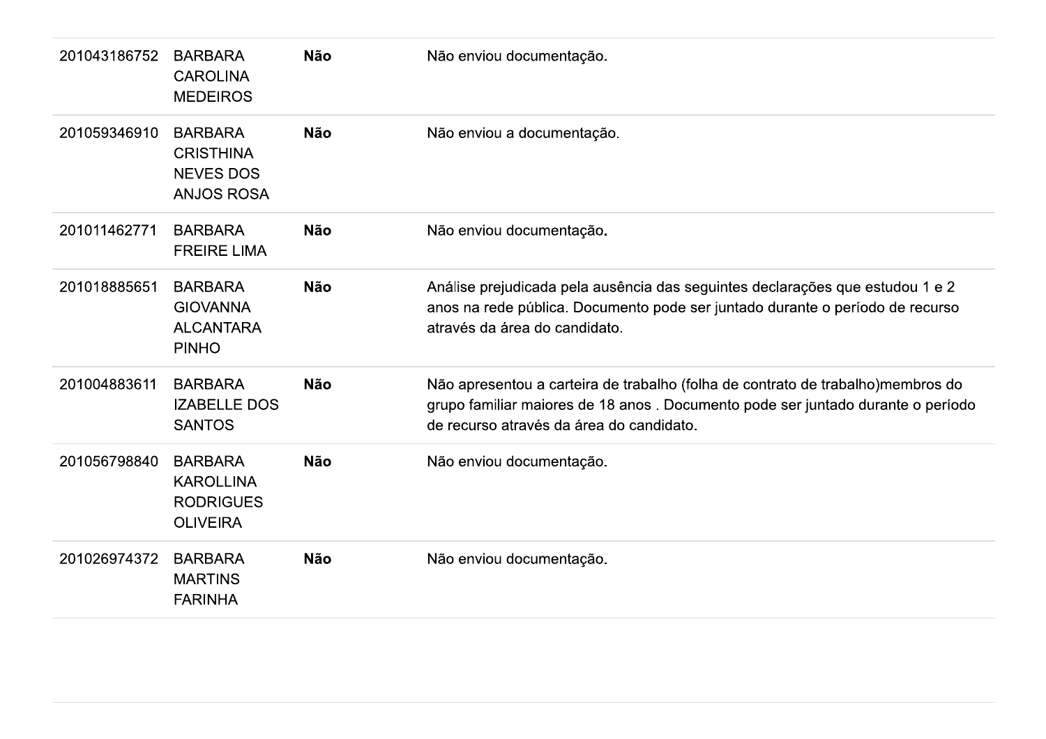| | | | |
|---|---|---|---|
| 201043186752 | BARBARA CAROLINA MEDEIROS | **Não** | Não enviou documentação. |
| 201059346910 | BARBARA CRISTHINA NEVES DOS ANJOS ROSA | **Não** | Não enviou a documentação. |
| 201011462771 | BARBARA FREIRE LIMA | **Não** | Não enviou documentação. |
| 201018885651 | BARBARA GIOVANNA ALCANTARA PINHO | **Não** | Análise prejudicada pela ausência das seguintes declarações que estudou 1 e 2 anos na rede pública. Documento pode ser juntado durante o período de recurso através da área do candidato. |
| 201004883611 | BARBARA IZABELLE DOS SANTOS | **Não** | Não apresentou a carteira de trabalho (folha de contrato de trabalho)membros do grupo familiar maiores de 18 anos . Documento pode ser juntado durante o período de recurso através da área do candidato. |
| 201056798840 | BARBARA KAROLLINA RODRIGUES OLIVEIRA | **Não** | Não enviou documentação. |
| 201026974372 | BARBARA MARTINS FARINHA | **Não** | Não enviou documentação. |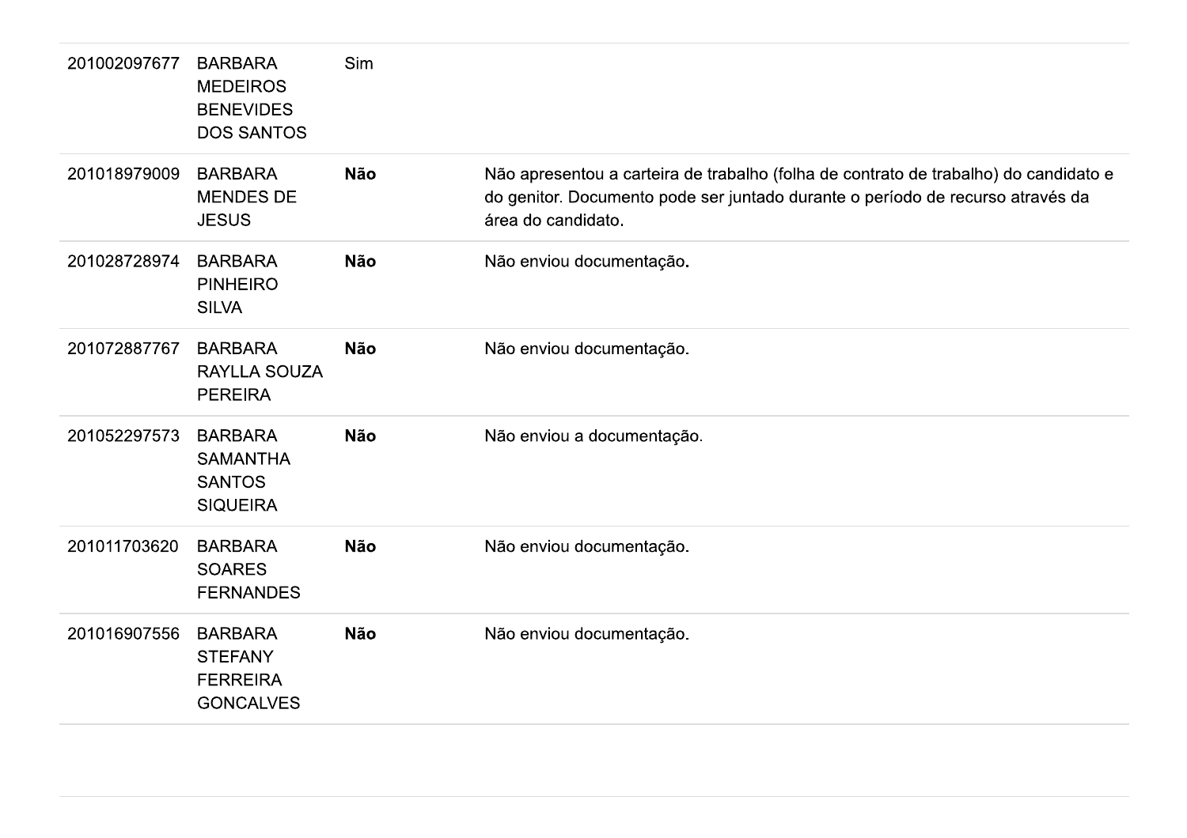| | | | |
|---|---|---|---|
| 201002097677 | BARBARA MEDEIROS BENEVIDES DOS SANTOS | Sim | |
| 201018979009 | BARBARA MENDES DE JESUS | **Não** | Não apresentou a carteira de trabalho (folha de contrato de trabalho) do candidato e do genitor. Documento pode ser juntado durante o período de recurso através da área do candidato. |
| 201028728974 | BARBARA PINHEIRO SILVA | **Não** | Não enviou documentação. |
| 201072887767 | BARBARA RAYLLA SOUZA PEREIRA | **Não** | Não enviou documentação. |
| 201052297573 | BARBARA SAMANTHA SANTOS SIQUEIRA | **Não** | Não enviou a documentação. |
| 201011703620 | BARBARA SOARES FERNANDES | **Não** | Não enviou documentação. |
| 201016907556 | BARBARA STEFANY FERREIRA GONCALVES | **Não** | Não enviou documentação. |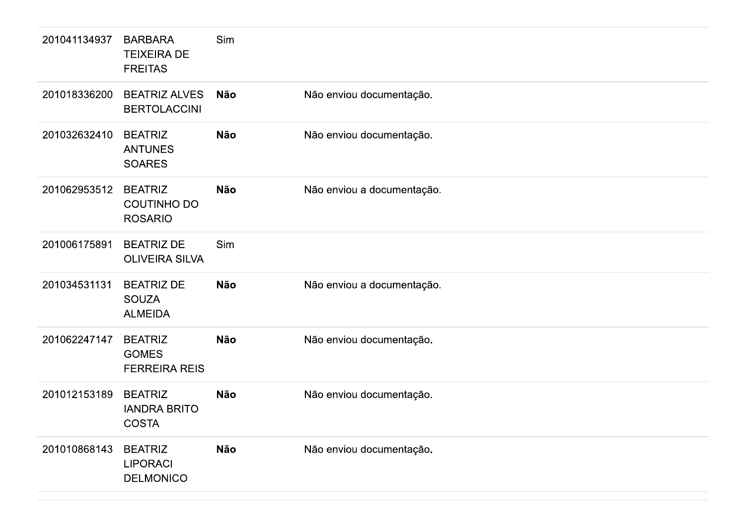| | | | |
|---|---|---|---|
| 201041134937 | BARBARA TEIXEIRA DE FREITAS | Sim | |
| 201018336200 | BEATRIZ ALVES BERTOLACCINI | **Não** | Não enviou documentação. |
| 201032632410 | BEATRIZ ANTUNES SOARES | **Não** | Não enviou documentação. |
| 201062953512 | BEATRIZ COUTINHO DO ROSARIO | **Não** | Não enviou a documentação. |
| 201006175891 | BEATRIZ DE OLIVEIRA SILVA | Sim | |
| 201034531131 | BEATRIZ DE SOUZA ALMEIDA | **Não** | Não enviou a documentação. |
| 201062247147 | BEATRIZ GOMES FERREIRA REIS | **Não** | Não enviou documentação. |
| 201012153189 | BEATRIZ IANDRA BRITO COSTA | **Não** | Não enviou documentação. |
| 201010868143 | BEATRIZ LIPORACI DELMONICO | **Não** | Não enviou documentação. |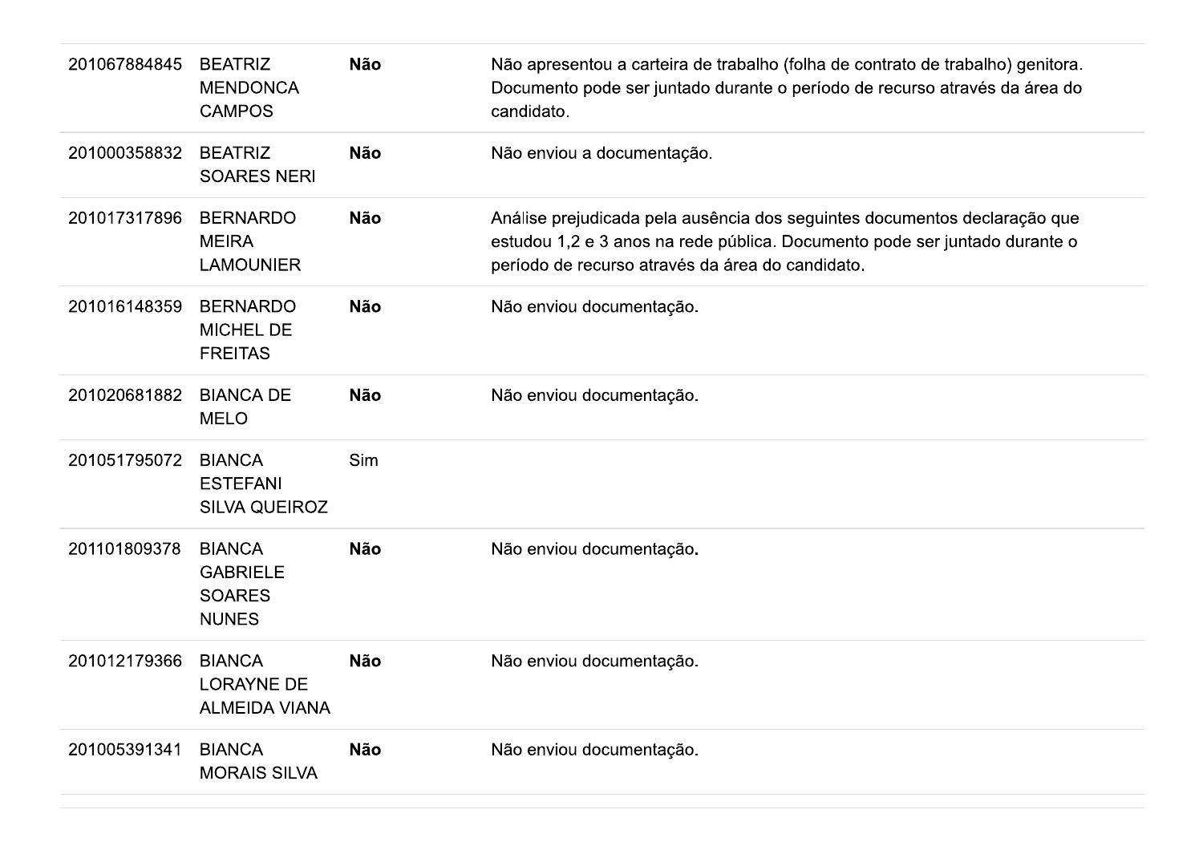| | | | |
|---|---|---|---|
| 201067884845 | BEATRIZ MENDONCA CAMPOS | **Não** | Não apresentou a carteira de trabalho (folha de contrato de trabalho) genitora. Documento pode ser juntado durante o período de recurso através da área do candidato. |
| 201000358832 | BEATRIZ SOARES NERI | **Não** | Não enviou a documentação. |
| 201017317896 | BERNARDO MEIRA LAMOUNIER | **Não** | Análise prejudicada pela ausência dos seguintes documentos declaração que estudou 1,2 e 3 anos na rede pública. Documento pode ser juntado durante o período de recurso através da área do candidato. |
| 201016148359 | BERNARDO MICHEL DE FREITAS | **Não** | Não enviou documentação. |
| 201020681882 | BIANCA DE MELO | **Não** | Não enviou documentação. |
| 201051795072 | BIANCA ESTEFANI SILVA QUEIROZ | Sim | |
| 201101809378 | BIANCA GABRIELE SOARES NUNES | **Não** | Não enviou documentação. |
| 201012179366 | BIANCA LORAYNE DE ALMEIDA VIANA | **Não** | Não enviou documentação. |
| 201005391341 | BIANCA MORAIS SILVA | **Não** | Não enviou documentação. |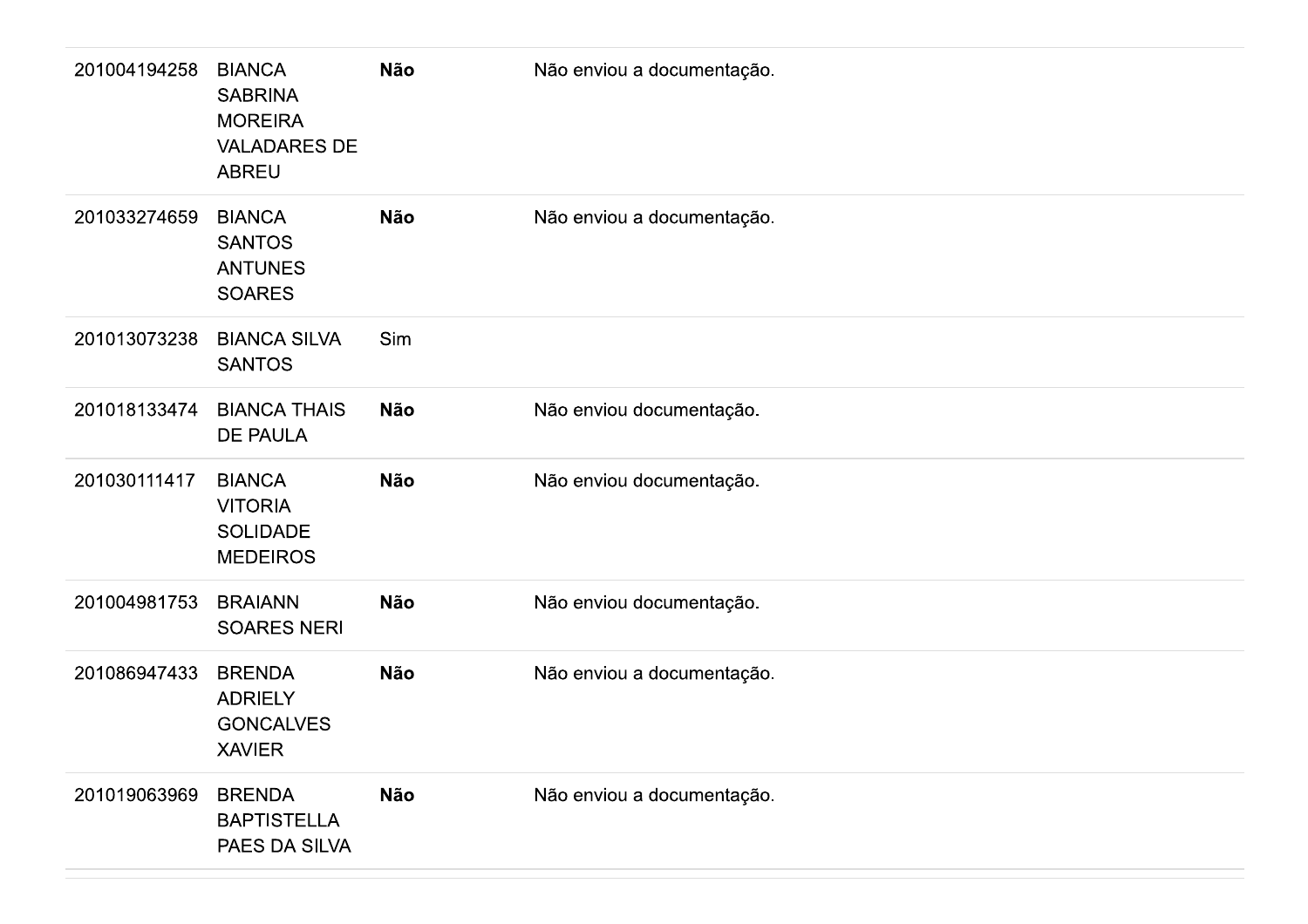| | | | |
|---|---|---|---|
| 201004194258 | BIANCA SABRINA MOREIRA VALADARES DE ABREU | **Não** | Não enviou a documentação. |
| 201033274659 | BIANCA SANTOS ANTUNES SOARES | **Não** | Não enviou a documentação. |
| 201013073238 | BIANCA SILVA SANTOS | Sim | |
| 201018133474 | BIANCA THAIS DE PAULA | **Não** | Não enviou documentação. |
| 201030111417 | BIANCA VITORIA SOLIDADE MEDEIROS | **Não** | Não enviou documentação. |
| 201004981753 | BRAIANN SOARES NERI | **Não** | Não enviou documentação. |
| 201086947433 | BRENDA ADRIELY GONCALVES XAVIER | **Não** | Não enviou a documentação. |
| 201019063969 | BRENDA BAPTISTELLA PAES DA SILVA | **Não** | Não enviou a documentação. |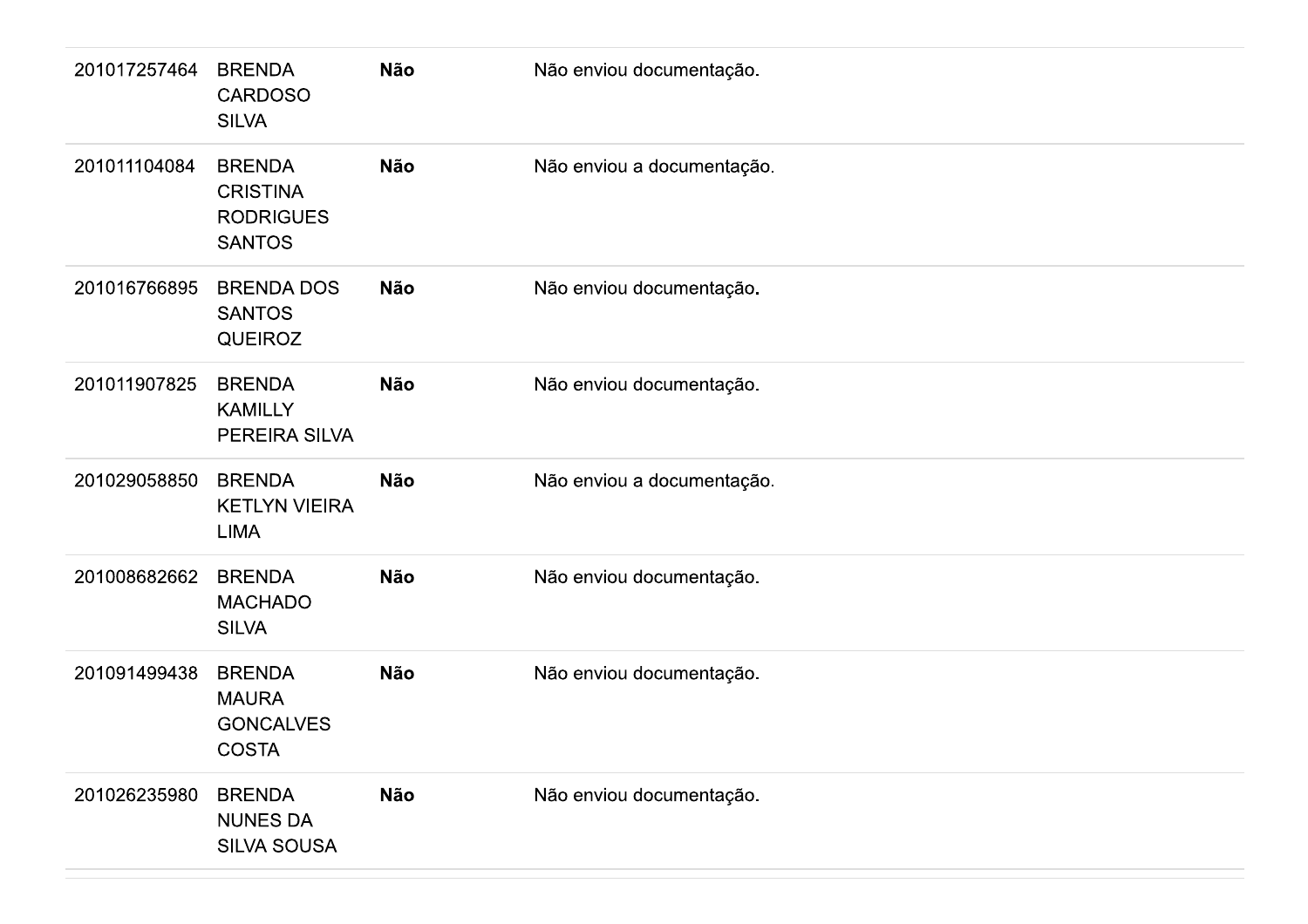| | | | |
|---|---|---|---|
| 201017257464 | BRENDA CARDOSO SILVA | **Não** | Não enviou documentação. |
| 201011104084 | BRENDA CRISTINA RODRIGUES SANTOS | **Não** | Não enviou a documentação. |
| 201016766895 | BRENDA DOS SANTOS QUEIROZ | **Não** | Não enviou documentação. |
| 201011907825 | BRENDA KAMILLY PEREIRA SILVA | **Não** | Não enviou documentação. |
| 201029058850 | BRENDA KETLYN VIEIRA LIMA | **Não** | Não enviou a documentação. |
| 201008682662 | BRENDA MACHADO SILVA | **Não** | Não enviou documentação. |
| 201091499438 | BRENDA MAURA GONCALVES COSTA | **Não** | Não enviou documentação. |
| 201026235980 | BRENDA NUNES DA SILVA SOUSA | **Não** | Não enviou documentação. |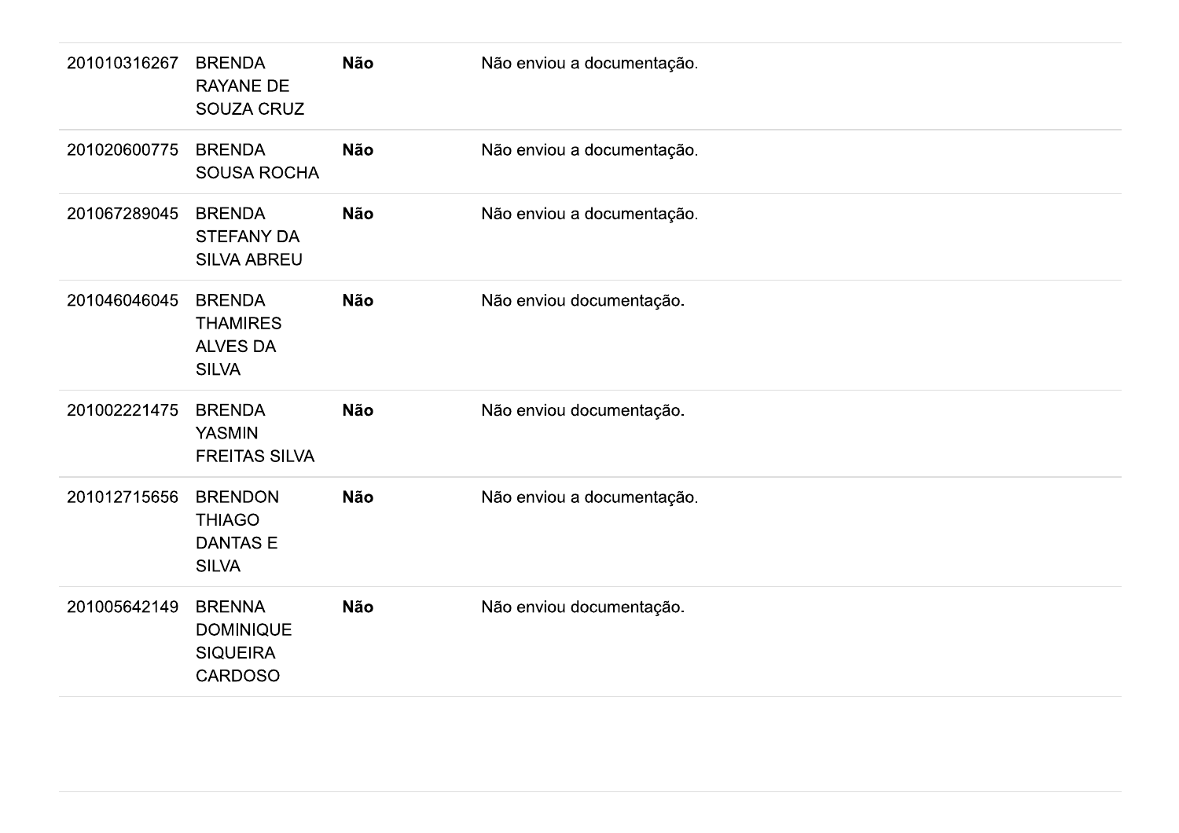| | | | |
|---|---|---|---|
| 201010316267 | BRENDA RAYANE DE SOUZA CRUZ | **Não** | Não enviou a documentação. |
| 201020600775 | BRENDA SOUSA ROCHA | **Não** | Não enviou a documentação. |
| 201067289045 | BRENDA STEFANY DA SILVA ABREU | **Não** | Não enviou a documentação. |
| 201046046045 | BRENDA THAMIRES ALVES DA SILVA | **Não** | Não enviou documentação. |
| 201002221475 | BRENDA YASMIN FREITAS SILVA | **Não** | Não enviou documentação. |
| 201012715656 | BRENDON THIAGO DANTAS E SILVA | **Não** | Não enviou a documentação. |
| 201005642149 | BRENNA DOMINIQUE SIQUEIRA CARDOSO | **Não** | Não enviou documentação. |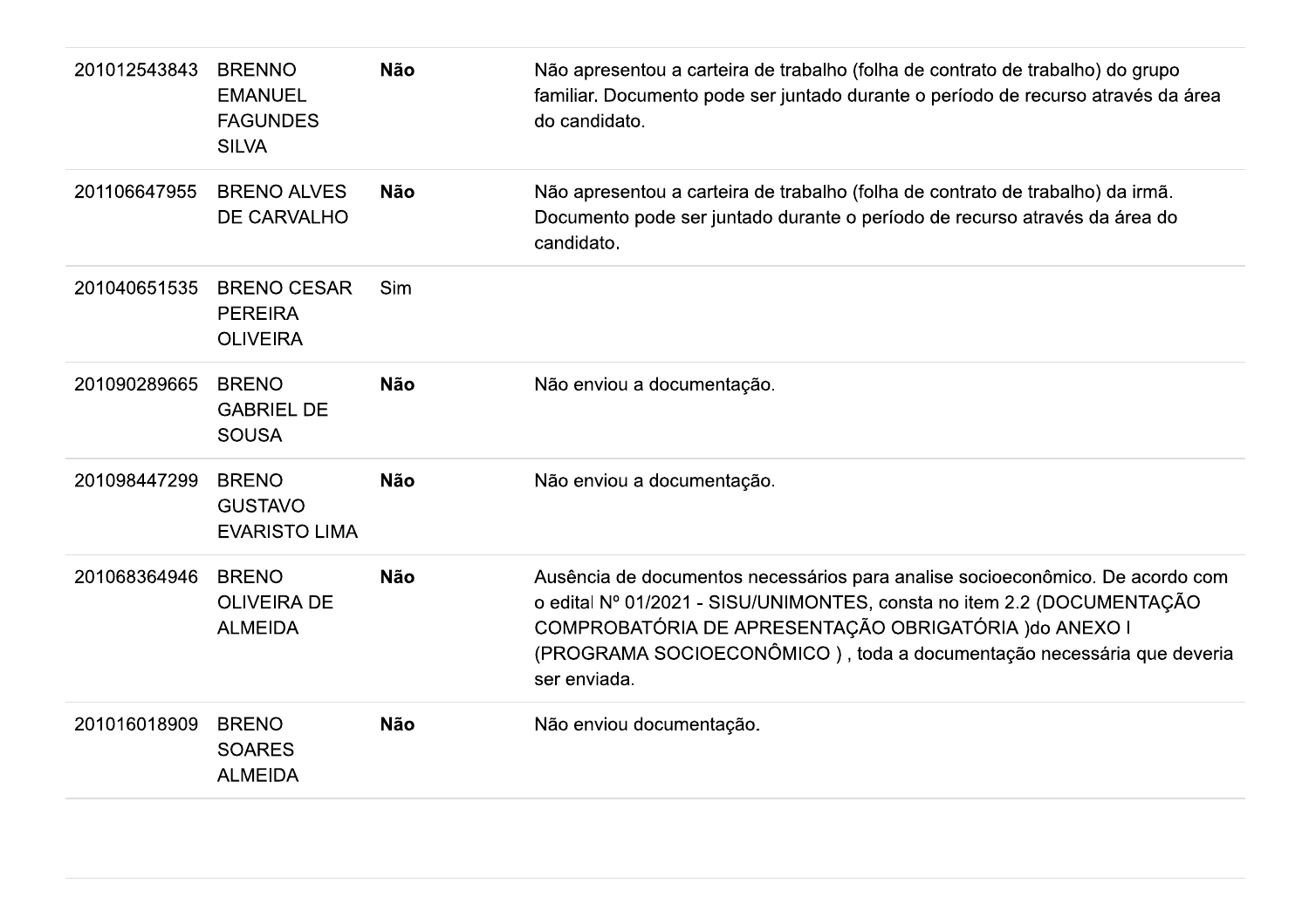| | | | |
|---|---|---|---|
| 201012543843 | BRENNO EMANUEL FAGUNDES SILVA | **Não** | Não apresentou a carteira de trabalho (folha de contrato de trabalho) do grupo familiar. Documento pode ser juntado durante o período de recurso através da área do candidato. |
| 201106647955 | BRENO ALVES DE CARVALHO | **Não** | Não apresentou a carteira de trabalho (folha de contrato de trabalho) da irmã. Documento pode ser juntado durante o período de recurso através da área do candidato. |
| 201040651535 | BRENO CESAR PEREIRA OLIVEIRA | Sim | |
| 201090289665 | BRENO GABRIEL DE SOUSA | **Não** | Não enviou a documentação. |
| 201098447299 | BRENO GUSTAVO EVARISTO LIMA | **Não** | Não enviou a documentação. |
| 201068364946 | BRENO OLIVEIRA DE ALMEIDA | **Não** | Ausência de documentos necessários para analise socioeconômico. De acordo com o edital Nº 01/2021 - SISU/UNIMONTES, consta no item 2.2 (DOCUMENTAÇÃO COMPROBATÓRIA DE APRESENTAÇÃO OBRIGATÓRIA )do ANEXO I (PROGRAMA SOCIOECONÔMICO ) , toda a documentação necessária que deveria ser enviada. |
| 201016018909 | BRENO SOARES ALMEIDA | **Não** | Não enviou documentação. |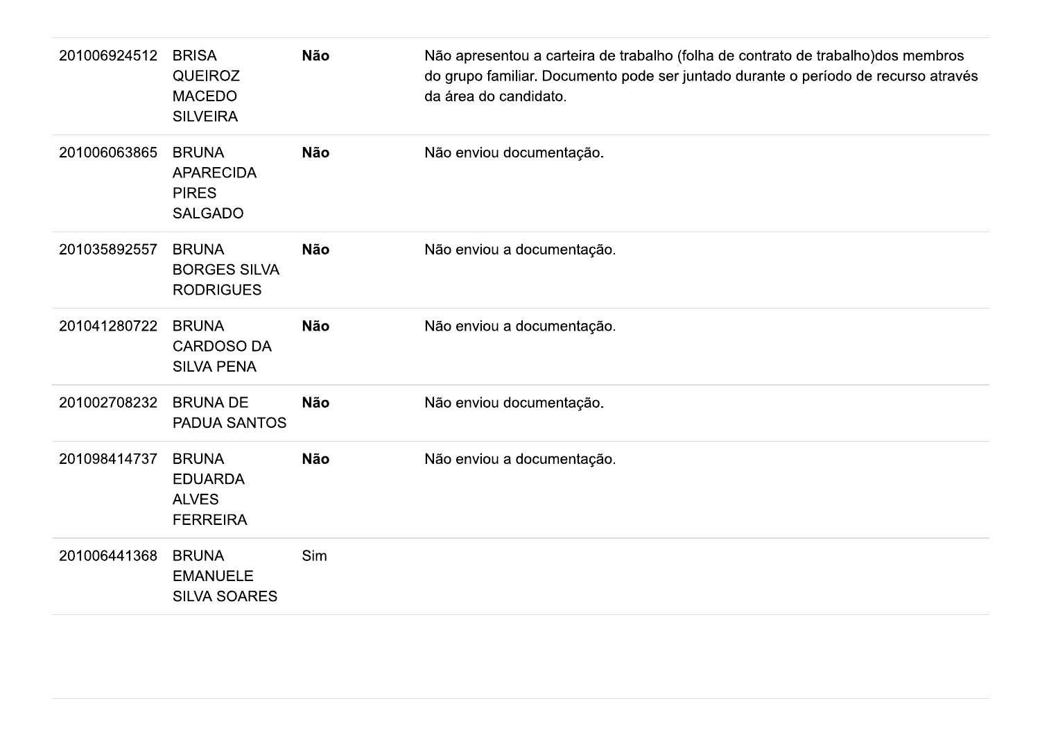| | | | |
|---|---|---|---|
| 201006924512 | BRISA QUEIROZ MACEDO SILVEIRA | **Não** | Não apresentou a carteira de trabalho (folha de contrato de trabalho)dos membros do grupo familiar. Documento pode ser juntado durante o período de recurso através da área do candidato. |
| 201006063865 | BRUNA APARECIDA PIRES SALGADO | **Não** | Não enviou documentação. |
| 201035892557 | BRUNA BORGES SILVA RODRIGUES | **Não** | Não enviou a documentação. |
| 201041280722 | BRUNA CARDOSO DA SILVA PENA | **Não** | Não enviou a documentação. |
| 201002708232 | BRUNA DE PADUA SANTOS | **Não** | Não enviou documentação. |
| 201098414737 | BRUNA EDUARDA ALVES FERREIRA | **Não** | Não enviou a documentação. |
| 201006441368 | BRUNA EMANUELE SILVA SOARES | Sim | |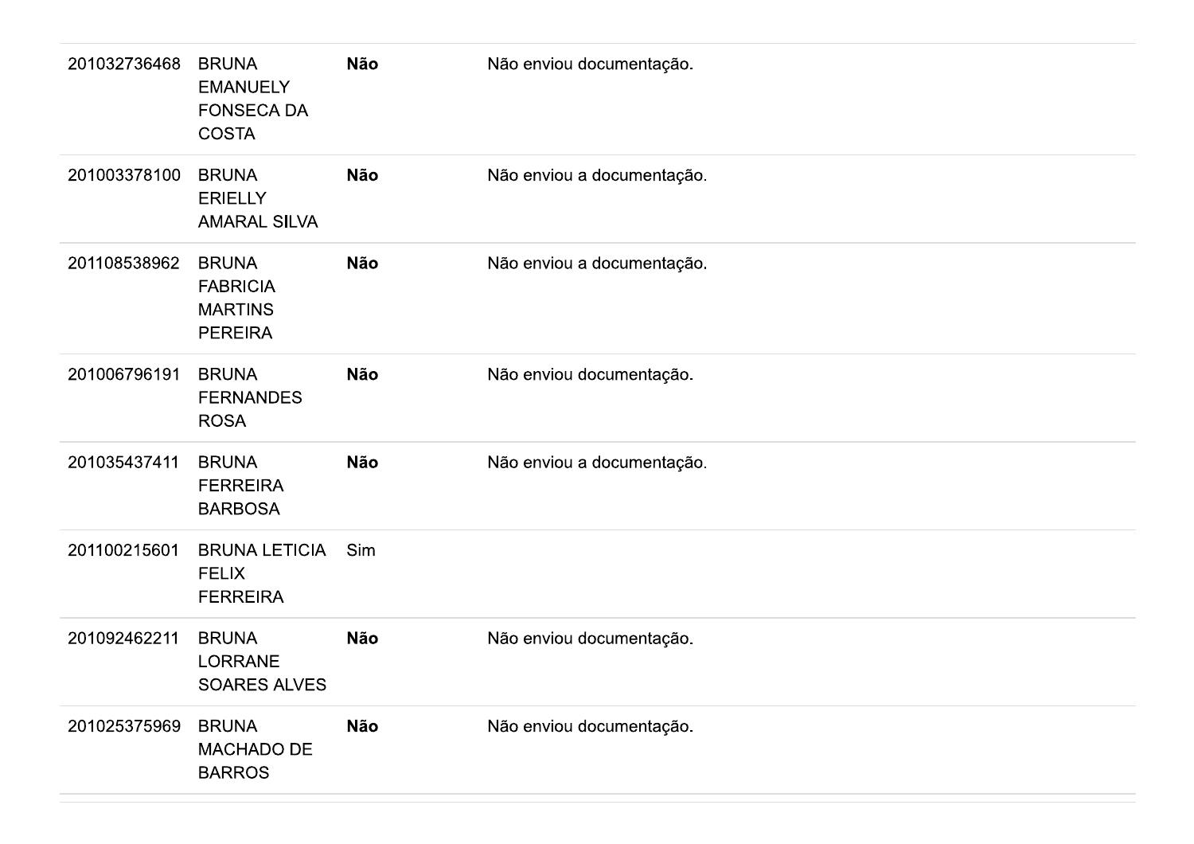| | | | |
|---|---|---|---|
| 201032736468 | BRUNA EMANUELY FONSECA DA COSTA | **Não** | Não enviou documentação. |
| 201003378100 | BRUNA ERIELLY AMARAL SILVA | **Não** | Não enviou a documentação. |
| 201108538962 | BRUNA FABRICIA MARTINS PEREIRA | **Não** | Não enviou a documentação. |
| 201006796191 | BRUNA FERNANDES ROSA | **Não** | Não enviou documentação. |
| 201035437411 | BRUNA FERREIRA BARBOSA | **Não** | Não enviou a documentação. |
| 201100215601 | BRUNA LETICIA FELIX FERREIRA | Sim | |
| 201092462211 | BRUNA LORRANE SOARES ALVES | **Não** | Não enviou documentação. |
| 201025375969 | BRUNA MACHADO DE BARROS | **Não** | Não enviou documentação. |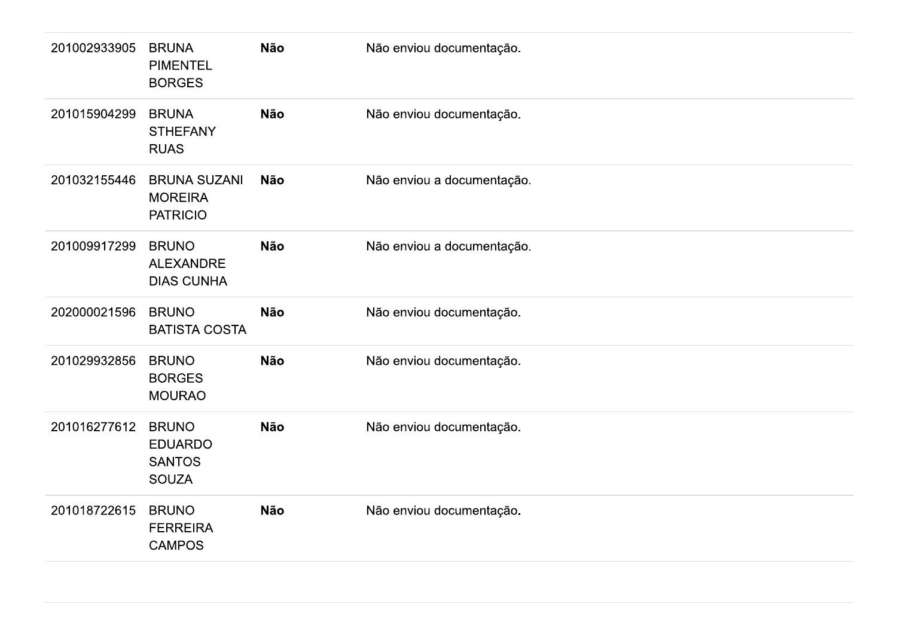| | | | |
|---|---|---|---|
| 201002933905 | BRUNA PIMENTEL BORGES | **Não** | Não enviou documentação. |
| 201015904299 | BRUNA STHEFANY RUAS | **Não** | Não enviou documentação. |
| 201032155446 | BRUNA SUZANI MOREIRA PATRICIO | **Não** | Não enviou a documentação. |
| 201009917299 | BRUNO ALEXANDRE DIAS CUNHA | **Não** | Não enviou a documentação. |
| 202000021596 | BRUNO BATISTA COSTA | **Não** | Não enviou documentação. |
| 201029932856 | BRUNO BORGES MOURAO | **Não** | Não enviou documentação. |
| 201016277612 | BRUNO EDUARDO SANTOS SOUZA | **Não** | Não enviou documentação. |
| 201018722615 | BRUNO FERREIRA CAMPOS | **Não** | Não enviou documentação. |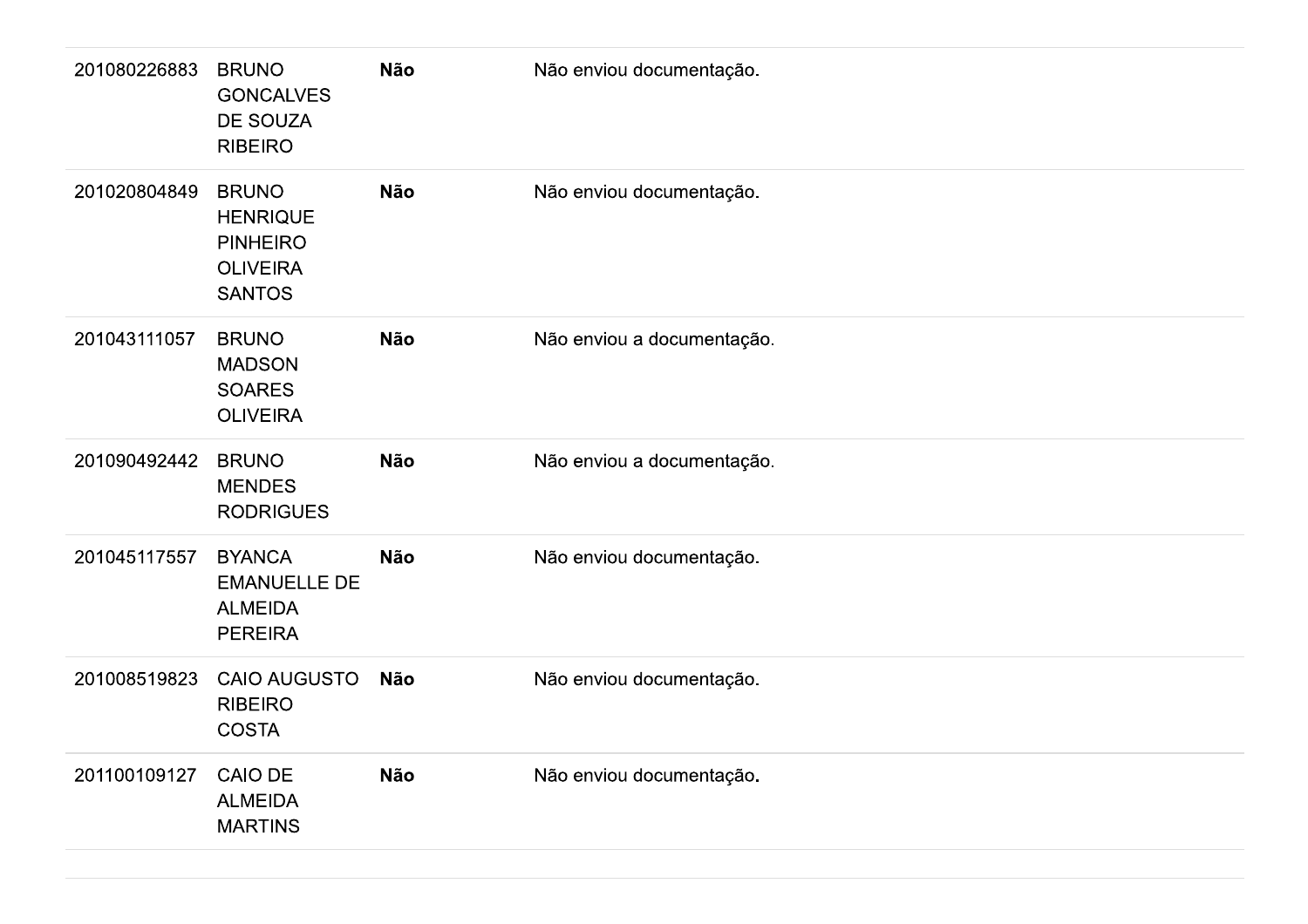| | | | |
|---|---|---|---|
| 201080226883 | BRUNO GONCALVES DE SOUZA RIBEIRO | **Não** | Não enviou documentação. |
| 201020804849 | BRUNO HENRIQUE PINHEIRO OLIVEIRA SANTOS | **Não** | Não enviou documentação. |
| 201043111057 | BRUNO MADSON SOARES OLIVEIRA | **Não** | Não enviou a documentação. |
| 201090492442 | BRUNO MENDES RODRIGUES | **Não** | Não enviou a documentação. |
| 201045117557 | BYANCA EMANUELLE DE ALMEIDA PEREIRA | **Não** | Não enviou documentação. |
| 201008519823 | CAIO AUGUSTO RIBEIRO COSTA | **Não** | Não enviou documentação. |
| 201100109127 | CAIO DE ALMEIDA MARTINS | **Não** | Não enviou documentação. |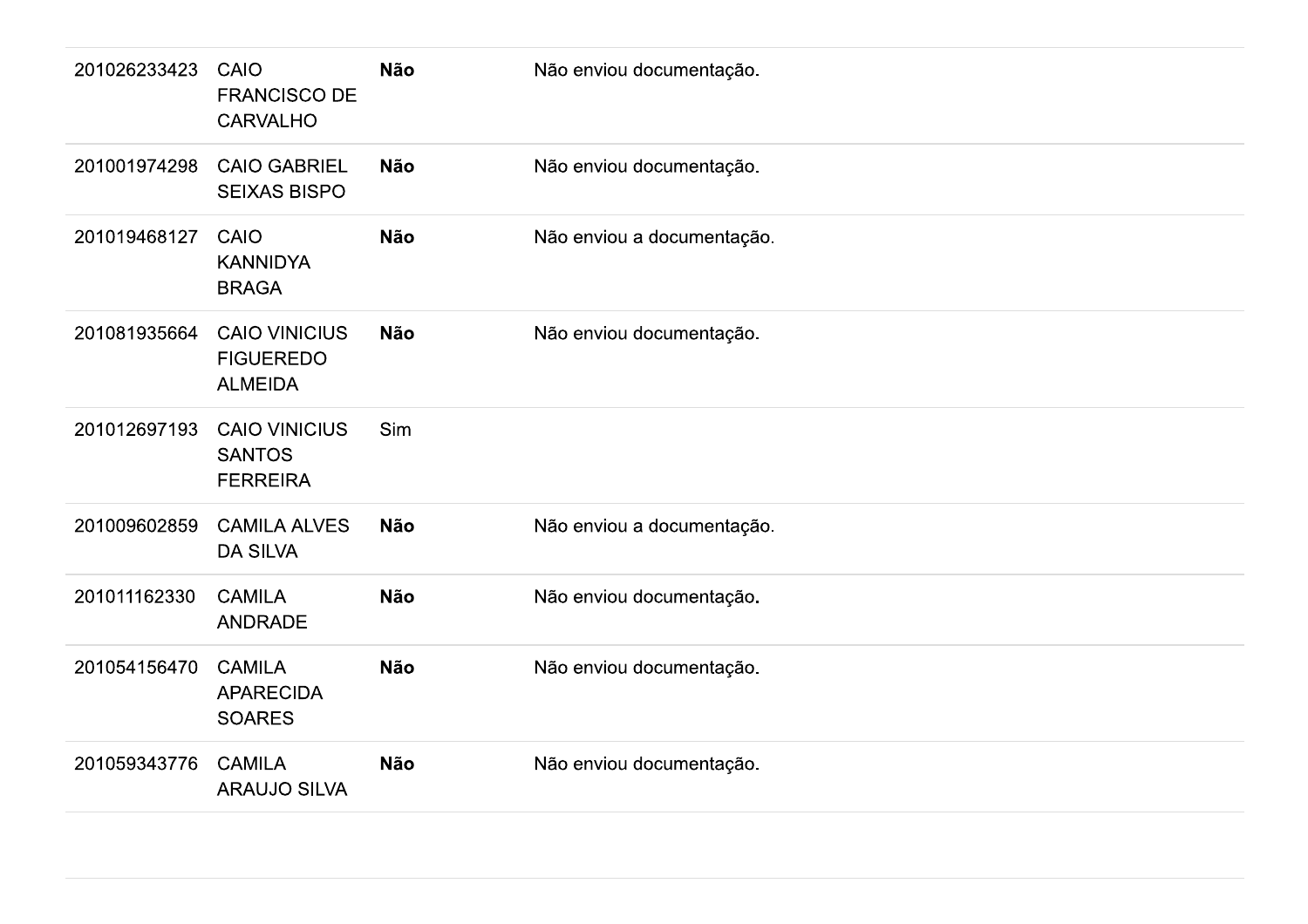| | | | |
|---|---|---|---|
| 201026233423 | CAIO FRANCISCO DE CARVALHO | **Não** | Não enviou documentação. |
| 201001974298 | CAIO GABRIEL SEIXAS BISPO | **Não** | Não enviou documentação. |
| 201019468127 | CAIO KANNIDYA BRAGA | **Não** | Não enviou a documentação. |
| 201081935664 | CAIO VINICIUS FIGUEREDO ALMEIDA | **Não** | Não enviou documentação. |
| 201012697193 | CAIO VINICIUS SANTOS FERREIRA | Sim | |
| 201009602859 | CAMILA ALVES DA SILVA | **Não** | Não enviou a documentação. |
| 201011162330 | CAMILA ANDRADE | **Não** | Não enviou documentação. |
| 201054156470 | CAMILA APARECIDA SOARES | **Não** | Não enviou documentação. |
| 201059343776 | CAMILA ARAUJO SILVA | **Não** | Não enviou documentação. |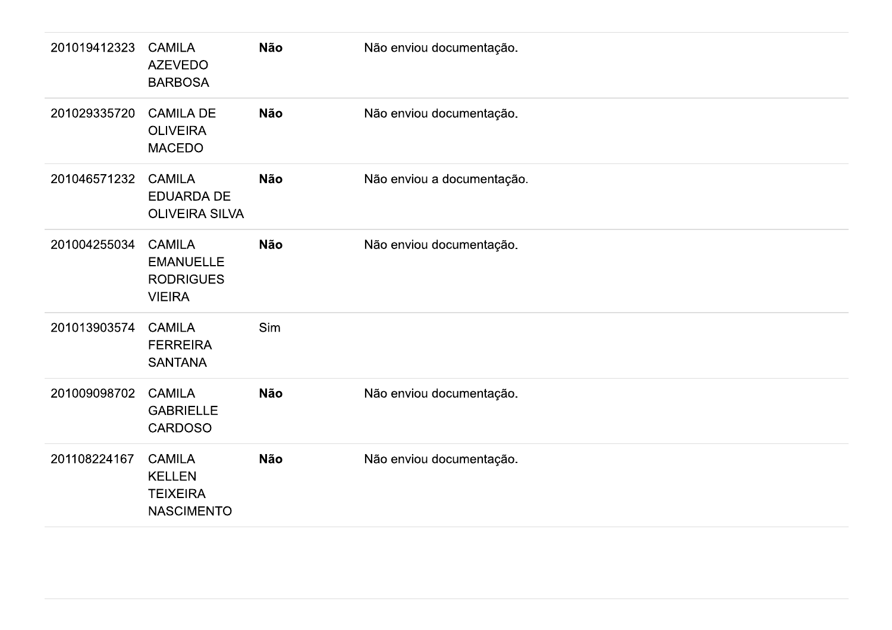| | | | |
|---|---|---|---|
| 201019412323 | CAMILA AZEVEDO BARBOSA | **Não** | Não enviou documentação. |
| 201029335720 | CAMILA DE OLIVEIRA MACEDO | **Não** | Não enviou documentação. |
| 201046571232 | CAMILA EDUARDA DE OLIVEIRA SILVA | **Não** | Não enviou a documentação. |
| 201004255034 | CAMILA EMANUELLE RODRIGUES VIEIRA | **Não** | Não enviou documentação. |
| 201013903574 | CAMILA FERREIRA SANTANA | Sim | |
| 201009098702 | CAMILA GABRIELLE CARDOSO | **Não** | Não enviou documentação. |
| 201108224167 | CAMILA KELLEN TEIXEIRA NASCIMENTO | **Não** | Não enviou documentação. |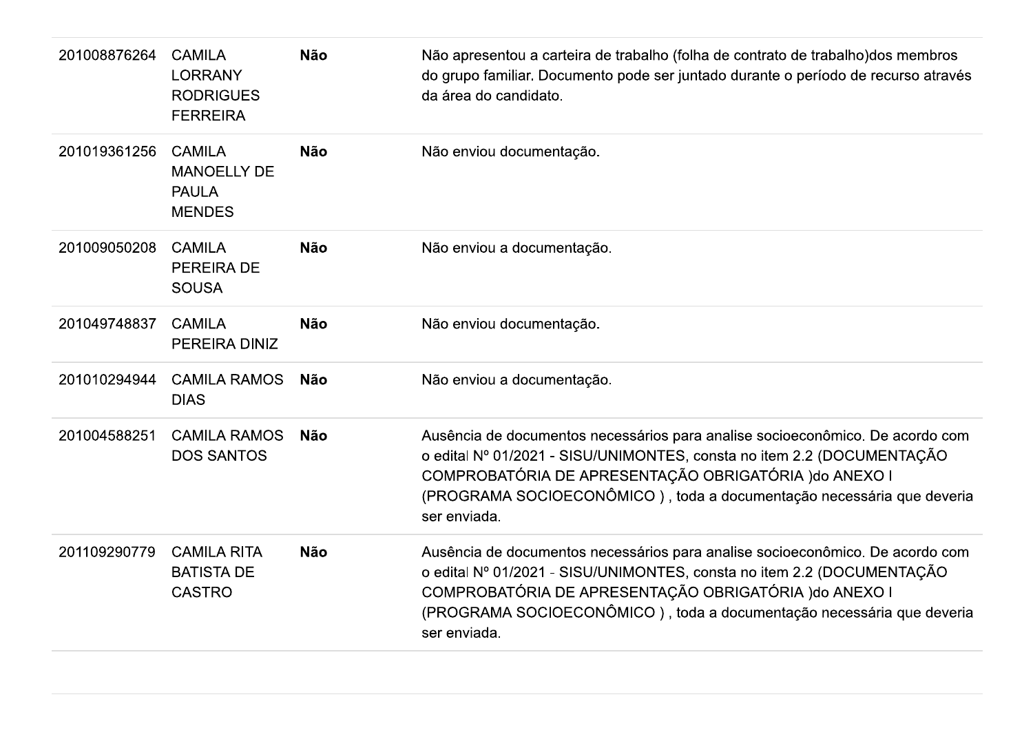| | | | |
|---|---|---|---|
| 201008876264 | CAMILA LORRANY RODRIGUES FERREIRA | **Não** | Não apresentou a carteira de trabalho (folha de contrato de trabalho)dos membros do grupo familiar. Documento pode ser juntado durante o período de recurso através da área do candidato. |
| 201019361256 | CAMILA MANOELLY DE PAULA MENDES | **Não** | Não enviou documentação. |
| 201009050208 | CAMILA PEREIRA DE SOUSA | **Não** | Não enviou a documentação. |
| 201049748837 | CAMILA PEREIRA DINIZ | **Não** | Não enviou documentação. |
| 201010294944 | CAMILA RAMOS DIAS | **Não** | Não enviou a documentação. |
| 201004588251 | CAMILA RAMOS DOS SANTOS | **Não** | Ausência de documentos necessários para analise socioeconômico. De acordo com o edital Nº 01/2021 - SISU/UNIMONTES, consta no item 2.2 (DOCUMENTAÇÃO COMPROBATÓRIA DE APRESENTAÇÃO OBRIGATÓRIA )do ANEXO I (PROGRAMA SOCIOECONÔMICO ) , toda a documentação necessária que deveria ser enviada. |
| 201109290779 | CAMILA RITA BATISTA DE CASTRO | **Não** | Ausência de documentos necessários para analise socioeconômico. De acordo com o edital Nº 01/2021 - SISU/UNIMONTES, consta no item 2.2 (DOCUMENTAÇÃO COMPROBATÓRIA DE APRESENTAÇÃO OBRIGATÓRIA )do ANEXO I (PROGRAMA SOCIOECONÔMICO ) , toda a documentação necessária que deveria ser enviada. |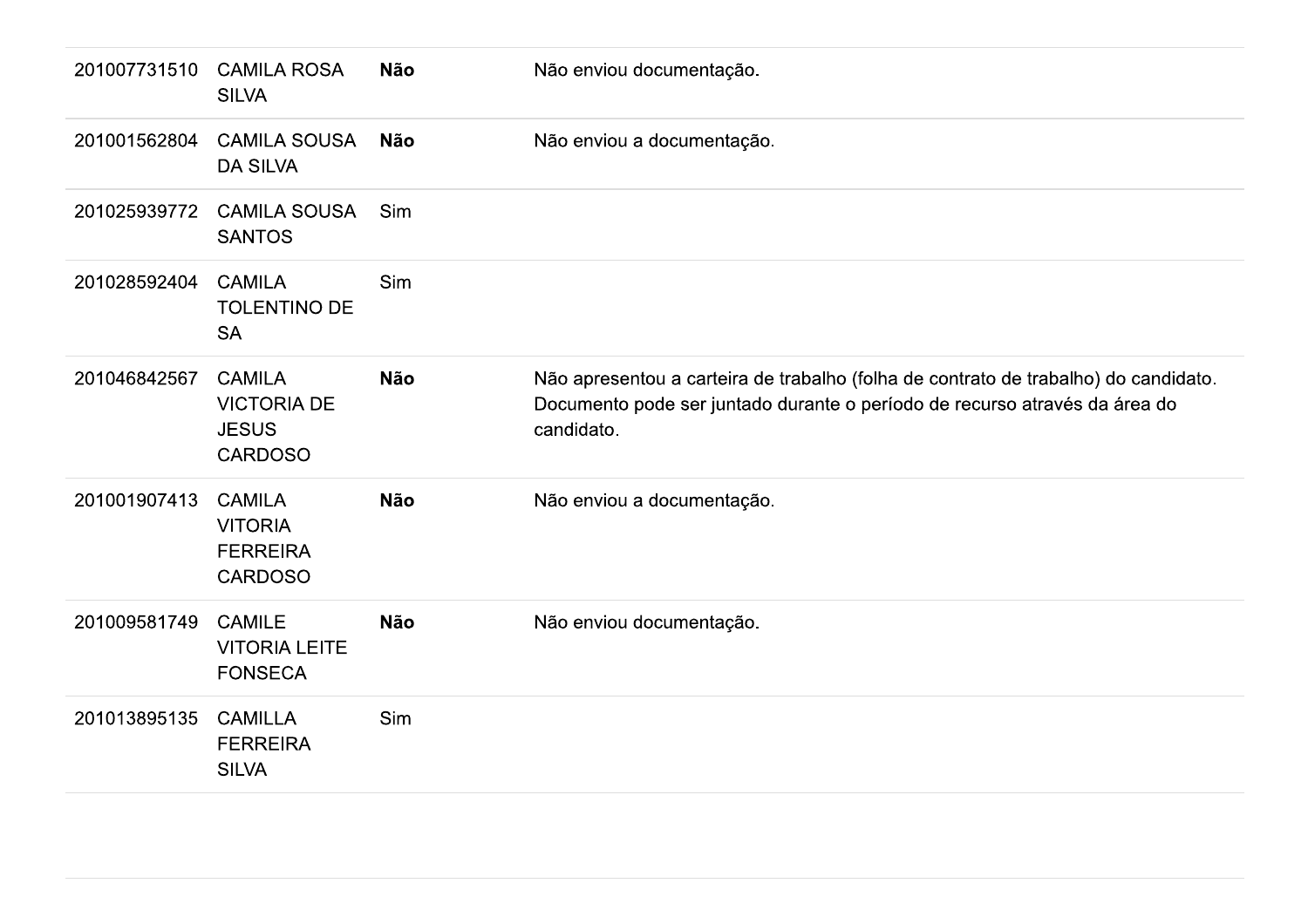| | | | |
|---|---|---|---|
| 201007731510 | CAMILA ROSA SILVA | **Não** | Não enviou documentação. |
| 201001562804 | CAMILA SOUSA DA SILVA | **Não** | Não enviou a documentação. |
| 201025939772 | CAMILA SOUSA SANTOS | Sim | |
| 201028592404 | CAMILA TOLENTINO DE SA | Sim | |
| 201046842567 | CAMILA VICTORIA DE JESUS CARDOSO | **Não** | Não apresentou a carteira de trabalho (folha de contrato de trabalho) do candidato. Documento pode ser juntado durante o período de recurso através da área do candidato. |
| 201001907413 | CAMILA VITORIA FERREIRA CARDOSO | **Não** | Não enviou a documentação. |
| 201009581749 | CAMILE VITORIA LEITE FONSECA | **Não** | Não enviou documentação. |
| 201013895135 | CAMILLA FERREIRA SILVA | Sim | |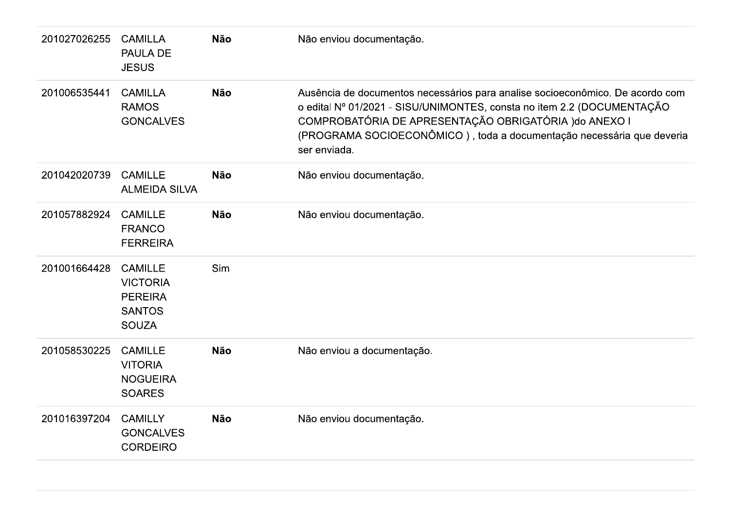| | | | |
|---|---|---|---|
| 201027026255 | CAMILLA PAULA DE JESUS | **Não** | Não enviou documentação. |
| 201006535441 | CAMILLA RAMOS GONCALVES | **Não** | Ausência de documentos necessários para analise socioeconômico. De acordo com o edital Nº 01/2021 - SISU/UNIMONTES, consta no item 2.2 (DOCUMENTAÇÃO COMPROBATÓRIA DE APRESENTAÇÃO OBRIGATÓRIA )do ANEXO I (PROGRAMA SOCIOECONÔMICO ) , toda a documentação necessária que deveria ser enviada. |
| 201042020739 | CAMILLE ALMEIDA SILVA | **Não** | Não enviou documentação. |
| 201057882924 | CAMILLE FRANCO FERREIRA | **Não** | Não enviou documentação. |
| 201001664428 | CAMILLE VICTORIA PEREIRA SANTOS SOUZA | Sim | |
| 201058530225 | CAMILLE VITORIA NOGUEIRA SOARES | **Não** | Não enviou a documentação. |
| 201016397204 | CAMILLY GONCALVES CORDEIRO | **Não** | Não enviou documentação. |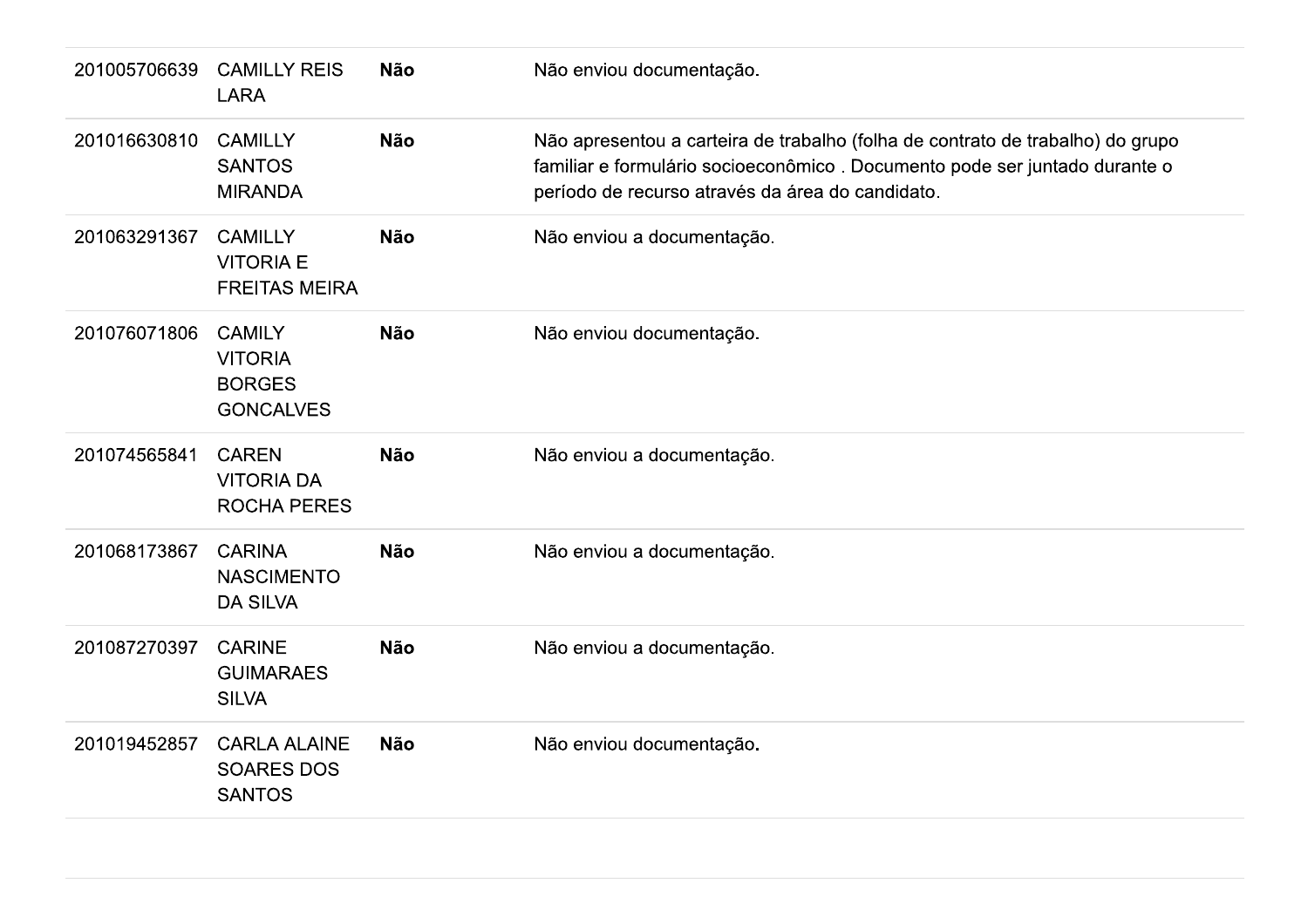| | | | |
|---|---|---|---|
| 201005706639 | CAMILLY REIS LARA | **Não** | Não enviou documentação. |
| 201016630810 | CAMILLY SANTOS MIRANDA | **Não** | Não apresentou a carteira de trabalho (folha de contrato de trabalho) do grupo familiar e formulário socioeconômico . Documento pode ser juntado durante o período de recurso através da área do candidato. |
| 201063291367 | CAMILLY VITORIA E FREITAS MEIRA | **Não** | Não enviou a documentação. |
| 201076071806 | CAMILY VITORIA BORGES GONCALVES | **Não** | Não enviou documentação. |
| 201074565841 | CAREN VITORIA DA ROCHA PERES | **Não** | Não enviou a documentação. |
| 201068173867 | CARINA NASCIMENTO DA SILVA | **Não** | Não enviou a documentação. |
| 201087270397 | CARINE GUIMARAES SILVA | **Não** | Não enviou a documentação. |
| 201019452857 | CARLA ALAINE SOARES DOS SANTOS | **Não** | Não enviou documentação. |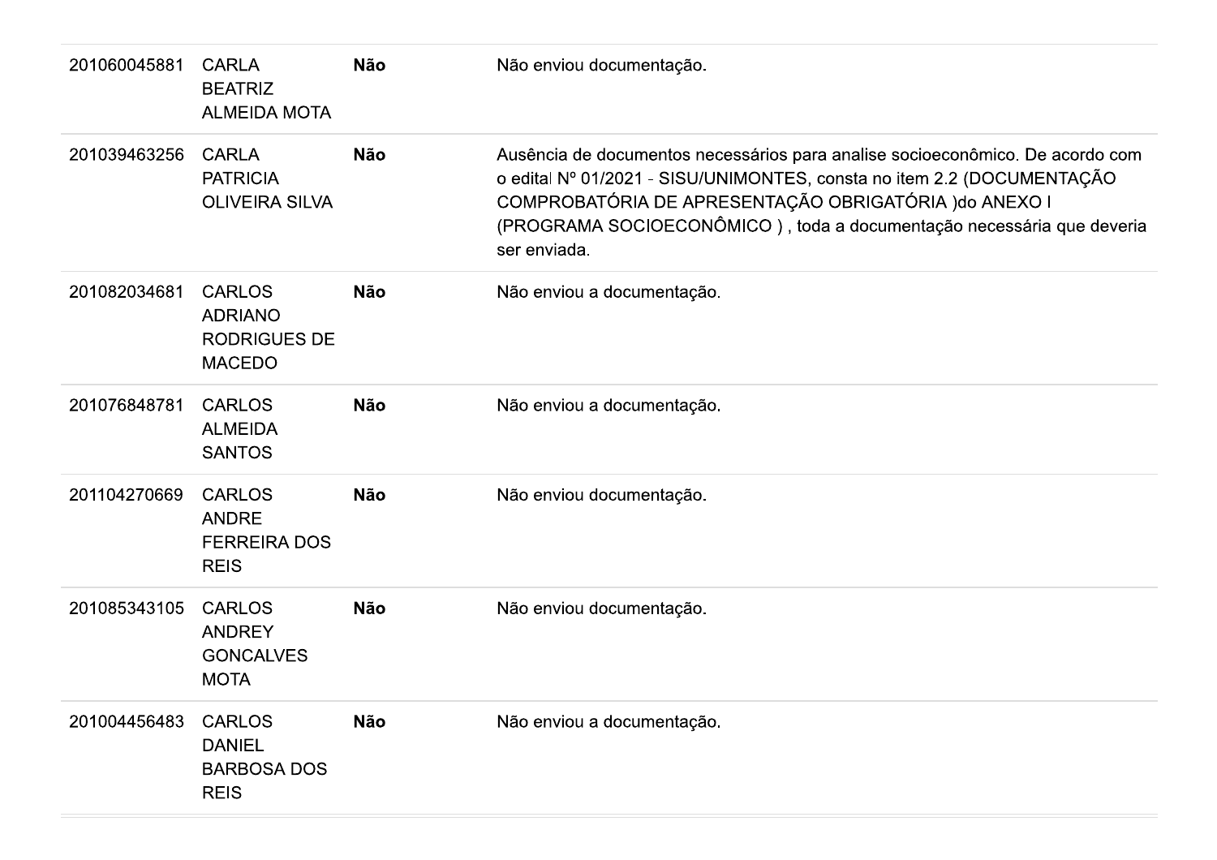| | | | |
|---|---|---|---|
| 201060045881 | CARLA BEATRIZ ALMEIDA MOTA | **Não** | Não enviou documentação. |
| 201039463256 | CARLA PATRICIA OLIVEIRA SILVA | **Não** | Ausência de documentos necessários para analise socioeconômico. De acordo com o edital Nº 01/2021 - SISU/UNIMONTES, consta no item 2.2 (DOCUMENTAÇÃO COMPROBATÓRIA DE APRESENTAÇÃO OBRIGATÓRIA )do ANEXO I (PROGRAMA SOCIOECONÔMICO ) , toda a documentação necessária que deveria ser enviada. |
| 201082034681 | CARLOS ADRIANO RODRIGUES DE MACEDO | **Não** | Não enviou a documentação. |
| 201076848781 | CARLOS ALMEIDA SANTOS | **Não** | Não enviou a documentação. |
| 201104270669 | CARLOS ANDRE FERREIRA DOS REIS | **Não** | Não enviou documentação. |
| 201085343105 | CARLOS ANDREY GONCALVES MOTA | **Não** | Não enviou documentação. |
| 201004456483 | CARLOS DANIEL BARBOSA DOS REIS | **Não** | Não enviou a documentação. |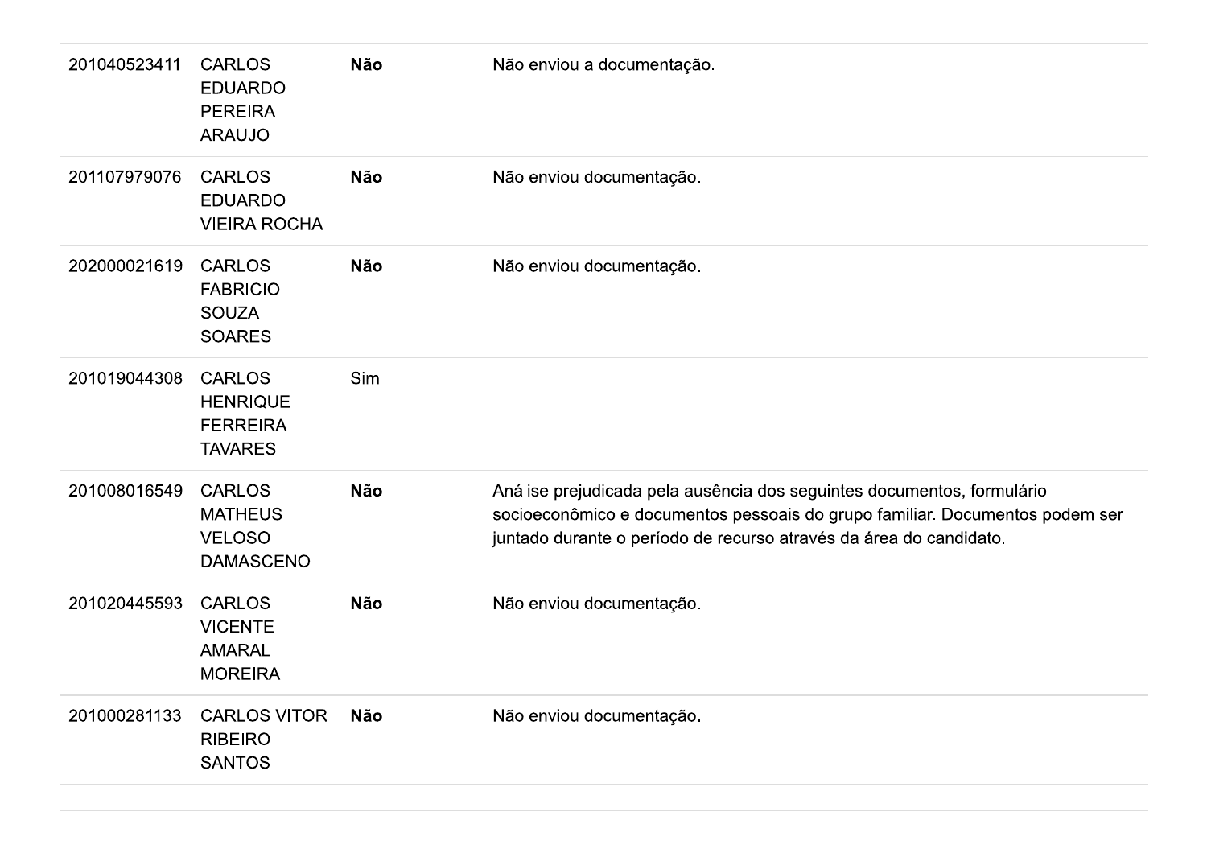| | | | |
|---|---|---|---|
| 201040523411 | CARLOS EDUARDO PEREIRA ARAUJO | **Não** | Não enviou a documentação. |
| 201107979076 | CARLOS EDUARDO VIEIRA ROCHA | **Não** | Não enviou documentação. |
| 202000021619 | CARLOS FABRICIO SOUZA SOARES | **Não** | Não enviou documentação. |
| 201019044308 | CARLOS HENRIQUE FERREIRA TAVARES | Sim | |
| 201008016549 | CARLOS MATHEUS VELOSO DAMASCENO | **Não** | Análise prejudicada pela ausência dos seguintes documentos, formulário socioeconômico e documentos pessoais do grupo familiar. Documentos podem ser juntado durante o período de recurso através da área do candidato. |
| 201020445593 | CARLOS VICENTE AMARAL MOREIRA | **Não** | Não enviou documentação. |
| 201000281133 | CARLOS VITOR RIBEIRO SANTOS | **Não** | Não enviou documentação. |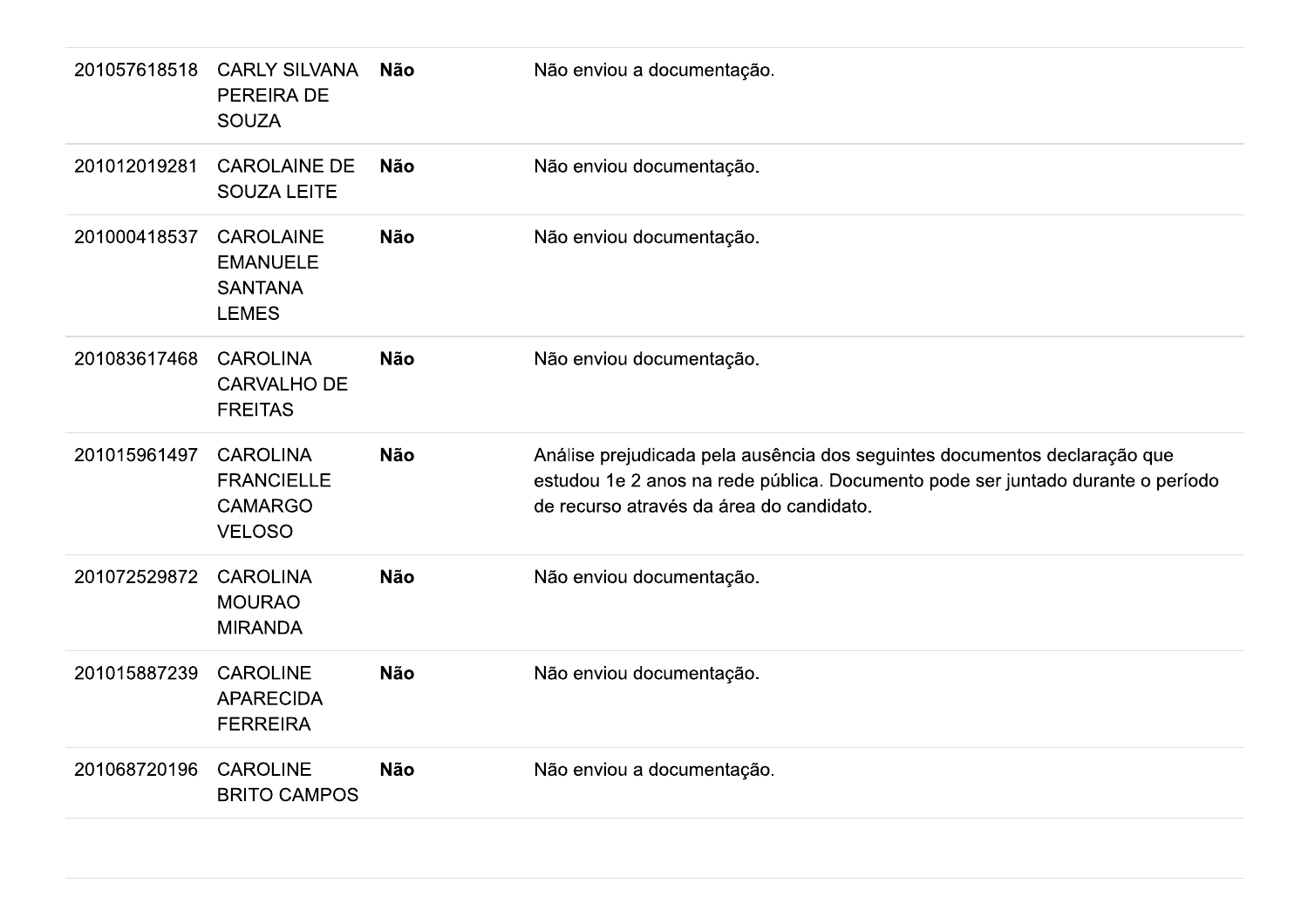| | | | |
|---|---|---|---|
| 201057618518 | CARLY SILVANA PEREIRA DE SOUZA | **Não** | Não enviou a documentação. |
| 201012019281 | CAROLAINE DE SOUZA LEITE | **Não** | Não enviou documentação. |
| 201000418537 | CAROLAINE EMANUELE SANTANA LEMES | **Não** | Não enviou documentação. |
| 201083617468 | CAROLINA CARVALHO DE FREITAS | **Não** | Não enviou documentação. |
| 201015961497 | CAROLINA FRANCIELLE CAMARGO VELOSO | **Não** | Análise prejudicada pela ausência dos seguintes documentos declaração que estudou 1e 2 anos na rede pública. Documento pode ser juntado durante o período de recurso através da área do candidato. |
| 201072529872 | CAROLINA MOURAO MIRANDA | **Não** | Não enviou documentação. |
| 201015887239 | CAROLINE APARECIDA FERREIRA | **Não** | Não enviou documentação. |
| 201068720196 | CAROLINE BRITO CAMPOS | **Não** | Não enviou a documentação. |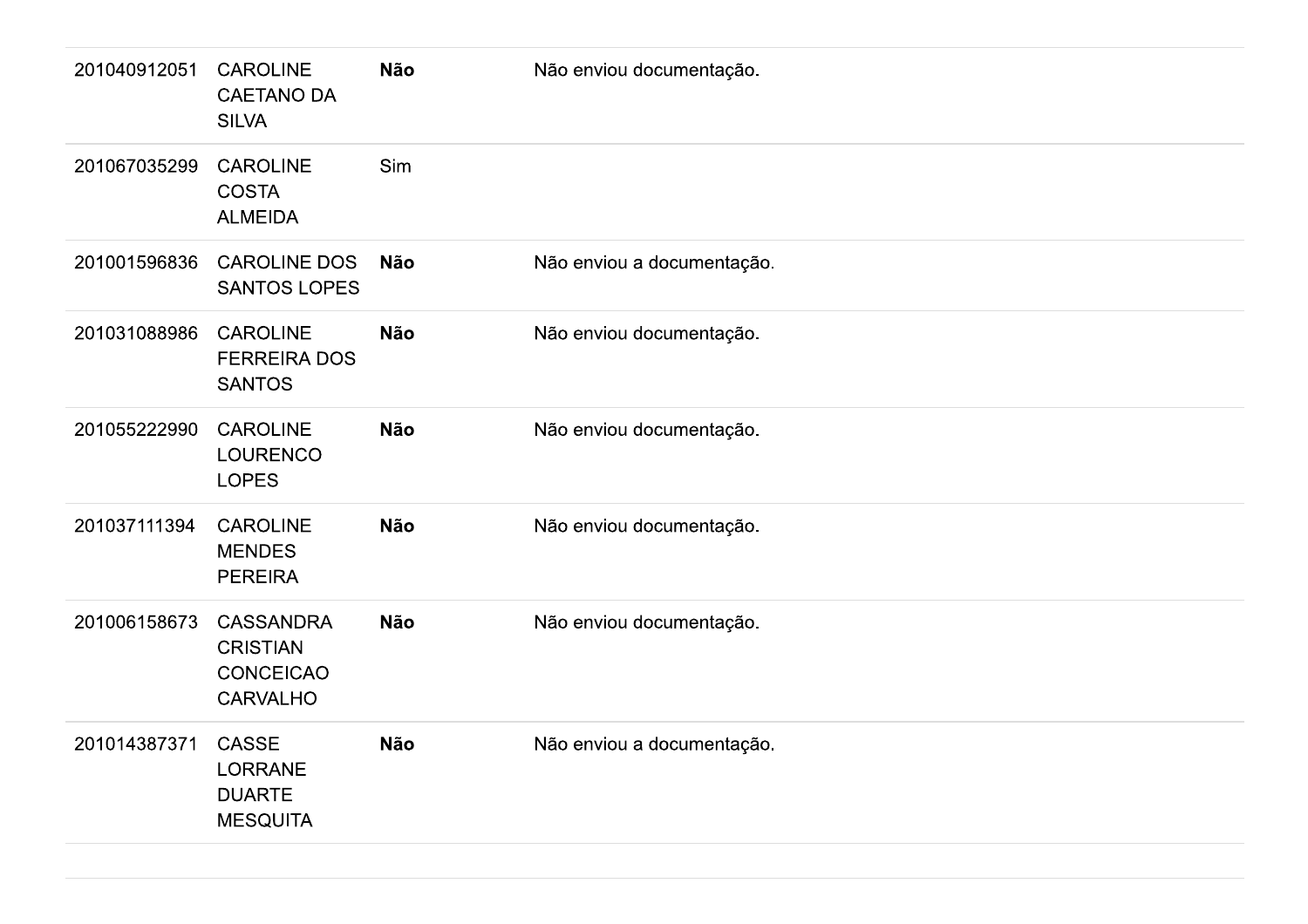| | | | |
|---|---|---|---|
| 201040912051 | CAROLINE CAETANO DA SILVA | **Não** | Não enviou documentação. |
| 201067035299 | CAROLINE COSTA ALMEIDA | Sim | |
| 201001596836 | CAROLINE DOS SANTOS LOPES | **Não** | Não enviou a documentação. |
| 201031088986 | CAROLINE FERREIRA DOS SANTOS | **Não** | Não enviou documentação. |
| 201055222990 | CAROLINE LOURENCO LOPES | **Não** | Não enviou documentação. |
| 201037111394 | CAROLINE MENDES PEREIRA | **Não** | Não enviou documentação. |
| 201006158673 | CASSANDRA CRISTIAN CONCEICAO CARVALHO | **Não** | Não enviou documentação. |
| 201014387371 | CASSE LORRANE DUARTE MESQUITA | **Não** | Não enviou a documentação. |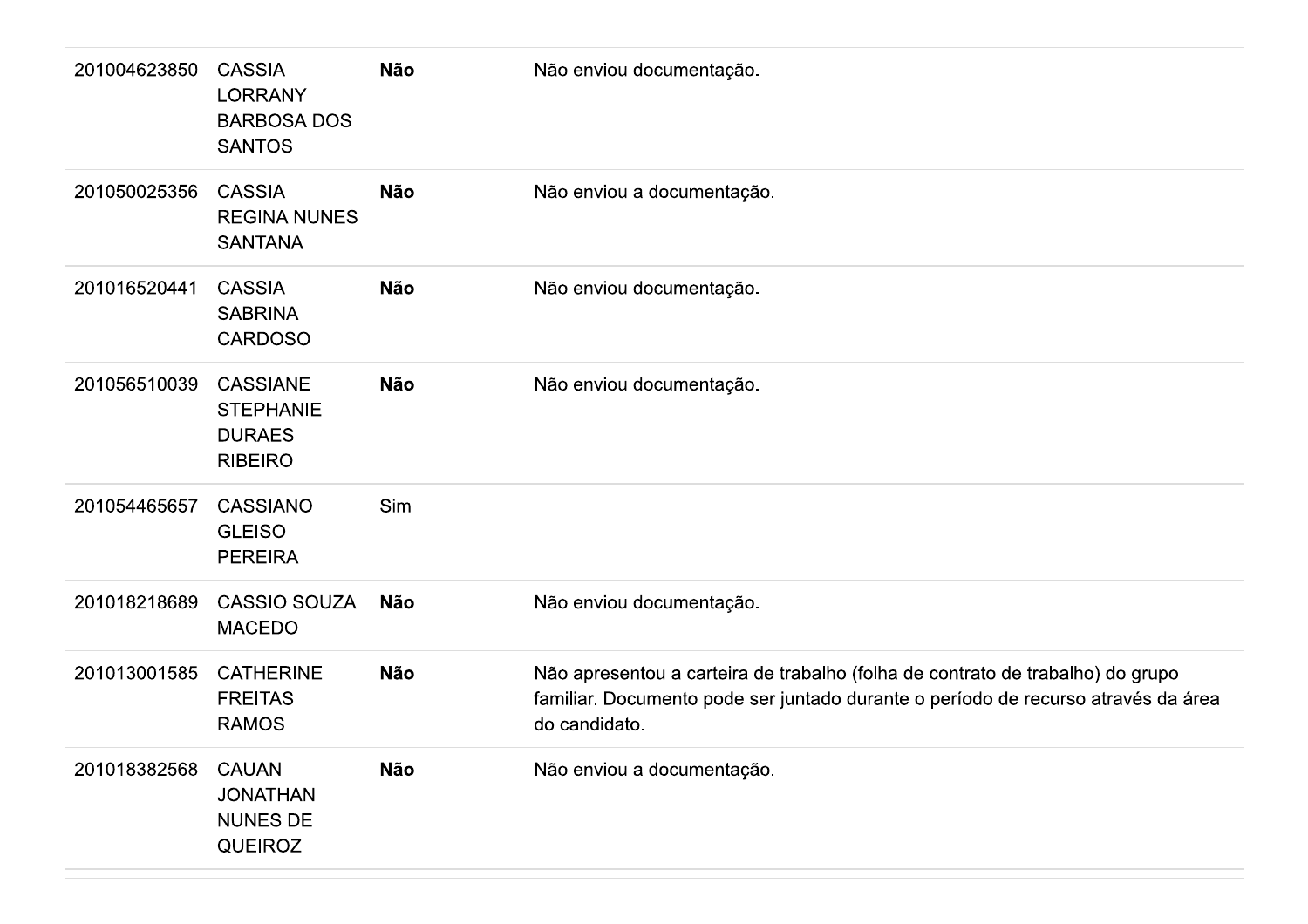| | | | |
|---|---|---|---|
| 201004623850 | CASSIA LORRANY BARBOSA DOS SANTOS | **Não** | Não enviou documentação. |
| 201050025356 | CASSIA REGINA NUNES SANTANA | **Não** | Não enviou a documentação. |
| 201016520441 | CASSIA SABRINA CARDOSO | **Não** | Não enviou documentação. |
| 201056510039 | CASSIANE STEPHANIE DURAES RIBEIRO | **Não** | Não enviou documentação. |
| 201054465657 | CASSIANO GLEISO PEREIRA | Sim | |
| 201018218689 | CASSIO SOUZA MACEDO | **Não** | Não enviou documentação. |
| 201013001585 | CATHERINE FREITAS RAMOS | **Não** | Não apresentou a carteira de trabalho (folha de contrato de trabalho) do grupo familiar. Documento pode ser juntado durante o período de recurso através da área do candidato. |
| 201018382568 | CAUAN JONATHAN NUNES DE QUEIROZ | **Não** | Não enviou a documentação. |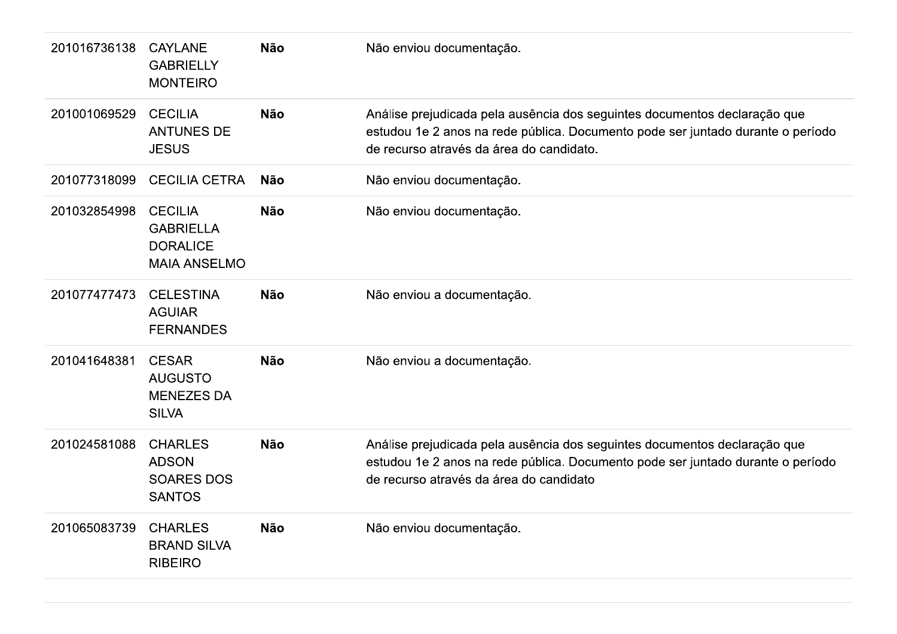| | | | |
|---|---|---|---|
| 201016736138 | CAYLANE GABRIELLY MONTEIRO | **Não** | Não enviou documentação. |
| 201001069529 | CECILIA ANTUNES DE JESUS | **Não** | Análise prejudicada pela ausência dos seguintes documentos declaração que estudou 1e 2 anos na rede pública. Documento pode ser juntado durante o período de recurso através da área do candidato. |
| 201077318099 | CECILIA CETRA | **Não** | Não enviou documentação. |
| 201032854998 | CECILIA GABRIELLA DORALICE MAIA ANSELMO | **Não** | Não enviou documentação. |
| 201077477473 | CELESTINA AGUIAR FERNANDES | **Não** | Não enviou a documentação. |
| 201041648381 | CESAR AUGUSTO MENEZES DA SILVA | **Não** | Não enviou a documentação. |
| 201024581088 | CHARLES ADSON SOARES DOS SANTOS | **Não** | Análise prejudicada pela ausência dos seguintes documentos declaração que estudou 1e 2 anos na rede pública. Documento pode ser juntado durante o período de recurso através da área do candidato |
| 201065083739 | CHARLES BRAND SILVA RIBEIRO | **Não** | Não enviou documentação. |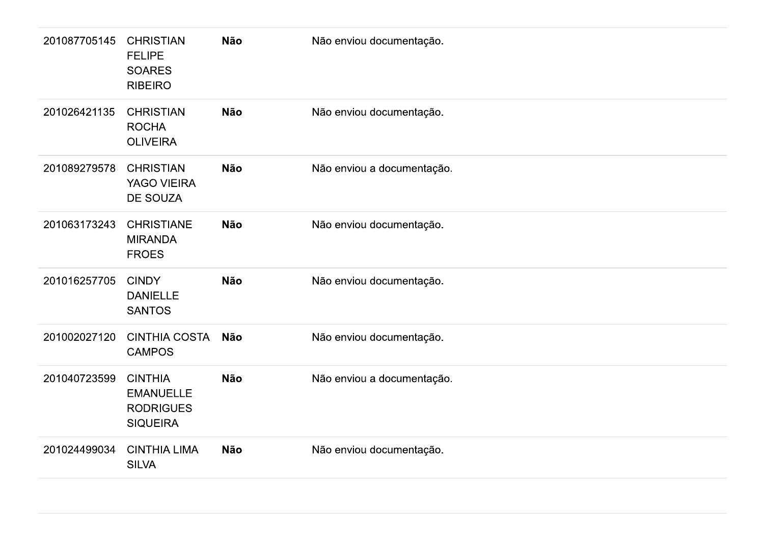| | | | |
|---|---|---|---|
| 201087705145 | CHRISTIAN FELIPE SOARES RIBEIRO | **Não** | Não enviou documentação. |
| 201026421135 | CHRISTIAN ROCHA OLIVEIRA | **Não** | Não enviou documentação. |
| 201089279578 | CHRISTIAN YAGO VIEIRA DE SOUZA | **Não** | Não enviou a documentação. |
| 201063173243 | CHRISTIANE MIRANDA FROES | **Não** | Não enviou documentação. |
| 201016257705 | CINDY DANIELLE SANTOS | **Não** | Não enviou documentação. |
| 201002027120 | CINTHIA COSTA CAMPOS | **Não** | Não enviou documentação. |
| 201040723599 | CINTHIA EMANUELLE RODRIGUES SIQUEIRA | **Não** | Não enviou a documentação. |
| 201024499034 | CINTHIA LIMA SILVA | **Não** | Não enviou documentação. |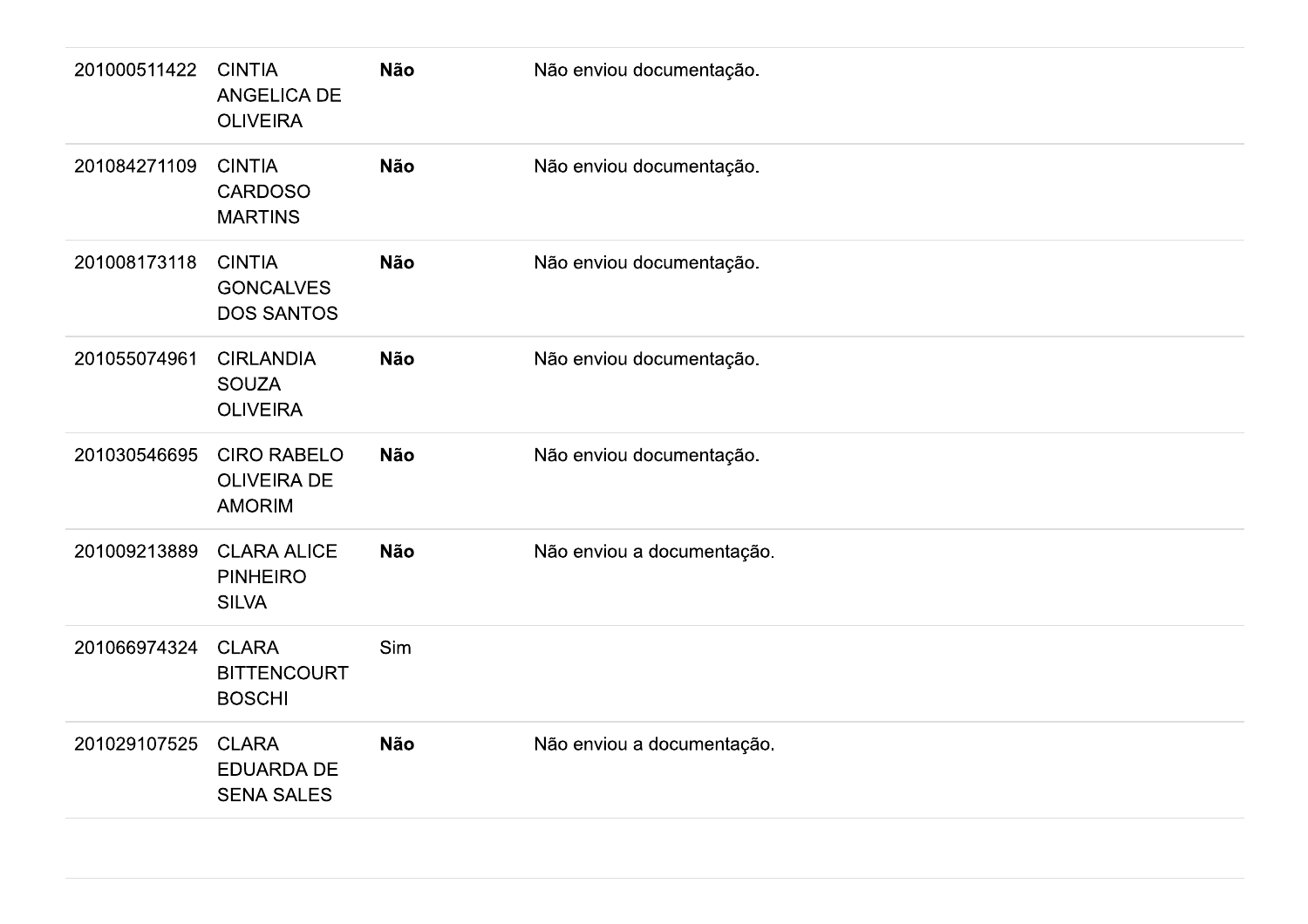| | | | |
|---|---|---|---|
| 201000511422 | CINTIA ANGELICA DE OLIVEIRA | **Não** | Não enviou documentação. |
| 201084271109 | CINTIA CARDOSO MARTINS | **Não** | Não enviou documentação. |
| 201008173118 | CINTIA GONCALVES DOS SANTOS | **Não** | Não enviou documentação. |
| 201055074961 | CIRLANDIA SOUZA OLIVEIRA | **Não** | Não enviou documentação. |
| 201030546695 | CIRO RABELO OLIVEIRA DE AMORIM | **Não** | Não enviou documentação. |
| 201009213889 | CLARA ALICE PINHEIRO SILVA | **Não** | Não enviou a documentação. |
| 201066974324 | CLARA BITTENCOURT BOSCHI | Sim | |
| 201029107525 | CLARA EDUARDA DE SENA SALES | **Não** | Não enviou a documentação. |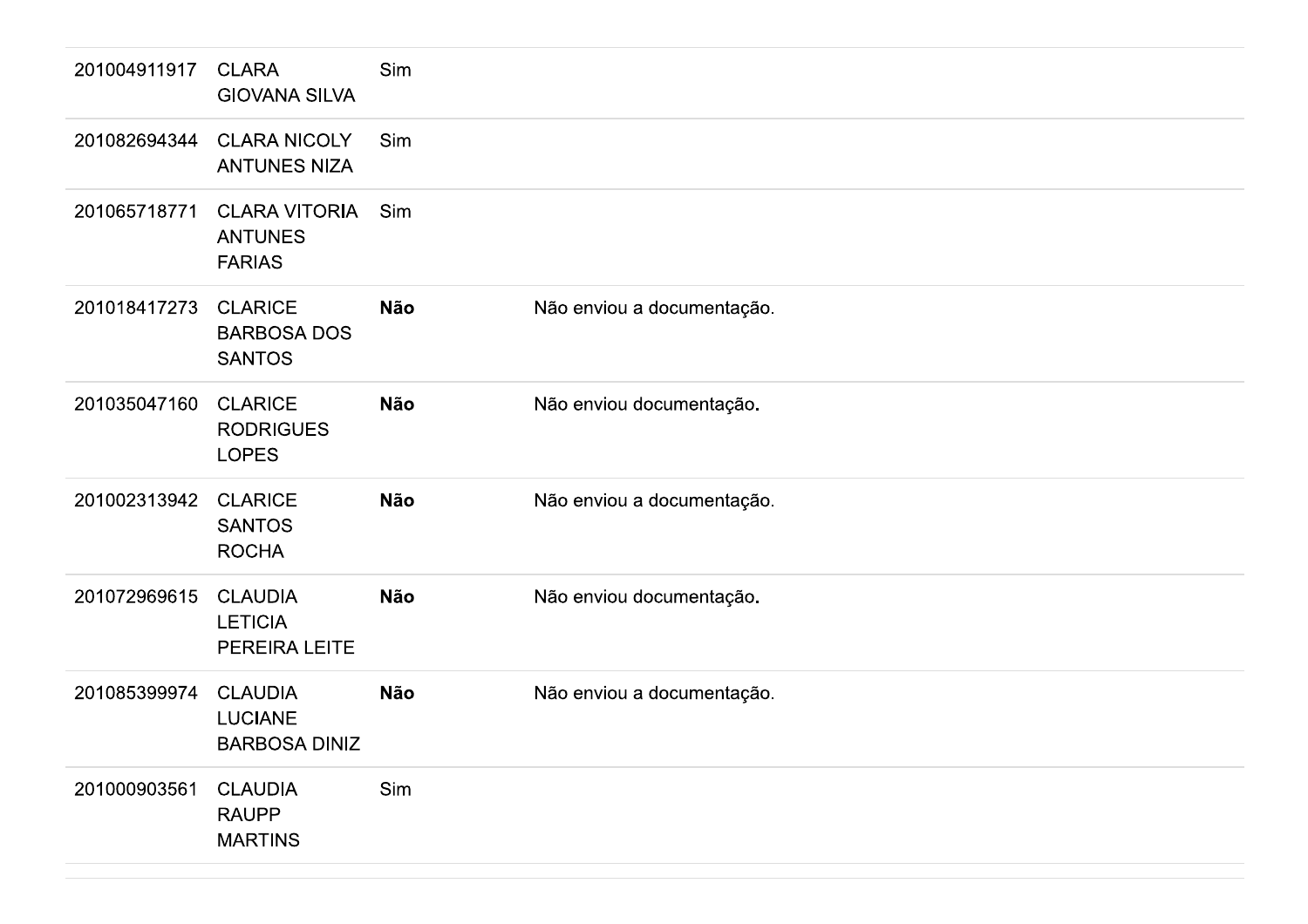| | | | |
|---|---|---|---|
| 201004911917 | CLARA GIOVANA SILVA | Sim | |
| 201082694344 | CLARA NICOLY ANTUNES NIZA | Sim | |
| 201065718771 | CLARA VITORIA ANTUNES FARIAS | Sim | |
| 201018417273 | CLARICE BARBOSA DOS SANTOS | **Não** | Não enviou a documentação. |
| 201035047160 | CLARICE RODRIGUES LOPES | **Não** | Não enviou documentação. |
| 201002313942 | CLARICE SANTOS ROCHA | **Não** | Não enviou a documentação. |
| 201072969615 | CLAUDIA LETICIA PEREIRA LEITE | **Não** | Não enviou documentação. |
| 201085399974 | CLAUDIA LUCIANE BARBOSA DINIZ | **Não** | Não enviou a documentação. |
| 201000903561 | CLAUDIA RAUPP MARTINS | Sim | |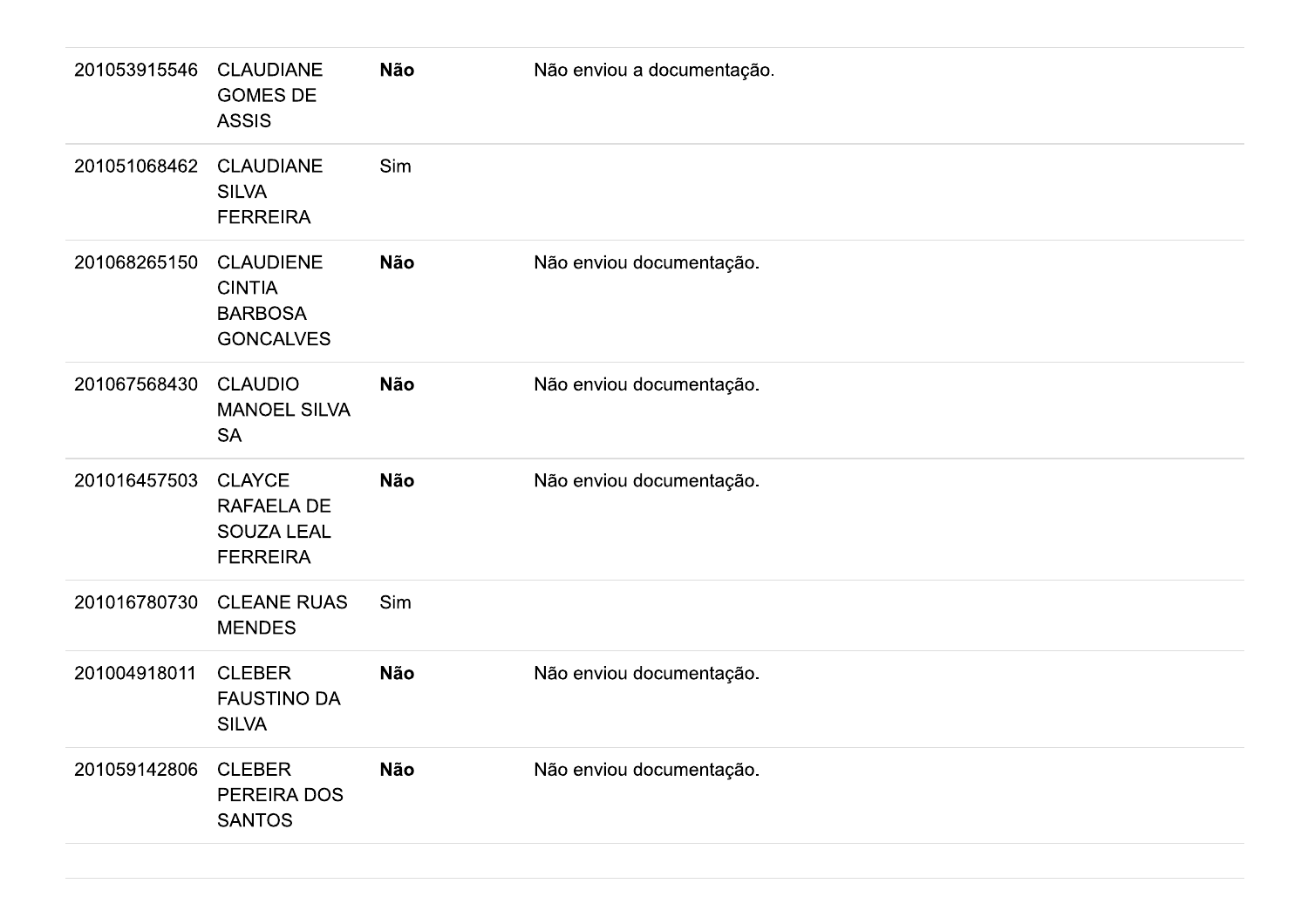| | | | |
|---|---|---|---|
| 201053915546 | CLAUDIANE GOMES DE ASSIS | **Não** | Não enviou a documentação. |
| 201051068462 | CLAUDIANE SILVA FERREIRA | Sim | |
| 201068265150 | CLAUDIENE CINTIA BARBOSA GONCALVES | **Não** | Não enviou documentação. |
| 201067568430 | CLAUDIO MANOEL SILVA SA | **Não** | Não enviou documentação. |
| 201016457503 | CLAYCE RAFAELA DE SOUZA LEAL FERREIRA | **Não** | Não enviou documentação. |
| 201016780730 | CLEANE RUAS MENDES | Sim | |
| 201004918011 | CLEBER FAUSTINO DA SILVA | **Não** | Não enviou documentação. |
| 201059142806 | CLEBER PEREIRA DOS SANTOS | **Não** | Não enviou documentação. |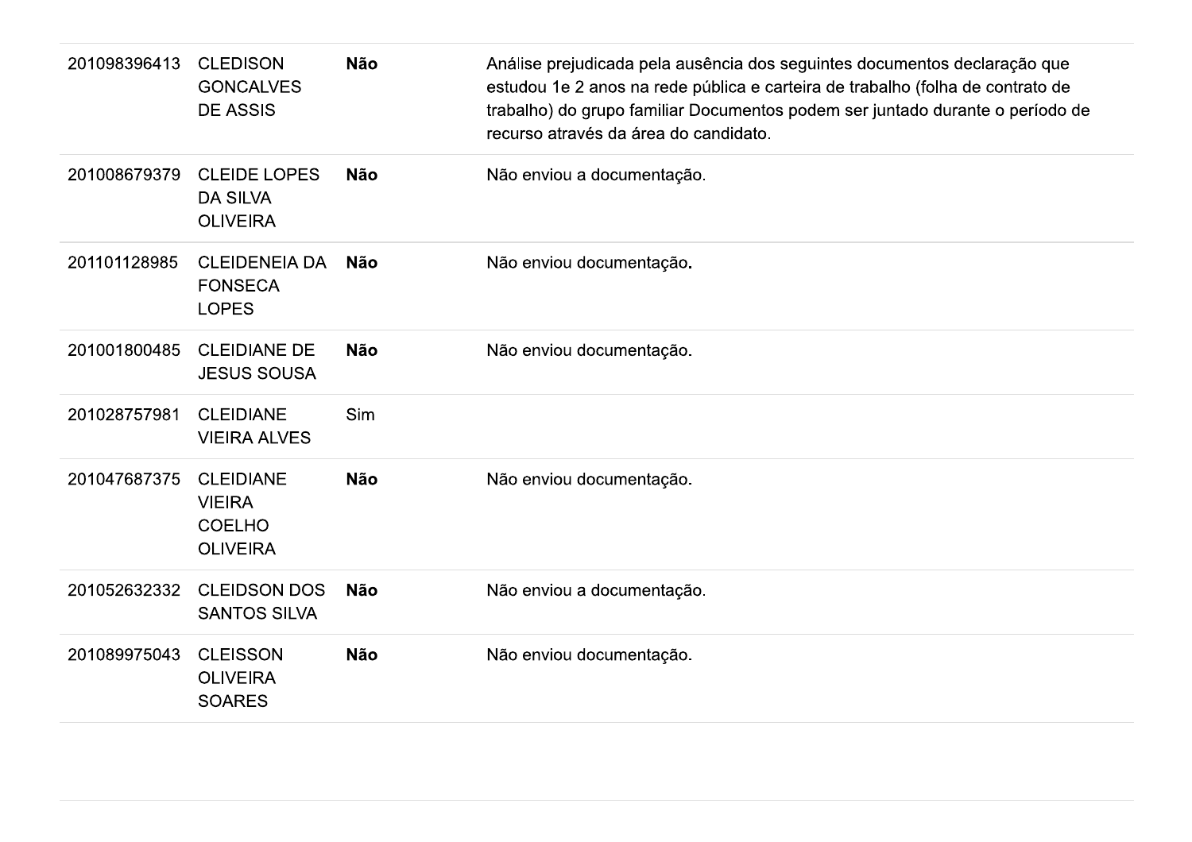| | | | |
|---|---|---|---|
| 201098396413 | CLEDISON GONCALVES DE ASSIS | **Não** | Análise prejudicada pela ausência dos seguintes documentos declaração que estudou 1e 2 anos na rede pública e carteira de trabalho (folha de contrato de trabalho) do grupo familiar Documentos podem ser juntado durante o período de recurso através da área do candidato. |
| 201008679379 | CLEIDE LOPES DA SILVA OLIVEIRA | **Não** | Não enviou a documentação. |
| 201101128985 | CLEIDENEIA DA FONSECA LOPES | **Não** | Não enviou documentação. |
| 201001800485 | CLEIDIANE DE JESUS SOUSA | **Não** | Não enviou documentação. |
| 201028757981 | CLEIDIANE VIEIRA ALVES | Sim | |
| 201047687375 | CLEIDIANE VIEIRA COELHO OLIVEIRA | **Não** | Não enviou documentação. |
| 201052632332 | CLEIDSON DOS SANTOS SILVA | **Não** | Não enviou a documentação. |
| 201089975043 | CLEISSON OLIVEIRA SOARES | **Não** | Não enviou documentação. |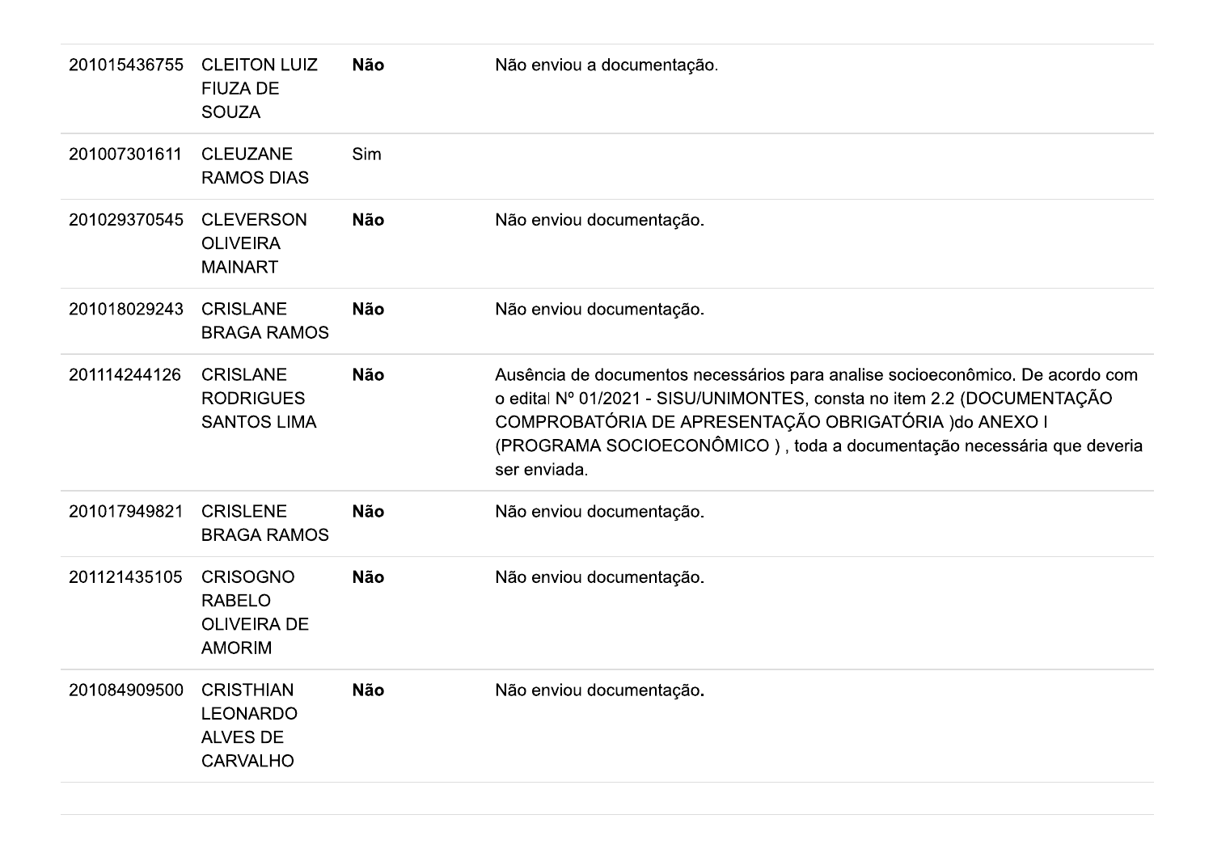| | | | |
|---|---|---|---|
| 201015436755 | CLEITON LUIZ FIUZA DE SOUZA | **Não** | Não enviou a documentação. |
| 201007301611 | CLEUZANE RAMOS DIAS | Sim | |
| 201029370545 | CLEVERSON OLIVEIRA MAINART | **Não** | Não enviou documentação. |
| 201018029243 | CRISLANE BRAGA RAMOS | **Não** | Não enviou documentação. |
| 201114244126 | CRISLANE RODRIGUES SANTOS LIMA | **Não** | Ausência de documentos necessários para analise socioeconômico. De acordo com o edital Nº 01/2021 - SISU/UNIMONTES, consta no item 2.2 (DOCUMENTAÇÃO COMPROBATÓRIA DE APRESENTAÇÃO OBRIGATÓRIA )do ANEXO I (PROGRAMA SOCIOECONÔMICO ) , toda a documentação necessária que deveria ser enviada. |
| 201017949821 | CRISLENE BRAGA RAMOS | **Não** | Não enviou documentação. |
| 201121435105 | CRISOGNO RABELO OLIVEIRA DE AMORIM | **Não** | Não enviou documentação. |
| 201084909500 | CRISTHIAN LEONARDO ALVES DE CARVALHO | **Não** | Não enviou documentação. |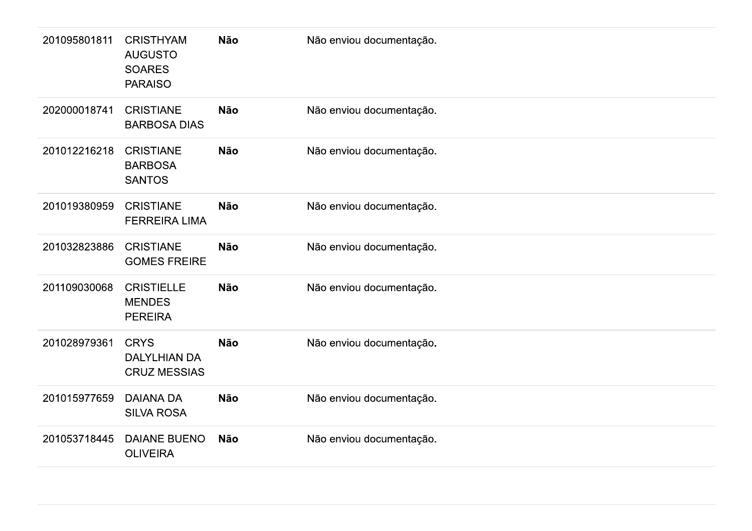| | | | |
|---|---|---|---|
| 201095801811 | CRISTHYAM AUGUSTO SOARES PARAISO | **Não** | Não enviou documentação. |
| 202000018741 | CRISTIANE BARBOSA DIAS | **Não** | Não enviou documentação. |
| 201012216218 | CRISTIANE BARBOSA SANTOS | **Não** | Não enviou documentação. |
| 201019380959 | CRISTIANE FERREIRA LIMA | **Não** | Não enviou documentação. |
| 201032823886 | CRISTIANE GOMES FREIRE | **Não** | Não enviou documentação. |
| 201109030068 | CRISTIELLE MENDES PEREIRA | **Não** | Não enviou documentação. |
| 201028979361 | CRYS DALYLHIAN DA CRUZ MESSIAS | **Não** | Não enviou documentação. |
| 201015977659 | DAIANA DA SILVA ROSA | **Não** | Não enviou documentação. |
| 201053718445 | DAIANE BUENO OLIVEIRA | **Não** | Não enviou documentação. |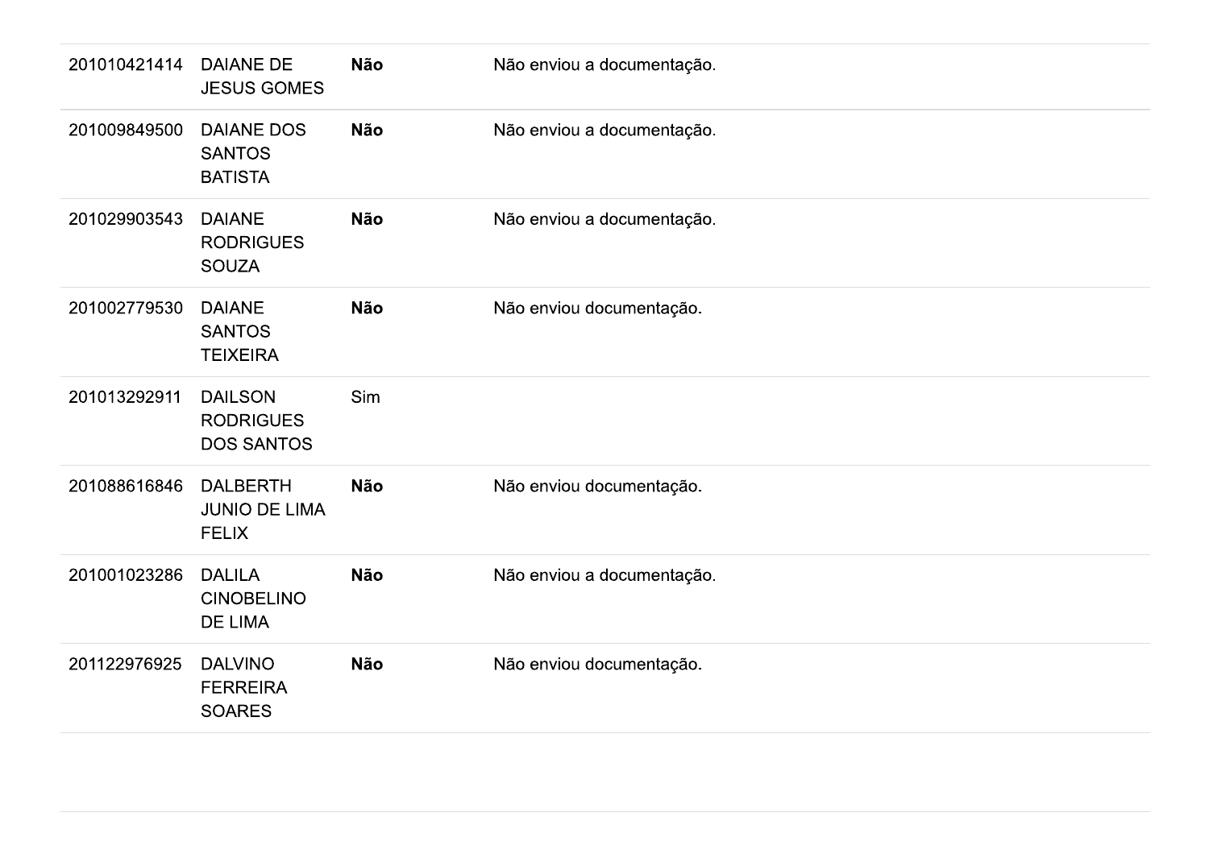| | | | |
|---|---|---|---|
| 201010421414 | DAIANE DE JESUS GOMES | **Não** | Não enviou a documentação. |
| 201009849500 | DAIANE DOS SANTOS BATISTA | **Não** | Não enviou a documentação. |
| 201029903543 | DAIANE RODRIGUES SOUZA | **Não** | Não enviou a documentação. |
| 201002779530 | DAIANE SANTOS TEIXEIRA | **Não** | Não enviou documentação. |
| 201013292911 | DAILSON RODRIGUES DOS SANTOS | Sim | |
| 201088616846 | DALBERTH JUNIO DE LIMA FELIX | **Não** | Não enviou documentação. |
| 201001023286 | DALILA CINOBELINO DE LIMA | **Não** | Não enviou a documentação. |
| 201122976925 | DALVINO FERREIRA SOARES | **Não** | Não enviou documentação. |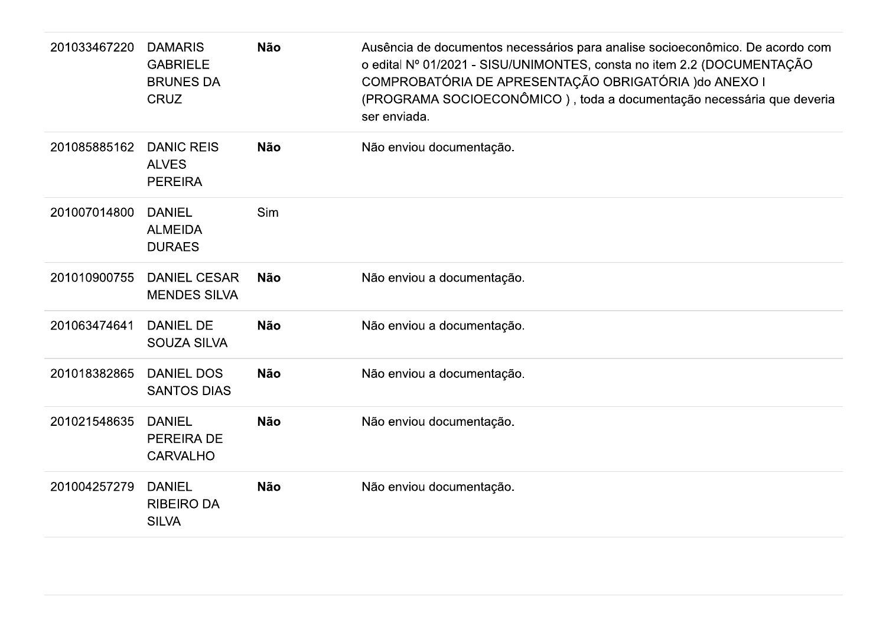| | | | |
|---|---|---|---|
| 201033467220 | DAMARIS GABRIELE BRUNES DA CRUZ | **Não** | Ausência de documentos necessários para analise socioeconômico. De acordo com o edital Nº 01/2021 - SISU/UNIMONTES, consta no item 2.2 (DOCUMENTAÇÃO COMPROBATÓRIA DE APRESENTAÇÃO OBRIGATÓRIA )do ANEXO I (PROGRAMA SOCIOECONÔMICO ) , toda a documentação necessária que deveria ser enviada. |
| 201085885162 | DANIC REIS ALVES PEREIRA | **Não** | Não enviou documentação. |
| 201007014800 | DANIEL ALMEIDA DURAES | Sim | |
| 201010900755 | DANIEL CESAR MENDES SILVA | **Não** | Não enviou a documentação. |
| 201063474641 | DANIEL DE SOUZA SILVA | **Não** | Não enviou a documentação. |
| 201018382865 | DANIEL DOS SANTOS DIAS | **Não** | Não enviou a documentação. |
| 201021548635 | DANIEL PEREIRA DE CARVALHO | **Não** | Não enviou documentação. |
| 201004257279 | DANIEL RIBEIRO DA SILVA | **Não** | Não enviou documentação. |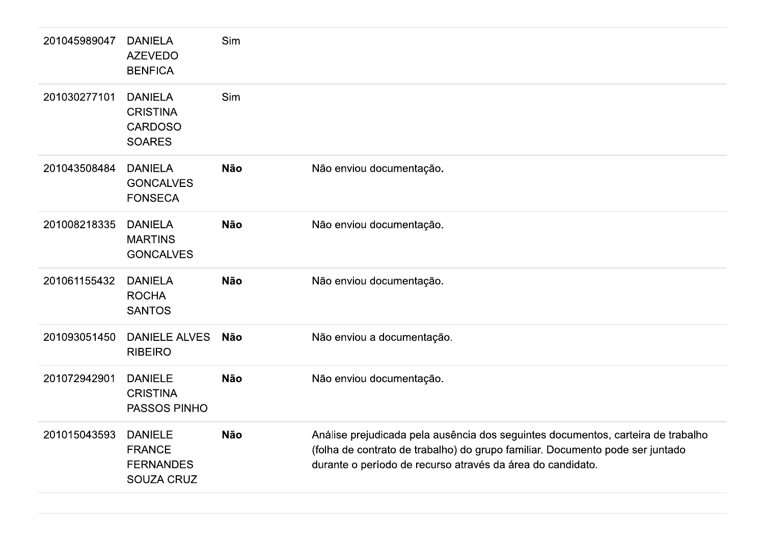| | | | |
|---|---|---|---|
| 201045989047 | DANIELA AZEVEDO BENFICA | Sim | |
| 201030277101 | DANIELA CRISTINA CARDOSO SOARES | Sim | |
| 201043508484 | DANIELA GONCALVES FONSECA | **Não** | Não enviou documentação**.** |
| 201008218335 | DANIELA MARTINS GONCALVES | **Não** | Não enviou documentação. |
| 201061155432 | DANIELA ROCHA SANTOS | **Não** | Não enviou documentação. |
| 201093051450 | DANIELE ALVES RIBEIRO | **Não** | Não enviou a documentação. |
| 201072942901 | DANIELE CRISTINA PASSOS PINHO | **Não** | Não enviou documentação. |
| 201015043593 | DANIELE FRANCE FERNANDES SOUZA CRUZ | **Não** | Análise prejudicada pela ausência dos seguintes documentos, carteira de trabalho (folha de contrato de trabalho) do grupo familiar. Documento pode ser juntado durante o período de recurso através da área do candidato. |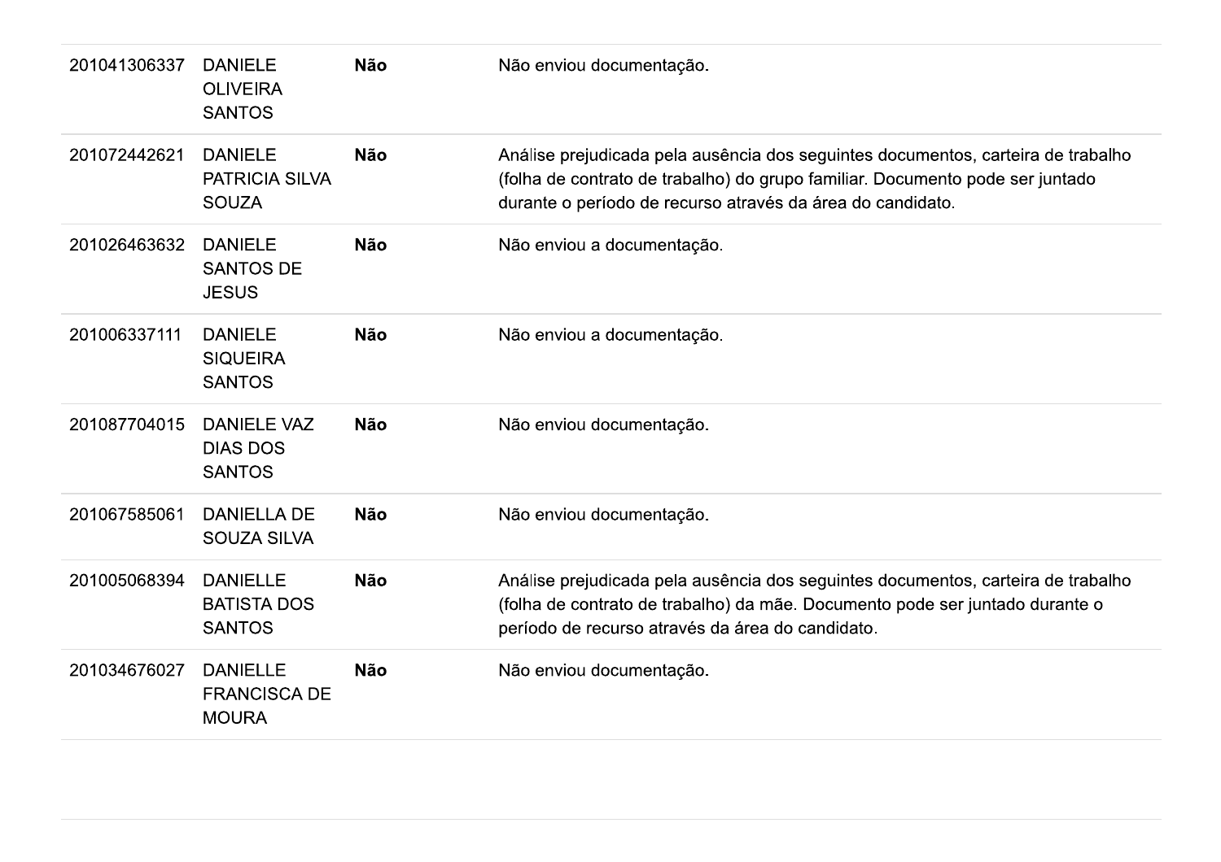| | | | |
|---|---|---|---|
| 201041306337 | DANIELE OLIVEIRA SANTOS | **Não** | Não enviou documentação. |
| 201072442621 | DANIELE PATRICIA SILVA SOUZA | **Não** | Análise prejudicada pela ausência dos seguintes documentos, carteira de trabalho (folha de contrato de trabalho) do grupo familiar. Documento pode ser juntado durante o período de recurso através da área do candidato. |
| 201026463632 | DANIELE SANTOS DE JESUS | **Não** | Não enviou a documentação. |
| 201006337111 | DANIELE SIQUEIRA SANTOS | **Não** | Não enviou a documentação. |
| 201087704015 | DANIELE VAZ DIAS DOS SANTOS | **Não** | Não enviou documentação. |
| 201067585061 | DANIELLA DE SOUZA SILVA | **Não** | Não enviou documentação. |
| 201005068394 | DANIELLE BATISTA DOS SANTOS | **Não** | Análise prejudicada pela ausência dos seguintes documentos, carteira de trabalho (folha de contrato de trabalho) da mãe. Documento pode ser juntado durante o período de recurso através da área do candidato. |
| 201034676027 | DANIELLE FRANCISCA DE MOURA | **Não** | Não enviou documentação. |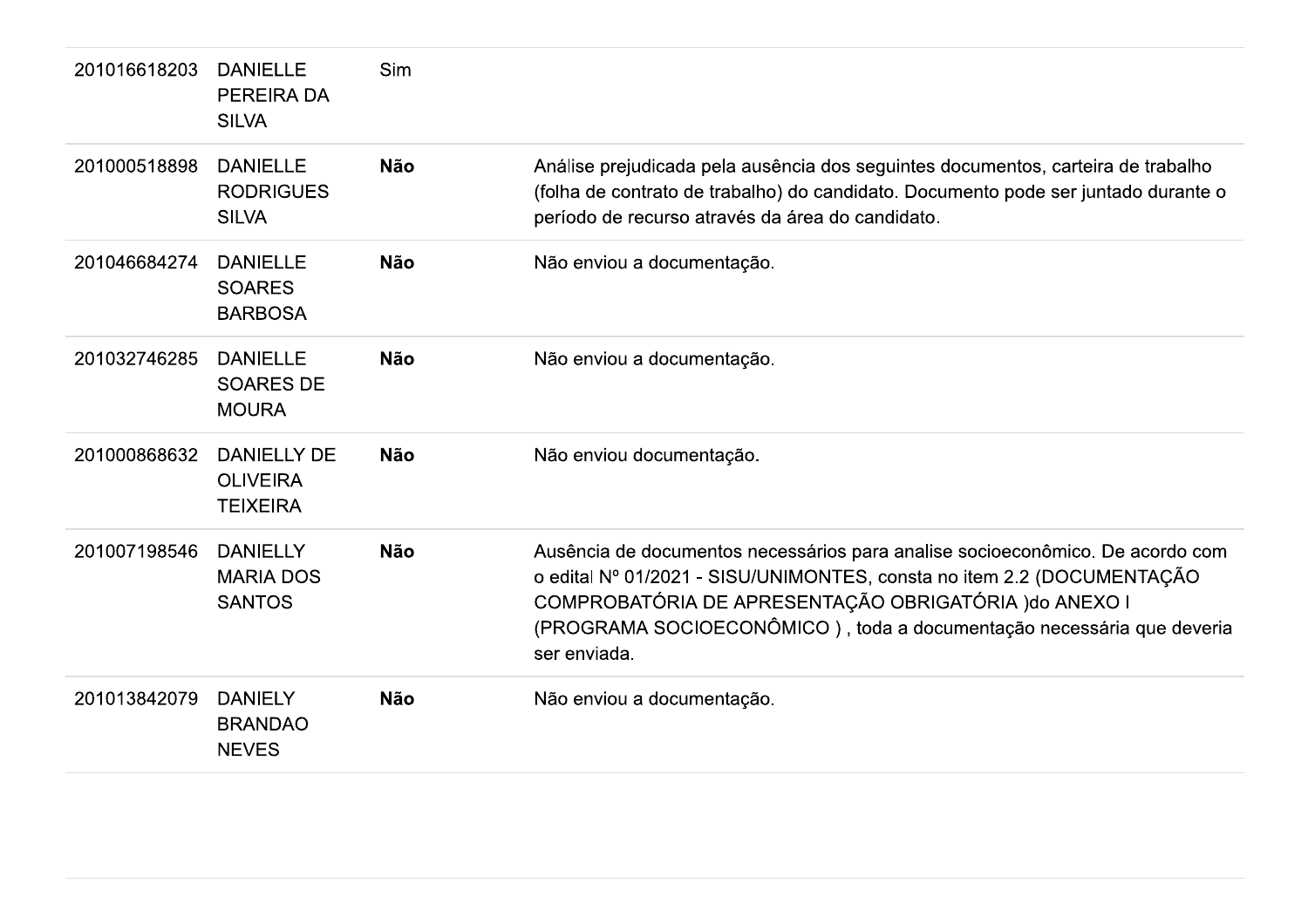| | | | |
|---|---|---|---|
| 201016618203 | DANIELLE PEREIRA DA SILVA | Sim | |
| 201000518898 | DANIELLE RODRIGUES SILVA | **Não** | Análise prejudicada pela ausência dos seguintes documentos, carteira de trabalho (folha de contrato de trabalho) do candidato. Documento pode ser juntado durante o período de recurso através da área do candidato. |
| 201046684274 | DANIELLE SOARES BARBOSA | **Não** | Não enviou a documentação. |
| 201032746285 | DANIELLE SOARES DE MOURA | **Não** | Não enviou a documentação. |
| 201000868632 | DANIELLY DE OLIVEIRA TEIXEIRA | **Não** | Não enviou documentação. |
| 201007198546 | DANIELLY MARIA DOS SANTOS | **Não** | Ausência de documentos necessários para analise socioeconômico. De acordo com o edital Nº 01/2021 - SISU/UNIMONTES, consta no item 2.2 (DOCUMENTAÇÃO COMPROBATÓRIA DE APRESENTAÇÃO OBRIGATÓRIA )do ANEXO I (PROGRAMA SOCIOECONÔMICO ) , toda a documentação necessária que deveria ser enviada. |
| 201013842079 | DANIELY BRANDAO NEVES | **Não** | Não enviou a documentação. |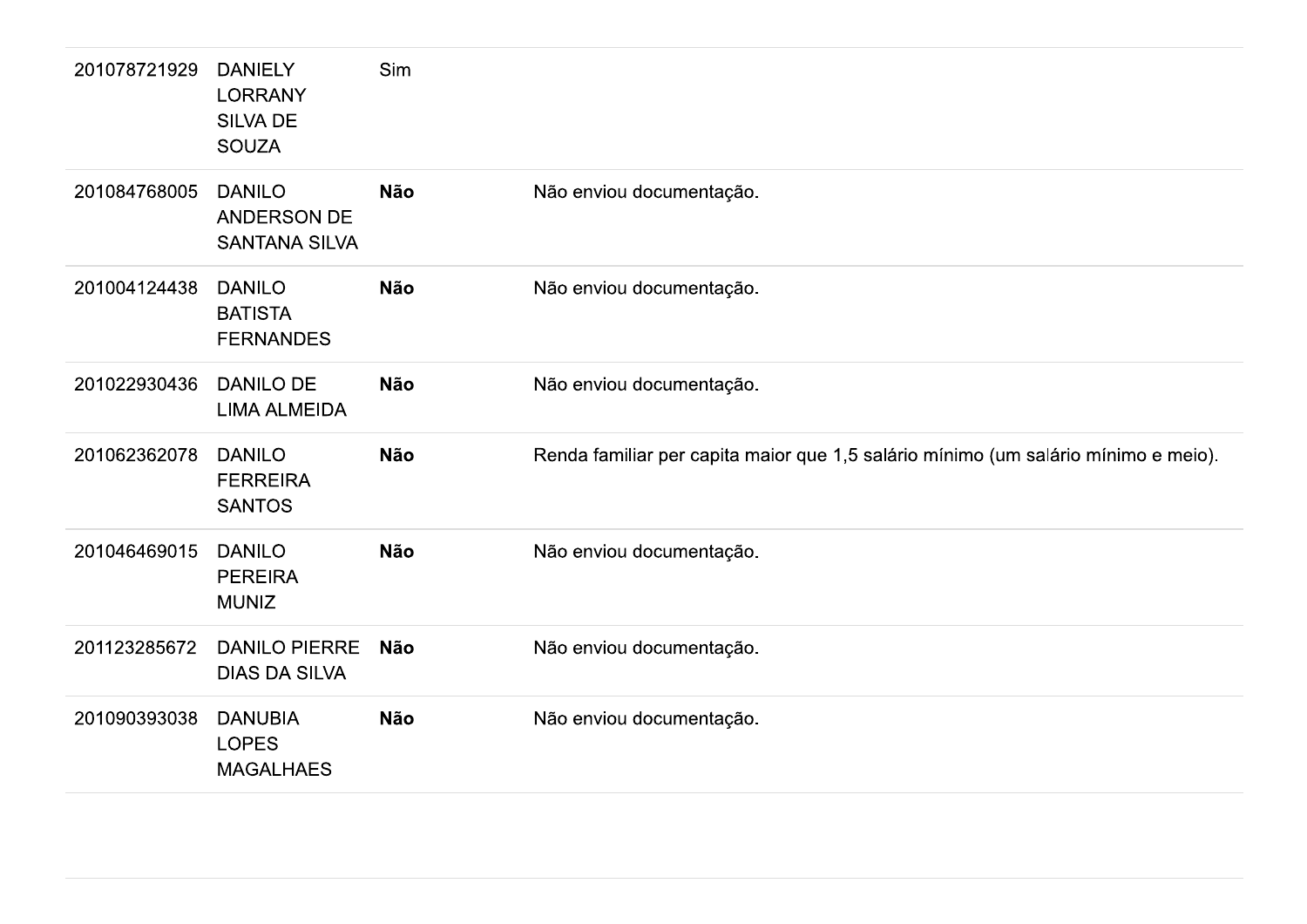| | | | |
|---|---|---|---|
| 201078721929 | DANIELY LORRANY SILVA DE SOUZA | Sim | |
| 201084768005 | DANILO ANDERSON DE SANTANA SILVA | **Não** | Não enviou documentação. |
| 201004124438 | DANILO BATISTA FERNANDES | **Não** | Não enviou documentação. |
| 201022930436 | DANILO DE LIMA ALMEIDA | **Não** | Não enviou documentação. |
| 201062362078 | DANILO FERREIRA SANTOS | **Não** | Renda familiar per capita maior que 1,5 salário mínimo (um salário mínimo e meio). |
| 201046469015 | DANILO PEREIRA MUNIZ | **Não** | Não enviou documentação. |
| 201123285672 | DANILO PIERRE DIAS DA SILVA | **Não** | Não enviou documentação. |
| 201090393038 | DANUBIA LOPES MAGALHAES | **Não** | Não enviou documentação. |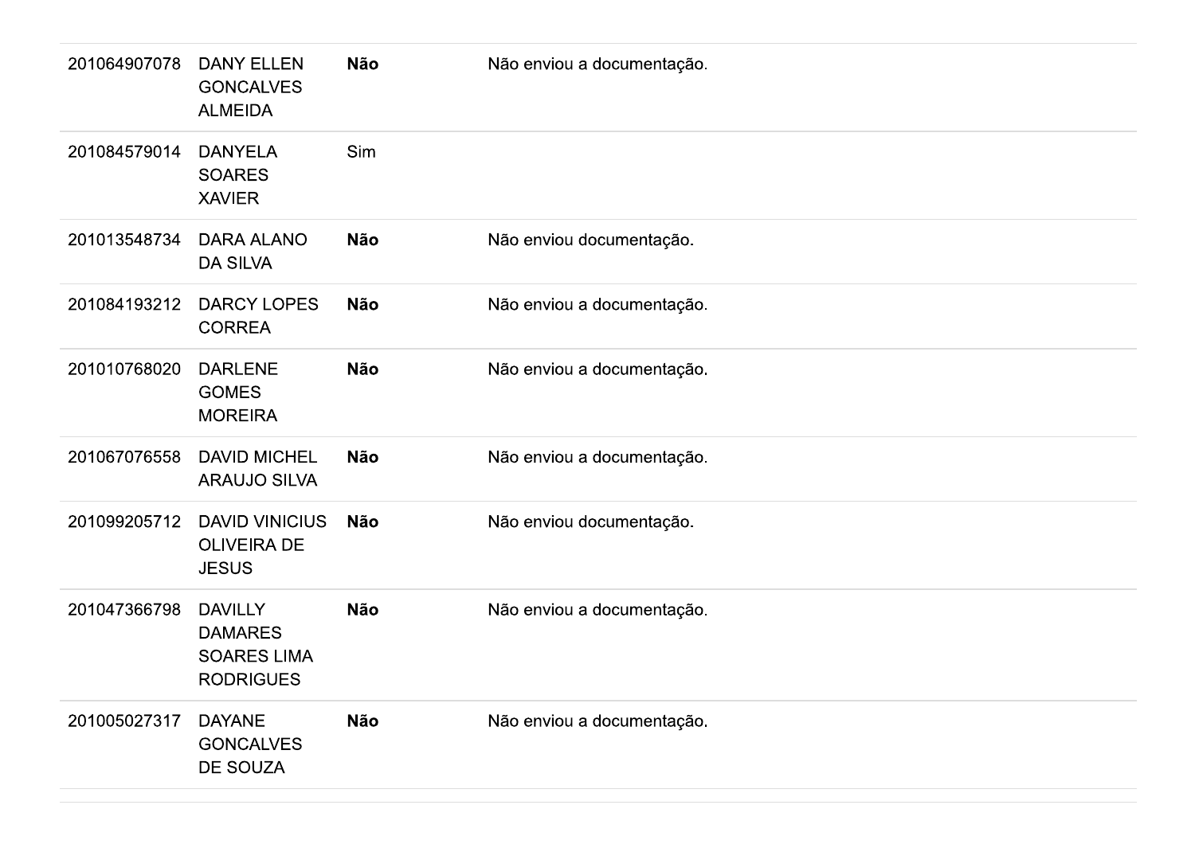| | | | |
|---|---|---|---|
| 201064907078 | DANY ELLEN GONCALVES ALMEIDA | **Não** | Não enviou a documentação. |
| 201084579014 | DANYELA SOARES XAVIER | Sim | |
| 201013548734 | DARA ALANO DA SILVA | **Não** | Não enviou documentação. |
| 201084193212 | DARCY LOPES CORREA | **Não** | Não enviou a documentação. |
| 201010768020 | DARLENE GOMES MOREIRA | **Não** | Não enviou a documentação. |
| 201067076558 | DAVID MICHEL ARAUJO SILVA | **Não** | Não enviou a documentação. |
| 201099205712 | DAVID VINICIUS OLIVEIRA DE JESUS | **Não** | Não enviou documentação. |
| 201047366798 | DAVILLY DAMARES SOARES LIMA RODRIGUES | **Não** | Não enviou a documentação. |
| 201005027317 | DAYANE GONCALVES DE SOUZA | **Não** | Não enviou a documentação. |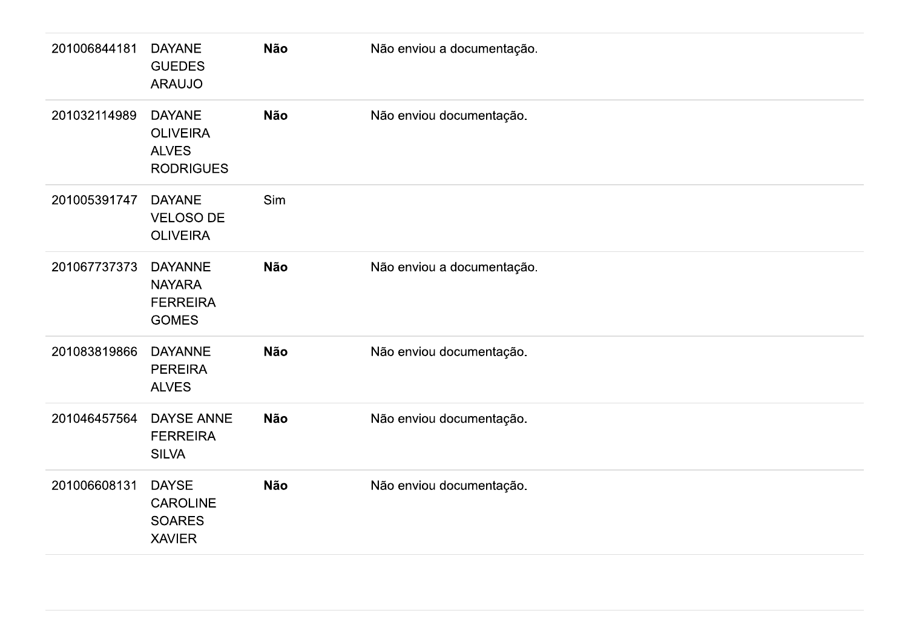| | | | |
|---|---|---|---|
| 201006844181 | DAYANE GUEDES ARAUJO | **Não** | Não enviou a documentação. |
| 201032114989 | DAYANE OLIVEIRA ALVES RODRIGUES | **Não** | Não enviou documentação. |
| 201005391747 | DAYANE VELOSO DE OLIVEIRA | Sim | |
| 201067737373 | DAYANNE NAYARA FERREIRA GOMES | **Não** | Não enviou a documentação. |
| 201083819866 | DAYANNE PEREIRA ALVES | **Não** | Não enviou documentação. |
| 201046457564 | DAYSE ANNE FERREIRA SILVA | **Não** | Não enviou documentação. |
| 201006608131 | DAYSE CAROLINE SOARES XAVIER | **Não** | Não enviou documentação. |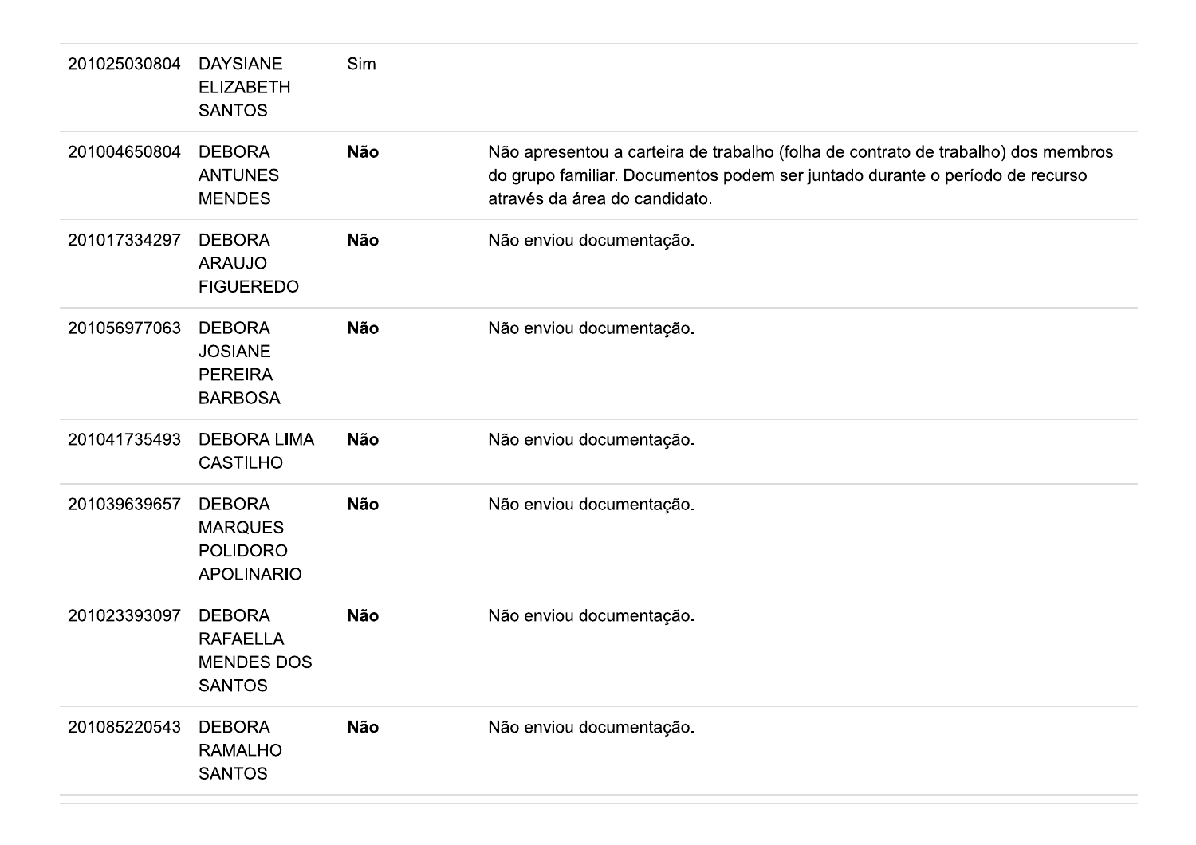| | | | |
|---|---|---|---|
| 201025030804 | DAYSIANE ELIZABETH SANTOS | Sim | |
| 201004650804 | DEBORA ANTUNES MENDES | **Não** | Não apresentou a carteira de trabalho (folha de contrato de trabalho) dos membros do grupo familiar. Documentos podem ser juntado durante o período de recurso através da área do candidato. |
| 201017334297 | DEBORA ARAUJO FIGUEREDO | **Não** | Não enviou documentação. |
| 201056977063 | DEBORA JOSIANE PEREIRA BARBOSA | **Não** | Não enviou documentação. |
| 201041735493 | DEBORA LIMA CASTILHO | **Não** | Não enviou documentação. |
| 201039639657 | DEBORA MARQUES POLIDORO APOLINARIO | **Não** | Não enviou documentação. |
| 201023393097 | DEBORA RAFAELLA MENDES DOS SANTOS | **Não** | Não enviou documentação. |
| 201085220543 | DEBORA RAMALHO SANTOS | **Não** | Não enviou documentação. |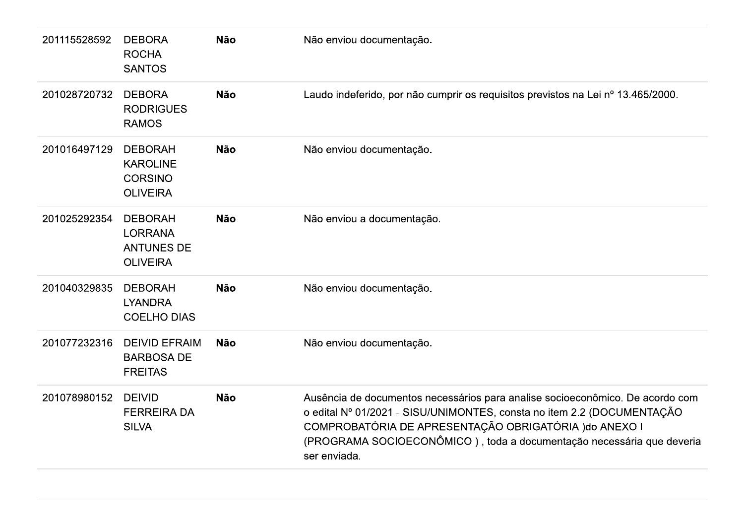| | | | |
|---|---|---|---|
| 201115528592 | DEBORA ROCHA SANTOS | **Não** | Não enviou documentação. |
| 201028720732 | DEBORA RODRIGUES RAMOS | **Não** | Laudo indeferido, por não cumprir os requisitos previstos na Lei nº 13.465/2000. |
| 201016497129 | DEBORAH KAROLINE CORSINO OLIVEIRA | **Não** | Não enviou documentação. |
| 201025292354 | DEBORAH LORRANA ANTUNES DE OLIVEIRA | **Não** | Não enviou a documentação. |
| 201040329835 | DEBORAH LYANDRA COELHO DIAS | **Não** | Não enviou documentação. |
| 201077232316 | DEIVID EFRAIM BARBOSA DE FREITAS | **Não** | Não enviou documentação. |
| 201078980152 | DEIVID FERREIRA DA SILVA | **Não** | Ausência de documentos necessários para analise socioeconômico. De acordo com o edital Nº 01/2021 - SISU/UNIMONTES, consta no item 2.2 (DOCUMENTAÇÃO COMPROBATÓRIA DE APRESENTAÇÃO OBRIGATÓRIA )do ANEXO I (PROGRAMA SOCIOECONÔMICO ) , toda a documentação necessária que deveria ser enviada. |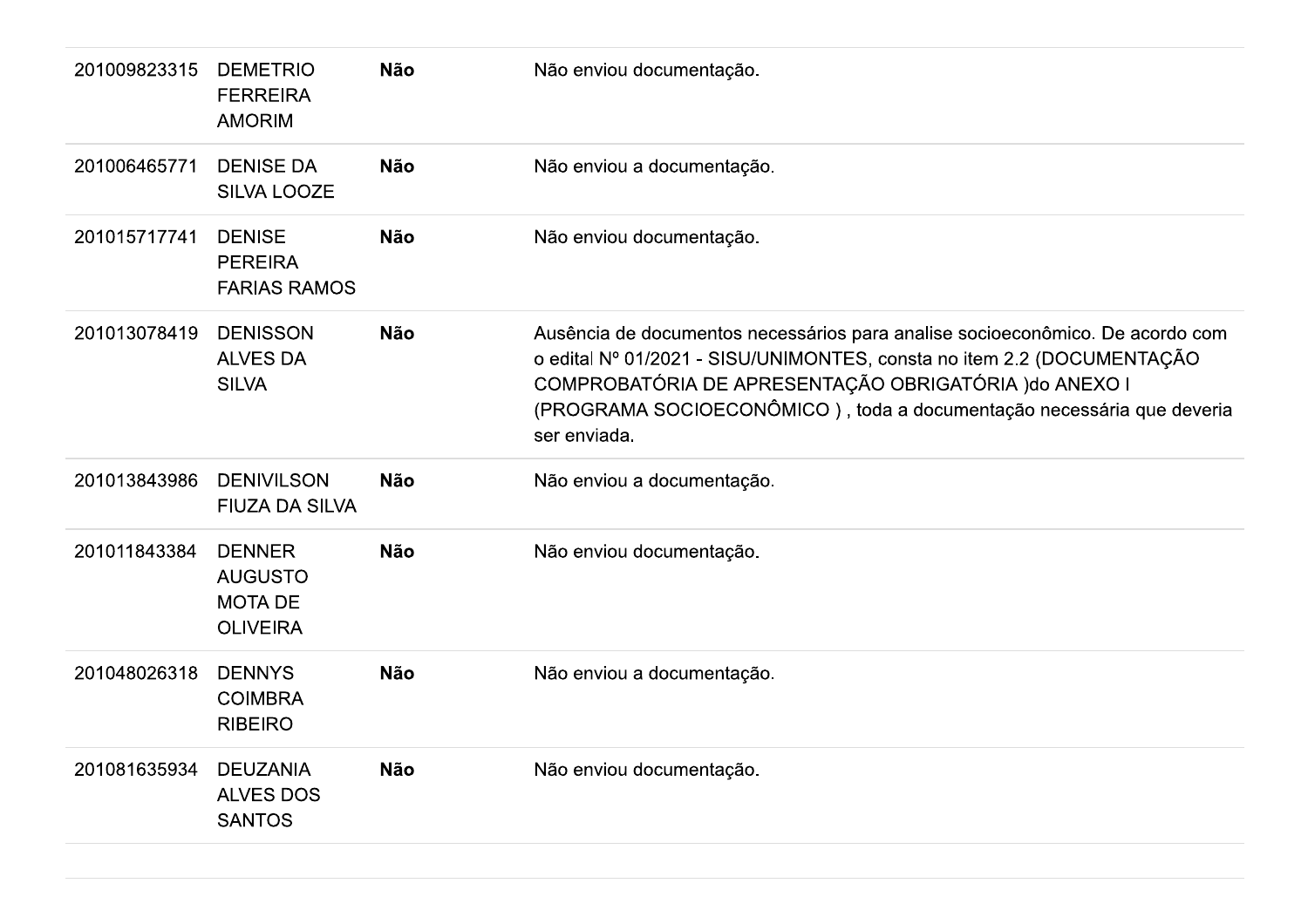| | | | |
|---|---|---|---|
| 201009823315 | DEMETRIO FERREIRA AMORIM | **Não** | Não enviou documentação. |
| 201006465771 | DENISE DA SILVA LOOZE | **Não** | Não enviou a documentação. |
| 201015717741 | DENISE PEREIRA FARIAS RAMOS | **Não** | Não enviou documentação. |
| 201013078419 | DENISSON ALVES DA SILVA | **Não** | Ausência de documentos necessários para analise socioeconômico. De acordo com o edital Nº 01/2021 - SISU/UNIMONTES, consta no item 2.2 (DOCUMENTAÇÃO COMPROBATÓRIA DE APRESENTAÇÃO OBRIGATÓRIA )do ANEXO I (PROGRAMA SOCIOECONÔMICO ) , toda a documentação necessária que deveria ser enviada. |
| 201013843986 | DENIVILSON FIUZA DA SILVA | **Não** | Não enviou a documentação. |
| 201011843384 | DENNER AUGUSTO MOTA DE OLIVEIRA | **Não** | Não enviou documentação. |
| 201048026318 | DENNYS COIMBRA RIBEIRO | **Não** | Não enviou a documentação. |
| 201081635934 | DEUZANIA ALVES DOS SANTOS | **Não** | Não enviou documentação. |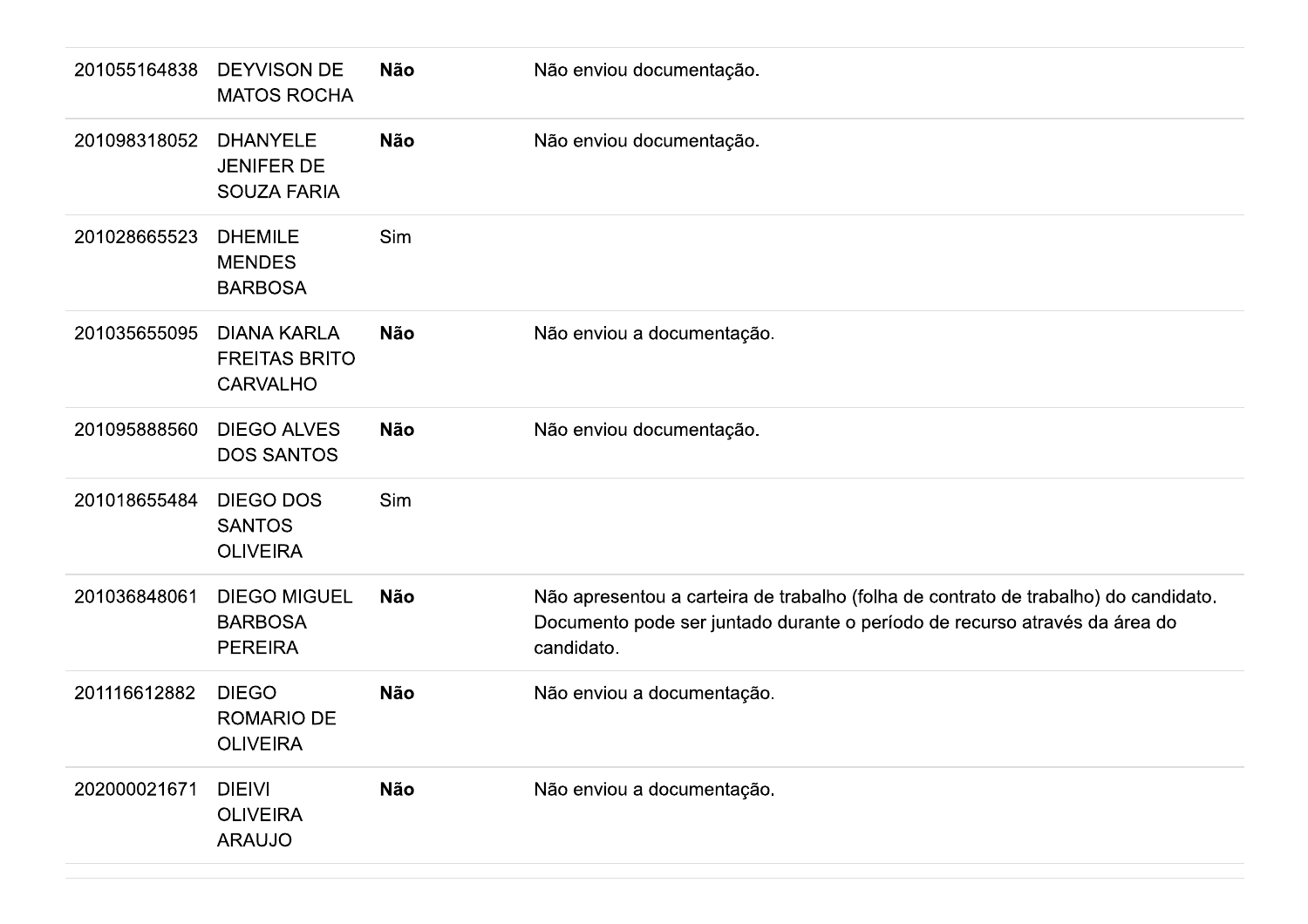| | | | |
|---|---|---|---|
| 201055164838 | DEYVISON DE MATOS ROCHA | **Não** | Não enviou documentação. |
| 201098318052 | DHANYELE JENIFER DE SOUZA FARIA | **Não** | Não enviou documentação. |
| 201028665523 | DHEMILE MENDES BARBOSA | Sim | |
| 201035655095 | DIANA KARLA FREITAS BRITO CARVALHO | **Não** | Não enviou a documentação. |
| 201095888560 | DIEGO ALVES DOS SANTOS | **Não** | Não enviou documentação. |
| 201018655484 | DIEGO DOS SANTOS OLIVEIRA | Sim | |
| 201036848061 | DIEGO MIGUEL BARBOSA PEREIRA | **Não** | Não apresentou a carteira de trabalho (folha de contrato de trabalho) do candidato. Documento pode ser juntado durante o período de recurso através da área do candidato. |
| 201116612882 | DIEGO ROMARIO DE OLIVEIRA | **Não** | Não enviou a documentação. |
| 202000021671 | DIEIVI OLIVEIRA ARAUJO | **Não** | Não enviou a documentação. |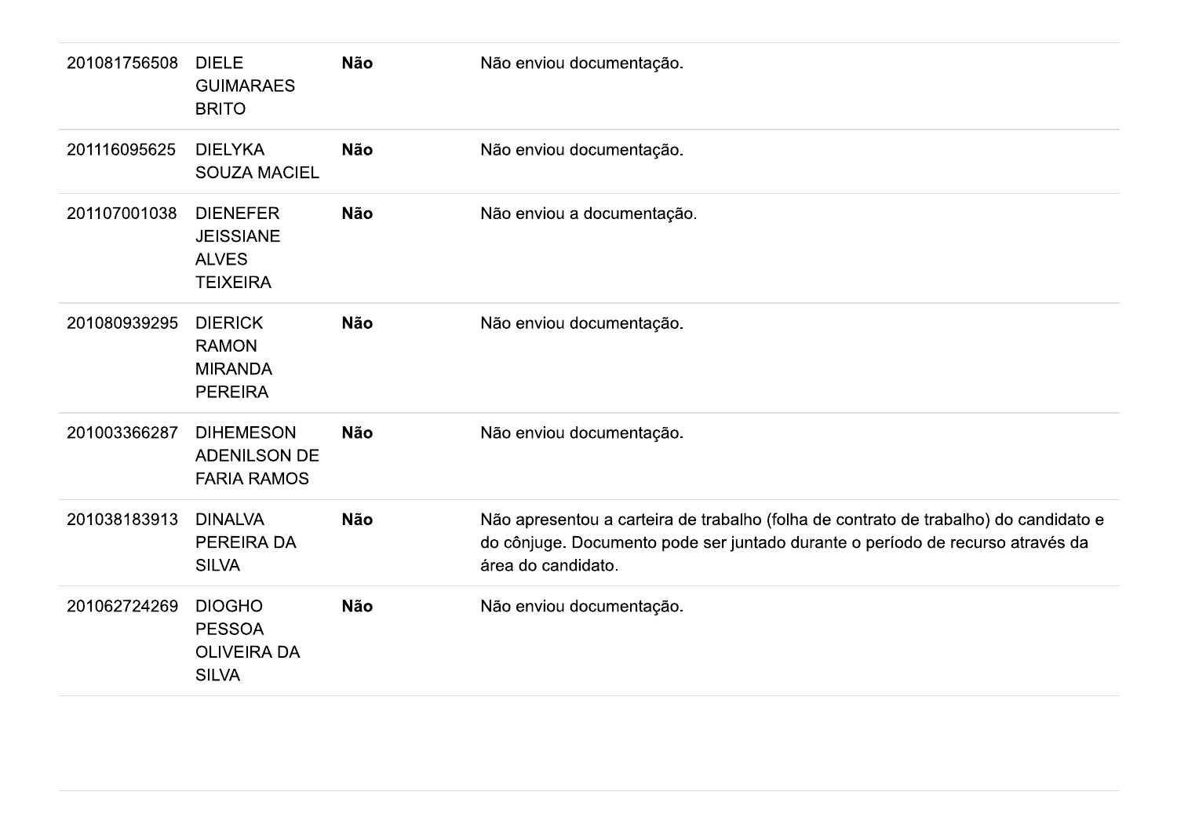| | | | |
|---|---|---|---|
| 201081756508 | DIELE GUIMARAES BRITO | **Não** | Não enviou documentação. |
| 201116095625 | DIELYKA SOUZA MACIEL | **Não** | Não enviou documentação. |
| 201107001038 | DIENEFER JEISSIANE ALVES TEIXEIRA | **Não** | Não enviou a documentação. |
| 201080939295 | DIERICK RAMON MIRANDA PEREIRA | **Não** | Não enviou documentação. |
| 201003366287 | DIHEMESON ADENILSON DE FARIA RAMOS | **Não** | Não enviou documentação. |
| 201038183913 | DINALVA PEREIRA DA SILVA | **Não** | Não apresentou a carteira de trabalho (folha de contrato de trabalho) do candidato e do cônjuge. Documento pode ser juntado durante o período de recurso através da área do candidato. |
| 201062724269 | DIOGHO PESSOA OLIVEIRA DA SILVA | **Não** | Não enviou documentação. |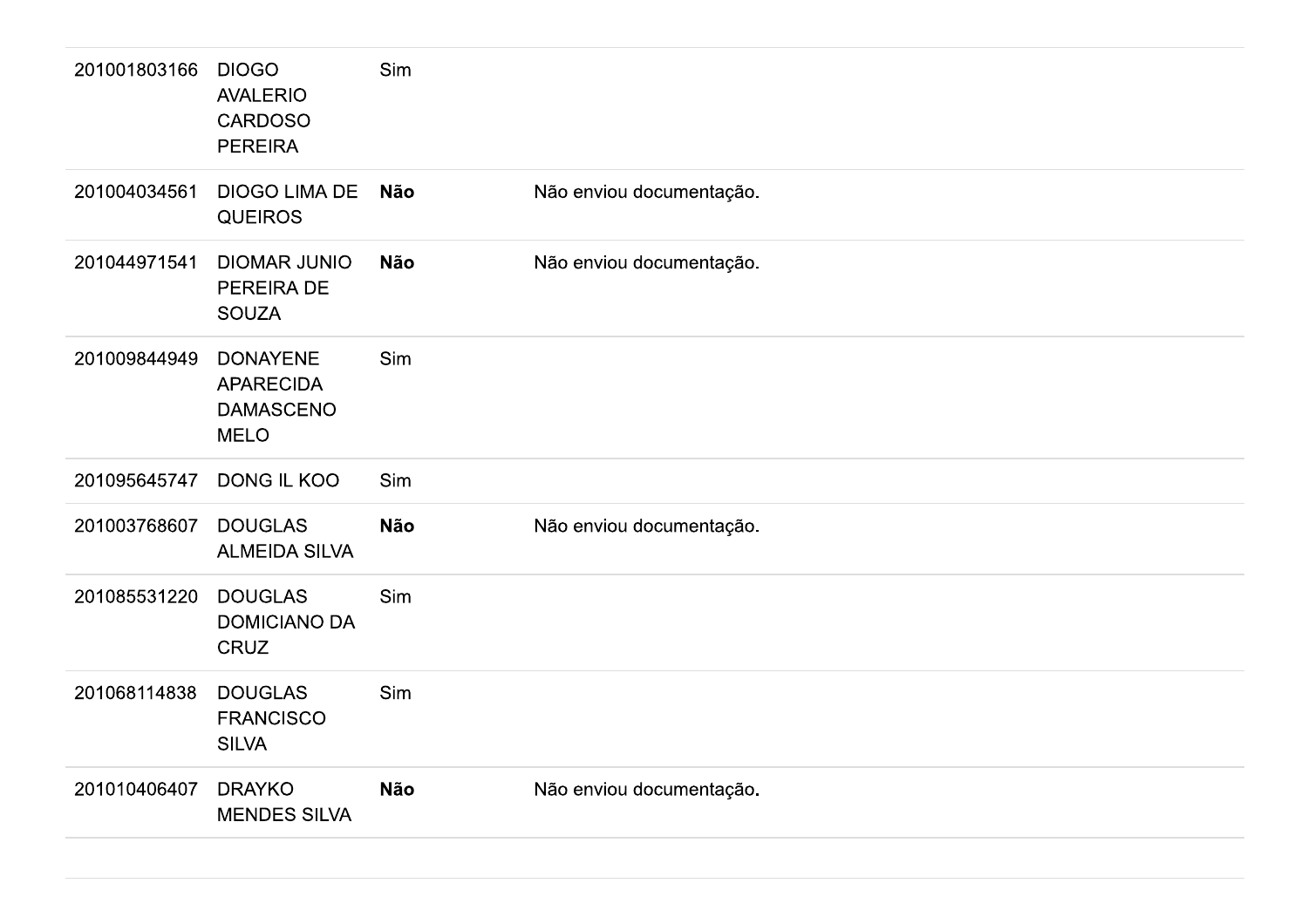| | | | |
|---|---|---|---|
| 201001803166 | DIOGO AVALERIO CARDOSO PEREIRA | Sim | |
| 201004034561 | DIOGO LIMA DE QUEIROS | **Não** | Não enviou documentação. |
| 201044971541 | DIOMAR JUNIO PEREIRA DE SOUZA | **Não** | Não enviou documentação. |
| 201009844949 | DONAYENE APARECIDA DAMASCENO MELO | Sim | |
| 201095645747 | DONG IL KOO | Sim | |
| 201003768607 | DOUGLAS ALMEIDA SILVA | **Não** | Não enviou documentação. |
| 201085531220 | DOUGLAS DOMICIANO DA CRUZ | Sim | |
| 201068114838 | DOUGLAS FRANCISCO SILVA | Sim | |
| 201010406407 | DRAYKO MENDES SILVA | **Não** | Não enviou documentação. |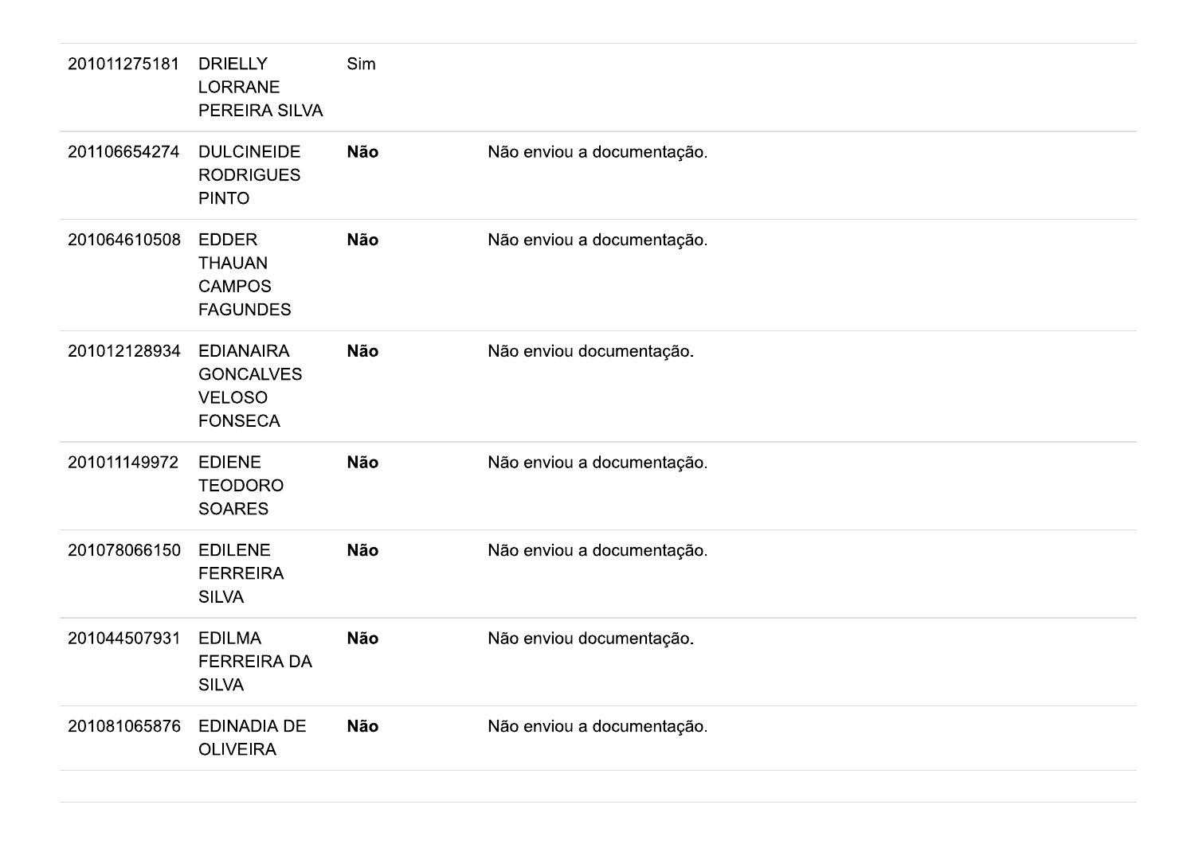| | | | |
|---|---|---|---|
| 201011275181 | DRIELLY LORRANE PEREIRA SILVA | Sim | |
| 201106654274 | DULCINEIDE RODRIGUES PINTO | **Não** | Não enviou a documentação. |
| 201064610508 | EDDER THAUAN CAMPOS FAGUNDES | **Não** | Não enviou a documentação. |
| 201012128934 | EDIANAIRA GONCALVES VELOSO FONSECA | **Não** | Não enviou documentação. |
| 201011149972 | EDIENE TEODORO SOARES | **Não** | Não enviou a documentação. |
| 201078066150 | EDILENE FERREIRA SILVA | **Não** | Não enviou a documentação. |
| 201044507931 | EDILMA FERREIRA DA SILVA | **Não** | Não enviou documentação. |
| 201081065876 | EDINADIA DE OLIVEIRA | **Não** | Não enviou a documentação. |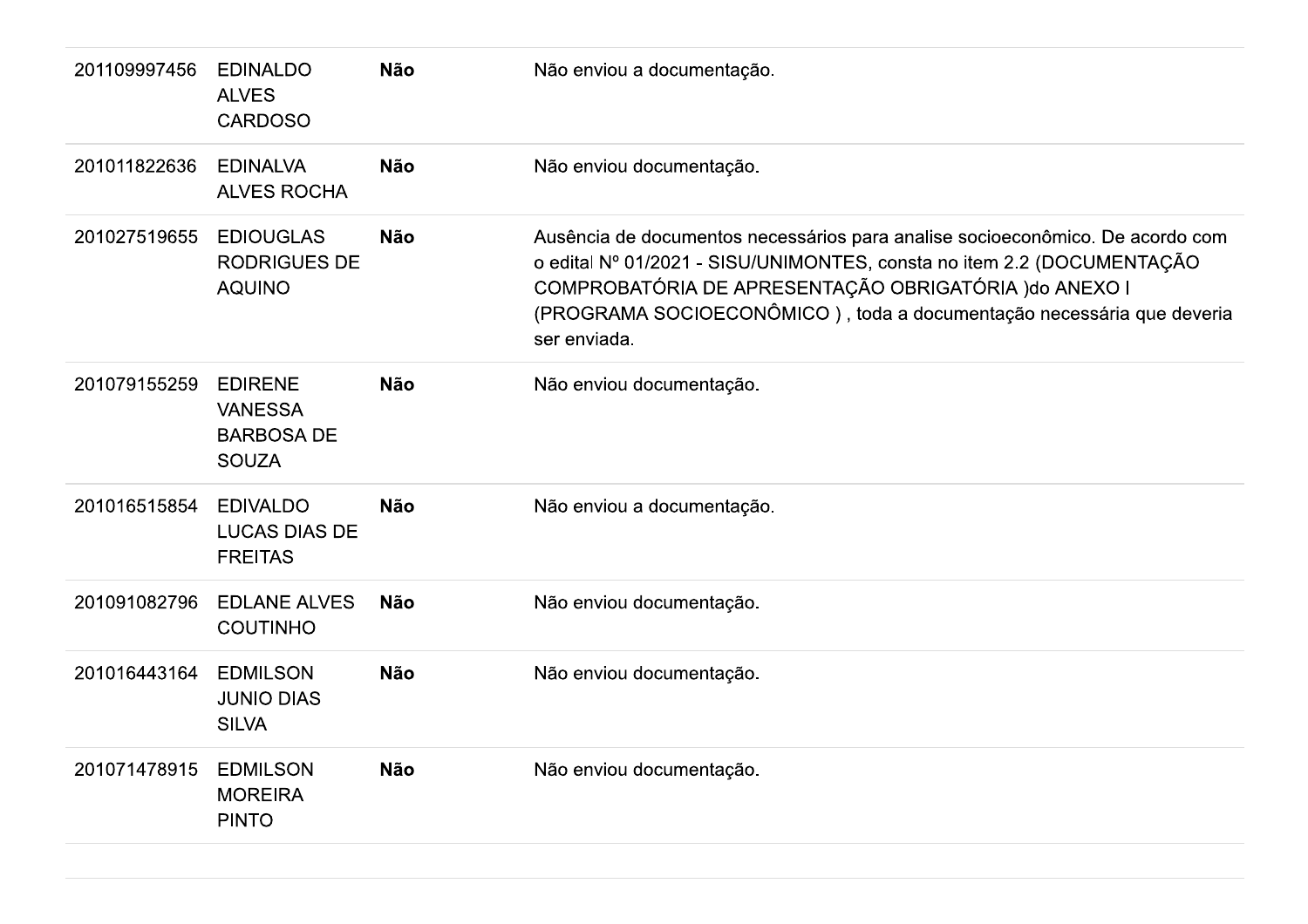| | | | |
|---|---|---|---|
| 201109997456 | EDINALDO ALVES CARDOSO | **Não** | Não enviou a documentação. |
| 201011822636 | EDINALVA ALVES ROCHA | **Não** | Não enviou documentação. |
| 201027519655 | EDIOUGLAS RODRIGUES DE AQUINO | **Não** | Ausência de documentos necessários para analise socioeconômico. De acordo com o edital Nº 01/2021 - SISU/UNIMONTES, consta no item 2.2 (DOCUMENTAÇÃO COMPROBATÓRIA DE APRESENTAÇÃO OBRIGATÓRIA )do ANEXO I (PROGRAMA SOCIOECONÔMICO ) , toda a documentação necessária que deveria ser enviada. |
| 201079155259 | EDIRENE VANESSA BARBOSA DE SOUZA | **Não** | Não enviou documentação. |
| 201016515854 | EDIVALDO LUCAS DIAS DE FREITAS | **Não** | Não enviou a documentação. |
| 201091082796 | EDLANE ALVES COUTINHO | **Não** | Não enviou documentação. |
| 201016443164 | EDMILSON JUNIO DIAS SILVA | **Não** | Não enviou documentação. |
| 201071478915 | EDMILSON MOREIRA PINTO | **Não** | Não enviou documentação. |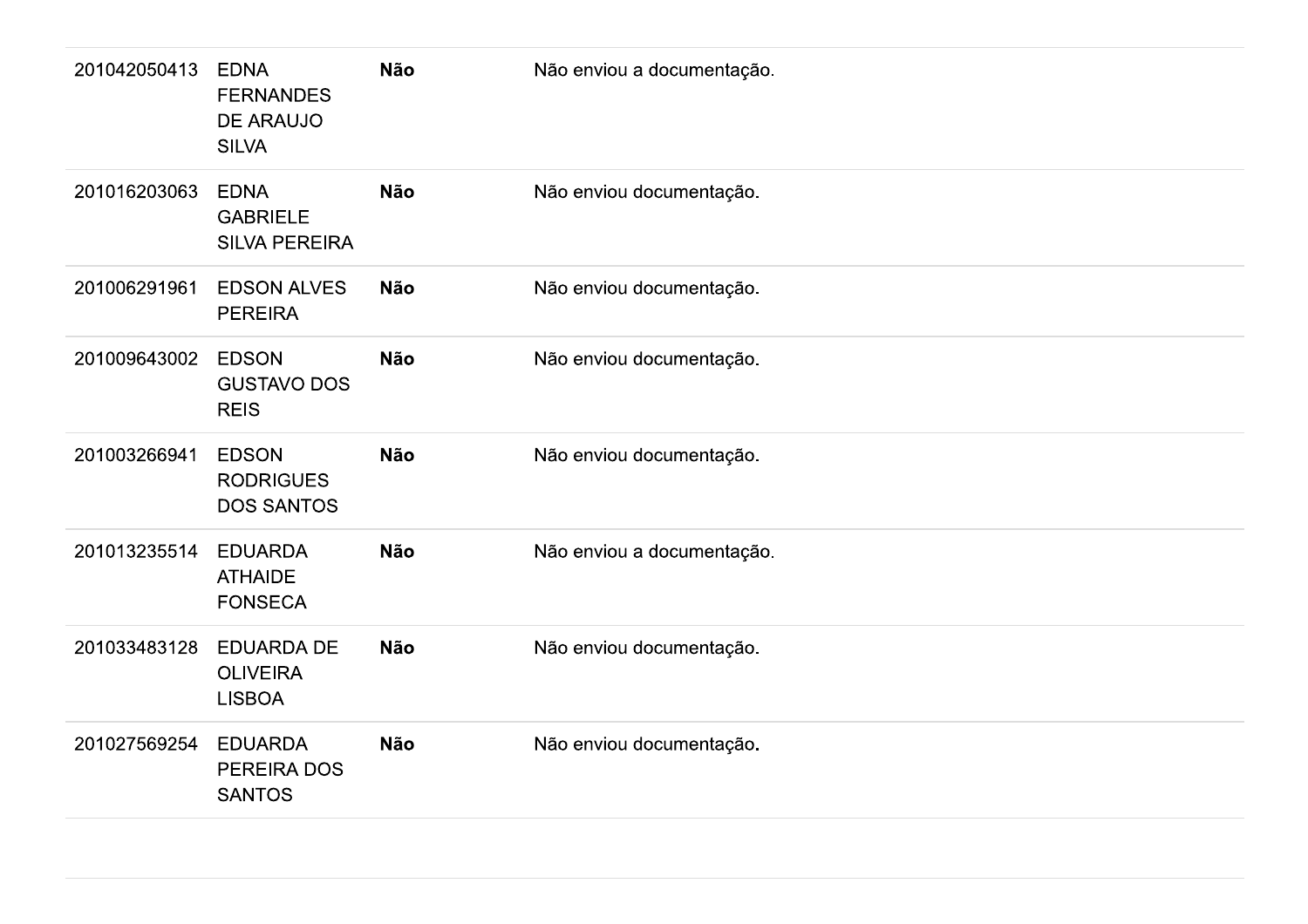| | | | |
|---|---|---|---|
| 201042050413 | EDNA FERNANDES DE ARAUJO SILVA | **Não** | Não enviou a documentação. |
| 201016203063 | EDNA GABRIELE SILVA PEREIRA | **Não** | Não enviou documentação. |
| 201006291961 | EDSON ALVES PEREIRA | **Não** | Não enviou documentação. |
| 201009643002 | EDSON GUSTAVO DOS REIS | **Não** | Não enviou documentação. |
| 201003266941 | EDSON RODRIGUES DOS SANTOS | **Não** | Não enviou documentação. |
| 201013235514 | EDUARDA ATHAIDE FONSECA | **Não** | Não enviou a documentação. |
| 201033483128 | EDUARDA DE OLIVEIRA LISBOA | **Não** | Não enviou documentação. |
| 201027569254 | EDUARDA PEREIRA DOS SANTOS | **Não** | Não enviou documentação. |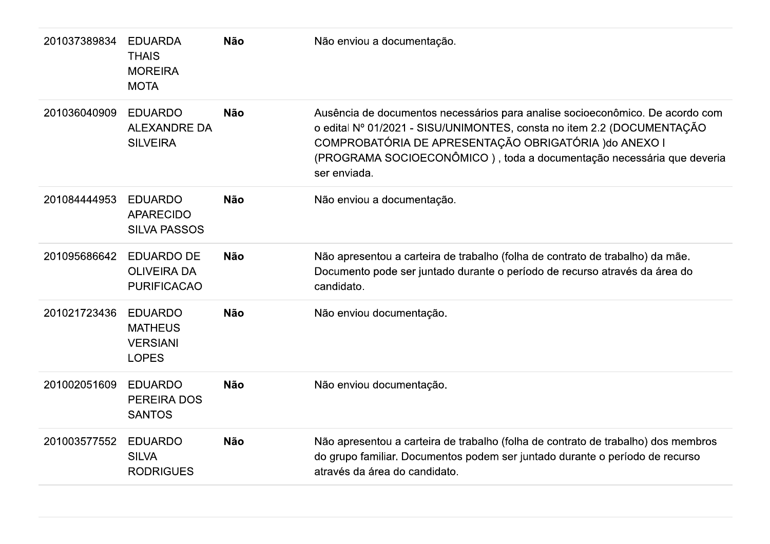| | | | |
|---|---|---|---|
| 201037389834 | EDUARDA THAIS MOREIRA MOTA | **Não** | Não enviou a documentação. |
| 201036040909 | EDUARDO ALEXANDRE DA SILVEIRA | **Não** | Ausência de documentos necessários para analise socioeconômico. De acordo com o edital Nº 01/2021 - SISU/UNIMONTES, consta no item 2.2 (DOCUMENTAÇÃO COMPROBATÓRIA DE APRESENTAÇÃO OBRIGATÓRIA )do ANEXO I (PROGRAMA SOCIOECONÔMICO ) , toda a documentação necessária que deveria ser enviada. |
| 201084444953 | EDUARDO APARECIDO SILVA PASSOS | **Não** | Não enviou a documentação. |
| 201095686642 | EDUARDO DE OLIVEIRA DA PURIFICACAO | **Não** | Não apresentou a carteira de trabalho (folha de contrato de trabalho) da mãe. Documento pode ser juntado durante o período de recurso através da área do candidato. |
| 201021723436 | EDUARDO MATHEUS VERSIANI LOPES | **Não** | Não enviou documentação. |
| 201002051609 | EDUARDO PEREIRA DOS SANTOS | **Não** | Não enviou documentação. |
| 201003577552 | EDUARDO SILVA RODRIGUES | **Não** | Não apresentou a carteira de trabalho (folha de contrato de trabalho) dos membros do grupo familiar. Documentos podem ser juntado durante o período de recurso através da área do candidato. |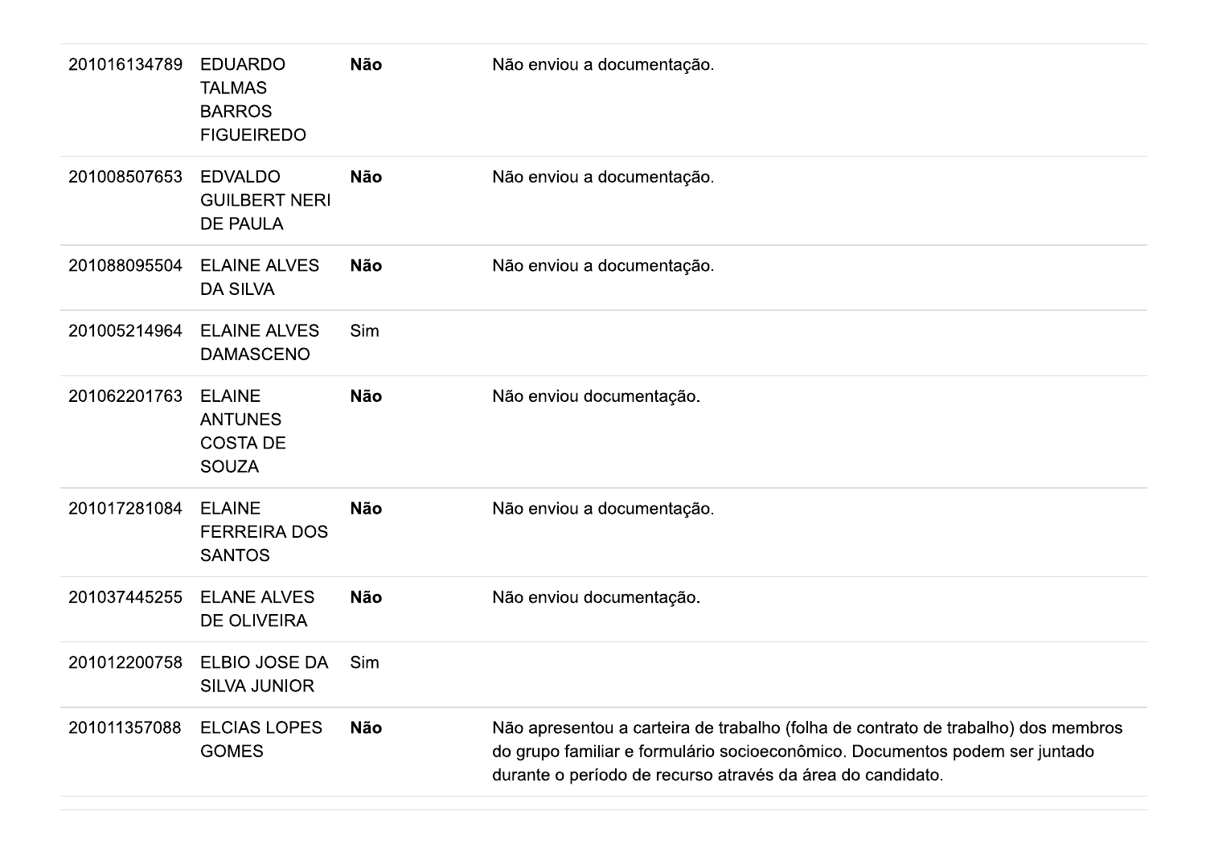| | | | |
|---|---|---|---|
| 201016134789 | EDUARDO TALMAS BARROS FIGUEIREDO | **Não** | Não enviou a documentação. |
| 201008507653 | EDVALDO GUILBERT NERI DE PAULA | **Não** | Não enviou a documentação. |
| 201088095504 | ELAINE ALVES DA SILVA | **Não** | Não enviou a documentação. |
| 201005214964 | ELAINE ALVES DAMASCENO | Sim | |
| 201062201763 | ELAINE ANTUNES COSTA DE SOUZA | **Não** | Não enviou documentação. |
| 201017281084 | ELAINE FERREIRA DOS SANTOS | **Não** | Não enviou a documentação. |
| 201037445255 | ELANE ALVES DE OLIVEIRA | **Não** | Não enviou documentação. |
| 201012200758 | ELBIO JOSE DA SILVA JUNIOR | Sim | |
| 201011357088 | ELCIAS LOPES GOMES | **Não** | Não apresentou a carteira de trabalho (folha de contrato de trabalho) dos membros do grupo familiar e formulário socioeconômico. Documentos podem ser juntado durante o período de recurso através da área do candidato. |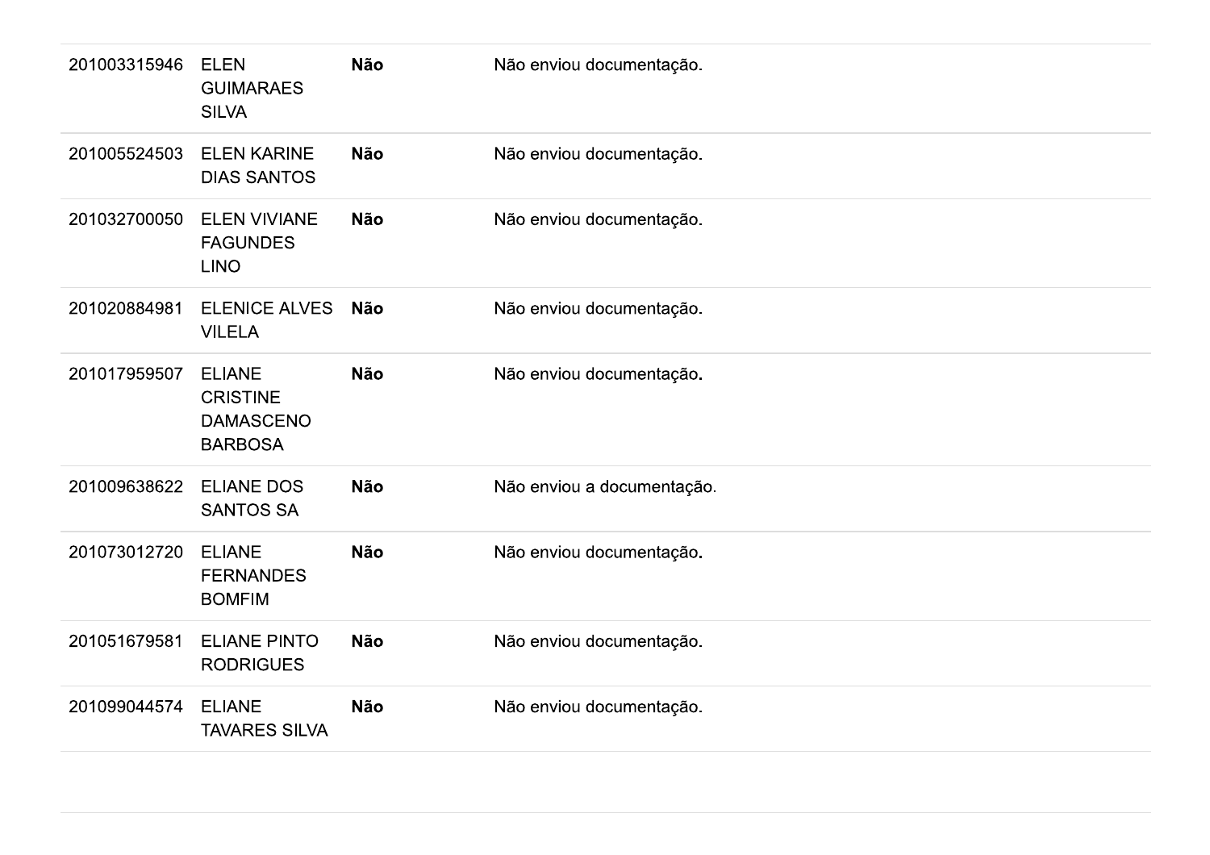| | | | |
|---|---|---|---|
| 201003315946 | ELEN GUIMARAES SILVA | **Não** | Não enviou documentação. |
| 201005524503 | ELEN KARINE DIAS SANTOS | **Não** | Não enviou documentação. |
| 201032700050 | ELEN VIVIANE FAGUNDES LINO | **Não** | Não enviou documentação. |
| 201020884981 | ELENICE ALVES VILELA | **Não** | Não enviou documentação. |
| 201017959507 | ELIANE CRISTINE DAMASCENO BARBOSA | **Não** | Não enviou documentação. |
| 201009638622 | ELIANE DOS SANTOS SA | **Não** | Não enviou a documentação. |
| 201073012720 | ELIANE FERNANDES BOMFIM | **Não** | Não enviou documentação. |
| 201051679581 | ELIANE PINTO RODRIGUES | **Não** | Não enviou documentação. |
| 201099044574 | ELIANE TAVARES SILVA | **Não** | Não enviou documentação. |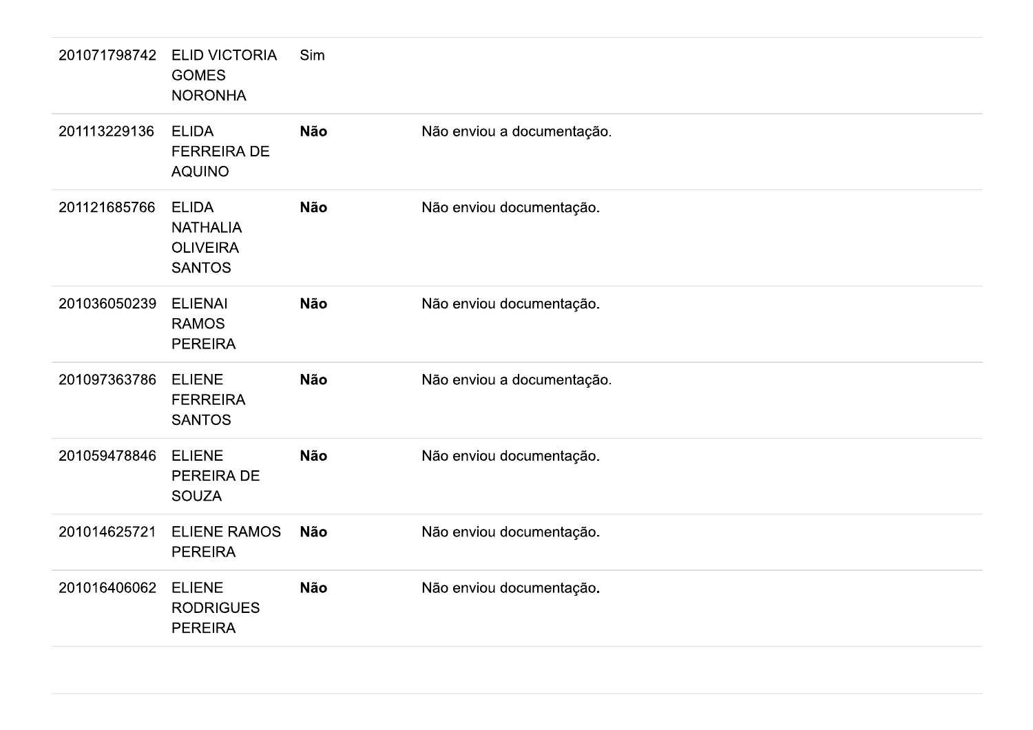| | | | |
|---|---|---|---|
| 201071798742 | ELID VICTORIA GOMES NORONHA | Sim | |
| 201113229136 | ELIDA FERREIRA DE AQUINO | **Não** | Não enviou a documentação. |
| 201121685766 | ELIDA NATHALIA OLIVEIRA SANTOS | **Não** | Não enviou documentação. |
| 201036050239 | ELIENAI RAMOS PEREIRA | **Não** | Não enviou documentação. |
| 201097363786 | ELIENE FERREIRA SANTOS | **Não** | Não enviou a documentação. |
| 201059478846 | ELIENE PEREIRA DE SOUZA | **Não** | Não enviou documentação. |
| 201014625721 | ELIENE RAMOS PEREIRA | **Não** | Não enviou documentação. |
| 201016406062 | ELIENE RODRIGUES PEREIRA | **Não** | Não enviou documentação. |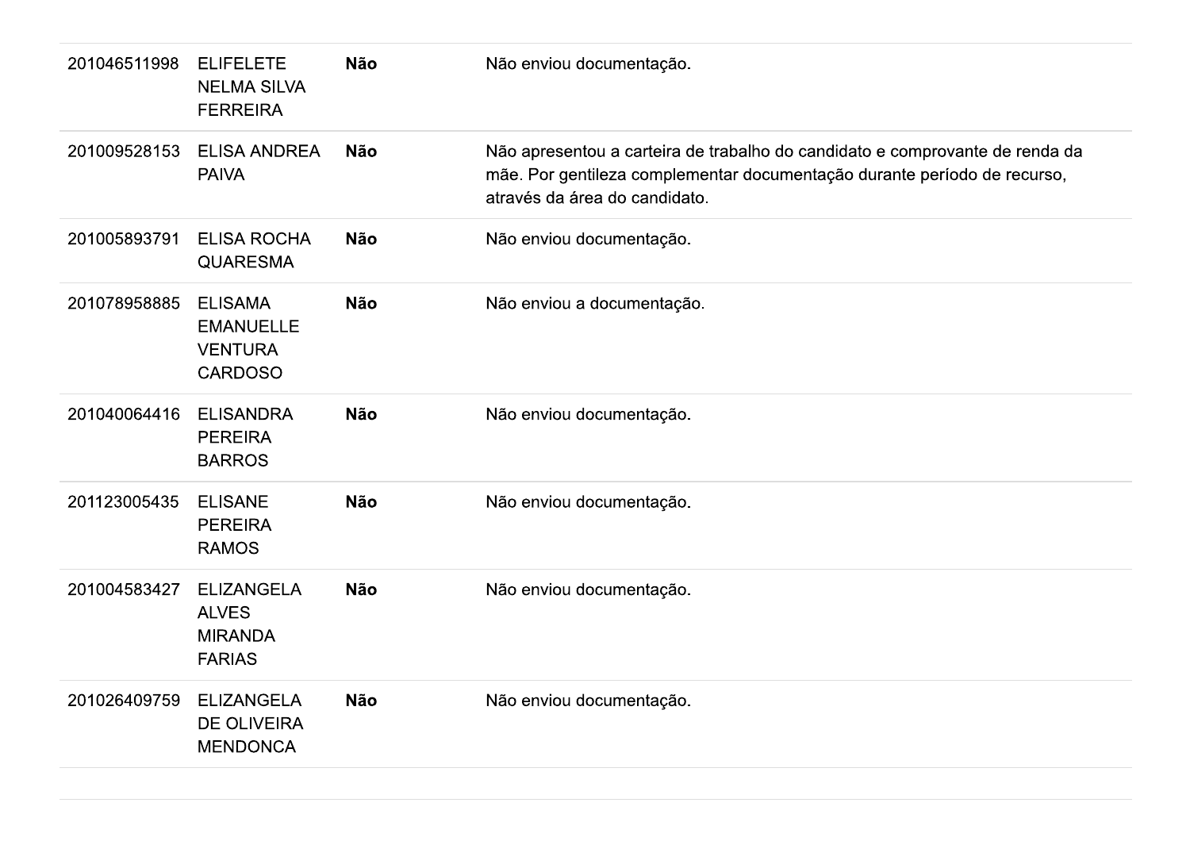| | | | |
|---|---|---|---|
| 201046511998 | ELIFELETE NELMA SILVA FERREIRA | **Não** | Não enviou documentação. |
| 201009528153 | ELISA ANDREA PAIVA | **Não** | Não apresentou a carteira de trabalho do candidato e comprovante de renda da mãe. Por gentileza complementar documentação durante período de recurso, através da área do candidato. |
| 201005893791 | ELISA ROCHA QUARESMA | **Não** | Não enviou documentação. |
| 201078958885 | ELISAMA EMANUELLE VENTURA CARDOSO | **Não** | Não enviou a documentação. |
| 201040064416 | ELISANDRA PEREIRA BARROS | **Não** | Não enviou documentação. |
| 201123005435 | ELISANE PEREIRA RAMOS | **Não** | Não enviou documentação. |
| 201004583427 | ELIZANGELA ALVES MIRANDA FARIAS | **Não** | Não enviou documentação. |
| 201026409759 | ELIZANGELA DE OLIVEIRA MENDONCA | **Não** | Não enviou documentação. |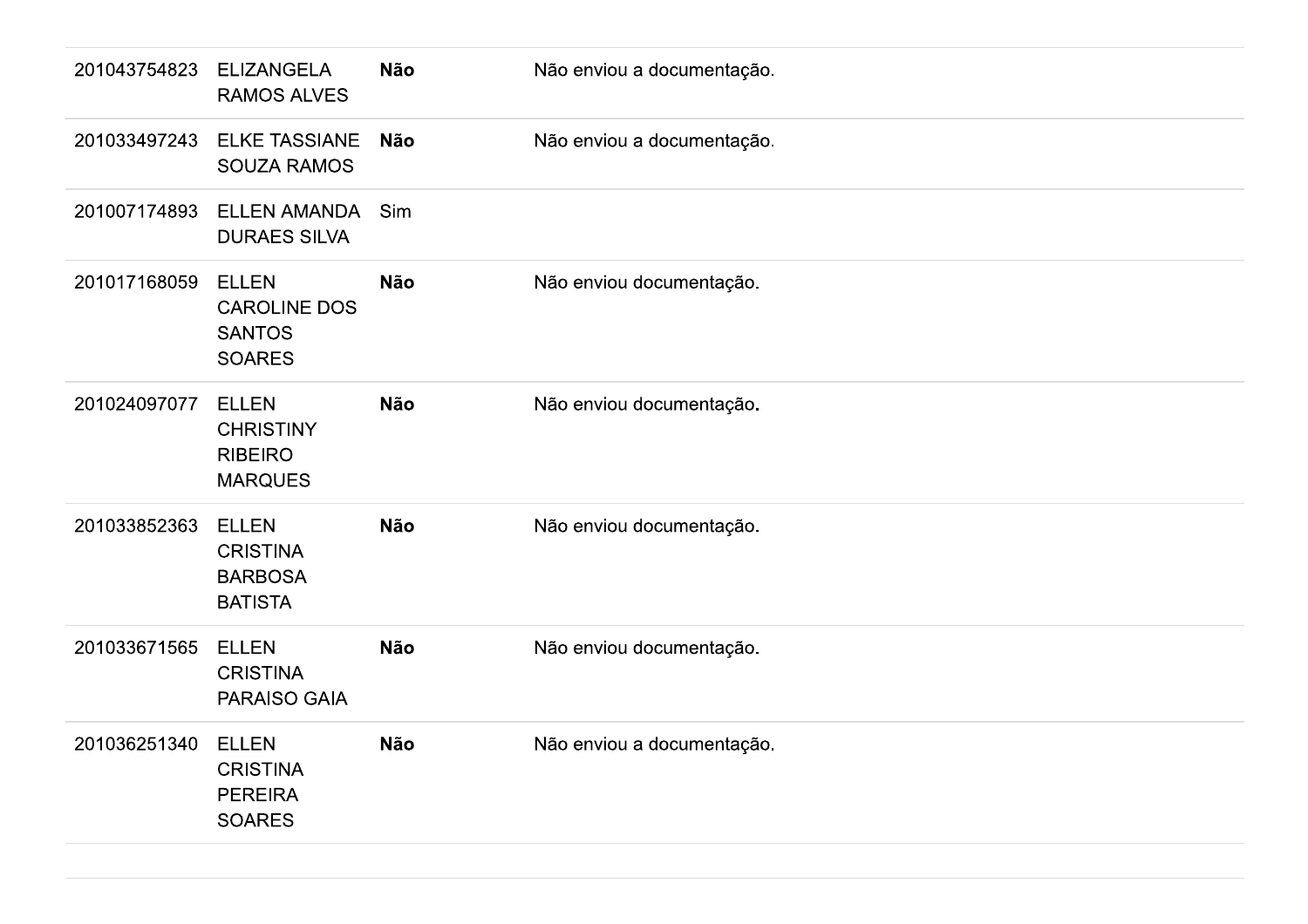| | | | |
|---|---|---|---|
| 201043754823 | ELIZANGELA RAMOS ALVES | **Não** | Não enviou a documentação. |
| 201033497243 | ELKE TASSIANE SOUZA RAMOS | **Não** | Não enviou a documentação. |
| 201007174893 | ELLEN AMANDA DURAES SILVA | Sim | |
| 201017168059 | ELLEN CAROLINE DOS SANTOS SOARES | **Não** | Não enviou documentação. |
| 201024097077 | ELLEN CHRISTINY RIBEIRO MARQUES | **Não** | Não enviou documentação. |
| 201033852363 | ELLEN CRISTINA BARBOSA BATISTA | **Não** | Não enviou documentação. |
| 201033671565 | ELLEN CRISTINA PARAISO GAIA | **Não** | Não enviou documentação. |
| 201036251340 | ELLEN CRISTINA PEREIRA SOARES | **Não** | Não enviou a documentação. |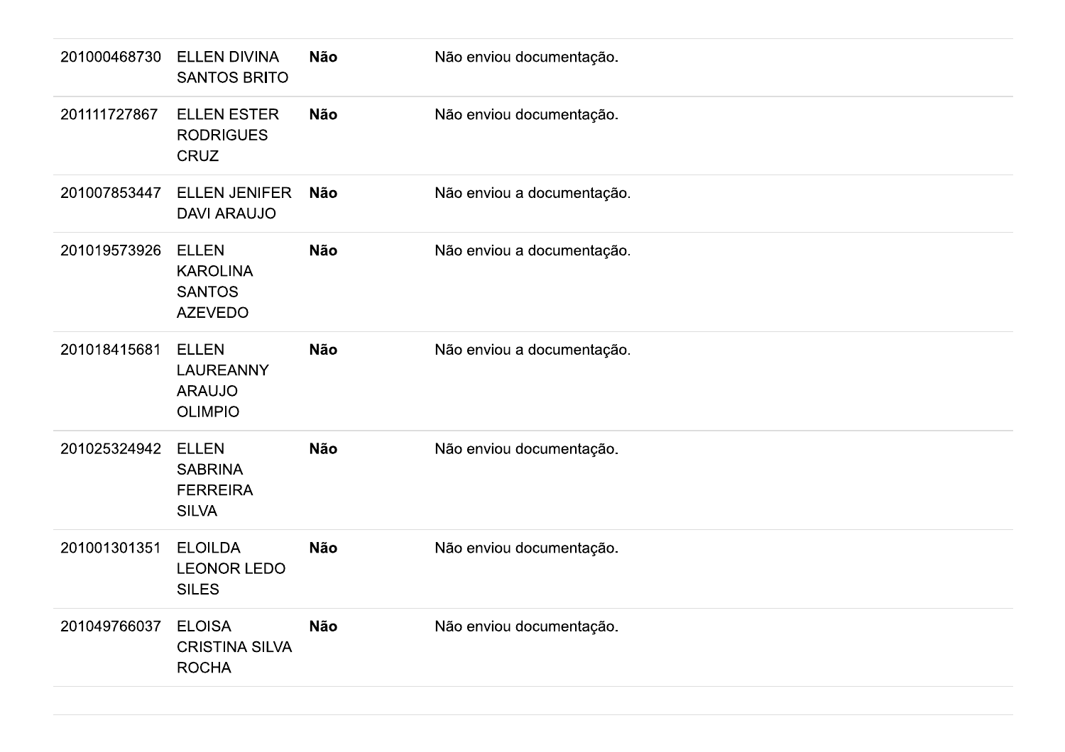| | | | |
|---|---|---|---|
| 201000468730 | ELLEN DIVINA SANTOS BRITO | **Não** | Não enviou documentação. |
| 201111727867 | ELLEN ESTER RODRIGUES CRUZ | **Não** | Não enviou documentação. |
| 201007853447 | ELLEN JENIFER DAVI ARAUJO | **Não** | Não enviou a documentação. |
| 201019573926 | ELLEN KAROLINA SANTOS AZEVEDO | **Não** | Não enviou a documentação. |
| 201018415681 | ELLEN LAUREANNY ARAUJO OLIMPIO | **Não** | Não enviou a documentação. |
| 201025324942 | ELLEN SABRINA FERREIRA SILVA | **Não** | Não enviou documentação. |
| 201001301351 | ELOILDA LEONOR LEDO SILES | **Não** | Não enviou documentação. |
| 201049766037 | ELOISA CRISTINA SILVA ROCHA | **Não** | Não enviou documentação. |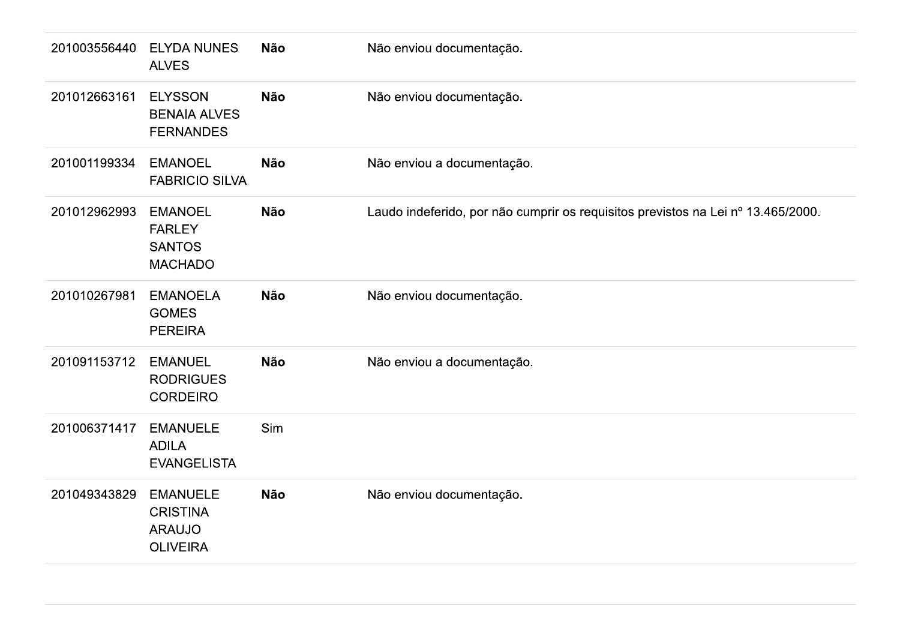| | | | |
|---|---|---|---|
| 201003556440 | ELYDA NUNES ALVES | **Não** | Não enviou documentação. |
| 201012663161 | ELYSSON BENAIA ALVES FERNANDES | **Não** | Não enviou documentação. |
| 201001199334 | EMANOEL FABRICIO SILVA | **Não** | Não enviou a documentação. |
| 201012962993 | EMANOEL FARLEY SANTOS MACHADO | **Não** | Laudo indeferido, por não cumprir os requisitos previstos na Lei nº 13.465/2000. |
| 201010267981 | EMANOELA GOMES PEREIRA | **Não** | Não enviou documentação. |
| 201091153712 | EMANUEL RODRIGUES CORDEIRO | **Não** | Não enviou a documentação. |
| 201006371417 | EMANUELE ADILA EVANGELISTA | Sim | |
| 201049343829 | EMANUELE CRISTINA ARAUJO OLIVEIRA | **Não** | Não enviou documentação. |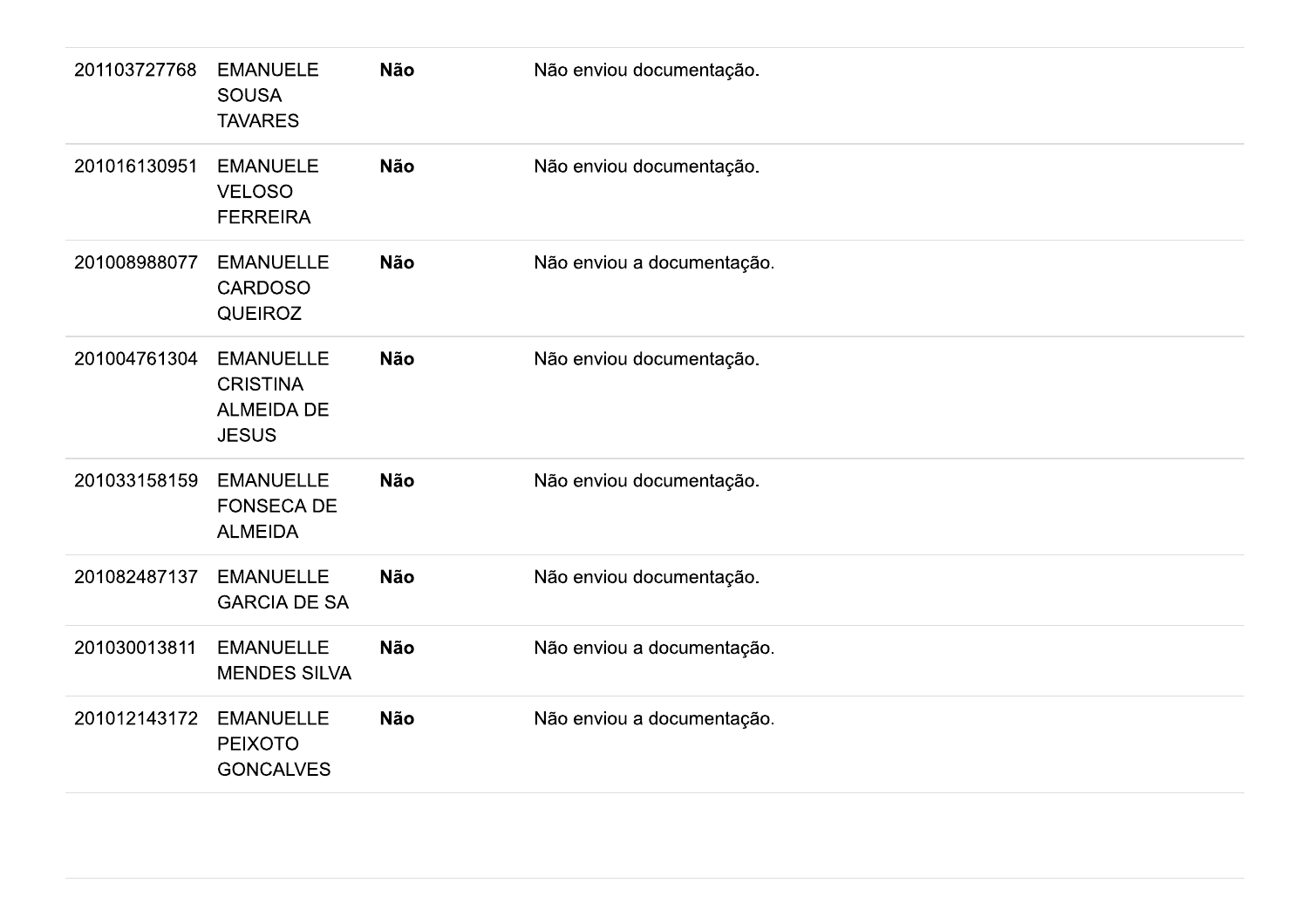| | | | |
|---|---|---|---|
| 201103727768 | EMANUELE SOUSA TAVARES | **Não** | Não enviou documentação. |
| 201016130951 | EMANUELE VELOSO FERREIRA | **Não** | Não enviou documentação. |
| 201008988077 | EMANUELLE CARDOSO QUEIROZ | **Não** | Não enviou a documentação. |
| 201004761304 | EMANUELLE CRISTINA ALMEIDA DE JESUS | **Não** | Não enviou documentação. |
| 201033158159 | EMANUELLE FONSECA DE ALMEIDA | **Não** | Não enviou documentação. |
| 201082487137 | EMANUELLE GARCIA DE SA | **Não** | Não enviou documentação. |
| 201030013811 | EMANUELLE MENDES SILVA | **Não** | Não enviou a documentação. |
| 201012143172 | EMANUELLE PEIXOTO GONCALVES | **Não** | Não enviou a documentação. |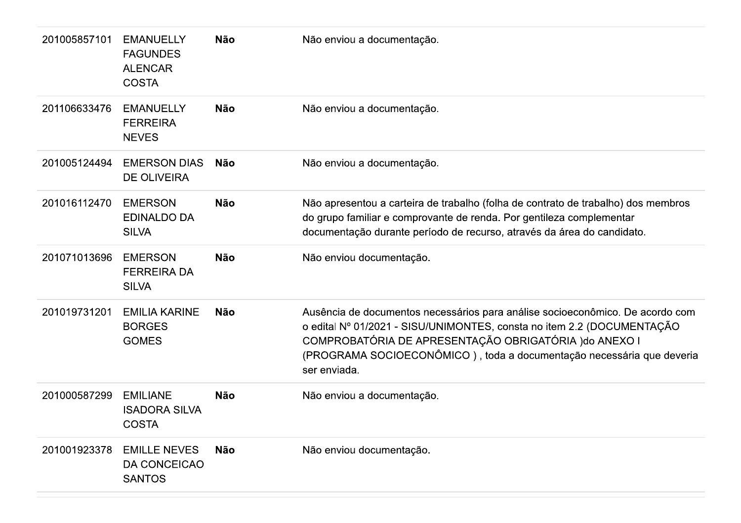| | | | |
|---|---|---|---|
| 201005857101 | EMANUELLY FAGUNDES ALENCAR COSTA | **Não** | Não enviou a documentação. |
| 201106633476 | EMANUELLY FERREIRA NEVES | **Não** | Não enviou a documentação. |
| 201005124494 | EMERSON DIAS DE OLIVEIRA | **Não** | Não enviou a documentação. |
| 201016112470 | EMERSON EDINALDO DA SILVA | **Não** | Não apresentou a carteira de trabalho (folha de contrato de trabalho) dos membros do grupo familiar e comprovante de renda. Por gentileza complementar documentação durante período de recurso, através da área do candidato. |
| 201071013696 | EMERSON FERREIRA DA SILVA | **Não** | Não enviou documentação. |
| 201019731201 | EMILIA KARINE BORGES GOMES | **Não** | Ausência de documentos necessários para análise socioeconômico. De acordo com o edital Nº 01/2021 - SISU/UNIMONTES, consta no item 2.2 (DOCUMENTAÇÃO COMPROBATÓRIA DE APRESENTAÇÃO OBRIGATÓRIA )do ANEXO I (PROGRAMA SOCIOECONÔMICO ) , toda a documentação necessária que deveria ser enviada. |
| 201000587299 | EMILIANE ISADORA SILVA COSTA | **Não** | Não enviou a documentação. |
| 201001923378 | EMILLE NEVES DA CONCEICAO SANTOS | **Não** | Não enviou documentação. |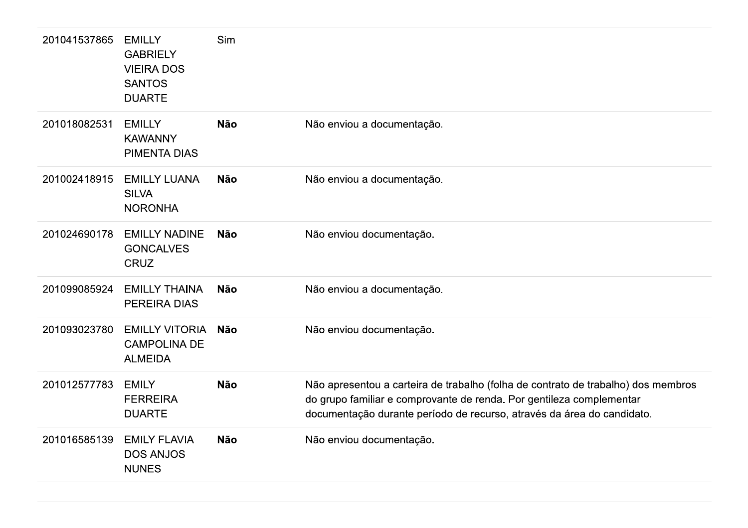| | | | |
|---|---|---|---|
| 201041537865 | EMILLY GABRIELY VIEIRA DOS SANTOS DUARTE | Sim | |
| 201018082531 | EMILLY KAWANNY PIMENTA DIAS | **Não** | Não enviou a documentação. |
| 201002418915 | EMILLY LUANA SILVA NORONHA | **Não** | Não enviou a documentação. |
| 201024690178 | EMILLY NADINE GONCALVES CRUZ | **Não** | Não enviou documentação. |
| 201099085924 | EMILLY THAINA PEREIRA DIAS | **Não** | Não enviou a documentação. |
| 201093023780 | EMILLY VITORIA CAMPOLINA DE ALMEIDA | **Não** | Não enviou documentação. |
| 201012577783 | EMILY FERREIRA DUARTE | **Não** | Não apresentou a carteira de trabalho (folha de contrato de trabalho) dos membros do grupo familiar e comprovante de renda. Por gentileza complementar documentação durante período de recurso, através da área do candidato. |
| 201016585139 | EMILY FLAVIA DOS ANJOS NUNES | **Não** | Não enviou documentação. |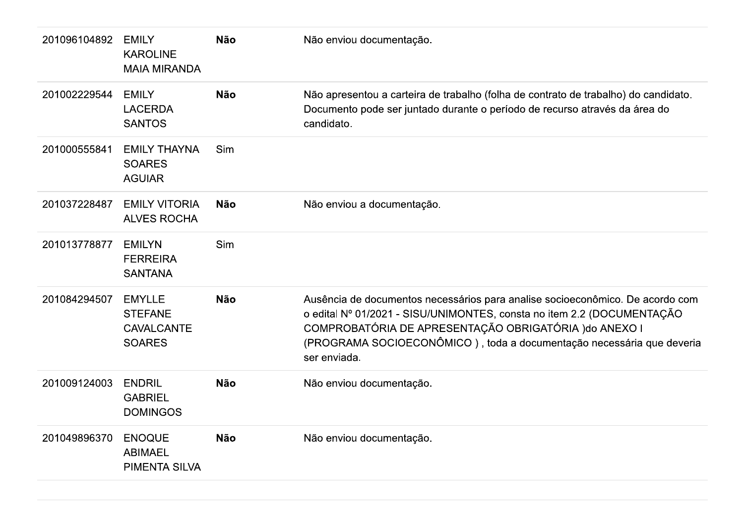| | | | |
|---|---|---|---|
| 201096104892 | EMILY KAROLINE MAIA MIRANDA | **Não** | Não enviou documentação. |
| 201002229544 | EMILY LACERDA SANTOS | **Não** | Não apresentou a carteira de trabalho (folha de contrato de trabalho) do candidato. Documento pode ser juntado durante o período de recurso através da área do candidato. |
| 201000555841 | EMILY THAYNA SOARES AGUIAR | Sim | |
| 201037228487 | EMILY VITORIA ALVES ROCHA | **Não** | Não enviou a documentação. |
| 201013778877 | EMILYN FERREIRA SANTANA | Sim | |
| 201084294507 | EMYLLE STEFANE CAVALCANTE SOARES | **Não** | Ausência de documentos necessários para analise socioeconômico. De acordo com o edital Nº 01/2021 - SISU/UNIMONTES, consta no item 2.2 (DOCUMENTAÇÃO COMPROBATÓRIA DE APRESENTAÇÃO OBRIGATÓRIA )do ANEXO I (PROGRAMA SOCIOECONÔMICO ) , toda a documentação necessária que deveria ser enviada. |
| 201009124003 | ENDRIL GABRIEL DOMINGOS | **Não** | Não enviou documentação. |
| 201049896370 | ENOQUE ABIMAEL PIMENTA SILVA | **Não** | Não enviou documentação. |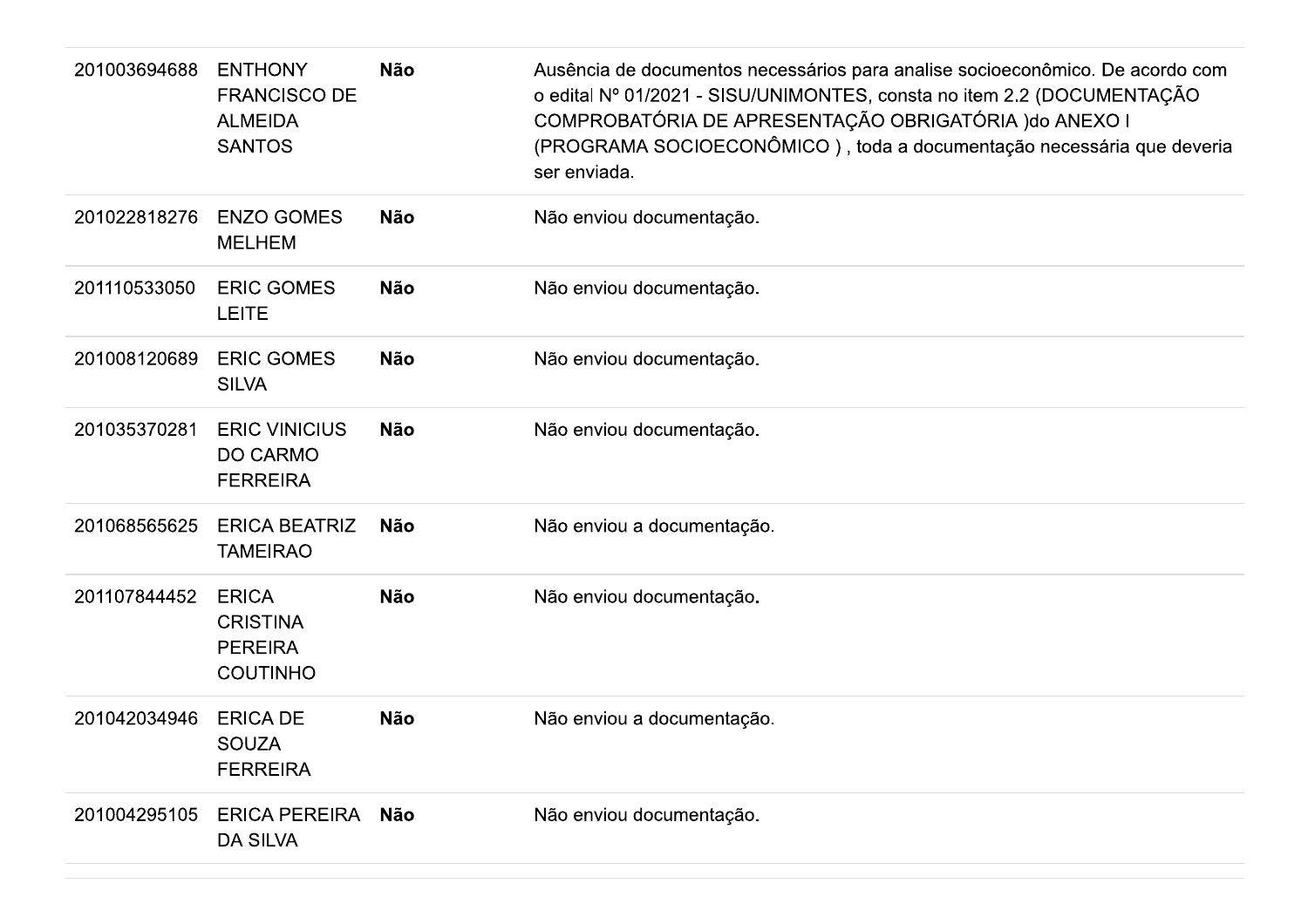| | | | |
|---|---|---|---|
| 201003694688 | ENTHONY FRANCISCO DE ALMEIDA SANTOS | **Não** | Ausência de documentos necessários para analise socioeconômico. De acordo com o edital Nº 01/2021 - SISU/UNIMONTES, consta no item 2.2 (DOCUMENTAÇÃO COMPROBATÓRIA DE APRESENTAÇÃO OBRIGATÓRIA )do ANEXO I (PROGRAMA SOCIOECONÔMICO ) , toda a documentação necessária que deveria ser enviada. |
| 201022818276 | ENZO GOMES MELHEM | **Não** | Não enviou documentação. |
| 201110533050 | ERIC GOMES LEITE | **Não** | Não enviou documentação. |
| 201008120689 | ERIC GOMES SILVA | **Não** | Não enviou documentação. |
| 201035370281 | ERIC VINICIUS DO CARMO FERREIRA | **Não** | Não enviou documentação. |
| 201068565625 | ERICA BEATRIZ TAMEIRAO | **Não** | Não enviou a documentação. |
| 201107844452 | ERICA CRISTINA PEREIRA COUTINHO | **Não** | Não enviou documentação. |
| 201042034946 | ERICA DE SOUZA FERREIRA | **Não** | Não enviou a documentação. |
| 201004295105 | ERICA PEREIRA DA SILVA | **Não** | Não enviou documentação. |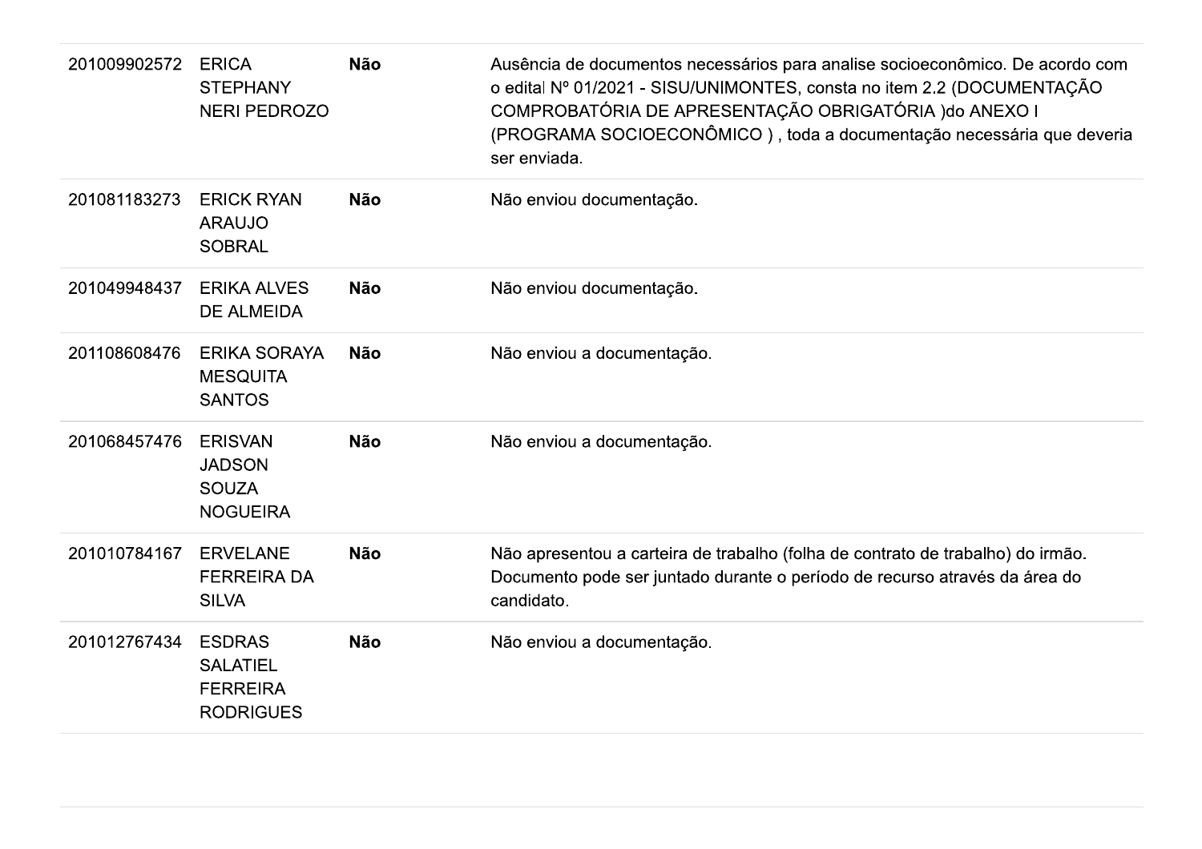| | | | |
|---|---|---|---|
| 201009902572 | ERICA STEPHANY NERI PEDROZO | **Não** | Ausência de documentos necessários para analise socioeconômico. De acordo com o edital Nº 01/2021 - SISU/UNIMONTES, consta no item 2.2 (DOCUMENTAÇÃO COMPROBATÓRIA DE APRESENTAÇÃO OBRIGATÓRIA )do ANEXO I (PROGRAMA SOCIOECONÔMICO ) , toda a documentação necessária que deveria ser enviada. |
| 201081183273 | ERICK RYAN ARAUJO SOBRAL | **Não** | Não enviou documentação. |
| 201049948437 | ERIKA ALVES DE ALMEIDA | **Não** | Não enviou documentação. |
| 201108608476 | ERIKA SORAYA MESQUITA SANTOS | **Não** | Não enviou a documentação. |
| 201068457476 | ERISVAN JADSON SOUZA NOGUEIRA | **Não** | Não enviou a documentação. |
| 201010784167 | ERVELANE FERREIRA DA SILVA | **Não** | Não apresentou a carteira de trabalho (folha de contrato de trabalho) do irmão. Documento pode ser juntado durante o período de recurso através da área do candidato. |
| 201012767434 | ESDRAS SALATIEL FERREIRA RODRIGUES | **Não** | Não enviou a documentação. |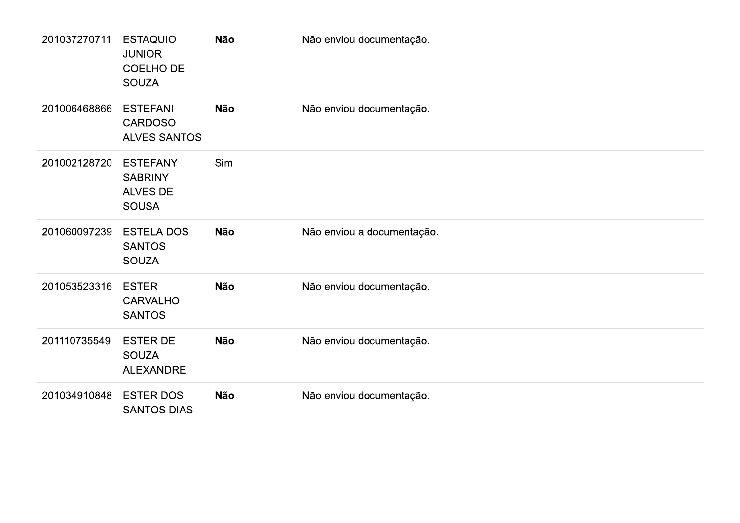| | | | |
|---|---|---|---|
| 201037270711 | ESTAQUIO JUNIOR COELHO DE SOUZA | **Não** | Não enviou documentação. |
| 201006468866 | ESTEFANI CARDOSO ALVES SANTOS | **Não** | Não enviou documentação. |
| 201002128720 | ESTEFANY SABRINY ALVES DE SOUSA | Sim | |
| 201060097239 | ESTELA DOS SANTOS SOUZA | **Não** | Não enviou a documentação. |
| 201053523316 | ESTER CARVALHO SANTOS | **Não** | Não enviou documentação. |
| 201110735549 | ESTER DE SOUZA ALEXANDRE | **Não** | Não enviou documentação. |
| 201034910848 | ESTER DOS SANTOS DIAS | **Não** | Não enviou documentação. |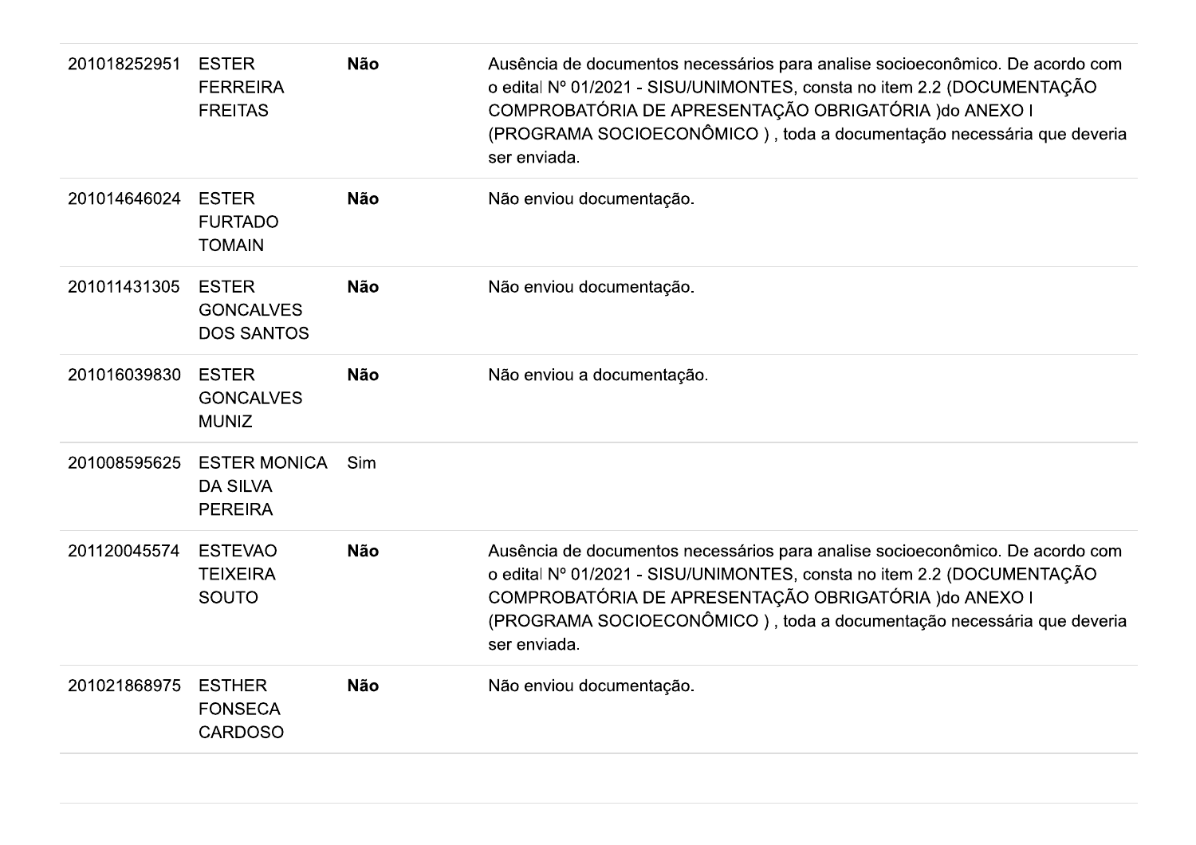| | | | |
|---|---|---|---|
| 201018252951 | ESTER FERREIRA FREITAS | **Não** | Ausência de documentos necessários para analise socioeconômico. De acordo com o edital Nº 01/2021 - SISU/UNIMONTES, consta no item 2.2 (DOCUMENTAÇÃO COMPROBATÓRIA DE APRESENTAÇÃO OBRIGATÓRIA )do ANEXO I (PROGRAMA SOCIOECONÔMICO ) , toda a documentação necessária que deveria ser enviada. |
| 201014646024 | ESTER FURTADO TOMAIN | **Não** | Não enviou documentação. |
| 201011431305 | ESTER GONCALVES DOS SANTOS | **Não** | Não enviou documentação. |
| 201016039830 | ESTER GONCALVES MUNIZ | **Não** | Não enviou a documentação. |
| 201008595625 | ESTER MONICA DA SILVA PEREIRA | Sim | |
| 201120045574 | ESTEVAO TEIXEIRA SOUTO | **Não** | Ausência de documentos necessários para analise socioeconômico. De acordo com o edital Nº 01/2021 - SISU/UNIMONTES, consta no item 2.2 (DOCUMENTAÇÃO COMPROBATÓRIA DE APRESENTAÇÃO OBRIGATÓRIA )do ANEXO I (PROGRAMA SOCIOECONÔMICO ) , toda a documentação necessária que deveria ser enviada. |
| 201021868975 | ESTHER FONSECA CARDOSO | **Não** | Não enviou documentação. |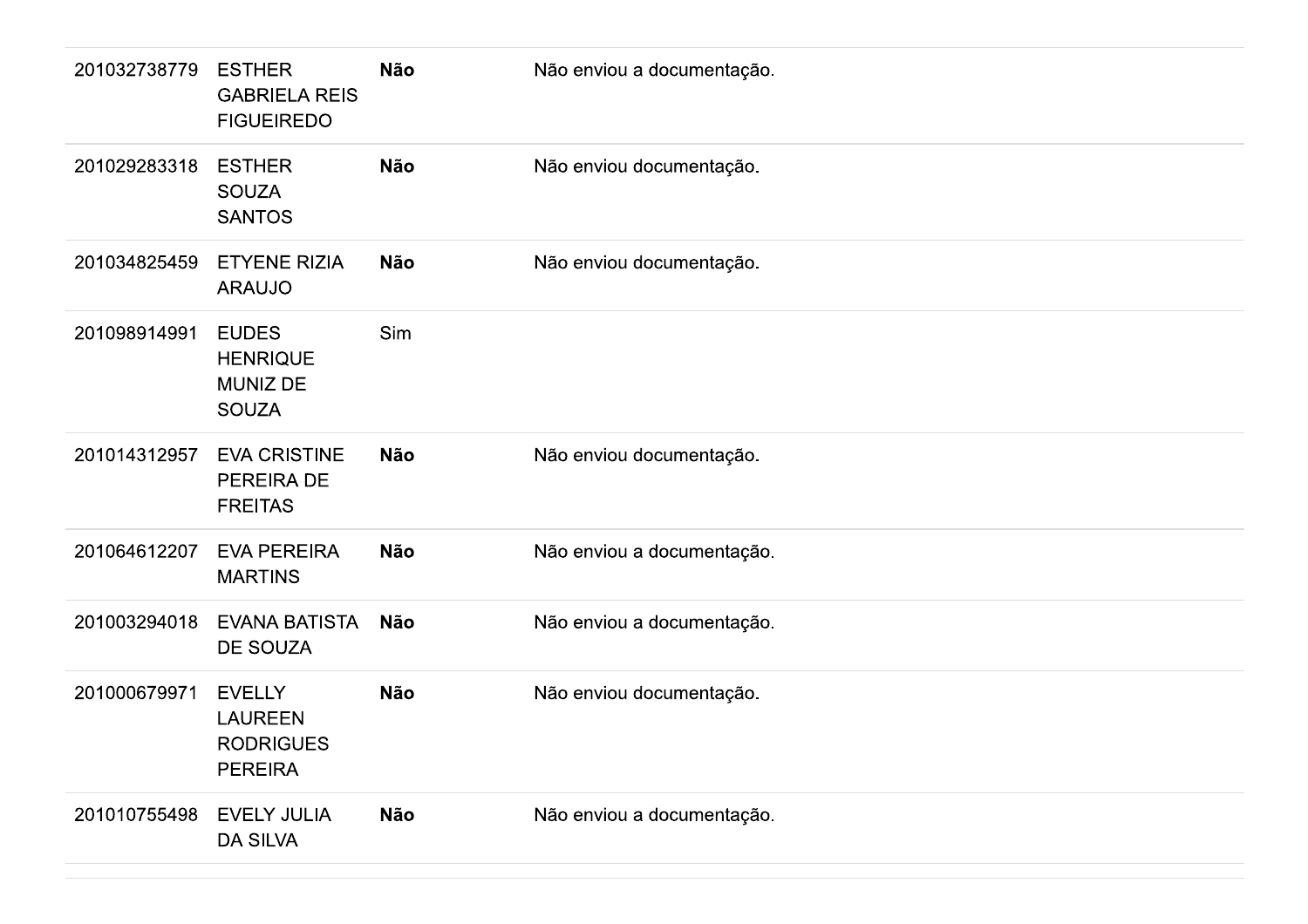| | | | |
|---|---|---|---|
| 201032738779 | ESTHER GABRIELA REIS FIGUEIREDO | **Não** | Não enviou a documentação. |
| 201029283318 | ESTHER SOUZA SANTOS | **Não** | Não enviou documentação. |
| 201034825459 | ETYENE RIZIA ARAUJO | **Não** | Não enviou documentação. |
| 201098914991 | EUDES HENRIQUE MUNIZ DE SOUZA | Sim | |
| 201014312957 | EVA CRISTINE PEREIRA DE FREITAS | **Não** | Não enviou documentação. |
| 201064612207 | EVA PEREIRA MARTINS | **Não** | Não enviou a documentação. |
| 201003294018 | EVANA BATISTA DE SOUZA | **Não** | Não enviou a documentação. |
| 201000679971 | EVELLY LAUREEN RODRIGUES PEREIRA | **Não** | Não enviou documentação. |
| 201010755498 | EVELY JULIA DA SILVA | **Não** | Não enviou a documentação. |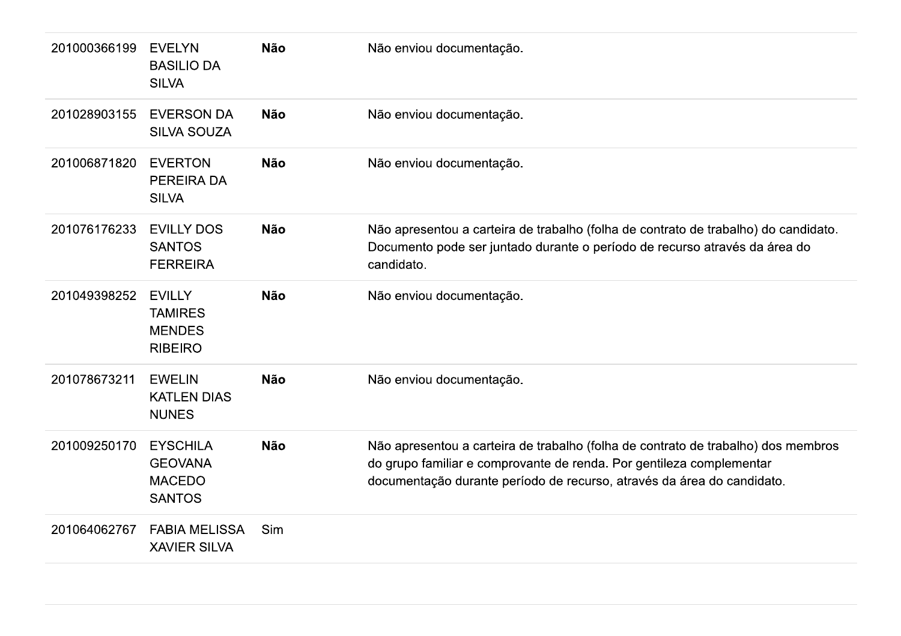| | | | |
|---|---|---|---|
| 201000366199 | EVELYN BASILIO DA SILVA | **Não** | Não enviou documentação. |
| 201028903155 | EVERSON DA SILVA SOUZA | **Não** | Não enviou documentação. |
| 201006871820 | EVERTON PEREIRA DA SILVA | **Não** | Não enviou documentação. |
| 201076176233 | EVILLY DOS SANTOS FERREIRA | **Não** | Não apresentou a carteira de trabalho (folha de contrato de trabalho) do candidato. Documento pode ser juntado durante o período de recurso através da área do candidato. |
| 201049398252 | EVILLY TAMIRES MENDES RIBEIRO | **Não** | Não enviou documentação. |
| 201078673211 | EWELIN KATLEN DIAS NUNES | **Não** | Não enviou documentação. |
| 201009250170 | EYSCHILA GEOVANA MACEDO SANTOS | **Não** | Não apresentou a carteira de trabalho (folha de contrato de trabalho) dos membros do grupo familiar e comprovante de renda. Por gentileza complementar documentação durante período de recurso, através da área do candidato. |
| 201064062767 | FABIA MELISSA XAVIER SILVA | Sim | |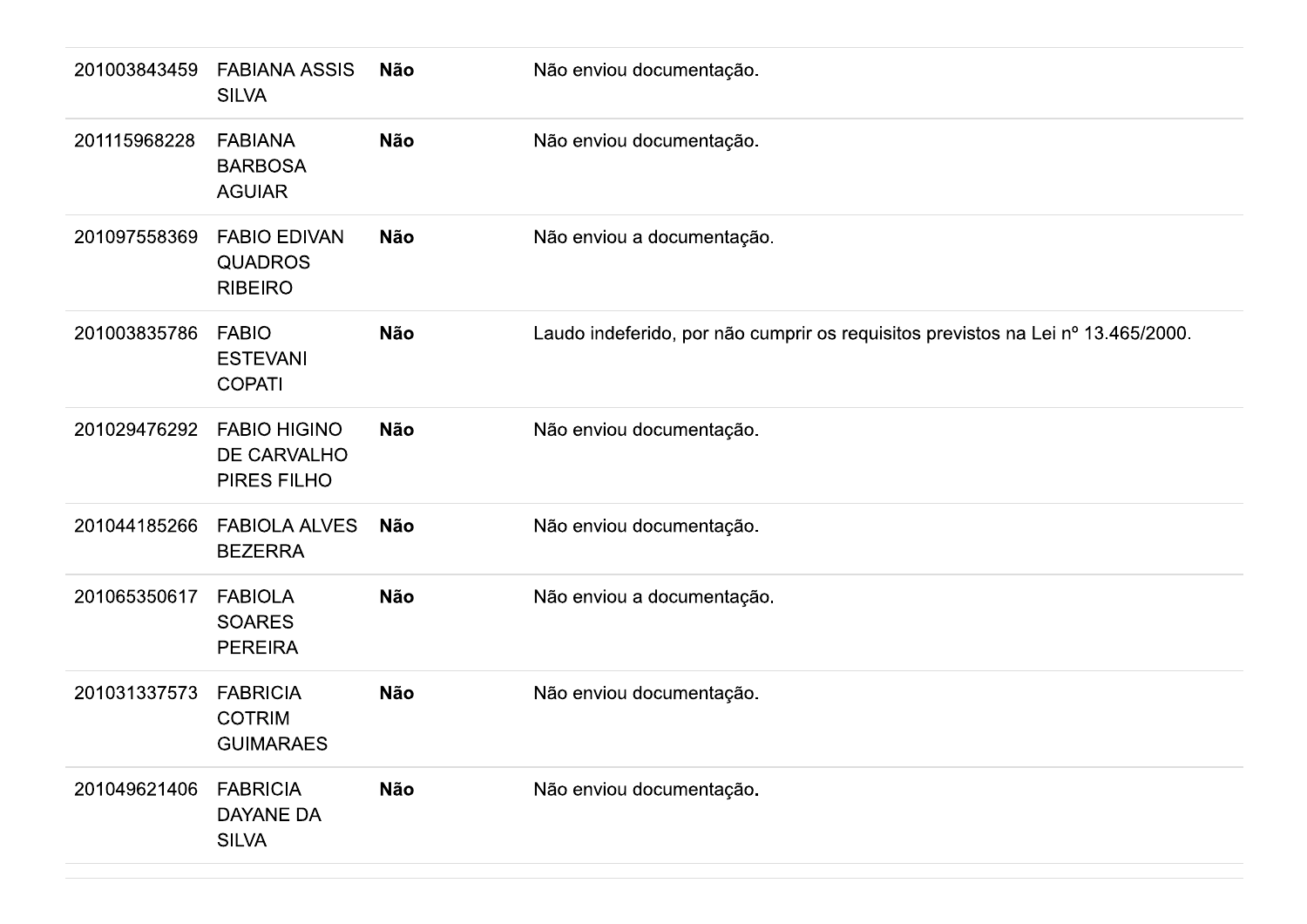| | | | |
|---|---|---|---|
| 201003843459 | FABIANA ASSIS SILVA | **Não** | Não enviou documentação. |
| 201115968228 | FABIANA BARBOSA AGUIAR | **Não** | Não enviou documentação. |
| 201097558369 | FABIO EDIVAN QUADROS RIBEIRO | **Não** | Não enviou a documentação. |
| 201003835786 | FABIO ESTEVANI COPATI | **Não** | Laudo indeferido, por não cumprir os requisitos previstos na Lei nº 13.465/2000. |
| 201029476292 | FABIO HIGINO DE CARVALHO PIRES FILHO | **Não** | Não enviou documentação. |
| 201044185266 | FABIOLA ALVES BEZERRA | **Não** | Não enviou documentação. |
| 201065350617 | FABIOLA SOARES PEREIRA | **Não** | Não enviou a documentação. |
| 201031337573 | FABRICIA COTRIM GUIMARAES | **Não** | Não enviou documentação. |
| 201049621406 | FABRICIA DAYANE DA SILVA | **Não** | Não enviou documentação. |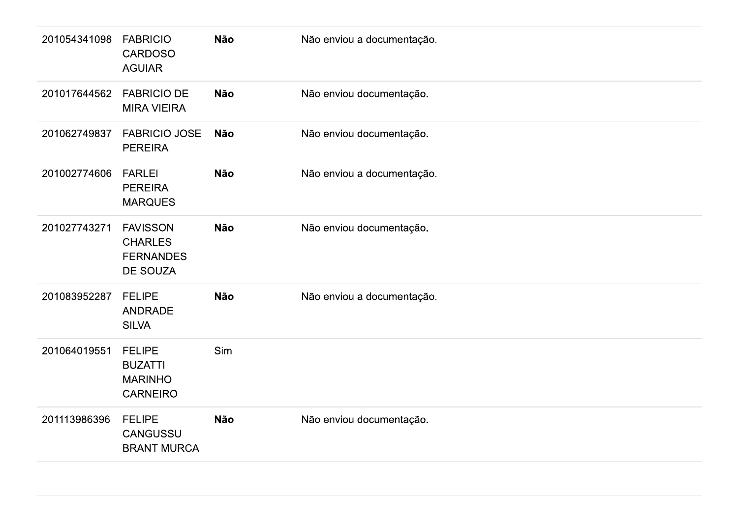| | | | |
|---|---|---|---|
| 201054341098 | FABRICIO CARDOSO AGUIAR | **Não** | Não enviou a documentação. |
| 201017644562 | FABRICIO DE MIRA VIEIRA | **Não** | Não enviou documentação. |
| 201062749837 | FABRICIO JOSE PEREIRA | **Não** | Não enviou documentação. |
| 201002774606 | FARLEI PEREIRA MARQUES | **Não** | Não enviou a documentação. |
| 201027743271 | FAVISSON CHARLES FERNANDES DE SOUZA | **Não** | Não enviou documentação. |
| 201083952287 | FELIPE ANDRADE SILVA | **Não** | Não enviou a documentação. |
| 201064019551 | FELIPE BUZATTI MARINHO CARNEIRO | Sim | |
| 201113986396 | FELIPE CANGUSSU BRANT MURCA | **Não** | Não enviou documentação. |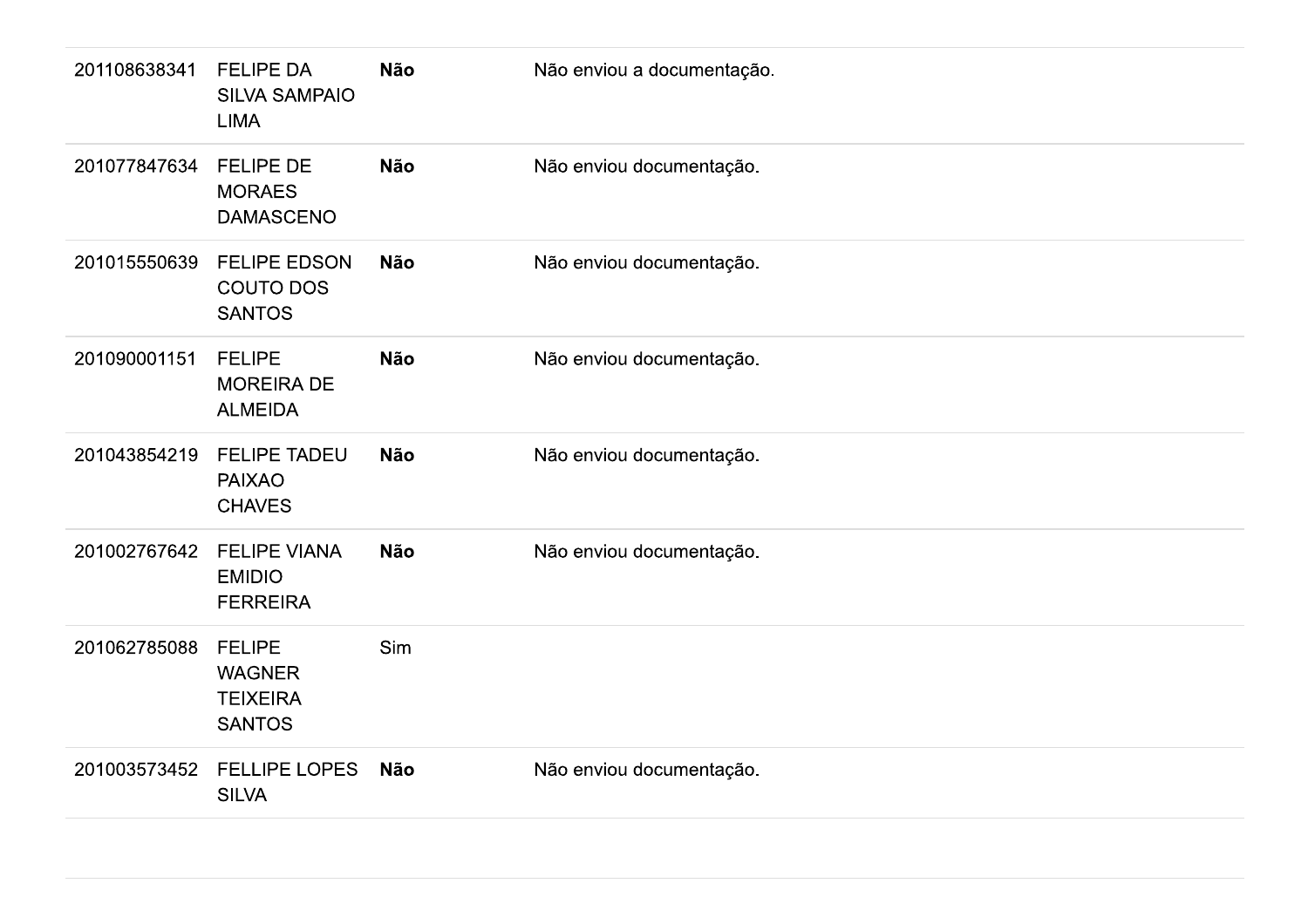| | | | |
|---|---|---|---|
| 201108638341 | FELIPE DA SILVA SAMPAIO LIMA | **Não** | Não enviou a documentação. |
| 201077847634 | FELIPE DE MORAES DAMASCENO | **Não** | Não enviou documentação. |
| 201015550639 | FELIPE EDSON COUTO DOS SANTOS | **Não** | Não enviou documentação. |
| 201090001151 | FELIPE MOREIRA DE ALMEIDA | **Não** | Não enviou documentação. |
| 201043854219 | FELIPE TADEU PAIXAO CHAVES | **Não** | Não enviou documentação. |
| 201002767642 | FELIPE VIANA EMIDIO FERREIRA | **Não** | Não enviou documentação. |
| 201062785088 | FELIPE WAGNER TEIXEIRA SANTOS | Sim | |
| 201003573452 | FELLIPE LOPES SILVA | **Não** | Não enviou documentação. |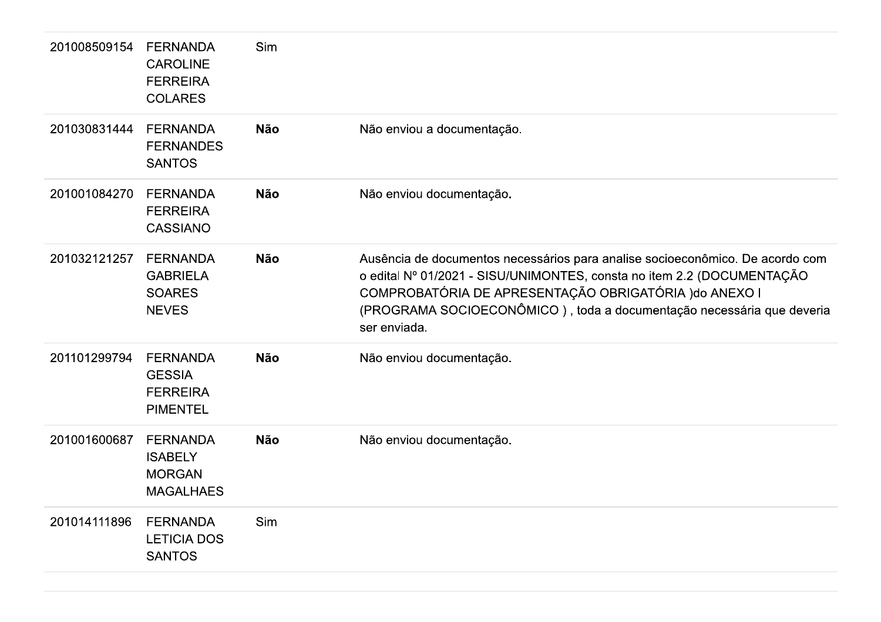| | | | |
|---|---|---|---|
| 201008509154 | FERNANDA CAROLINE FERREIRA COLARES | Sim | |
| 201030831444 | FERNANDA FERNANDES SANTOS | **Não** | Não enviou a documentação. |
| 201001084270 | FERNANDA FERREIRA CASSIANO | **Não** | Não enviou documentação**.** |
| 201032121257 | FERNANDA GABRIELA SOARES NEVES | **Não** | Ausência de documentos necessários para analise socioeconômico. De acordo com o edital Nº 01/2021 - SISU/UNIMONTES, consta no item 2.2 (DOCUMENTAÇÃO COMPROBATÓRIA DE APRESENTAÇÃO OBRIGATÓRIA )do ANEXO I (PROGRAMA SOCIOECONÔMICO ) , toda a documentação necessária que deveria ser enviada. |
| 201101299794 | FERNANDA GESSIA FERREIRA PIMENTEL | **Não** | Não enviou documentação. |
| 201001600687 | FERNANDA ISABELY MORGAN MAGALHAES | **Não** | Não enviou documentação. |
| 201014111896 | FERNANDA LETICIA DOS SANTOS | Sim | |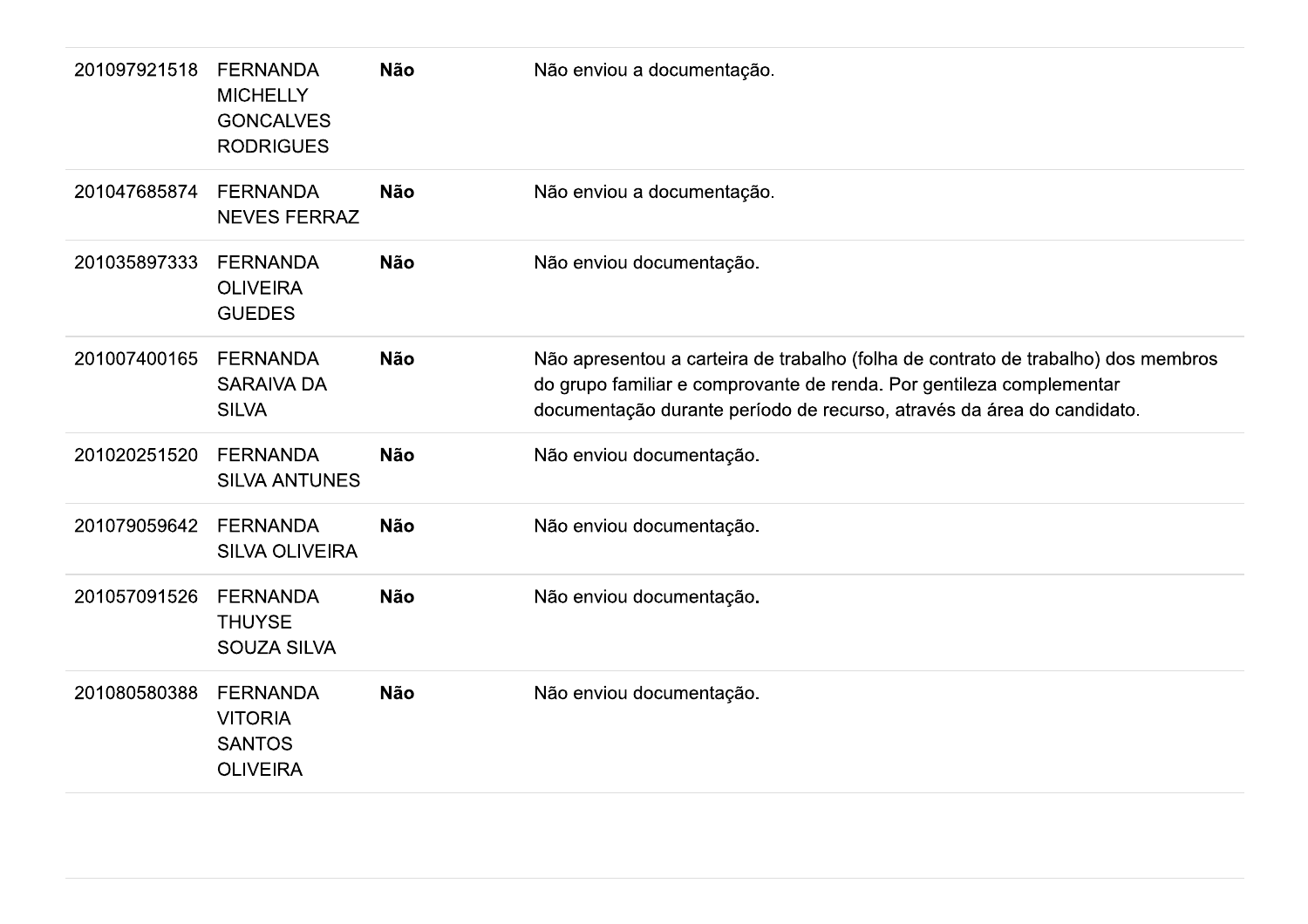| | | | |
|---|---|---|---|
| 201097921518 | FERNANDA MICHELLY GONCALVES RODRIGUES | **Não** | Não enviou a documentação. |
| 201047685874 | FERNANDA NEVES FERRAZ | **Não** | Não enviou a documentação. |
| 201035897333 | FERNANDA OLIVEIRA GUEDES | **Não** | Não enviou documentação. |
| 201007400165 | FERNANDA SARAIVA DA SILVA | **Não** | Não apresentou a carteira de trabalho (folha de contrato de trabalho) dos membros do grupo familiar e comprovante de renda. Por gentileza complementar documentação durante período de recurso, através da área do candidato. |
| 201020251520 | FERNANDA SILVA ANTUNES | **Não** | Não enviou documentação. |
| 201079059642 | FERNANDA SILVA OLIVEIRA | **Não** | Não enviou documentação. |
| 201057091526 | FERNANDA THUYSE SOUZA SILVA | **Não** | Não enviou documentação. |
| 201080580388 | FERNANDA VITORIA SANTOS OLIVEIRA | **Não** | Não enviou documentação. |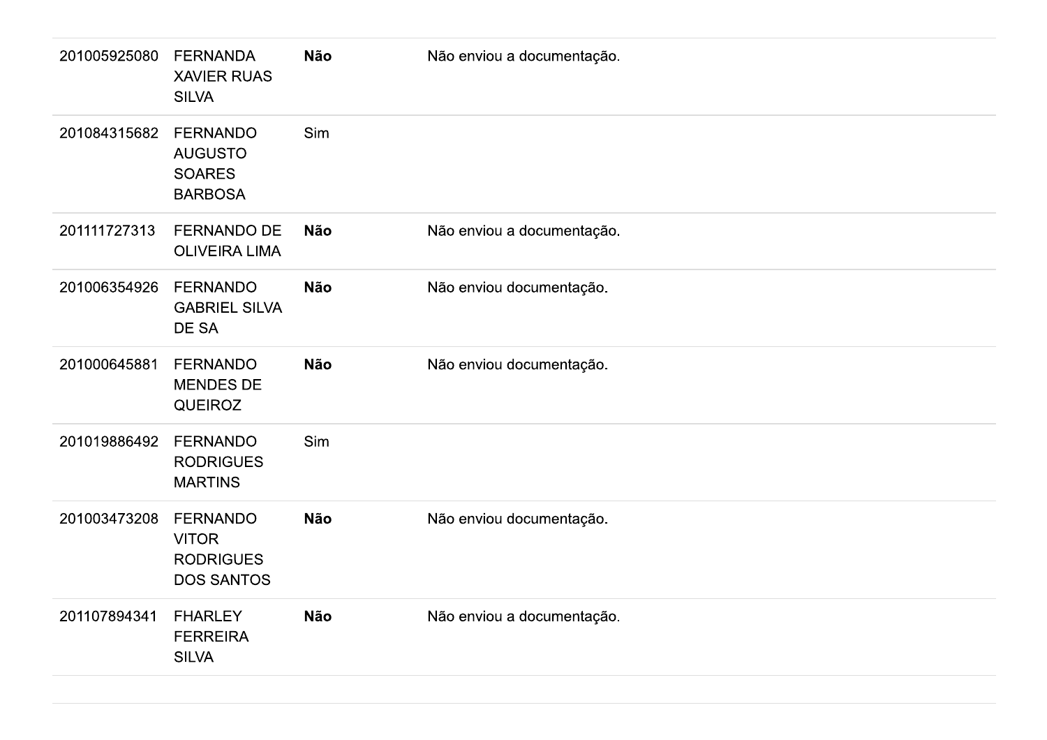| | | | |
|---|---|---|---|
| 201005925080 | FERNANDA XAVIER RUAS SILVA | **Não** | Não enviou a documentação. |
| 201084315682 | FERNANDO AUGUSTO SOARES BARBOSA | Sim | |
| 201111727313 | FERNANDO DE OLIVEIRA LIMA | **Não** | Não enviou a documentação. |
| 201006354926 | FERNANDO GABRIEL SILVA DE SA | **Não** | Não enviou documentação. |
| 201000645881 | FERNANDO MENDES DE QUEIROZ | **Não** | Não enviou documentação. |
| 201019886492 | FERNANDO RODRIGUES MARTINS | Sim | |
| 201003473208 | FERNANDO VITOR RODRIGUES DOS SANTOS | **Não** | Não enviou documentação. |
| 201107894341 | FHARLEY FERREIRA SILVA | **Não** | Não enviou a documentação. |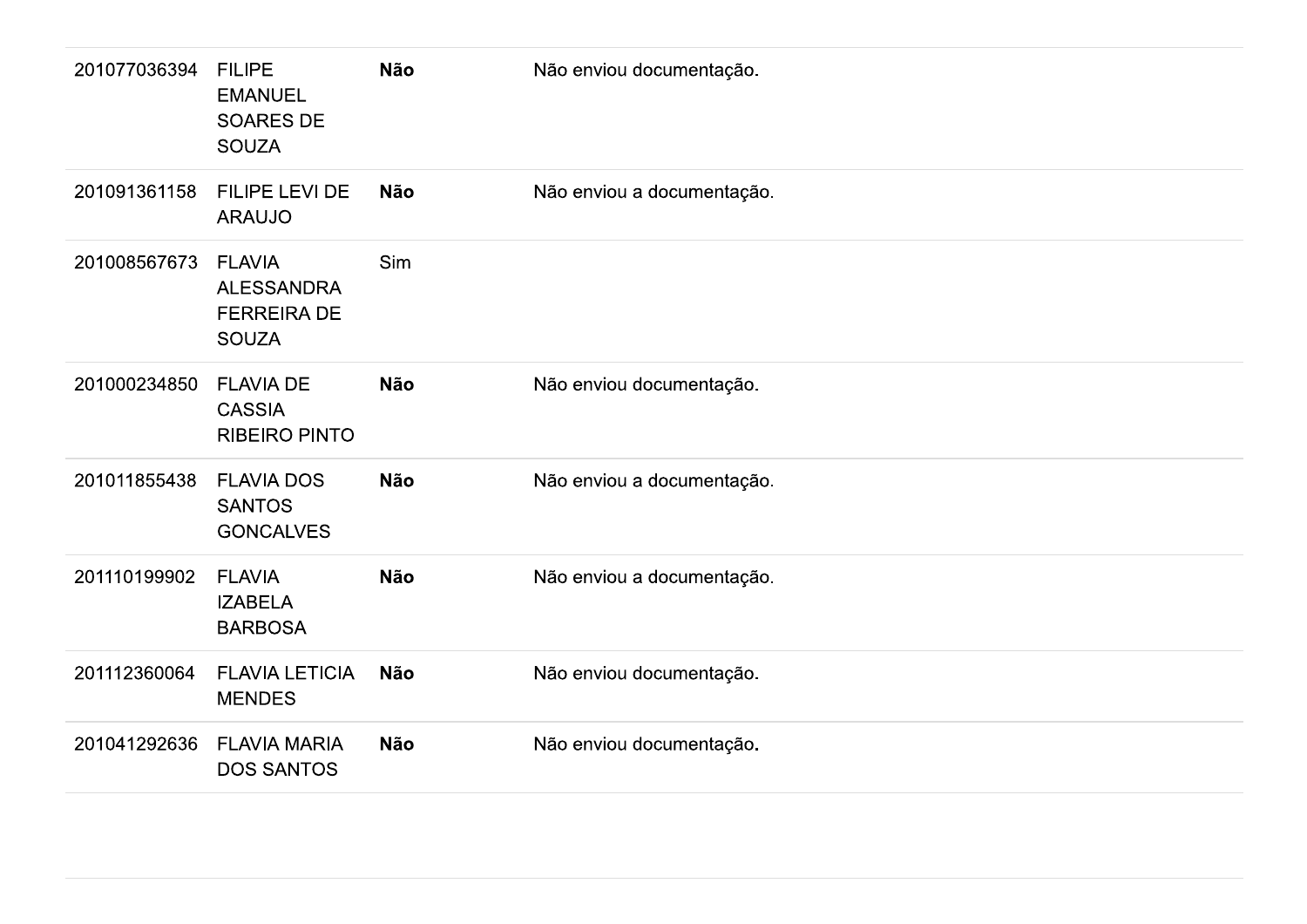| | | | |
|---|---|---|---|
| 201077036394 | FILIPE EMANUEL SOARES DE SOUZA | **Não** | Não enviou documentação. |
| 201091361158 | FILIPE LEVI DE ARAUJO | **Não** | Não enviou a documentação. |
| 201008567673 | FLAVIA ALESSANDRA FERREIRA DE SOUZA | Sim | |
| 201000234850 | FLAVIA DE CASSIA RIBEIRO PINTO | **Não** | Não enviou documentação. |
| 201011855438 | FLAVIA DOS SANTOS GONCALVES | **Não** | Não enviou a documentação. |
| 201110199902 | FLAVIA IZABELA BARBOSA | **Não** | Não enviou a documentação. |
| 201112360064 | FLAVIA LETICIA MENDES | **Não** | Não enviou documentação. |
| 201041292636 | FLAVIA MARIA DOS SANTOS | **Não** | Não enviou documentação. |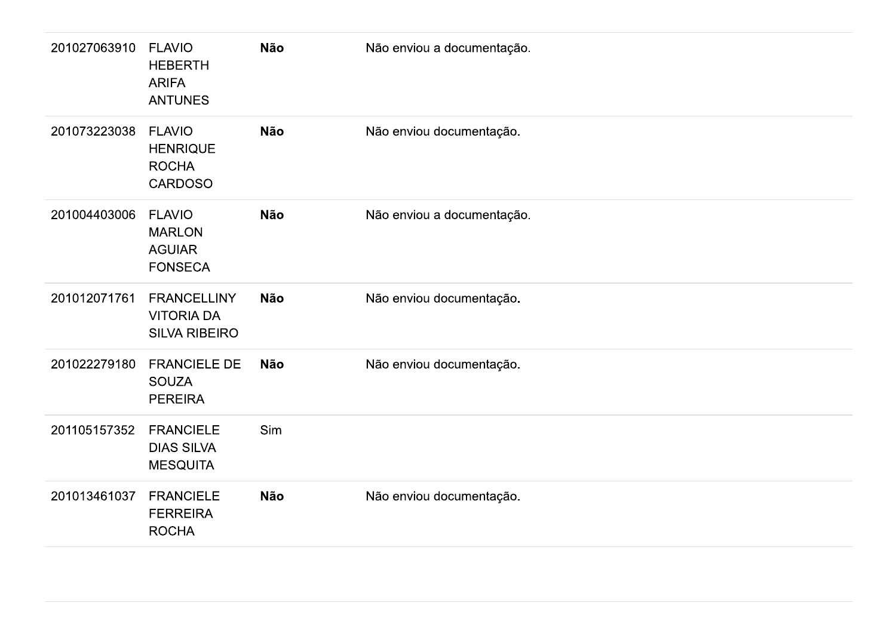| | | | |
|---|---|---|---|
| 201027063910 | FLAVIO HEBERTH ARIFA ANTUNES | **Não** | Não enviou a documentação. |
| 201073223038 | FLAVIO HENRIQUE ROCHA CARDOSO | **Não** | Não enviou documentação. |
| 201004403006 | FLAVIO MARLON AGUIAR FONSECA | **Não** | Não enviou a documentação. |
| 201012071761 | FRANCELLINY VITORIA DA SILVA RIBEIRO | **Não** | Não enviou documentação. |
| 201022279180 | FRANCIELE DE SOUZA PEREIRA | **Não** | Não enviou documentação. |
| 201105157352 | FRANCIELE DIAS SILVA MESQUITA | Sim | |
| 201013461037 | FRANCIELE FERREIRA ROCHA | **Não** | Não enviou documentação. |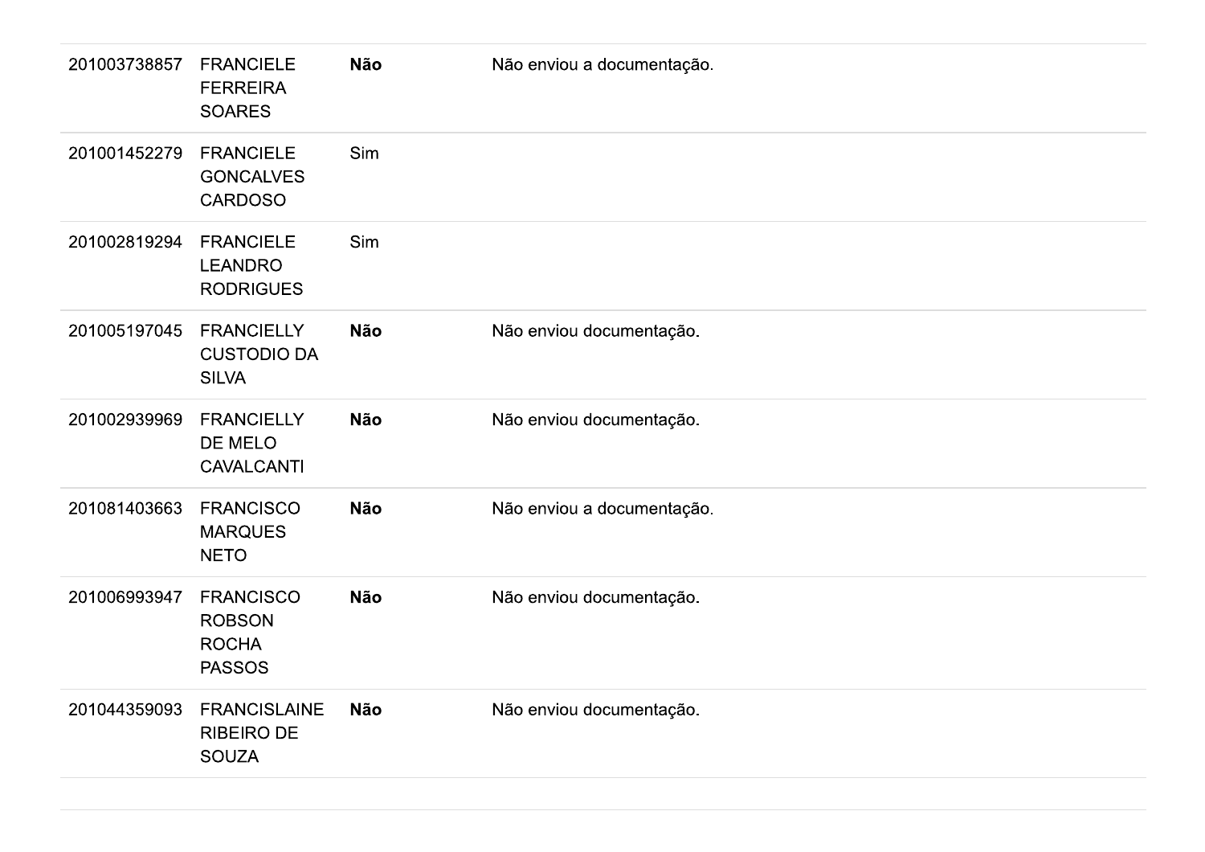| | | | |
|---|---|---|---|
| 201003738857 | FRANCIELE FERREIRA SOARES | **Não** | Não enviou a documentação. |
| 201001452279 | FRANCIELE GONCALVES CARDOSO | Sim | |
| 201002819294 | FRANCIELE LEANDRO RODRIGUES | Sim | |
| 201005197045 | FRANCIELLY CUSTODIO DA SILVA | **Não** | Não enviou documentação. |
| 201002939969 | FRANCIELLY DE MELO CAVALCANTI | **Não** | Não enviou documentação. |
| 201081403663 | FRANCISCO MARQUES NETO | **Não** | Não enviou a documentação. |
| 201006993947 | FRANCISCO ROBSON ROCHA PASSOS | **Não** | Não enviou documentação. |
| 201044359093 | FRANCISLAINE RIBEIRO DE SOUZA | **Não** | Não enviou documentação. |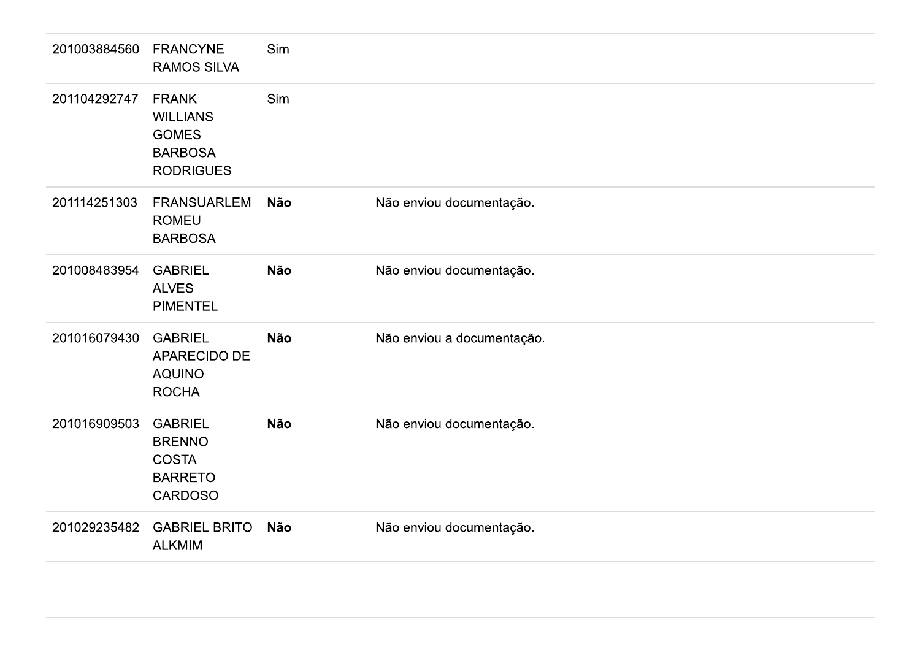| | | | |
|---|---|---|---|
| 201003884560 | FRANCYNE RAMOS SILVA | Sim | |
| 201104292747 | FRANK WILLIANS GOMES BARBOSA RODRIGUES | Sim | |
| 201114251303 | FRANSUARLEM ROMEU BARBOSA | **Não** | Não enviou documentação. |
| 201008483954 | GABRIEL ALVES PIMENTEL | **Não** | Não enviou documentação. |
| 201016079430 | GABRIEL APARECIDO DE AQUINO ROCHA | **Não** | Não enviou a documentação. |
| 201016909503 | GABRIEL BRENNO COSTA BARRETO CARDOSO | **Não** | Não enviou documentação. |
| 201029235482 | GABRIEL BRITO ALKMIM | **Não** | Não enviou documentação. |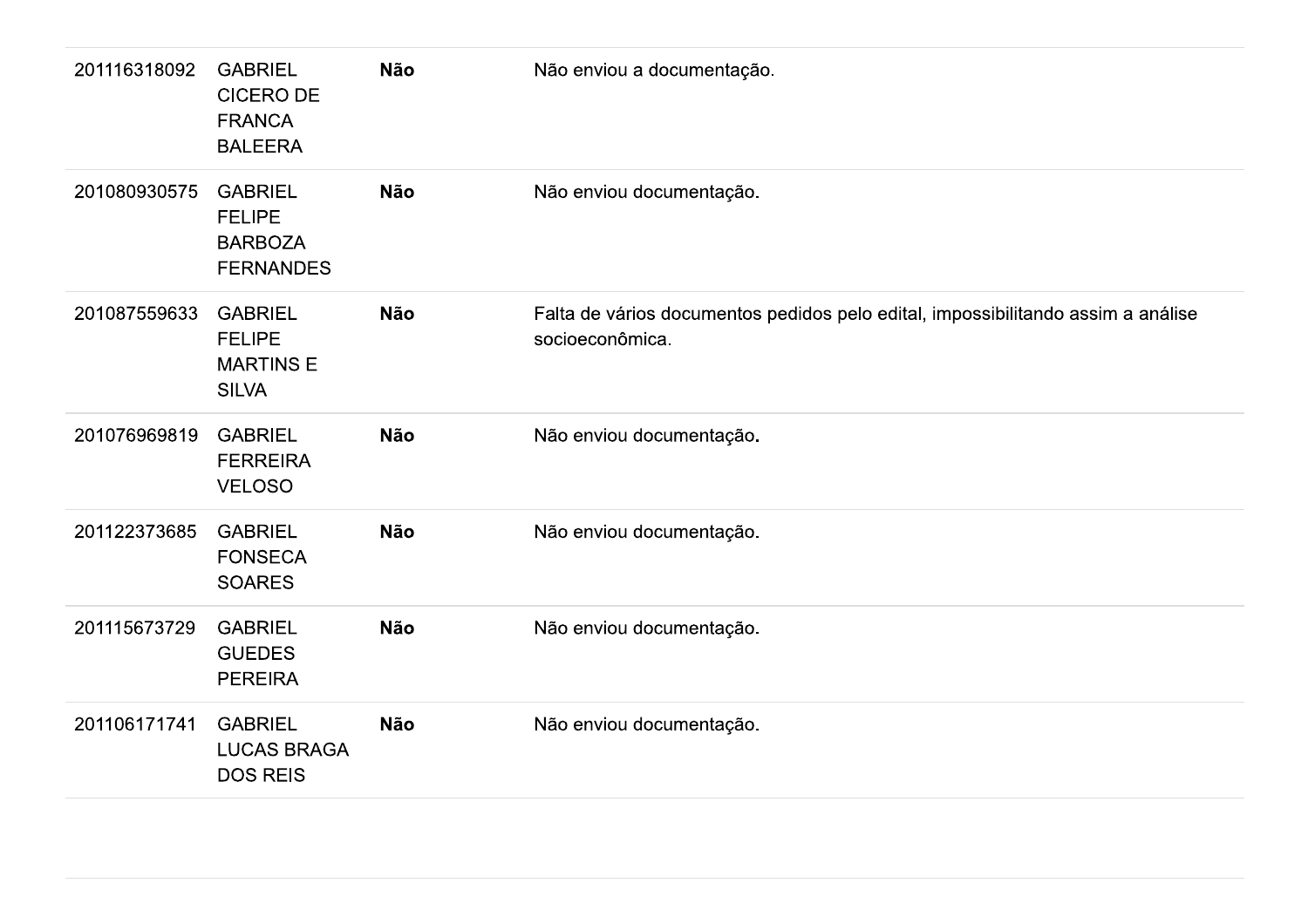| | | | |
|---|---|---|---|
| 201116318092 | GABRIEL CICERO DE FRANCA BALEERA | **Não** | Não enviou a documentação. |
| 201080930575 | GABRIEL FELIPE BARBOZA FERNANDES | **Não** | Não enviou documentação. |
| 201087559633 | GABRIEL FELIPE MARTINS E SILVA | **Não** | Falta de vários documentos pedidos pelo edital, impossibilitando assim a análise socioeconômica. |
| 201076969819 | GABRIEL FERREIRA VELOSO | **Não** | Não enviou documentação. |
| 201122373685 | GABRIEL FONSECA SOARES | **Não** | Não enviou documentação. |
| 201115673729 | GABRIEL GUEDES PEREIRA | **Não** | Não enviou documentação. |
| 201106171741 | GABRIEL LUCAS BRAGA DOS REIS | **Não** | Não enviou documentação. |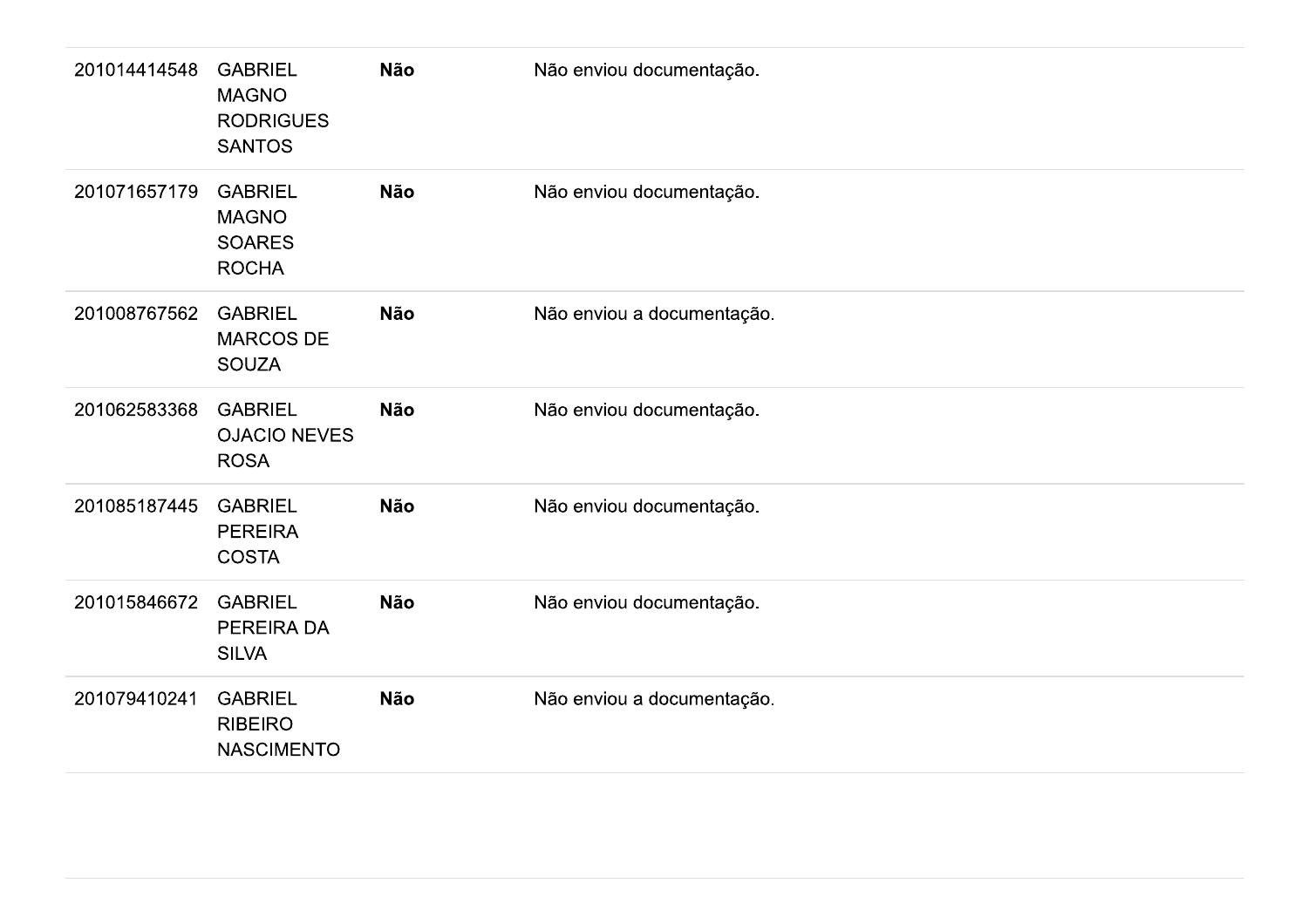| | | | |
|---|---|---|---|
| 201014414548 | GABRIEL MAGNO RODRIGUES SANTOS | **Não** | Não enviou documentação. |
| 201071657179 | GABRIEL MAGNO SOARES ROCHA | **Não** | Não enviou documentação. |
| 201008767562 | GABRIEL MARCOS DE SOUZA | **Não** | Não enviou a documentação. |
| 201062583368 | GABRIEL OJACIO NEVES ROSA | **Não** | Não enviou documentação. |
| 201085187445 | GABRIEL PEREIRA COSTA | **Não** | Não enviou documentação. |
| 201015846672 | GABRIEL PEREIRA DA SILVA | **Não** | Não enviou documentação. |
| 201079410241 | GABRIEL RIBEIRO NASCIMENTO | **Não** | Não enviou a documentação. |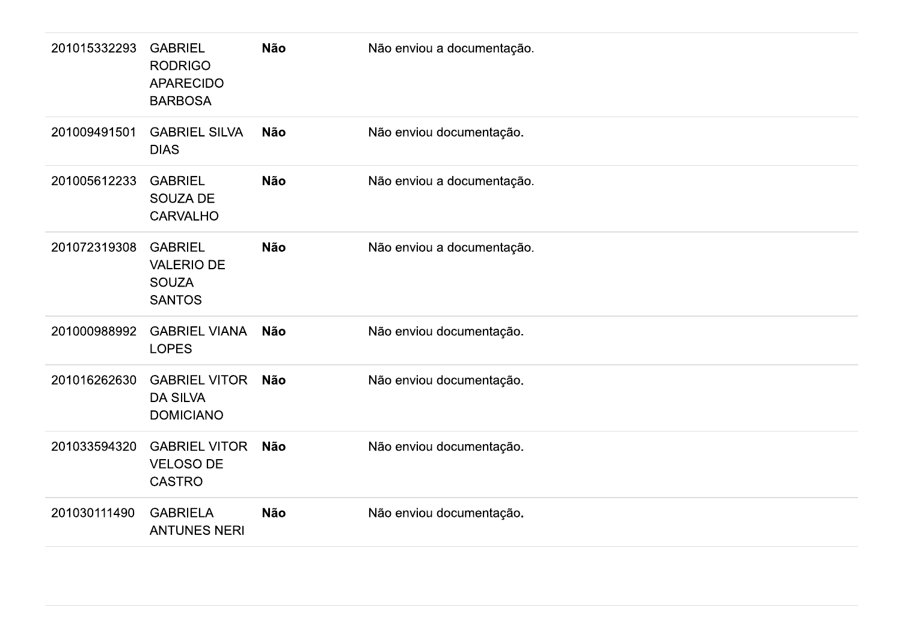| | | | |
|---|---|---|---|
| 201015332293 | GABRIEL RODRIGO APARECIDO BARBOSA | **Não** | Não enviou a documentação. |
| 201009491501 | GABRIEL SILVA DIAS | **Não** | Não enviou documentação. |
| 201005612233 | GABRIEL SOUZA DE CARVALHO | **Não** | Não enviou a documentação. |
| 201072319308 | GABRIEL VALERIO DE SOUZA SANTOS | **Não** | Não enviou a documentação. |
| 201000988992 | GABRIEL VIANA LOPES | **Não** | Não enviou documentação. |
| 201016262630 | GABRIEL VITOR DA SILVA DOMICIANO | **Não** | Não enviou documentação. |
| 201033594320 | GABRIEL VITOR VELOSO DE CASTRO | **Não** | Não enviou documentação. |
| 201030111490 | GABRIELA ANTUNES NERI | **Não** | Não enviou documentação. |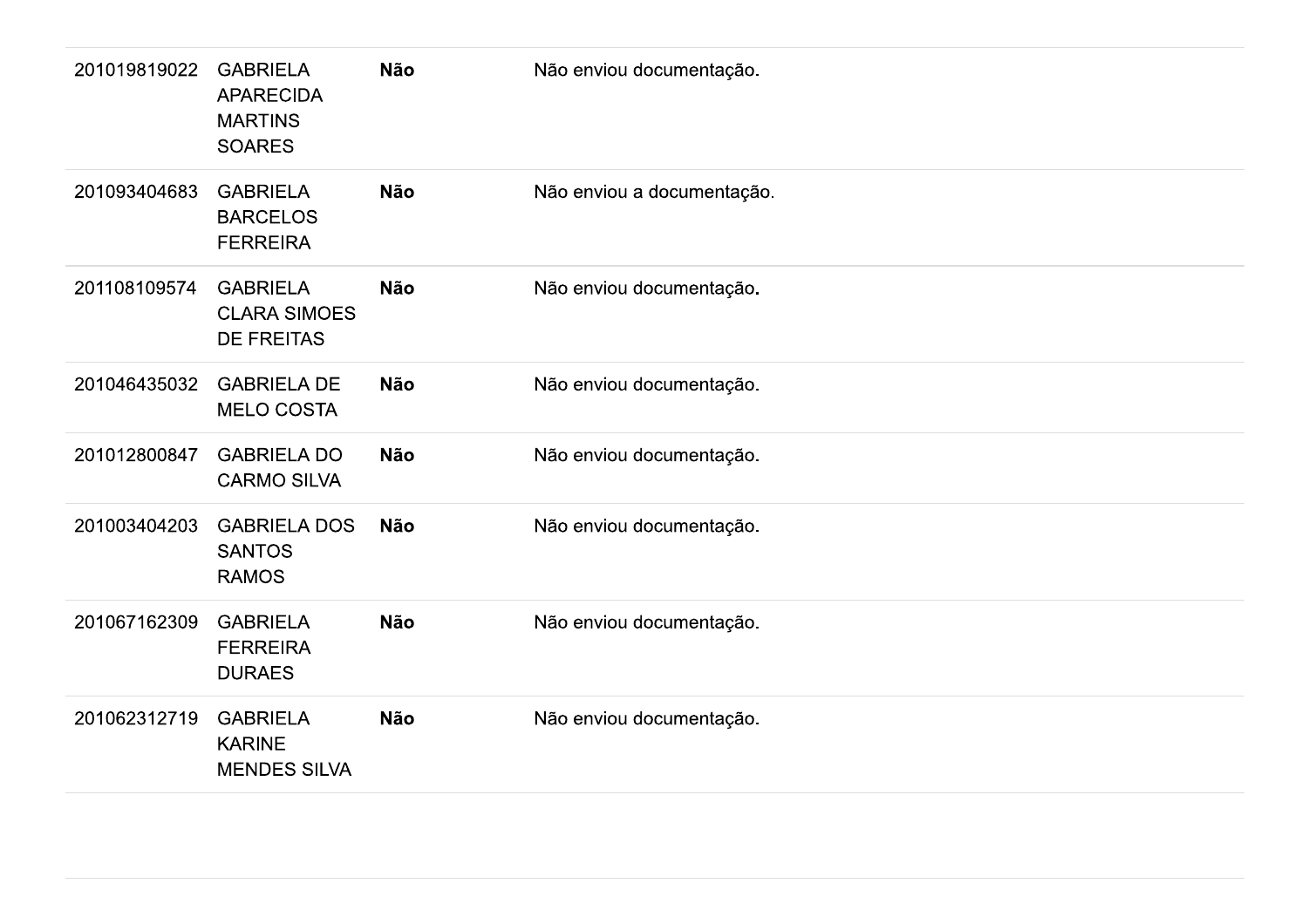| | | | |
|---|---|---|---|
| 201019819022 | GABRIELA APARECIDA MARTINS SOARES | **Não** | Não enviou documentação. |
| 201093404683 | GABRIELA BARCELOS FERREIRA | **Não** | Não enviou a documentação. |
| 201108109574 | GABRIELA CLARA SIMOES DE FREITAS | **Não** | Não enviou documentação. |
| 201046435032 | GABRIELA DE MELO COSTA | **Não** | Não enviou documentação. |
| 201012800847 | GABRIELA DO CARMO SILVA | **Não** | Não enviou documentação. |
| 201003404203 | GABRIELA DOS SANTOS RAMOS | **Não** | Não enviou documentação. |
| 201067162309 | GABRIELA FERREIRA DURAES | **Não** | Não enviou documentação. |
| 201062312719 | GABRIELA KARINE MENDES SILVA | **Não** | Não enviou documentação. |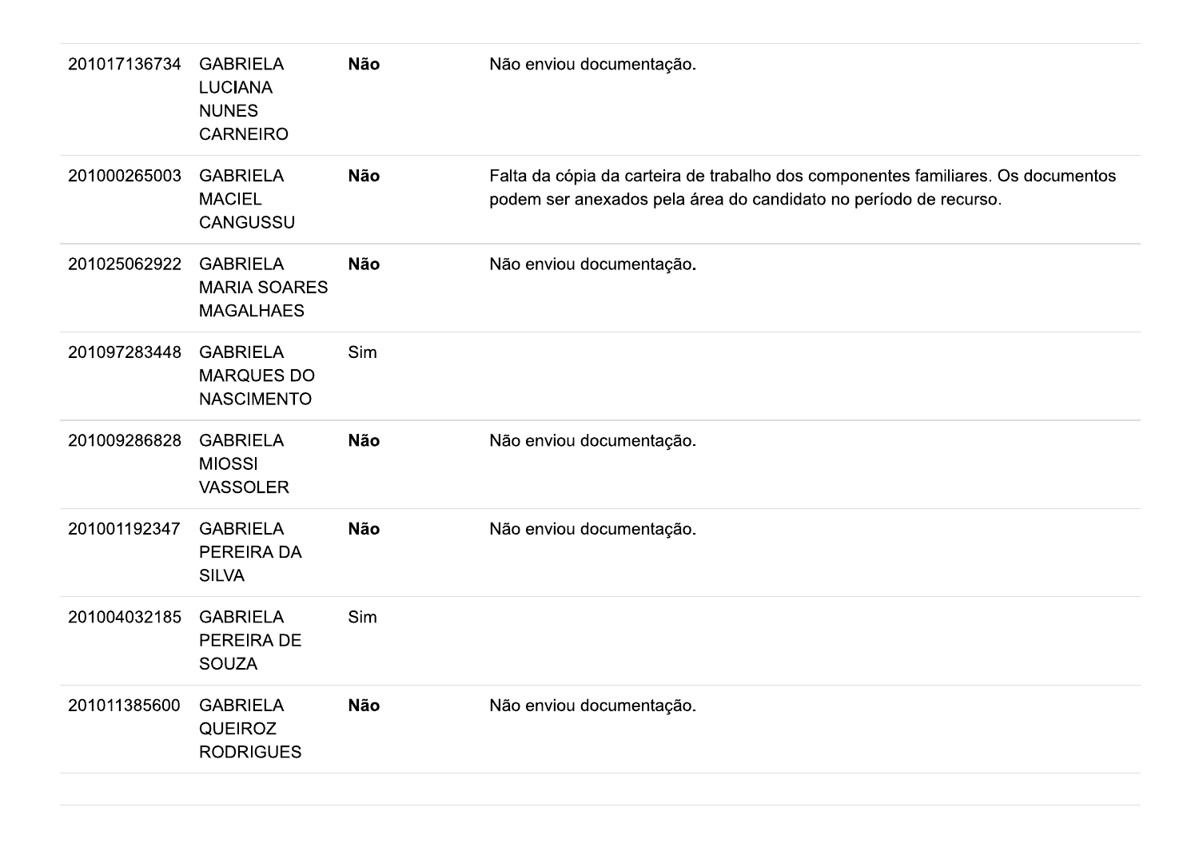| | | | |
|---|---|---|---|
| 201017136734 | GABRIELA LUCIANA NUNES CARNEIRO | **Não** | Não enviou documentação. |
| 201000265003 | GABRIELA MACIEL CANGUSSU | **Não** | Falta da cópia da carteira de trabalho dos componentes familiares. Os documentos podem ser anexados pela área do candidato no período de recurso. |
| 201025062922 | GABRIELA MARIA SOARES MAGALHAES | **Não** | Não enviou documentação. |
| 201097283448 | GABRIELA MARQUES DO NASCIMENTO | Sim | |
| 201009286828 | GABRIELA MIOSSI VASSOLER | **Não** | Não enviou documentação. |
| 201001192347 | GABRIELA PEREIRA DA SILVA | **Não** | Não enviou documentação. |
| 201004032185 | GABRIELA PEREIRA DE SOUZA | Sim | |
| 201011385600 | GABRIELA QUEIROZ RODRIGUES | **Não** | Não enviou documentação. |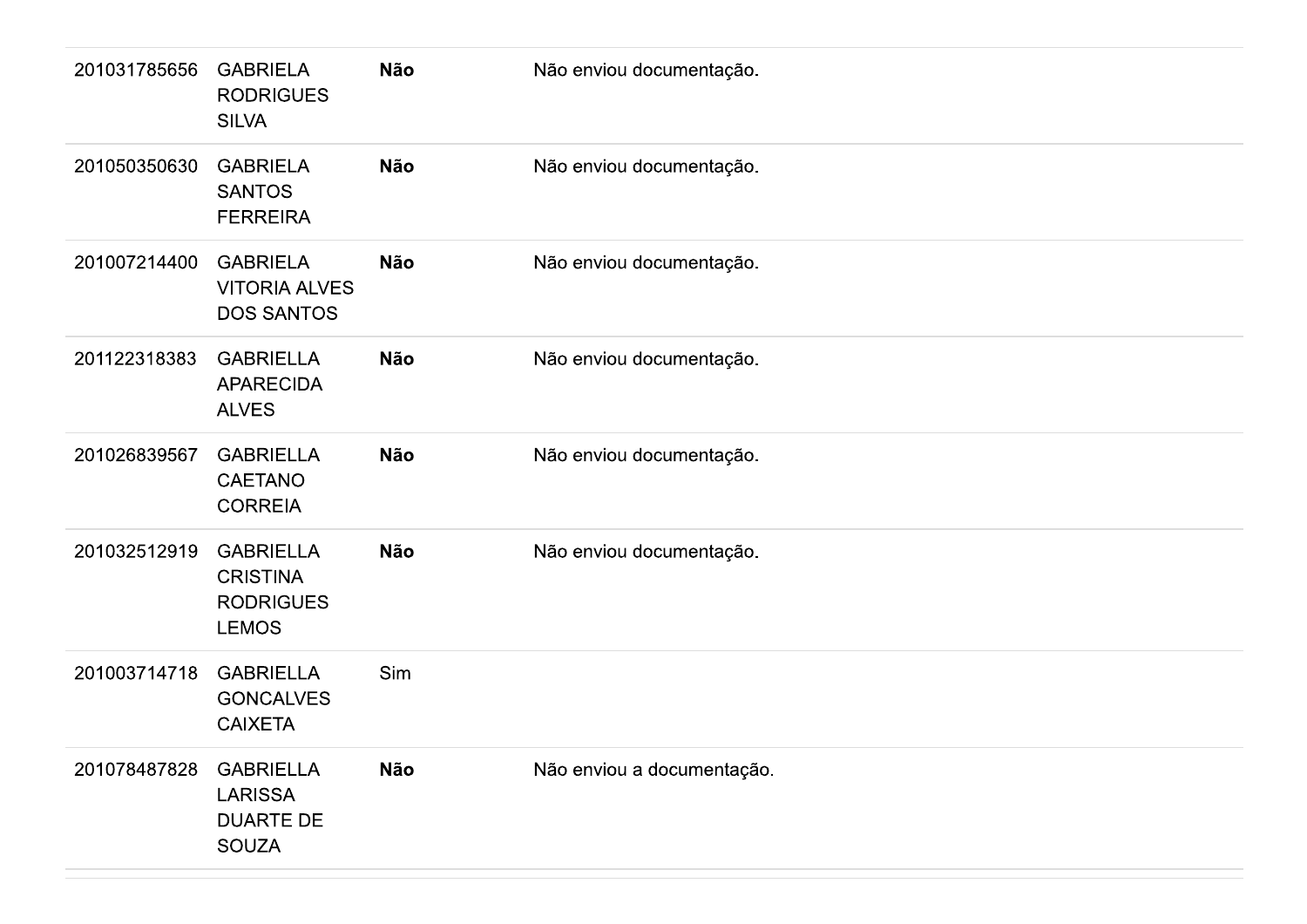| | | | |
|---|---|---|---|
| 201031785656 | GABRIELA RODRIGUES SILVA | **Não** | Não enviou documentação. |
| 201050350630 | GABRIELA SANTOS FERREIRA | **Não** | Não enviou documentação. |
| 201007214400 | GABRIELA VITORIA ALVES DOS SANTOS | **Não** | Não enviou documentação. |
| 201122318383 | GABRIELLA APARECIDA ALVES | **Não** | Não enviou documentação. |
| 201026839567 | GABRIELLA CAETANO CORREIA | **Não** | Não enviou documentação. |
| 201032512919 | GABRIELLA CRISTINA RODRIGUES LEMOS | **Não** | Não enviou documentação. |
| 201003714718 | GABRIELLA GONCALVES CAIXETA | Sim | |
| 201078487828 | GABRIELLA LARISSA DUARTE DE SOUZA | **Não** | Não enviou a documentação. |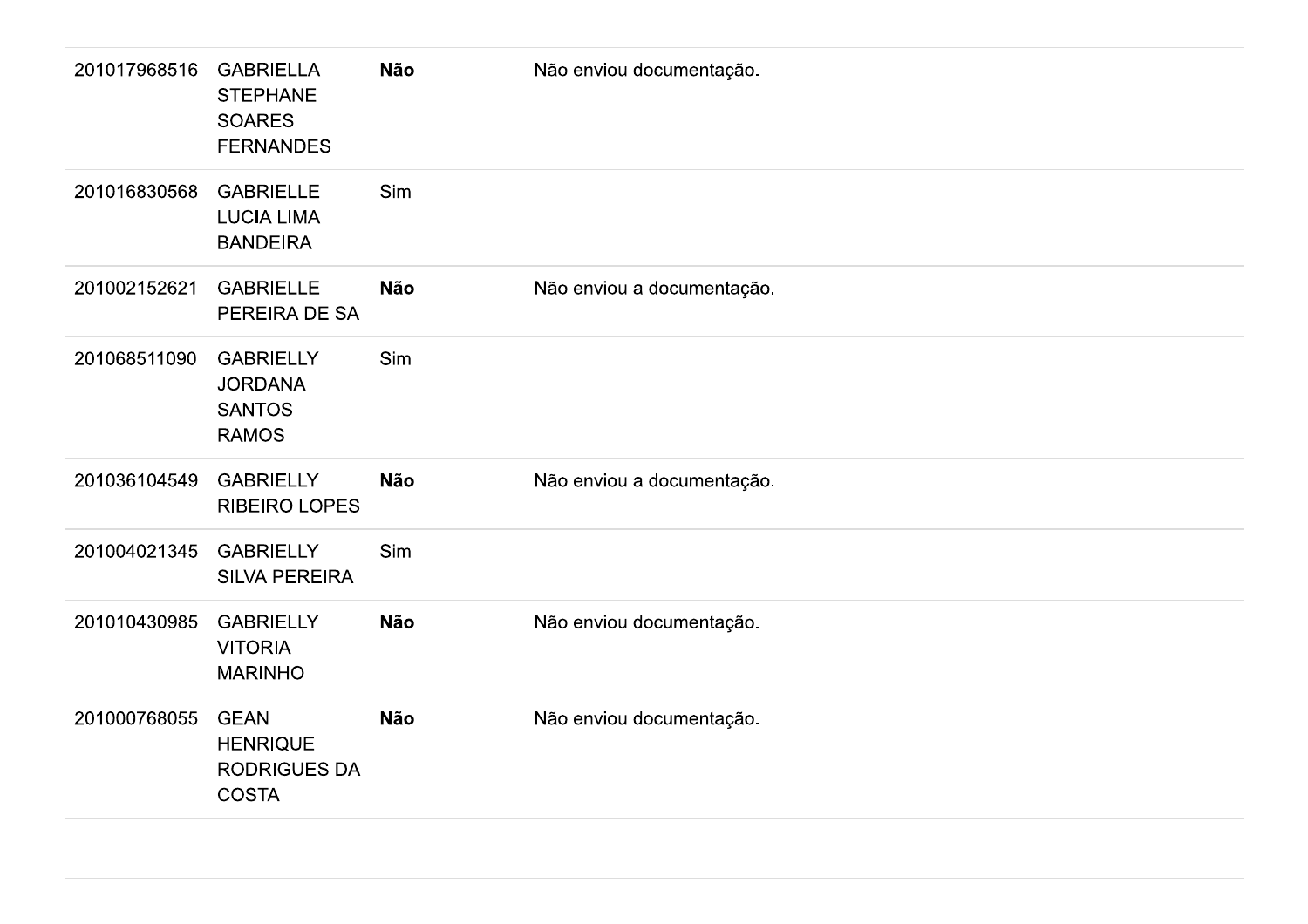| | | | |
|---|---|---|---|
| 201017968516 | GABRIELLA STEPHANE SOARES FERNANDES | **Não** | Não enviou documentação. |
| 201016830568 | GABRIELLE LUCIA LIMA BANDEIRA | Sim | |
| 201002152621 | GABRIELLE PEREIRA DE SA | **Não** | Não enviou a documentação. |
| 201068511090 | GABRIELLY JORDANA SANTOS RAMOS | Sim | |
| 201036104549 | GABRIELLY RIBEIRO LOPES | **Não** | Não enviou a documentação. |
| 201004021345 | GABRIELLY SILVA PEREIRA | Sim | |
| 201010430985 | GABRIELLY VITORIA MARINHO | **Não** | Não enviou documentação. |
| 201000768055 | GEAN HENRIQUE RODRIGUES DA COSTA | **Não** | Não enviou documentação. |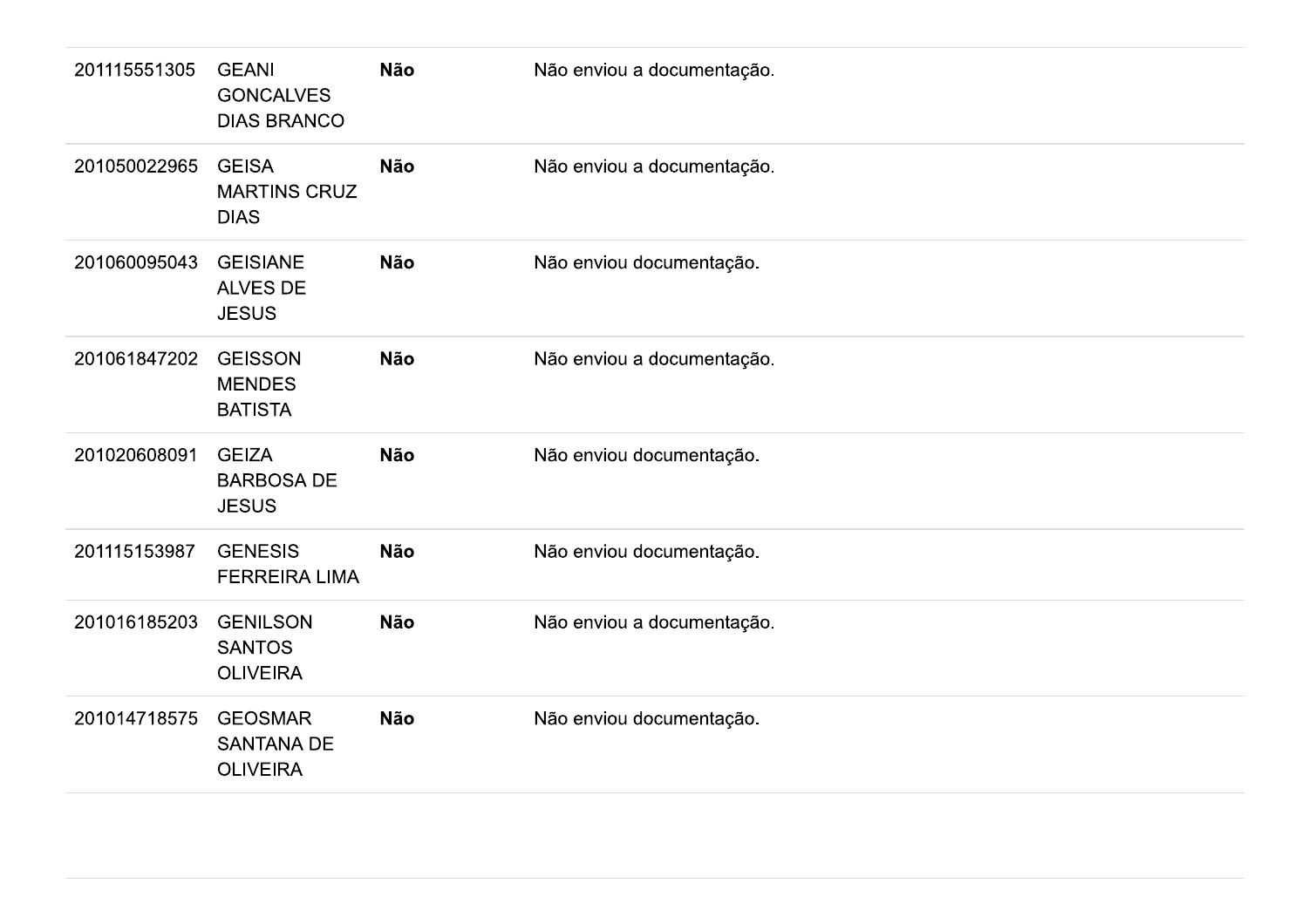| | | | |
|---|---|---|---|
| 201115551305 | GEANI GONCALVES DIAS BRANCO | **Não** | Não enviou a documentação. |
| 201050022965 | GEISA MARTINS CRUZ DIAS | **Não** | Não enviou a documentação. |
| 201060095043 | GEISIANE ALVES DE JESUS | **Não** | Não enviou documentação. |
| 201061847202 | GEISSON MENDES BATISTA | **Não** | Não enviou a documentação. |
| 201020608091 | GEIZA BARBOSA DE JESUS | **Não** | Não enviou documentação. |
| 201115153987 | GENESIS FERREIRA LIMA | **Não** | Não enviou documentação. |
| 201016185203 | GENILSON SANTOS OLIVEIRA | **Não** | Não enviou a documentação. |
| 201014718575 | GEOSMAR SANTANA DE OLIVEIRA | **Não** | Não enviou documentação. |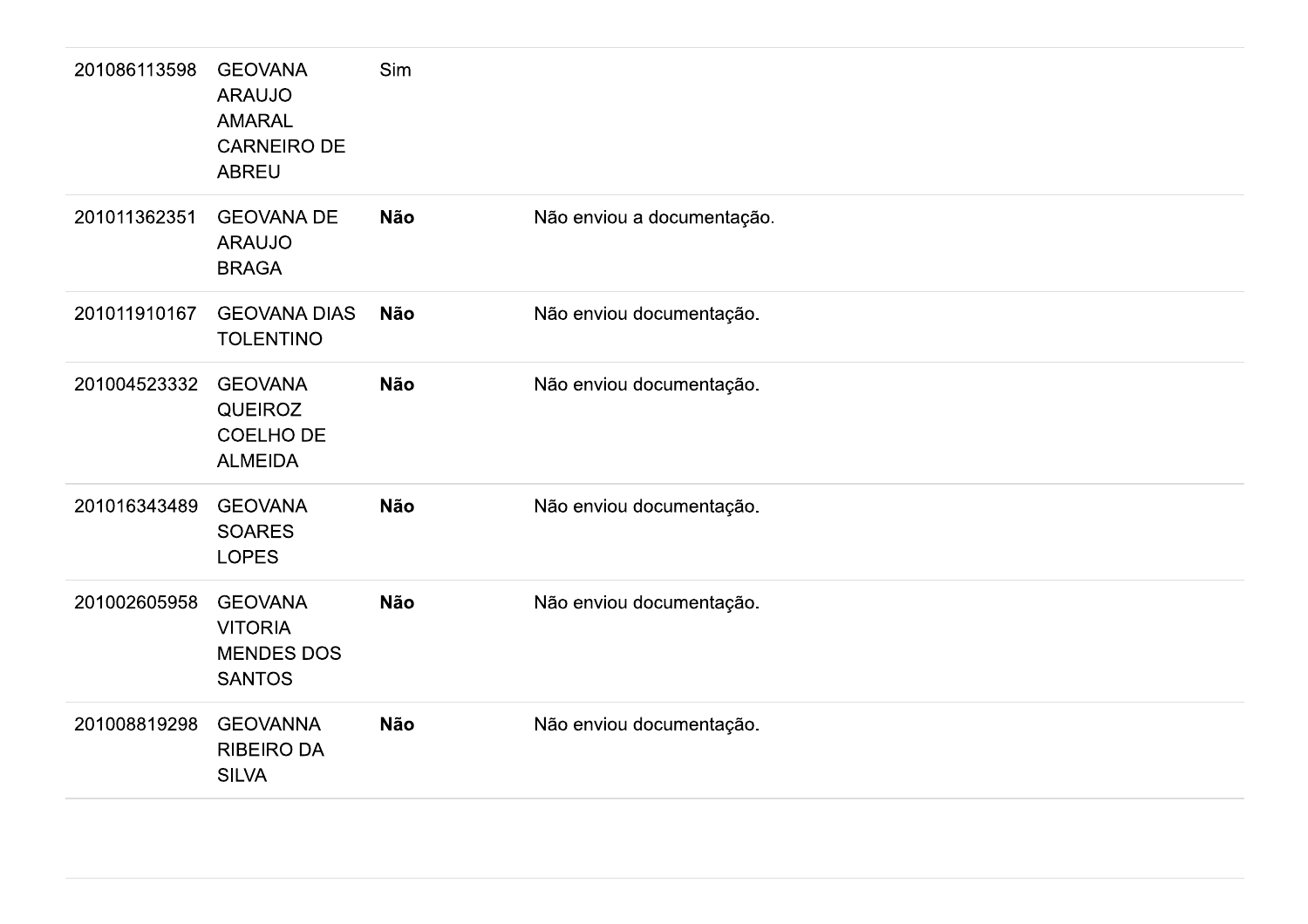| | | | |
|---|---|---|---|
| 201086113598 | GEOVANA ARAUJO AMARAL CARNEIRO DE ABREU | Sim | |
| 201011362351 | GEOVANA DE ARAUJO BRAGA | **Não** | Não enviou a documentação. |
| 201011910167 | GEOVANA DIAS TOLENTINO | **Não** | Não enviou documentação. |
| 201004523332 | GEOVANA QUEIROZ COELHO DE ALMEIDA | **Não** | Não enviou documentação. |
| 201016343489 | GEOVANA SOARES LOPES | **Não** | Não enviou documentação. |
| 201002605958 | GEOVANA VITORIA MENDES DOS SANTOS | **Não** | Não enviou documentação. |
| 201008819298 | GEOVANNA RIBEIRO DA SILVA | **Não** | Não enviou documentação. |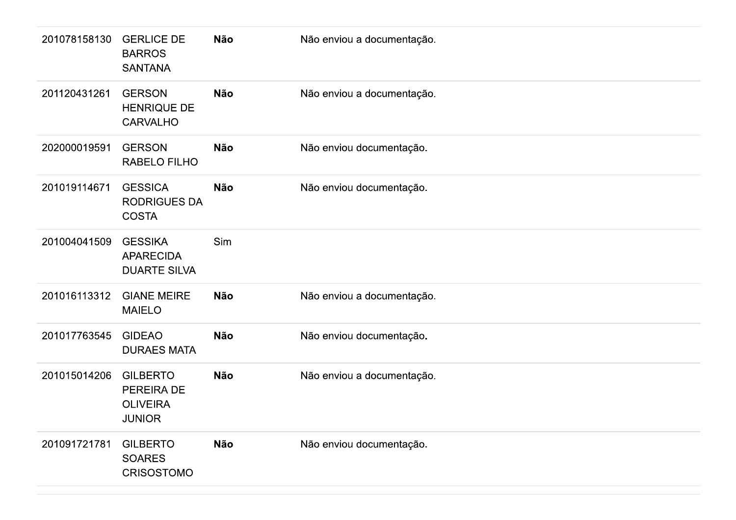| | | | |
|---|---|---|---|
| 201078158130 | GERLICE DE BARROS SANTANA | **Não** | Não enviou a documentação. |
| 201120431261 | GERSON HENRIQUE DE CARVALHO | **Não** | Não enviou a documentação. |
| 202000019591 | GERSON RABELO FILHO | **Não** | Não enviou documentação. |
| 201019114671 | GESSICA RODRIGUES DA COSTA | **Não** | Não enviou documentação. |
| 201004041509 | GESSIKA APARECIDA DUARTE SILVA | Sim | |
| 201016113312 | GIANE MEIRE MAIELO | **Não** | Não enviou a documentação. |
| 201017763545 | GIDEAO DURAES MATA | **Não** | Não enviou documentação. |
| 201015014206 | GILBERTO PEREIRA DE OLIVEIRA JUNIOR | **Não** | Não enviou a documentação. |
| 201091721781 | GILBERTO SOARES CRISOSTOMO | **Não** | Não enviou documentação. |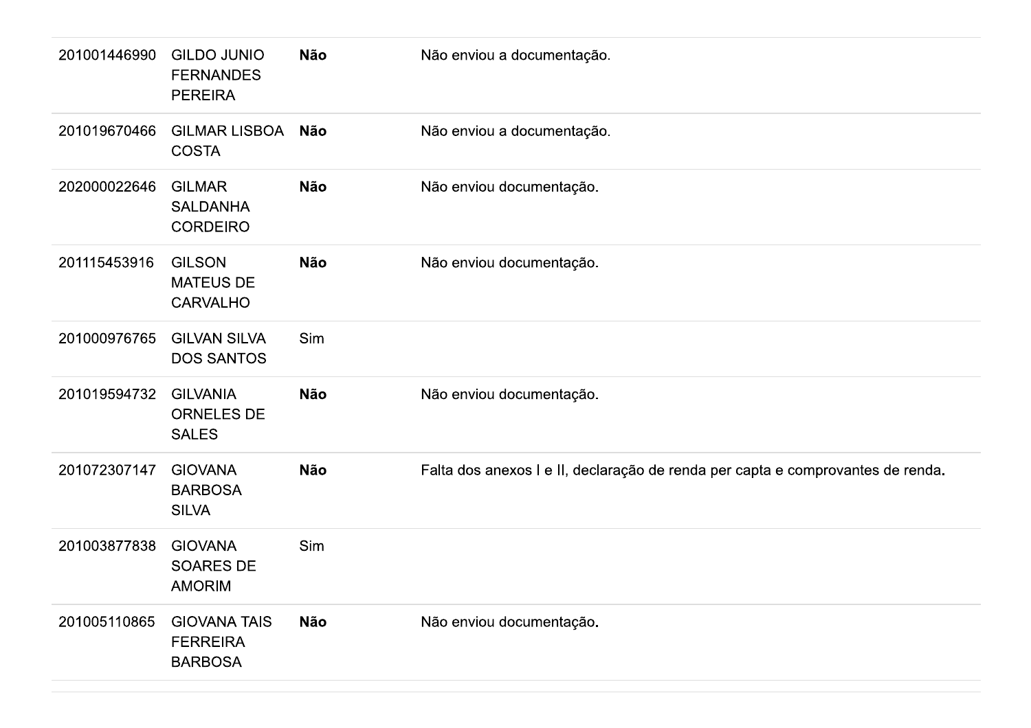| | | | |
|---|---|---|---|
| 201001446990 | GILDO JUNIO FERNANDES PEREIRA | **Não** | Não enviou a documentação. |
| 201019670466 | GILMAR LISBOA COSTA | **Não** | Não enviou a documentação. |
| 202000022646 | GILMAR SALDANHA CORDEIRO | **Não** | Não enviou documentação. |
| 201115453916 | GILSON MATEUS DE CARVALHO | **Não** | Não enviou documentação. |
| 201000976765 | GILVAN SILVA DOS SANTOS | Sim | |
| 201019594732 | GILVANIA ORNELES DE SALES | **Não** | Não enviou documentação. |
| 201072307147 | GIOVANA BARBOSA SILVA | **Não** | Falta dos anexos I e II, declaração de renda per capta e comprovantes de renda. |
| 201003877838 | GIOVANA SOARES DE AMORIM | Sim | |
| 201005110865 | GIOVANA TAIS FERREIRA BARBOSA | **Não** | Não enviou documentação. |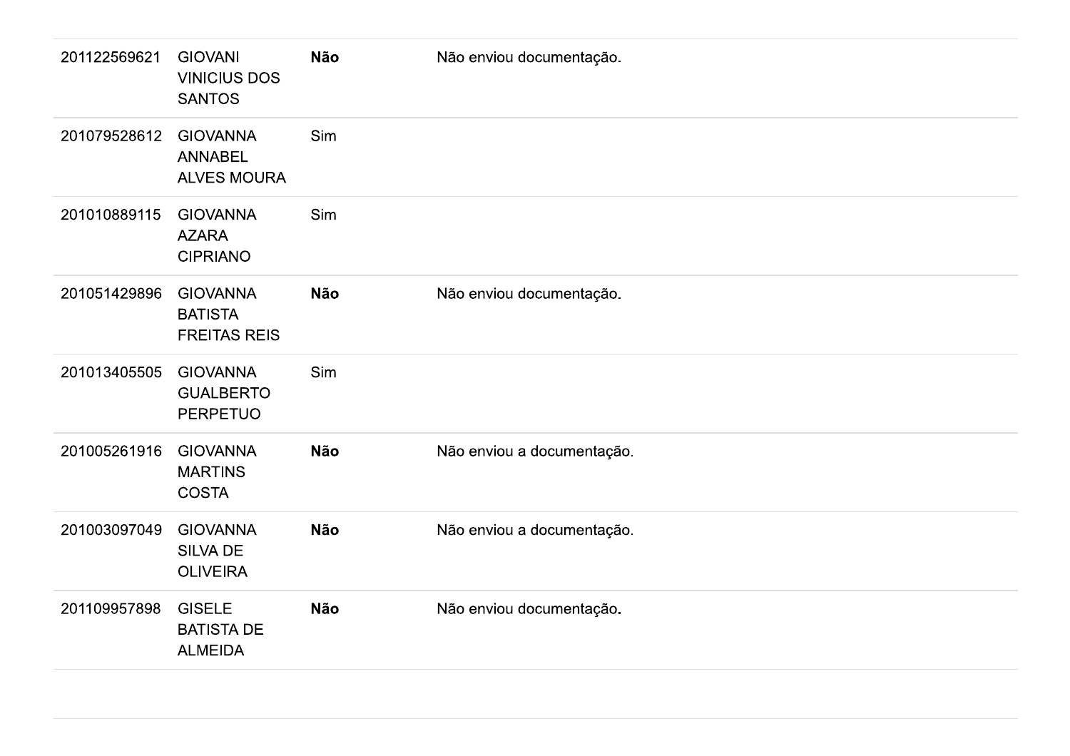| | | | |
|---|---|---|---|
| 201122569621 | GIOVANI VINICIUS DOS SANTOS | **Não** | Não enviou documentação. |
| 201079528612 | GIOVANNA ANNABEL ALVES MOURA | Sim | |
| 201010889115 | GIOVANNA AZARA CIPRIANO | Sim | |
| 201051429896 | GIOVANNA BATISTA FREITAS REIS | **Não** | Não enviou documentação. |
| 201013405505 | GIOVANNA GUALBERTO PERPETUO | Sim | |
| 201005261916 | GIOVANNA MARTINS COSTA | **Não** | Não enviou a documentação. |
| 201003097049 | GIOVANNA SILVA DE OLIVEIRA | **Não** | Não enviou a documentação. |
| 201109957898 | GISELE BATISTA DE ALMEIDA | **Não** | Não enviou documentação. |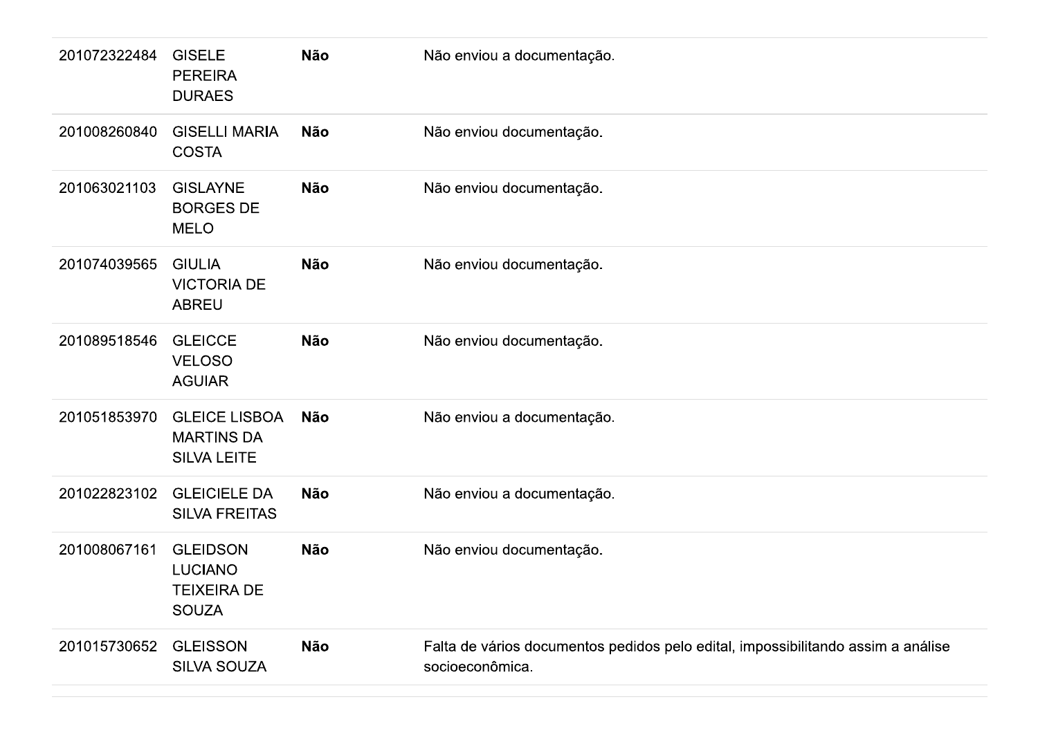| | | | |
|---|---|---|---|
| 201072322484 | GISELE PEREIRA DURAES | **Não** | Não enviou a documentação. |
| 201008260840 | GISELLI MARIA COSTA | **Não** | Não enviou documentação. |
| 201063021103 | GISLAYNE BORGES DE MELO | **Não** | Não enviou documentação. |
| 201074039565 | GIULIA VICTORIA DE ABREU | **Não** | Não enviou documentação. |
| 201089518546 | GLEICCE VELOSO AGUIAR | **Não** | Não enviou documentação. |
| 201051853970 | GLEICE LISBOA MARTINS DA SILVA LEITE | **Não** | Não enviou a documentação. |
| 201022823102 | GLEICIELE DA SILVA FREITAS | **Não** | Não enviou a documentação. |
| 201008067161 | GLEIDSON LUCIANO TEIXEIRA DE SOUZA | **Não** | Não enviou documentação. |
| 201015730652 | GLEISSON SILVA SOUZA | **Não** | Falta de vários documentos pedidos pelo edital, impossibilitando assim a análise socioeconômica. |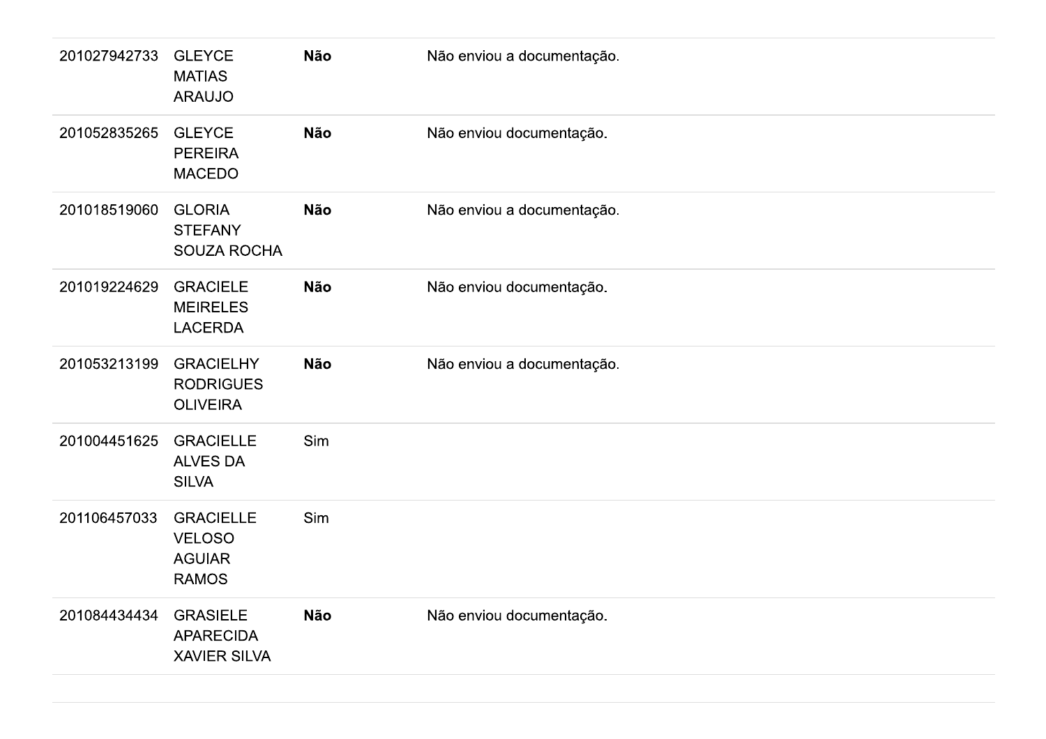| | | | |
|---|---|---|---|
| 201027942733 | GLEYCE MATIAS ARAUJO | **Não** | Não enviou a documentação. |
| 201052835265 | GLEYCE PEREIRA MACEDO | **Não** | Não enviou documentação. |
| 201018519060 | GLORIA STEFANY SOUZA ROCHA | **Não** | Não enviou a documentação. |
| 201019224629 | GRACIELE MEIRELES LACERDA | **Não** | Não enviou documentação. |
| 201053213199 | GRACIELHY RODRIGUES OLIVEIRA | **Não** | Não enviou a documentação. |
| 201004451625 | GRACIELLE ALVES DA SILVA | Sim | |
| 201106457033 | GRACIELLE VELOSO AGUIAR RAMOS | Sim | |
| 201084434434 | GRASIELE APARECIDA XAVIER SILVA | **Não** | Não enviou documentação. |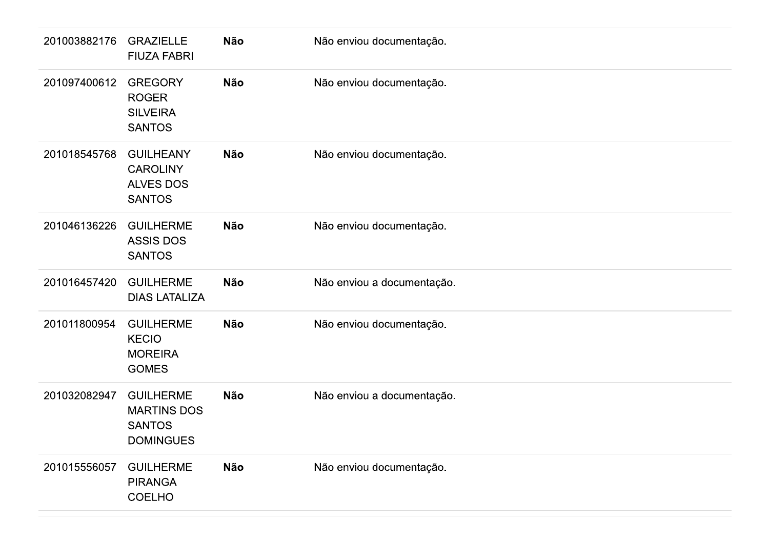| | | | |
|---|---|---|---|
| 201003882176 | GRAZIELLE FIUZA FABRI | **Não** | Não enviou documentação. |
| 201097400612 | GREGORY ROGER SILVEIRA SANTOS | **Não** | Não enviou documentação. |
| 201018545768 | GUILHEANY CAROLINY ALVES DOS SANTOS | **Não** | Não enviou documentação. |
| 201046136226 | GUILHERME ASSIS DOS SANTOS | **Não** | Não enviou documentação. |
| 201016457420 | GUILHERME DIAS LATALIZA | **Não** | Não enviou a documentação. |
| 201011800954 | GUILHERME KECIO MOREIRA GOMES | **Não** | Não enviou documentação. |
| 201032082947 | GUILHERME MARTINS DOS SANTOS DOMINGUES | **Não** | Não enviou a documentação. |
| 201015556057 | GUILHERME PIRANGA COELHO | **Não** | Não enviou documentação. |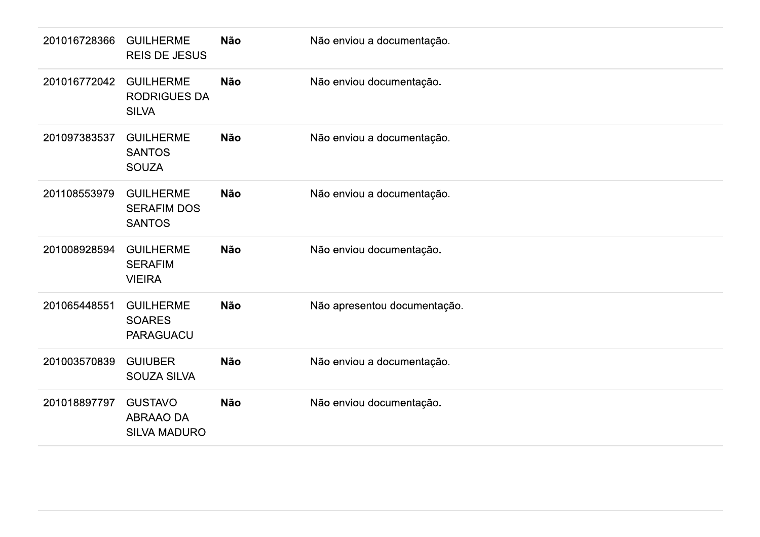| | | | |
|---|---|---|---|
| 201016728366 | GUILHERME REIS DE JESUS | **Não** | Não enviou a documentação. |
| 201016772042 | GUILHERME RODRIGUES DA SILVA | **Não** | Não enviou documentação. |
| 201097383537 | GUILHERME SANTOS SOUZA | **Não** | Não enviou a documentação. |
| 201108553979 | GUILHERME SERAFIM DOS SANTOS | **Não** | Não enviou a documentação. |
| 201008928594 | GUILHERME SERAFIM VIEIRA | **Não** | Não enviou documentação. |
| 201065448551 | GUILHERME SOARES PARAGUACU | **Não** | Não apresentou documentação. |
| 201003570839 | GUIUBER SOUZA SILVA | **Não** | Não enviou a documentação. |
| 201018897797 | GUSTAVO ABRAAO DA SILVA MADURO | **Não** | Não enviou documentação. |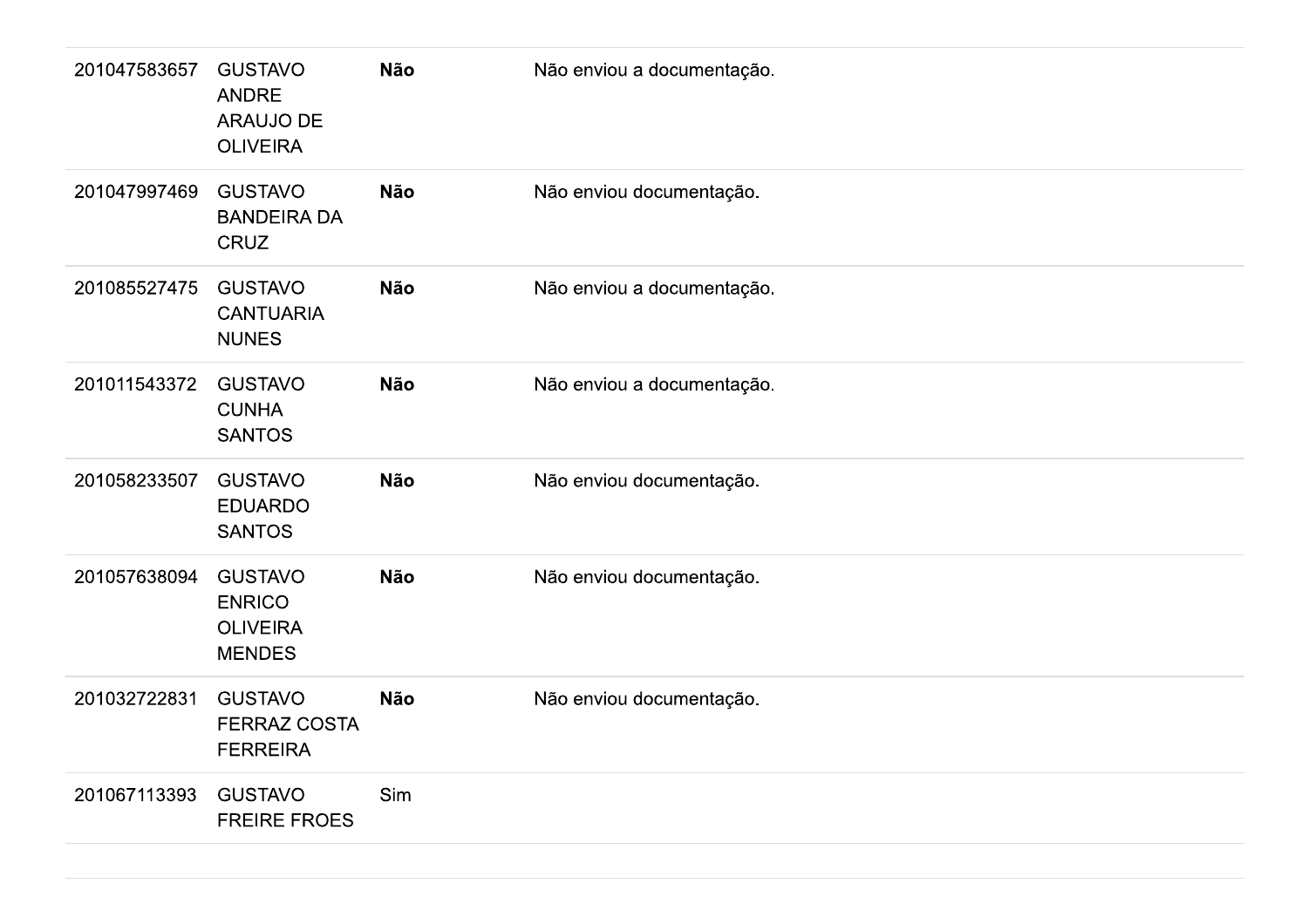| | | | |
|---|---|---|---|
| 201047583657 | GUSTAVO ANDRE ARAUJO DE OLIVEIRA | **Não** | Não enviou a documentação. |
| 201047997469 | GUSTAVO BANDEIRA DA CRUZ | **Não** | Não enviou documentação. |
| 201085527475 | GUSTAVO CANTUARIA NUNES | **Não** | Não enviou a documentação. |
| 201011543372 | GUSTAVO CUNHA SANTOS | **Não** | Não enviou a documentação. |
| 201058233507 | GUSTAVO EDUARDO SANTOS | **Não** | Não enviou documentação. |
| 201057638094 | GUSTAVO ENRICO OLIVEIRA MENDES | **Não** | Não enviou documentação. |
| 201032722831 | GUSTAVO FERRAZ COSTA FERREIRA | **Não** | Não enviou documentação. |
| 201067113393 | GUSTAVO FREIRE FROES | Sim | |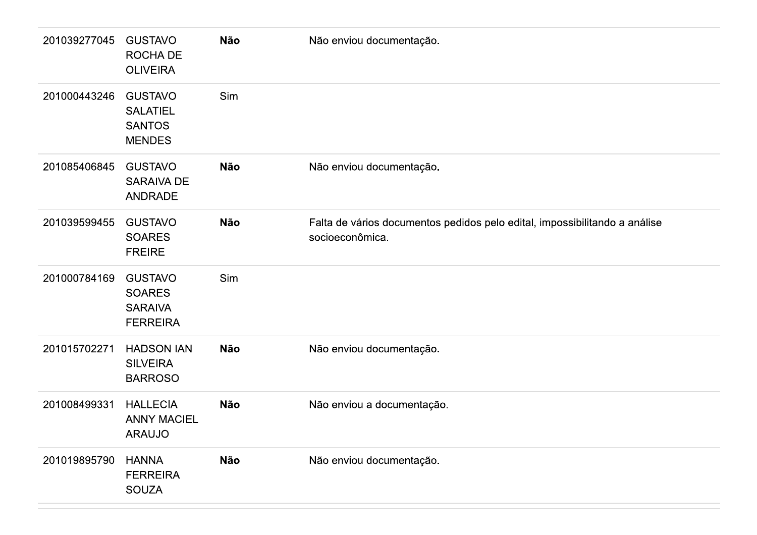| | | | |
|---|---|---|---|
| 201039277045 | GUSTAVO ROCHA DE OLIVEIRA | **Não** | Não enviou documentação. |
| 201000443246 | GUSTAVO SALATIEL SANTOS MENDES | Sim | |
| 201085406845 | GUSTAVO SARAIVA DE ANDRADE | **Não** | Não enviou documentação. |
| 201039599455 | GUSTAVO SOARES FREIRE | **Não** | Falta de vários documentos pedidos pelo edital, impossibilitando a análise socioeconômica. |
| 201000784169 | GUSTAVO SOARES SARAIVA FERREIRA | Sim | |
| 201015702271 | HADSON IAN SILVEIRA BARROSO | **Não** | Não enviou documentação. |
| 201008499331 | HALLECIA ANNY MACIEL ARAUJO | **Não** | Não enviou a documentação. |
| 201019895790 | HANNA FERREIRA SOUZA | **Não** | Não enviou documentação. |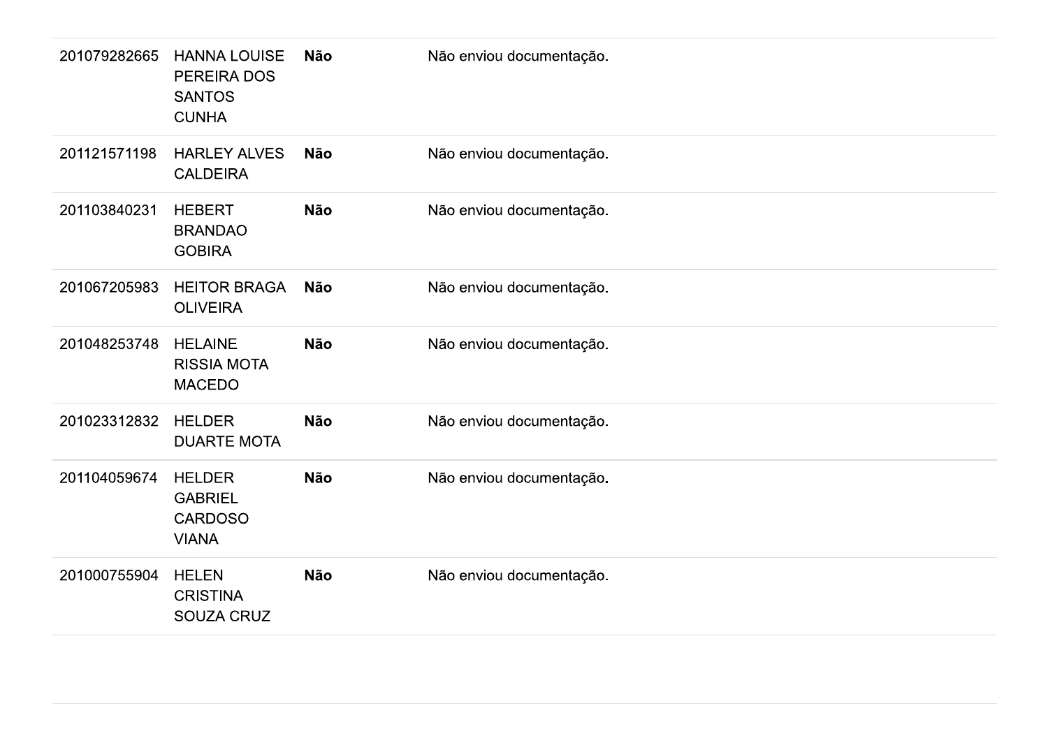| | | | |
|---|---|---|---|
| 201079282665 | HANNA LOUISE PEREIRA DOS SANTOS CUNHA | **Não** | Não enviou documentação. |
| 201121571198 | HARLEY ALVES CALDEIRA | **Não** | Não enviou documentação. |
| 201103840231 | HEBERT BRANDAO GOBIRA | **Não** | Não enviou documentação. |
| 201067205983 | HEITOR BRAGA OLIVEIRA | **Não** | Não enviou documentação. |
| 201048253748 | HELAINE RISSIA MOTA MACEDO | **Não** | Não enviou documentação. |
| 201023312832 | HELDER DUARTE MOTA | **Não** | Não enviou documentação. |
| 201104059674 | HELDER GABRIEL CARDOSO VIANA | **Não** | Não enviou documentação. |
| 201000755904 | HELEN CRISTINA SOUZA CRUZ | **Não** | Não enviou documentação. |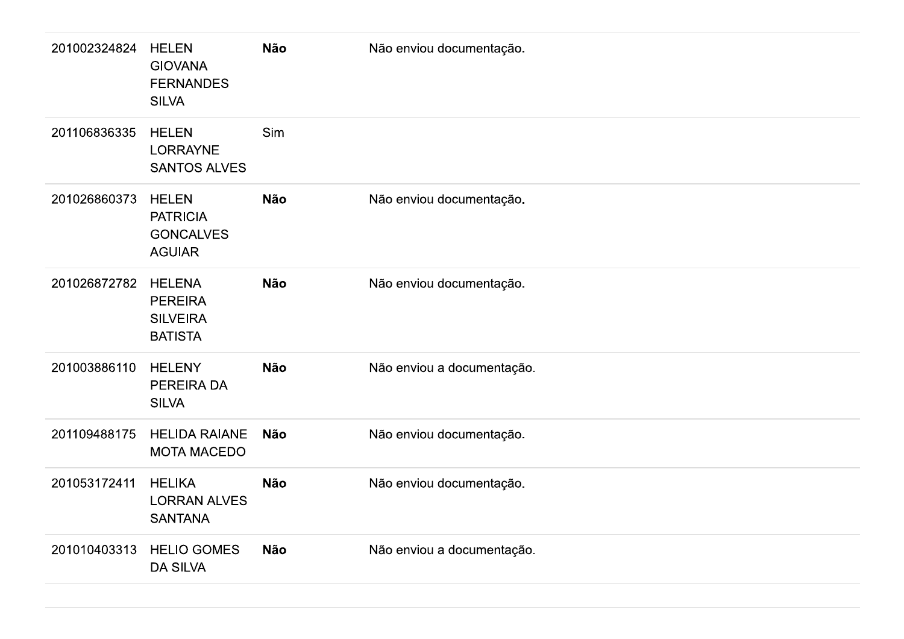| | | | |
|---|---|---|---|
| 201002324824 | HELEN GIOVANA FERNANDES SILVA | **Não** | Não enviou documentação. |
| 201106836335 | HELEN LORRAYNE SANTOS ALVES | Sim | |
| 201026860373 | HELEN PATRICIA GONCALVES AGUIAR | **Não** | Não enviou documentação. |
| 201026872782 | HELENA PEREIRA SILVEIRA BATISTA | **Não** | Não enviou documentação. |
| 201003886110 | HELENY PEREIRA DA SILVA | **Não** | Não enviou a documentação. |
| 201109488175 | HELIDA RAIANE MOTA MACEDO | **Não** | Não enviou documentação. |
| 201053172411 | HELIKA LORRAN ALVES SANTANA | **Não** | Não enviou documentação. |
| 201010403313 | HELIO GOMES DA SILVA | **Não** | Não enviou a documentação. |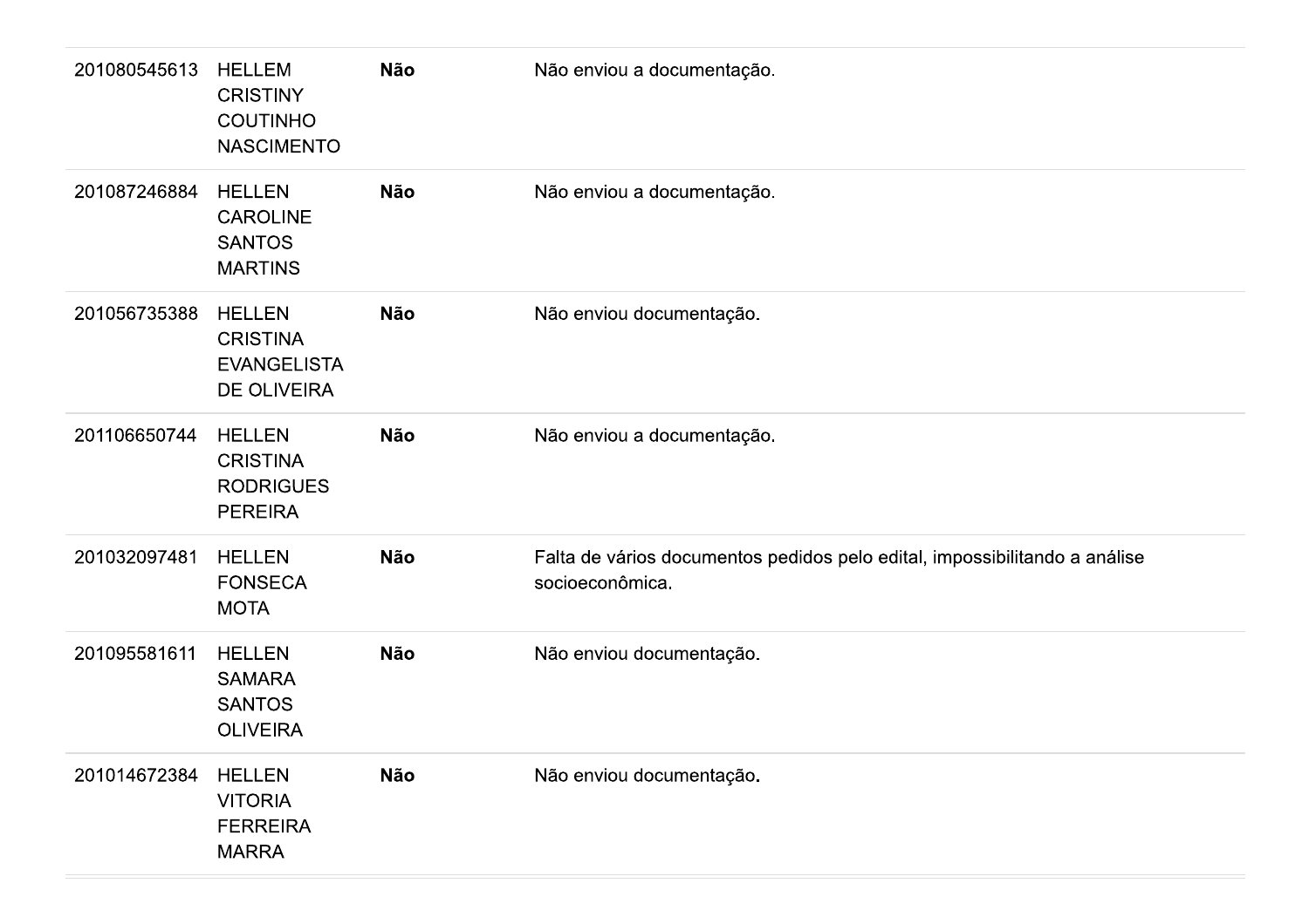| | | | |
|---|---|---|---|
| 201080545613 | HELLEM CRISTINY COUTINHO NASCIMENTO | **Não** | Não enviou a documentação. |
| 201087246884 | HELLEN CAROLINE SANTOS MARTINS | **Não** | Não enviou a documentação. |
| 201056735388 | HELLEN CRISTINA EVANGELISTA DE OLIVEIRA | **Não** | Não enviou documentação. |
| 201106650744 | HELLEN CRISTINA RODRIGUES PEREIRA | **Não** | Não enviou a documentação. |
| 201032097481 | HELLEN FONSECA MOTA | **Não** | Falta de vários documentos pedidos pelo edital, impossibilitando a análise socioeconômica. |
| 201095581611 | HELLEN SAMARA SANTOS OLIVEIRA | **Não** | Não enviou documentação. |
| 201014672384 | HELLEN VITORIA FERREIRA MARRA | **Não** | Não enviou documentação. |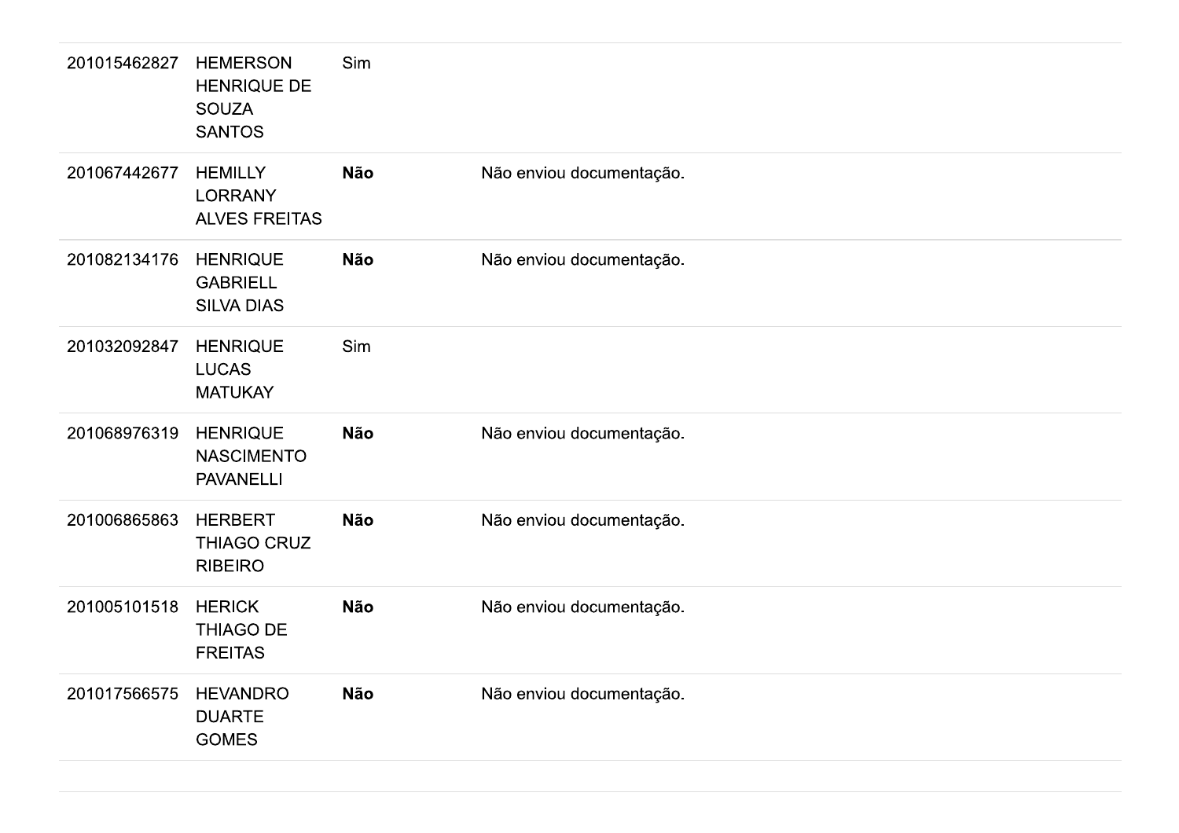| | | | |
|---|---|---|---|
| 201015462827 | HEMERSON HENRIQUE DE SOUZA SANTOS | Sim | |
| 201067442677 | HEMILLY LORRANY ALVES FREITAS | **Não** | Não enviou documentação. |
| 201082134176 | HENRIQUE GABRIELL SILVA DIAS | **Não** | Não enviou documentação. |
| 201032092847 | HENRIQUE LUCAS MATUKAY | Sim | |
| 201068976319 | HENRIQUE NASCIMENTO PAVANELLI | **Não** | Não enviou documentação. |
| 201006865863 | HERBERT THIAGO CRUZ RIBEIRO | **Não** | Não enviou documentação. |
| 201005101518 | HERICK THIAGO DE FREITAS | **Não** | Não enviou documentação. |
| 201017566575 | HEVANDRO DUARTE GOMES | **Não** | Não enviou documentação. |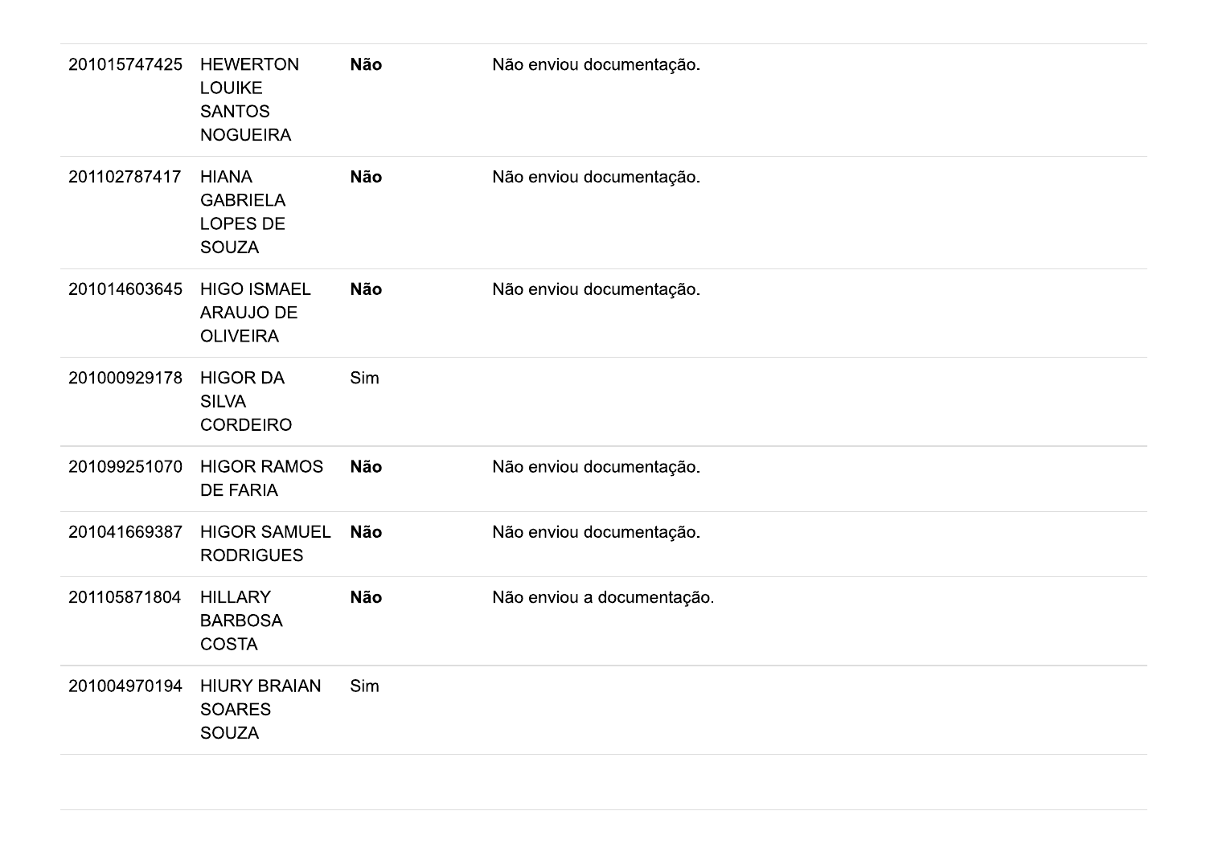| | | | |
|---|---|---|---|
| 201015747425 | HEWERTON LOUIKE SANTOS NOGUEIRA | **Não** | Não enviou documentação. |
| 201102787417 | HIANA GABRIELA LOPES DE SOUZA | **Não** | Não enviou documentação. |
| 201014603645 | HIGO ISMAEL ARAUJO DE OLIVEIRA | **Não** | Não enviou documentação. |
| 201000929178 | HIGOR DA SILVA CORDEIRO | Sim | |
| 201099251070 | HIGOR RAMOS DE FARIA | **Não** | Não enviou documentação. |
| 201041669387 | HIGOR SAMUEL RODRIGUES | **Não** | Não enviou documentação. |
| 201105871804 | HILLARY BARBOSA COSTA | **Não** | Não enviou a documentação. |
| 201004970194 | HIURY BRAIAN SOARES SOUZA | Sim | |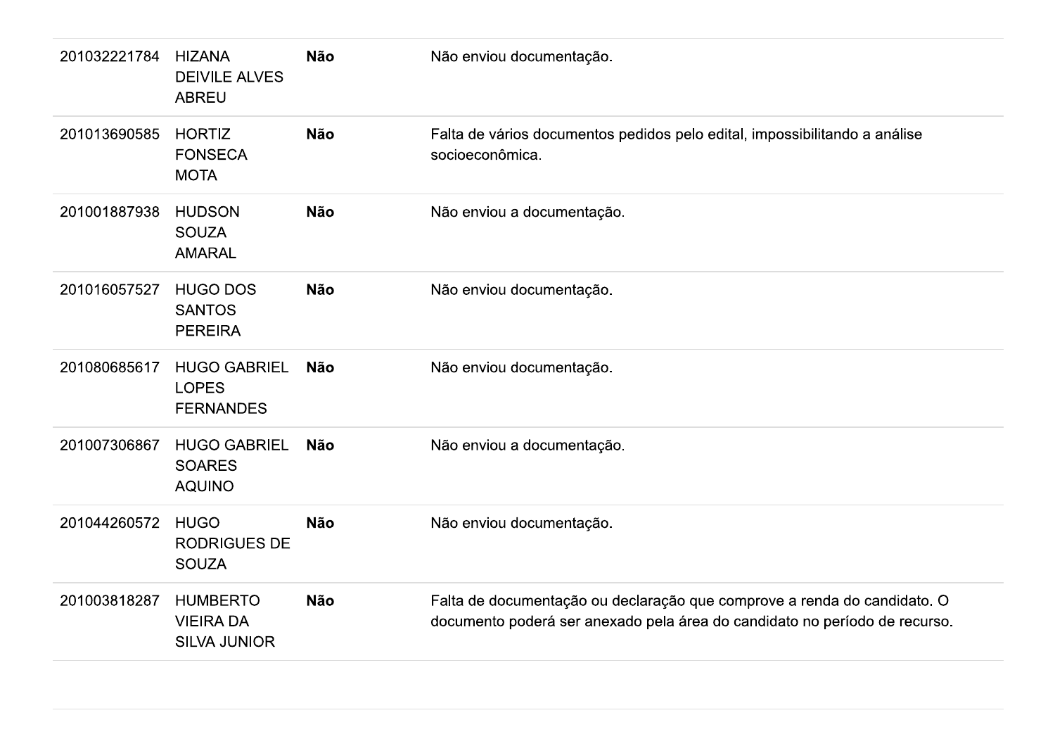| | | | |
|---|---|---|---|
| 201032221784 | HIZANA DEIVILE ALVES ABREU | **Não** | Não enviou documentação. |
| 201013690585 | HORTIZ FONSECA MOTA | **Não** | Falta de vários documentos pedidos pelo edital, impossibilitando a análise socioeconômica. |
| 201001887938 | HUDSON SOUZA AMARAL | **Não** | Não enviou a documentação. |
| 201016057527 | HUGO DOS SANTOS PEREIRA | **Não** | Não enviou documentação. |
| 201080685617 | HUGO GABRIEL LOPES FERNANDES | **Não** | Não enviou documentação. |
| 201007306867 | HUGO GABRIEL SOARES AQUINO | **Não** | Não enviou a documentação. |
| 201044260572 | HUGO RODRIGUES DE SOUZA | **Não** | Não enviou documentação. |
| 201003818287 | HUMBERTO VIEIRA DA SILVA JUNIOR | **Não** | Falta de documentação ou declaração que comprove a renda do candidato. O documento poderá ser anexado pela área do candidato no período de recurso. |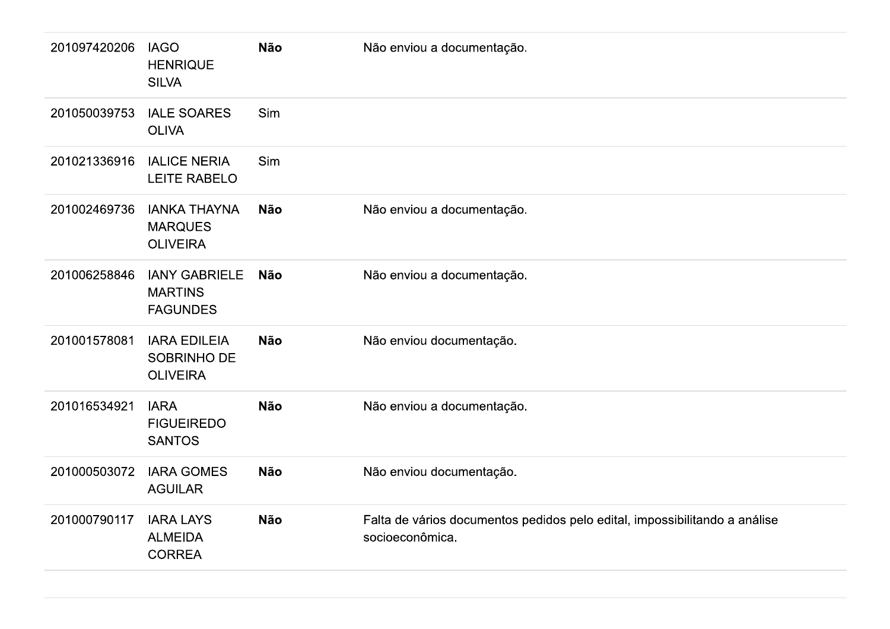| | | | |
|---|---|---|---|
| 201097420206 | IAGO HENRIQUE SILVA | **Não** | Não enviou a documentação. |
| 201050039753 | IALE SOARES OLIVA | Sim | |
| 201021336916 | IALICE NERIA LEITE RABELO | Sim | |
| 201002469736 | IANKA THAYNA MARQUES OLIVEIRA | **Não** | Não enviou a documentação. |
| 201006258846 | IANY GABRIELE MARTINS FAGUNDES | **Não** | Não enviou a documentação. |
| 201001578081 | IARA EDILEIA SOBRINHO DE OLIVEIRA | **Não** | Não enviou documentação. |
| 201016534921 | IARA FIGUEIREDO SANTOS | **Não** | Não enviou a documentação. |
| 201000503072 | IARA GOMES AGUILAR | **Não** | Não enviou documentação. |
| 201000790117 | IARA LAYS ALMEIDA CORREA | **Não** | Falta de vários documentos pedidos pelo edital, impossibilitando a análise socioeconômica. |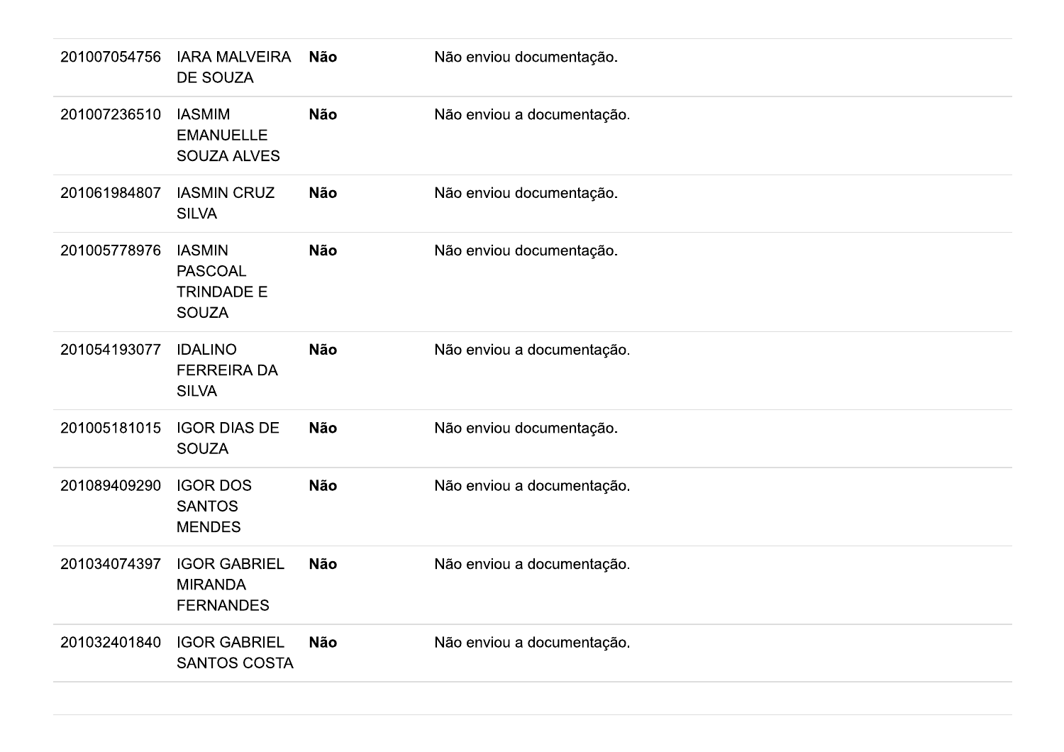| | | | |
|---|---|---|---|
| 201007054756 | IARA MALVEIRA DE SOUZA | **Não** | Não enviou documentação. |
| 201007236510 | IASMIM EMANUELLE SOUZA ALVES | **Não** | Não enviou a documentação. |
| 201061984807 | IASMIN CRUZ SILVA | **Não** | Não enviou documentação. |
| 201005778976 | IASMIN PASCOAL TRINDADE E SOUZA | **Não** | Não enviou documentação. |
| 201054193077 | IDALINO FERREIRA DA SILVA | **Não** | Não enviou a documentação. |
| 201005181015 | IGOR DIAS DE SOUZA | **Não** | Não enviou documentação. |
| 201089409290 | IGOR DOS SANTOS MENDES | **Não** | Não enviou a documentação. |
| 201034074397 | IGOR GABRIEL MIRANDA FERNANDES | **Não** | Não enviou a documentação. |
| 201032401840 | IGOR GABRIEL SANTOS COSTA | **Não** | Não enviou a documentação. |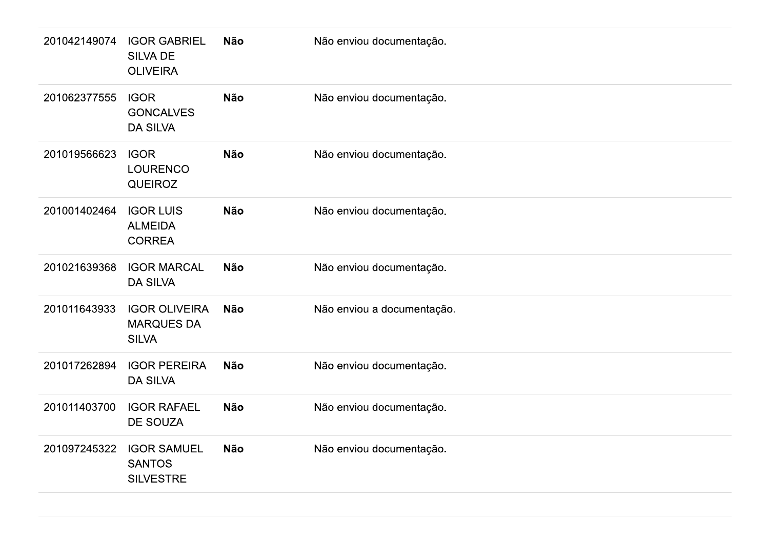| | | | |
|---|---|---|---|
| 201042149074 | IGOR GABRIEL SILVA DE OLIVEIRA | **Não** | Não enviou documentação. |
| 201062377555 | IGOR GONCALVES DA SILVA | **Não** | Não enviou documentação. |
| 201019566623 | IGOR LOURENCO QUEIROZ | **Não** | Não enviou documentação. |
| 201001402464 | IGOR LUIS ALMEIDA CORREA | **Não** | Não enviou documentação. |
| 201021639368 | IGOR MARCAL DA SILVA | **Não** | Não enviou documentação. |
| 201011643933 | IGOR OLIVEIRA MARQUES DA SILVA | **Não** | Não enviou a documentação. |
| 201017262894 | IGOR PEREIRA DA SILVA | **Não** | Não enviou documentação. |
| 201011403700 | IGOR RAFAEL DE SOUZA | **Não** | Não enviou documentação. |
| 201097245322 | IGOR SAMUEL SANTOS SILVESTRE | **Não** | Não enviou documentação. |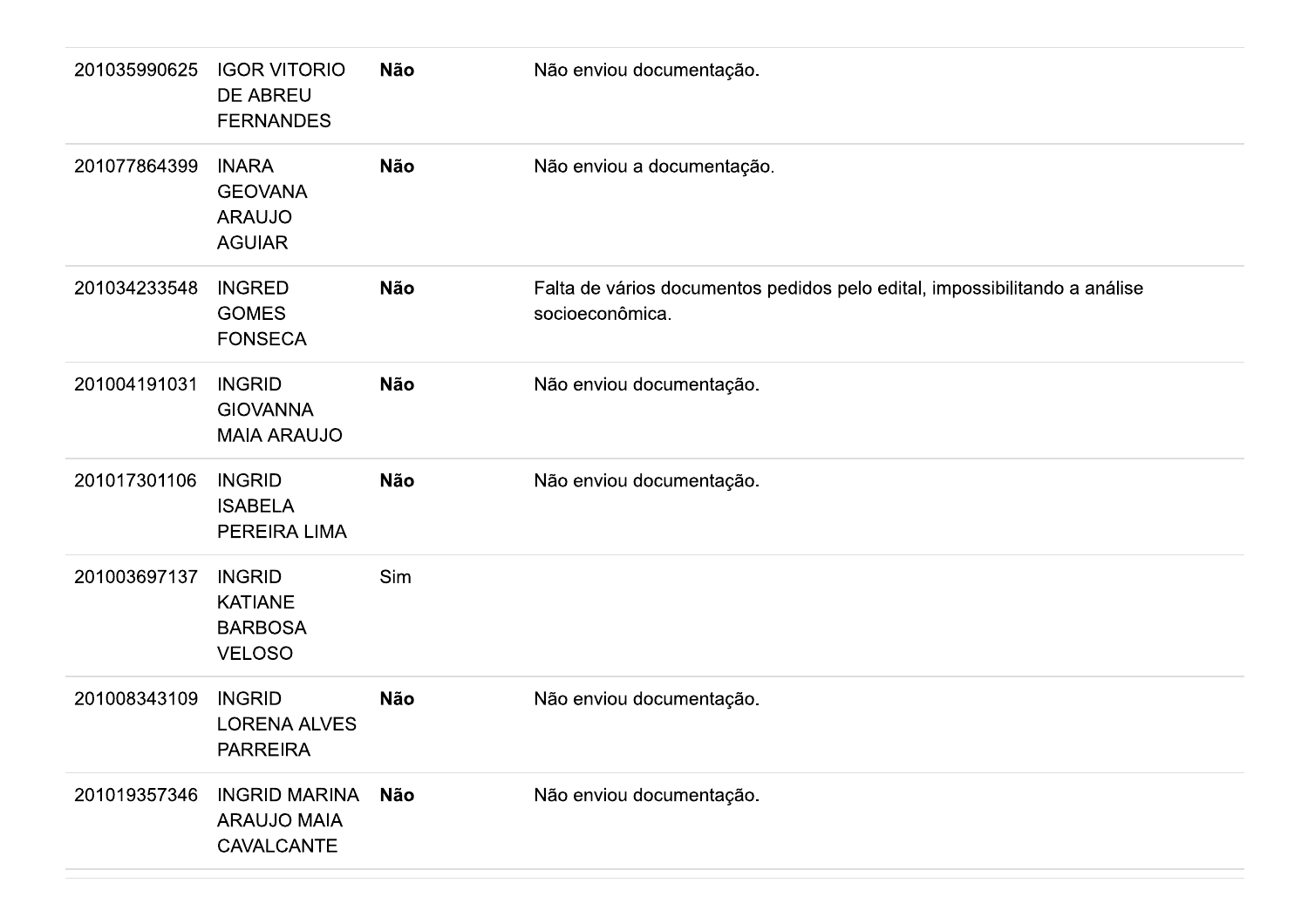| | | | |
|---|---|---|---|
| 201035990625 | IGOR VITORIO DE ABREU FERNANDES | **Não** | Não enviou documentação. |
| 201077864399 | INARA GEOVANA ARAUJO AGUIAR | **Não** | Não enviou a documentação. |
| 201034233548 | INGRED GOMES FONSECA | **Não** | Falta de vários documentos pedidos pelo edital, impossibilitando a análise socioeconômica. |
| 201004191031 | INGRID GIOVANNA MAIA ARAUJO | **Não** | Não enviou documentação. |
| 201017301106 | INGRID ISABELA PEREIRA LIMA | **Não** | Não enviou documentação. |
| 201003697137 | INGRID KATIANE BARBOSA VELOSO | Sim | |
| 201008343109 | INGRID LORENA ALVES PARREIRA | **Não** | Não enviou documentação. |
| 201019357346 | INGRID MARINA ARAUJO MAIA CAVALCANTE | **Não** | Não enviou documentação. |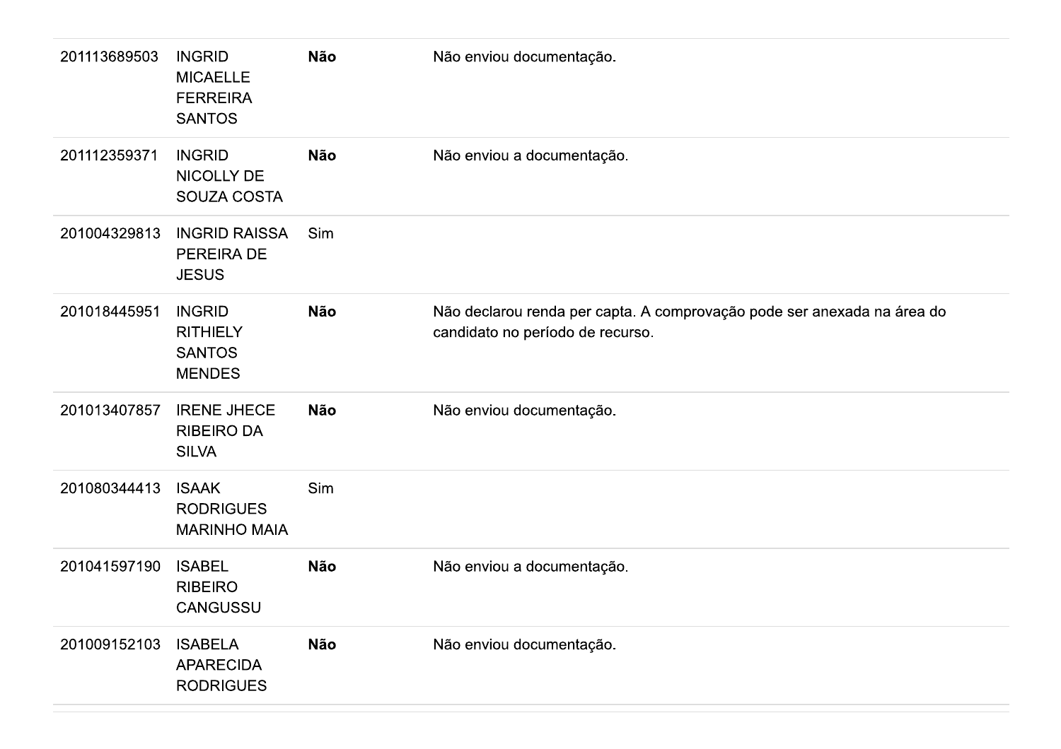| | | | |
|---|---|---|---|
| 201113689503 | INGRID MICAELLE FERREIRA SANTOS | **Não** | Não enviou documentação. |
| 201112359371 | INGRID NICOLLY DE SOUZA COSTA | **Não** | Não enviou a documentação. |
| 201004329813 | INGRID RAISSA PEREIRA DE JESUS | Sim | |
| 201018445951 | INGRID RITHIELY SANTOS MENDES | **Não** | Não declarou renda per capta. A comprovação pode ser anexada na área do candidato no período de recurso. |
| 201013407857 | IRENE JHECE RIBEIRO DA SILVA | **Não** | Não enviou documentação. |
| 201080344413 | ISAAK RODRIGUES MARINHO MAIA | Sim | |
| 201041597190 | ISABEL RIBEIRO CANGUSSU | **Não** | Não enviou a documentação. |
| 201009152103 | ISABELA APARECIDA RODRIGUES | **Não** | Não enviou documentação. |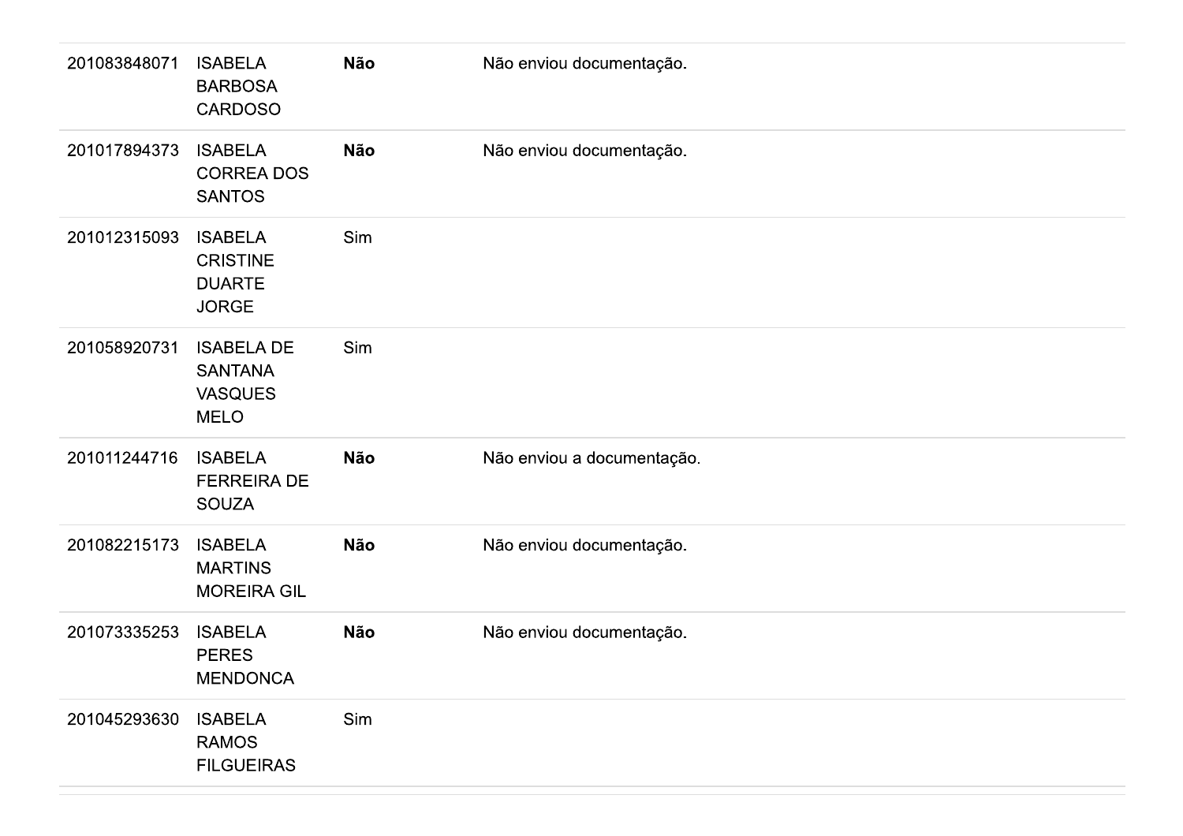| | | | |
|---|---|---|---|
| 201083848071 | ISABELA BARBOSA CARDOSO | **Não** | Não enviou documentação. |
| 201017894373 | ISABELA CORREA DOS SANTOS | **Não** | Não enviou documentação. |
| 201012315093 | ISABELA CRISTINE DUARTE JORGE | Sim | |
| 201058920731 | ISABELA DE SANTANA VASQUES MELO | Sim | |
| 201011244716 | ISABELA FERREIRA DE SOUZA | **Não** | Não enviou a documentação. |
| 201082215173 | ISABELA MARTINS MOREIRA GIL | **Não** | Não enviou documentação. |
| 201073335253 | ISABELA PERES MENDONCA | **Não** | Não enviou documentação. |
| 201045293630 | ISABELA RAMOS FILGUEIRAS | Sim | |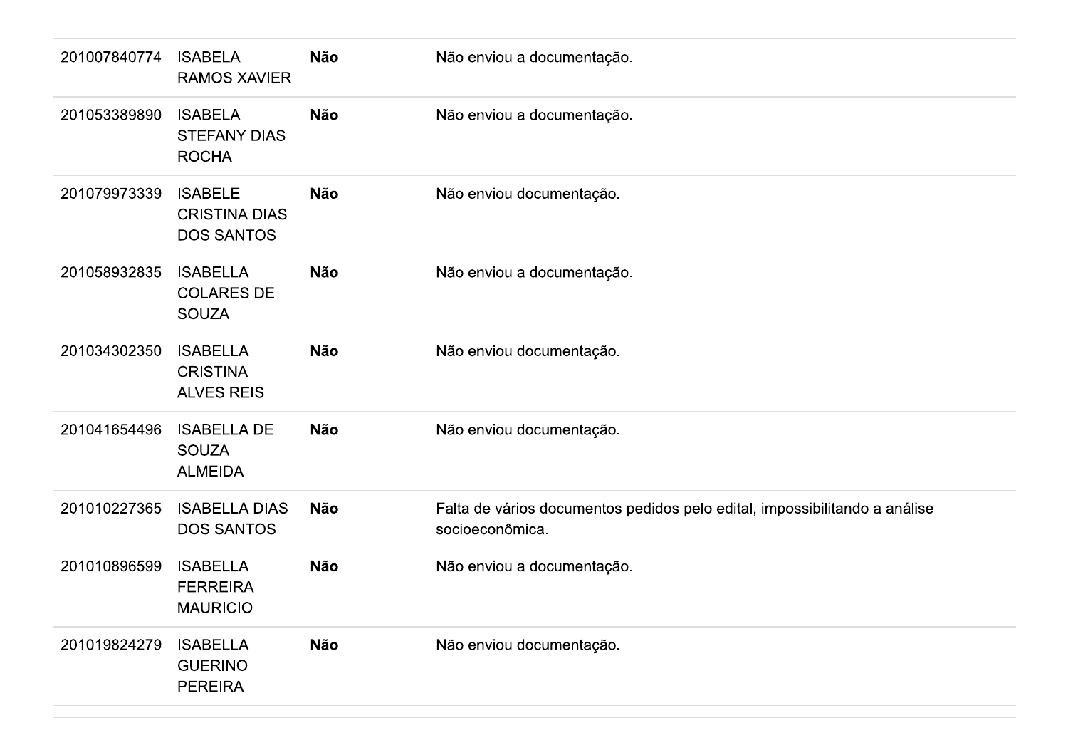| | | | |
|---|---|---|---|
| 201007840774 | ISABELA RAMOS XAVIER | **Não** | Não enviou a documentação. |
| 201053389890 | ISABELA STEFANY DIAS ROCHA | **Não** | Não enviou a documentação. |
| 201079973339 | ISABELE CRISTINA DIAS DOS SANTOS | **Não** | Não enviou documentação. |
| 201058932835 | ISABELLA COLARES DE SOUZA | **Não** | Não enviou a documentação. |
| 201034302350 | ISABELLA CRISTINA ALVES REIS | **Não** | Não enviou documentação. |
| 201041654496 | ISABELLA DE SOUZA ALMEIDA | **Não** | Não enviou documentação. |
| 201010227365 | ISABELLA DIAS DOS SANTOS | **Não** | Falta de vários documentos pedidos pelo edital, impossibilitando a análise socioeconômica. |
| 201010896599 | ISABELLA FERREIRA MAURICIO | **Não** | Não enviou a documentação. |
| 201019824279 | ISABELLA GUERINO PEREIRA | **Não** | Não enviou documentação. |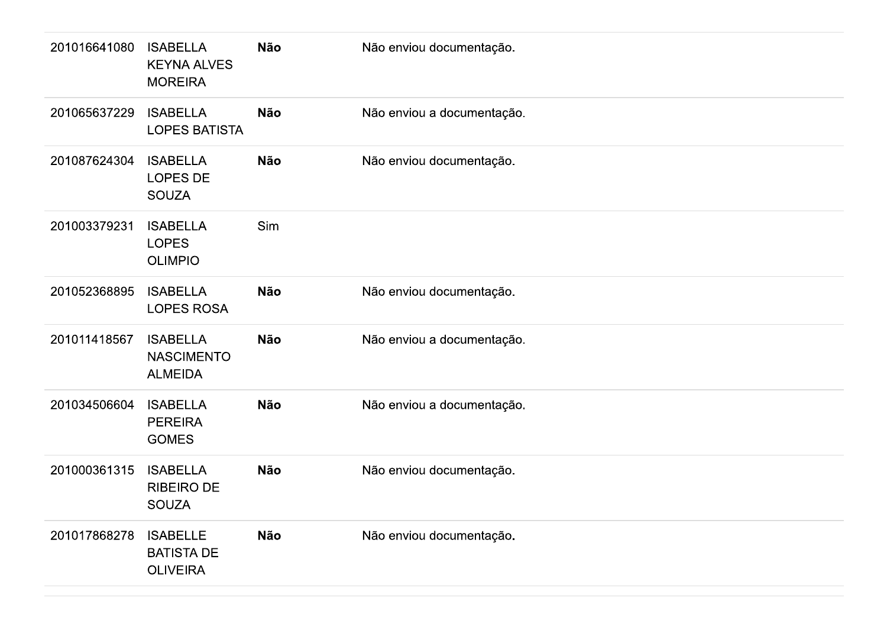| | | | |
|---|---|---|---|
| 201016641080 | ISABELLA KEYNA ALVES MOREIRA | **Não** | Não enviou documentação. |
| 201065637229 | ISABELLA LOPES BATISTA | **Não** | Não enviou a documentação. |
| 201087624304 | ISABELLA LOPES DE SOUZA | **Não** | Não enviou documentação. |
| 201003379231 | ISABELLA LOPES OLIMPIO | Sim | |
| 201052368895 | ISABELLA LOPES ROSA | **Não** | Não enviou documentação. |
| 201011418567 | ISABELLA NASCIMENTO ALMEIDA | **Não** | Não enviou a documentação. |
| 201034506604 | ISABELLA PEREIRA GOMES | **Não** | Não enviou a documentação. |
| 201000361315 | ISABELLA RIBEIRO DE SOUZA | **Não** | Não enviou documentação. |
| 201017868278 | ISABELLE BATISTA DE OLIVEIRA | **Não** | Não enviou documentação. |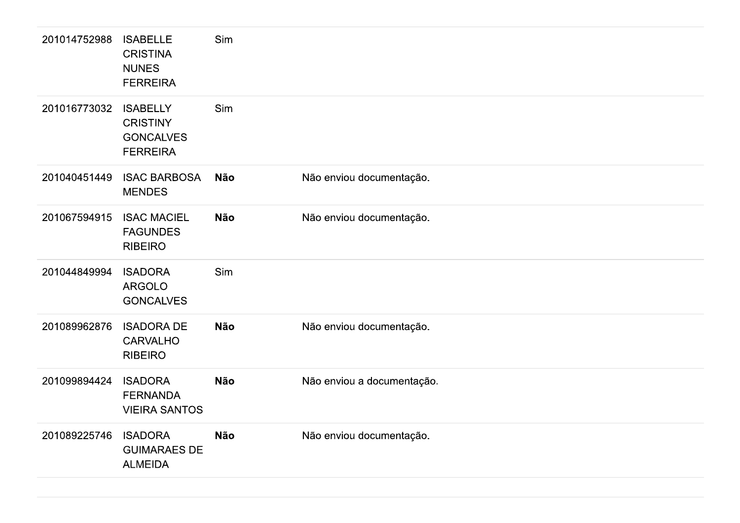| | | | |
|---|---|---|---|
| 201014752988 | ISABELLE CRISTINA NUNES FERREIRA | Sim | |
| 201016773032 | ISABELLY CRISTINY GONCALVES FERREIRA | Sim | |
| 201040451449 | ISAC BARBOSA MENDES | **Não** | Não enviou documentação. |
| 201067594915 | ISAC MACIEL FAGUNDES RIBEIRO | **Não** | Não enviou documentação. |
| 201044849994 | ISADORA ARGOLO GONCALVES | Sim | |
| 201089962876 | ISADORA DE CARVALHO RIBEIRO | **Não** | Não enviou documentação. |
| 201099894424 | ISADORA FERNANDA VIEIRA SANTOS | **Não** | Não enviou a documentação. |
| 201089225746 | ISADORA GUIMARAES DE ALMEIDA | **Não** | Não enviou documentação. |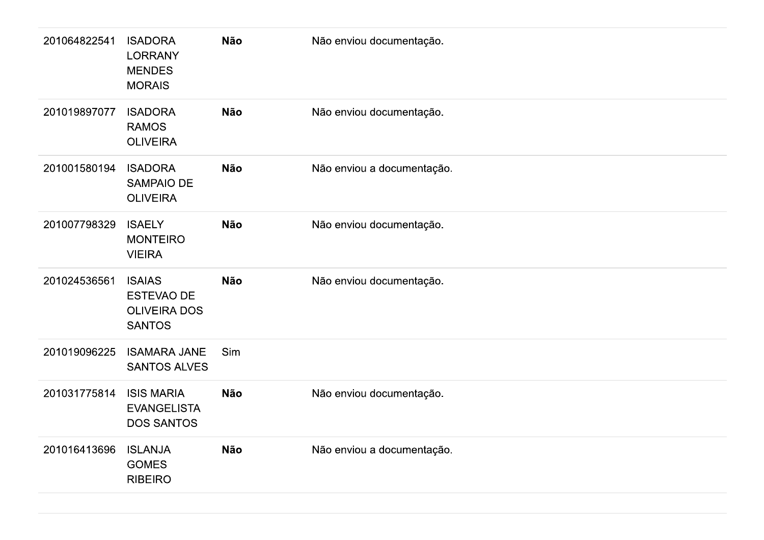| | | | |
|---|---|---|---|
| 201064822541 | ISADORA LORRANY MENDES MORAIS | **Não** | Não enviou documentação. |
| 201019897077 | ISADORA RAMOS OLIVEIRA | **Não** | Não enviou documentação. |
| 201001580194 | ISADORA SAMPAIO DE OLIVEIRA | **Não** | Não enviou a documentação. |
| 201007798329 | ISAELY MONTEIRO VIEIRA | **Não** | Não enviou documentação. |
| 201024536561 | ISAIAS ESTEVAO DE OLIVEIRA DOS SANTOS | **Não** | Não enviou documentação. |
| 201019096225 | ISAMARA JANE SANTOS ALVES | Sim | |
| 201031775814 | ISIS MARIA EVANGELISTA DOS SANTOS | **Não** | Não enviou documentação. |
| 201016413696 | ISLANJA GOMES RIBEIRO | **Não** | Não enviou a documentação. |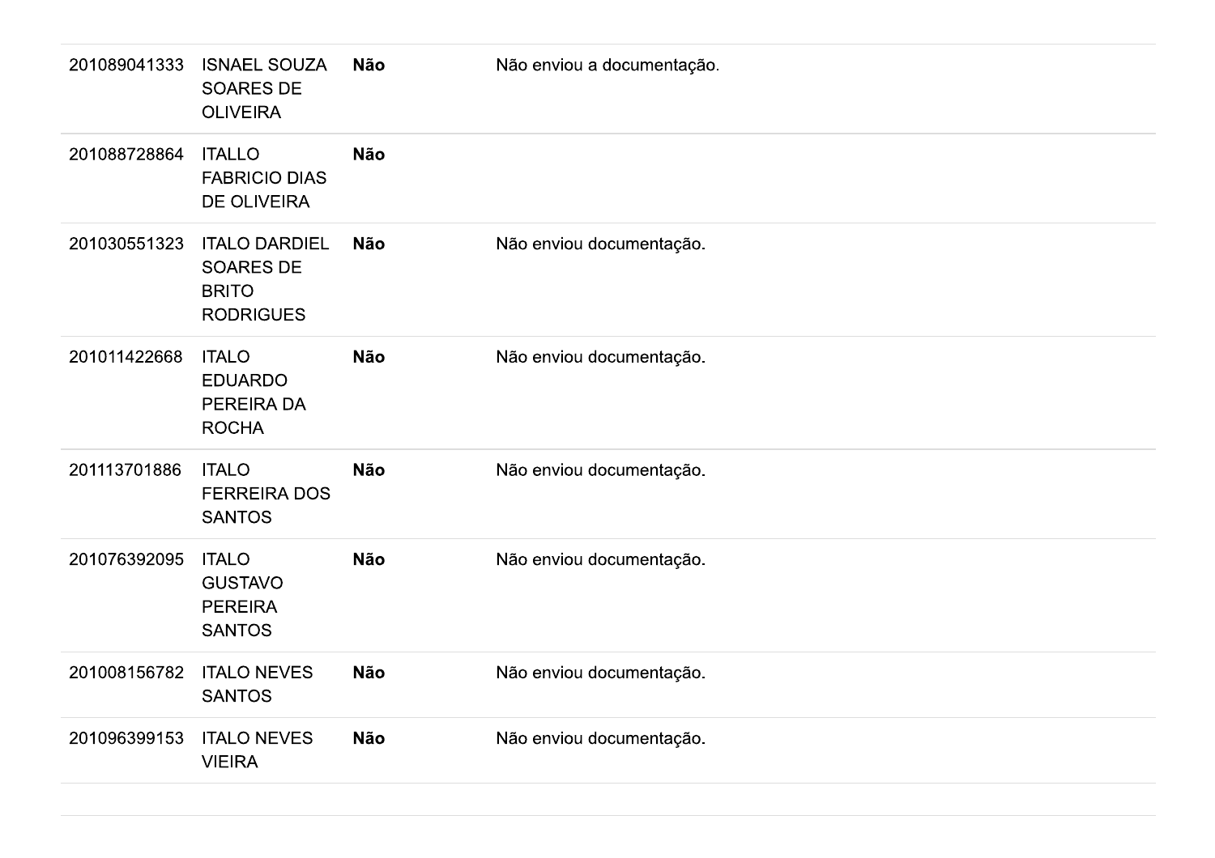| | | | |
|---|---|---|---|
| 201089041333 | ISNAEL SOUZA SOARES DE OLIVEIRA | **Não** | Não enviou a documentação. |
| 201088728864 | ITALLO FABRICIO DIAS DE OLIVEIRA | **Não** | |
| 201030551323 | ITALO DARDIEL SOARES DE BRITO RODRIGUES | **Não** | Não enviou documentação. |
| 201011422668 | ITALO EDUARDO PEREIRA DA ROCHA | **Não** | Não enviou documentação. |
| 201113701886 | ITALO FERREIRA DOS SANTOS | **Não** | Não enviou documentação. |
| 201076392095 | ITALO GUSTAVO PEREIRA SANTOS | **Não** | Não enviou documentação. |
| 201008156782 | ITALO NEVES SANTOS | **Não** | Não enviou documentação. |
| 201096399153 | ITALO NEVES VIEIRA | **Não** | Não enviou documentação. |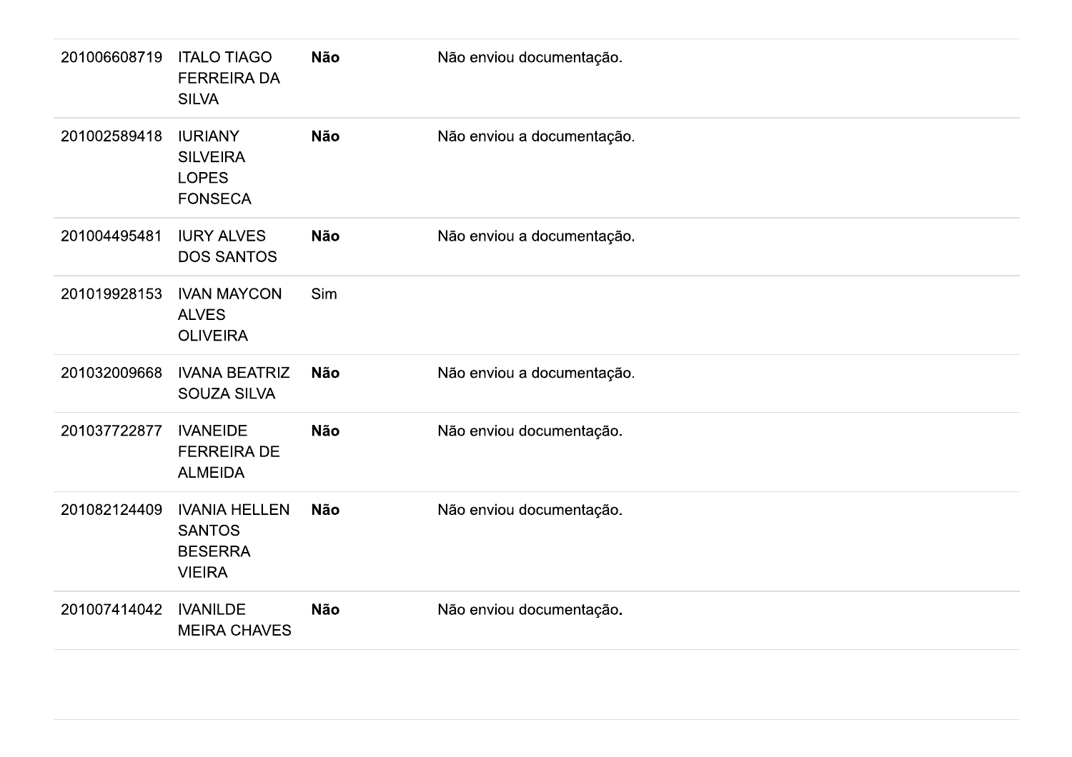| | | | |
|---|---|---|---|
| 201006608719 | ITALO TIAGO FERREIRA DA SILVA | **Não** | Não enviou documentação. |
| 201002589418 | IURIANY SILVEIRA LOPES FONSECA | **Não** | Não enviou a documentação. |
| 201004495481 | IURY ALVES DOS SANTOS | **Não** | Não enviou a documentação. |
| 201019928153 | IVAN MAYCON ALVES OLIVEIRA | Sim | |
| 201032009668 | IVANA BEATRIZ SOUZA SILVA | **Não** | Não enviou a documentação. |
| 201037722877 | IVANEIDE FERREIRA DE ALMEIDA | **Não** | Não enviou documentação. |
| 201082124409 | IVANIA HELLEN SANTOS BESERRA VIEIRA | **Não** | Não enviou documentação. |
| 201007414042 | IVANILDE MEIRA CHAVES | **Não** | Não enviou documentação. |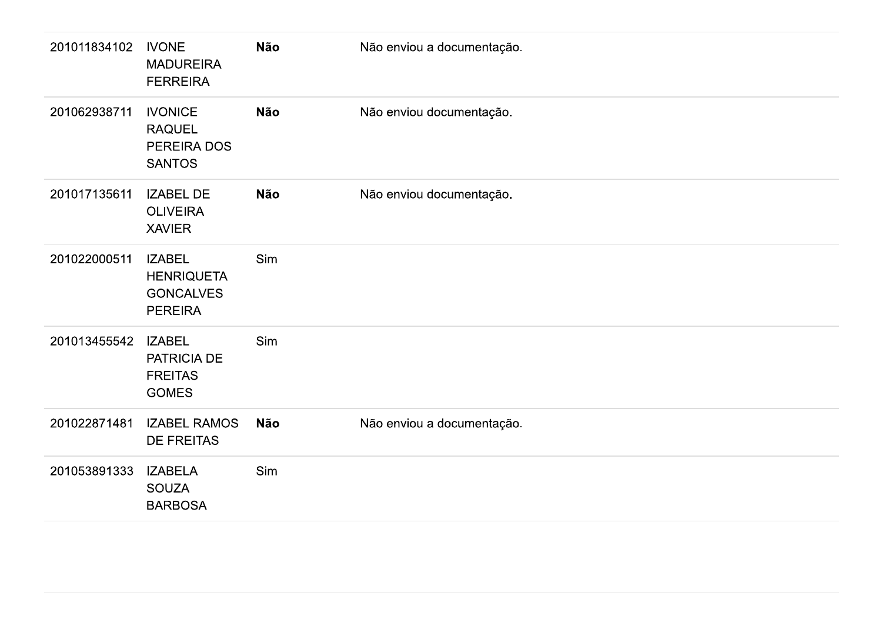| | | | |
|---|---|---|---|
| 201011834102 | IVONE MADUREIRA FERREIRA | **Não** | Não enviou a documentação. |
| 201062938711 | IVONICE RAQUEL PEREIRA DOS SANTOS | **Não** | Não enviou documentação. |
| 201017135611 | IZABEL DE OLIVEIRA XAVIER | **Não** | Não enviou documentação. |
| 201022000511 | IZABEL HENRIQUETA GONCALVES PEREIRA | Sim | |
| 201013455542 | IZABEL PATRICIA DE FREITAS GOMES | Sim | |
| 201022871481 | IZABEL RAMOS DE FREITAS | **Não** | Não enviou a documentação. |
| 201053891333 | IZABELA SOUZA BARBOSA | Sim | |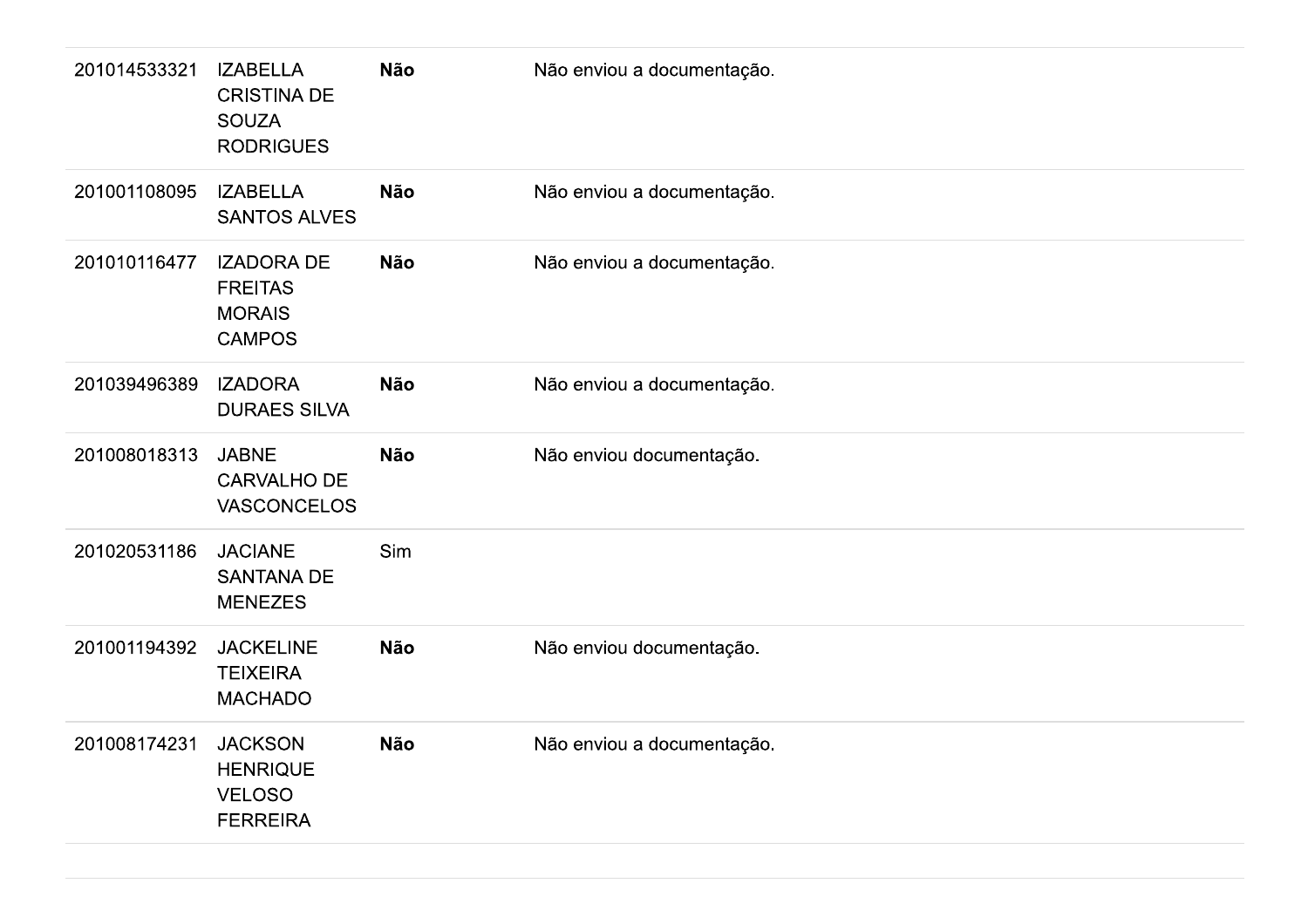| | | | |
|---|---|---|---|
| 201014533321 | IZABELLA CRISTINA DE SOUZA RODRIGUES | **Não** | Não enviou a documentação. |
| 201001108095 | IZABELLA SANTOS ALVES | **Não** | Não enviou a documentação. |
| 201010116477 | IZADORA DE FREITAS MORAIS CAMPOS | **Não** | Não enviou a documentação. |
| 201039496389 | IZADORA DURAES SILVA | **Não** | Não enviou a documentação. |
| 201008018313 | JABNE CARVALHO DE VASCONCELOS | **Não** | Não enviou documentação. |
| 201020531186 | JACIANE SANTANA DE MENEZES | Sim | |
| 201001194392 | JACKELINE TEIXEIRA MACHADO | **Não** | Não enviou documentação. |
| 201008174231 | JACKSON HENRIQUE VELOSO FERREIRA | **Não** | Não enviou a documentação. |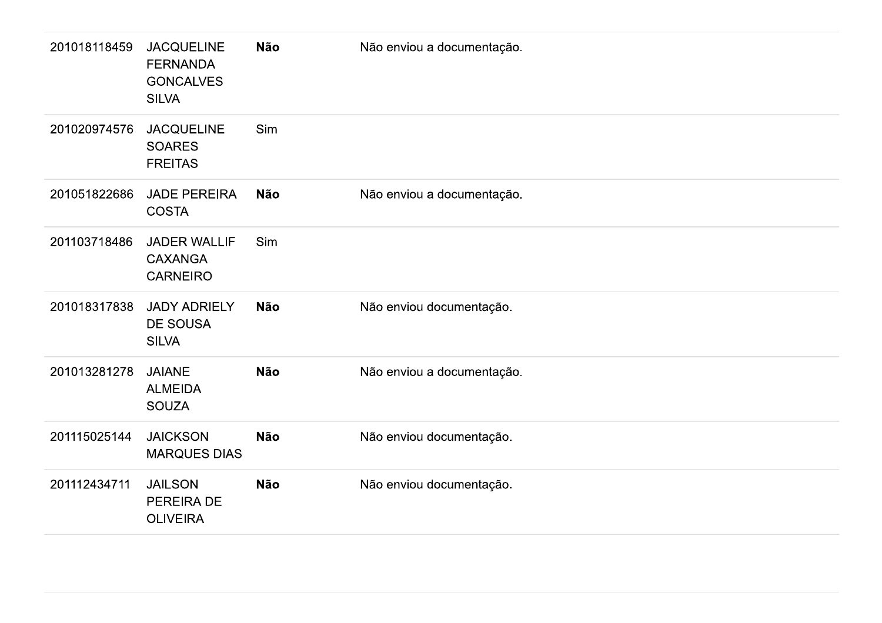| | | | |
|---|---|---|---|
| 201018118459 | JACQUELINE FERNANDA GONCALVES SILVA | **Não** | Não enviou a documentação. |
| 201020974576 | JACQUELINE SOARES FREITAS | Sim | |
| 201051822686 | JADE PEREIRA COSTA | **Não** | Não enviou a documentação. |
| 201103718486 | JADER WALLIF CAXANGA CARNEIRO | Sim | |
| 201018317838 | JADY ADRIELY DE SOUSA SILVA | **Não** | Não enviou documentação. |
| 201013281278 | JAIANE ALMEIDA SOUZA | **Não** | Não enviou a documentação. |
| 201115025144 | JAICKSON MARQUES DIAS | **Não** | Não enviou documentação. |
| 201112434711 | JAILSON PEREIRA DE OLIVEIRA | **Não** | Não enviou documentação. |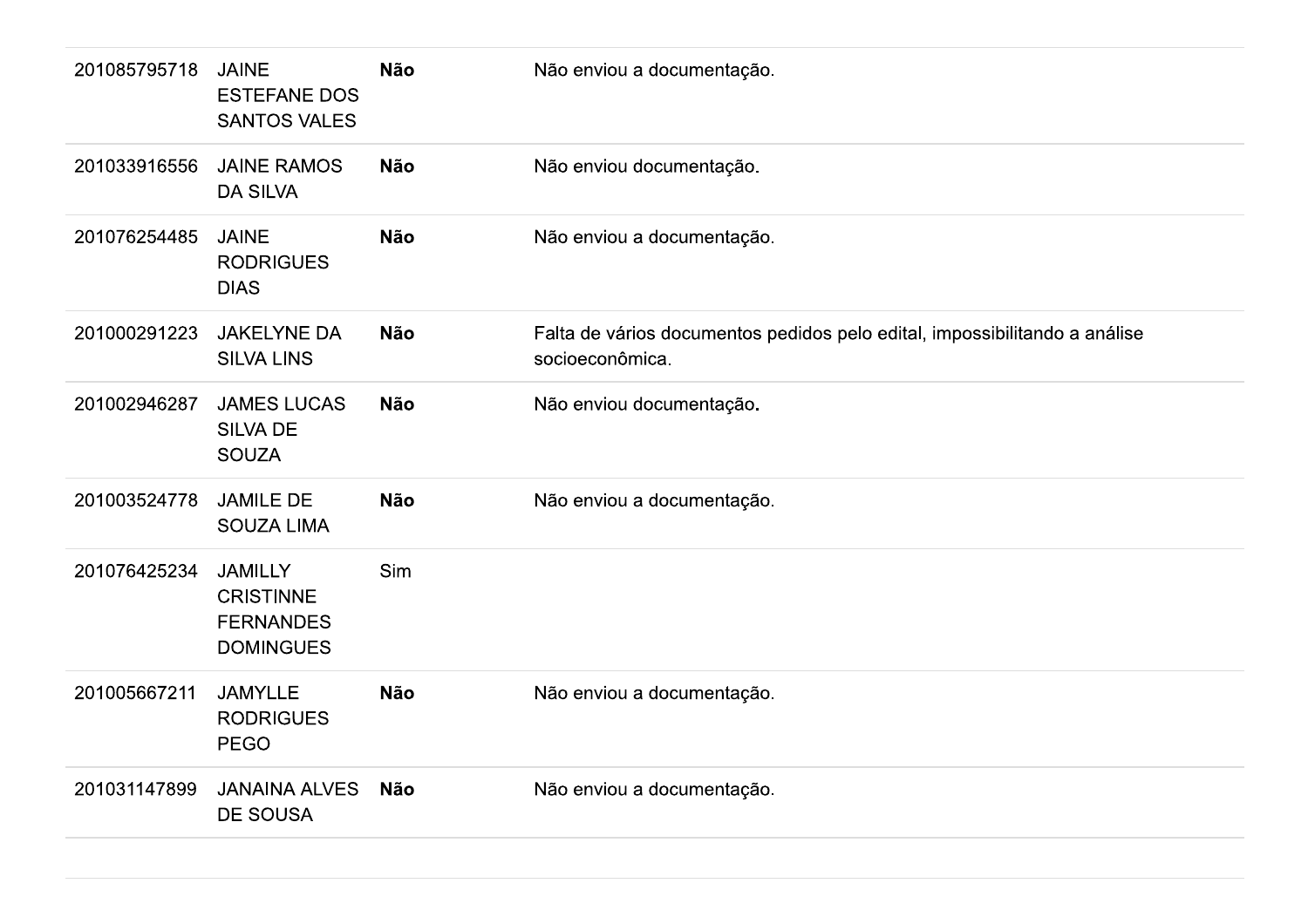| | | | |
|---|---|---|---|
| 201085795718 | JAINE ESTEFANE DOS SANTOS VALES | **Não** | Não enviou a documentação. |
| 201033916556 | JAINE RAMOS DA SILVA | **Não** | Não enviou documentação. |
| 201076254485 | JAINE RODRIGUES DIAS | **Não** | Não enviou a documentação. |
| 201000291223 | JAKELYNE DA SILVA LINS | **Não** | Falta de vários documentos pedidos pelo edital, impossibilitando a análise socioeconômica. |
| 201002946287 | JAMES LUCAS SILVA DE SOUZA | **Não** | Não enviou documentação. |
| 201003524778 | JAMILE DE SOUZA LIMA | **Não** | Não enviou a documentação. |
| 201076425234 | JAMILLY CRISTINNE FERNANDES DOMINGUES | Sim | |
| 201005667211 | JAMYLLE RODRIGUES PEGO | **Não** | Não enviou a documentação. |
| 201031147899 | JANAINA ALVES DE SOUSA | **Não** | Não enviou a documentação. |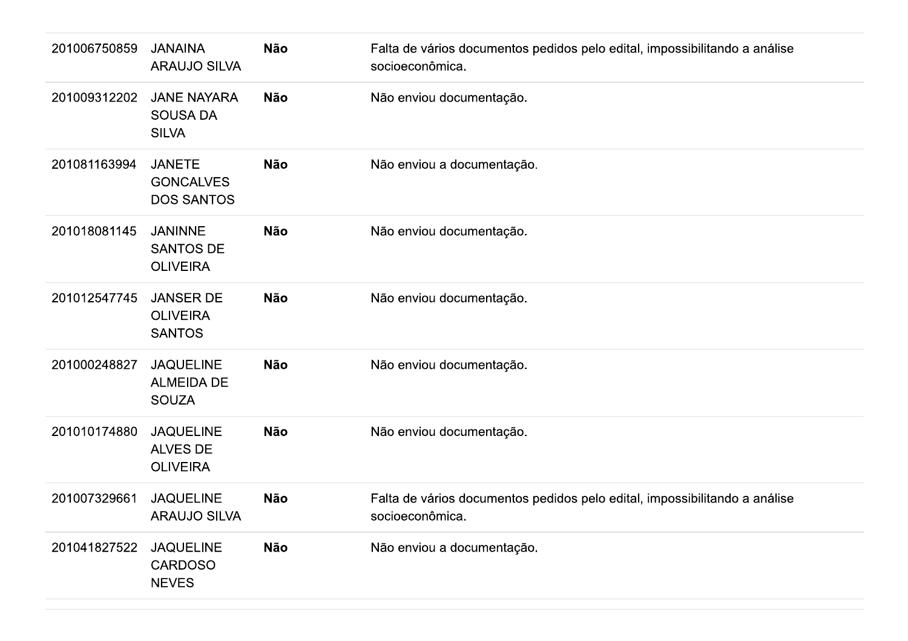| | | | |
|---|---|---|---|
| 201006750859 | JANAINA ARAUJO SILVA | **Não** | Falta de vários documentos pedidos pelo edital, impossibilitando a análise socioeconômica. |
| 201009312202 | JANE NAYARA SOUSA DA SILVA | **Não** | Não enviou documentação. |
| 201081163994 | JANETE GONCALVES DOS SANTOS | **Não** | Não enviou a documentação. |
| 201018081145 | JANINNE SANTOS DE OLIVEIRA | **Não** | Não enviou documentação. |
| 201012547745 | JANSER DE OLIVEIRA SANTOS | **Não** | Não enviou documentação. |
| 201000248827 | JAQUELINE ALMEIDA DE SOUZA | **Não** | Não enviou documentação. |
| 201010174880 | JAQUELINE ALVES DE OLIVEIRA | **Não** | Não enviou documentação. |
| 201007329661 | JAQUELINE ARAUJO SILVA | **Não** | Falta de vários documentos pedidos pelo edital, impossibilitando a análise socioeconômica. |
| 201041827522 | JAQUELINE CARDOSO NEVES | **Não** | Não enviou a documentação. |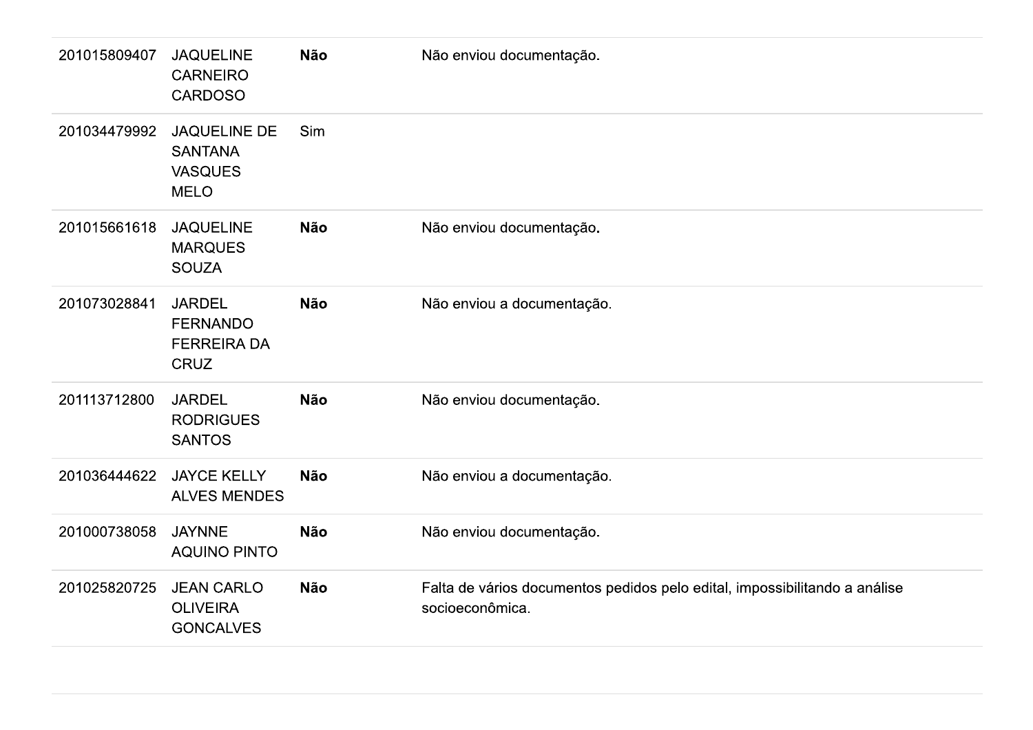| | | | |
|---|---|---|---|
| 201015809407 | JAQUELINE CARNEIRO CARDOSO | **Não** | Não enviou documentação. |
| 201034479992 | JAQUELINE DE SANTANA VASQUES MELO | Sim | |
| 201015661618 | JAQUELINE MARQUES SOUZA | **Não** | Não enviou documentação. |
| 201073028841 | JARDEL FERNANDO FERREIRA DA CRUZ | **Não** | Não enviou a documentação. |
| 201113712800 | JARDEL RODRIGUES SANTOS | **Não** | Não enviou documentação. |
| 201036444622 | JAYCE KELLY ALVES MENDES | **Não** | Não enviou a documentação. |
| 201000738058 | JAYNNE AQUINO PINTO | **Não** | Não enviou documentação. |
| 201025820725 | JEAN CARLO OLIVEIRA GONCALVES | **Não** | Falta de vários documentos pedidos pelo edital, impossibilitando a análise socioeconômica. |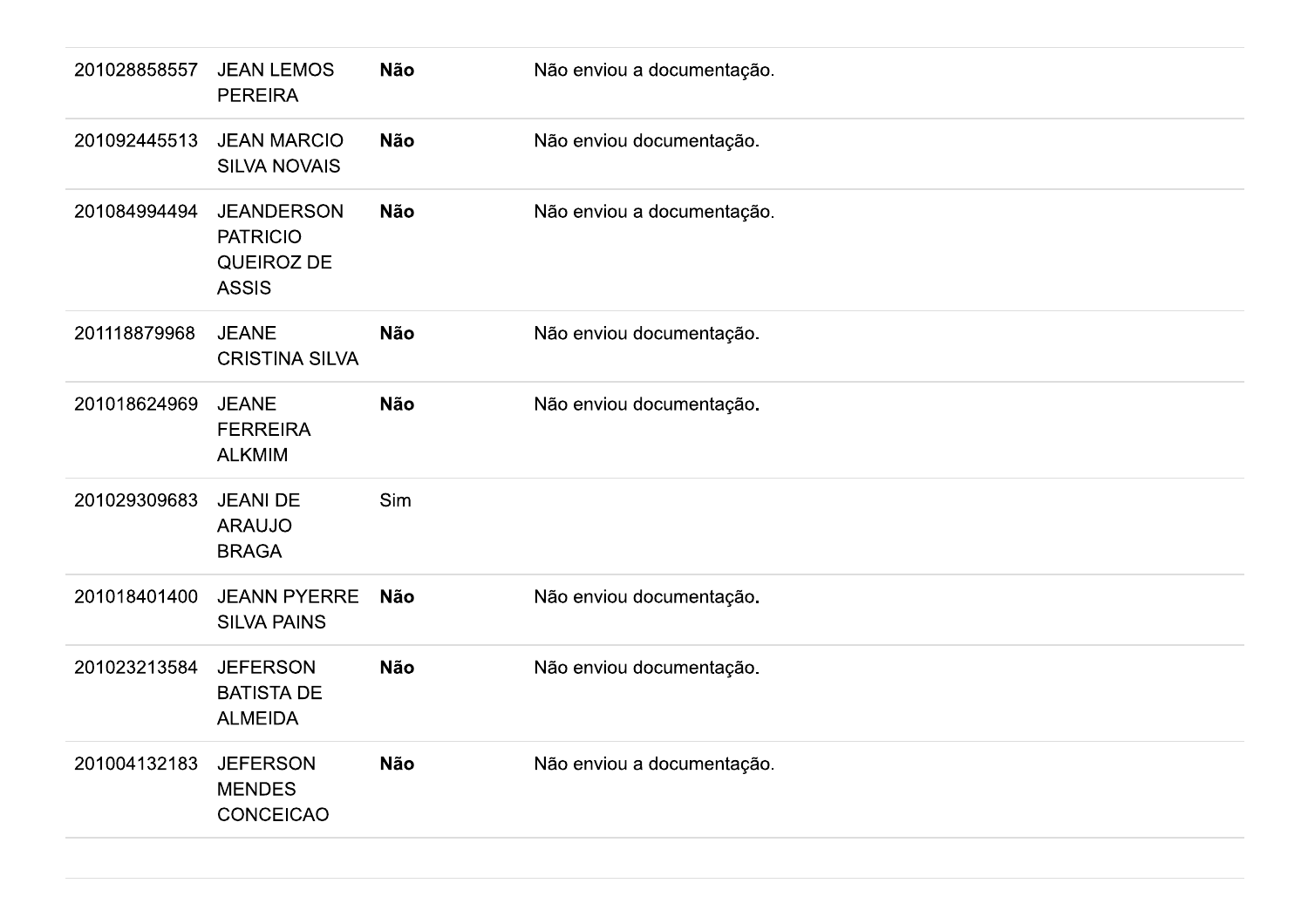| | | | |
|---|---|---|---|
| 201028858557 | JEAN LEMOS PEREIRA | **Não** | Não enviou a documentação. |
| 201092445513 | JEAN MARCIO SILVA NOVAIS | **Não** | Não enviou documentação. |
| 201084994494 | JEANDERSON PATRICIO QUEIROZ DE ASSIS | **Não** | Não enviou a documentação. |
| 201118879968 | JEANE CRISTINA SILVA | **Não** | Não enviou documentação. |
| 201018624969 | JEANE FERREIRA ALKMIM | **Não** | Não enviou documentação. |
| 201029309683 | JEANI DE ARAUJO BRAGA | Sim | |
| 201018401400 | JEANN PYERRE SILVA PAINS | **Não** | Não enviou documentação. |
| 201023213584 | JEFERSON BATISTA DE ALMEIDA | **Não** | Não enviou documentação. |
| 201004132183 | JEFERSON MENDES CONCEICAO | **Não** | Não enviou a documentação. |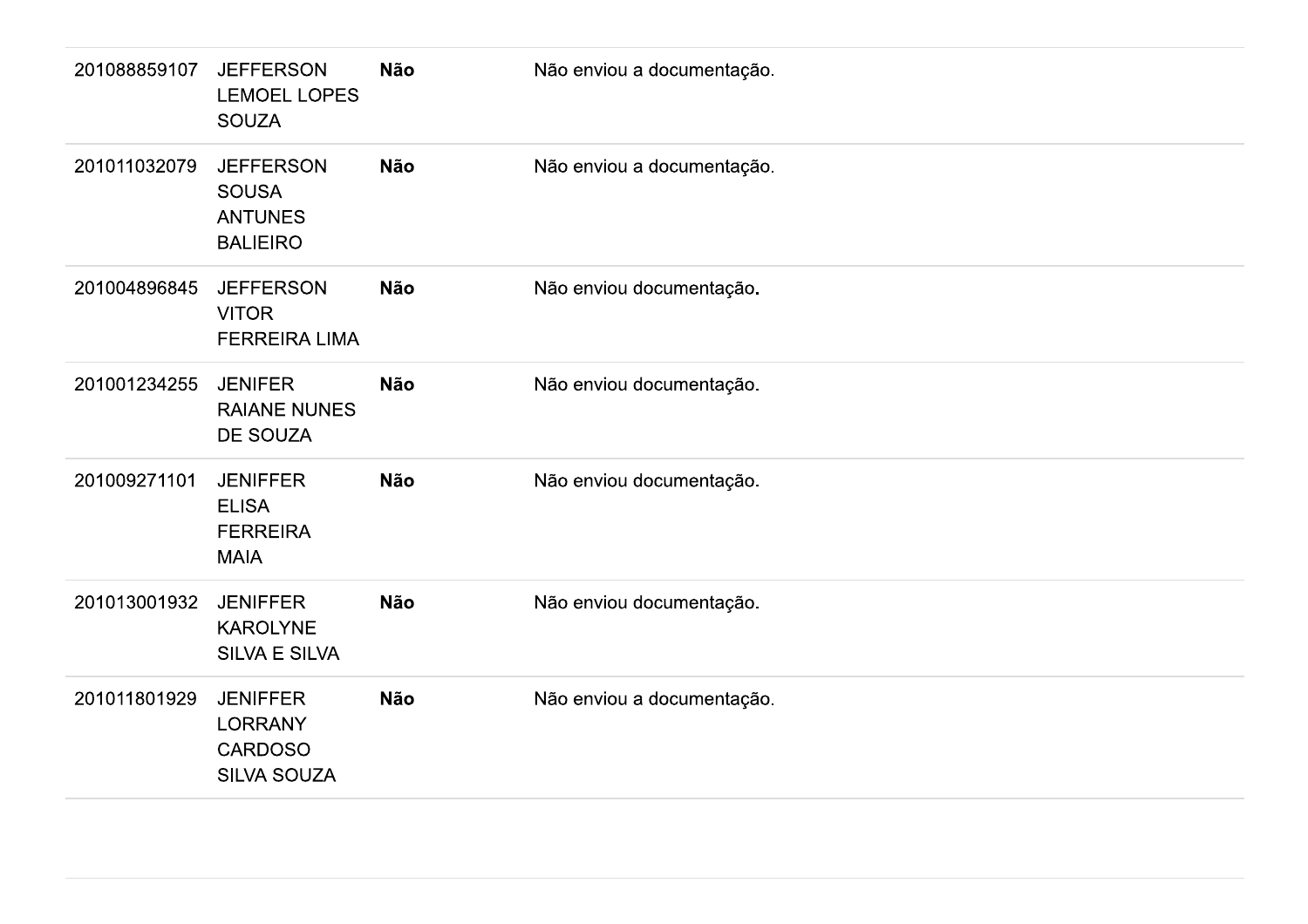| | | | |
|---|---|---|---|
| 201088859107 | JEFFERSON LEMOEL LOPES SOUZA | **Não** | Não enviou a documentação. |
| 201011032079 | JEFFERSON SOUSA ANTUNES BALIEIRO | **Não** | Não enviou a documentação. |
| 201004896845 | JEFFERSON VITOR FERREIRA LIMA | **Não** | Não enviou documentação. |
| 201001234255 | JENIFER RAIANE NUNES DE SOUZA | **Não** | Não enviou documentação. |
| 201009271101 | JENIFFER ELISA FERREIRA MAIA | **Não** | Não enviou documentação. |
| 201013001932 | JENIFFER KAROLYNE SILVA E SILVA | **Não** | Não enviou documentação. |
| 201011801929 | JENIFFER LORRANY CARDOSO SILVA SOUZA | **Não** | Não enviou a documentação. |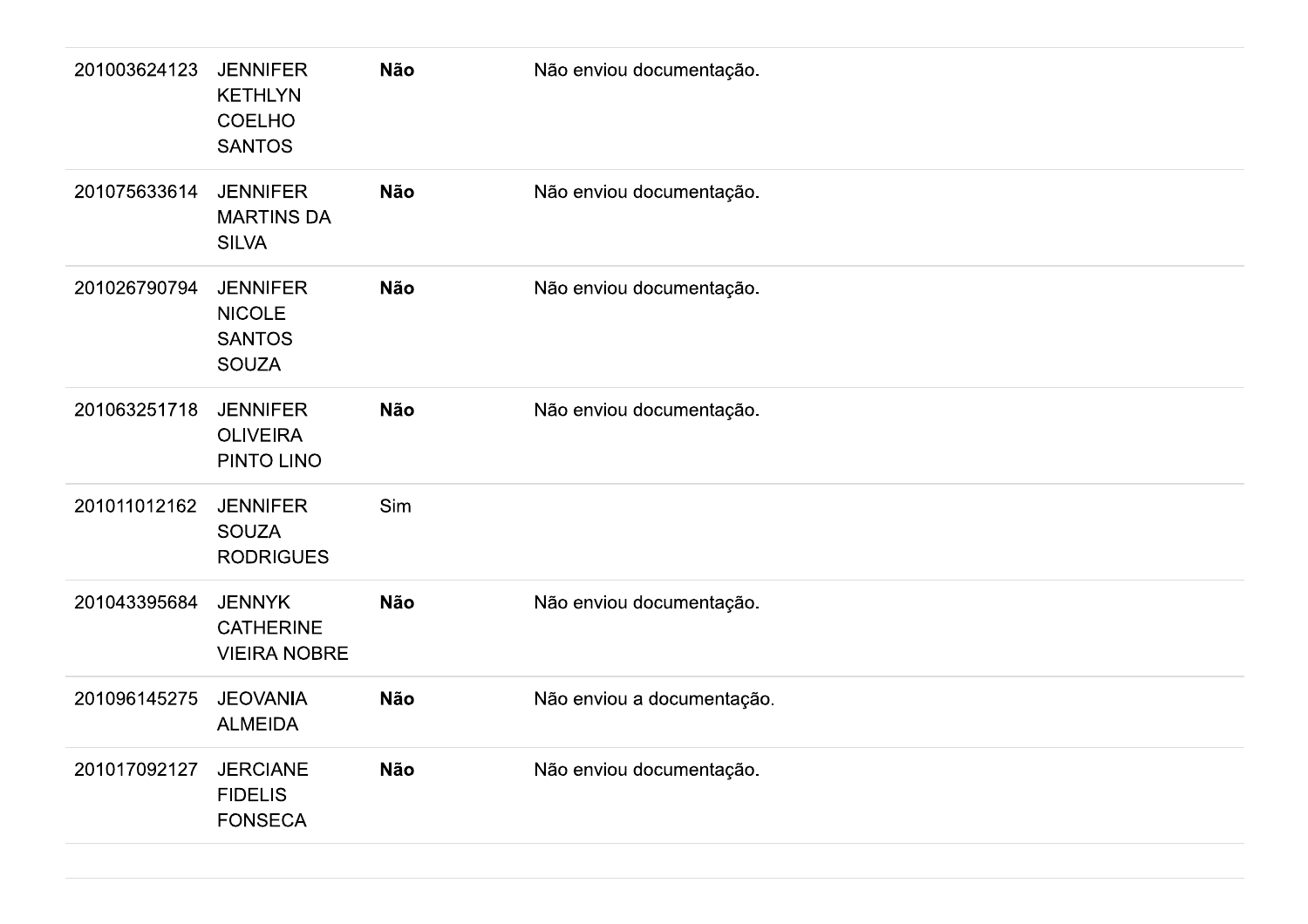| | | | |
|---|---|---|---|
| 201003624123 | JENNIFER KETHLYN COELHO SANTOS | **Não** | Não enviou documentação. |
| 201075633614 | JENNIFER MARTINS DA SILVA | **Não** | Não enviou documentação. |
| 201026790794 | JENNIFER NICOLE SANTOS SOUZA | **Não** | Não enviou documentação. |
| 201063251718 | JENNIFER OLIVEIRA PINTO LINO | **Não** | Não enviou documentação. |
| 201011012162 | JENNIFER SOUZA RODRIGUES | Sim | |
| 201043395684 | JENNYK CATHERINE VIEIRA NOBRE | **Não** | Não enviou documentação. |
| 201096145275 | JEOVANIA ALMEIDA | **Não** | Não enviou a documentação. |
| 201017092127 | JERCIANE FIDELIS FONSECA | **Não** | Não enviou documentação. |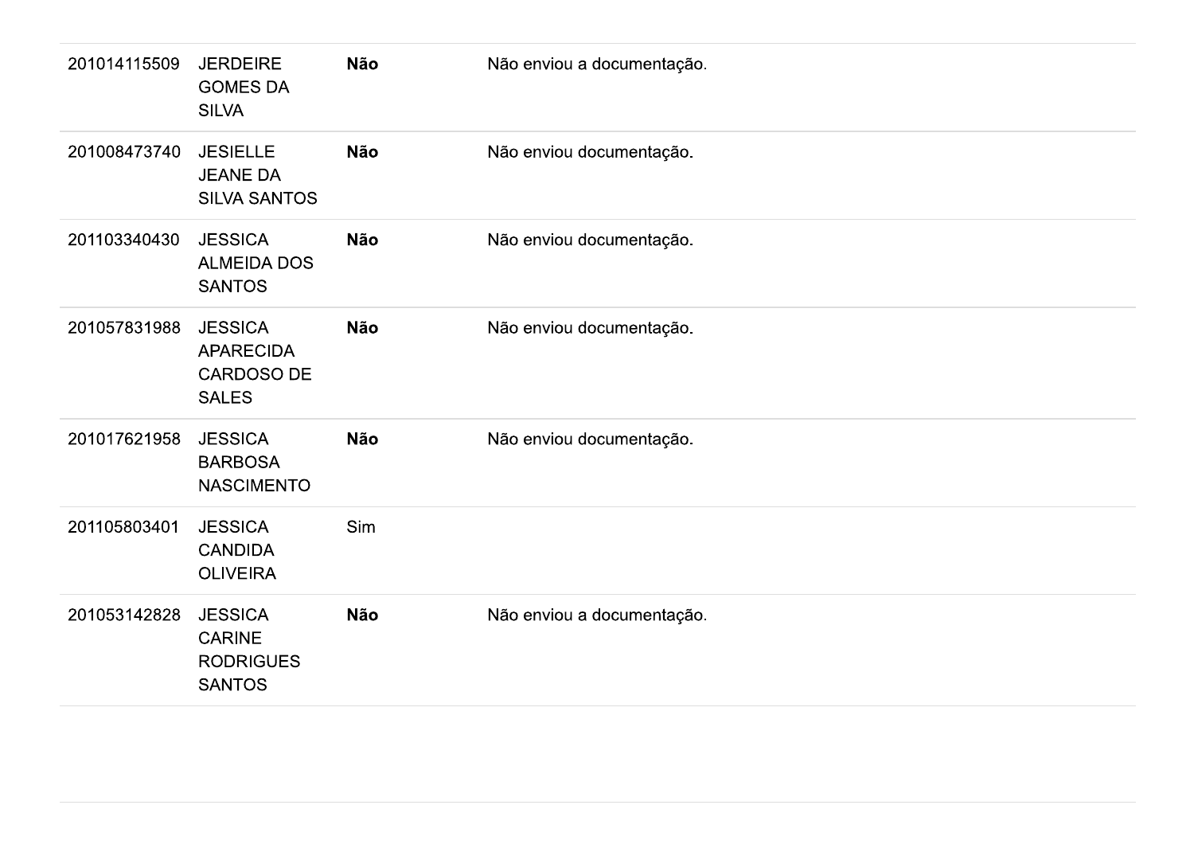| | | | |
|---|---|---|---|
| 201014115509 | JERDEIRE GOMES DA SILVA | **Não** | Não enviou a documentação. |
| 201008473740 | JESIELLE JEANE DA SILVA SANTOS | **Não** | Não enviou documentação. |
| 201103340430 | JESSICA ALMEIDA DOS SANTOS | **Não** | Não enviou documentação. |
| 201057831988 | JESSICA APARECIDA CARDOSO DE SALES | **Não** | Não enviou documentação. |
| 201017621958 | JESSICA BARBOSA NASCIMENTO | **Não** | Não enviou documentação. |
| 201105803401 | JESSICA CANDIDA OLIVEIRA | Sim | |
| 201053142828 | JESSICA CARINE RODRIGUES SANTOS | **Não** | Não enviou a documentação. |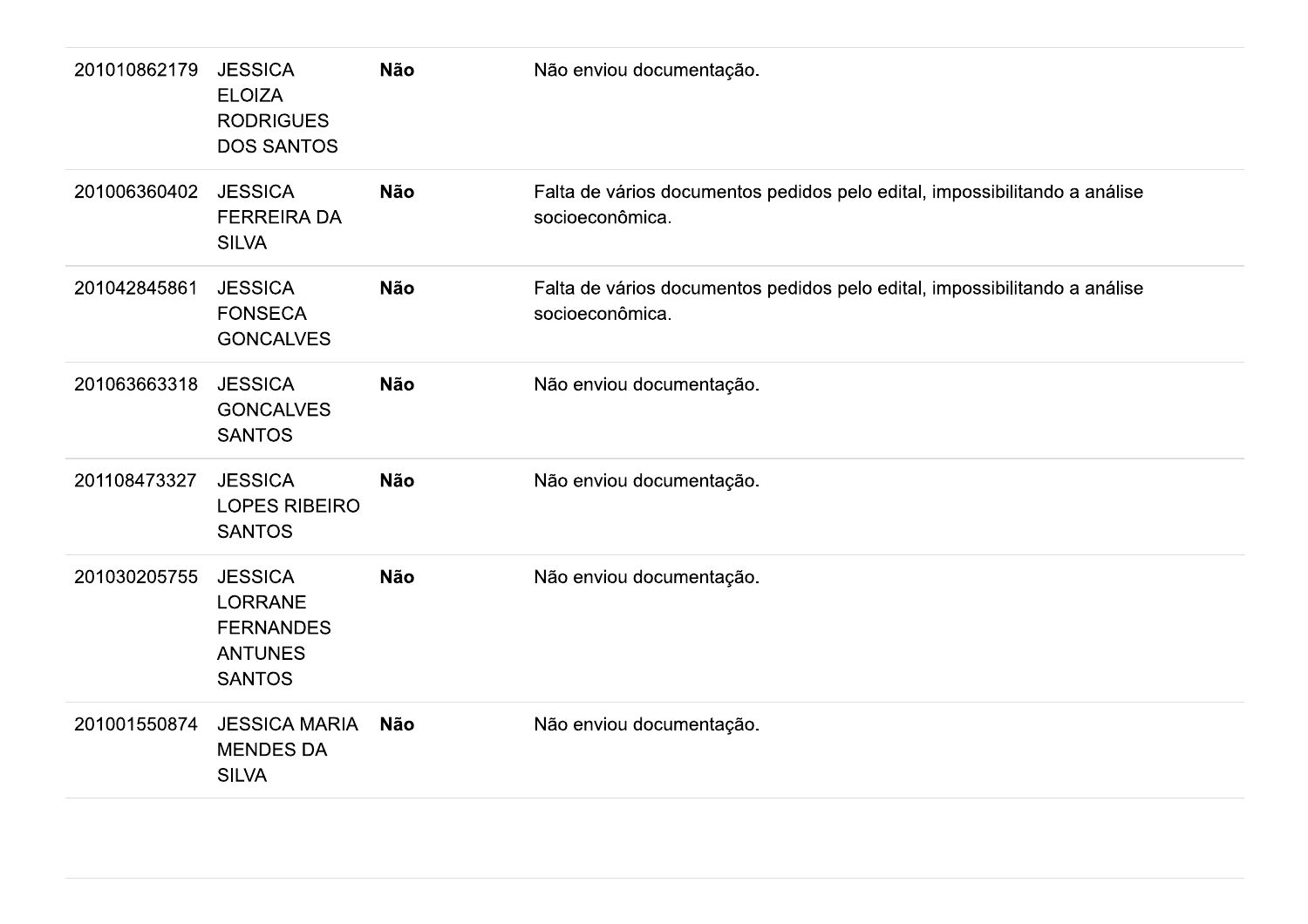| | | | |
|---|---|---|---|
| 201010862179 | JESSICA ELOIZA RODRIGUES DOS SANTOS | **Não** | Não enviou documentação. |
| 201006360402 | JESSICA FERREIRA DA SILVA | **Não** | Falta de vários documentos pedidos pelo edital, impossibilitando a análise socioeconômica. |
| 201042845861 | JESSICA FONSECA GONCALVES | **Não** | Falta de vários documentos pedidos pelo edital, impossibilitando a análise socioeconômica. |
| 201063663318 | JESSICA GONCALVES SANTOS | **Não** | Não enviou documentação. |
| 201108473327 | JESSICA LOPES RIBEIRO SANTOS | **Não** | Não enviou documentação. |
| 201030205755 | JESSICA LORRANE FERNANDES ANTUNES SANTOS | **Não** | Não enviou documentação. |
| 201001550874 | JESSICA MARIA MENDES DA SILVA | **Não** | Não enviou documentação. |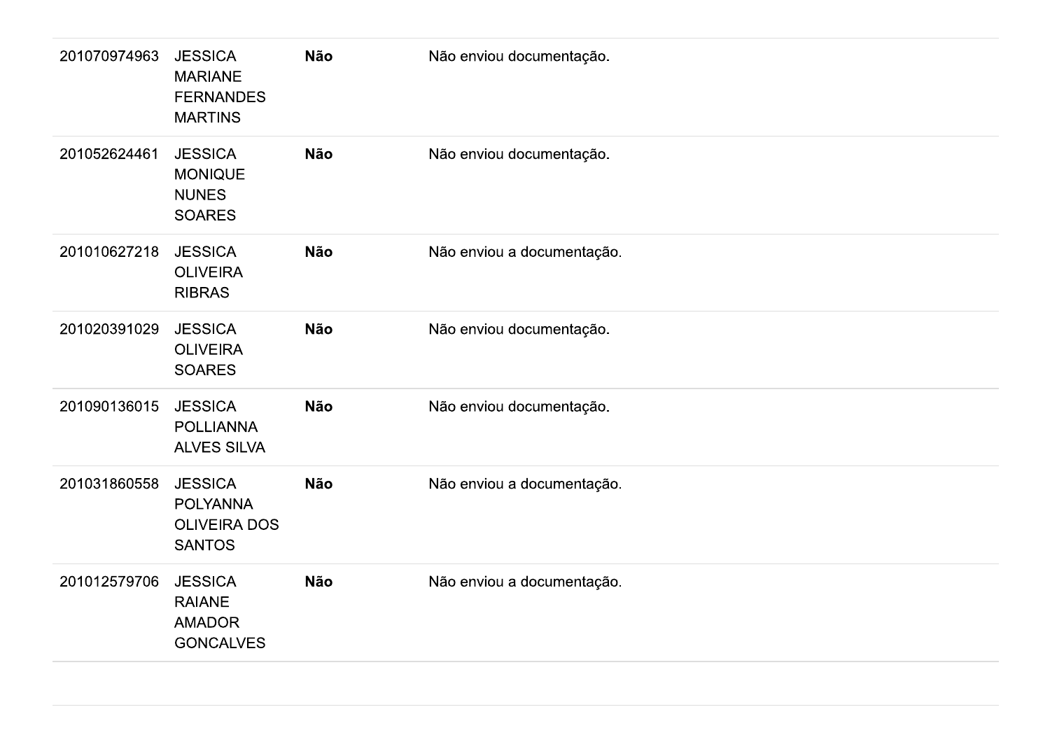| | | | |
|---|---|---|---|
| 201070974963 | JESSICA MARIANE FERNANDES MARTINS | **Não** | Não enviou documentação. |
| 201052624461 | JESSICA MONIQUE NUNES SOARES | **Não** | Não enviou documentação. |
| 201010627218 | JESSICA OLIVEIRA RIBRAS | **Não** | Não enviou a documentação. |
| 201020391029 | JESSICA OLIVEIRA SOARES | **Não** | Não enviou documentação. |
| 201090136015 | JESSICA POLLIANNA ALVES SILVA | **Não** | Não enviou documentação. |
| 201031860558 | JESSICA POLYANNA OLIVEIRA DOS SANTOS | **Não** | Não enviou a documentação. |
| 201012579706 | JESSICA RAIANE AMADOR GONCALVES | **Não** | Não enviou a documentação. |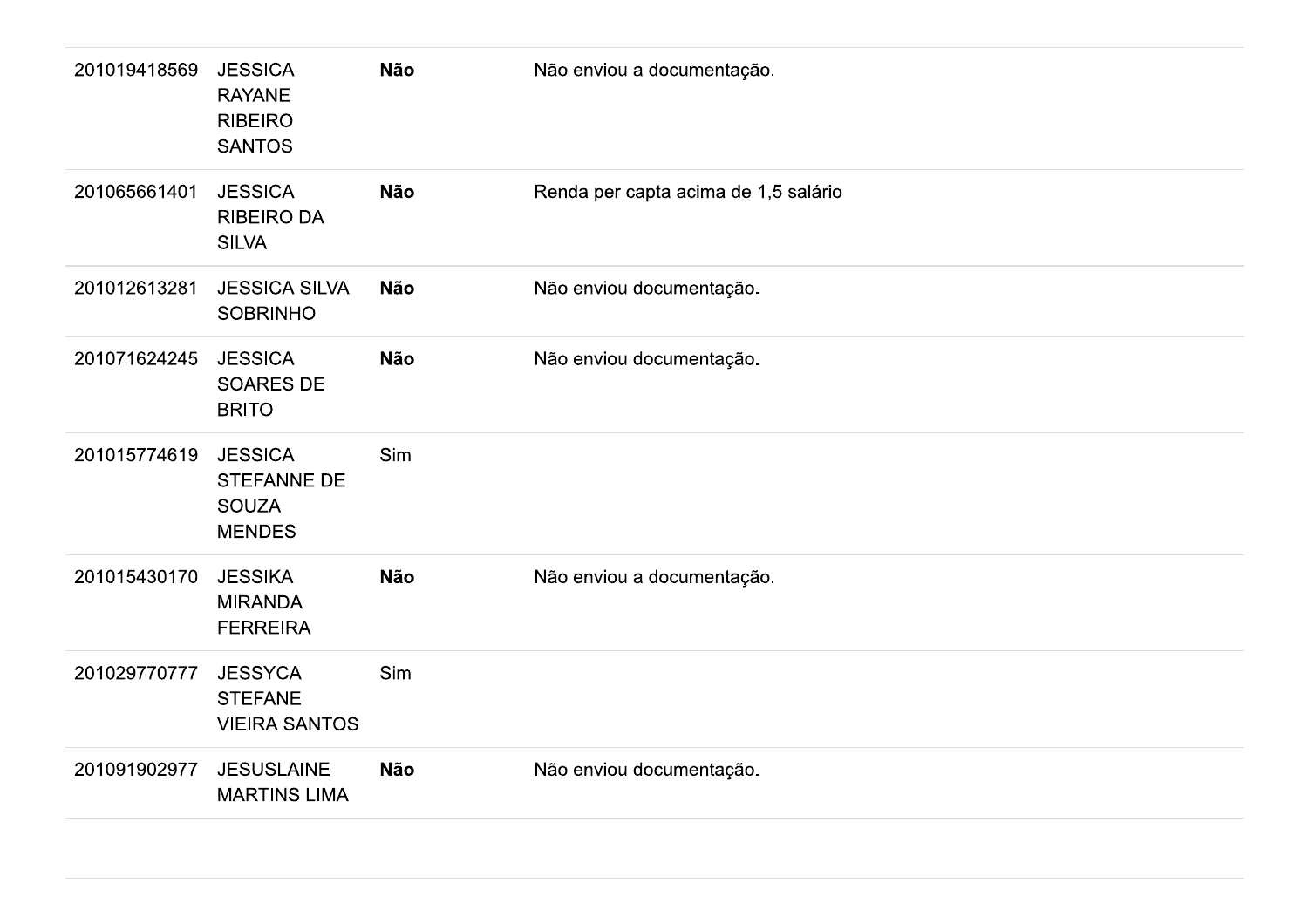| | | | |
|---|---|---|---|
| 201019418569 | JESSICA RAYANE RIBEIRO SANTOS | **Não** | Não enviou a documentação. |
| 201065661401 | JESSICA RIBEIRO DA SILVA | **Não** | Renda per capta acima de 1,5 salário |
| 201012613281 | JESSICA SILVA SOBRINHO | **Não** | Não enviou documentação. |
| 201071624245 | JESSICA SOARES DE BRITO | **Não** | Não enviou documentação. |
| 201015774619 | JESSICA STEFANNE DE SOUZA MENDES | Sim | |
| 201015430170 | JESSIKA MIRANDA FERREIRA | **Não** | Não enviou a documentação. |
| 201029770777 | JESSYCA STEFANE VIEIRA SANTOS | Sim | |
| 201091902977 | JESUSLAINE MARTINS LIMA | **Não** | Não enviou documentação. |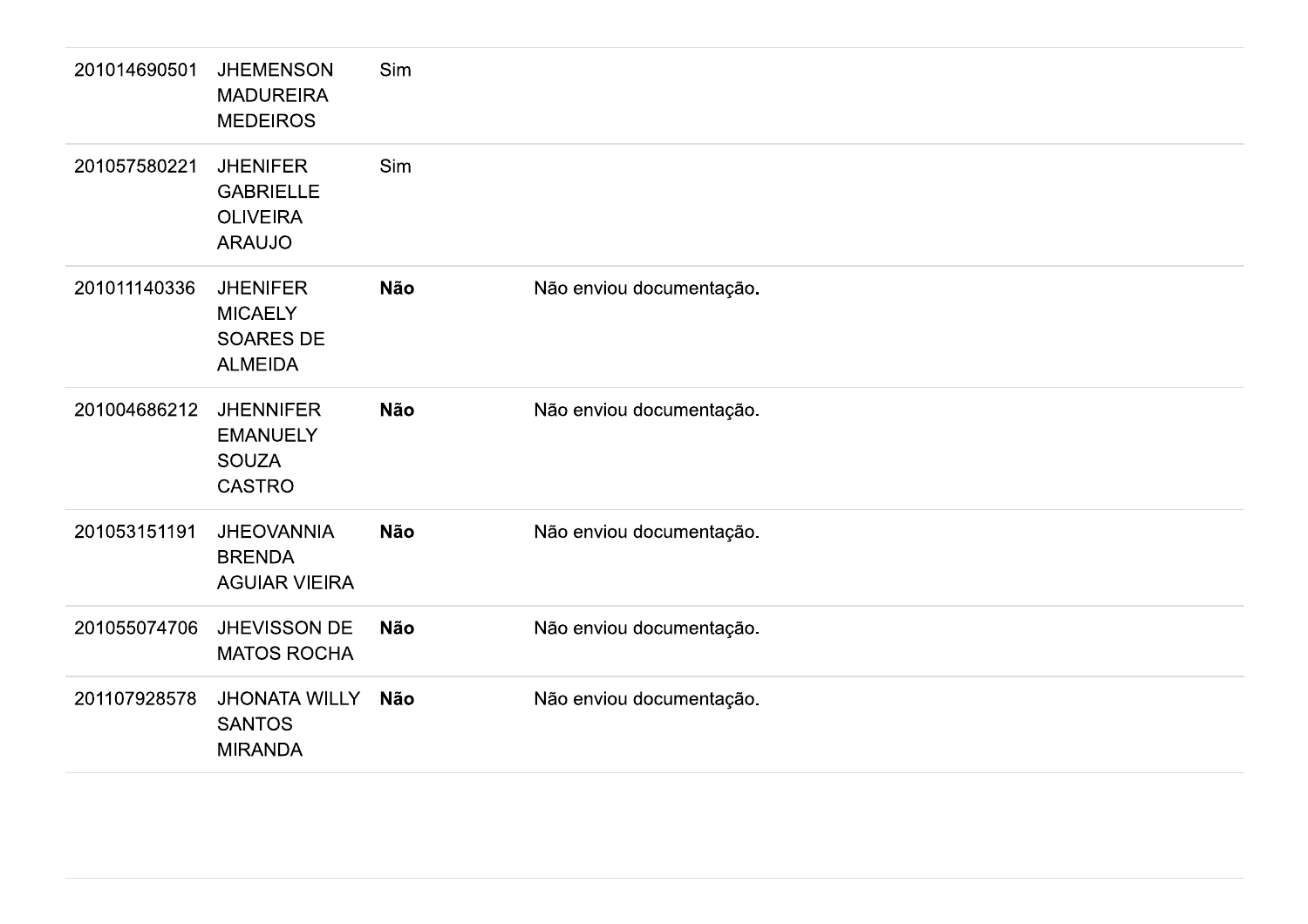| | | | |
|---|---|---|---|
| 201014690501 | JHEMENSON MADUREIRA MEDEIROS | Sim | |
| 201057580221 | JHENIFER GABRIELLE OLIVEIRA ARAUJO | Sim | |
| 201011140336 | JHENIFER MICAELY SOARES DE ALMEIDA | **Não** | Não enviou documentação. |
| 201004686212 | JHENNIFER EMANUELY SOUZA CASTRO | **Não** | Não enviou documentação. |
| 201053151191 | JHEOVANNIA BRENDA AGUIAR VIEIRA | **Não** | Não enviou documentação. |
| 201055074706 | JHEVISSON DE MATOS ROCHA | **Não** | Não enviou documentação. |
| 201107928578 | JHONATA WILLY SANTOS MIRANDA | **Não** | Não enviou documentação. |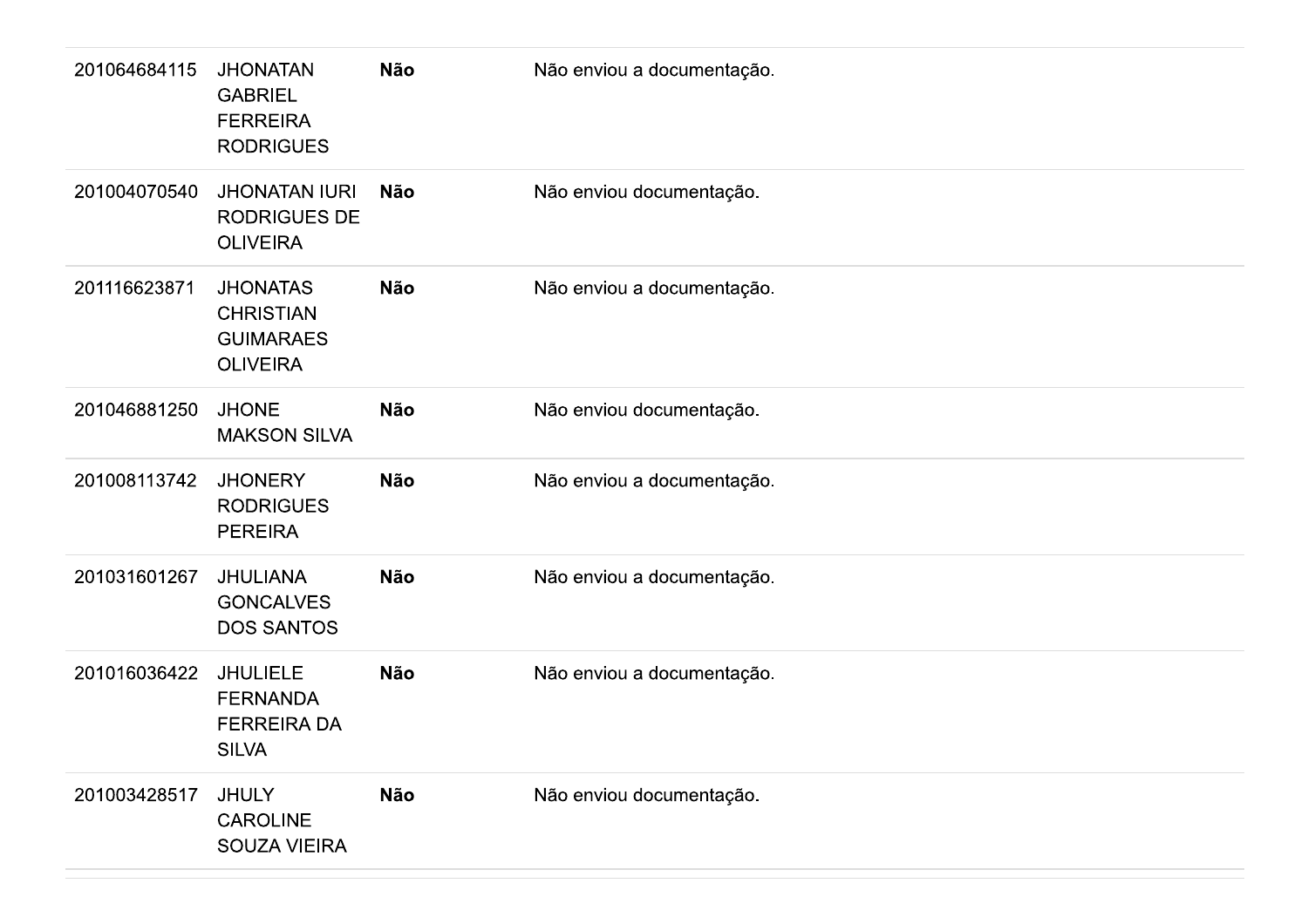| | | | |
|---|---|---|---|
| 201064684115 | JHONATAN GABRIEL FERREIRA RODRIGUES | **Não** | Não enviou a documentação. |
| 201004070540 | JHONATAN IURI RODRIGUES DE OLIVEIRA | **Não** | Não enviou documentação. |
| 201116623871 | JHONATAS CHRISTIAN GUIMARAES OLIVEIRA | **Não** | Não enviou a documentação. |
| 201046881250 | JHONE MAKSON SILVA | **Não** | Não enviou documentação. |
| 201008113742 | JHONERY RODRIGUES PEREIRA | **Não** | Não enviou a documentação. |
| 201031601267 | JHULIANA GONCALVES DOS SANTOS | **Não** | Não enviou a documentação. |
| 201016036422 | JHULIELE FERNANDA FERREIRA DA SILVA | **Não** | Não enviou a documentação. |
| 201003428517 | JHULY CAROLINE SOUZA VIEIRA | **Não** | Não enviou documentação. |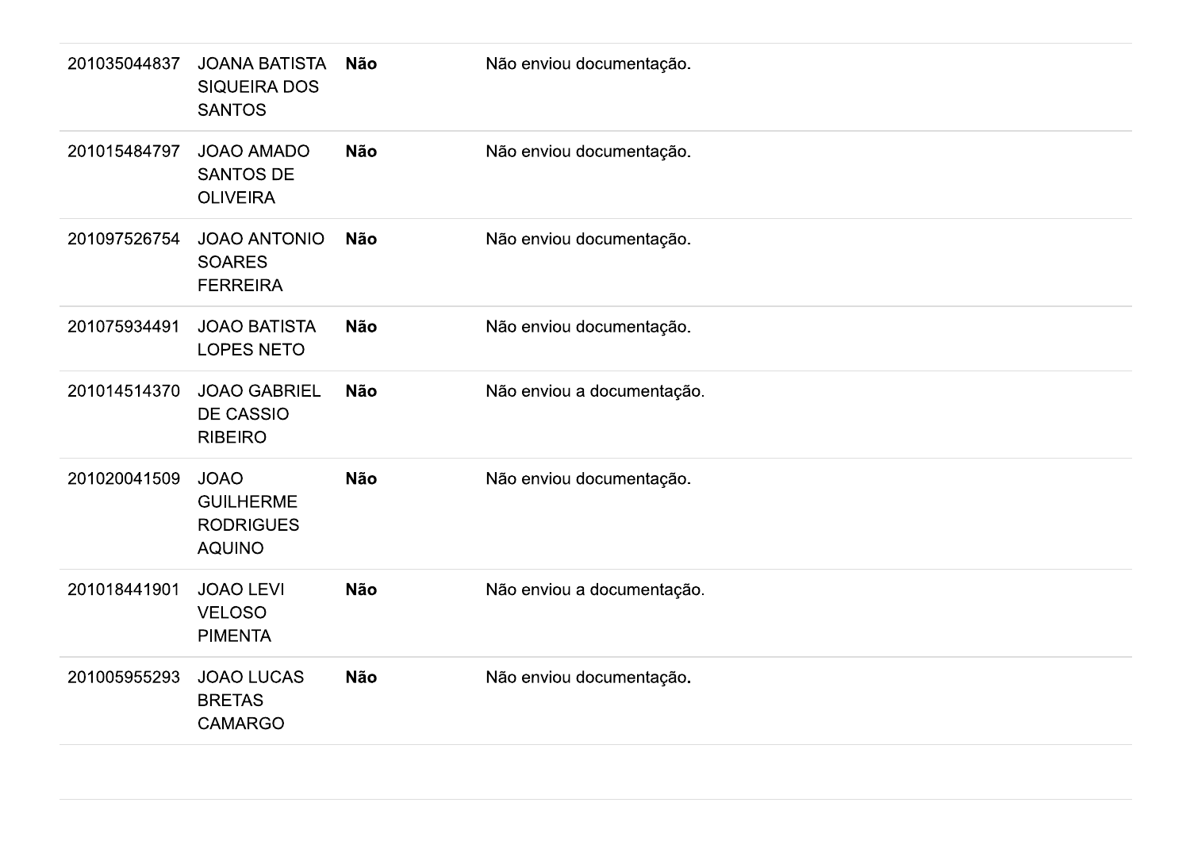| | | | |
|---|---|---|---|
| 201035044837 | JOANA BATISTA SIQUEIRA DOS SANTOS | **Não** | Não enviou documentação. |
| 201015484797 | JOAO AMADO SANTOS DE OLIVEIRA | **Não** | Não enviou documentação. |
| 201097526754 | JOAO ANTONIO SOARES FERREIRA | **Não** | Não enviou documentação. |
| 201075934491 | JOAO BATISTA LOPES NETO | **Não** | Não enviou documentação. |
| 201014514370 | JOAO GABRIEL DE CASSIO RIBEIRO | **Não** | Não enviou a documentação. |
| 201020041509 | JOAO GUILHERME RODRIGUES AQUINO | **Não** | Não enviou documentação. |
| 201018441901 | JOAO LEVI VELOSO PIMENTA | **Não** | Não enviou a documentação. |
| 201005955293 | JOAO LUCAS BRETAS CAMARGO | **Não** | Não enviou documentação. |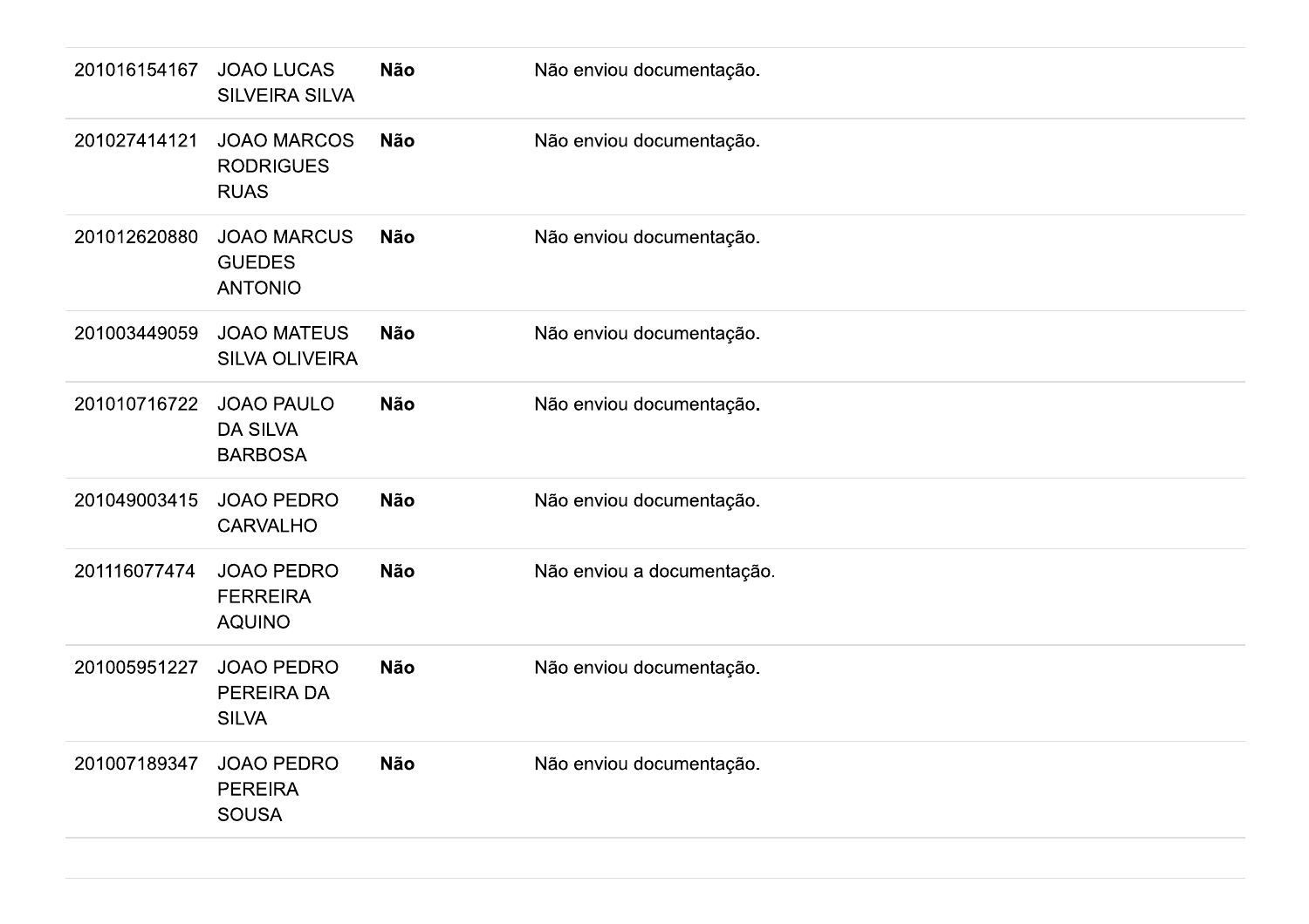| | | | |
|---|---|---|---|
| 201016154167 | JOAO LUCAS SILVEIRA SILVA | **Não** | Não enviou documentação. |
| 201027414121 | JOAO MARCOS RODRIGUES RUAS | **Não** | Não enviou documentação. |
| 201012620880 | JOAO MARCUS GUEDES ANTONIO | **Não** | Não enviou documentação. |
| 201003449059 | JOAO MATEUS SILVA OLIVEIRA | **Não** | Não enviou documentação. |
| 201010716722 | JOAO PAULO DA SILVA BARBOSA | **Não** | Não enviou documentação. |
| 201049003415 | JOAO PEDRO CARVALHO | **Não** | Não enviou documentação. |
| 201116077474 | JOAO PEDRO FERREIRA AQUINO | **Não** | Não enviou a documentação. |
| 201005951227 | JOAO PEDRO PEREIRA DA SILVA | **Não** | Não enviou documentação. |
| 201007189347 | JOAO PEDRO PEREIRA SOUSA | **Não** | Não enviou documentação. |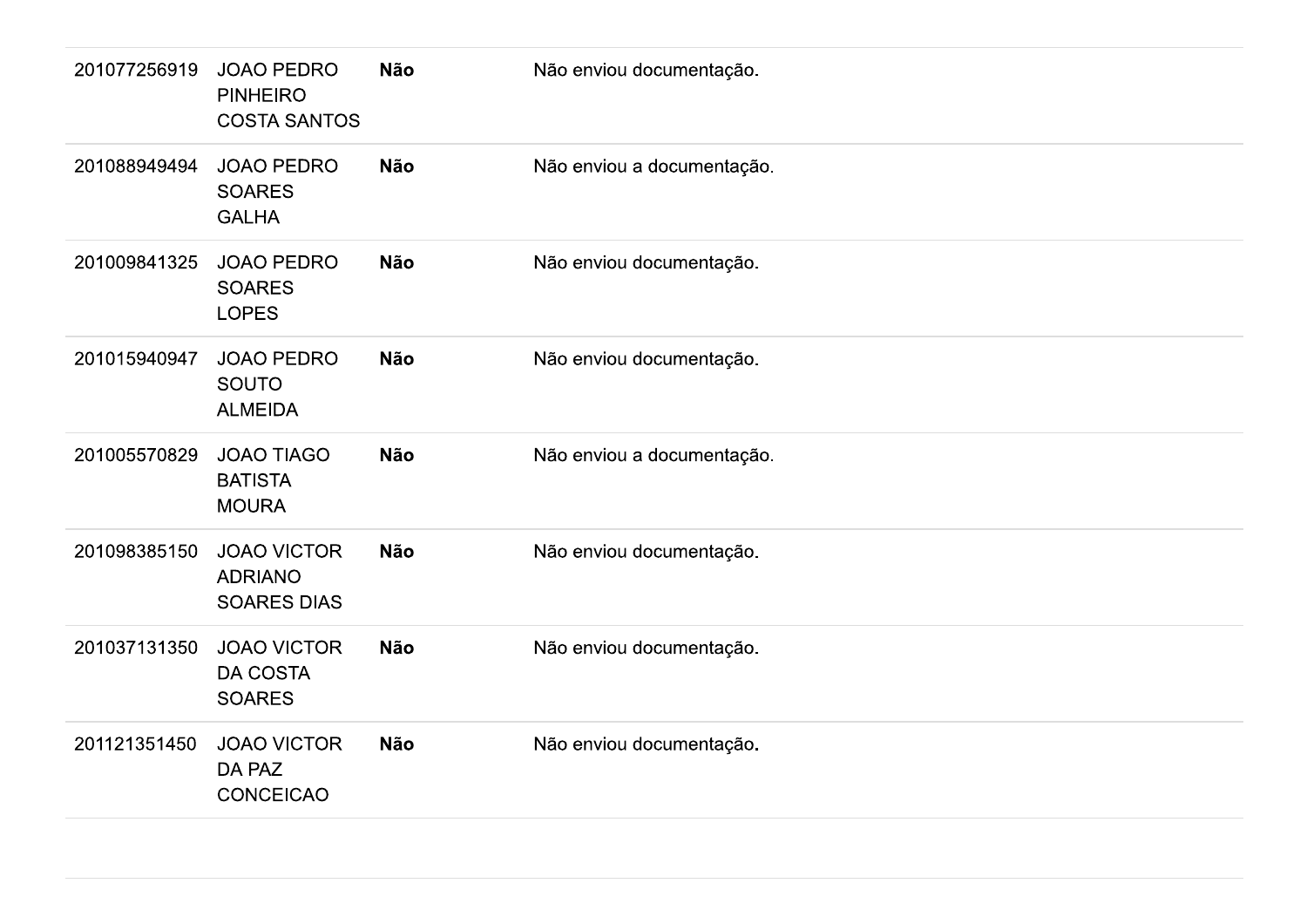| | | | |
|---|---|---|---|
| 201077256919 | JOAO PEDRO PINHEIRO COSTA SANTOS | **Não** | Não enviou documentação. |
| 201088949494 | JOAO PEDRO SOARES GALHA | **Não** | Não enviou a documentação. |
| 201009841325 | JOAO PEDRO SOARES LOPES | **Não** | Não enviou documentação. |
| 201015940947 | JOAO PEDRO SOUTO ALMEIDA | **Não** | Não enviou documentação. |
| 201005570829 | JOAO TIAGO BATISTA MOURA | **Não** | Não enviou a documentação. |
| 201098385150 | JOAO VICTOR ADRIANO SOARES DIAS | **Não** | Não enviou documentação. |
| 201037131350 | JOAO VICTOR DA COSTA SOARES | **Não** | Não enviou documentação. |
| 201121351450 | JOAO VICTOR DA PAZ CONCEICAO | **Não** | Não enviou documentação. |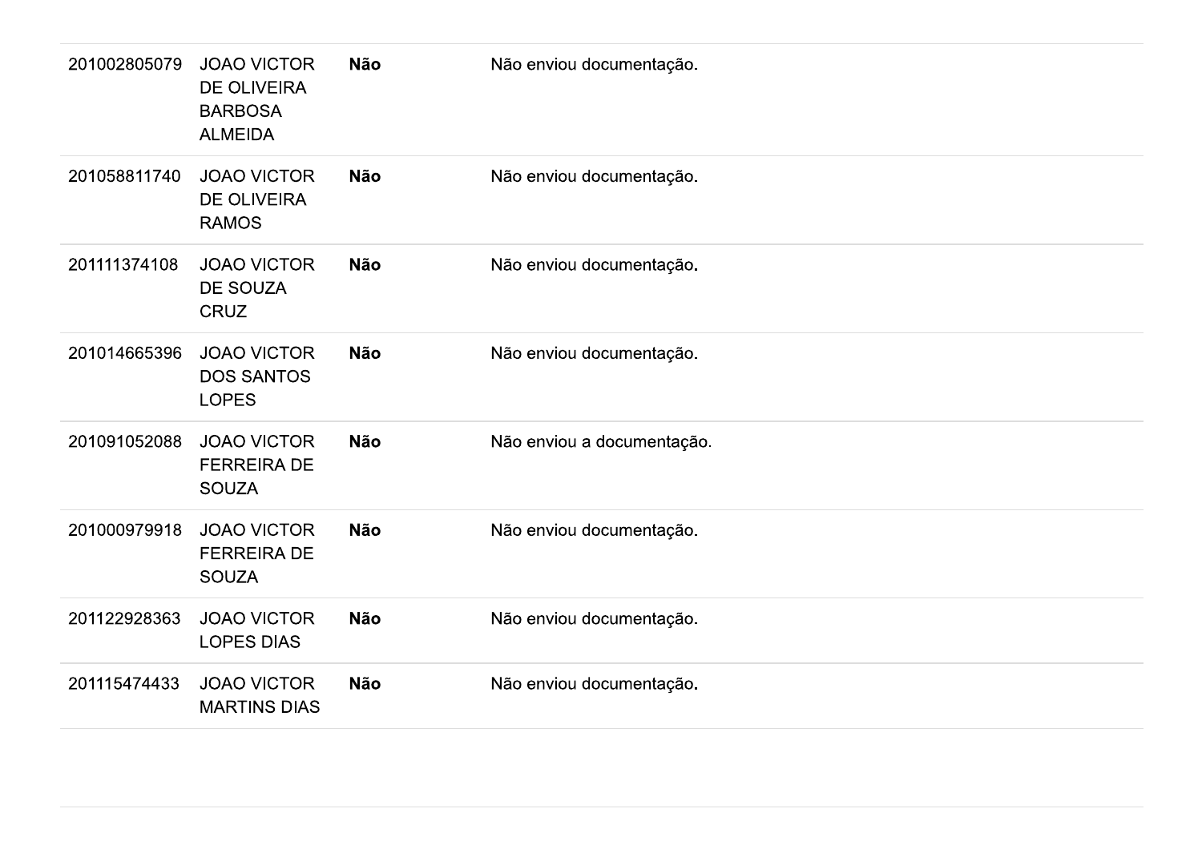| | | | |
|---|---|---|---|
| 201002805079 | JOAO VICTOR DE OLIVEIRA BARBOSA ALMEIDA | **Não** | Não enviou documentação. |
| 201058811740 | JOAO VICTOR DE OLIVEIRA RAMOS | **Não** | Não enviou documentação. |
| 201111374108 | JOAO VICTOR DE SOUZA CRUZ | **Não** | Não enviou documentação. |
| 201014665396 | JOAO VICTOR DOS SANTOS LOPES | **Não** | Não enviou documentação. |
| 201091052088 | JOAO VICTOR FERREIRA DE SOUZA | **Não** | Não enviou a documentação. |
| 201000979918 | JOAO VICTOR FERREIRA DE SOUZA | **Não** | Não enviou documentação. |
| 201122928363 | JOAO VICTOR LOPES DIAS | **Não** | Não enviou documentação. |
| 201115474433 | JOAO VICTOR MARTINS DIAS | **Não** | Não enviou documentação. |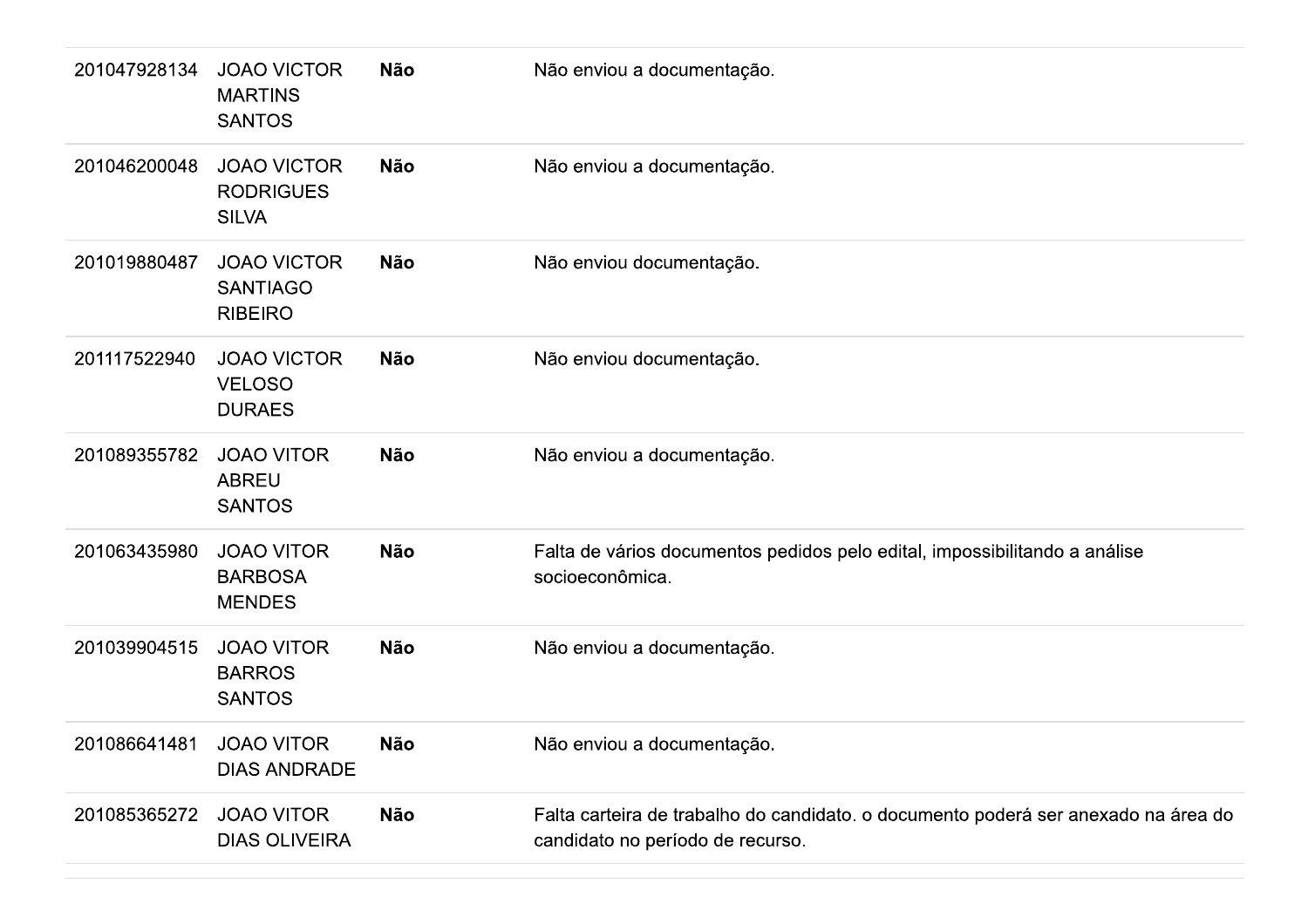| | | | |
|---|---|---|---|
| 201047928134 | JOAO VICTOR MARTINS SANTOS | **Não** | Não enviou a documentação. |
| 201046200048 | JOAO VICTOR RODRIGUES SILVA | **Não** | Não enviou a documentação. |
| 201019880487 | JOAO VICTOR SANTIAGO RIBEIRO | **Não** | Não enviou documentação. |
| 201117522940 | JOAO VICTOR VELOSO DURAES | **Não** | Não enviou documentação. |
| 201089355782 | JOAO VITOR ABREU SANTOS | **Não** | Não enviou a documentação. |
| 201063435980 | JOAO VITOR BARBOSA MENDES | **Não** | Falta de vários documentos pedidos pelo edital, impossibilitando a análise socioeconômica. |
| 201039904515 | JOAO VITOR BARROS SANTOS | **Não** | Não enviou a documentação. |
| 201086641481 | JOAO VITOR DIAS ANDRADE | **Não** | Não enviou a documentação. |
| 201085365272 | JOAO VITOR DIAS OLIVEIRA | **Não** | Falta carteira de trabalho do candidato. o documento poderá ser anexado na área do candidato no período de recurso. |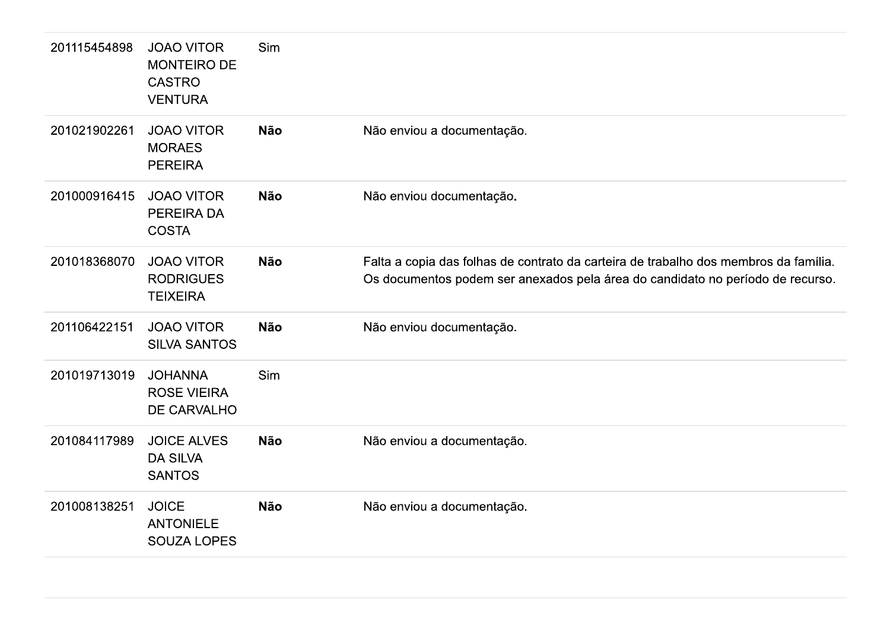| | | | |
|---|---|---|---|
| 201115454898 | JOAO VITOR MONTEIRO DE CASTRO VENTURA | Sim | |
| 201021902261 | JOAO VITOR MORAES PEREIRA | **Não** | Não enviou a documentação. |
| 201000916415 | JOAO VITOR PEREIRA DA COSTA | **Não** | Não enviou documentação. |
| 201018368070 | JOAO VITOR RODRIGUES TEIXEIRA | **Não** | Falta a copia das folhas de contrato da carteira de trabalho dos membros da família. Os documentos podem ser anexados pela área do candidato no período de recurso. |
| 201106422151 | JOAO VITOR SILVA SANTOS | **Não** | Não enviou documentação. |
| 201019713019 | JOHANNA ROSE VIEIRA DE CARVALHO | Sim | |
| 201084117989 | JOICE ALVES DA SILVA SANTOS | **Não** | Não enviou a documentação. |
| 201008138251 | JOICE ANTONIELE SOUZA LOPES | **Não** | Não enviou a documentação. |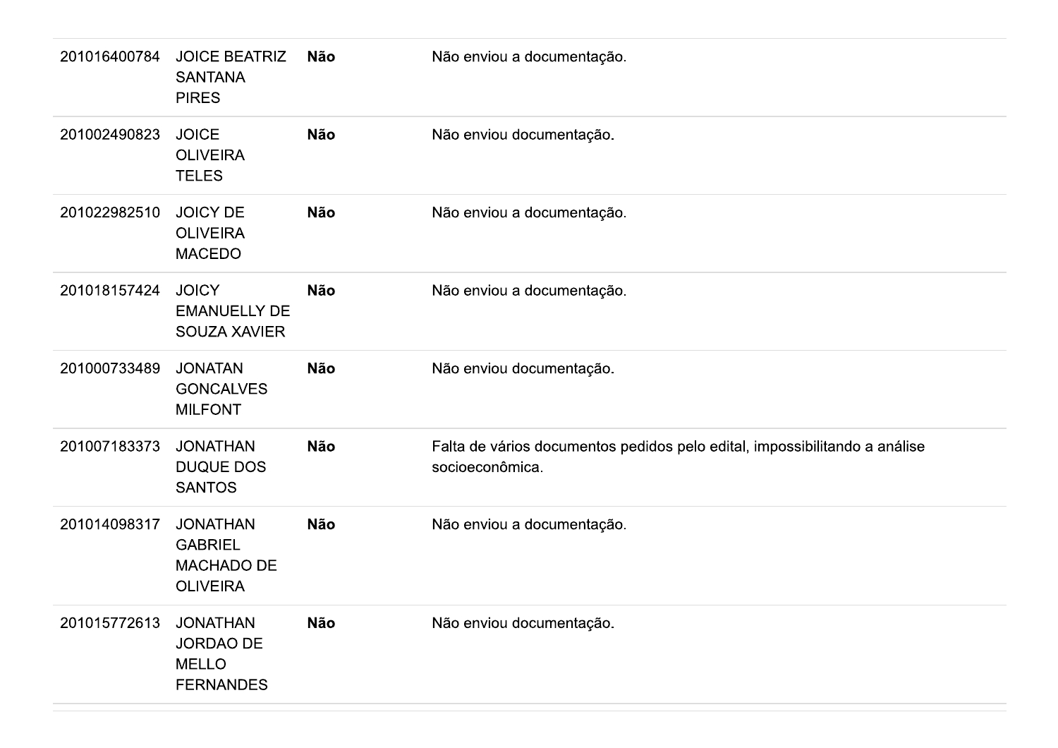| | | | |
|---|---|---|---|
| 201016400784 | JOICE BEATRIZ SANTANA PIRES | **Não** | Não enviou a documentação. |
| 201002490823 | JOICE OLIVEIRA TELES | **Não** | Não enviou documentação. |
| 201022982510 | JOICY DE OLIVEIRA MACEDO | **Não** | Não enviou a documentação. |
| 201018157424 | JOICY EMANUELLY DE SOUZA XAVIER | **Não** | Não enviou a documentação. |
| 201000733489 | JONATAN GONCALVES MILFONT | **Não** | Não enviou documentação. |
| 201007183373 | JONATHAN DUQUE DOS SANTOS | **Não** | Falta de vários documentos pedidos pelo edital, impossibilitando a análise socioeconômica. |
| 201014098317 | JONATHAN GABRIEL MACHADO DE OLIVEIRA | **Não** | Não enviou a documentação. |
| 201015772613 | JONATHAN JORDAO DE MELLO FERNANDES | **Não** | Não enviou documentação. |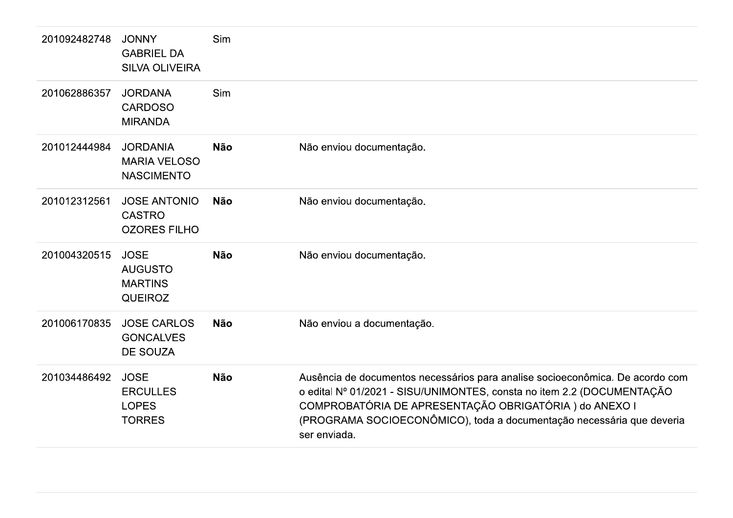| | | | |
|---|---|---|---|
| 201092482748 | JONNY GABRIEL DA SILVA OLIVEIRA | Sim | |
| 201062886357 | JORDANA CARDOSO MIRANDA | Sim | |
| 201012444984 | JORDANIA MARIA VELOSO NASCIMENTO | **Não** | Não enviou documentação. |
| 201012312561 | JOSE ANTONIO CASTRO OZORES FILHO | **Não** | Não enviou documentação. |
| 201004320515 | JOSE AUGUSTO MARTINS QUEIROZ | **Não** | Não enviou documentação. |
| 201006170835 | JOSE CARLOS GONCALVES DE SOUZA | **Não** | Não enviou a documentação. |
| 201034486492 | JOSE ERCULLES LOPES TORRES | **Não** | Ausência de documentos necessários para analise socioeconômica. De acordo com o edital Nº 01/2021 - SISU/UNIMONTES, consta no item 2.2 (DOCUMENTAÇÃO COMPROBATÓRIA DE APRESENTAÇÃO OBRIGATÓRIA ) do ANEXO I (PROGRAMA SOCIOECONÔMICO), toda a documentação necessária que deveria ser enviada. |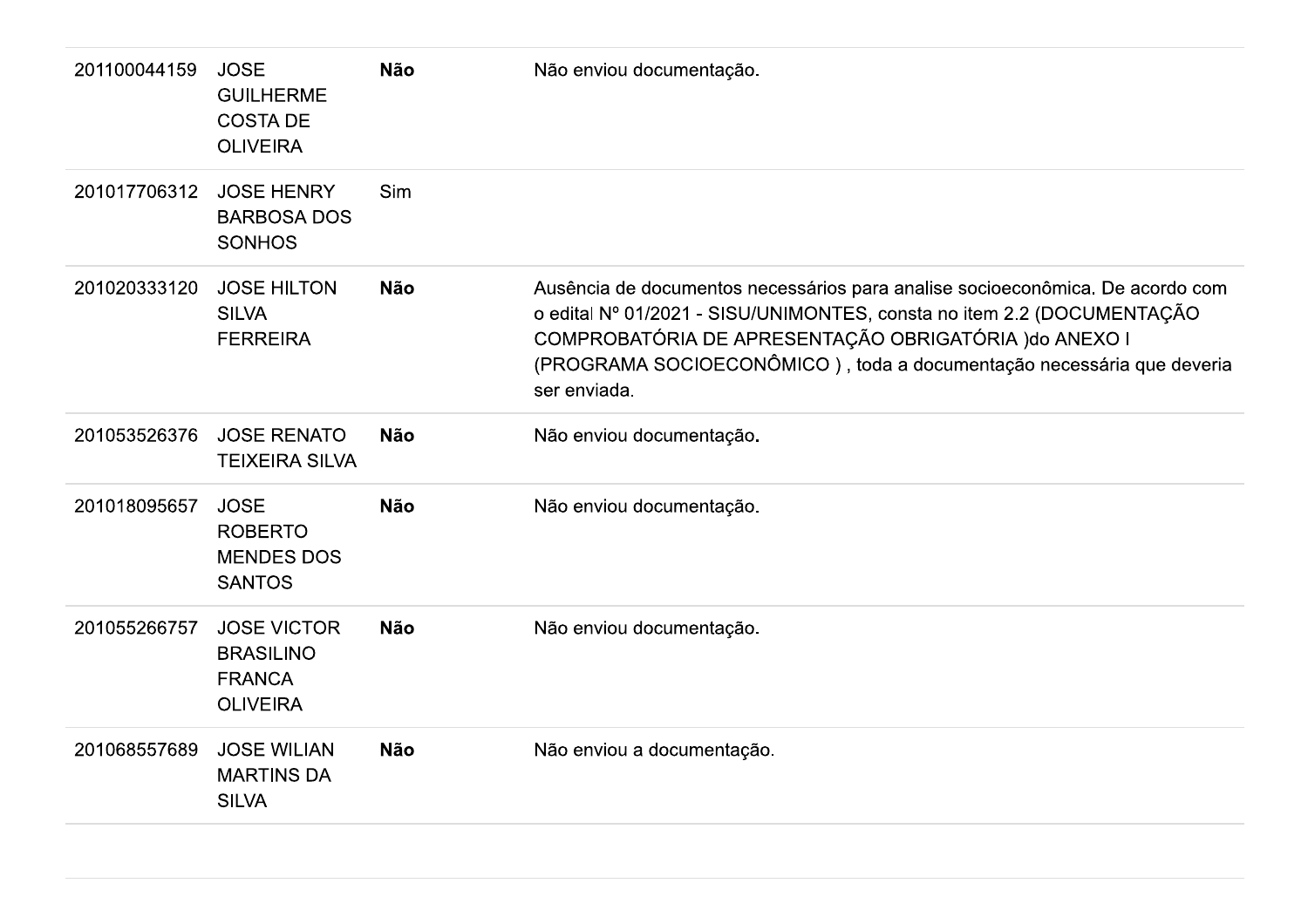| | | | |
|---|---|---|---|
| 201100044159 | JOSE GUILHERME COSTA DE OLIVEIRA | **Não** | Não enviou documentação. |
| 201017706312 | JOSE HENRY BARBOSA DOS SONHOS | Sim | |
| 201020333120 | JOSE HILTON SILVA FERREIRA | **Não** | Ausência de documentos necessários para analise socioeconômica. De acordo com o edital Nº 01/2021 - SISU/UNIMONTES, consta no item 2.2 (DOCUMENTAÇÃO COMPROBATÓRIA DE APRESENTAÇÃO OBRIGATÓRIA )do ANEXO I (PROGRAMA SOCIOECONÔMICO ) , toda a documentação necessária que deveria ser enviada. |
| 201053526376 | JOSE RENATO TEIXEIRA SILVA | **Não** | Não enviou documentação**.** |
| 201018095657 | JOSE ROBERTO MENDES DOS SANTOS | **Não** | Não enviou documentação. |
| 201055266757 | JOSE VICTOR BRASILINO FRANCA OLIVEIRA | **Não** | Não enviou documentação. |
| 201068557689 | JOSE WILIAN MARTINS DA SILVA | **Não** | Não enviou a documentação. |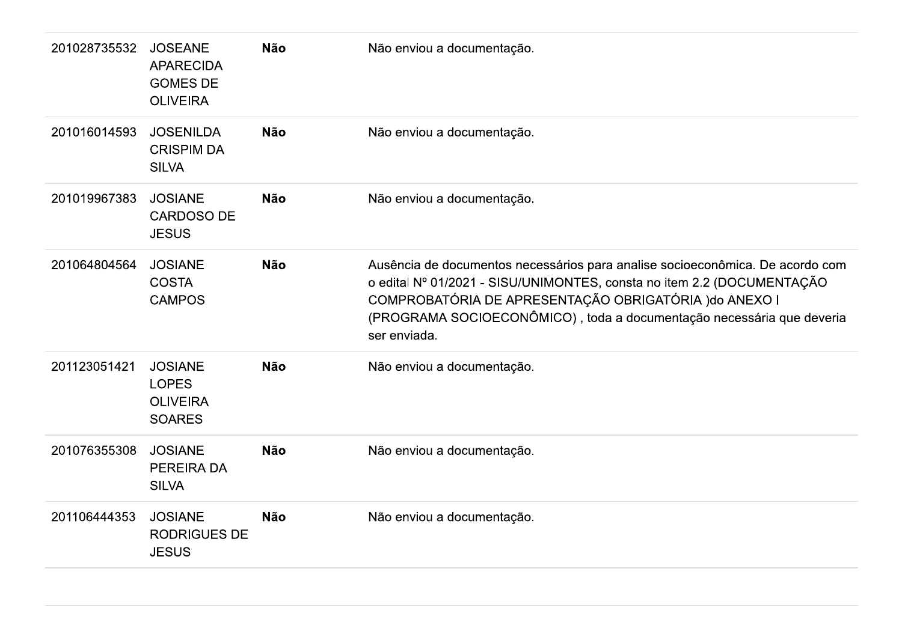| | | | |
|---|---|---|---|
| 201028735532 | JOSEANE APARECIDA GOMES DE OLIVEIRA | **Não** | Não enviou a documentação. |
| 201016014593 | JOSENILDA CRISPIM DA SILVA | **Não** | Não enviou a documentação. |
| 201019967383 | JOSIANE CARDOSO DE JESUS | **Não** | Não enviou a documentação. |
| 201064804564 | JOSIANE COSTA CAMPOS | **Não** | Ausência de documentos necessários para analise socioeconômica. De acordo com o edital Nº 01/2021 - SISU/UNIMONTES, consta no item 2.2 (DOCUMENTAÇÃO COMPROBATÓRIA DE APRESENTAÇÃO OBRIGATÓRIA )do ANEXO I (PROGRAMA SOCIOECONÔMICO) , toda a documentação necessária que deveria ser enviada. |
| 201123051421 | JOSIANE LOPES OLIVEIRA SOARES | **Não** | Não enviou a documentação. |
| 201076355308 | JOSIANE PEREIRA DA SILVA | **Não** | Não enviou a documentação. |
| 201106444353 | JOSIANE RODRIGUES DE JESUS | **Não** | Não enviou a documentação. |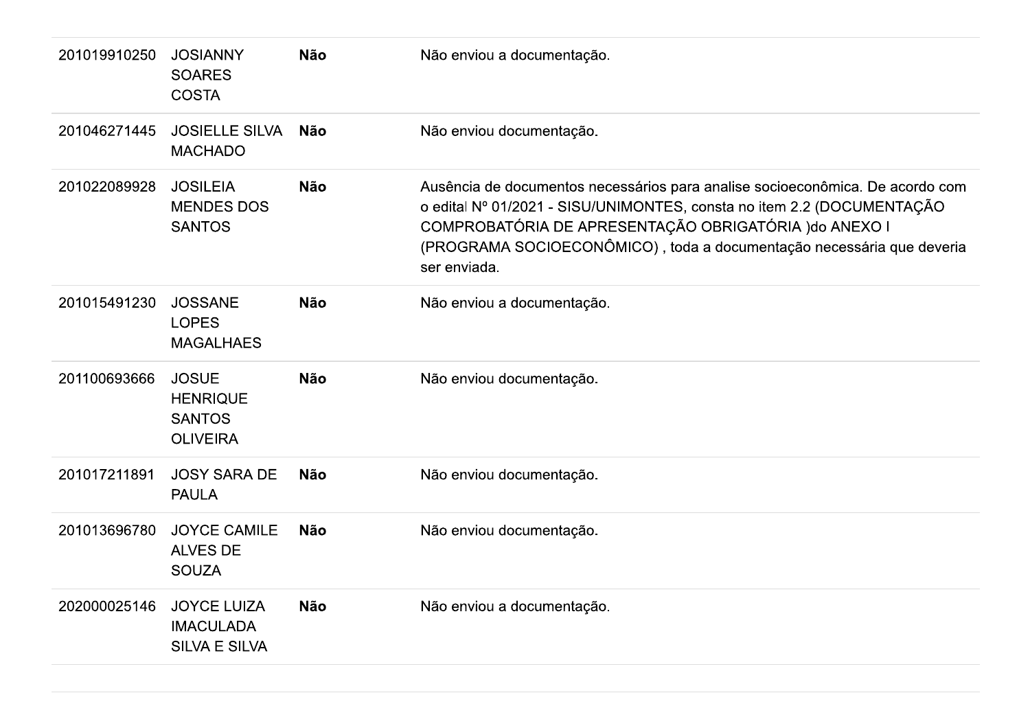| | | | |
|---|---|---|---|
| 201019910250 | JOSIANNY SOARES COSTA | **Não** | Não enviou a documentação. |
| 201046271445 | JOSIELLE SILVA MACHADO | **Não** | Não enviou documentação. |
| 201022089928 | JOSILEIA MENDES DOS SANTOS | **Não** | Ausência de documentos necessários para analise socioeconômica. De acordo com o edital Nº 01/2021 - SISU/UNIMONTES, consta no item 2.2 (DOCUMENTAÇÃO COMPROBATÓRIA DE APRESENTAÇÃO OBRIGATÓRIA )do ANEXO I (PROGRAMA SOCIOECONÔMICO) , toda a documentação necessária que deveria ser enviada. |
| 201015491230 | JOSSANE LOPES MAGALHAES | **Não** | Não enviou a documentação. |
| 201100693666 | JOSUE HENRIQUE SANTOS OLIVEIRA | **Não** | Não enviou documentação. |
| 201017211891 | JOSY SARA DE PAULA | **Não** | Não enviou documentação. |
| 201013696780 | JOYCE CAMILE ALVES DE SOUZA | **Não** | Não enviou documentação. |
| 202000025146 | JOYCE LUIZA IMACULADA SILVA E SILVA | **Não** | Não enviou a documentação. |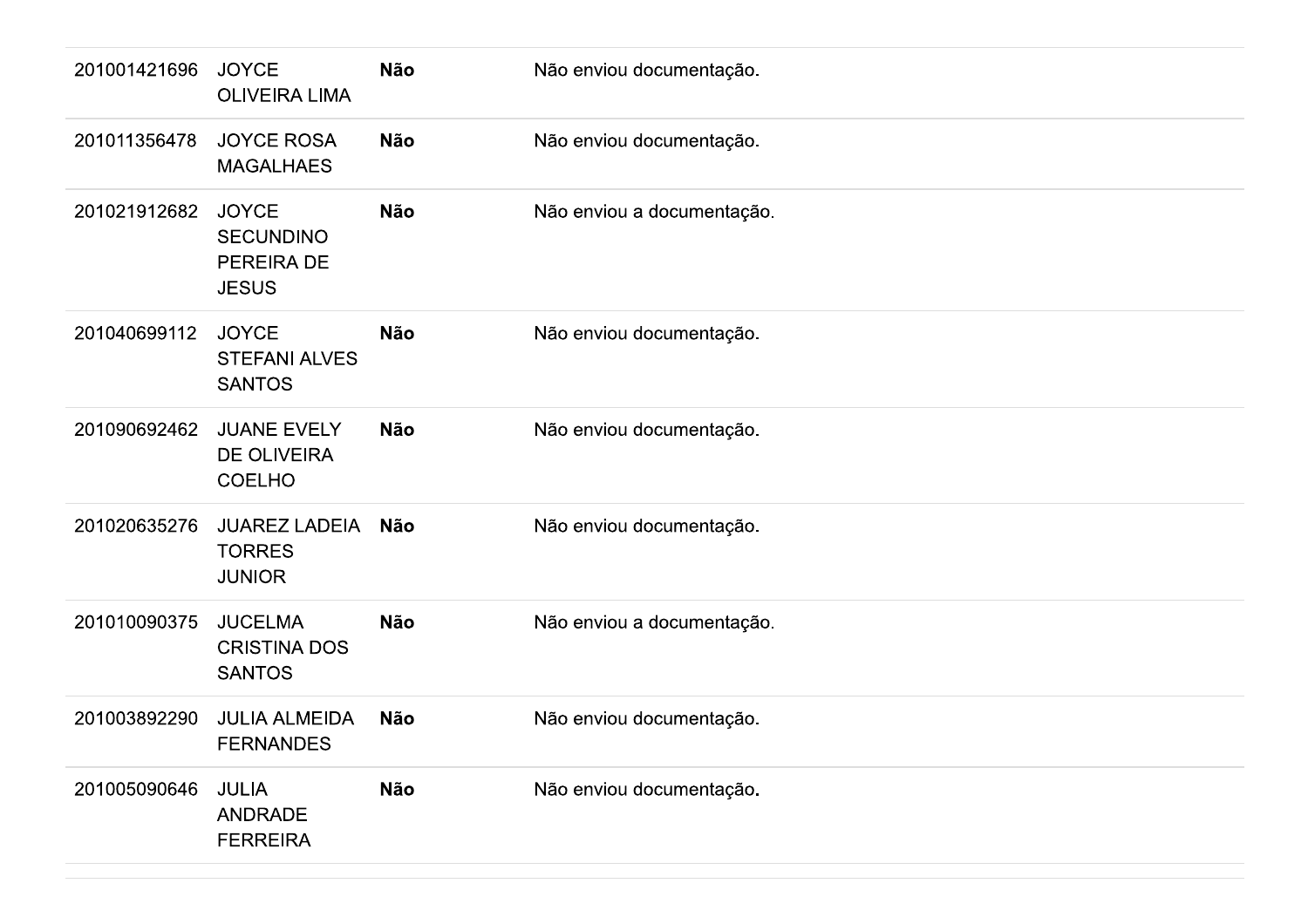| | | | |
|---|---|---|---|
| 201001421696 | JOYCE OLIVEIRA LIMA | **Não** | Não enviou documentação. |
| 201011356478 | JOYCE ROSA MAGALHAES | **Não** | Não enviou documentação. |
| 201021912682 | JOYCE SECUNDINO PEREIRA DE JESUS | **Não** | Não enviou a documentação. |
| 201040699112 | JOYCE STEFANI ALVES SANTOS | **Não** | Não enviou documentação. |
| 201090692462 | JUANE EVELY DE OLIVEIRA COELHO | **Não** | Não enviou documentação. |
| 201020635276 | JUAREZ LADEIA TORRES JUNIOR | **Não** | Não enviou documentação. |
| 201010090375 | JUCELMA CRISTINA DOS SANTOS | **Não** | Não enviou a documentação. |
| 201003892290 | JULIA ALMEIDA FERNANDES | **Não** | Não enviou documentação. |
| 201005090646 | JULIA ANDRADE FERREIRA | **Não** | Não enviou documentação. |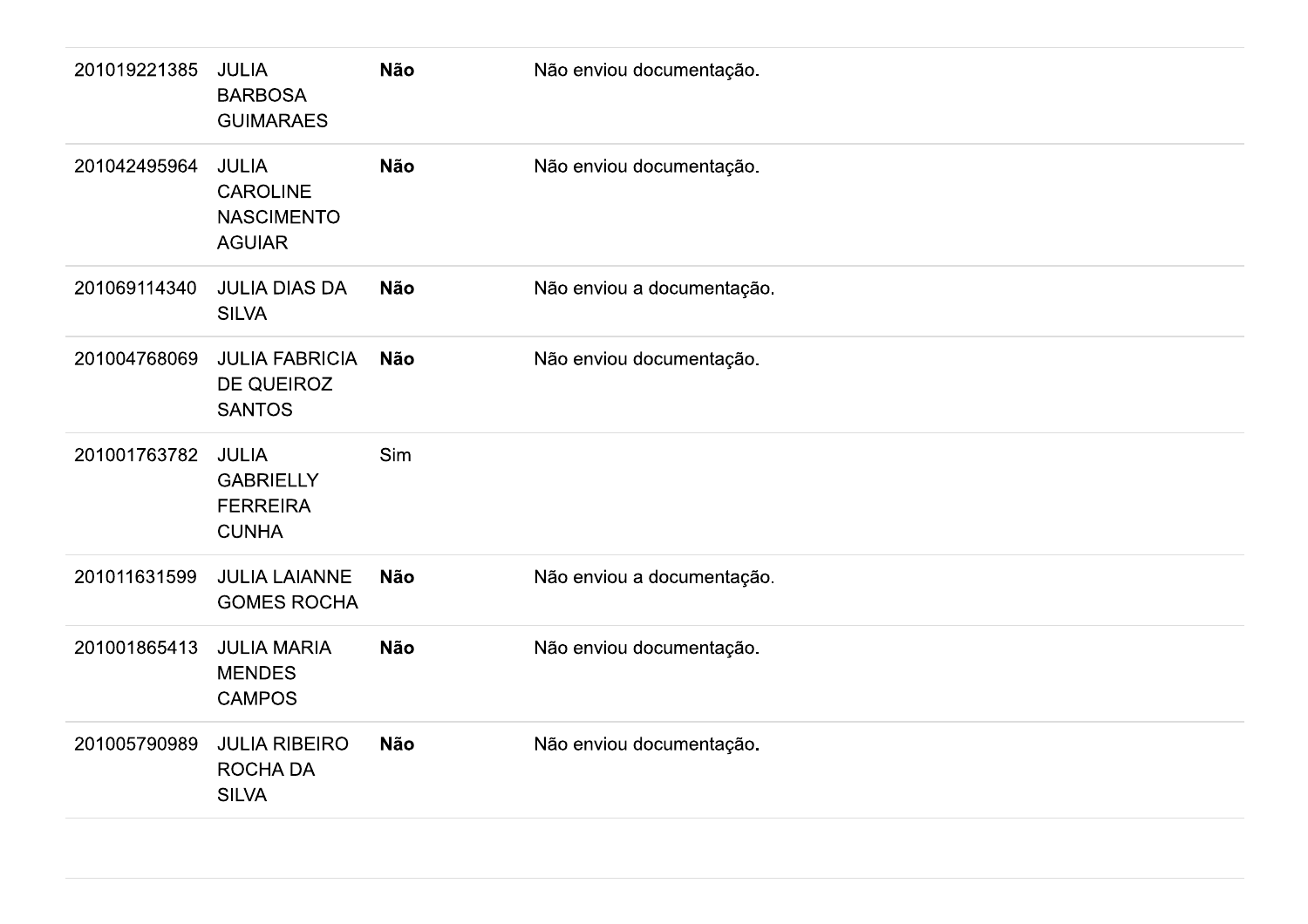| | | | |
|---|---|---|---|
| 201019221385 | JULIA BARBOSA GUIMARAES | **Não** | Não enviou documentação. |
| 201042495964 | JULIA CAROLINE NASCIMENTO AGUIAR | **Não** | Não enviou documentação. |
| 201069114340 | JULIA DIAS DA SILVA | **Não** | Não enviou a documentação. |
| 201004768069 | JULIA FABRICIA DE QUEIROZ SANTOS | **Não** | Não enviou documentação. |
| 201001763782 | JULIA GABRIELLY FERREIRA CUNHA | Sim | |
| 201011631599 | JULIA LAIANNE GOMES ROCHA | **Não** | Não enviou a documentação. |
| 201001865413 | JULIA MARIA MENDES CAMPOS | **Não** | Não enviou documentação. |
| 201005790989 | JULIA RIBEIRO ROCHA DA SILVA | **Não** | Não enviou documentação. |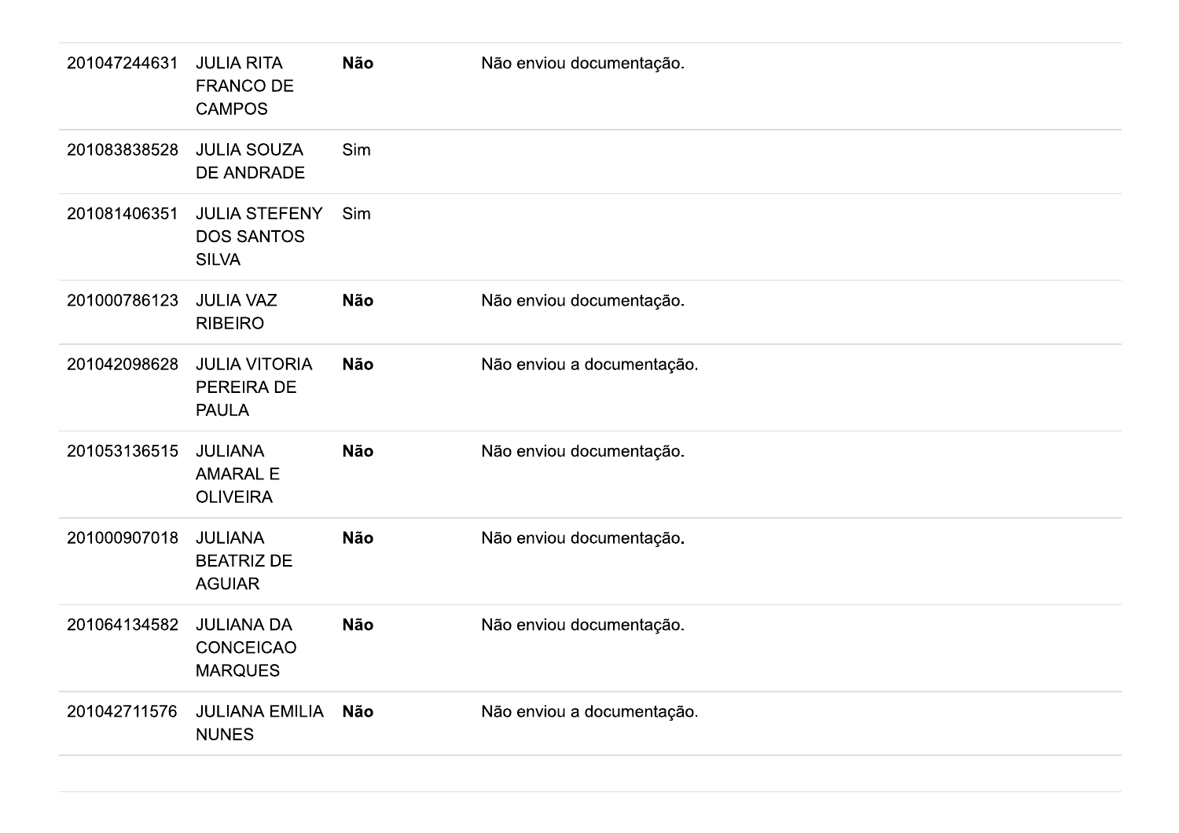| | | | |
|---|---|---|---|
| 201047244631 | JULIA RITA FRANCO DE CAMPOS | **Não** | Não enviou documentação. |
| 201083838528 | JULIA SOUZA DE ANDRADE | Sim | |
| 201081406351 | JULIA STEFENY DOS SANTOS SILVA | Sim | |
| 201000786123 | JULIA VAZ RIBEIRO | **Não** | Não enviou documentação. |
| 201042098628 | JULIA VITORIA PEREIRA DE PAULA | **Não** | Não enviou a documentação. |
| 201053136515 | JULIANA AMARAL E OLIVEIRA | **Não** | Não enviou documentação. |
| 201000907018 | JULIANA BEATRIZ DE AGUIAR | **Não** | Não enviou documentação. |
| 201064134582 | JULIANA DA CONCEICAO MARQUES | **Não** | Não enviou documentação. |
| 201042711576 | JULIANA EMILIA NUNES | **Não** | Não enviou a documentação. |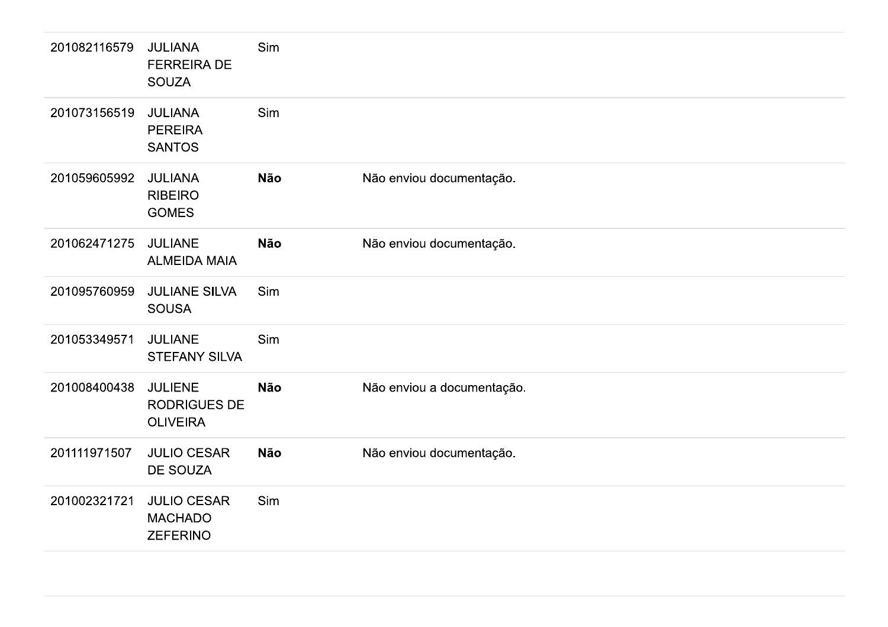| | | | |
|---|---|---|---|
| 201082116579 | JULIANA FERREIRA DE SOUZA | Sim | |
| 201073156519 | JULIANA PEREIRA SANTOS | Sim | |
| 201059605992 | JULIANA RIBEIRO GOMES | **Não** | Não enviou documentação. |
| 201062471275 | JULIANE ALMEIDA MAIA | **Não** | Não enviou documentação. |
| 201095760959 | JULIANE SILVA SOUSA | Sim | |
| 201053349571 | JULIANE STEFANY SILVA | Sim | |
| 201008400438 | JULIENE RODRIGUES DE OLIVEIRA | **Não** | Não enviou a documentação. |
| 201111971507 | JULIO CESAR DE SOUZA | **Não** | Não enviou documentação. |
| 201002321721 | JULIO CESAR MACHADO ZEFERINO | Sim | |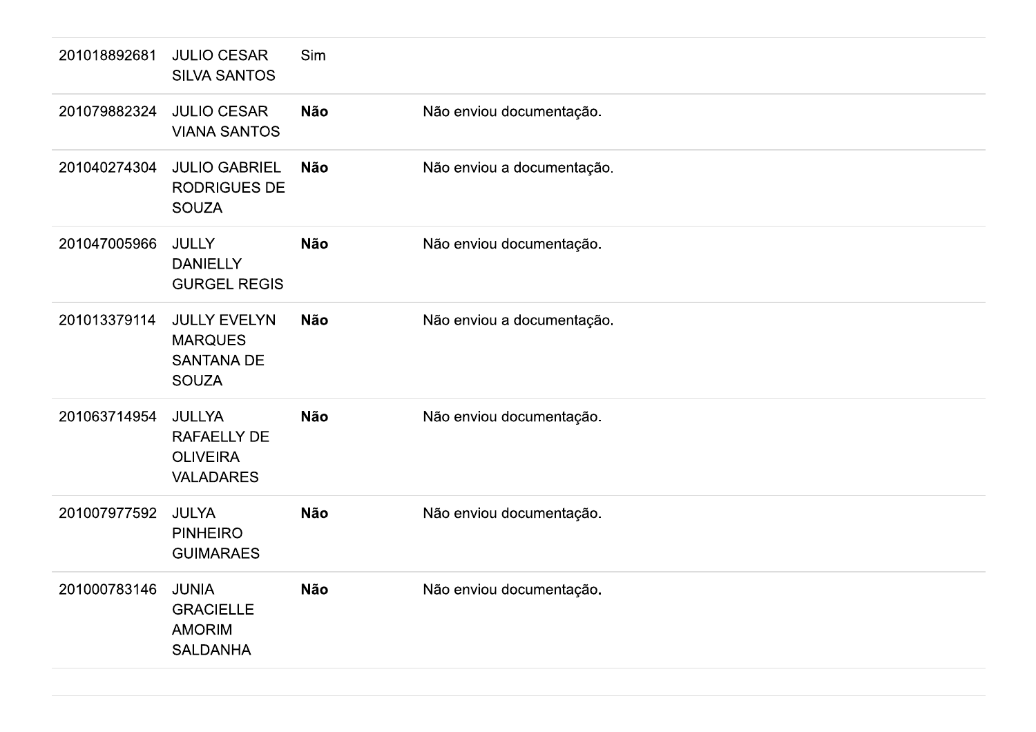| | | | |
|---|---|---|---|
| 201018892681 | JULIO CESAR SILVA SANTOS | Sim | |
| 201079882324 | JULIO CESAR VIANA SANTOS | **Não** | Não enviou documentação. |
| 201040274304 | JULIO GABRIEL RODRIGUES DE SOUZA | **Não** | Não enviou a documentação. |
| 201047005966 | JULLY DANIELLY GURGEL REGIS | **Não** | Não enviou documentação. |
| 201013379114 | JULLY EVELYN MARQUES SANTANA DE SOUZA | **Não** | Não enviou a documentação. |
| 201063714954 | JULLYA RAFAELLY DE OLIVEIRA VALADARES | **Não** | Não enviou documentação. |
| 201007977592 | JULYA PINHEIRO GUIMARAES | **Não** | Não enviou documentação. |
| 201000783146 | JUNIA GRACIELLE AMORIM SALDANHA | **Não** | Não enviou documentação. |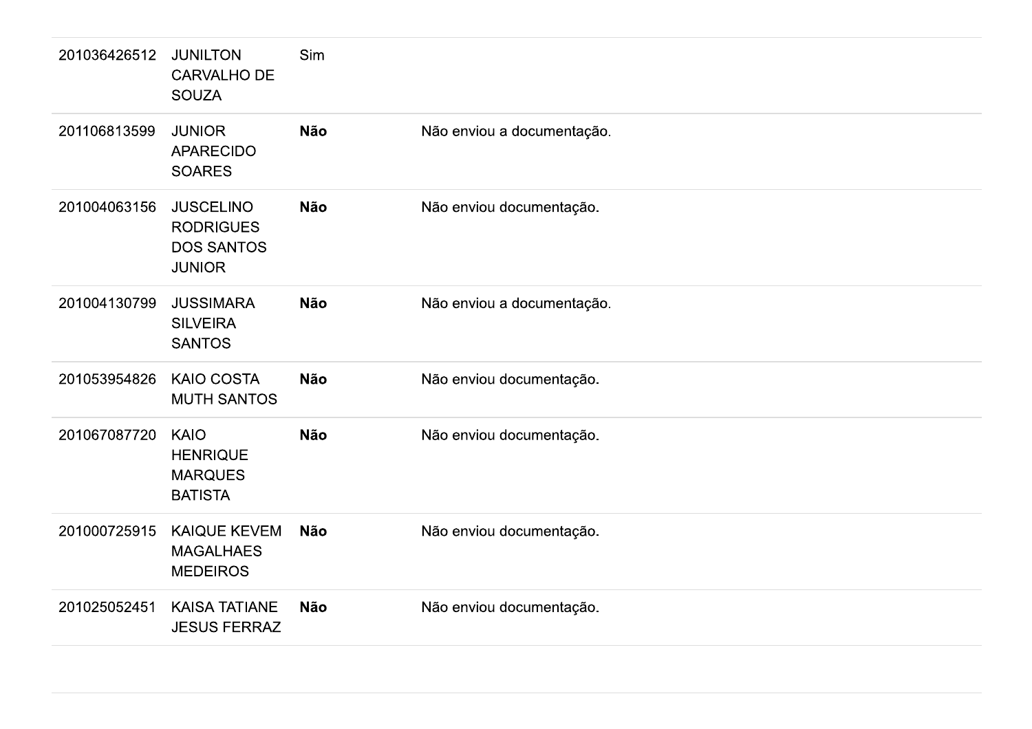| | | | |
|---|---|---|---|
| 201036426512 | JUNILTON CARVALHO DE SOUZA | Sim | |
| 201106813599 | JUNIOR APARECIDO SOARES | **Não** | Não enviou a documentação. |
| 201004063156 | JUSCELINO RODRIGUES DOS SANTOS JUNIOR | **Não** | Não enviou documentação. |
| 201004130799 | JUSSIMARA SILVEIRA SANTOS | **Não** | Não enviou a documentação. |
| 201053954826 | KAIO COSTA MUTH SANTOS | **Não** | Não enviou documentação. |
| 201067087720 | KAIO HENRIQUE MARQUES BATISTA | **Não** | Não enviou documentação. |
| 201000725915 | KAIQUE KEVEM MAGALHAES MEDEIROS | **Não** | Não enviou documentação. |
| 201025052451 | KAISA TATIANE JESUS FERRAZ | **Não** | Não enviou documentação. |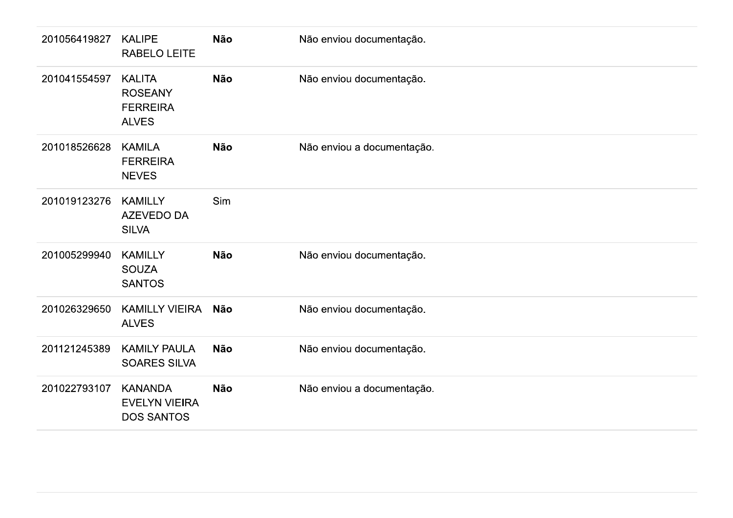| | | | |
|---|---|---|---|
| 201056419827 | KALIPE RABELO LEITE | **Não** | Não enviou documentação. |
| 201041554597 | KALITA ROSEANY FERREIRA ALVES | **Não** | Não enviou documentação. |
| 201018526628 | KAMILA FERREIRA NEVES | **Não** | Não enviou a documentação. |
| 201019123276 | KAMILLY AZEVEDO DA SILVA | Sim | |
| 201005299940 | KAMILLY SOUZA SANTOS | **Não** | Não enviou documentação. |
| 201026329650 | KAMILLY VIEIRA ALVES | **Não** | Não enviou documentação. |
| 201121245389 | KAMILY PAULA SOARES SILVA | **Não** | Não enviou documentação. |
| 201022793107 | KANANDA EVELYN VIEIRA DOS SANTOS | **Não** | Não enviou a documentação. |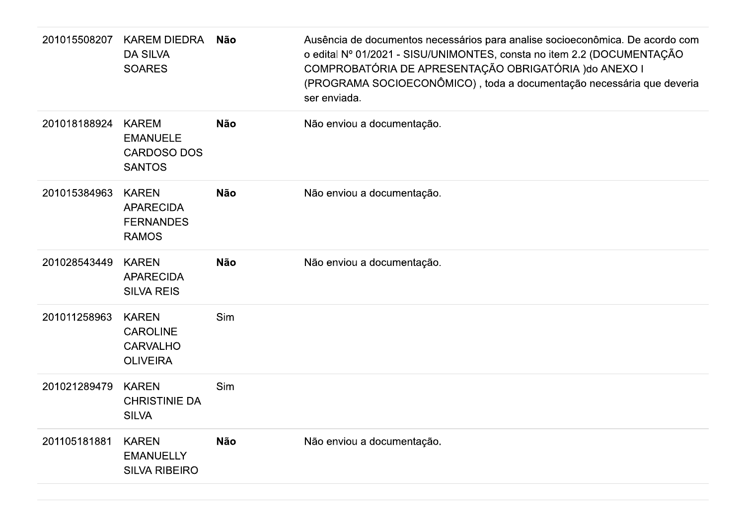| | | | |
|---|---|---|---|
| 201015508207 | KAREM DIEDRA DA SILVA SOARES | **Não** | Ausência de documentos necessários para analise socioeconômica. De acordo com o edital Nº 01/2021 - SISU/UNIMONTES, consta no item 2.2 (DOCUMENTAÇÃO COMPROBATÓRIA DE APRESENTAÇÃO OBRIGATÓRIA )do ANEXO I (PROGRAMA SOCIOECONÔMICO) , toda a documentação necessária que deveria ser enviada. |
| 201018188924 | KAREM EMANUELE CARDOSO DOS SANTOS | **Não** | Não enviou a documentação. |
| 201015384963 | KAREN APARECIDA FERNANDES RAMOS | **Não** | Não enviou a documentação. |
| 201028543449 | KAREN APARECIDA SILVA REIS | **Não** | Não enviou a documentação. |
| 201011258963 | KAREN CAROLINE CARVALHO OLIVEIRA | Sim | |
| 201021289479 | KAREN CHRISTINIE DA SILVA | Sim | |
| 201105181881 | KAREN EMANUELLY SILVA RIBEIRO | **Não** | Não enviou a documentação. |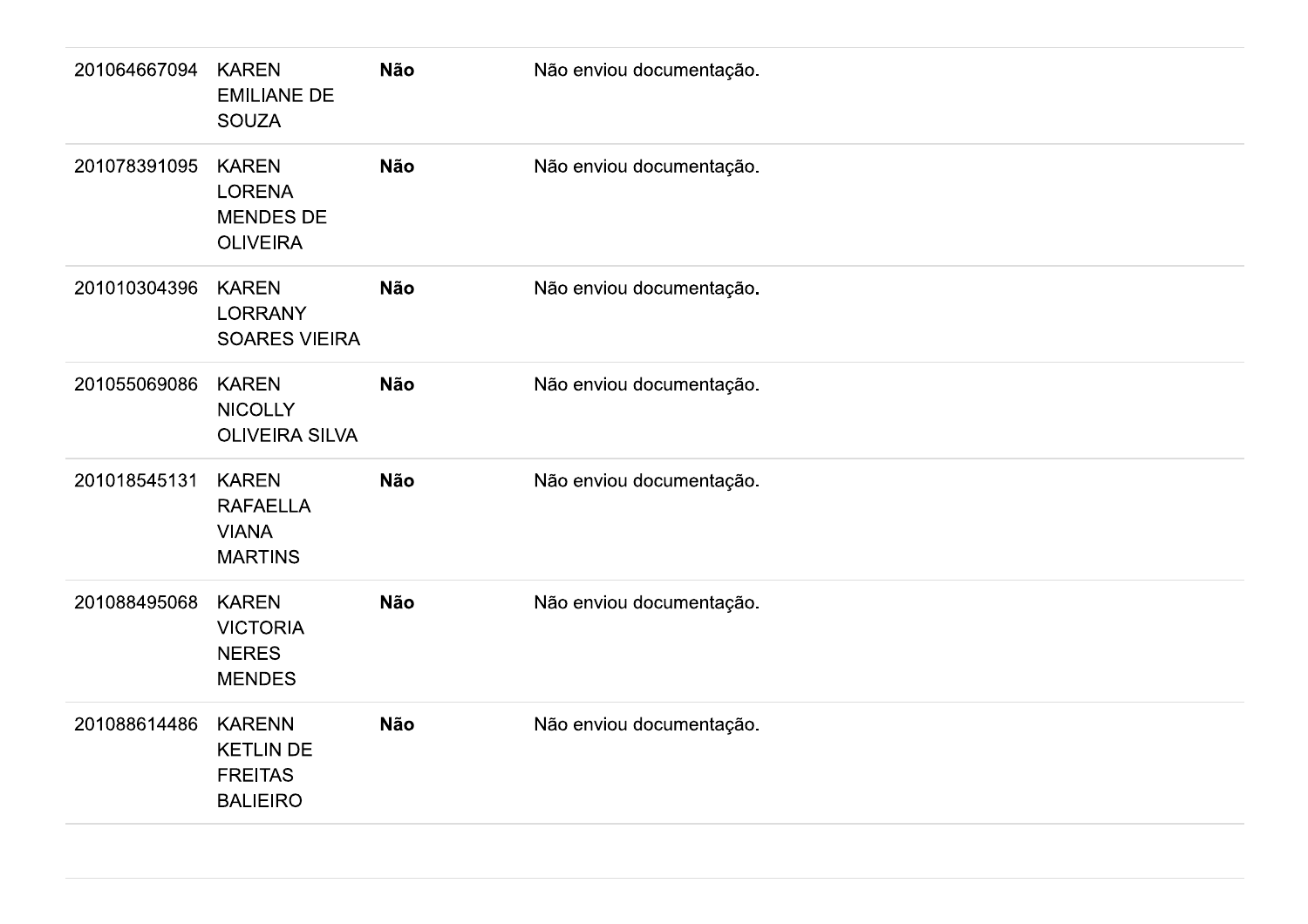| | | | |
|---|---|---|---|
| 201064667094 | KAREN EMILIANE DE SOUZA | **Não** | Não enviou documentação. |
| 201078391095 | KAREN LORENA MENDES DE OLIVEIRA | **Não** | Não enviou documentação. |
| 201010304396 | KAREN LORRANY SOARES VIEIRA | **Não** | Não enviou documentação. |
| 201055069086 | KAREN NICOLLY OLIVEIRA SILVA | **Não** | Não enviou documentação. |
| 201018545131 | KAREN RAFAELLA VIANA MARTINS | **Não** | Não enviou documentação. |
| 201088495068 | KAREN VICTORIA NERES MENDES | **Não** | Não enviou documentação. |
| 201088614486 | KARENN KETLIN DE FREITAS BALIEIRO | **Não** | Não enviou documentação. |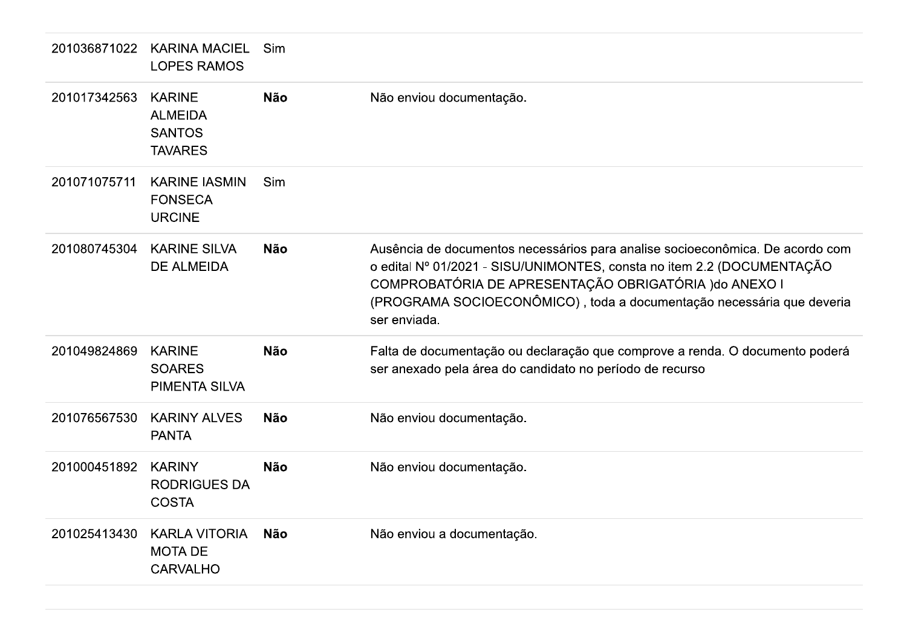| | | | |
|---|---|---|---|
| 201036871022 | KARINA MACIEL LOPES RAMOS | Sim | |
| 201017342563 | KARINE ALMEIDA SANTOS TAVARES | **Não** | Não enviou documentação. |
| 201071075711 | KARINE IASMIN FONSECA URCINE | Sim | |
| 201080745304 | KARINE SILVA DE ALMEIDA | **Não** | Ausência de documentos necessários para analise socioeconômica. De acordo com o edital Nº 01/2021 - SISU/UNIMONTES, consta no item 2.2 (DOCUMENTAÇÃO COMPROBATÓRIA DE APRESENTAÇÃO OBRIGATÓRIA )do ANEXO I (PROGRAMA SOCIOECONÔMICO) , toda a documentação necessária que deveria ser enviada. |
| 201049824869 | KARINE SOARES PIMENTA SILVA | **Não** | Falta de documentação ou declaração que comprove a renda. O documento poderá ser anexado pela área do candidato no período de recurso |
| 201076567530 | KARINY ALVES PANTA | **Não** | Não enviou documentação. |
| 201000451892 | KARINY RODRIGUES DA COSTA | **Não** | Não enviou documentação. |
| 201025413430 | KARLA VITORIA MOTA DE CARVALHO | **Não** | Não enviou a documentação. |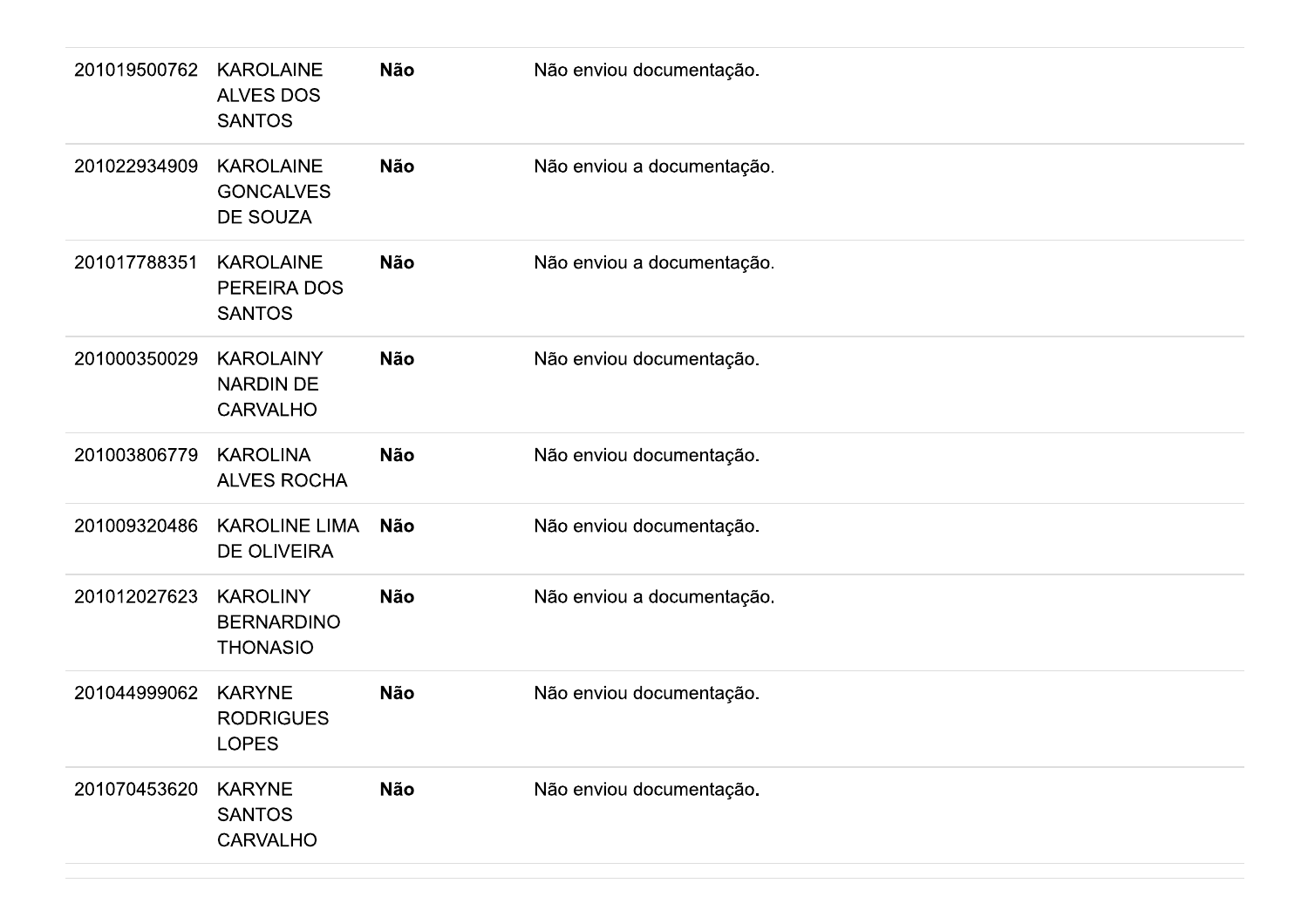| | | | |
|---|---|---|---|
| 201019500762 | KAROLAINE ALVES DOS SANTOS | **Não** | Não enviou documentação. |
| 201022934909 | KAROLAINE GONCALVES DE SOUZA | **Não** | Não enviou a documentação. |
| 201017788351 | KAROLAINE PEREIRA DOS SANTOS | **Não** | Não enviou a documentação. |
| 201000350029 | KAROLAINY NARDIN DE CARVALHO | **Não** | Não enviou documentação. |
| 201003806779 | KAROLINA ALVES ROCHA | **Não** | Não enviou documentação. |
| 201009320486 | KAROLINE LIMA DE OLIVEIRA | **Não** | Não enviou documentação. |
| 201012027623 | KAROLINY BERNARDINO THONASIO | **Não** | Não enviou a documentação. |
| 201044999062 | KARYNE RODRIGUES LOPES | **Não** | Não enviou documentação. |
| 201070453620 | KARYNE SANTOS CARVALHO | **Não** | Não enviou documentação. |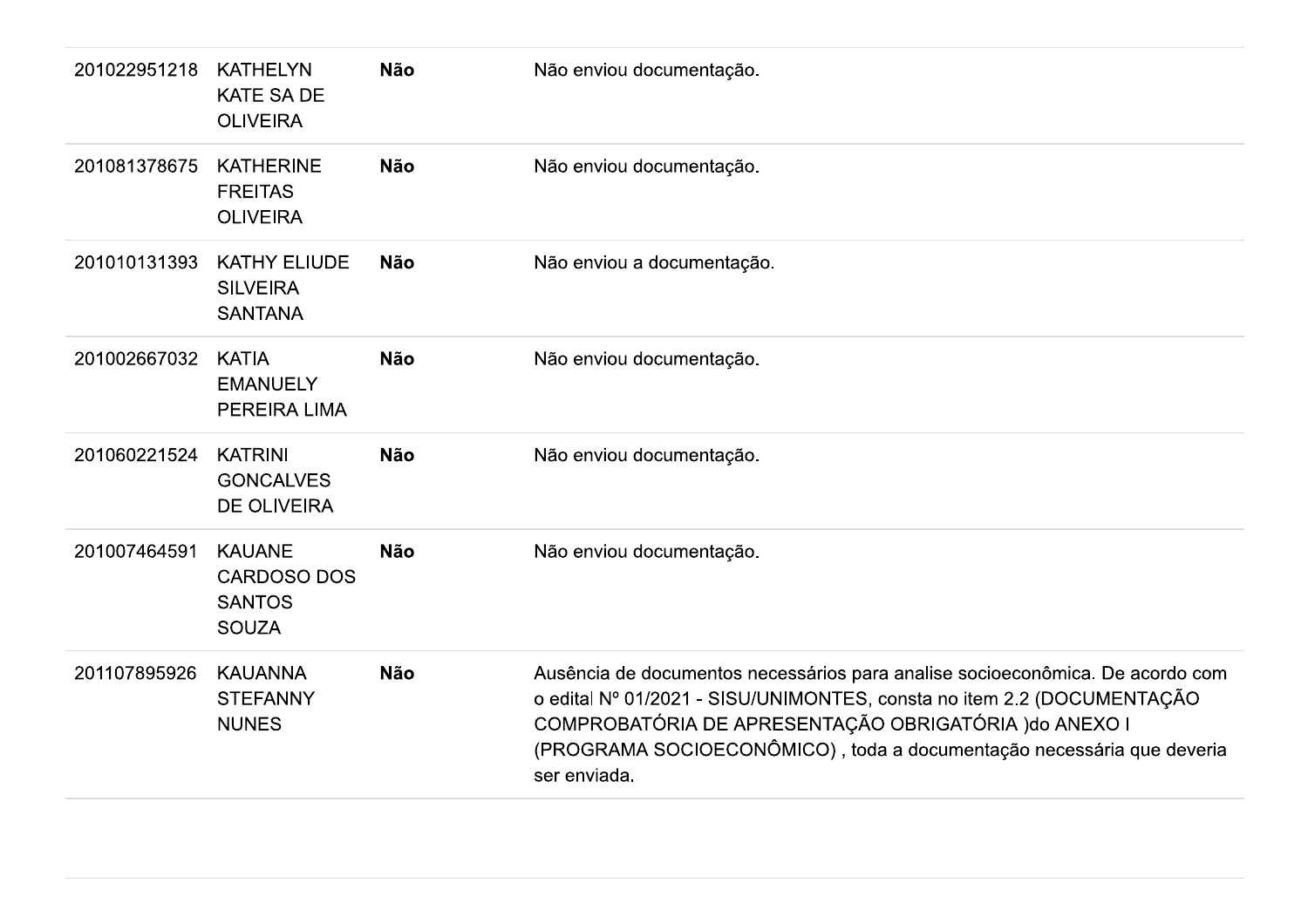| | | | |
|---|---|---|---|
| 201022951218 | KATHELYN KATE SA DE OLIVEIRA | **Não** | Não enviou documentação. |
| 201081378675 | KATHERINE FREITAS OLIVEIRA | **Não** | Não enviou documentação. |
| 201010131393 | KATHY ELIUDE SILVEIRA SANTANA | **Não** | Não enviou a documentação. |
| 201002667032 | KATIA EMANUELY PEREIRA LIMA | **Não** | Não enviou documentação. |
| 201060221524 | KATRINI GONCALVES DE OLIVEIRA | **Não** | Não enviou documentação. |
| 201007464591 | KAUANE CARDOSO DOS SANTOS SOUZA | **Não** | Não enviou documentação. |
| 201107895926 | KAUANNA STEFANNY NUNES | **Não** | Ausência de documentos necessários para analise socioeconômica. De acordo com o edital Nº 01/2021 - SISU/UNIMONTES, consta no item 2.2 (DOCUMENTAÇÃO COMPROBATÓRIA DE APRESENTAÇÃO OBRIGATÓRIA )do ANEXO I (PROGRAMA SOCIOECONÔMICO) , toda a documentação necessária que deveria ser enviada. |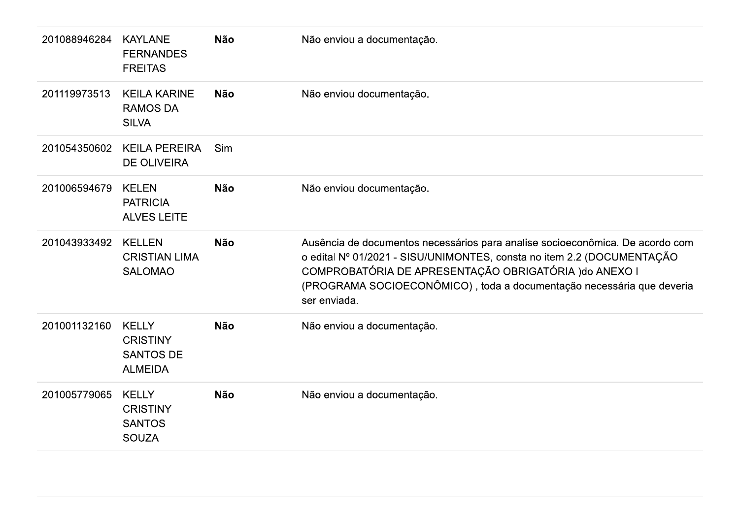| | | | |
|---|---|---|---|
| 201088946284 | KAYLANE FERNANDES FREITAS | **Não** | Não enviou a documentação. |
| 201119973513 | KEILA KARINE RAMOS DA SILVA | **Não** | Não enviou documentação. |
| 201054350602 | KEILA PEREIRA DE OLIVEIRA | Sim | |
| 201006594679 | KELEN PATRICIA ALVES LEITE | **Não** | Não enviou documentação. |
| 201043933492 | KELLEN CRISTIAN LIMA SALOMAO | **Não** | Ausência de documentos necessários para analise socioeconômica. De acordo com o edital Nº 01/2021 - SISU/UNIMONTES, consta no item 2.2 (DOCUMENTAÇÃO COMPROBATÓRIA DE APRESENTAÇÃO OBRIGATÓRIA )do ANEXO I (PROGRAMA SOCIOECONÔMICO) , toda a documentação necessária que deveria ser enviada. |
| 201001132160 | KELLY CRISTINY SANTOS DE ALMEIDA | **Não** | Não enviou a documentação. |
| 201005779065 | KELLY CRISTINY SANTOS SOUZA | **Não** | Não enviou a documentação. |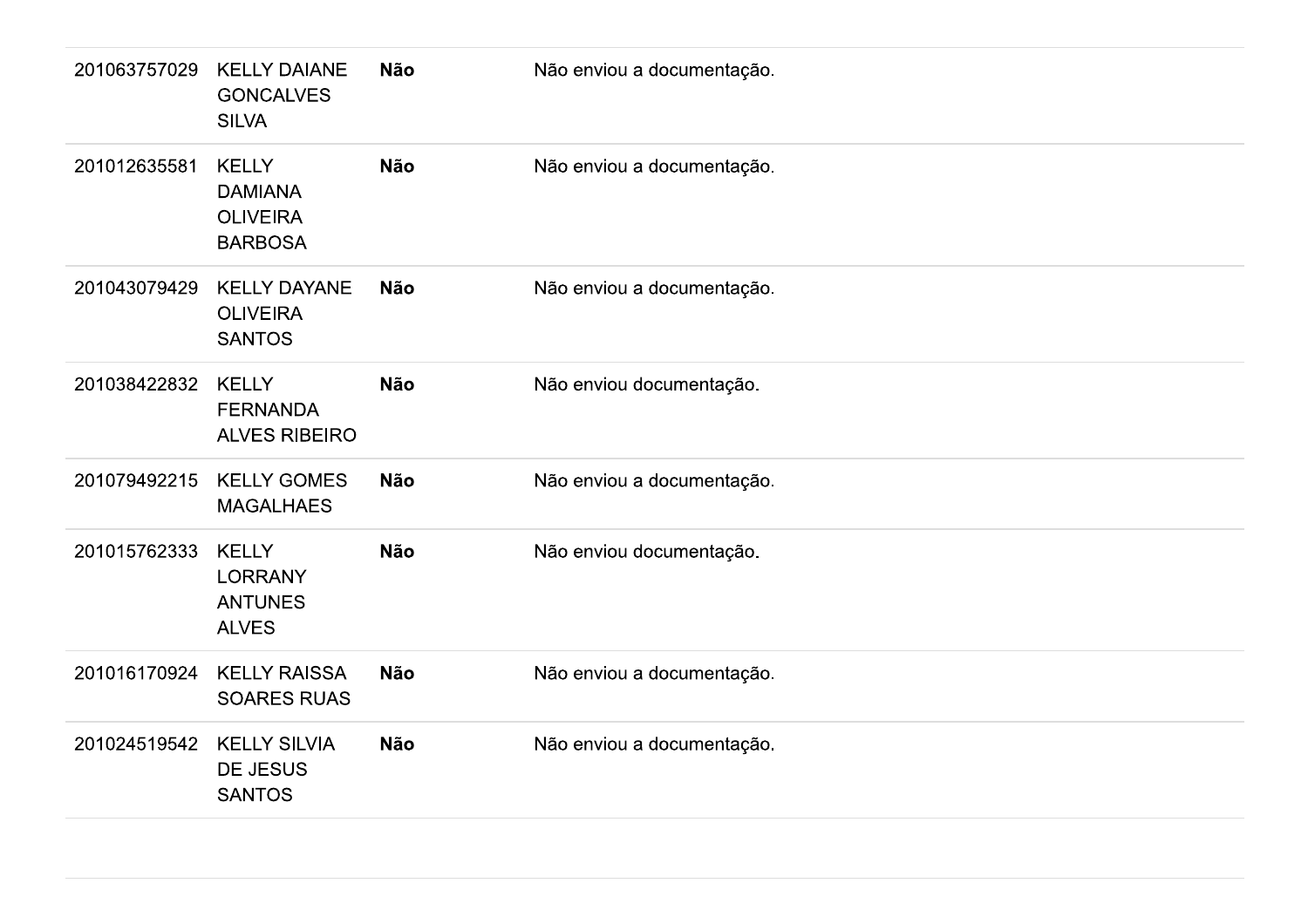| | | | |
|---|---|---|---|
| 201063757029 | KELLY DAIANE GONCALVES SILVA | **Não** | Não enviou a documentação. |
| 201012635581 | KELLY DAMIANA OLIVEIRA BARBOSA | **Não** | Não enviou a documentação. |
| 201043079429 | KELLY DAYANE OLIVEIRA SANTOS | **Não** | Não enviou a documentação. |
| 201038422832 | KELLY FERNANDA ALVES RIBEIRO | **Não** | Não enviou documentação. |
| 201079492215 | KELLY GOMES MAGALHAES | **Não** | Não enviou a documentação. |
| 201015762333 | KELLY LORRANY ANTUNES ALVES | **Não** | Não enviou documentação. |
| 201016170924 | KELLY RAISSA SOARES RUAS | **Não** | Não enviou a documentação. |
| 201024519542 | KELLY SILVIA DE JESUS SANTOS | **Não** | Não enviou a documentação. |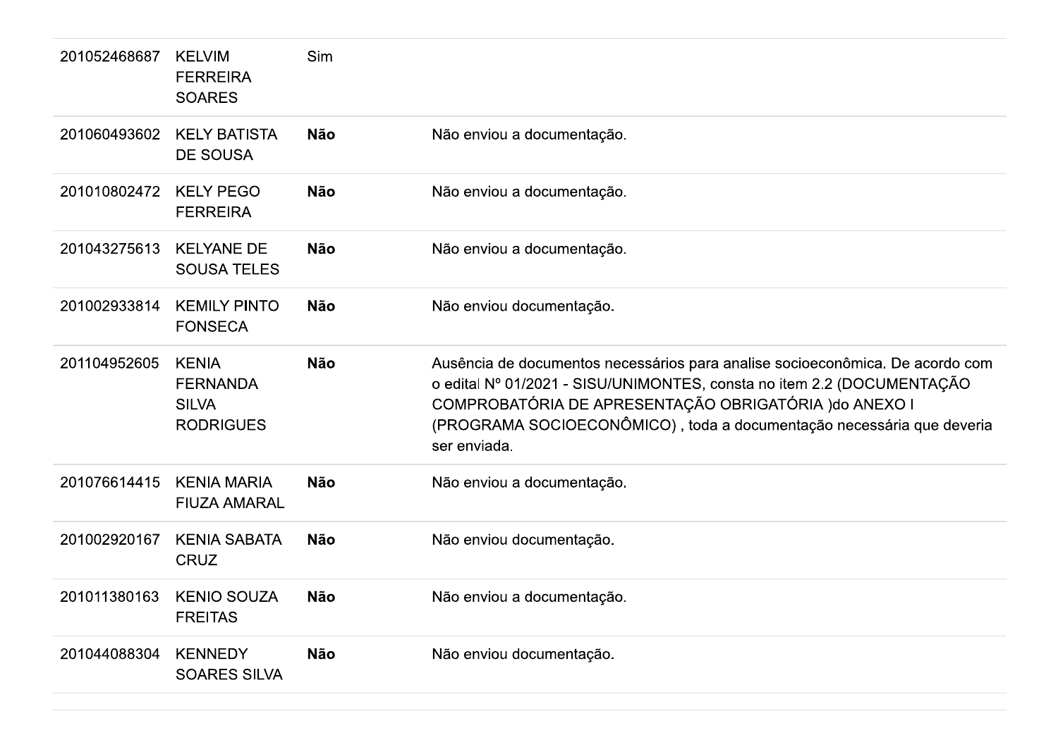| | | | |
|---|---|---|---|
| 201052468687 | KELVIM FERREIRA SOARES | Sim | |
| 201060493602 | KELY BATISTA DE SOUSA | **Não** | Não enviou a documentação. |
| 201010802472 | KELY PEGO FERREIRA | **Não** | Não enviou a documentação. |
| 201043275613 | KELYANE DE SOUSA TELES | **Não** | Não enviou a documentação. |
| 201002933814 | KEMILY PINTO FONSECA | **Não** | Não enviou documentação. |
| 201104952605 | KENIA FERNANDA SILVA RODRIGUES | **Não** | Ausência de documentos necessários para analise socioeconômica. De acordo com o edital Nº 01/2021 - SISU/UNIMONTES, consta no item 2.2 (DOCUMENTAÇÃO COMPROBATÓRIA DE APRESENTAÇÃO OBRIGATÓRIA )do ANEXO I (PROGRAMA SOCIOECONÔMICO) , toda a documentação necessária que deveria ser enviada. |
| 201076614415 | KENIA MARIA FIUZA AMARAL | **Não** | Não enviou a documentação. |
| 201002920167 | KENIA SABATA CRUZ | **Não** | Não enviou documentação. |
| 201011380163 | KENIO SOUZA FREITAS | **Não** | Não enviou a documentação. |
| 201044088304 | KENNEDY SOARES SILVA | **Não** | Não enviou documentação. |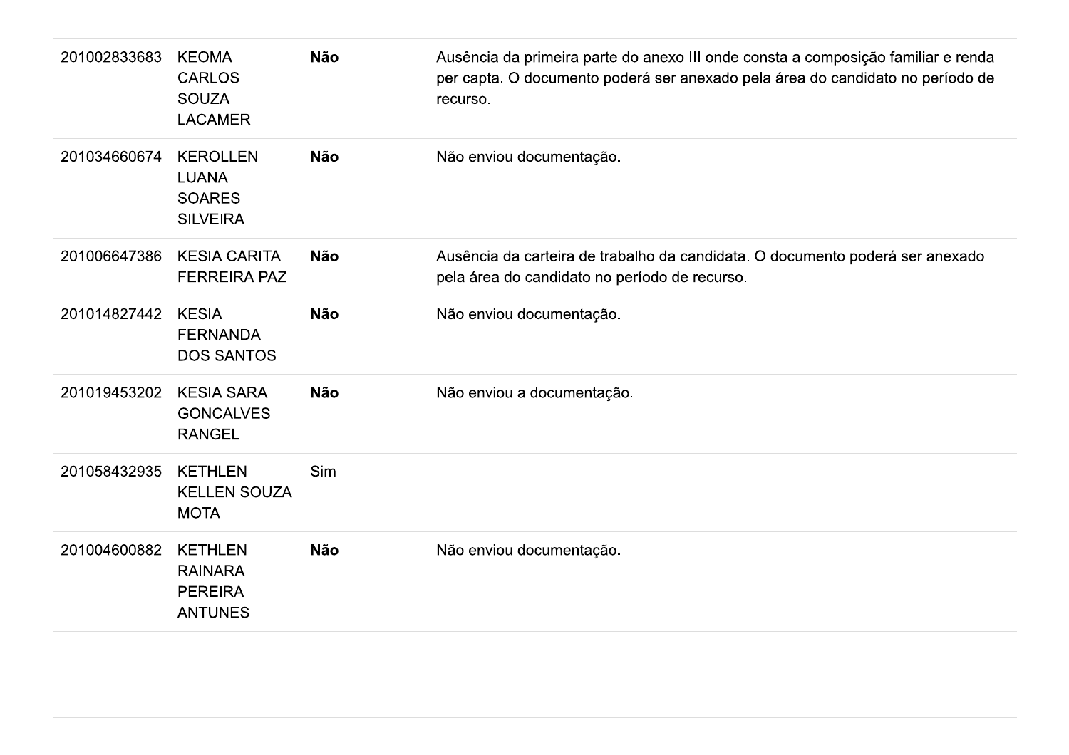| | | | |
|---|---|---|---|
| 201002833683 | KEOMA CARLOS SOUZA LACAMER | **Não** | Ausência da primeira parte do anexo III onde consta a composição familiar e renda per capta. O documento poderá ser anexado pela área do candidato no período de recurso. |
| 201034660674 | KEROLLEN LUANA SOARES SILVEIRA | **Não** | Não enviou documentação. |
| 201006647386 | KESIA CARITA FERREIRA PAZ | **Não** | Ausência da carteira de trabalho da candidata. O documento poderá ser anexado pela área do candidato no período de recurso. |
| 201014827442 | KESIA FERNANDA DOS SANTOS | **Não** | Não enviou documentação. |
| 201019453202 | KESIA SARA GONCALVES RANGEL | **Não** | Não enviou a documentação. |
| 201058432935 | KETHLEN KELLEN SOUZA MOTA | Sim | |
| 201004600882 | KETHLEN RAINARA PEREIRA ANTUNES | **Não** | Não enviou documentação. |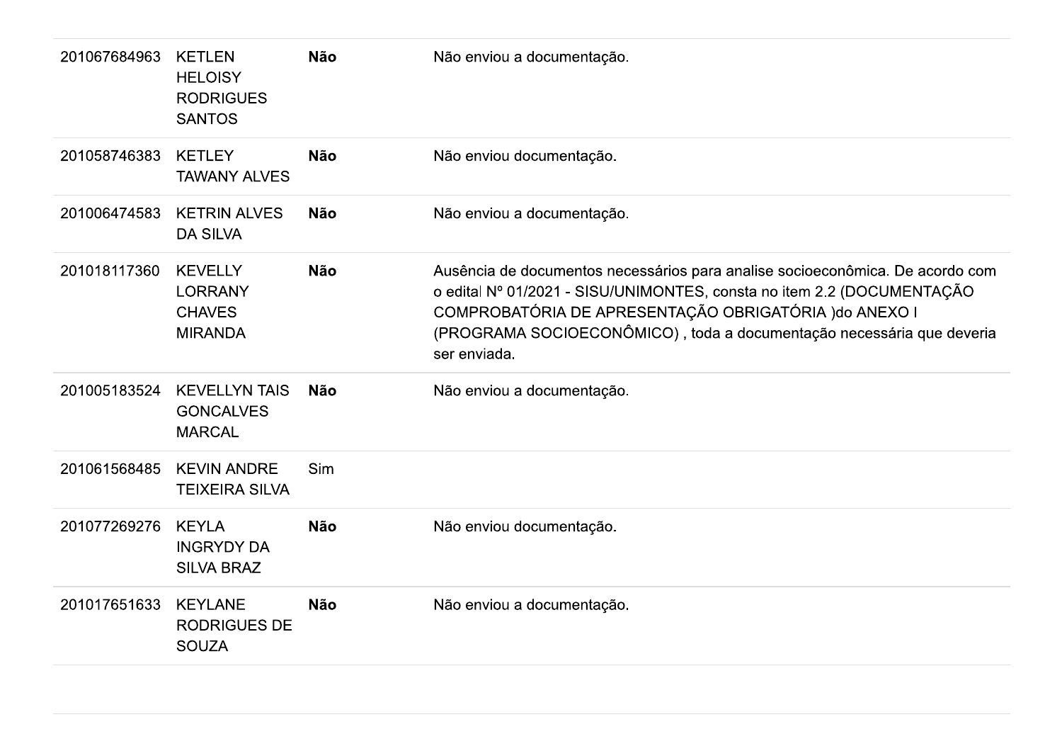| | | | |
|---|---|---|---|
| 201067684963 | KETLEN HELOISY RODRIGUES SANTOS | **Não** | Não enviou a documentação. |
| 201058746383 | KETLEY TAWANY ALVES | **Não** | Não enviou documentação. |
| 201006474583 | KETRIN ALVES DA SILVA | **Não** | Não enviou a documentação. |
| 201018117360 | KEVELLY LORRANY CHAVES MIRANDA | **Não** | Ausência de documentos necessários para analise socioeconômica. De acordo com o edital Nº 01/2021 - SISU/UNIMONTES, consta no item 2.2 (DOCUMENTAÇÃO COMPROBATÓRIA DE APRESENTAÇÃO OBRIGATÓRIA )do ANEXO I (PROGRAMA SOCIOECONÔMICO) , toda a documentação necessária que deveria ser enviada. |
| 201005183524 | KEVELLYN TAIS GONCALVES MARCAL | **Não** | Não enviou a documentação. |
| 201061568485 | KEVIN ANDRE TEIXEIRA SILVA | Sim | |
| 201077269276 | KEYLA INGRYDY DA SILVA BRAZ | **Não** | Não enviou documentação. |
| 201017651633 | KEYLANE RODRIGUES DE SOUZA | **Não** | Não enviou a documentação. |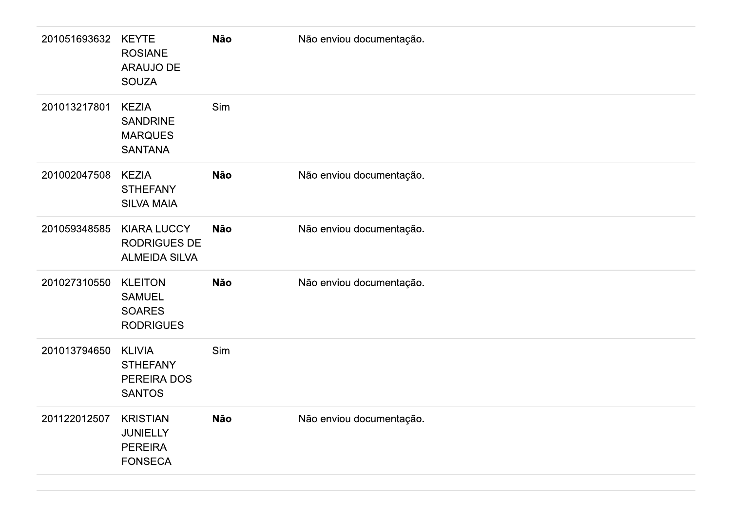| | | | |
|---|---|---|---|
| 201051693632 | KEYTE ROSIANE ARAUJO DE SOUZA | **Não** | Não enviou documentação. |
| 201013217801 | KEZIA SANDRINE MARQUES SANTANA | Sim | |
| 201002047508 | KEZIA STHEFANY SILVA MAIA | **Não** | Não enviou documentação. |
| 201059348585 | KIARA LUCCY RODRIGUES DE ALMEIDA SILVA | **Não** | Não enviou documentação. |
| 201027310550 | KLEITON SAMUEL SOARES RODRIGUES | **Não** | Não enviou documentação. |
| 201013794650 | KLIVIA STHEFANY PEREIRA DOS SANTOS | Sim | |
| 201122012507 | KRISTIAN JUNIELLY PEREIRA FONSECA | **Não** | Não enviou documentação. |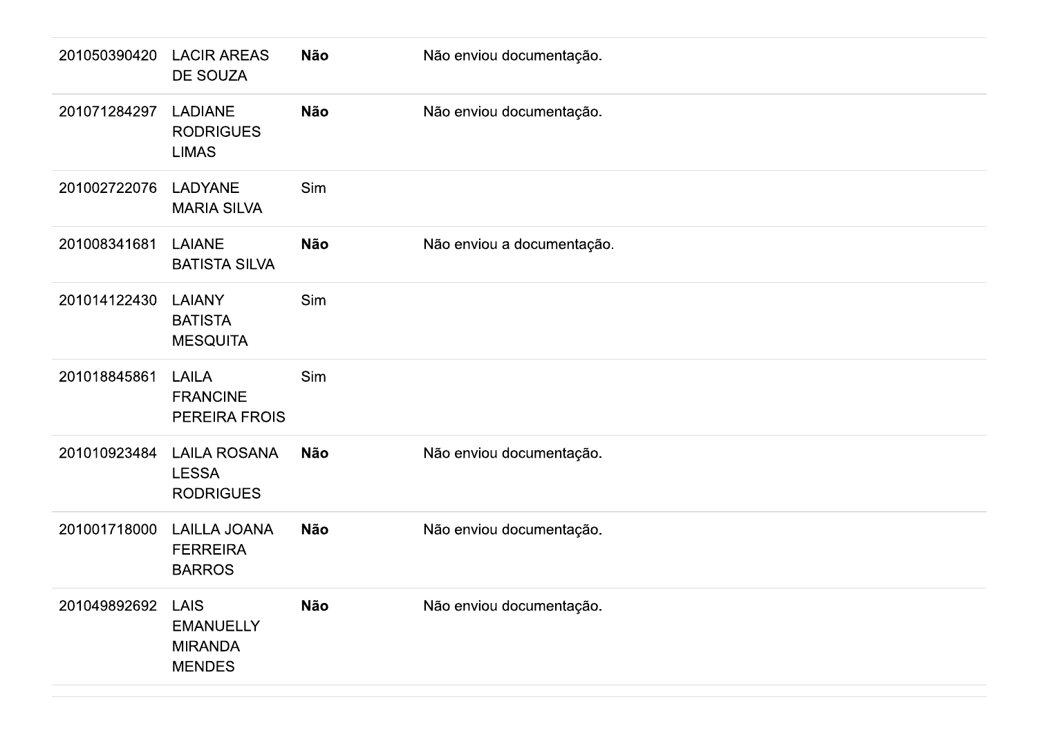| | | | |
|---|---|---|---|
| 201050390420 | LACIR AREAS DE SOUZA | **Não** | Não enviou documentação. |
| 201071284297 | LADIANE RODRIGUES LIMAS | **Não** | Não enviou documentação. |
| 201002722076 | LADYANE MARIA SILVA | Sim | |
| 201008341681 | LAIANE BATISTA SILVA | **Não** | Não enviou a documentação. |
| 201014122430 | LAIANY BATISTA MESQUITA | Sim | |
| 201018845861 | LAILA FRANCINE PEREIRA FROIS | Sim | |
| 201010923484 | LAILA ROSANA LESSA RODRIGUES | **Não** | Não enviou documentação. |
| 201001718000 | LAILLA JOANA FERREIRA BARROS | **Não** | Não enviou documentação. |
| 201049892692 | LAIS EMANUELLY MIRANDA MENDES | **Não** | Não enviou documentação. |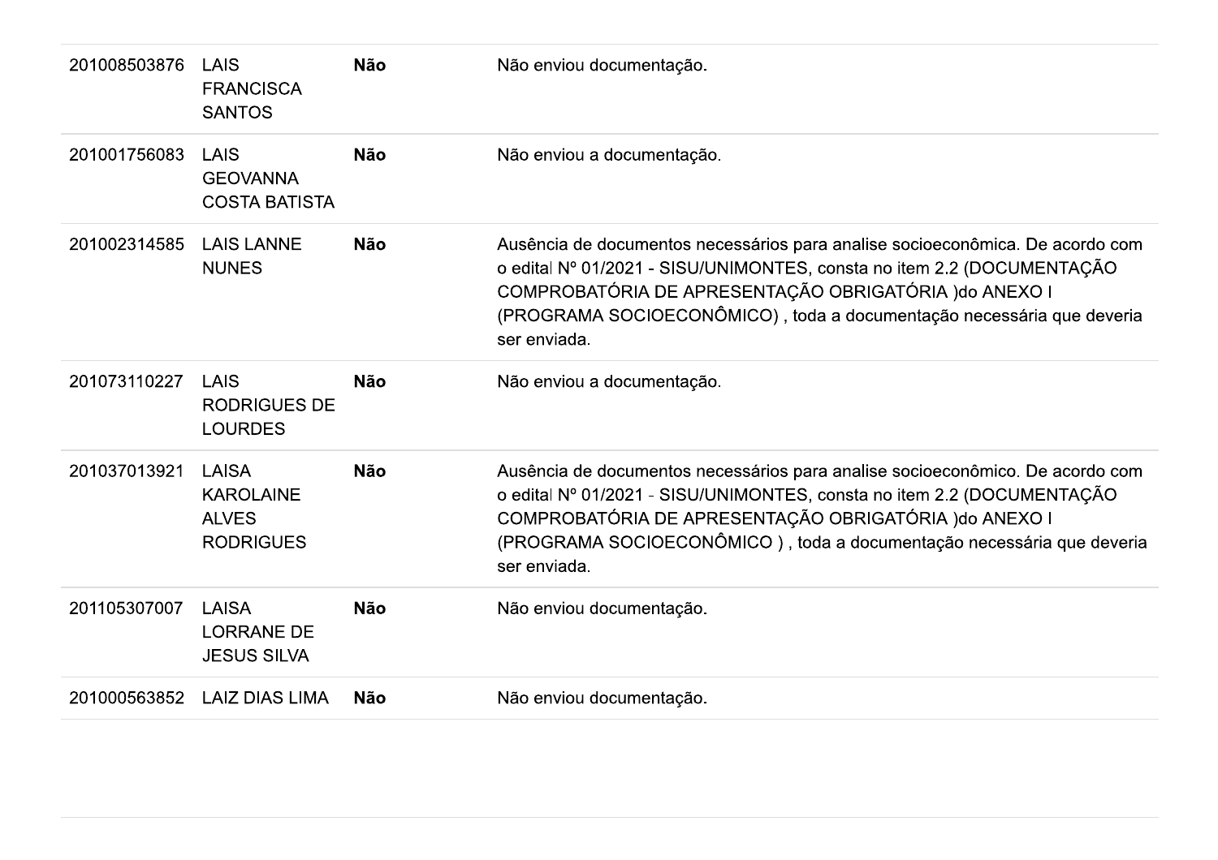| | | | |
|---|---|---|---|
| 201008503876 | LAIS FRANCISCA SANTOS | **Não** | Não enviou documentação. |
| 201001756083 | LAIS GEOVANNA COSTA BATISTA | **Não** | Não enviou a documentação. |
| 201002314585 | LAIS LANNE NUNES | **Não** | Ausência de documentos necessários para analise socioeconômica. De acordo com o edital Nº 01/2021 - SISU/UNIMONTES, consta no item 2.2 (DOCUMENTAÇÃO COMPROBATÓRIA DE APRESENTAÇÃO OBRIGATÓRIA )do ANEXO I (PROGRAMA SOCIOECONÔMICO) , toda a documentação necessária que deveria ser enviada. |
| 201073110227 | LAIS RODRIGUES DE LOURDES | **Não** | Não enviou a documentação. |
| 201037013921 | LAISA KAROLAINE ALVES RODRIGUES | **Não** | Ausência de documentos necessários para analise socioeconômico. De acordo com o edital Nº 01/2021 - SISU/UNIMONTES, consta no item 2.2 (DOCUMENTAÇÃO COMPROBATÓRIA DE APRESENTAÇÃO OBRIGATÓRIA )do ANEXO I (PROGRAMA SOCIOECONÔMICO ) , toda a documentação necessária que deveria ser enviada. |
| 201105307007 | LAISA LORRANE DE JESUS SILVA | **Não** | Não enviou documentação. |
| 201000563852 | LAIZ DIAS LIMA | **Não** | Não enviou documentação. |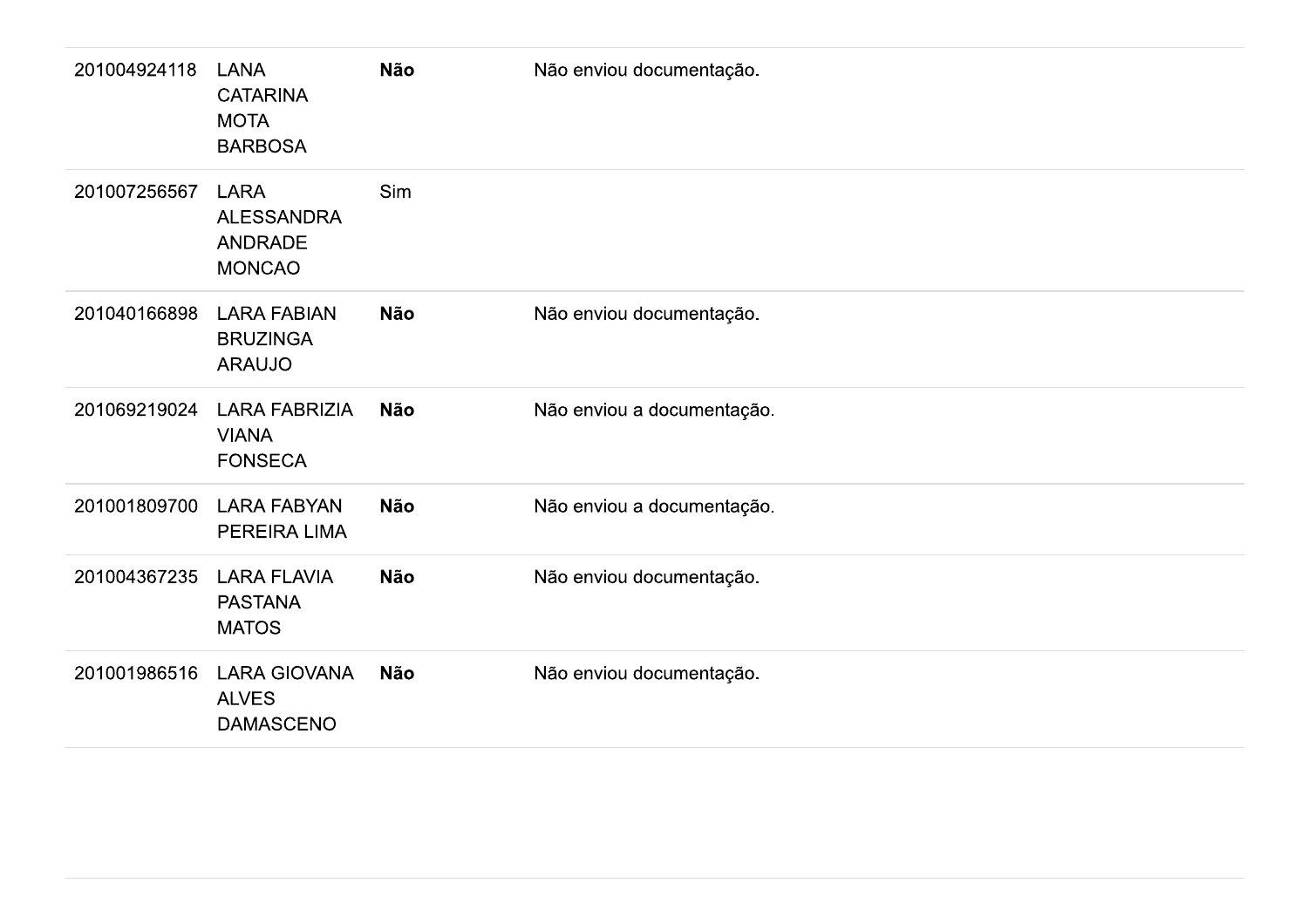| | | | |
|---|---|---|---|
| 201004924118 | LANA CATARINA MOTA BARBOSA | **Não** | Não enviou documentação. |
| 201007256567 | LARA ALESSANDRA ANDRADE MONCAO | Sim | |
| 201040166898 | LARA FABIAN BRUZINGA ARAUJO | **Não** | Não enviou documentação. |
| 201069219024 | LARA FABRIZIA VIANA FONSECA | **Não** | Não enviou a documentação. |
| 201001809700 | LARA FABYAN PEREIRA LIMA | **Não** | Não enviou a documentação. |
| 201004367235 | LARA FLAVIA PASTANA MATOS | **Não** | Não enviou documentação. |
| 201001986516 | LARA GIOVANA ALVES DAMASCENO | **Não** | Não enviou documentação. |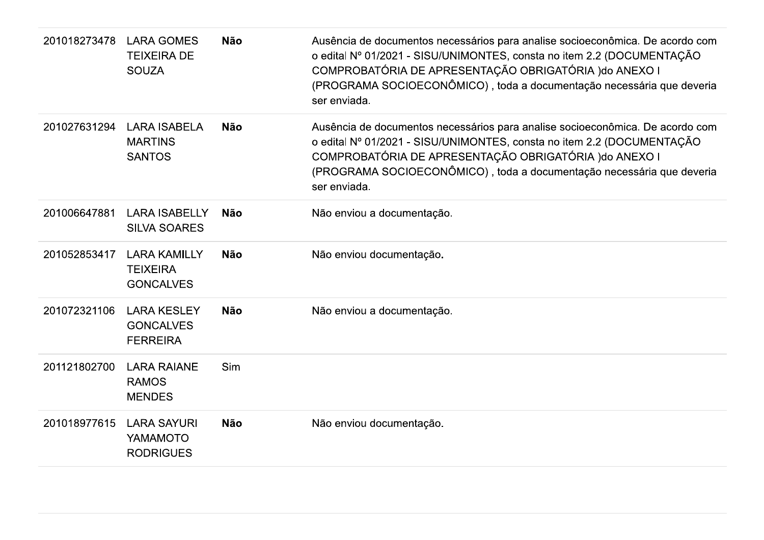| | | | |
|---|---|---|---|
| 201018273478 | LARA GOMES TEIXEIRA DE SOUZA | **Não** | Ausência de documentos necessários para analise socioeconômica. De acordo com o edital Nº 01/2021 - SISU/UNIMONTES, consta no item 2.2 (DOCUMENTAÇÃO COMPROBATÓRIA DE APRESENTAÇÃO OBRIGATÓRIA )do ANEXO I (PROGRAMA SOCIOECONÔMICO) , toda a documentação necessária que deveria ser enviada. |
| 201027631294 | LARA ISABELA MARTINS SANTOS | **Não** | Ausência de documentos necessários para analise socioeconômica. De acordo com o edital Nº 01/2021 - SISU/UNIMONTES, consta no item 2.2 (DOCUMENTAÇÃO COMPROBATÓRIA DE APRESENTAÇÃO OBRIGATÓRIA )do ANEXO I (PROGRAMA SOCIOECONÔMICO) , toda a documentação necessária que deveria ser enviada. |
| 201006647881 | LARA ISABELLY SILVA SOARES | **Não** | Não enviou a documentação. |
| 201052853417 | LARA KAMILLY TEIXEIRA GONCALVES | **Não** | Não enviou documentação**.** |
| 201072321106 | LARA KESLEY GONCALVES FERREIRA | **Não** | Não enviou a documentação. |
| 201121802700 | LARA RAIANE RAMOS MENDES | Sim | |
| 201018977615 | LARA SAYURI YAMAMOTO RODRIGUES | **Não** | Não enviou documentação. |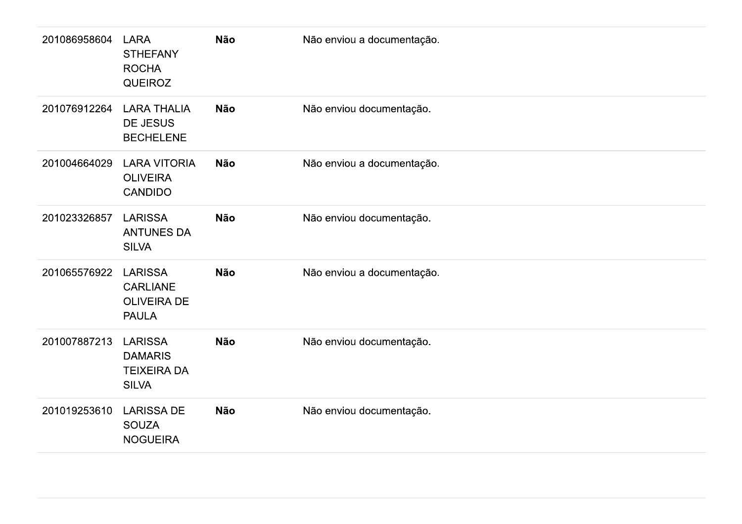| | | | |
|---|---|---|---|
| 201086958604 | LARA STHEFANY ROCHA QUEIROZ | **Não** | Não enviou a documentação. |
| 201076912264 | LARA THALIA DE JESUS BECHELENE | **Não** | Não enviou documentação. |
| 201004664029 | LARA VITORIA OLIVEIRA CANDIDO | **Não** | Não enviou a documentação. |
| 201023326857 | LARISSA ANTUNES DA SILVA | **Não** | Não enviou documentação. |
| 201065576922 | LARISSA CARLIANE OLIVEIRA DE PAULA | **Não** | Não enviou a documentação. |
| 201007887213 | LARISSA DAMARIS TEIXEIRA DA SILVA | **Não** | Não enviou documentação. |
| 201019253610 | LARISSA DE SOUZA NOGUEIRA | **Não** | Não enviou documentação. |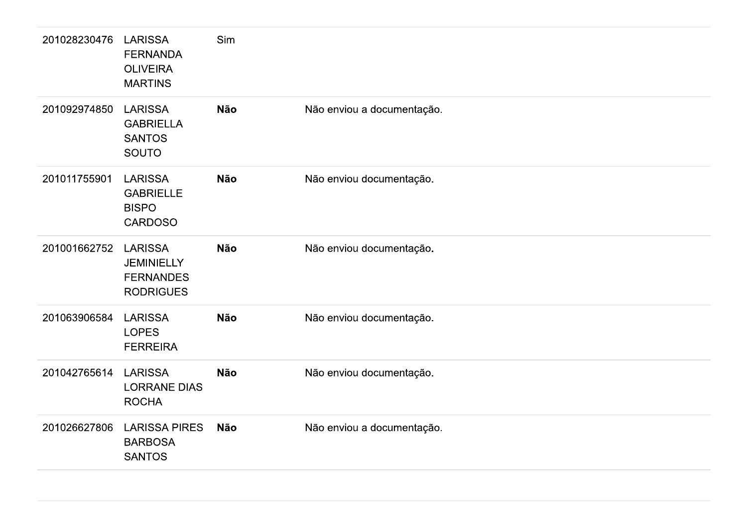| | | | |
|---|---|---|---|
| 201028230476 | LARISSA FERNANDA OLIVEIRA MARTINS | Sim | |
| 201092974850 | LARISSA GABRIELLA SANTOS SOUTO | **Não** | Não enviou a documentação. |
| 201011755901 | LARISSA GABRIELLE BISPO CARDOSO | **Não** | Não enviou documentação. |
| 201001662752 | LARISSA JEMINIELLY FERNANDES RODRIGUES | **Não** | Não enviou documentação. |
| 201063906584 | LARISSA LOPES FERREIRA | **Não** | Não enviou documentação. |
| 201042765614 | LARISSA LORRANE DIAS ROCHA | **Não** | Não enviou documentação. |
| 201026627806 | LARISSA PIRES BARBOSA SANTOS | **Não** | Não enviou a documentação. |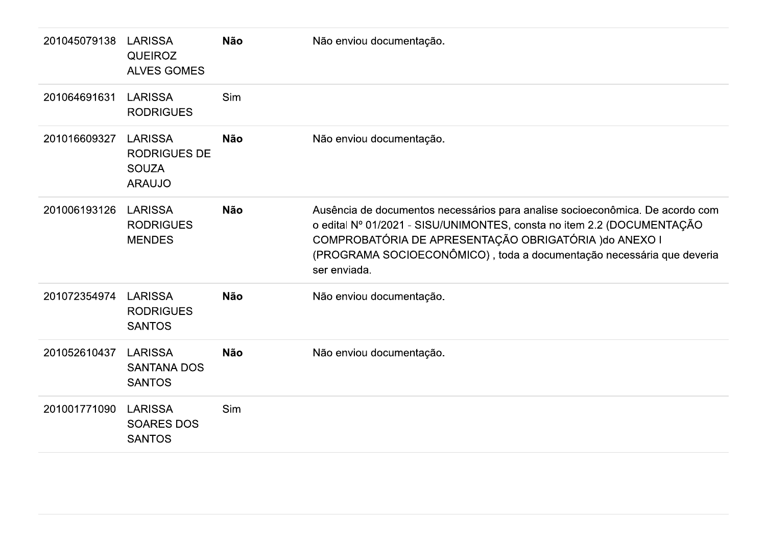| | | | |
|---|---|---|---|
| 201045079138 | LARISSA QUEIROZ ALVES GOMES | **Não** | Não enviou documentação. |
| 201064691631 | LARISSA RODRIGUES | Sim | |
| 201016609327 | LARISSA RODRIGUES DE SOUZA ARAUJO | **Não** | Não enviou documentação. |
| 201006193126 | LARISSA RODRIGUES MENDES | **Não** | Ausência de documentos necessários para analise socioeconômica. De acordo com o edital Nº 01/2021 - SISU/UNIMONTES, consta no item 2.2 (DOCUMENTAÇÃO COMPROBATÓRIA DE APRESENTAÇÃO OBRIGATÓRIA )do ANEXO I (PROGRAMA SOCIOECONÔMICO) , toda a documentação necessária que deveria ser enviada. |
| 201072354974 | LARISSA RODRIGUES SANTOS | **Não** | Não enviou documentação. |
| 201052610437 | LARISSA SANTANA DOS SANTOS | **Não** | Não enviou documentação. |
| 201001771090 | LARISSA SOARES DOS SANTOS | Sim | |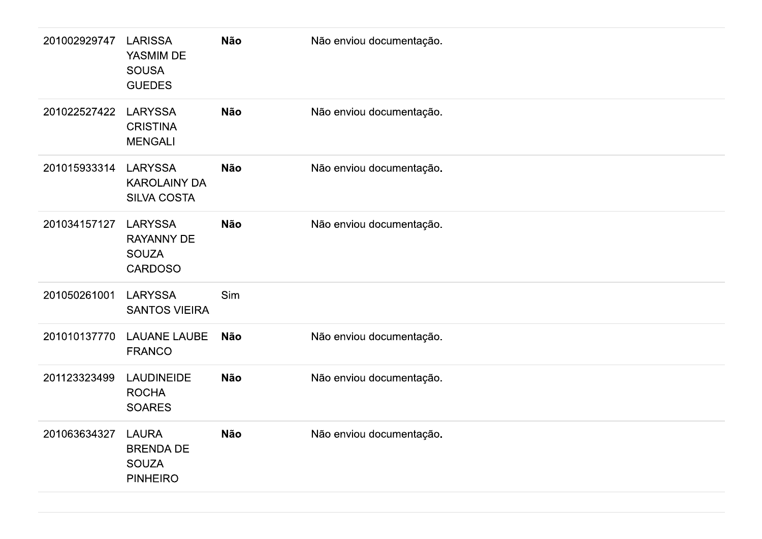| | | | |
|---|---|---|---|
| 201002929747 | LARISSA YASMIM DE SOUSA GUEDES | **Não** | Não enviou documentação. |
| 201022527422 | LARYSSA CRISTINA MENGALI | **Não** | Não enviou documentação. |
| 201015933314 | LARYSSA KAROLAINY DA SILVA COSTA | **Não** | Não enviou documentação. |
| 201034157127 | LARYSSA RAYANNY DE SOUZA CARDOSO | **Não** | Não enviou documentação. |
| 201050261001 | LARYSSA SANTOS VIEIRA | Sim | |
| 201010137770 | LAUANE LAUBE FRANCO | **Não** | Não enviou documentação. |
| 201123323499 | LAUDINEIDE ROCHA SOARES | **Não** | Não enviou documentação. |
| 201063634327 | LAURA BRENDA DE SOUZA PINHEIRO | **Não** | Não enviou documentação. |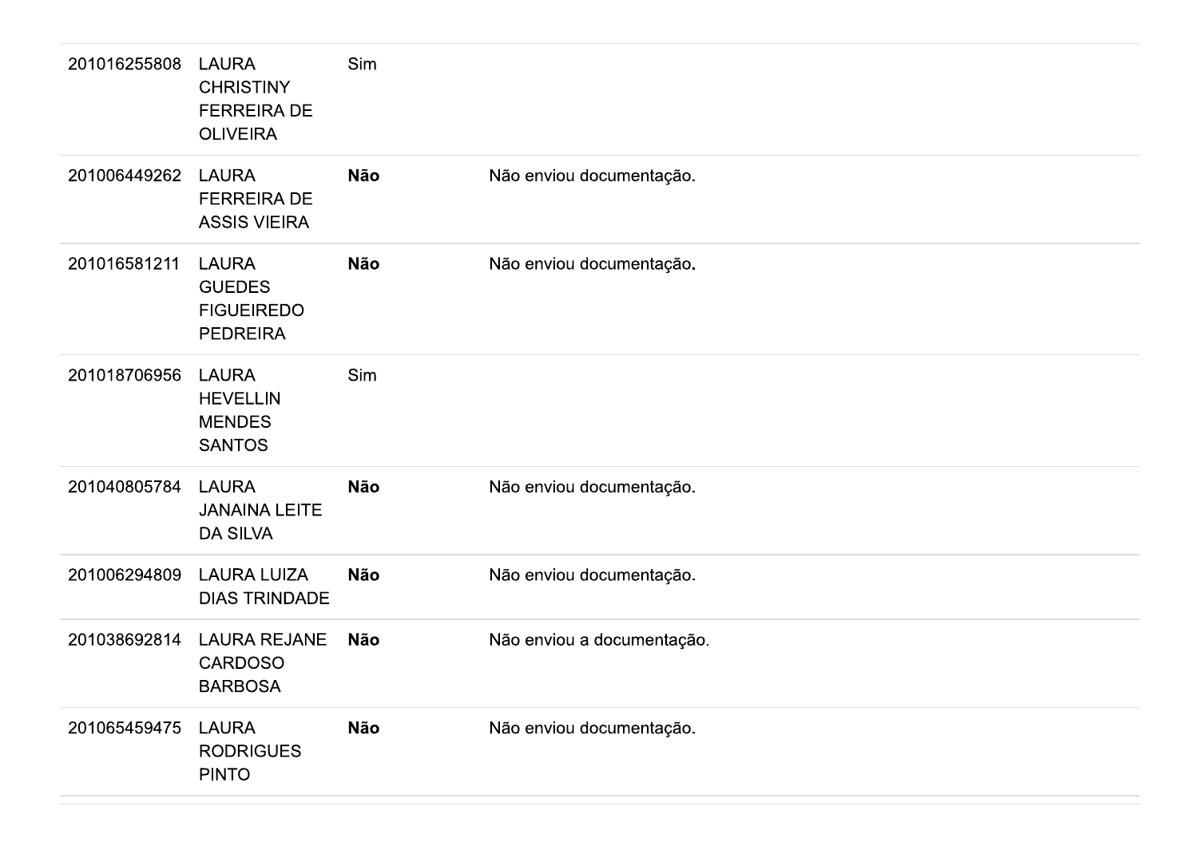| | | | |
|---|---|---|---|
| 201016255808 | LAURA CHRISTINY FERREIRA DE OLIVEIRA | Sim | |
| 201006449262 | LAURA FERREIRA DE ASSIS VIEIRA | **Não** | Não enviou documentação. |
| 201016581211 | LAURA GUEDES FIGUEIREDO PEDREIRA | **Não** | Não enviou documentação. |
| 201018706956 | LAURA HEVELLIN MENDES SANTOS | Sim | |
| 201040805784 | LAURA JANAINA LEITE DA SILVA | **Não** | Não enviou documentação. |
| 201006294809 | LAURA LUIZA DIAS TRINDADE | **Não** | Não enviou documentação. |
| 201038692814 | LAURA REJANE CARDOSO BARBOSA | **Não** | Não enviou a documentação. |
| 201065459475 | LAURA RODRIGUES PINTO | **Não** | Não enviou documentação. |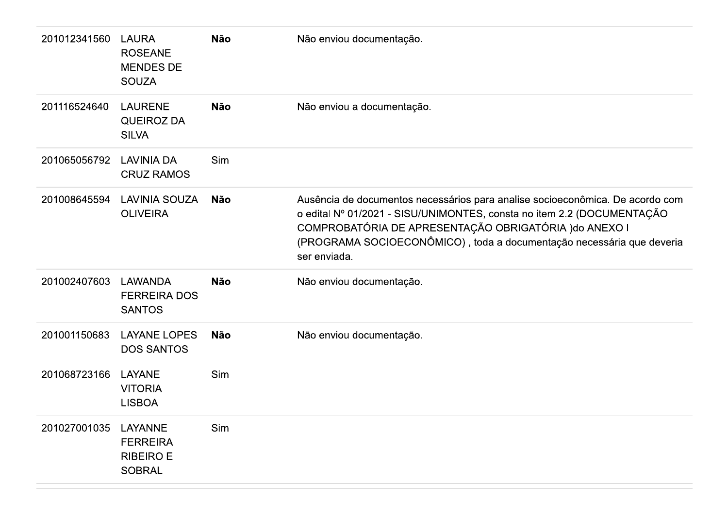| | | | |
|---|---|---|---|
| 201012341560 | LAURA ROSEANE MENDES DE SOUZA | **Não** | Não enviou documentação. |
| 201116524640 | LAURENE QUEIROZ DA SILVA | **Não** | Não enviou a documentação. |
| 201065056792 | LAVINIA DA CRUZ RAMOS | Sim | |
| 201008645594 | LAVINIA SOUZA OLIVEIRA | **Não** | Ausência de documentos necessários para analise socioeconômica. De acordo com o edital Nº 01/2021 - SISU/UNIMONTES, consta no item 2.2 (DOCUMENTAÇÃO COMPROBATÓRIA DE APRESENTAÇÃO OBRIGATÓRIA )do ANEXO I (PROGRAMA SOCIOECONÔMICO) , toda a documentação necessária que deveria ser enviada. |
| 201002407603 | LAWANDA FERREIRA DOS SANTOS | **Não** | Não enviou documentação. |
| 201001150683 | LAYANE LOPES DOS SANTOS | **Não** | Não enviou documentação. |
| 201068723166 | LAYANE VITORIA LISBOA | Sim | |
| 201027001035 | LAYANNE FERREIRA RIBEIRO E SOBRAL | Sim | |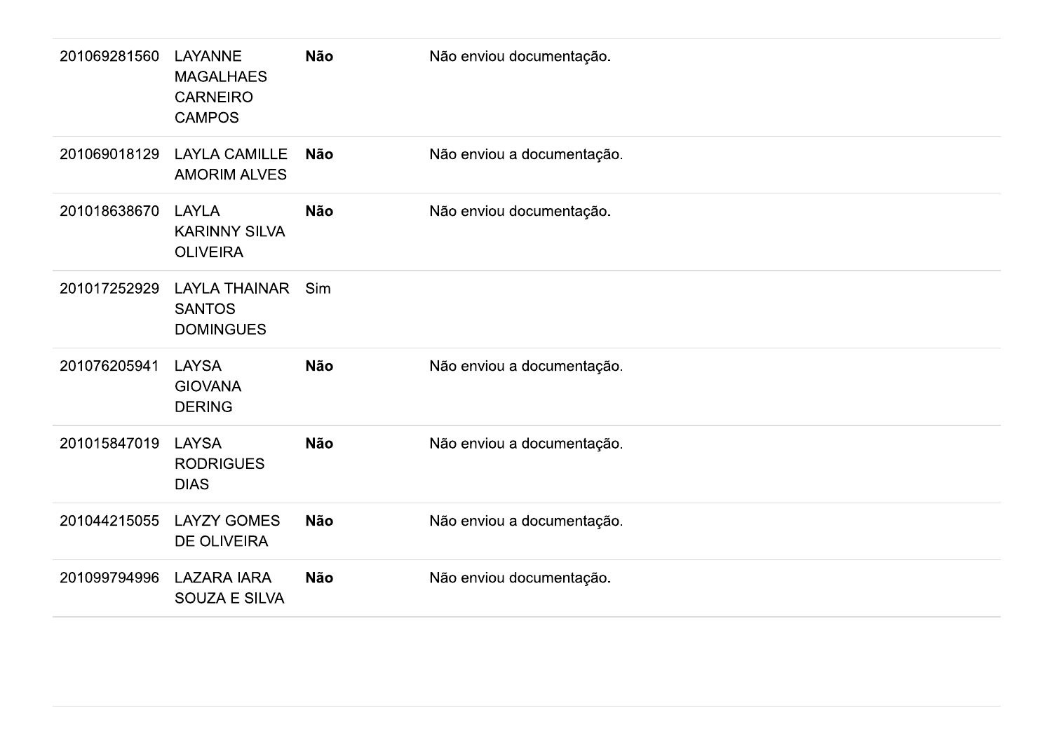| | | | |
|---|---|---|---|
| 201069281560 | LAYANNE MAGALHAES CARNEIRO CAMPOS | **Não** | Não enviou documentação. |
| 201069018129 | LAYLA CAMILLE AMORIM ALVES | **Não** | Não enviou a documentação. |
| 201018638670 | LAYLA KARINNY SILVA OLIVEIRA | **Não** | Não enviou documentação. |
| 201017252929 | LAYLA THAINAR SANTOS DOMINGUES | Sim | |
| 201076205941 | LAYSA GIOVANA DERING | **Não** | Não enviou a documentação. |
| 201015847019 | LAYSA RODRIGUES DIAS | **Não** | Não enviou a documentação. |
| 201044215055 | LAYZY GOMES DE OLIVEIRA | **Não** | Não enviou a documentação. |
| 201099794996 | LAZARA IARA SOUZA E SILVA | **Não** | Não enviou documentação. |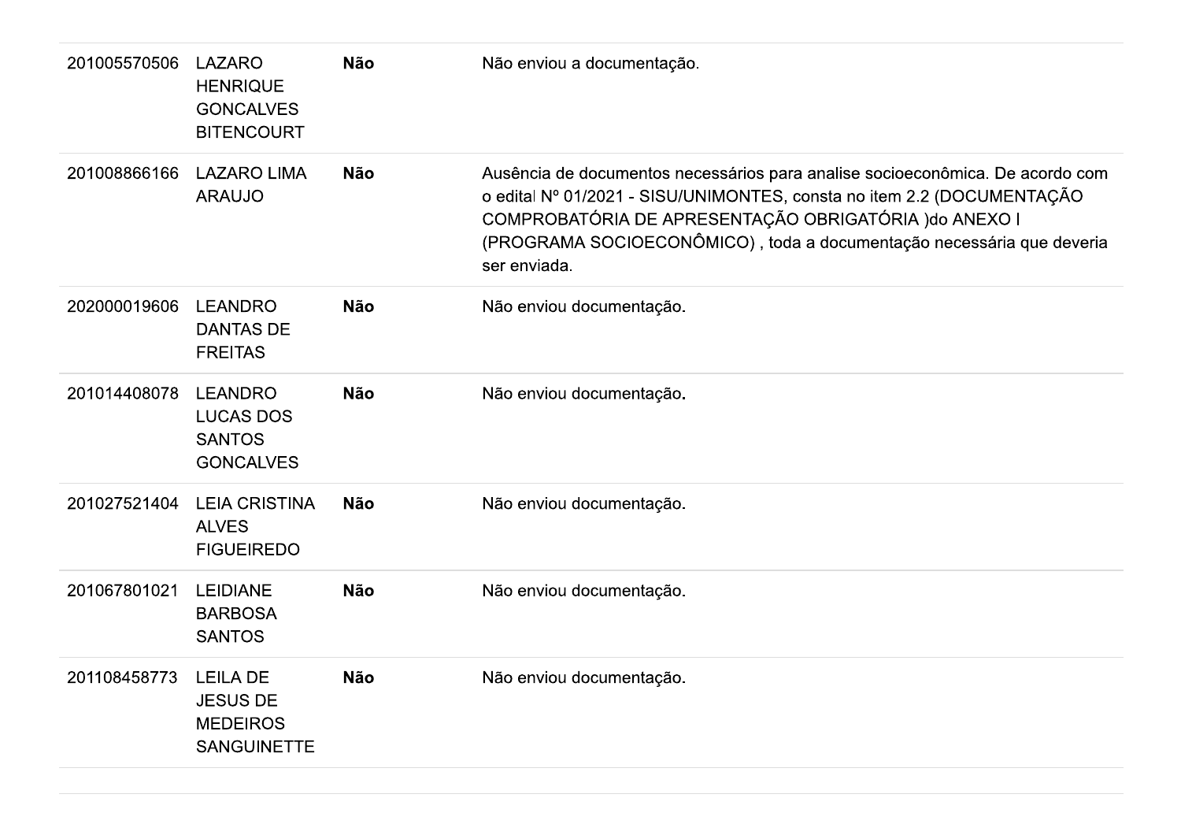| | | | |
|---|---|---|---|
| 201005570506 | LAZARO HENRIQUE GONCALVES BITENCOURT | **Não** | Não enviou a documentação. |
| 201008866166 | LAZARO LIMA ARAUJO | **Não** | Ausência de documentos necessários para analise socioeconômica. De acordo com o edital Nº 01/2021 - SISU/UNIMONTES, consta no item 2.2 (DOCUMENTAÇÃO COMPROBATÓRIA DE APRESENTAÇÃO OBRIGATÓRIA )do ANEXO I (PROGRAMA SOCIOECONÔMICO) , toda a documentação necessária que deveria ser enviada. |
| 202000019606 | LEANDRO DANTAS DE FREITAS | **Não** | Não enviou documentação. |
| 201014408078 | LEANDRO LUCAS DOS SANTOS GONCALVES | **Não** | Não enviou documentação. |
| 201027521404 | LEIA CRISTINA ALVES FIGUEIREDO | **Não** | Não enviou documentação. |
| 201067801021 | LEIDIANE BARBOSA SANTOS | **Não** | Não enviou documentação. |
| 201108458773 | LEILA DE JESUS DE MEDEIROS SANGUINETTE | **Não** | Não enviou documentação. |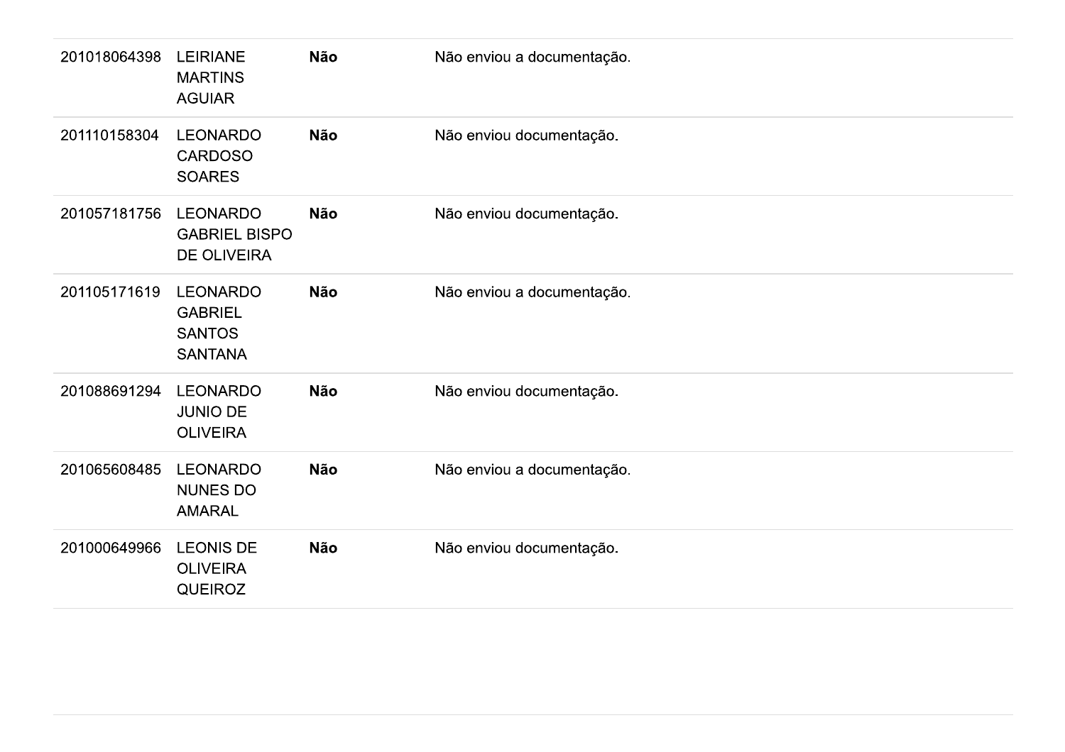| | | | |
|---|---|---|---|
| 201018064398 | LEIRIANE MARTINS AGUIAR | **Não** | Não enviou a documentação. |
| 201110158304 | LEONARDO CARDOSO SOARES | **Não** | Não enviou documentação. |
| 201057181756 | LEONARDO GABRIEL BISPO DE OLIVEIRA | **Não** | Não enviou documentação. |
| 201105171619 | LEONARDO GABRIEL SANTOS SANTANA | **Não** | Não enviou a documentação. |
| 201088691294 | LEONARDO JUNIO DE OLIVEIRA | **Não** | Não enviou documentação. |
| 201065608485 | LEONARDO NUNES DO AMARAL | **Não** | Não enviou a documentação. |
| 201000649966 | LEONIS DE OLIVEIRA QUEIROZ | **Não** | Não enviou documentação. |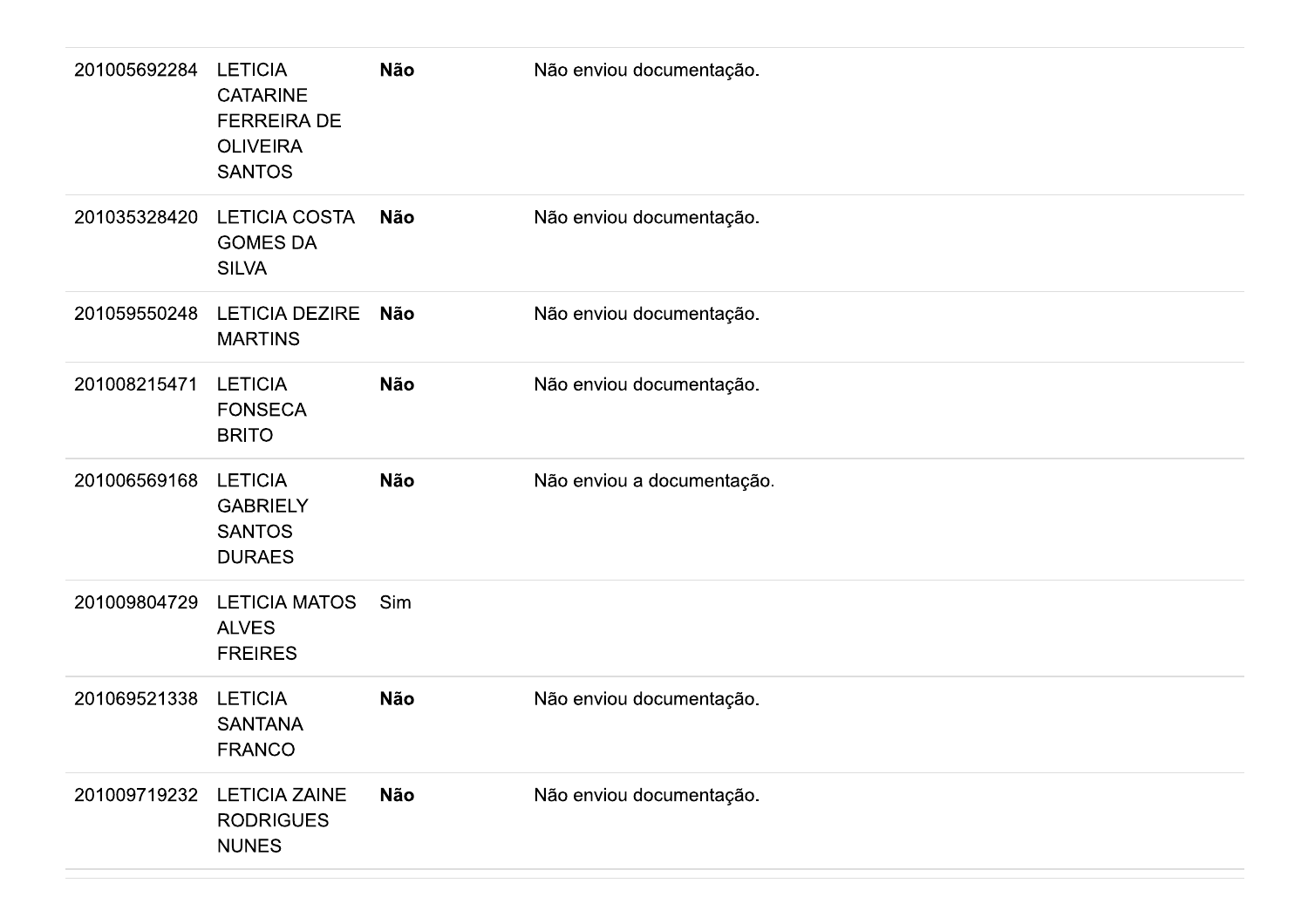| | | | |
|---|---|---|---|
| 201005692284 | LETICIA CATARINE FERREIRA DE OLIVEIRA SANTOS | **Não** | Não enviou documentação. |
| 201035328420 | LETICIA COSTA GOMES DA SILVA | **Não** | Não enviou documentação. |
| 201059550248 | LETICIA DEZIRE MARTINS | **Não** | Não enviou documentação. |
| 201008215471 | LETICIA FONSECA BRITO | **Não** | Não enviou documentação. |
| 201006569168 | LETICIA GABRIELY SANTOS DURAES | **Não** | Não enviou a documentação. |
| 201009804729 | LETICIA MATOS ALVES FREIRES | Sim | |
| 201069521338 | LETICIA SANTANA FRANCO | **Não** | Não enviou documentação. |
| 201009719232 | LETICIA ZAINE RODRIGUES NUNES | **Não** | Não enviou documentação. |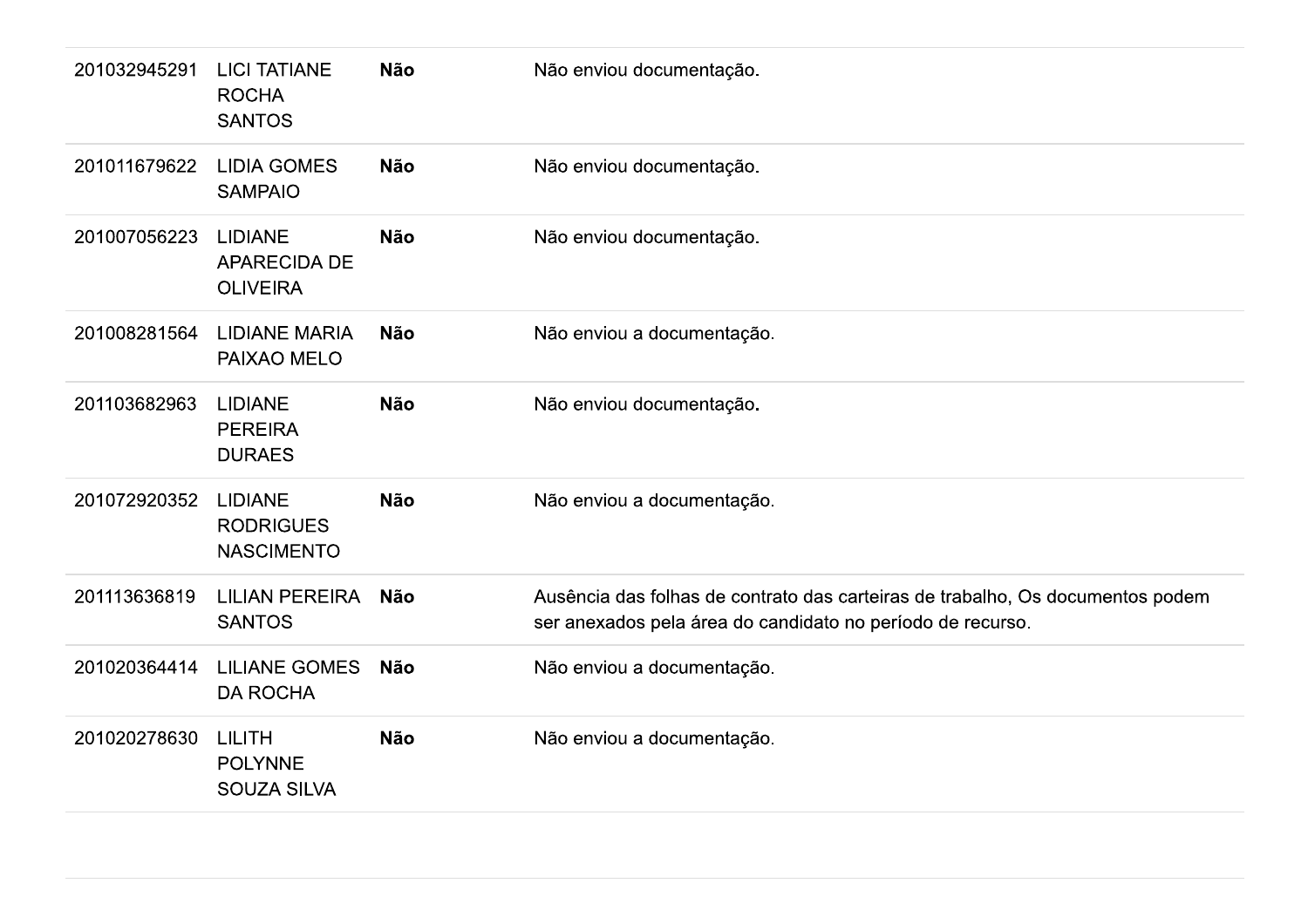| | | | |
|---|---|---|---|
| 201032945291 | LICI TATIANE ROCHA SANTOS | **Não** | Não enviou documentação. |
| 201011679622 | LIDIA GOMES SAMPAIO | **Não** | Não enviou documentação. |
| 201007056223 | LIDIANE APARECIDA DE OLIVEIRA | **Não** | Não enviou documentação. |
| 201008281564 | LIDIANE MARIA PAIXAO MELO | **Não** | Não enviou a documentação. |
| 201103682963 | LIDIANE PEREIRA DURAES | **Não** | Não enviou documentação. |
| 201072920352 | LIDIANE RODRIGUES NASCIMENTO | **Não** | Não enviou a documentação. |
| 201113636819 | LILIAN PEREIRA SANTOS | **Não** | Ausência das folhas de contrato das carteiras de trabalho, Os documentos podem ser anexados pela área do candidato no período de recurso. |
| 201020364414 | LILIANE GOMES DA ROCHA | **Não** | Não enviou a documentação. |
| 201020278630 | LILITH POLYNNE SOUZA SILVA | **Não** | Não enviou a documentação. |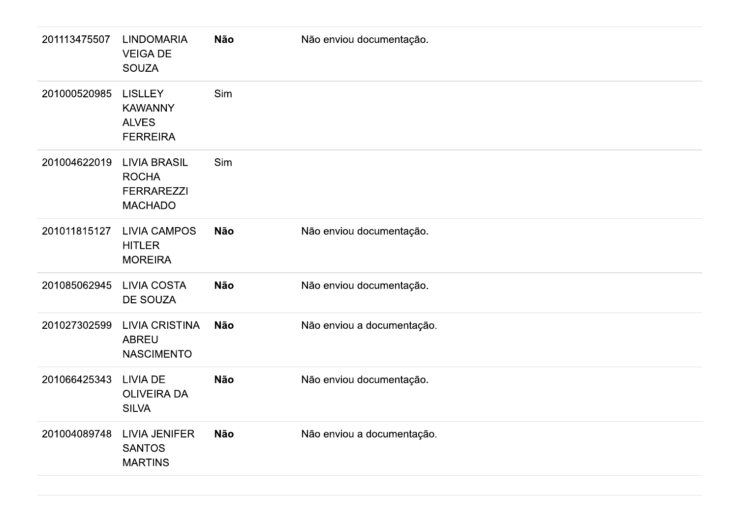| | | | |
|---|---|---|---|
| 201113475507 | LINDOMARIA VEIGA DE SOUZA | **Não** | Não enviou documentação. |
| 201000520985 | LISLLEY KAWANNY ALVES FERREIRA | Sim | |
| 201004622019 | LIVIA BRASIL ROCHA FERRAREZZI MACHADO | Sim | |
| 201011815127 | LIVIA CAMPOS HITLER MOREIRA | **Não** | Não enviou documentação. |
| 201085062945 | LIVIA COSTA DE SOUZA | **Não** | Não enviou documentação. |
| 201027302599 | LIVIA CRISTINA ABREU NASCIMENTO | **Não** | Não enviou a documentação. |
| 201066425343 | LIVIA DE OLIVEIRA DA SILVA | **Não** | Não enviou documentação. |
| 201004089748 | LIVIA JENIFER SANTOS MARTINS | **Não** | Não enviou a documentação. |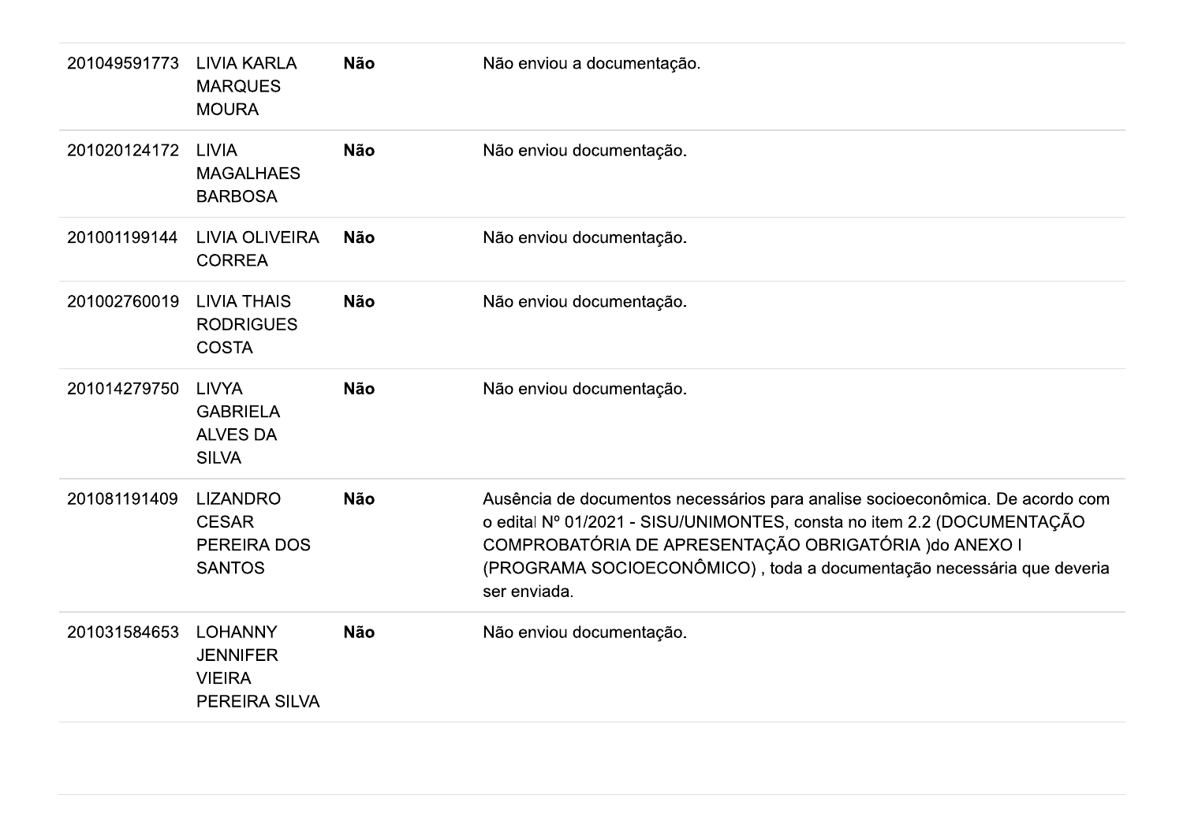| | | | |
|---|---|---|---|
| 201049591773 | LIVIA KARLA MARQUES MOURA | **Não** | Não enviou a documentação. |
| 201020124172 | LIVIA MAGALHAES BARBOSA | **Não** | Não enviou documentação. |
| 201001199144 | LIVIA OLIVEIRA CORREA | **Não** | Não enviou documentação. |
| 201002760019 | LIVIA THAIS RODRIGUES COSTA | **Não** | Não enviou documentação. |
| 201014279750 | LIVYA GABRIELA ALVES DA SILVA | **Não** | Não enviou documentação. |
| 201081191409 | LIZANDRO CESAR PEREIRA DOS SANTOS | **Não** | Ausência de documentos necessários para analise socioeconômica. De acordo com o edital Nº 01/2021 - SISU/UNIMONTES, consta no item 2.2 (DOCUMENTAÇÃO COMPROBATÓRIA DE APRESENTAÇÃO OBRIGATÓRIA )do ANEXO I (PROGRAMA SOCIOECONÔMICO) , toda a documentação necessária que deveria ser enviada. |
| 201031584653 | LOHANNY JENNIFER VIEIRA PEREIRA SILVA | **Não** | Não enviou documentação. |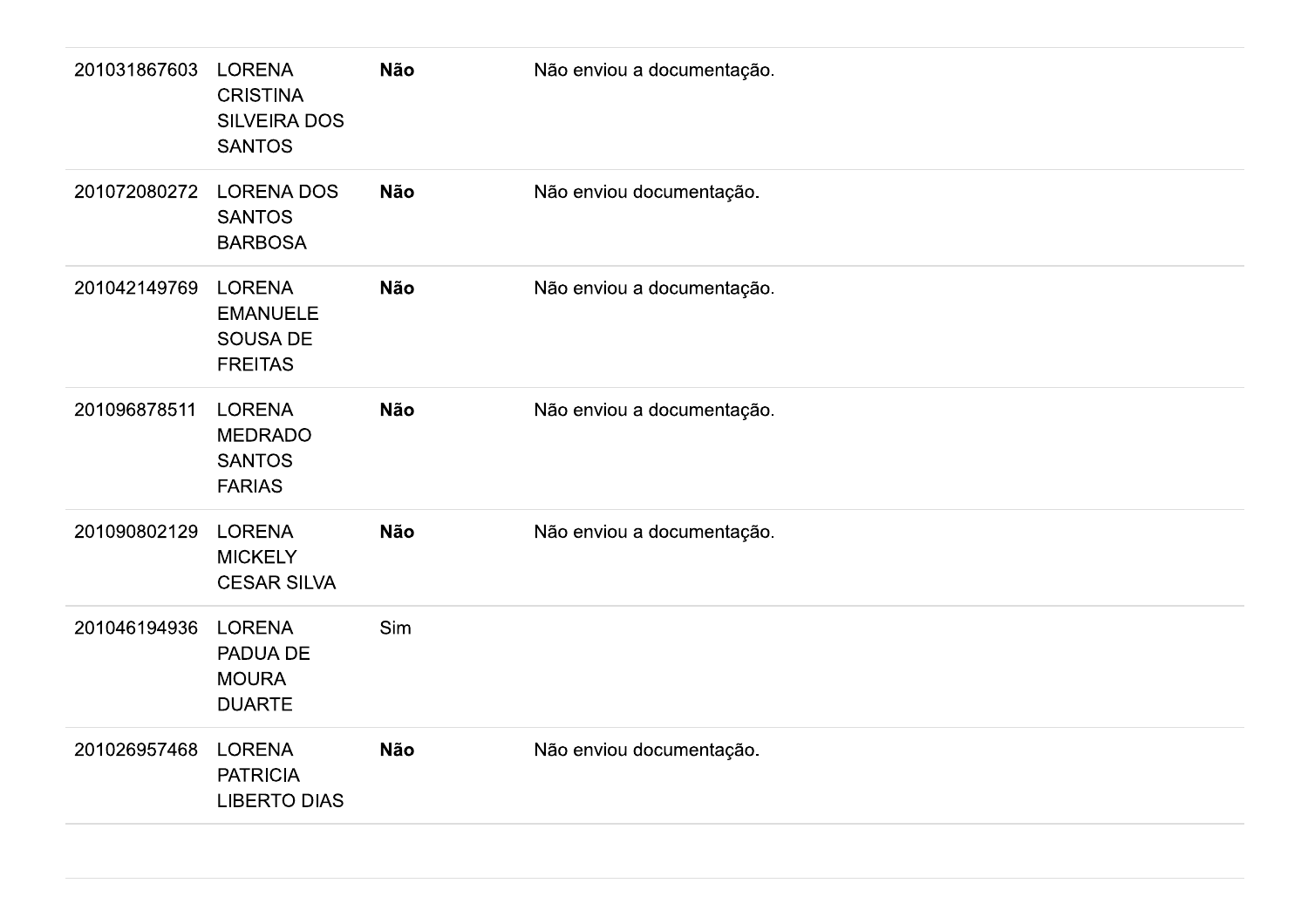| | | | |
|---|---|---|---|
| 201031867603 | LORENA CRISTINA SILVEIRA DOS SANTOS | **Não** | Não enviou a documentação. |
| 201072080272 | LORENA DOS SANTOS BARBOSA | **Não** | Não enviou documentação. |
| 201042149769 | LORENA EMANUELE SOUSA DE FREITAS | **Não** | Não enviou a documentação. |
| 201096878511 | LORENA MEDRADO SANTOS FARIAS | **Não** | Não enviou a documentação. |
| 201090802129 | LORENA MICKELY CESAR SILVA | **Não** | Não enviou a documentação. |
| 201046194936 | LORENA PADUA DE MOURA DUARTE | Sim | |
| 201026957468 | LORENA PATRICIA LIBERTO DIAS | **Não** | Não enviou documentação. |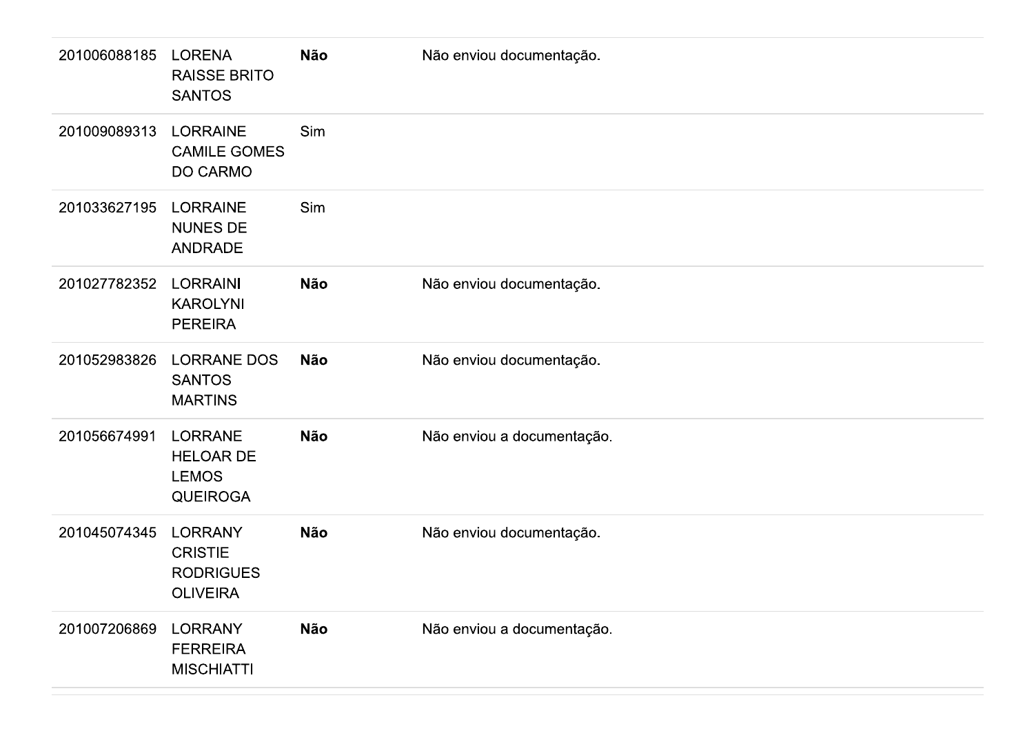| | | | |
|---|---|---|---|
| 201006088185 | LORENA RAISSE BRITO SANTOS | **Não** | Não enviou documentação. |
| 201009089313 | LORRAINE CAMILE GOMES DO CARMO | Sim | |
| 201033627195 | LORRAINE NUNES DE ANDRADE | Sim | |
| 201027782352 | LORRAINI KAROLYNI PEREIRA | **Não** | Não enviou documentação. |
| 201052983826 | LORRANE DOS SANTOS MARTINS | **Não** | Não enviou documentação. |
| 201056674991 | LORRANE HELOAR DE LEMOS QUEIROGA | **Não** | Não enviou a documentação. |
| 201045074345 | LORRANY CRISTIE RODRIGUES OLIVEIRA | **Não** | Não enviou documentação. |
| 201007206869 | LORRANY FERREIRA MISCHIATTI | **Não** | Não enviou a documentação. |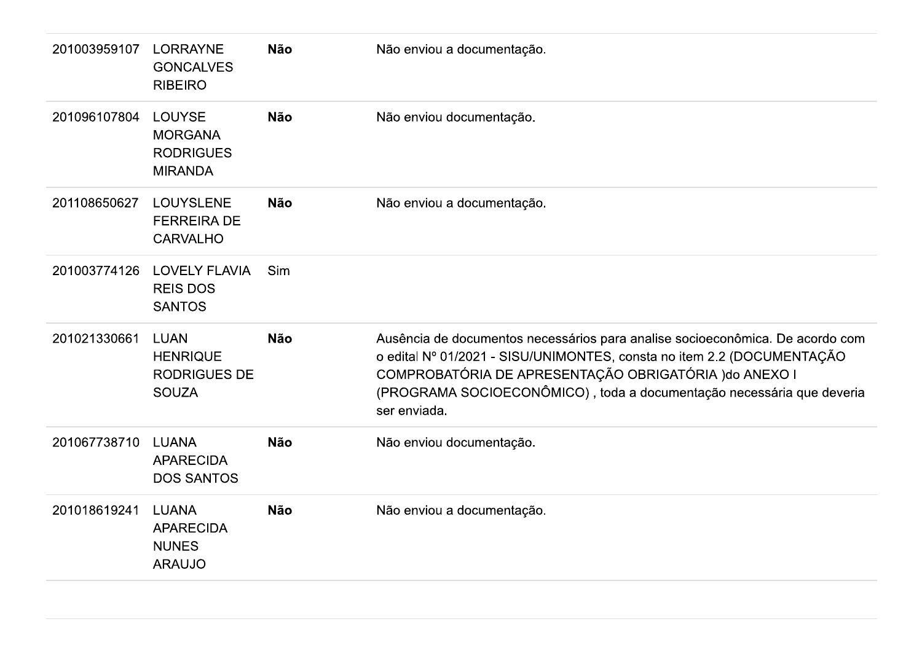| | | | |
|---|---|---|---|
| 201003959107 | LORRAYNE GONCALVES RIBEIRO | **Não** | Não enviou a documentação. |
| 201096107804 | LOUYSE MORGANA RODRIGUES MIRANDA | **Não** | Não enviou documentação. |
| 201108650627 | LOUYSLENE FERREIRA DE CARVALHO | **Não** | Não enviou a documentação. |
| 201003774126 | LOVELY FLAVIA REIS DOS SANTOS | Sim | |
| 201021330661 | LUAN HENRIQUE RODRIGUES DE SOUZA | **Não** | Ausência de documentos necessários para analise socioeconômica. De acordo com o edital Nº 01/2021 - SISU/UNIMONTES, consta no item 2.2 (DOCUMENTAÇÃO COMPROBATÓRIA DE APRESENTAÇÃO OBRIGATÓRIA )do ANEXO I (PROGRAMA SOCIOECONÔMICO) , toda a documentação necessária que deveria ser enviada. |
| 201067738710 | LUANA APARECIDA DOS SANTOS | **Não** | Não enviou documentação. |
| 201018619241 | LUANA APARECIDA NUNES ARAUJO | **Não** | Não enviou a documentação. |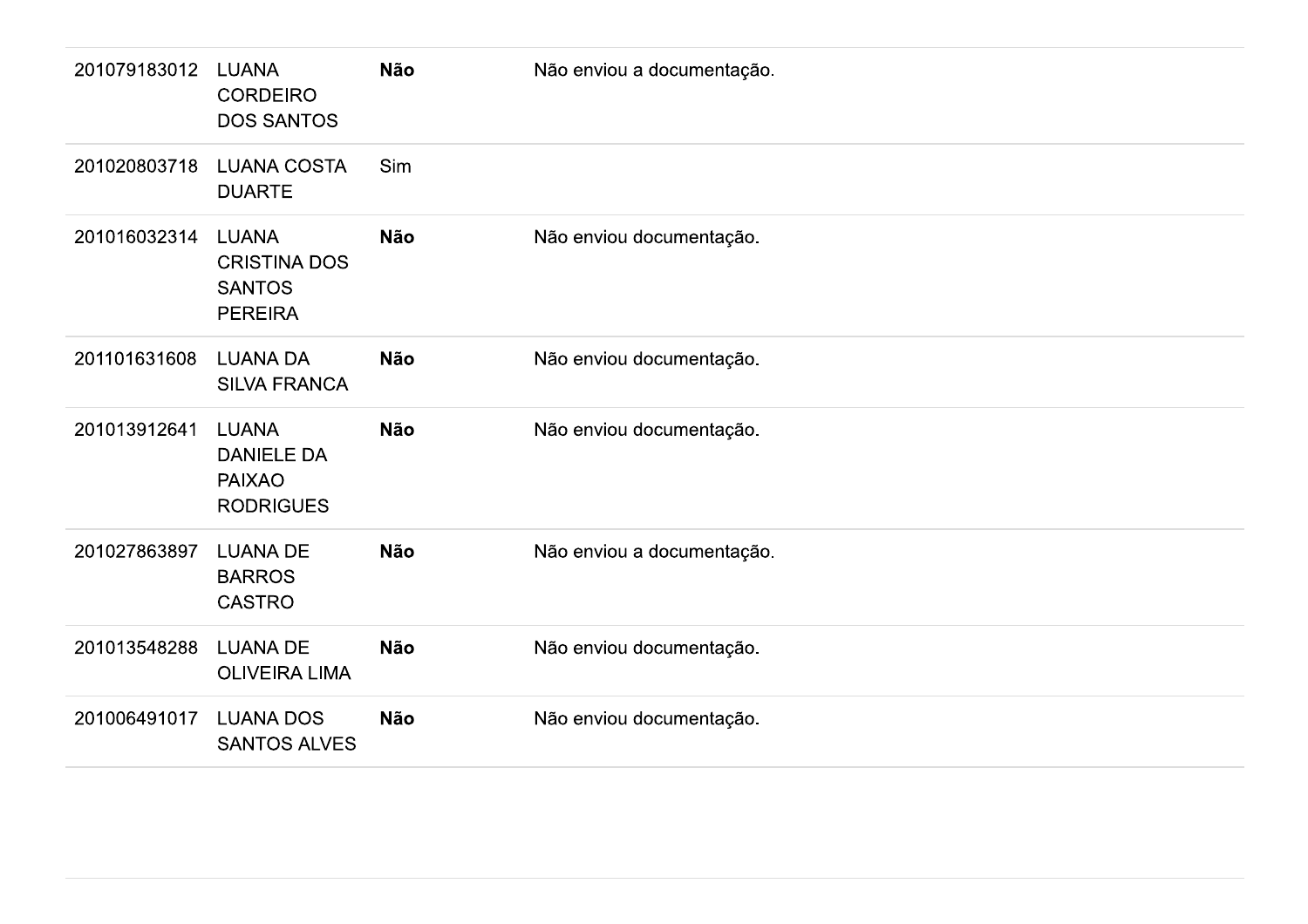| | | | |
|---|---|---|---|
| 201079183012 | LUANA CORDEIRO DOS SANTOS | **Não** | Não enviou a documentação. |
| 201020803718 | LUANA COSTA DUARTE | Sim | |
| 201016032314 | LUANA CRISTINA DOS SANTOS PEREIRA | **Não** | Não enviou documentação. |
| 201101631608 | LUANA DA SILVA FRANCA | **Não** | Não enviou documentação. |
| 201013912641 | LUANA DANIELE DA PAIXAO RODRIGUES | **Não** | Não enviou documentação. |
| 201027863897 | LUANA DE BARROS CASTRO | **Não** | Não enviou a documentação. |
| 201013548288 | LUANA DE OLIVEIRA LIMA | **Não** | Não enviou documentação. |
| 201006491017 | LUANA DOS SANTOS ALVES | **Não** | Não enviou documentação. |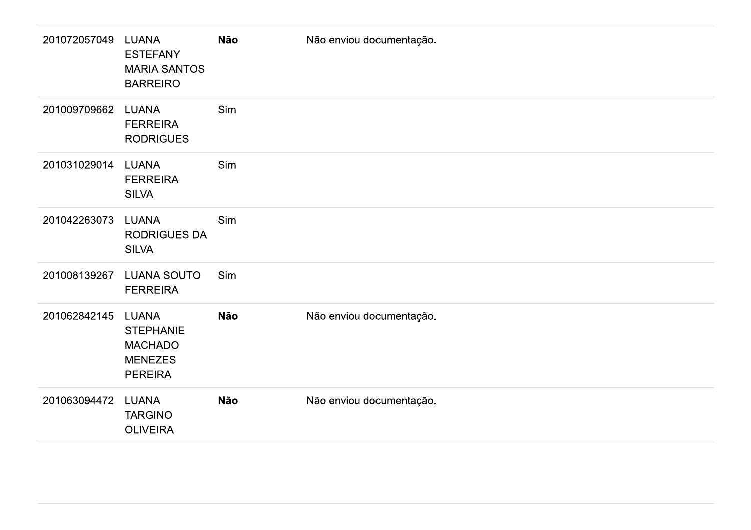| | | | |
|---|---|---|---|
| 201072057049 | LUANA ESTEFANY MARIA SANTOS BARREIRO | **Não** | Não enviou documentação. |
| 201009709662 | LUANA FERREIRA RODRIGUES | Sim | |
| 201031029014 | LUANA FERREIRA SILVA | Sim | |
| 201042263073 | LUANA RODRIGUES DA SILVA | Sim | |
| 201008139267 | LUANA SOUTO FERREIRA | Sim | |
| 201062842145 | LUANA STEPHANIE MACHADO MENEZES PEREIRA | **Não** | Não enviou documentação. |
| 201063094472 | LUANA TARGINO OLIVEIRA | **Não** | Não enviou documentação. |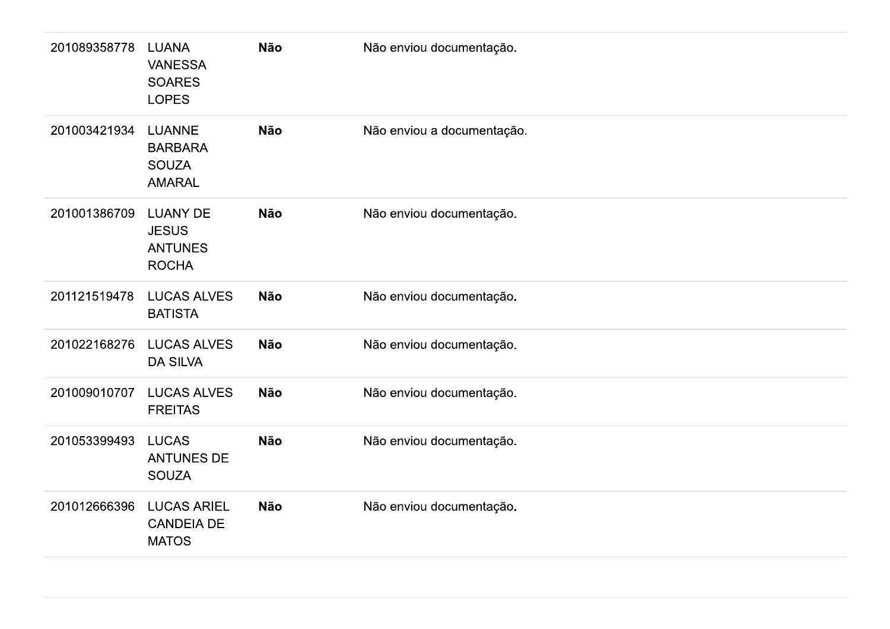| | | | |
|---|---|---|---|
| 201089358778 | LUANA VANESSA SOARES LOPES | **Não** | Não enviou documentação. |
| 201003421934 | LUANNE BARBARA SOUZA AMARAL | **Não** | Não enviou a documentação. |
| 201001386709 | LUANY DE JESUS ANTUNES ROCHA | **Não** | Não enviou documentação. |
| 201121519478 | LUCAS ALVES BATISTA | **Não** | Não enviou documentação. |
| 201022168276 | LUCAS ALVES DA SILVA | **Não** | Não enviou documentação. |
| 201009010707 | LUCAS ALVES FREITAS | **Não** | Não enviou documentação. |
| 201053399493 | LUCAS ANTUNES DE SOUZA | **Não** | Não enviou documentação. |
| 201012666396 | LUCAS ARIEL CANDEIA DE MATOS | **Não** | Não enviou documentação. |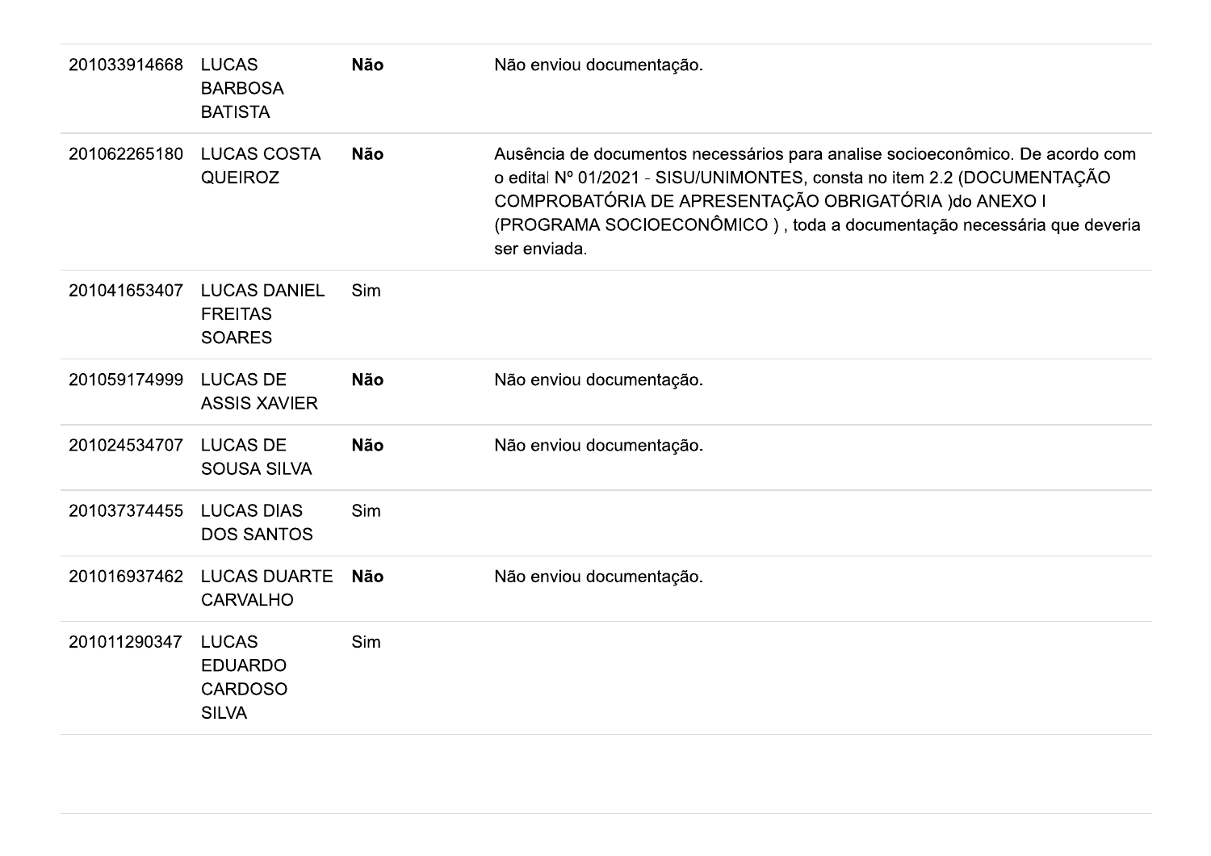| | | | |
|---|---|---|---|
| 201033914668 | LUCAS BARBOSA BATISTA | **Não** | Não enviou documentação. |
| 201062265180 | LUCAS COSTA QUEIROZ | **Não** | Ausência de documentos necessários para analise socioeconômico. De acordo com o edital Nº 01/2021 - SISU/UNIMONTES, consta no item 2.2 (DOCUMENTAÇÃO COMPROBATÓRIA DE APRESENTAÇÃO OBRIGATÓRIA )do ANEXO I (PROGRAMA SOCIOECONÔMICO ) , toda a documentação necessária que deveria ser enviada. |
| 201041653407 | LUCAS DANIEL FREITAS SOARES | Sim | |
| 201059174999 | LUCAS DE ASSIS XAVIER | **Não** | Não enviou documentação. |
| 201024534707 | LUCAS DE SOUSA SILVA | **Não** | Não enviou documentação. |
| 201037374455 | LUCAS DIAS DOS SANTOS | Sim | |
| 201016937462 | LUCAS DUARTE CARVALHO | **Não** | Não enviou documentação. |
| 201011290347 | LUCAS EDUARDO CARDOSO SILVA | Sim | |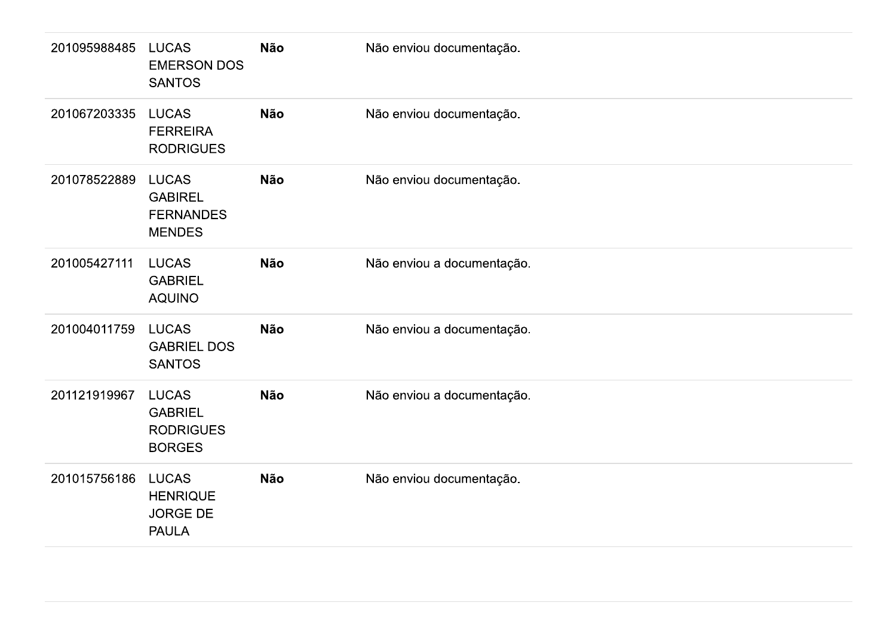| | | | |
|---|---|---|---|
| 201095988485 | LUCAS EMERSON DOS SANTOS | **Não** | Não enviou documentação. |
| 201067203335 | LUCAS FERREIRA RODRIGUES | **Não** | Não enviou documentação. |
| 201078522889 | LUCAS GABIREL FERNANDES MENDES | **Não** | Não enviou documentação. |
| 201005427111 | LUCAS GABRIEL AQUINO | **Não** | Não enviou a documentação. |
| 201004011759 | LUCAS GABRIEL DOS SANTOS | **Não** | Não enviou a documentação. |
| 201121919967 | LUCAS GABRIEL RODRIGUES BORGES | **Não** | Não enviou a documentação. |
| 201015756186 | LUCAS HENRIQUE JORGE DE PAULA | **Não** | Não enviou documentação. |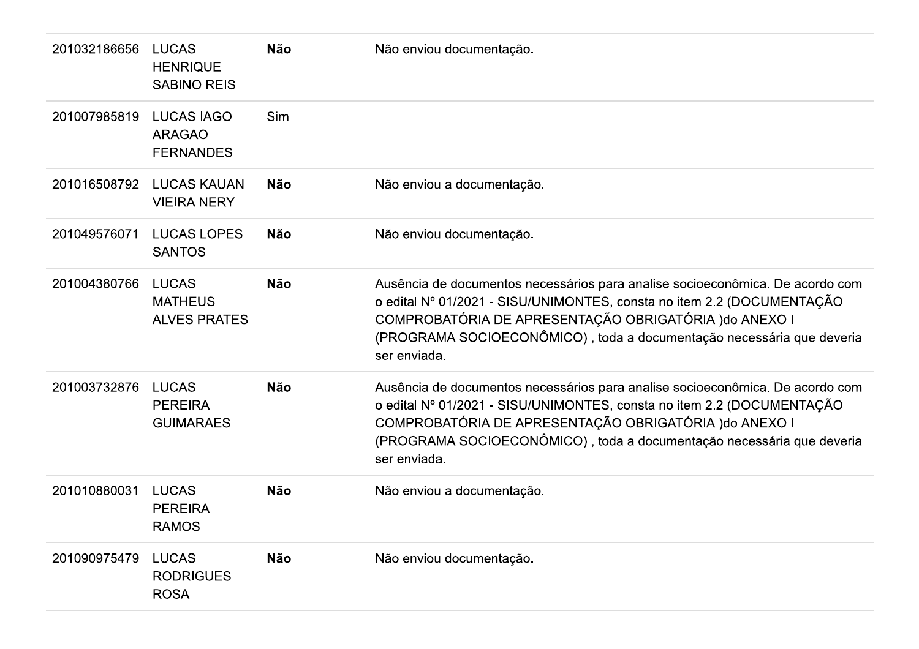| | | | |
|---|---|---|---|
| 201032186656 | LUCAS HENRIQUE SABINO REIS | **Não** | Não enviou documentação. |
| 201007985819 | LUCAS IAGO ARAGAO FERNANDES | Sim | |
| 201016508792 | LUCAS KAUAN VIEIRA NERY | **Não** | Não enviou a documentação. |
| 201049576071 | LUCAS LOPES SANTOS | **Não** | Não enviou documentação. |
| 201004380766 | LUCAS MATHEUS ALVES PRATES | **Não** | Ausência de documentos necessários para analise socioeconômica. De acordo com o edital Nº 01/2021 - SISU/UNIMONTES, consta no item 2.2 (DOCUMENTAÇÃO COMPROBATÓRIA DE APRESENTAÇÃO OBRIGATÓRIA )do ANEXO I (PROGRAMA SOCIOECONÔMICO) , toda a documentação necessária que deveria ser enviada. |
| 201003732876 | LUCAS PEREIRA GUIMARAES | **Não** | Ausência de documentos necessários para analise socioeconômica. De acordo com o edital Nº 01/2021 - SISU/UNIMONTES, consta no item 2.2 (DOCUMENTAÇÃO COMPROBATÓRIA DE APRESENTAÇÃO OBRIGATÓRIA )do ANEXO I (PROGRAMA SOCIOECONÔMICO) , toda a documentação necessária que deveria ser enviada. |
| 201010880031 | LUCAS PEREIRA RAMOS | **Não** | Não enviou a documentação. |
| 201090975479 | LUCAS RODRIGUES ROSA | **Não** | Não enviou documentação. |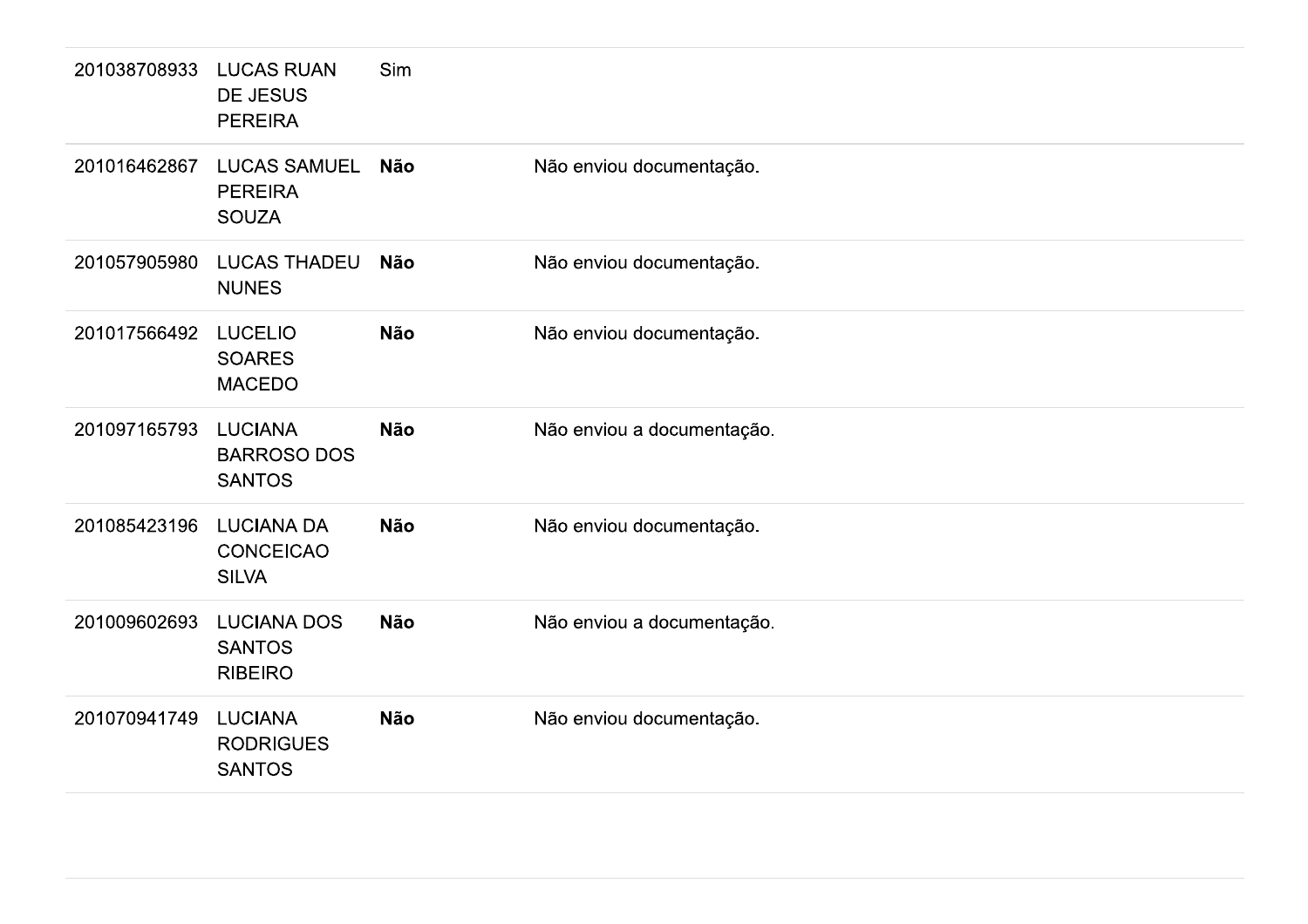| | | | |
|---|---|---|---|
| 201038708933 | LUCAS RUAN DE JESUS PEREIRA | Sim | |
| 201016462867 | LUCAS SAMUEL PEREIRA SOUZA | **Não** | Não enviou documentação. |
| 201057905980 | LUCAS THADEU NUNES | **Não** | Não enviou documentação. |
| 201017566492 | LUCELIO SOARES MACEDO | **Não** | Não enviou documentação. |
| 201097165793 | LUCIANA BARROSO DOS SANTOS | **Não** | Não enviou a documentação. |
| 201085423196 | LUCIANA DA CONCEICAO SILVA | **Não** | Não enviou documentação. |
| 201009602693 | LUCIANA DOS SANTOS RIBEIRO | **Não** | Não enviou a documentação. |
| 201070941749 | LUCIANA RODRIGUES SANTOS | **Não** | Não enviou documentação. |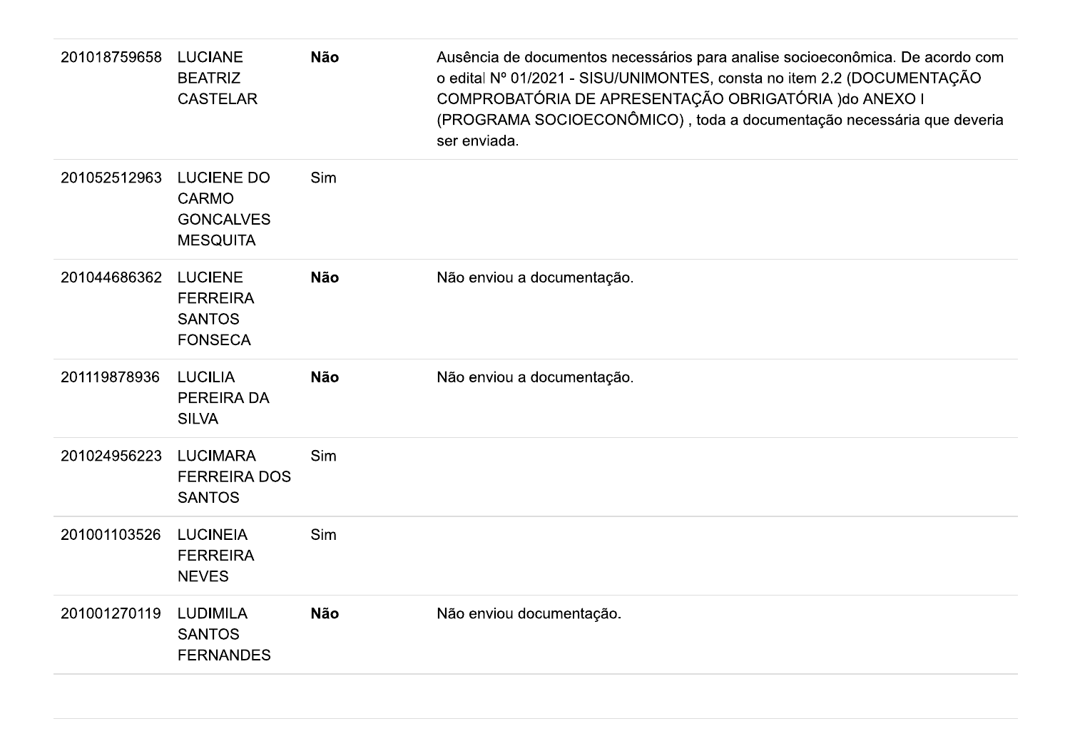| | | | |
|---|---|---|---|
| 201018759658 | LUCIANE BEATRIZ CASTELAR | **Não** | Ausência de documentos necessários para analise socioeconômica. De acordo com o edital Nº 01/2021 - SISU/UNIMONTES, consta no item 2.2 (DOCUMENTAÇÃO COMPROBATÓRIA DE APRESENTAÇÃO OBRIGATÓRIA )do ANEXO I (PROGRAMA SOCIOECONÔMICO) , toda a documentação necessária que deveria ser enviada. |
| 201052512963 | LUCIENE DO CARMO GONCALVES MESQUITA | Sim | |
| 201044686362 | LUCIENE FERREIRA SANTOS FONSECA | **Não** | Não enviou a documentação. |
| 201119878936 | LUCILIA PEREIRA DA SILVA | **Não** | Não enviou a documentação. |
| 201024956223 | LUCIMARA FERREIRA DOS SANTOS | Sim | |
| 201001103526 | LUCINEIA FERREIRA NEVES | Sim | |
| 201001270119 | LUDIMILA SANTOS FERNANDES | **Não** | Não enviou documentação. |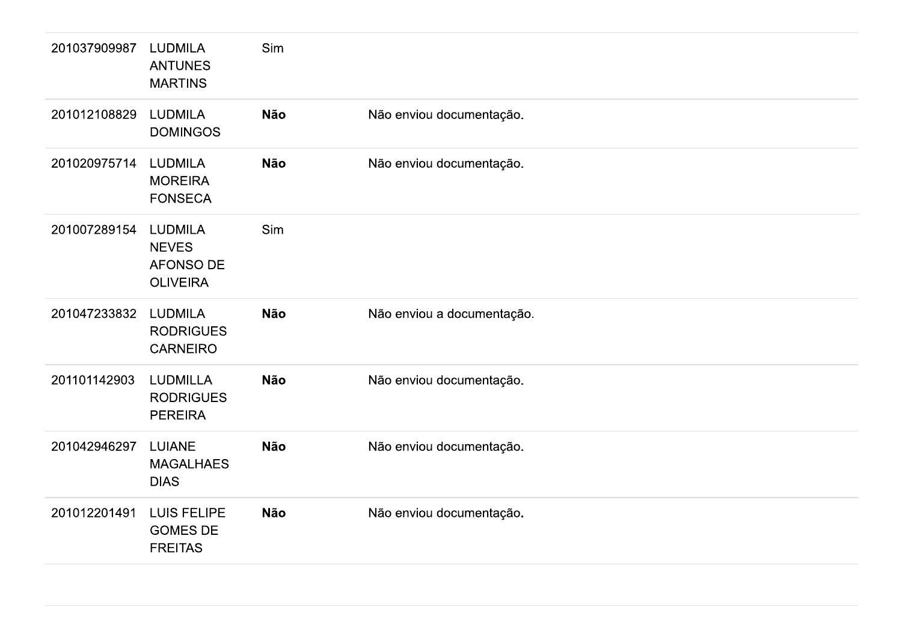| | | | |
|---|---|---|---|
| 201037909987 | LUDMILA ANTUNES MARTINS | Sim | |
| 201012108829 | LUDMILA DOMINGOS | **Não** | Não enviou documentação. |
| 201020975714 | LUDMILA MOREIRA FONSECA | **Não** | Não enviou documentação. |
| 201007289154 | LUDMILA NEVES AFONSO DE OLIVEIRA | Sim | |
| 201047233832 | LUDMILA RODRIGUES CARNEIRO | **Não** | Não enviou a documentação. |
| 201101142903 | LUDMILLA RODRIGUES PEREIRA | **Não** | Não enviou documentação. |
| 201042946297 | LUIANE MAGALHAES DIAS | **Não** | Não enviou documentação. |
| 201012201491 | LUIS FELIPE GOMES DE FREITAS | **Não** | Não enviou documentação. |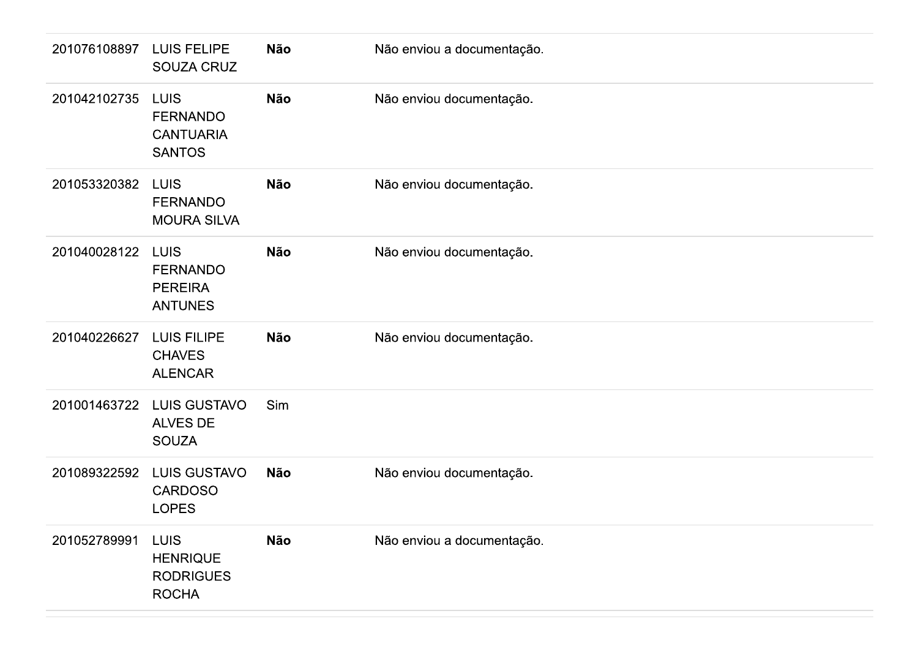| | | | |
|---|---|---|---|
| 201076108897 | LUIS FELIPE SOUZA CRUZ | **Não** | Não enviou a documentação. |
| 201042102735 | LUIS FERNANDO CANTUARIA SANTOS | **Não** | Não enviou documentação. |
| 201053320382 | LUIS FERNANDO MOURA SILVA | **Não** | Não enviou documentação. |
| 201040028122 | LUIS FERNANDO PEREIRA ANTUNES | **Não** | Não enviou documentação. |
| 201040226627 | LUIS FILIPE CHAVES ALENCAR | **Não** | Não enviou documentação. |
| 201001463722 | LUIS GUSTAVO ALVES DE SOUZA | Sim | |
| 201089322592 | LUIS GUSTAVO CARDOSO LOPES | **Não** | Não enviou documentação. |
| 201052789991 | LUIS HENRIQUE RODRIGUES ROCHA | **Não** | Não enviou a documentação. |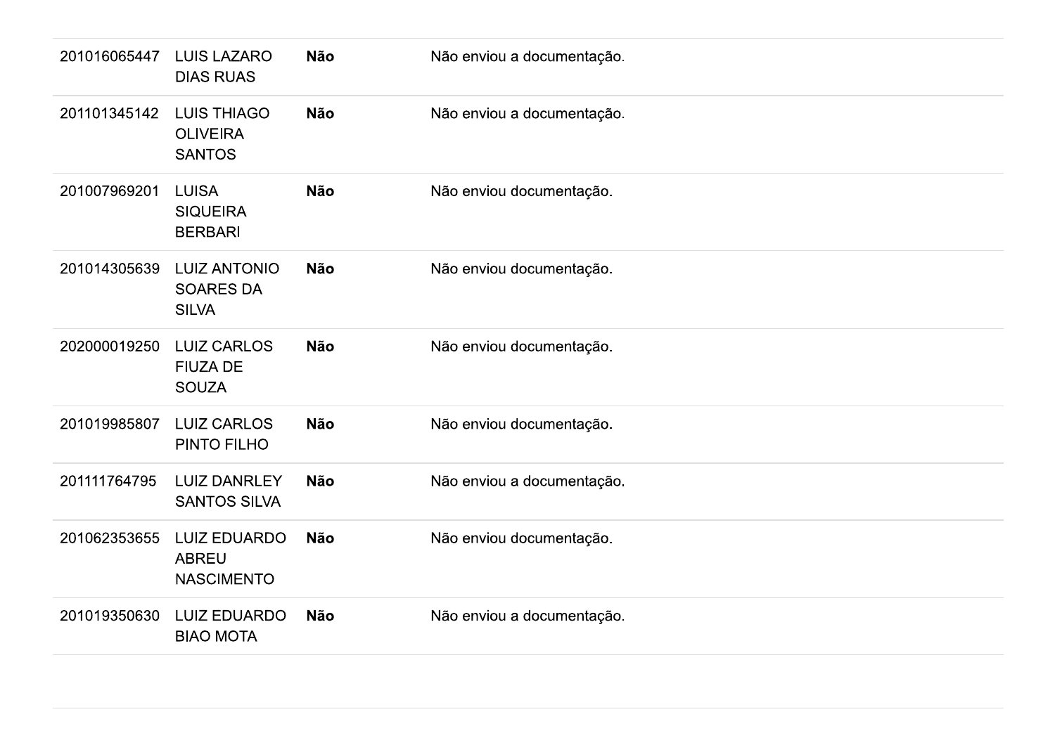| | | | |
|---|---|---|---|
| 201016065447 | LUIS LAZARO DIAS RUAS | **Não** | Não enviou a documentação. |
| 201101345142 | LUIS THIAGO OLIVEIRA SANTOS | **Não** | Não enviou a documentação. |
| 201007969201 | LUISA SIQUEIRA BERBARI | **Não** | Não enviou documentação. |
| 201014305639 | LUIZ ANTONIO SOARES DA SILVA | **Não** | Não enviou documentação. |
| 202000019250 | LUIZ CARLOS FIUZA DE SOUZA | **Não** | Não enviou documentação. |
| 201019985807 | LUIZ CARLOS PINTO FILHO | **Não** | Não enviou documentação. |
| 201111764795 | LUIZ DANRLEY SANTOS SILVA | **Não** | Não enviou a documentação. |
| 201062353655 | LUIZ EDUARDO ABREU NASCIMENTO | **Não** | Não enviou documentação. |
| 201019350630 | LUIZ EDUARDO BIAO MOTA | **Não** | Não enviou a documentação. |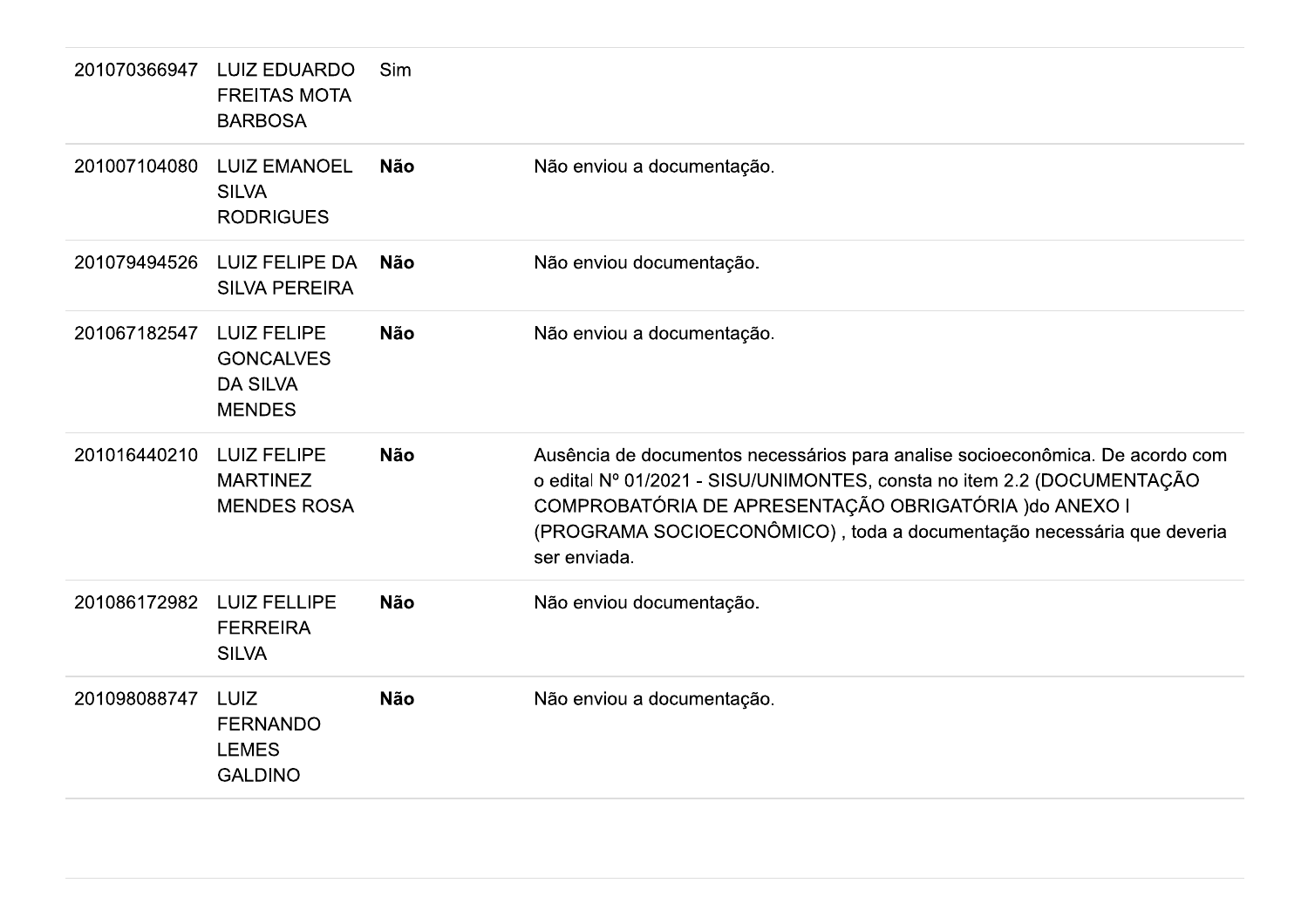| | | | |
|---|---|---|---|
| 201070366947 | LUIZ EDUARDO FREITAS MOTA BARBOSA | Sim | |
| 201007104080 | LUIZ EMANOEL SILVA RODRIGUES | **Não** | Não enviou a documentação. |
| 201079494526 | LUIZ FELIPE DA SILVA PEREIRA | **Não** | Não enviou documentação. |
| 201067182547 | LUIZ FELIPE GONCALVES DA SILVA MENDES | **Não** | Não enviou a documentação. |
| 201016440210 | LUIZ FELIPE MARTINEZ MENDES ROSA | **Não** | Ausência de documentos necessários para analise socioeconômica. De acordo com o edital Nº 01/2021 - SISU/UNIMONTES, consta no item 2.2 (DOCUMENTAÇÃO COMPROBATÓRIA DE APRESENTAÇÃO OBRIGATÓRIA )do ANEXO I (PROGRAMA SOCIOECONÔMICO) , toda a documentação necessária que deveria ser enviada. |
| 201086172982 | LUIZ FELLIPE FERREIRA SILVA | **Não** | Não enviou documentação. |
| 201098088747 | LUIZ FERNANDO LEMES GALDINO | **Não** | Não enviou a documentação. |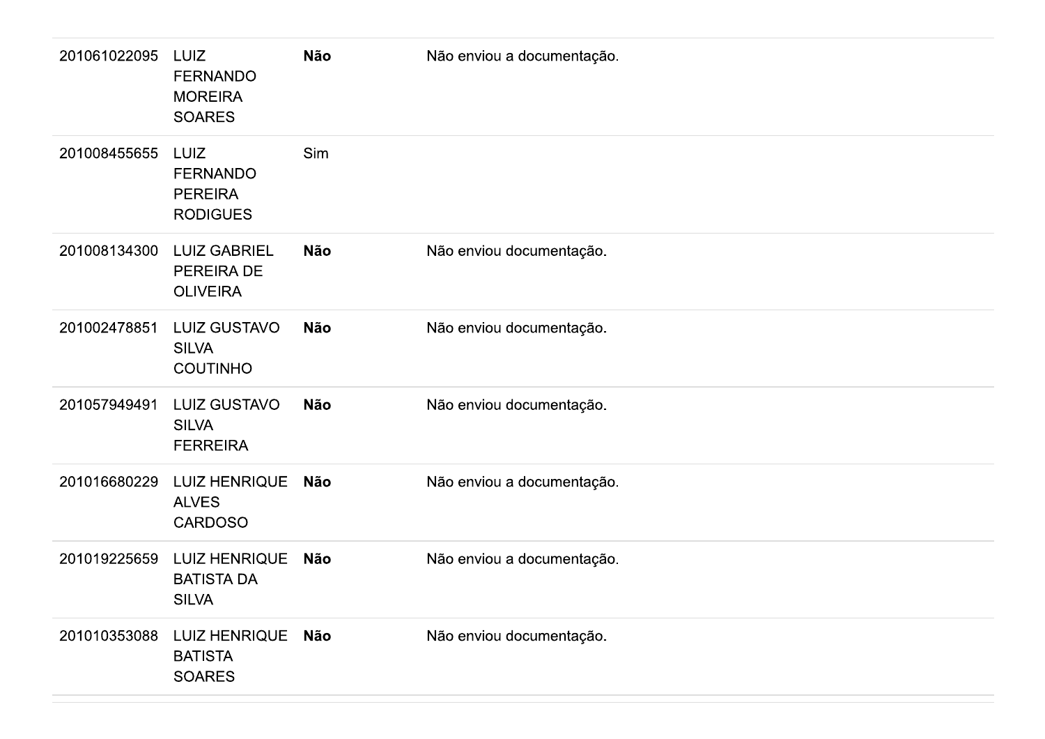| | | | |
|---|---|---|---|
| 201061022095 | LUIZ FERNANDO MOREIRA SOARES | **Não** | Não enviou a documentação. |
| 201008455655 | LUIZ FERNANDO PEREIRA RODIGUES | Sim | |
| 201008134300 | LUIZ GABRIEL PEREIRA DE OLIVEIRA | **Não** | Não enviou documentação. |
| 201002478851 | LUIZ GUSTAVO SILVA COUTINHO | **Não** | Não enviou documentação. |
| 201057949491 | LUIZ GUSTAVO SILVA FERREIRA | **Não** | Não enviou documentação. |
| 201016680229 | LUIZ HENRIQUE ALVES CARDOSO | **Não** | Não enviou a documentação. |
| 201019225659 | LUIZ HENRIQUE BATISTA DA SILVA | **Não** | Não enviou a documentação. |
| 201010353088 | LUIZ HENRIQUE BATISTA SOARES | **Não** | Não enviou documentação. |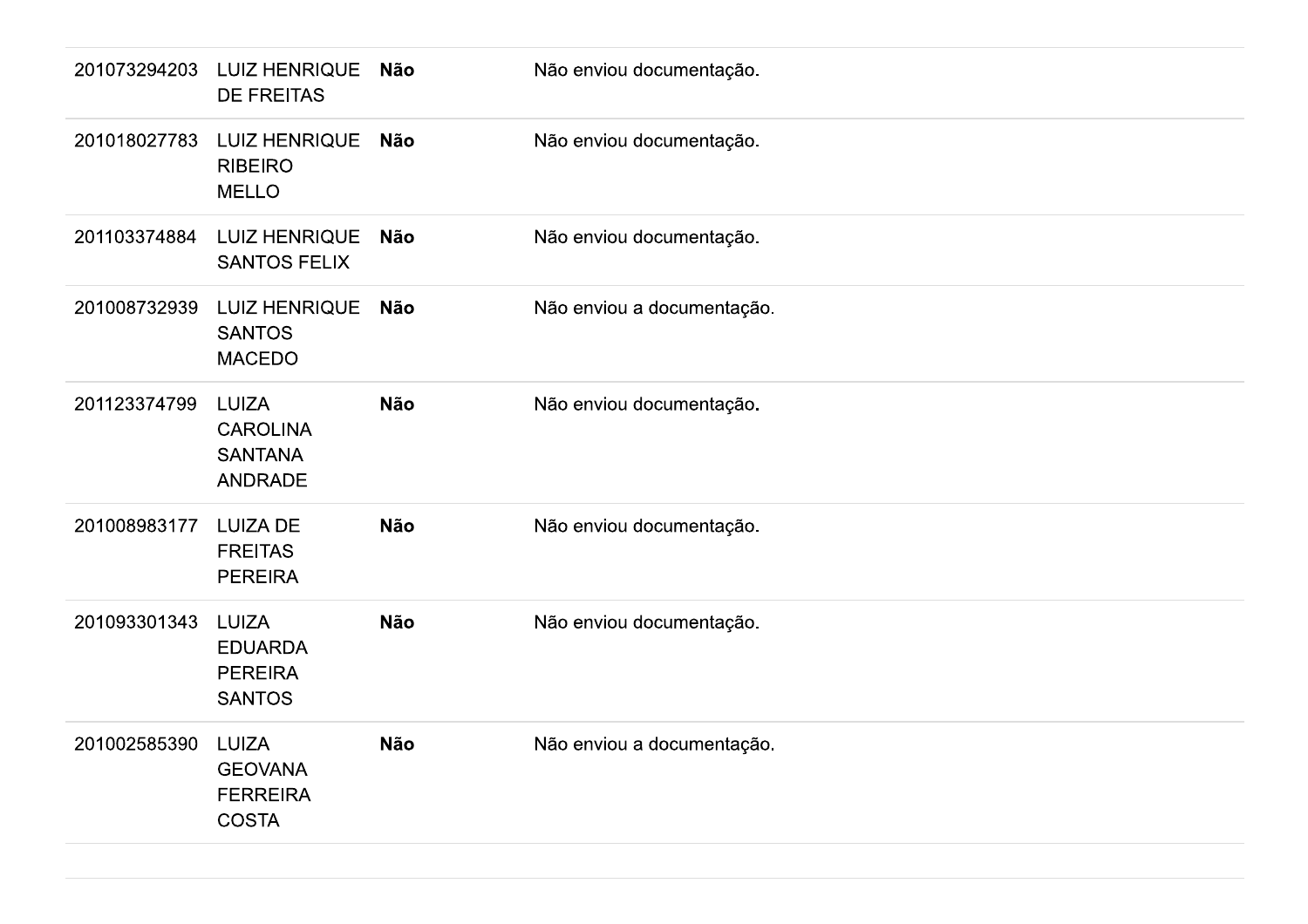| | | | |
|---|---|---|---|
| 201073294203 | LUIZ HENRIQUE DE FREITAS | **Não** | Não enviou documentação. |
| 201018027783 | LUIZ HENRIQUE RIBEIRO MELLO | **Não** | Não enviou documentação. |
| 201103374884 | LUIZ HENRIQUE SANTOS FELIX | **Não** | Não enviou documentação. |
| 201008732939 | LUIZ HENRIQUE SANTOS MACEDO | **Não** | Não enviou a documentação. |
| 201123374799 | LUIZA CAROLINA SANTANA ANDRADE | **Não** | Não enviou documentação. |
| 201008983177 | LUIZA DE FREITAS PEREIRA | **Não** | Não enviou documentação. |
| 201093301343 | LUIZA EDUARDA PEREIRA SANTOS | **Não** | Não enviou documentação. |
| 201002585390 | LUIZA GEOVANA FERREIRA COSTA | **Não** | Não enviou a documentação. |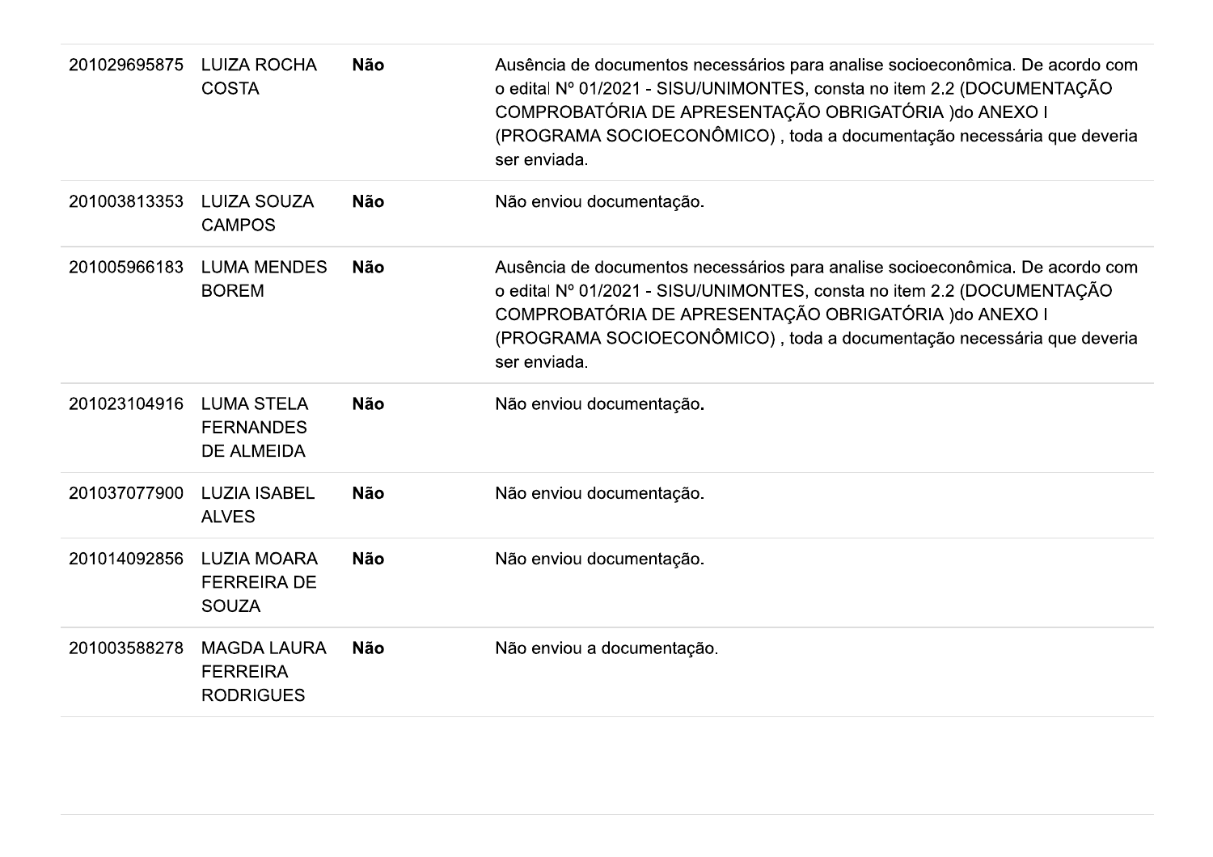| | | | |
|---|---|---|---|
| 201029695875 | LUIZA ROCHA COSTA | **Não** | Ausência de documentos necessários para analise socioeconômica. De acordo com o edital Nº 01/2021 - SISU/UNIMONTES, consta no item 2.2 (DOCUMENTAÇÃO COMPROBATÓRIA DE APRESENTAÇÃO OBRIGATÓRIA )do ANEXO I (PROGRAMA SOCIOECONÔMICO) , toda a documentação necessária que deveria ser enviada. |
| 201003813353 | LUIZA SOUZA CAMPOS | **Não** | Não enviou documentação. |
| 201005966183 | LUMA MENDES BOREM | **Não** | Ausência de documentos necessários para analise socioeconômica. De acordo com o edital Nº 01/2021 - SISU/UNIMONTES, consta no item 2.2 (DOCUMENTAÇÃO COMPROBATÓRIA DE APRESENTAÇÃO OBRIGATÓRIA )do ANEXO I (PROGRAMA SOCIOECONÔMICO) , toda a documentação necessária que deveria ser enviada. |
| 201023104916 | LUMA STELA FERNANDES DE ALMEIDA | **Não** | Não enviou documentação. |
| 201037077900 | LUZIA ISABEL ALVES | **Não** | Não enviou documentação. |
| 201014092856 | LUZIA MOARA FERREIRA DE SOUZA | **Não** | Não enviou documentação. |
| 201003588278 | MAGDA LAURA FERREIRA RODRIGUES | **Não** | Não enviou a documentação. |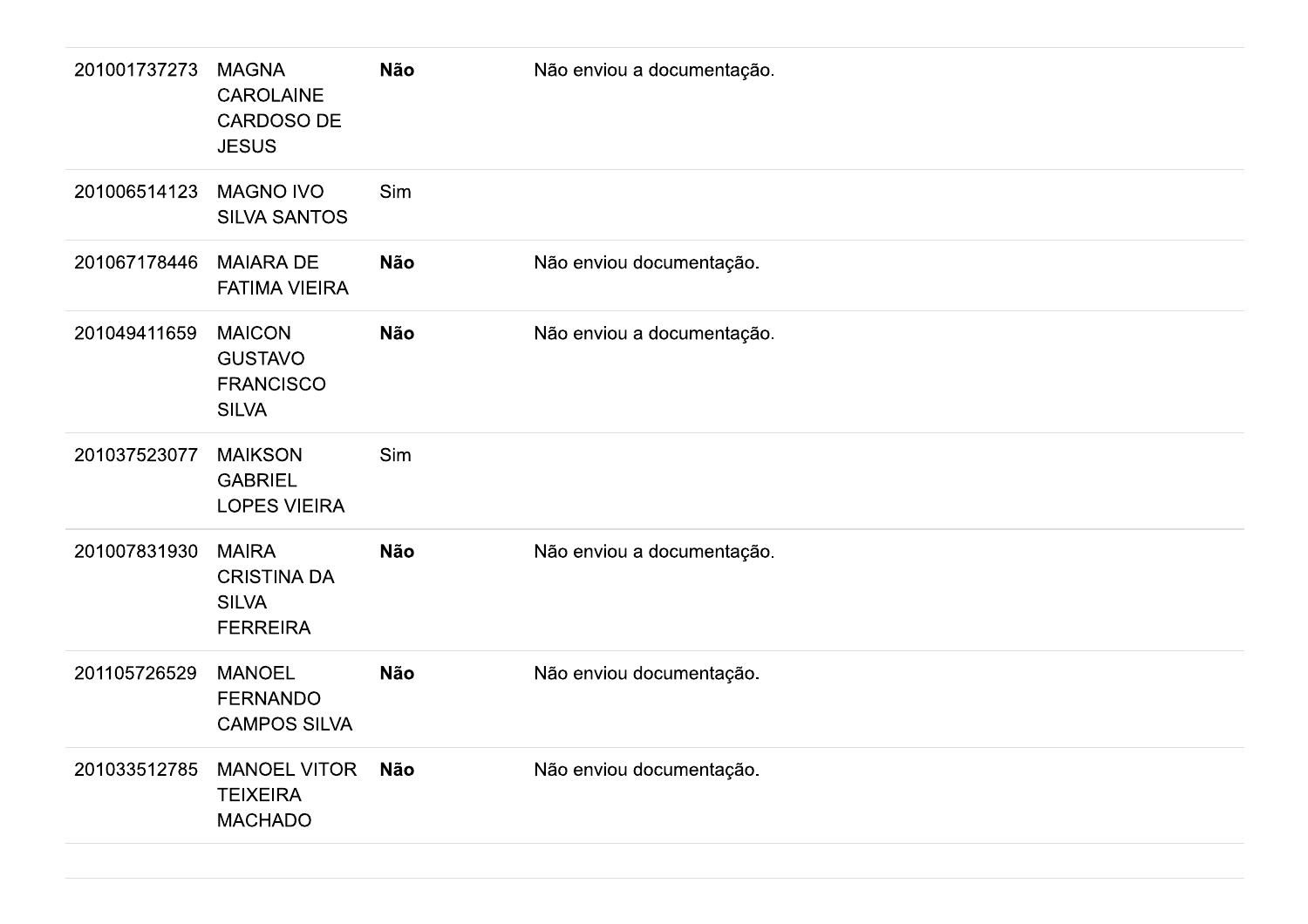| | | | |
|---|---|---|---|
| 201001737273 | MAGNA CAROLAINE CARDOSO DE JESUS | **Não** | Não enviou a documentação. |
| 201006514123 | MAGNO IVO SILVA SANTOS | Sim | |
| 201067178446 | MAIARA DE FATIMA VIEIRA | **Não** | Não enviou documentação. |
| 201049411659 | MAICON GUSTAVO FRANCISCO SILVA | **Não** | Não enviou a documentação. |
| 201037523077 | MAIKSON GABRIEL LOPES VIEIRA | Sim | |
| 201007831930 | MAIRA CRISTINA DA SILVA FERREIRA | **Não** | Não enviou a documentação. |
| 201105726529 | MANOEL FERNANDO CAMPOS SILVA | **Não** | Não enviou documentação. |
| 201033512785 | MANOEL VITOR TEIXEIRA MACHADO | **Não** | Não enviou documentação. |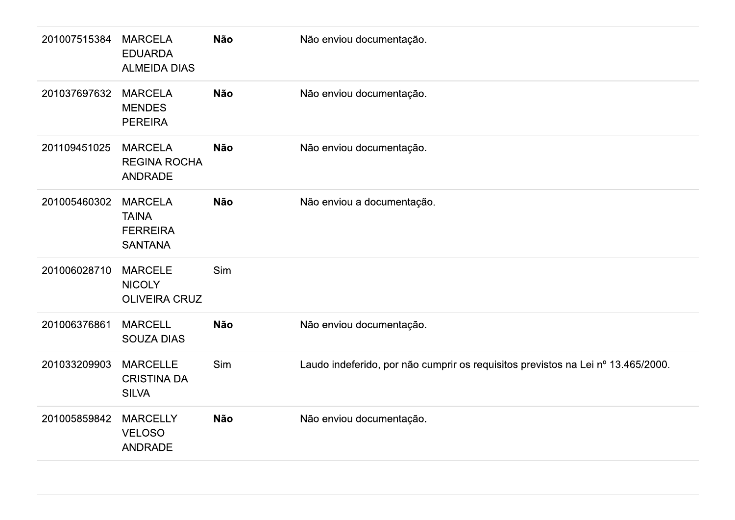| | | | |
|---|---|---|---|
| 201007515384 | MARCELA EDUARDA ALMEIDA DIAS | **Não** | Não enviou documentação. |
| 201037697632 | MARCELA MENDES PEREIRA | **Não** | Não enviou documentação. |
| 201109451025 | MARCELA REGINA ROCHA ANDRADE | **Não** | Não enviou documentação. |
| 201005460302 | MARCELA TAINA FERREIRA SANTANA | **Não** | Não enviou a documentação. |
| 201006028710 | MARCELE NICOLY OLIVEIRA CRUZ | Sim | |
| 201006376861 | MARCELL SOUZA DIAS | **Não** | Não enviou documentação. |
| 201033209903 | MARCELLE CRISTINA DA SILVA | Sim | Laudo indeferido, por não cumprir os requisitos previstos na Lei nº 13.465/2000. |
| 201005859842 | MARCELLY VELOSO ANDRADE | **Não** | Não enviou documentação. |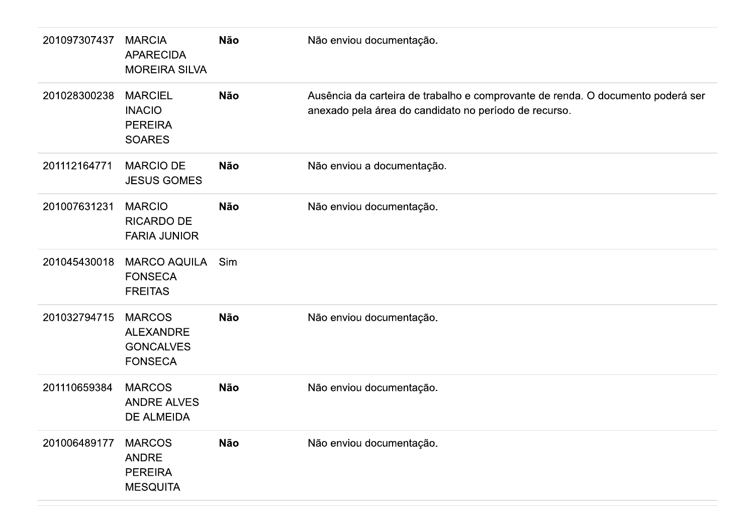| | | | |
|---|---|---|---|
| 201097307437 | MARCIA APARECIDA MOREIRA SILVA | **Não** | Não enviou documentação. |
| 201028300238 | MARCIEL INACIO PEREIRA SOARES | **Não** | Ausência da carteira de trabalho e comprovante de renda. O documento poderá ser anexado pela área do candidato no período de recurso. |
| 201112164771 | MARCIO DE JESUS GOMES | **Não** | Não enviou a documentação. |
| 201007631231 | MARCIO RICARDO DE FARIA JUNIOR | **Não** | Não enviou documentação. |
| 201045430018 | MARCO AQUILA FONSECA FREITAS | Sim | |
| 201032794715 | MARCOS ALEXANDRE GONCALVES FONSECA | **Não** | Não enviou documentação. |
| 201110659384 | MARCOS ANDRE ALVES DE ALMEIDA | **Não** | Não enviou documentação. |
| 201006489177 | MARCOS ANDRE PEREIRA MESQUITA | **Não** | Não enviou documentação. |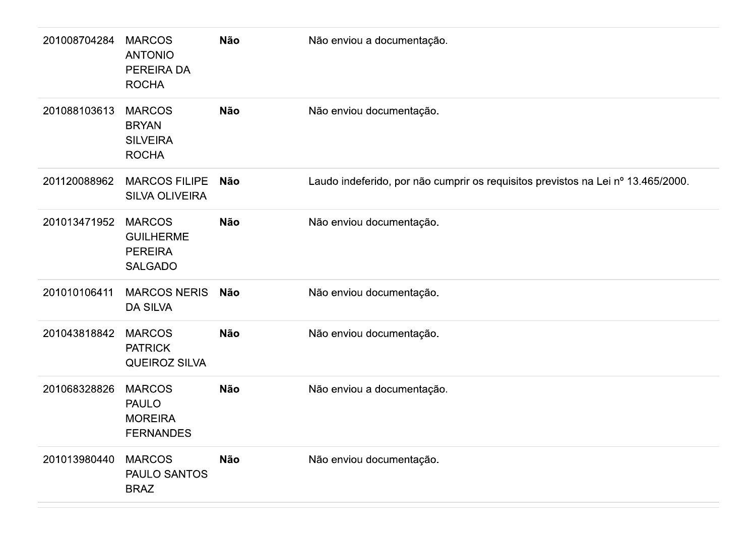| | | | |
|---|---|---|---|
| 201008704284 | MARCOS ANTONIO PEREIRA DA ROCHA | **Não** | Não enviou a documentação. |
| 201088103613 | MARCOS BRYAN SILVEIRA ROCHA | **Não** | Não enviou documentação. |
| 201120088962 | MARCOS FILIPE SILVA OLIVEIRA | **Não** | Laudo indeferido, por não cumprir os requisitos previstos na Lei nº 13.465/2000. |
| 201013471952 | MARCOS GUILHERME PEREIRA SALGADO | **Não** | Não enviou documentação. |
| 201010106411 | MARCOS NERIS DA SILVA | **Não** | Não enviou documentação. |
| 201043818842 | MARCOS PATRICK QUEIROZ SILVA | **Não** | Não enviou documentação. |
| 201068328826 | MARCOS PAULO MOREIRA FERNANDES | **Não** | Não enviou a documentação. |
| 201013980440 | MARCOS PAULO SANTOS BRAZ | **Não** | Não enviou documentação. |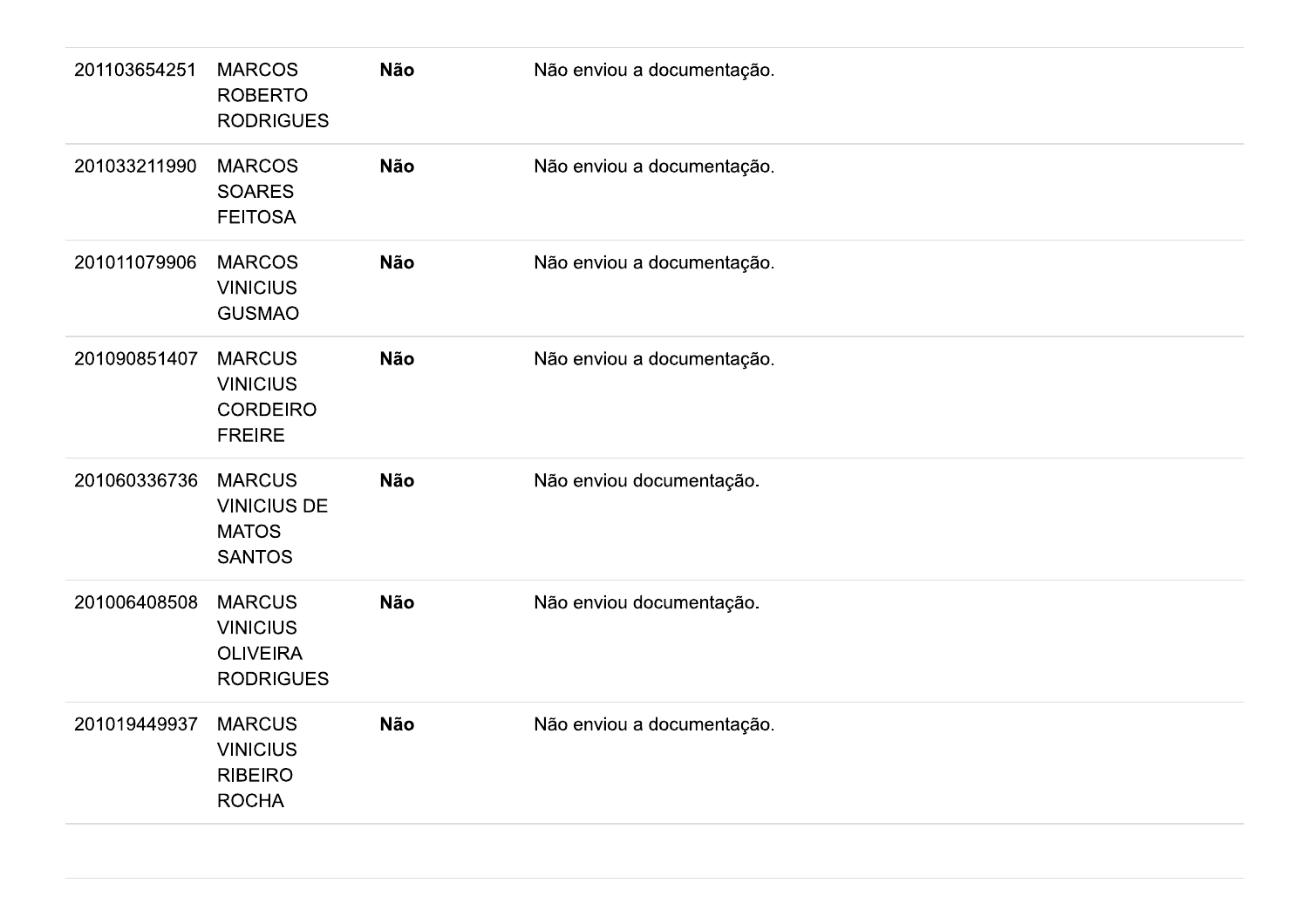| | | | |
|---|---|---|---|
| 201103654251 | MARCOS ROBERTO RODRIGUES | **Não** | Não enviou a documentação. |
| 201033211990 | MARCOS SOARES FEITOSA | **Não** | Não enviou a documentação. |
| 201011079906 | MARCOS VINICIUS GUSMAO | **Não** | Não enviou a documentação. |
| 201090851407 | MARCUS VINICIUS CORDEIRO FREIRE | **Não** | Não enviou a documentação. |
| 201060336736 | MARCUS VINICIUS DE MATOS SANTOS | **Não** | Não enviou documentação. |
| 201006408508 | MARCUS VINICIUS OLIVEIRA RODRIGUES | **Não** | Não enviou documentação. |
| 201019449937 | MARCUS VINICIUS RIBEIRO ROCHA | **Não** | Não enviou a documentação. |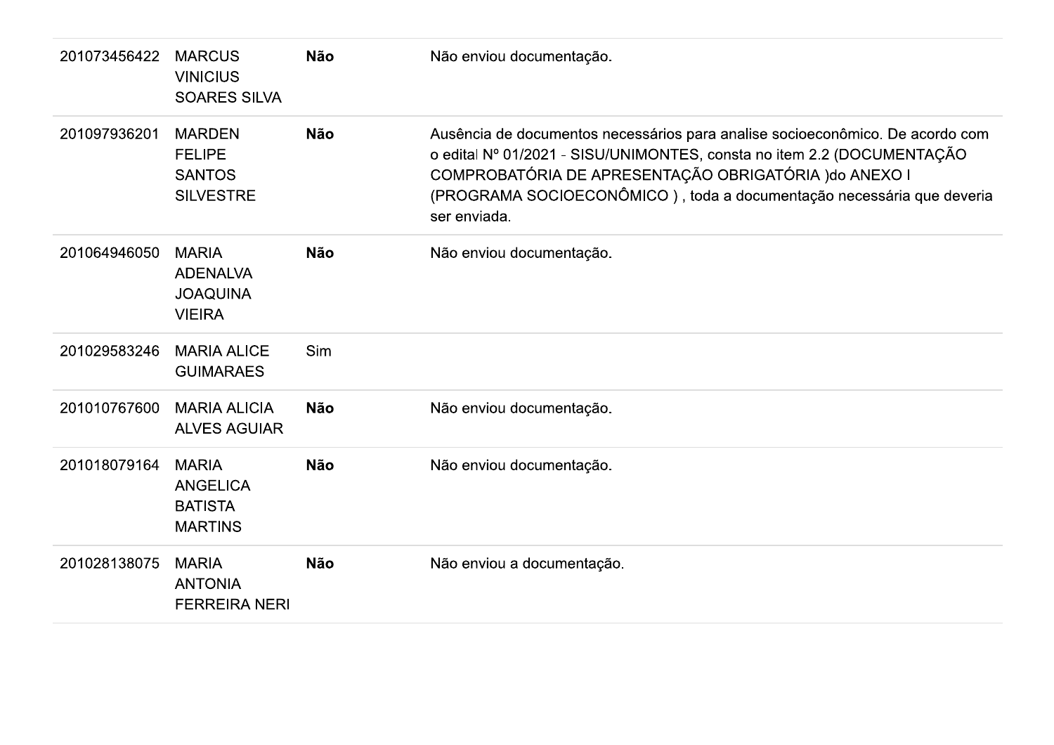| | | | |
|---|---|---|---|
| 201073456422 | MARCUS VINICIUS SOARES SILVA | **Não** | Não enviou documentação. |
| 201097936201 | MARDEN FELIPE SANTOS SILVESTRE | **Não** | Ausência de documentos necessários para analise socioeconômico. De acordo com o edital Nº 01/2021 - SISU/UNIMONTES, consta no item 2.2 (DOCUMENTAÇÃO COMPROBATÓRIA DE APRESENTAÇÃO OBRIGATÓRIA )do ANEXO I (PROGRAMA SOCIOECONÔMICO ) , toda a documentação necessária que deveria ser enviada. |
| 201064946050 | MARIA ADENALVA JOAQUINA VIEIRA | **Não** | Não enviou documentação. |
| 201029583246 | MARIA ALICE GUIMARAES | Sim | |
| 201010767600 | MARIA ALICIA ALVES AGUIAR | **Não** | Não enviou documentação. |
| 201018079164 | MARIA ANGELICA BATISTA MARTINS | **Não** | Não enviou documentação. |
| 201028138075 | MARIA ANTONIA FERREIRA NERI | **Não** | Não enviou a documentação. |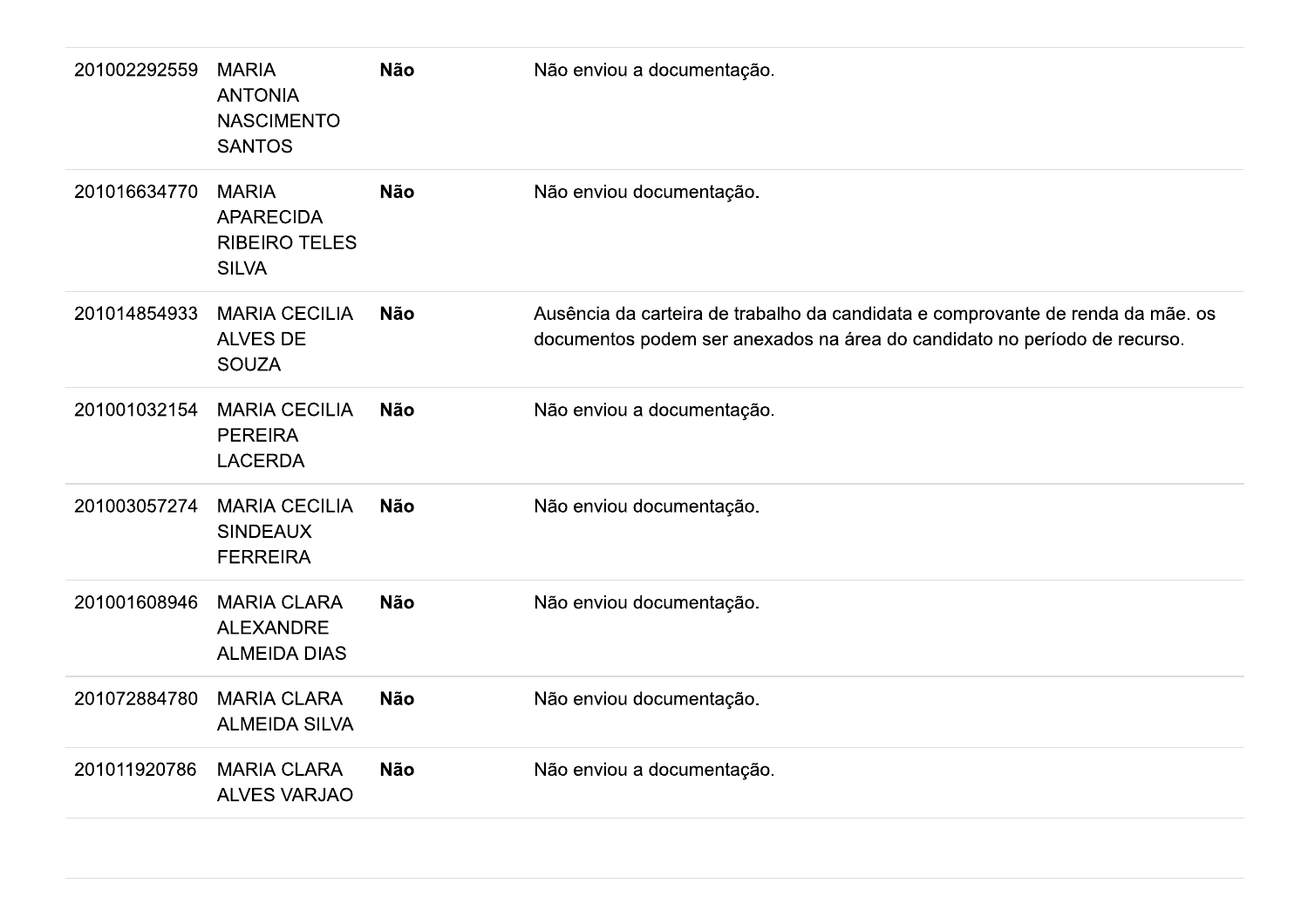| | | | |
|---|---|---|---|
| 201002292559 | MARIA ANTONIA NASCIMENTO SANTOS | **Não** | Não enviou a documentação. |
| 201016634770 | MARIA APARECIDA RIBEIRO TELES SILVA | **Não** | Não enviou documentação. |
| 201014854933 | MARIA CECILIA ALVES DE SOUZA | **Não** | Ausência da carteira de trabalho da candidata e comprovante de renda da mãe. os documentos podem ser anexados na área do candidato no período de recurso. |
| 201001032154 | MARIA CECILIA PEREIRA LACERDA | **Não** | Não enviou a documentação. |
| 201003057274 | MARIA CECILIA SINDEAUX FERREIRA | **Não** | Não enviou documentação. |
| 201001608946 | MARIA CLARA ALEXANDRE ALMEIDA DIAS | **Não** | Não enviou documentação. |
| 201072884780 | MARIA CLARA ALMEIDA SILVA | **Não** | Não enviou documentação. |
| 201011920786 | MARIA CLARA ALVES VARJAO | **Não** | Não enviou a documentação. |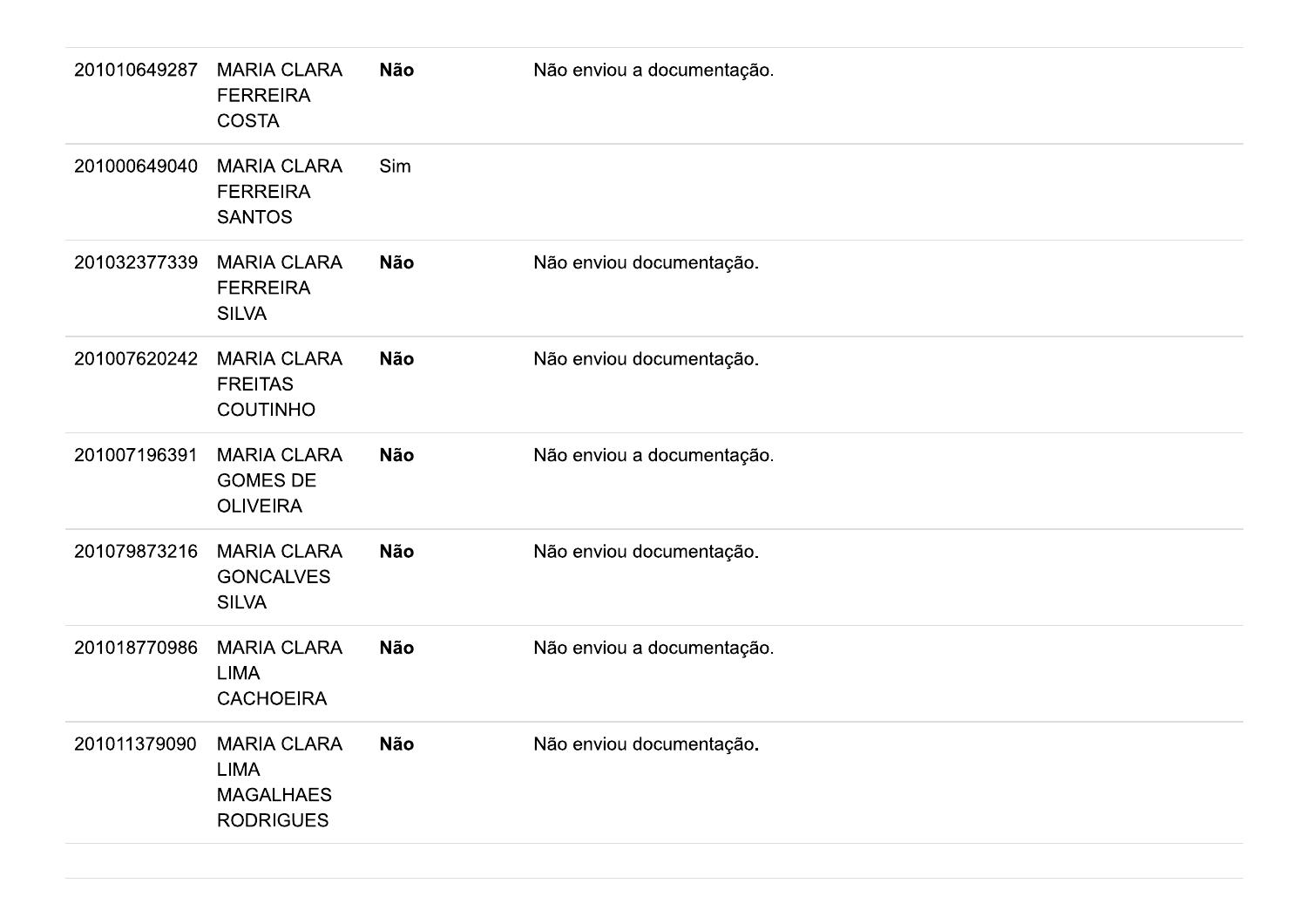| | | | |
|---|---|---|---|
| 201010649287 | MARIA CLARA FERREIRA COSTA | **Não** | Não enviou a documentação. |
| 201000649040 | MARIA CLARA FERREIRA SANTOS | Sim | |
| 201032377339 | MARIA CLARA FERREIRA SILVA | **Não** | Não enviou documentação. |
| 201007620242 | MARIA CLARA FREITAS COUTINHO | **Não** | Não enviou documentação. |
| 201007196391 | MARIA CLARA GOMES DE OLIVEIRA | **Não** | Não enviou a documentação. |
| 201079873216 | MARIA CLARA GONCALVES SILVA | **Não** | Não enviou documentação. |
| 201018770986 | MARIA CLARA LIMA CACHOEIRA | **Não** | Não enviou a documentação. |
| 201011379090 | MARIA CLARA LIMA MAGALHAES RODRIGUES | **Não** | Não enviou documentação. |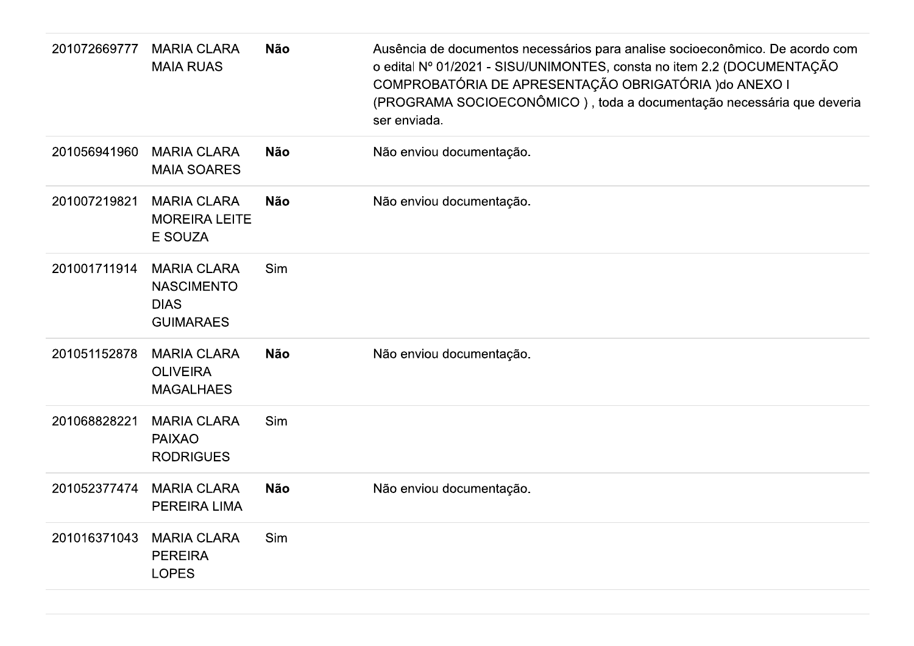| | | | |
|---|---|---|---|
| 201072669777 | MARIA CLARA MAIA RUAS | **Não** | Ausência de documentos necessários para analise socioeconômico. De acordo com o edital Nº 01/2021 - SISU/UNIMONTES, consta no item 2.2 (DOCUMENTAÇÃO COMPROBATÓRIA DE APRESENTAÇÃO OBRIGATÓRIA )do ANEXO I (PROGRAMA SOCIOECONÔMICO ) , toda a documentação necessária que deveria ser enviada. |
| 201056941960 | MARIA CLARA MAIA SOARES | **Não** | Não enviou documentação. |
| 201007219821 | MARIA CLARA MOREIRA LEITE E SOUZA | **Não** | Não enviou documentação. |
| 201001711914 | MARIA CLARA NASCIMENTO DIAS GUIMARAES | Sim | |
| 201051152878 | MARIA CLARA OLIVEIRA MAGALHAES | **Não** | Não enviou documentação. |
| 201068828221 | MARIA CLARA PAIXAO RODRIGUES | Sim | |
| 201052377474 | MARIA CLARA PEREIRA LIMA | **Não** | Não enviou documentação. |
| 201016371043 | MARIA CLARA PEREIRA LOPES | Sim | |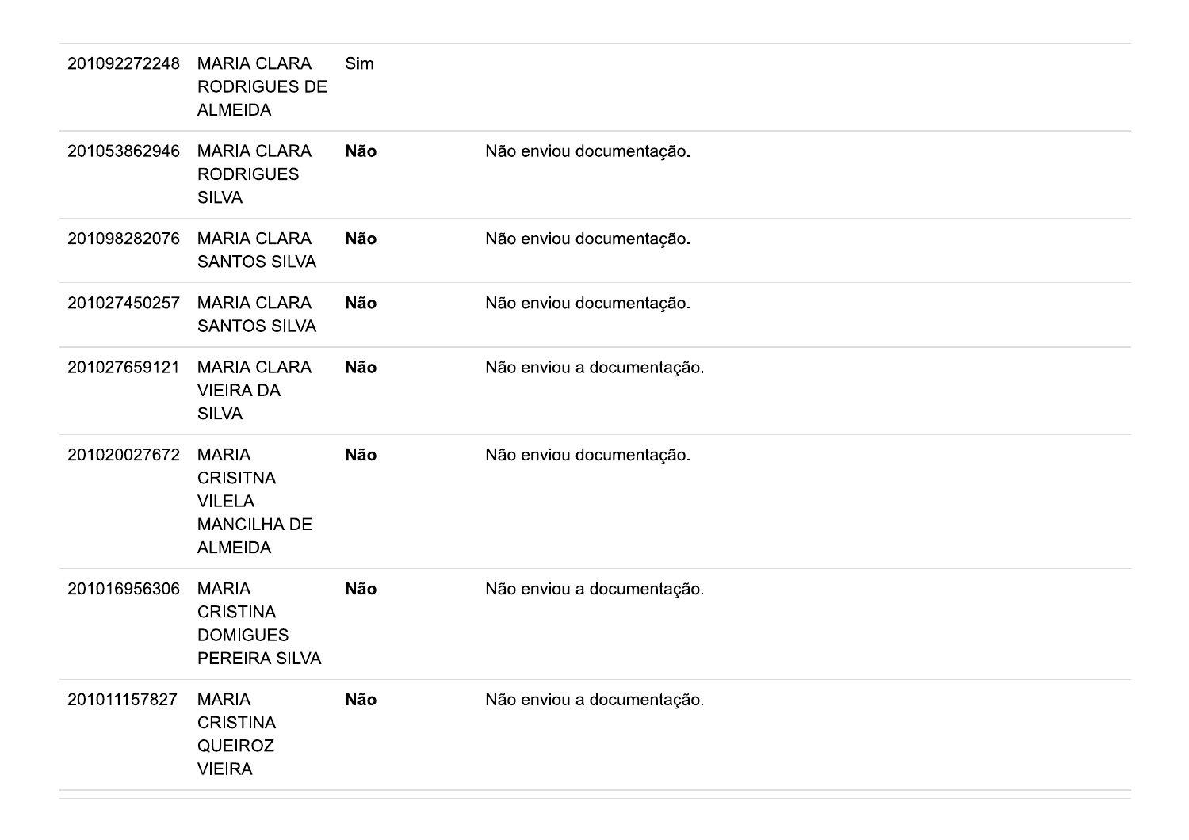| | | | |
|---|---|---|---|
| 201092272248 | MARIA CLARA RODRIGUES DE ALMEIDA | Sim | |
| 201053862946 | MARIA CLARA RODRIGUES SILVA | **Não** | Não enviou documentação. |
| 201098282076 | MARIA CLARA SANTOS SILVA | **Não** | Não enviou documentação. |
| 201027450257 | MARIA CLARA SANTOS SILVA | **Não** | Não enviou documentação. |
| 201027659121 | MARIA CLARA VIEIRA DA SILVA | **Não** | Não enviou a documentação. |
| 201020027672 | MARIA CRISITNA VILELA MANCILHA DE ALMEIDA | **Não** | Não enviou documentação. |
| 201016956306 | MARIA CRISTINA DOMIGUES PEREIRA SILVA | **Não** | Não enviou a documentação. |
| 201011157827 | MARIA CRISTINA QUEIROZ VIEIRA | **Não** | Não enviou a documentação. |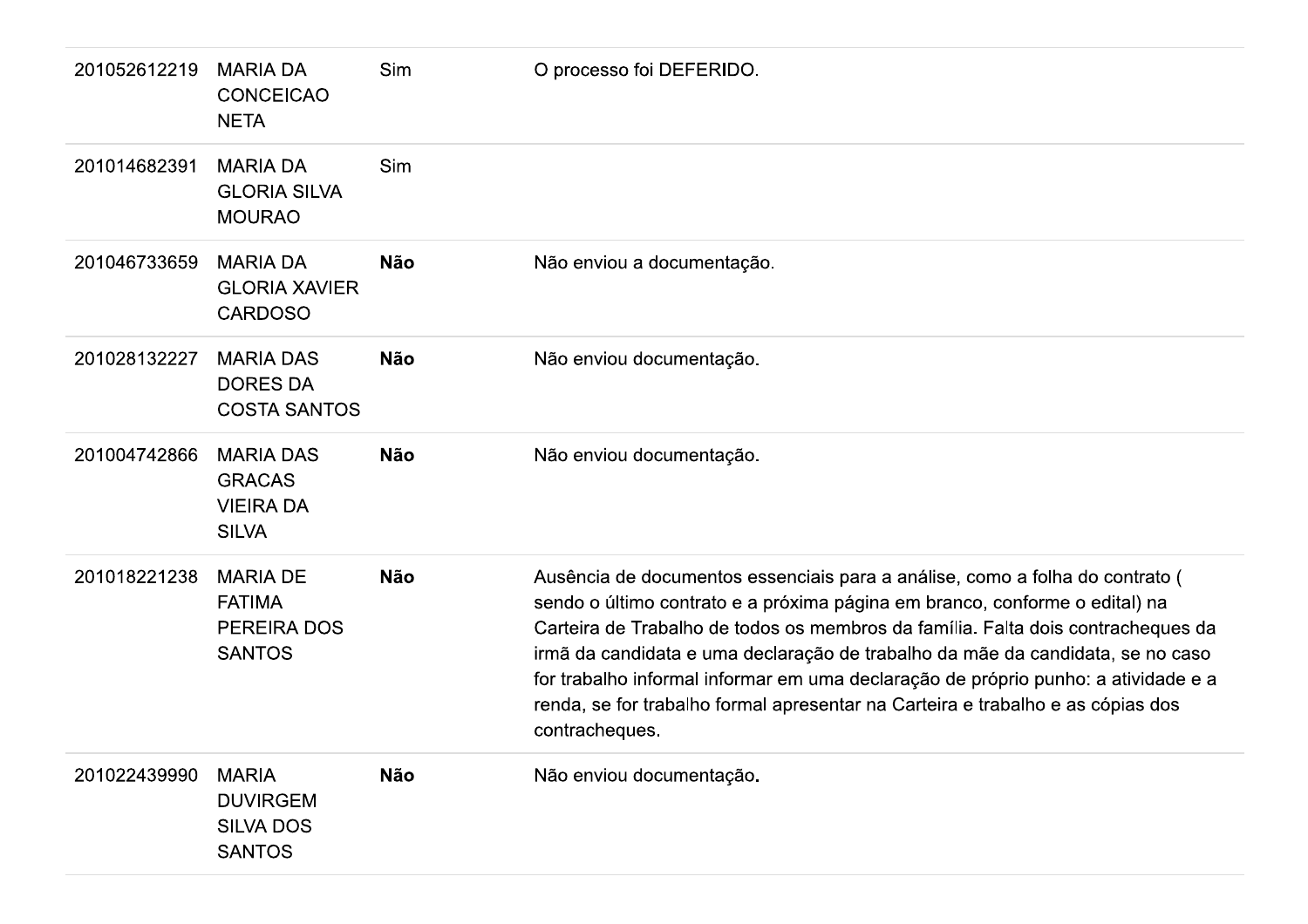| | | | |
|---|---|---|---|
| 201052612219 | MARIA DA CONCEICAO NETA | Sim | O processo foi DEFERIDO. |
| 201014682391 | MARIA DA GLORIA SILVA MOURAO | Sim | |
| 201046733659 | MARIA DA GLORIA XAVIER CARDOSO | **Não** | Não enviou a documentação. |
| 201028132227 | MARIA DAS DORES DA COSTA SANTOS | **Não** | Não enviou documentação. |
| 201004742866 | MARIA DAS GRACAS VIEIRA DA SILVA | **Não** | Não enviou documentação. |
| 201018221238 | MARIA DE FATIMA PEREIRA DOS SANTOS | **Não** | Ausência de documentos essenciais para a análise, como a folha do contrato ( sendo o último contrato e a próxima página em branco, conforme o edital) na Carteira de Trabalho de todos os membros da família. Falta dois contracheques da irmã da candidata e uma declaração de trabalho da mãe da candidata, se no caso for trabalho informal informar em uma declaração de próprio punho: a atividade e a renda, se for trabalho formal apresentar na Carteira e trabalho e as cópias dos contracheques. |
| 201022439990 | MARIA DUVIRGEM SILVA DOS SANTOS | **Não** | Não enviou documentação. |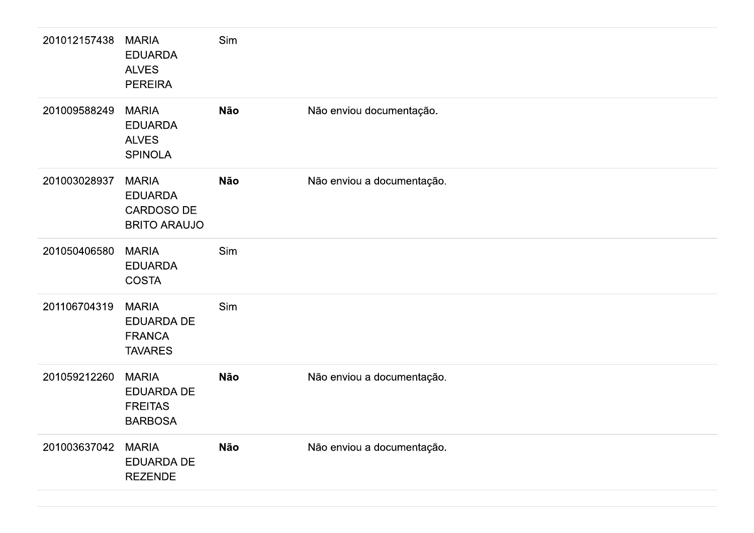| | | | |
|---|---|---|---|
| 201012157438 | MARIA EDUARDA ALVES PEREIRA | Sim | |
| 201009588249 | MARIA EDUARDA ALVES SPINOLA | **Não** | Não enviou documentação. |
| 201003028937 | MARIA EDUARDA CARDOSO DE BRITO ARAUJO | **Não** | Não enviou a documentação. |
| 201050406580 | MARIA EDUARDA COSTA | Sim | |
| 201106704319 | MARIA EDUARDA DE FRANCA TAVARES | Sim | |
| 201059212260 | MARIA EDUARDA DE FREITAS BARBOSA | **Não** | Não enviou a documentação. |
| 201003637042 | MARIA EDUARDA DE REZENDE | **Não** | Não enviou a documentação. |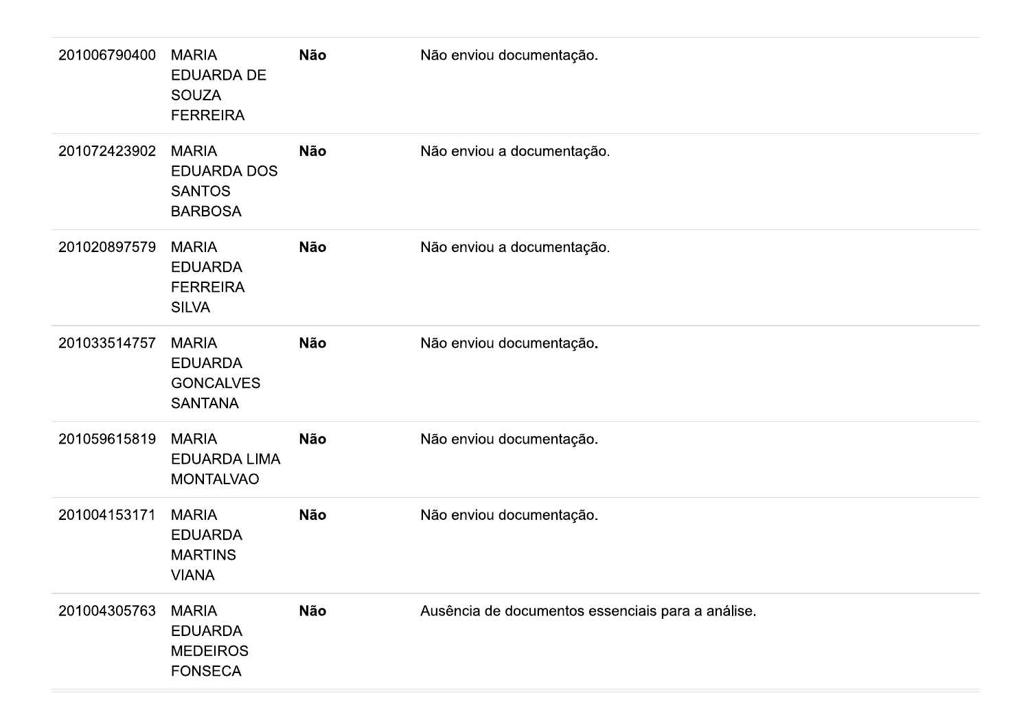| | | | |
|---|---|---|---|
| 201006790400 | MARIA EDUARDA DE SOUZA FERREIRA | **Não** | Não enviou documentação. |
| 201072423902 | MARIA EDUARDA DOS SANTOS BARBOSA | **Não** | Não enviou a documentação. |
| 201020897579 | MARIA EDUARDA FERREIRA SILVA | **Não** | Não enviou a documentação. |
| 201033514757 | MARIA EDUARDA GONCALVES SANTANA | **Não** | Não enviou documentação. |
| 201059615819 | MARIA EDUARDA LIMA MONTALVAO | **Não** | Não enviou documentação. |
| 201004153171 | MARIA EDUARDA MARTINS VIANA | **Não** | Não enviou documentação. |
| 201004305763 | MARIA EDUARDA MEDEIROS FONSECA | **Não** | Ausência de documentos essenciais para a análise. |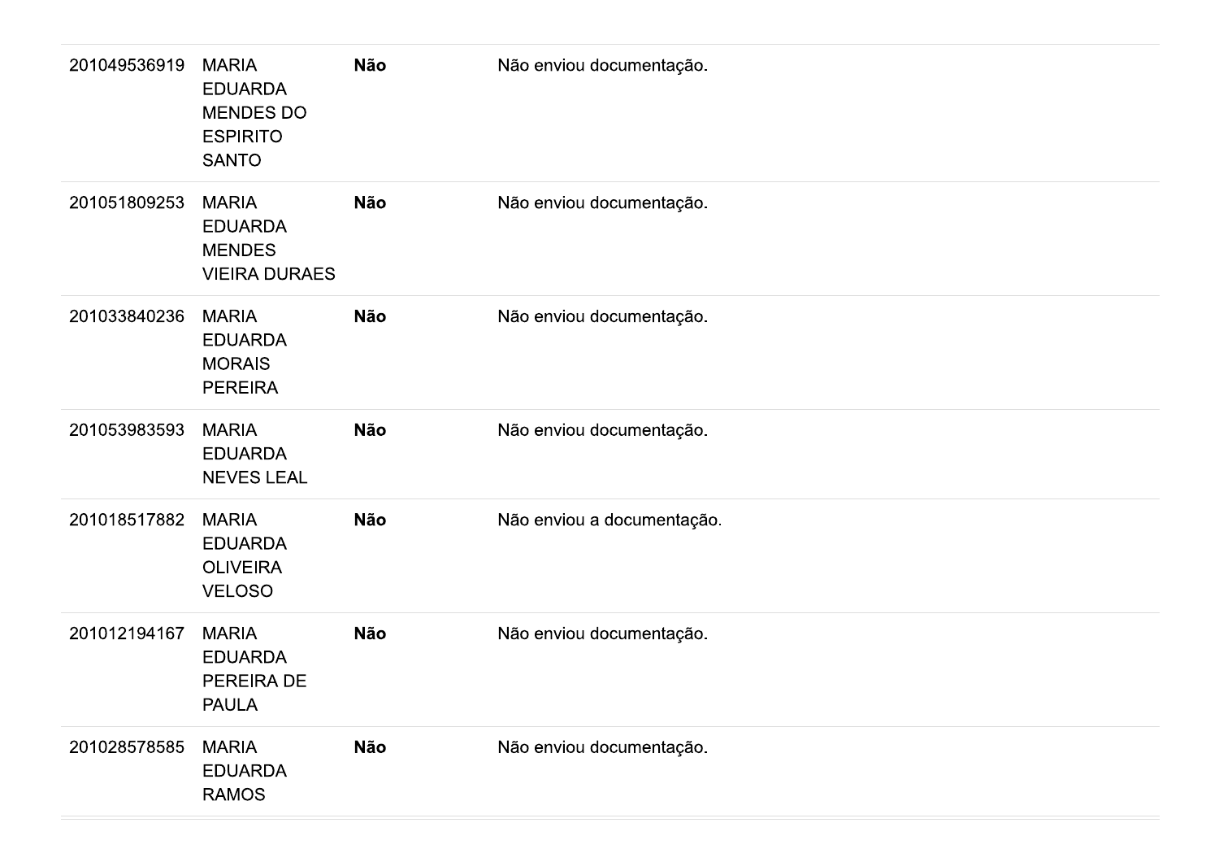| | | | |
|---|---|---|---|
| 201049536919 | MARIA EDUARDA MENDES DO ESPIRITO SANTO | **Não** | Não enviou documentação. |
| 201051809253 | MARIA EDUARDA MENDES VIEIRA DURAES | **Não** | Não enviou documentação. |
| 201033840236 | MARIA EDUARDA MORAIS PEREIRA | **Não** | Não enviou documentação. |
| 201053983593 | MARIA EDUARDA NEVES LEAL | **Não** | Não enviou documentação. |
| 201018517882 | MARIA EDUARDA OLIVEIRA VELOSO | **Não** | Não enviou a documentação. |
| 201012194167 | MARIA EDUARDA PEREIRA DE PAULA | **Não** | Não enviou documentação. |
| 201028578585 | MARIA EDUARDA RAMOS | **Não** | Não enviou documentação. |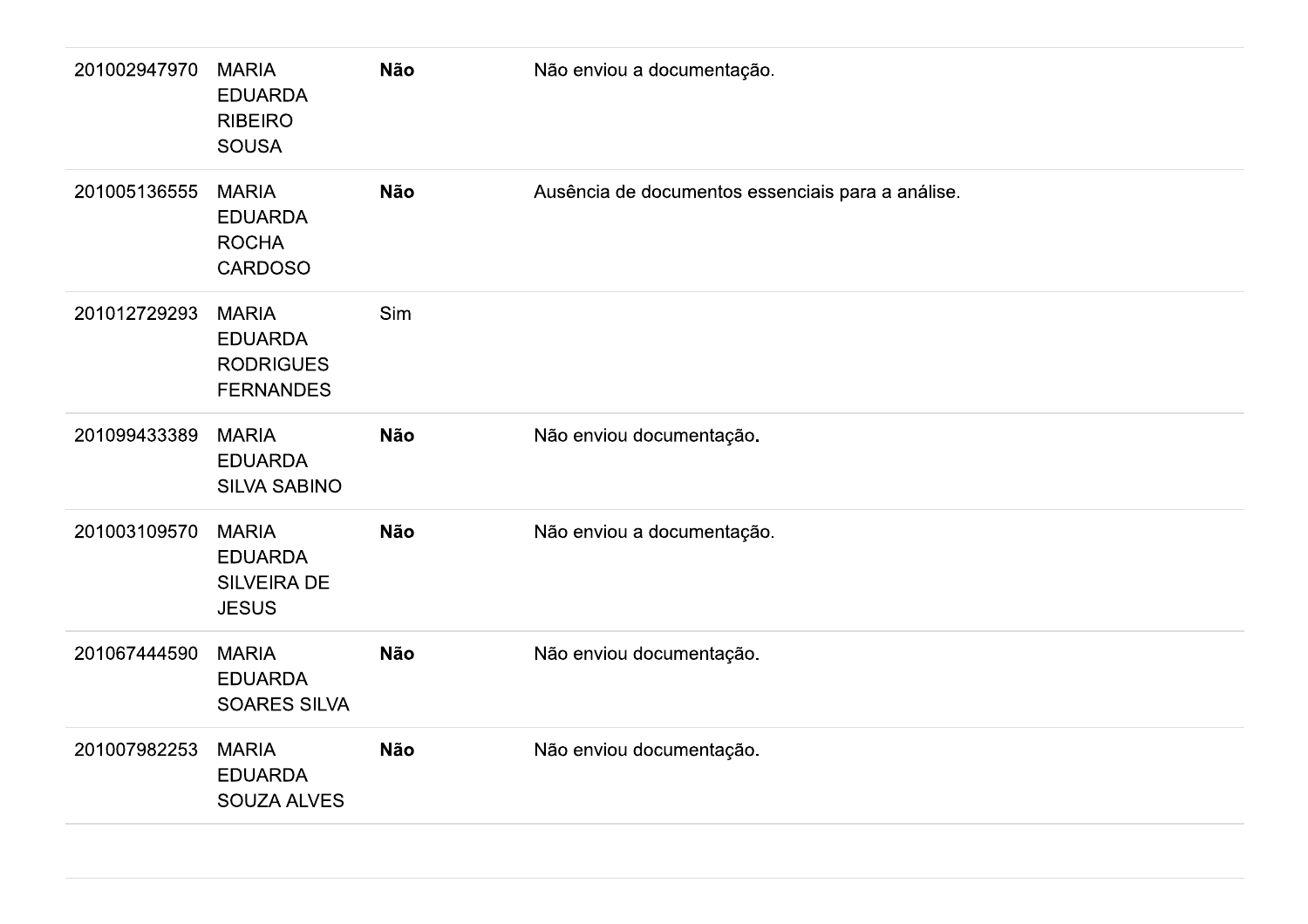| | | | |
|---|---|---|---|
| 201002947970 | MARIA EDUARDA RIBEIRO SOUSA | **Não** | Não enviou a documentação. |
| 201005136555 | MARIA EDUARDA ROCHA CARDOSO | **Não** | Ausência de documentos essenciais para a análise. |
| 201012729293 | MARIA EDUARDA RODRIGUES FERNANDES | Sim | |
| 201099433389 | MARIA EDUARDA SILVA SABINO | **Não** | Não enviou documentação. |
| 201003109570 | MARIA EDUARDA SILVEIRA DE JESUS | **Não** | Não enviou a documentação. |
| 201067444590 | MARIA EDUARDA SOARES SILVA | **Não** | Não enviou documentação. |
| 201007982253 | MARIA EDUARDA SOUZA ALVES | **Não** | Não enviou documentação. |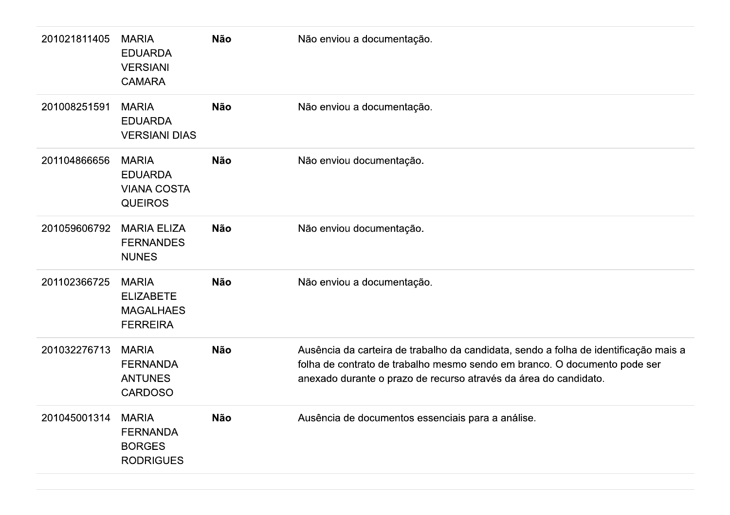| | | | |
|---|---|---|---|
| 201021811405 | MARIA EDUARDA VERSIANI CAMARA | **Não** | Não enviou a documentação. |
| 201008251591 | MARIA EDUARDA VERSIANI DIAS | **Não** | Não enviou a documentação. |
| 201104866656 | MARIA EDUARDA VIANA COSTA QUEIROS | **Não** | Não enviou documentação. |
| 201059606792 | MARIA ELIZA FERNANDES NUNES | **Não** | Não enviou documentação. |
| 201102366725 | MARIA ELIZABETE MAGALHAES FERREIRA | **Não** | Não enviou a documentação. |
| 201032276713 | MARIA FERNANDA ANTUNES CARDOSO | **Não** | Ausência da carteira de trabalho da candidata, sendo a folha de identificação mais a folha de contrato de trabalho mesmo sendo em branco. O documento pode ser anexado durante o prazo de recurso através da área do candidato. |
| 201045001314 | MARIA FERNANDA BORGES RODRIGUES | **Não** | Ausência de documentos essenciais para a análise. |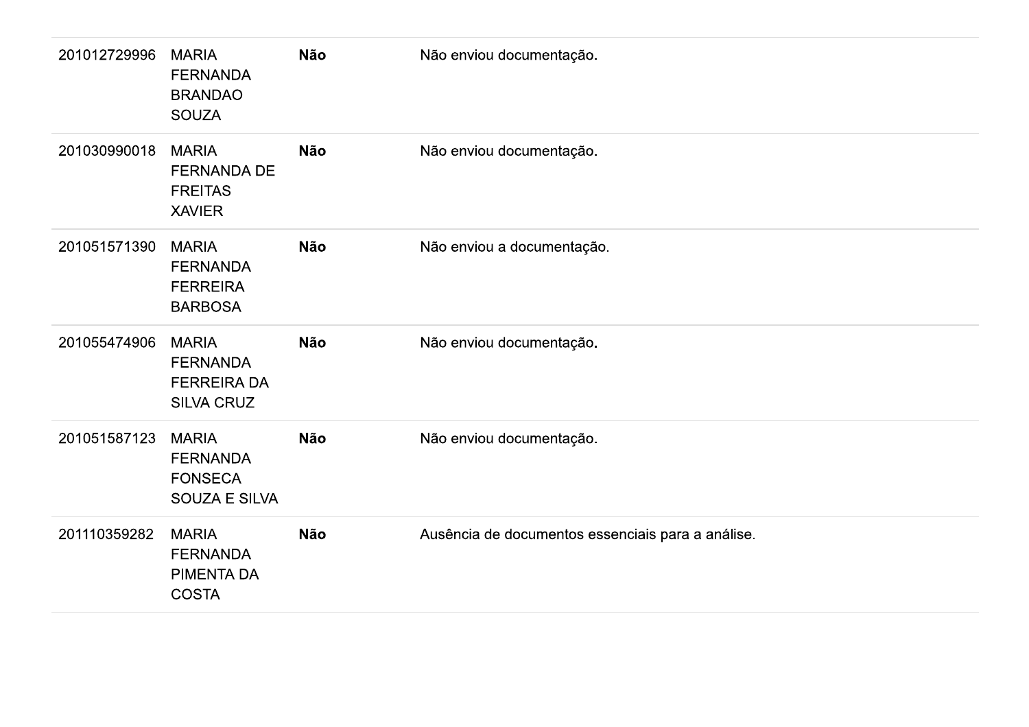| | | | |
|---|---|---|---|
| 201012729996 | MARIA FERNANDA BRANDAO SOUZA | **Não** | Não enviou documentação. |
| 201030990018 | MARIA FERNANDA DE FREITAS XAVIER | **Não** | Não enviou documentação. |
| 201051571390 | MARIA FERNANDA FERREIRA BARBOSA | **Não** | Não enviou a documentação. |
| 201055474906 | MARIA FERNANDA FERREIRA DA SILVA CRUZ | **Não** | Não enviou documentação. |
| 201051587123 | MARIA FERNANDA FONSECA SOUZA E SILVA | **Não** | Não enviou documentação. |
| 201110359282 | MARIA FERNANDA PIMENTA DA COSTA | **Não** | Ausência de documentos essenciais para a análise. |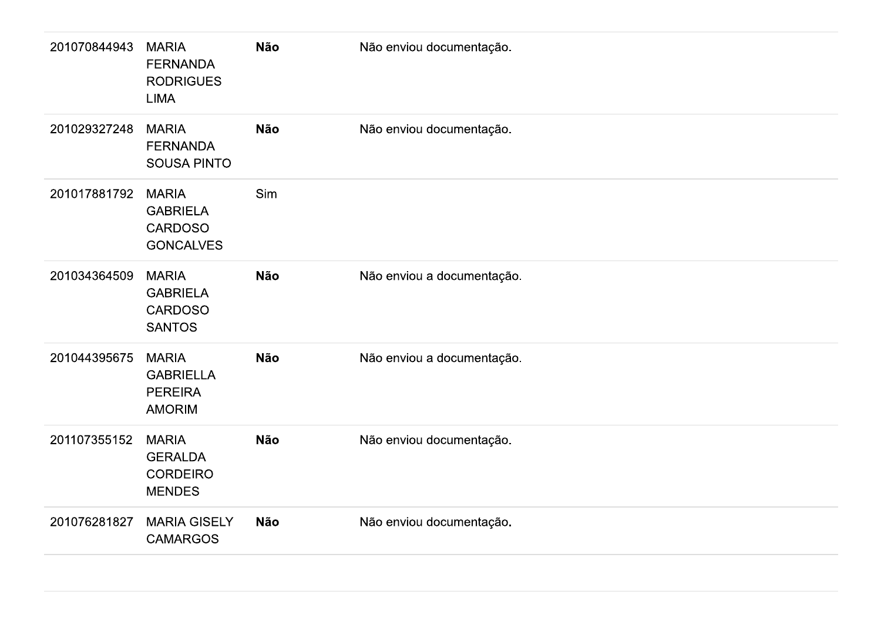| | | | |
|---|---|---|---|
| 201070844943 | MARIA FERNANDA RODRIGUES LIMA | **Não** | Não enviou documentação. |
| 201029327248 | MARIA FERNANDA SOUSA PINTO | **Não** | Não enviou documentação. |
| 201017881792 | MARIA GABRIELA CARDOSO GONCALVES | Sim | |
| 201034364509 | MARIA GABRIELA CARDOSO SANTOS | **Não** | Não enviou a documentação. |
| 201044395675 | MARIA GABRIELLA PEREIRA AMORIM | **Não** | Não enviou a documentação. |
| 201107355152 | MARIA GERALDA CORDEIRO MENDES | **Não** | Não enviou documentação. |
| 201076281827 | MARIA GISELY CAMARGOS | **Não** | Não enviou documentação. |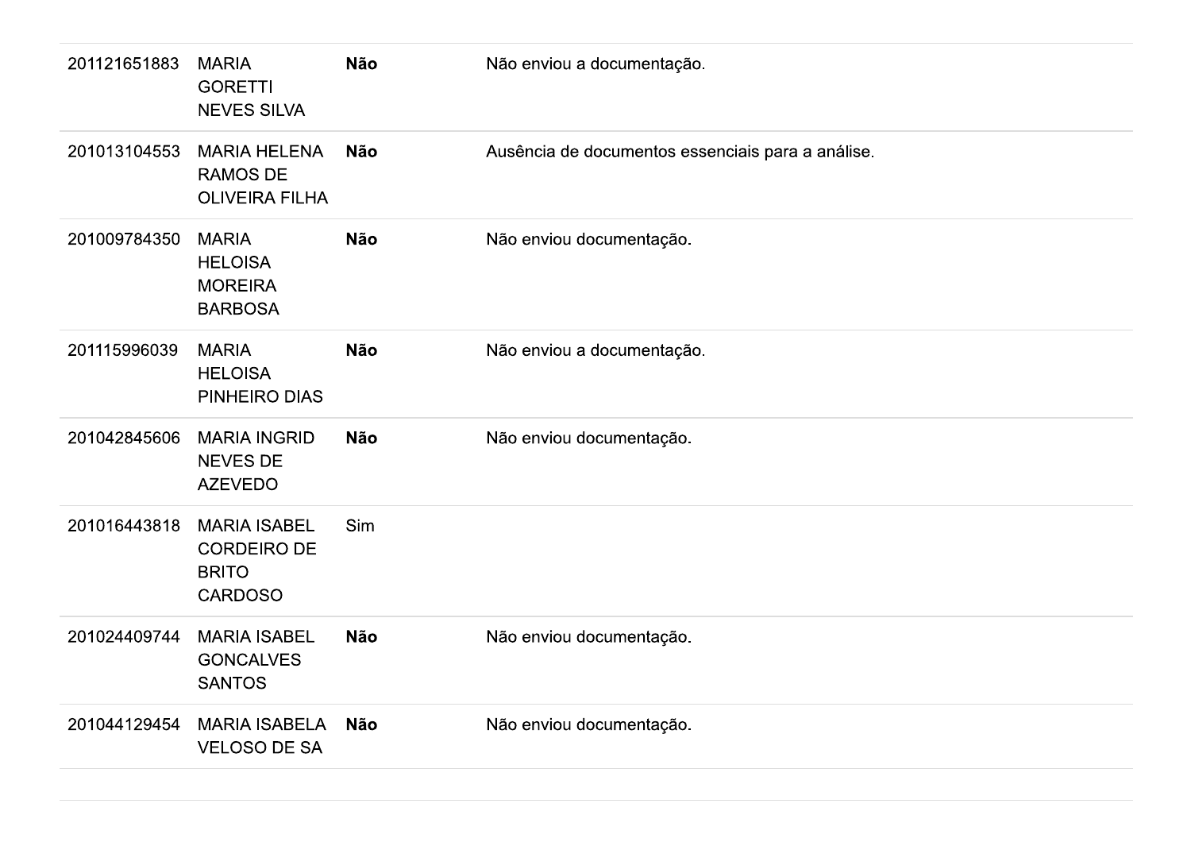| | | | |
|---|---|---|---|
| 201121651883 | MARIA GORETTI NEVES SILVA | **Não** | Não enviou a documentação. |
| 201013104553 | MARIA HELENA RAMOS DE OLIVEIRA FILHA | **Não** | Ausência de documentos essenciais para a análise. |
| 201009784350 | MARIA HELOISA MOREIRA BARBOSA | **Não** | Não enviou documentação. |
| 201115996039 | MARIA HELOISA PINHEIRO DIAS | **Não** | Não enviou a documentação. |
| 201042845606 | MARIA INGRID NEVES DE AZEVEDO | **Não** | Não enviou documentação. |
| 201016443818 | MARIA ISABEL CORDEIRO DE BRITO CARDOSO | Sim | |
| 201024409744 | MARIA ISABEL GONCALVES SANTOS | **Não** | Não enviou documentação. |
| 201044129454 | MARIA ISABELA VELOSO DE SA | **Não** | Não enviou documentação. |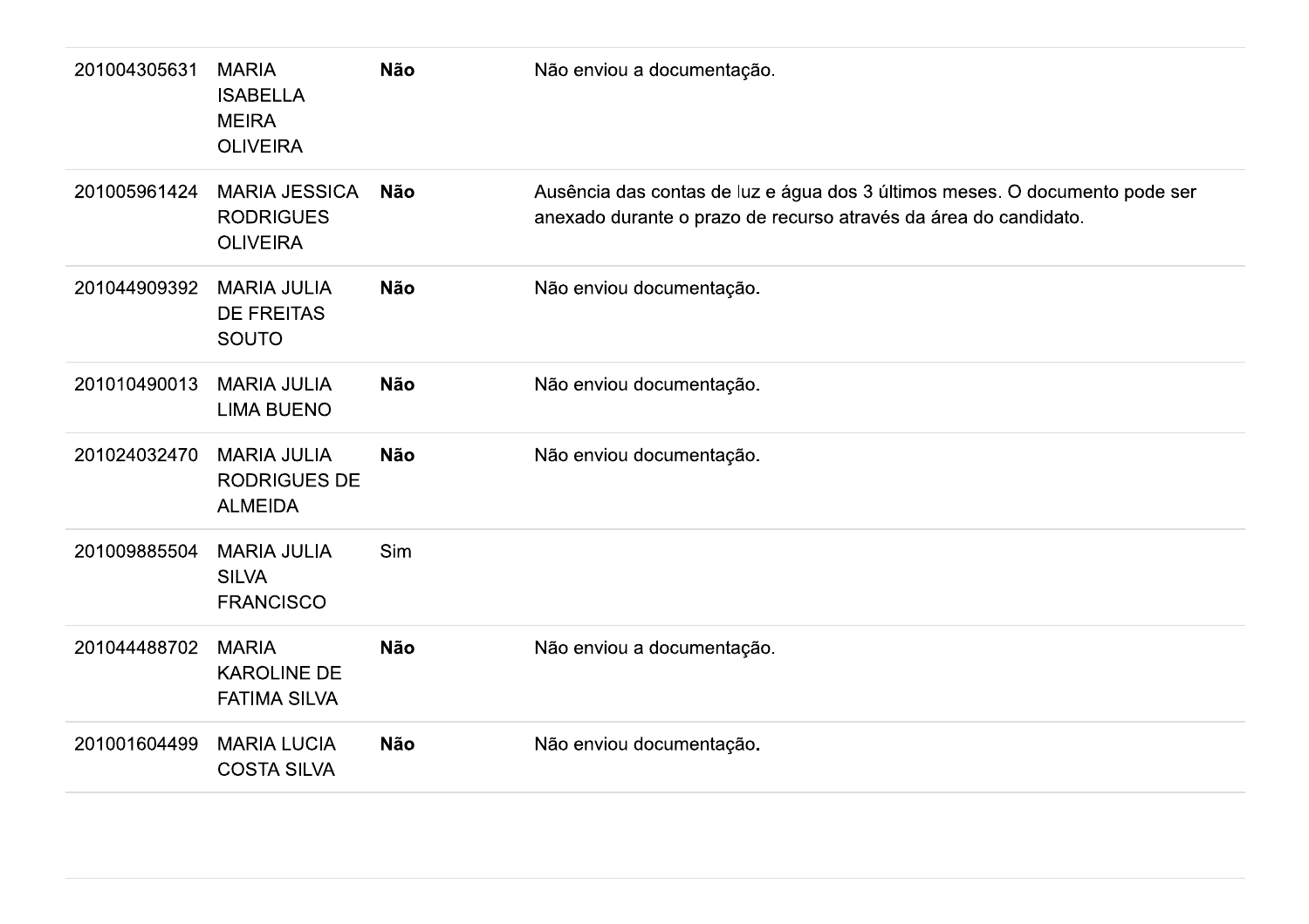| | | | |
|---|---|---|---|
| 201004305631 | MARIA ISABELLA MEIRA OLIVEIRA | **Não** | Não enviou a documentação. |
| 201005961424 | MARIA JESSICA RODRIGUES OLIVEIRA | **Não** | Ausência das contas de luz e água dos 3 últimos meses. O documento pode ser anexado durante o prazo de recurso através da área do candidato. |
| 201044909392 | MARIA JULIA DE FREITAS SOUTO | **Não** | Não enviou documentação. |
| 201010490013 | MARIA JULIA LIMA BUENO | **Não** | Não enviou documentação. |
| 201024032470 | MARIA JULIA RODRIGUES DE ALMEIDA | **Não** | Não enviou documentação. |
| 201009885504 | MARIA JULIA SILVA FRANCISCO | Sim | |
| 201044488702 | MARIA KAROLINE DE FATIMA SILVA | **Não** | Não enviou a documentação. |
| 201001604499 | MARIA LUCIA COSTA SILVA | **Não** | Não enviou documentação. |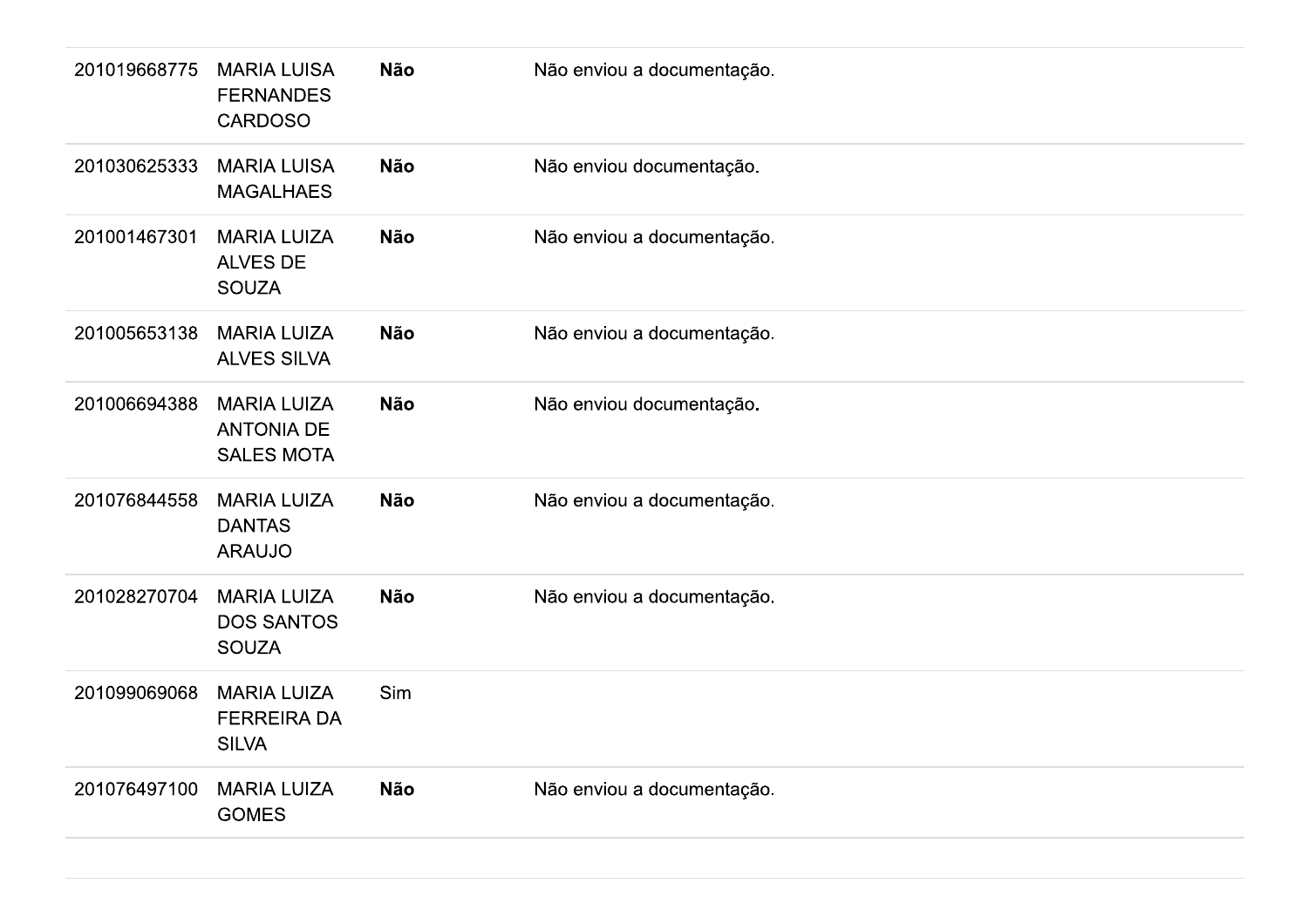| | | | |
|---|---|---|---|
| 201019668775 | MARIA LUISA FERNANDES CARDOSO | **Não** | Não enviou a documentação. |
| 201030625333 | MARIA LUISA MAGALHAES | **Não** | Não enviou documentação. |
| 201001467301 | MARIA LUIZA ALVES DE SOUZA | **Não** | Não enviou a documentação. |
| 201005653138 | MARIA LUIZA ALVES SILVA | **Não** | Não enviou a documentação. |
| 201006694388 | MARIA LUIZA ANTONIA DE SALES MOTA | **Não** | Não enviou documentação. |
| 201076844558 | MARIA LUIZA DANTAS ARAUJO | **Não** | Não enviou a documentação. |
| 201028270704 | MARIA LUIZA DOS SANTOS SOUZA | **Não** | Não enviou a documentação. |
| 201099069068 | MARIA LUIZA FERREIRA DA SILVA | Sim | |
| 201076497100 | MARIA LUIZA GOMES | **Não** | Não enviou a documentação. |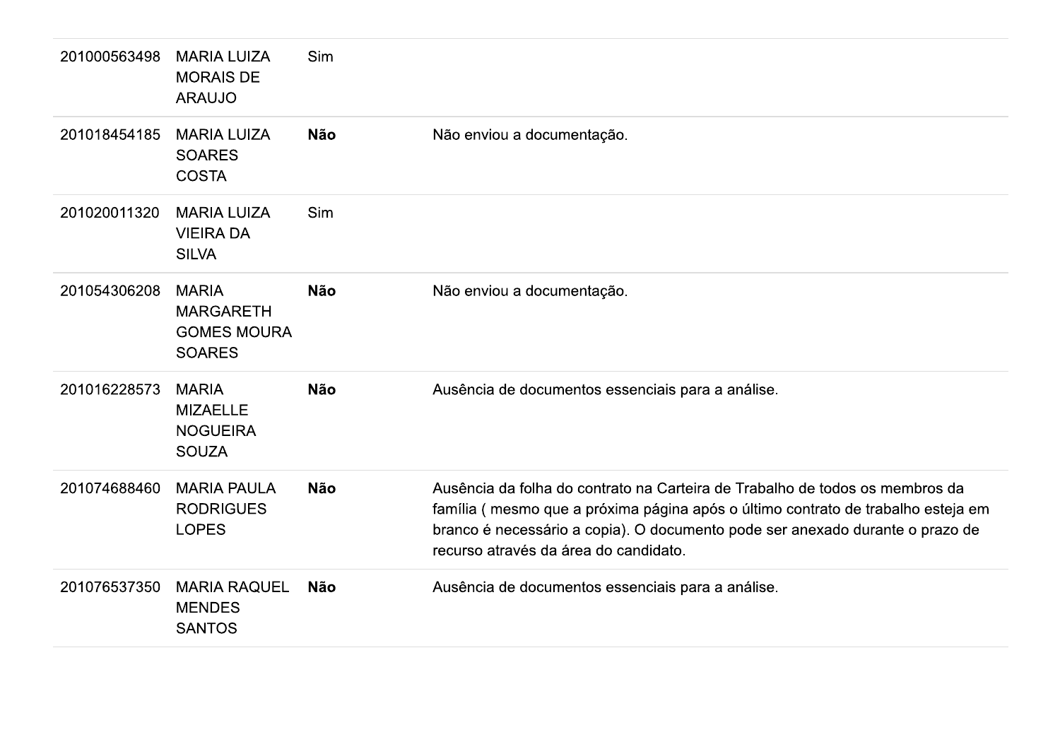| | | | |
|---|---|---|---|
| 201000563498 | MARIA LUIZA MORAIS DE ARAUJO | Sim | |
| 201018454185 | MARIA LUIZA SOARES COSTA | **Não** | Não enviou a documentação. |
| 201020011320 | MARIA LUIZA VIEIRA DA SILVA | Sim | |
| 201054306208 | MARIA MARGARETH GOMES MOURA SOARES | **Não** | Não enviou a documentação. |
| 201016228573 | MARIA MIZAELLE NOGUEIRA SOUZA | **Não** | Ausência de documentos essenciais para a análise. |
| 201074688460 | MARIA PAULA RODRIGUES LOPES | **Não** | Ausência da folha do contrato na Carteira de Trabalho de todos os membros da família ( mesmo que a próxima página após o último contrato de trabalho esteja em branco é necessário a copia). O documento pode ser anexado durante o prazo de recurso através da área do candidato. |
| 201076537350 | MARIA RAQUEL MENDES SANTOS | **Não** | Ausência de documentos essenciais para a análise. |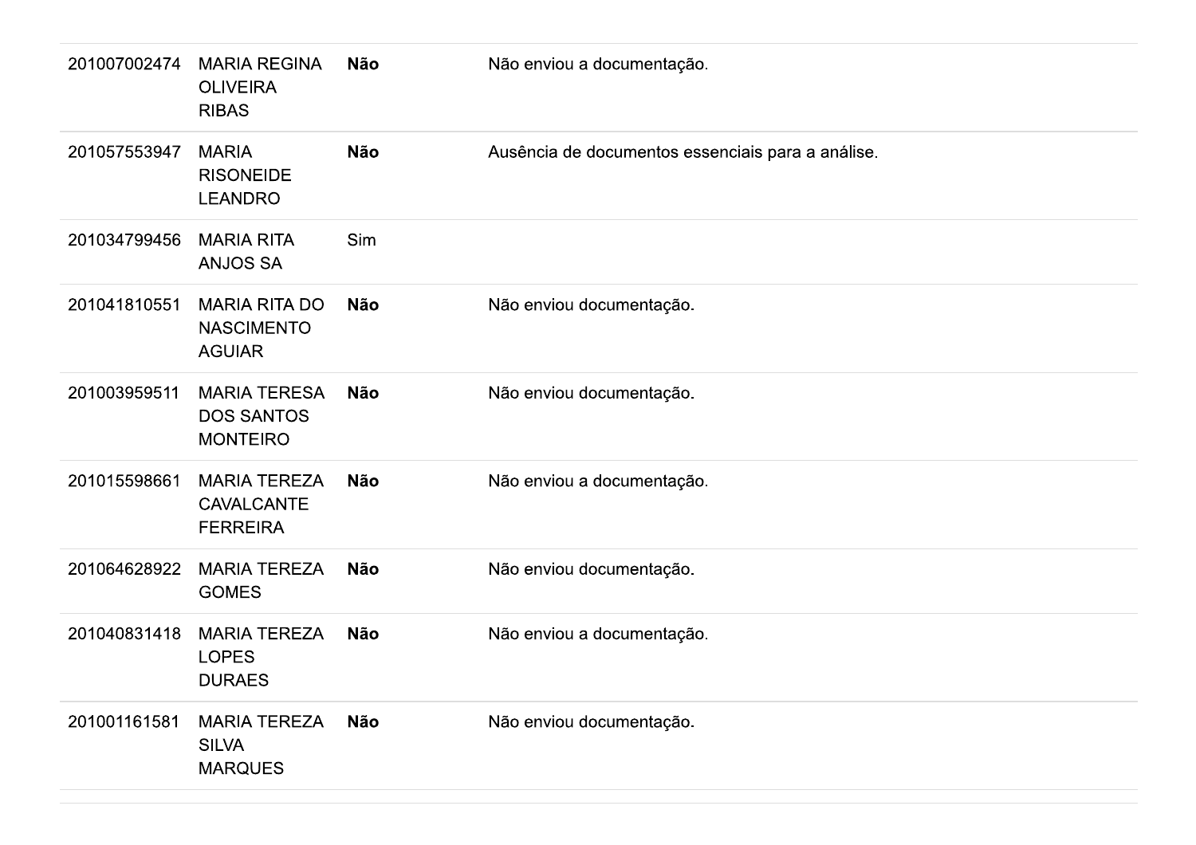| | | | |
|---|---|---|---|
| 201007002474 | MARIA REGINA OLIVEIRA RIBAS | **Não** | Não enviou a documentação. |
| 201057553947 | MARIA RISONEIDE LEANDRO | **Não** | Ausência de documentos essenciais para a análise. |
| 201034799456 | MARIA RITA ANJOS SA | Sim | |
| 201041810551 | MARIA RITA DO NASCIMENTO AGUIAR | **Não** | Não enviou documentação. |
| 201003959511 | MARIA TERESA DOS SANTOS MONTEIRO | **Não** | Não enviou documentação. |
| 201015598661 | MARIA TEREZA CAVALCANTE FERREIRA | **Não** | Não enviou a documentação. |
| 201064628922 | MARIA TEREZA GOMES | **Não** | Não enviou documentação. |
| 201040831418 | MARIA TEREZA LOPES DURAES | **Não** | Não enviou a documentação. |
| 201001161581 | MARIA TEREZA SILVA MARQUES | **Não** | Não enviou documentação. |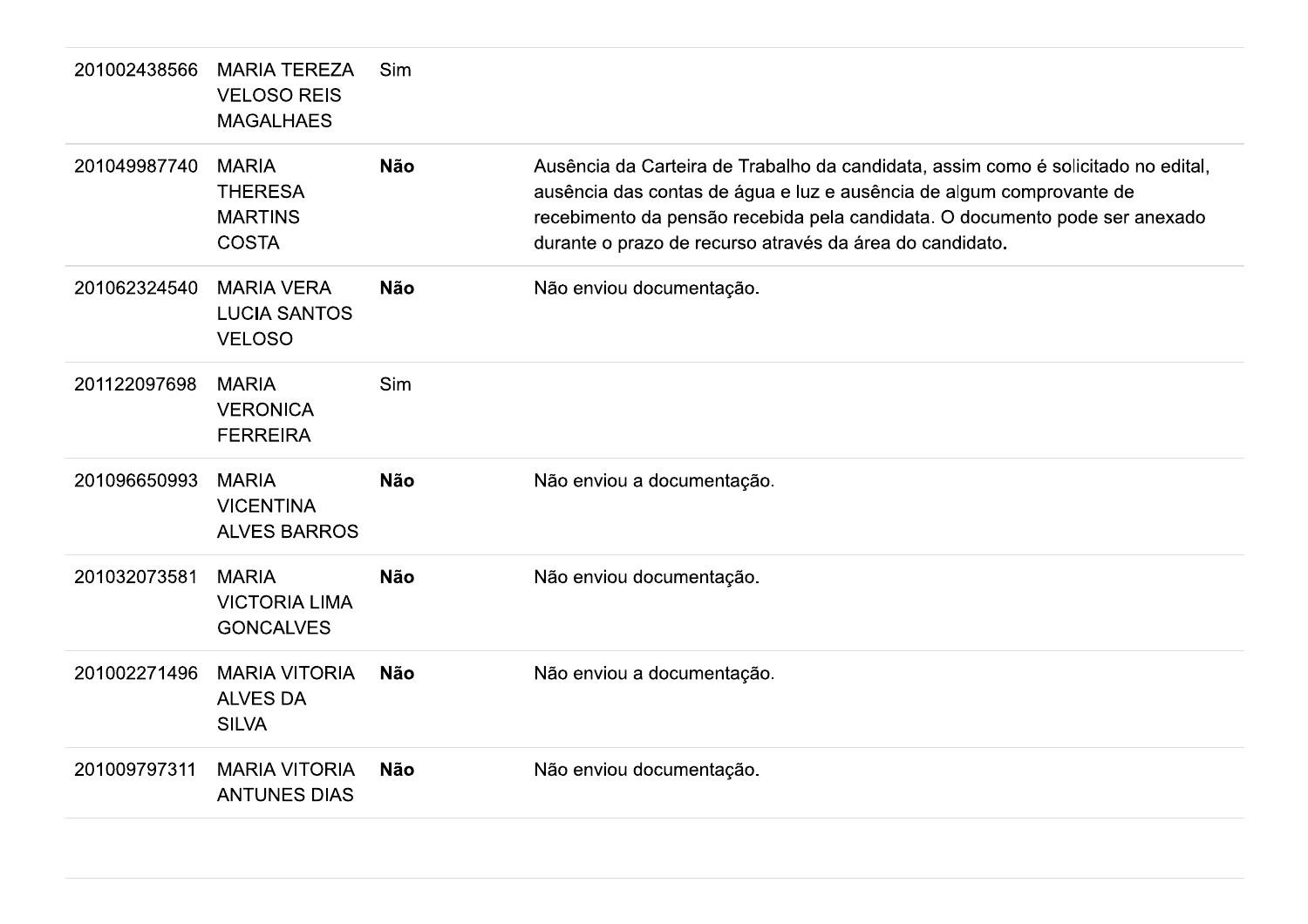| | | | |
|---|---|---|---|
| 201002438566 | MARIA TEREZA VELOSO REIS MAGALHAES | Sim | |
| 201049987740 | MARIA THERESA MARTINS COSTA | **Não** | Ausência da Carteira de Trabalho da candidata, assim como é solicitado no edital, ausência das contas de água e luz e ausência de algum comprovante de recebimento da pensão recebida pela candidata. O documento pode ser anexado durante o prazo de recurso através da área do candidato**.** |
| 201062324540 | MARIA VERA LUCIA SANTOS VELOSO | **Não** | Não enviou documentação. |
| 201122097698 | MARIA VERONICA FERREIRA | Sim | |
| 201096650993 | MARIA VICENTINA ALVES BARROS | **Não** | Não enviou a documentação. |
| 201032073581 | MARIA VICTORIA LIMA GONCALVES | **Não** | Não enviou documentação. |
| 201002271496 | MARIA VITORIA ALVES DA SILVA | **Não** | Não enviou a documentação. |
| 201009797311 | MARIA VITORIA ANTUNES DIAS | **Não** | Não enviou documentação. |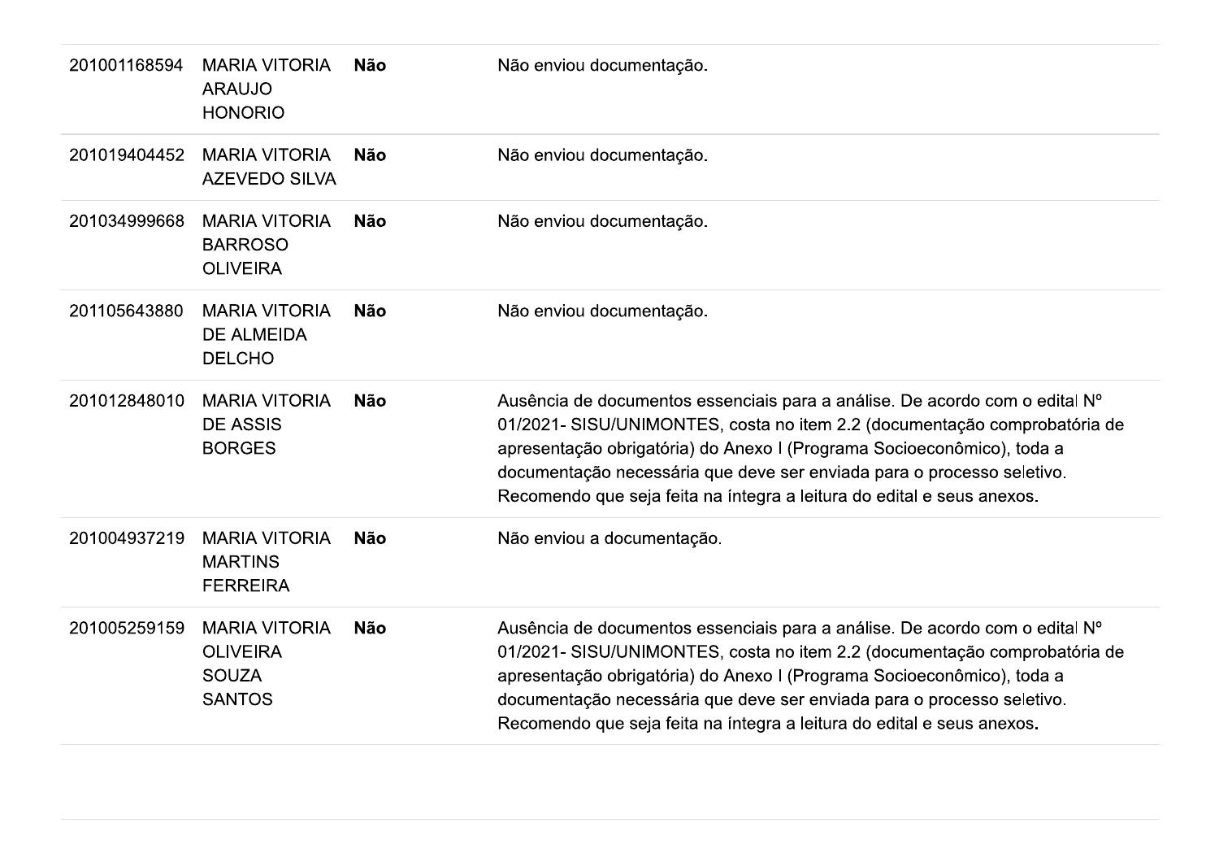| | | | |
|---|---|---|---|
| 201001168594 | MARIA VITORIA ARAUJO HONORIO | **Não** | Não enviou documentação. |
| 201019404452 | MARIA VITORIA AZEVEDO SILVA | **Não** | Não enviou documentação. |
| 201034999668 | MARIA VITORIA BARROSO OLIVEIRA | **Não** | Não enviou documentação. |
| 201105643880 | MARIA VITORIA DE ALMEIDA DELCHO | **Não** | Não enviou documentação. |
| 201012848010 | MARIA VITORIA DE ASSIS BORGES | **Não** | Ausência de documentos essenciais para a análise. De acordo com o edital Nº 01/2021- SISU/UNIMONTES, costa no item 2.2 (documentação comprobatória de apresentação obrigatória) do Anexo I (Programa Socioeconômico), toda a documentação necessária que deve ser enviada para o processo seletivo. Recomendo que seja feita na íntegra a leitura do edital e seus anexos. |
| 201004937219 | MARIA VITORIA MARTINS FERREIRA | **Não** | Não enviou a documentação. |
| 201005259159 | MARIA VITORIA OLIVEIRA SOUZA SANTOS | **Não** | Ausência de documentos essenciais para a análise. De acordo com o edital Nº 01/2021- SISU/UNIMONTES, costa no item 2.2 (documentação comprobatória de apresentação obrigatória) do Anexo I (Programa Socioeconômico), toda a documentação necessária que deve ser enviada para o processo seletivo. Recomendo que seja feita na íntegra a leitura do edital e seus anexos. |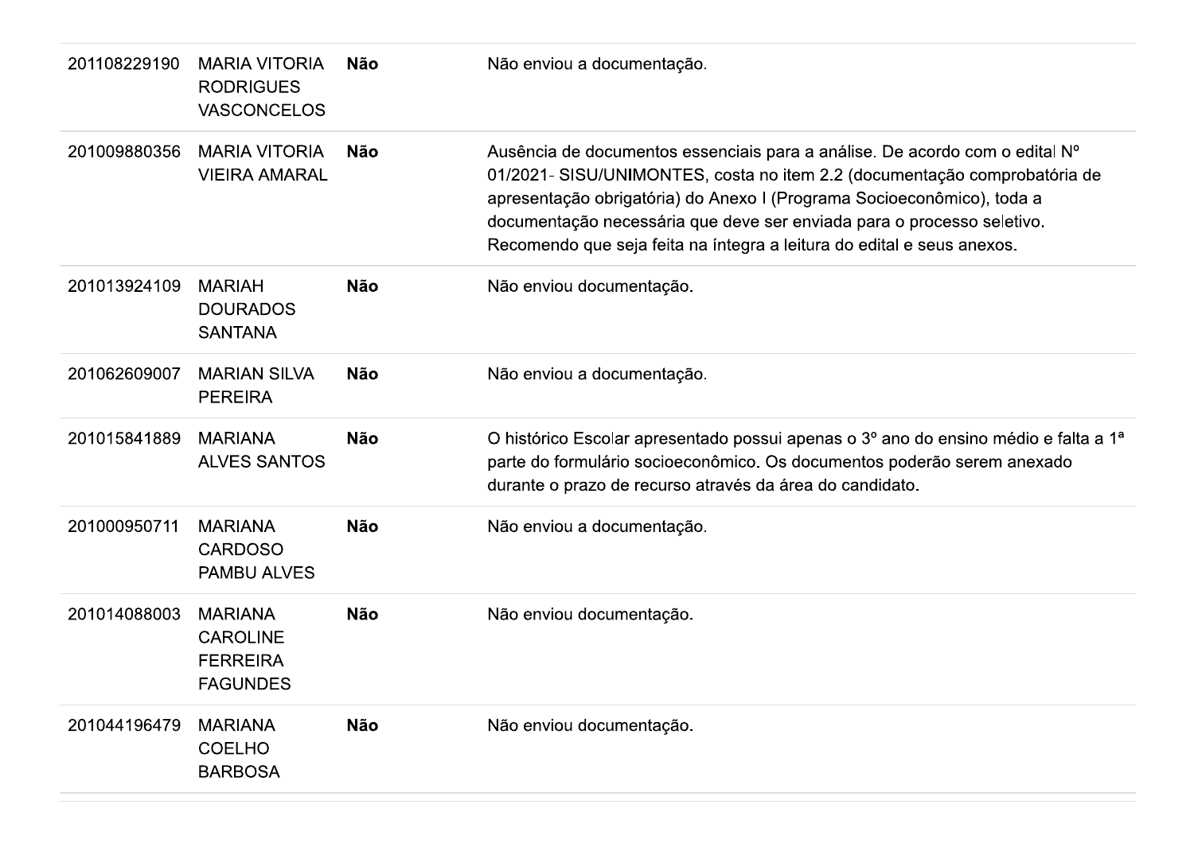| | | | |
|---|---|---|---|
| 201108229190 | MARIA VITORIA RODRIGUES VASCONCELOS | **Não** | Não enviou a documentação. |
| 201009880356 | MARIA VITORIA VIEIRA AMARAL | **Não** | Ausência de documentos essenciais para a análise. De acordo com o edital Nº 01/2021- SISU/UNIMONTES, costa no item 2.2 (documentação comprobatória de apresentação obrigatória) do Anexo I (Programa Socioeconômico), toda a documentação necessária que deve ser enviada para o processo seletivo. Recomendo que seja feita na íntegra a leitura do edital e seus anexos. |
| 201013924109 | MARIAH DOURADOS SANTANA | **Não** | Não enviou documentação. |
| 201062609007 | MARIAN SILVA PEREIRA | **Não** | Não enviou a documentação. |
| 201015841889 | MARIANA ALVES SANTOS | **Não** | O histórico Escolar apresentado possui apenas o 3º ano do ensino médio e falta a 1ª parte do formulário socioeconômico. Os documentos poderão serem anexado durante o prazo de recurso através da área do candidato. |
| 201000950711 | MARIANA CARDOSO PAMBU ALVES | **Não** | Não enviou a documentação. |
| 201014088003 | MARIANA CAROLINE FERREIRA FAGUNDES | **Não** | Não enviou documentação. |
| 201044196479 | MARIANA COELHO BARBOSA | **Não** | Não enviou documentação. |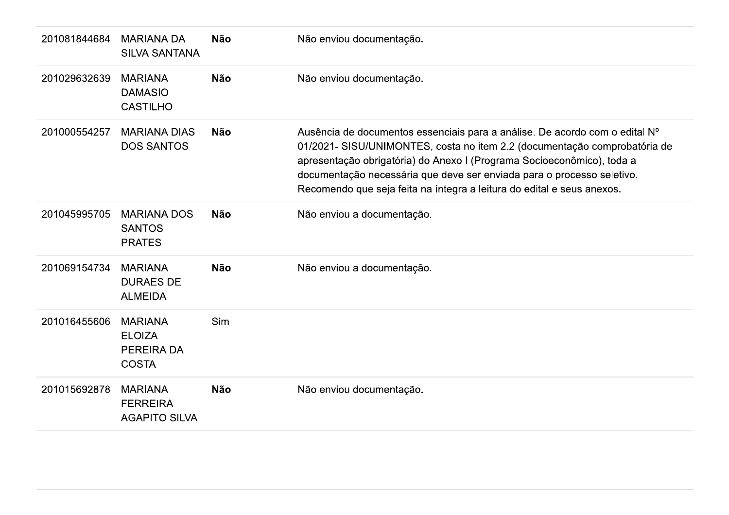| | | | |
|---|---|---|---|
| 201081844684 | MARIANA DA SILVA SANTANA | **Não** | Não enviou documentação. |
| 201029632639 | MARIANA DAMASIO CASTILHO | **Não** | Não enviou documentação. |
| 201000554257 | MARIANA DIAS DOS SANTOS | **Não** | Ausência de documentos essenciais para a análise. De acordo com o edital Nº 01/2021- SISU/UNIMONTES, costa no item 2.2 (documentação comprobatória de apresentação obrigatória) do Anexo I (Programa Socioeconômico), toda a documentação necessária que deve ser enviada para o processo seletivo. Recomendo que seja feita na íntegra a leitura do edital e seus anexos. |
| 201045995705 | MARIANA DOS SANTOS PRATES | **Não** | Não enviou a documentação. |
| 201069154734 | MARIANA DURAES DE ALMEIDA | **Não** | Não enviou a documentação. |
| 201016455606 | MARIANA ELOIZA PEREIRA DA COSTA | Sim | |
| 201015692878 | MARIANA FERREIRA AGAPITO SILVA | **Não** | Não enviou documentação. |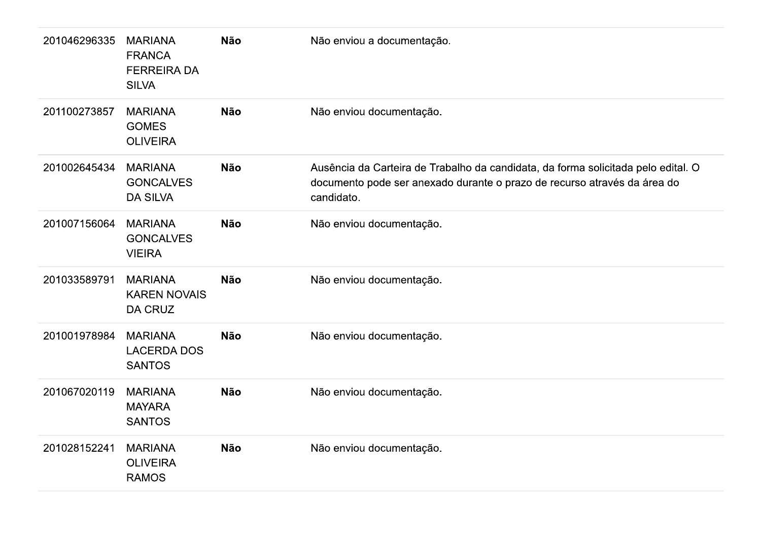| | | | |
|---|---|---|---|
| 201046296335 | MARIANA FRANCA FERREIRA DA SILVA | **Não** | Não enviou a documentação. |
| 201100273857 | MARIANA GOMES OLIVEIRA | **Não** | Não enviou documentação. |
| 201002645434 | MARIANA GONCALVES DA SILVA | **Não** | Ausência da Carteira de Trabalho da candidata, da forma solicitada pelo edital. O documento pode ser anexado durante o prazo de recurso através da área do candidato. |
| 201007156064 | MARIANA GONCALVES VIEIRA | **Não** | Não enviou documentação. |
| 201033589791 | MARIANA KAREN NOVAIS DA CRUZ | **Não** | Não enviou documentação. |
| 201001978984 | MARIANA LACERDA DOS SANTOS | **Não** | Não enviou documentação. |
| 201067020119 | MARIANA MAYARA SANTOS | **Não** | Não enviou documentação. |
| 201028152241 | MARIANA OLIVEIRA RAMOS | **Não** | Não enviou documentação. |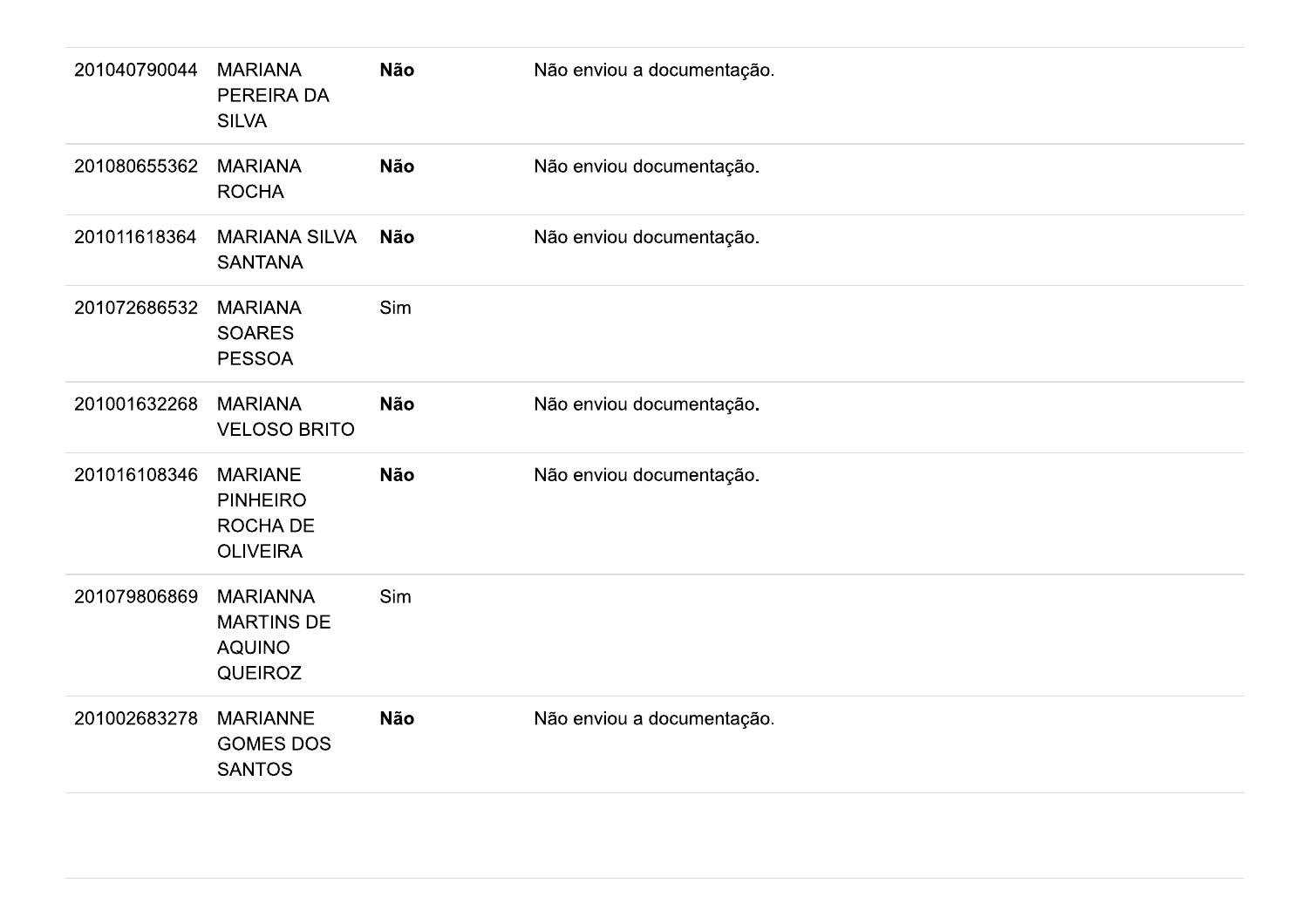| | | | |
|---|---|---|---|
| 201040790044 | MARIANA PEREIRA DA SILVA | **Não** | Não enviou a documentação. |
| 201080655362 | MARIANA ROCHA | **Não** | Não enviou documentação. |
| 201011618364 | MARIANA SILVA SANTANA | **Não** | Não enviou documentação. |
| 201072686532 | MARIANA SOARES PESSOA | Sim | |
| 201001632268 | MARIANA VELOSO BRITO | **Não** | Não enviou documentação. |
| 201016108346 | MARIANE PINHEIRO ROCHA DE OLIVEIRA | **Não** | Não enviou documentação. |
| 201079806869 | MARIANNA MARTINS DE AQUINO QUEIROZ | Sim | |
| 201002683278 | MARIANNE GOMES DOS SANTOS | **Não** | Não enviou a documentação. |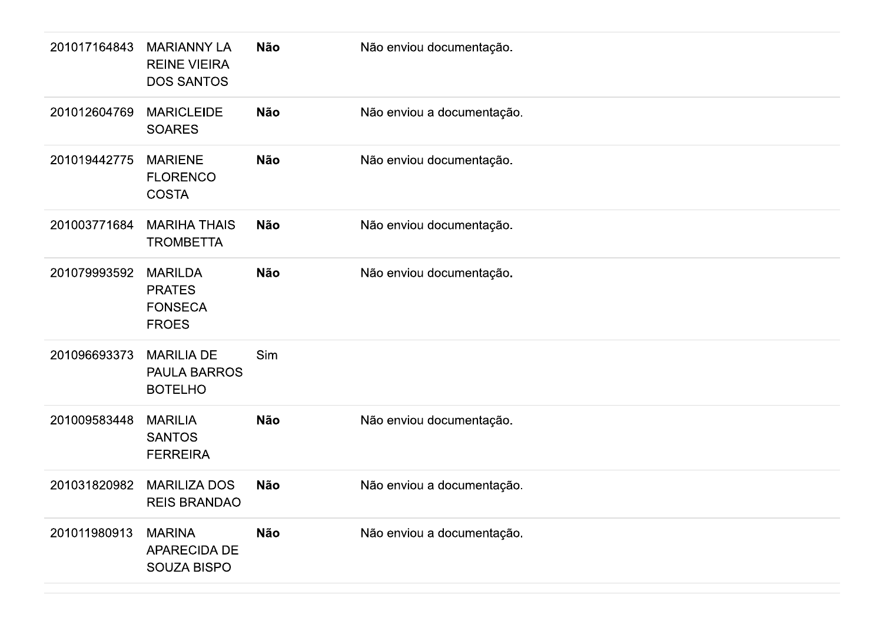| | | | |
|---|---|---|---|
| 201017164843 | MARIANNY LA REINE VIEIRA DOS SANTOS | **Não** | Não enviou documentação. |
| 201012604769 | MARICLEIDE SOARES | **Não** | Não enviou a documentação. |
| 201019442775 | MARIENE FLORENCO COSTA | **Não** | Não enviou documentação. |
| 201003771684 | MARIHA THAIS TROMBETTA | **Não** | Não enviou documentação. |
| 201079993592 | MARILDA PRATES FONSECA FROES | **Não** | Não enviou documentação. |
| 201096693373 | MARILIA DE PAULA BARROS BOTELHO | Sim | |
| 201009583448 | MARILIA SANTOS FERREIRA | **Não** | Não enviou documentação. |
| 201031820982 | MARILIZA DOS REIS BRANDAO | **Não** | Não enviou a documentação. |
| 201011980913 | MARINA APARECIDA DE SOUZA BISPO | **Não** | Não enviou a documentação. |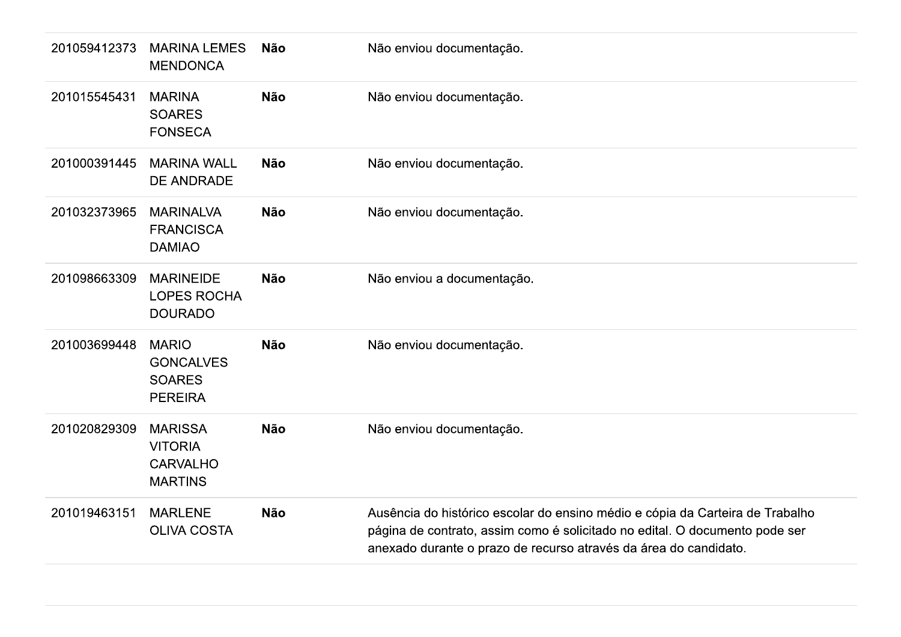| | | | |
|---|---|---|---|
| 201059412373 | MARINA LEMES MENDONCA | **Não** | Não enviou documentação. |
| 201015545431 | MARINA SOARES FONSECA | **Não** | Não enviou documentação. |
| 201000391445 | MARINA WALL DE ANDRADE | **Não** | Não enviou documentação. |
| 201032373965 | MARINALVA FRANCISCA DAMIAO | **Não** | Não enviou documentação. |
| 201098663309 | MARINEIDE LOPES ROCHA DOURADO | **Não** | Não enviou a documentação. |
| 201003699448 | MARIO GONCALVES SOARES PEREIRA | **Não** | Não enviou documentação. |
| 201020829309 | MARISSA VITORIA CARVALHO MARTINS | **Não** | Não enviou documentação. |
| 201019463151 | MARLENE OLIVA COSTA | **Não** | Ausência do histórico escolar do ensino médio e cópia da Carteira de Trabalho página de contrato, assim como é solicitado no edital. O documento pode ser anexado durante o prazo de recurso através da área do candidato. |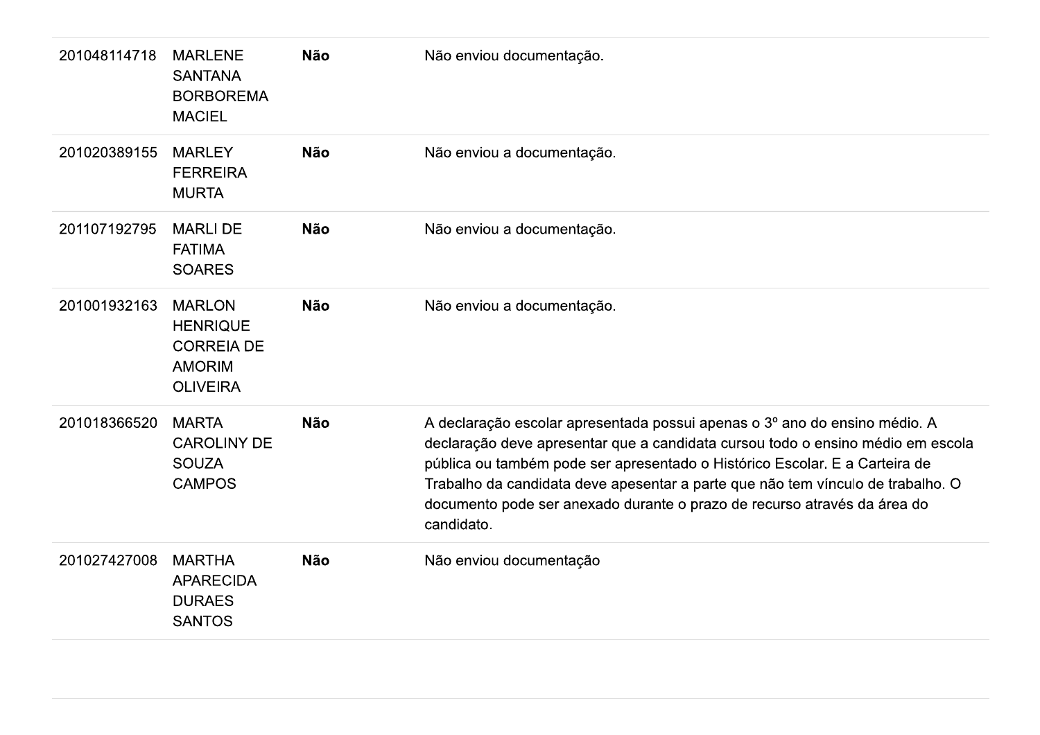| | | | |
|---|---|---|---|
| 201048114718 | MARLENE SANTANA BORBOREMA MACIEL | **Não** | Não enviou documentação. |
| 201020389155 | MARLEY FERREIRA MURTA | **Não** | Não enviou a documentação. |
| 201107192795 | MARLI DE FATIMA SOARES | **Não** | Não enviou a documentação. |
| 201001932163 | MARLON HENRIQUE CORREIA DE AMORIM OLIVEIRA | **Não** | Não enviou a documentação. |
| 201018366520 | MARTA CAROLINY DE SOUZA CAMPOS | **Não** | A declaração escolar apresentada possui apenas o 3º ano do ensino médio. A declaração deve apresentar que a candidata cursou todo o ensino médio em escola pública ou também pode ser apresentado o Histórico Escolar. E a Carteira de Trabalho da candidata deve apesentar a parte que não tem vínculo de trabalho. O documento pode ser anexado durante o prazo de recurso através da área do candidato. |
| 201027427008 | MARTHA APARECIDA DURAES SANTOS | **Não** | Não enviou documentação |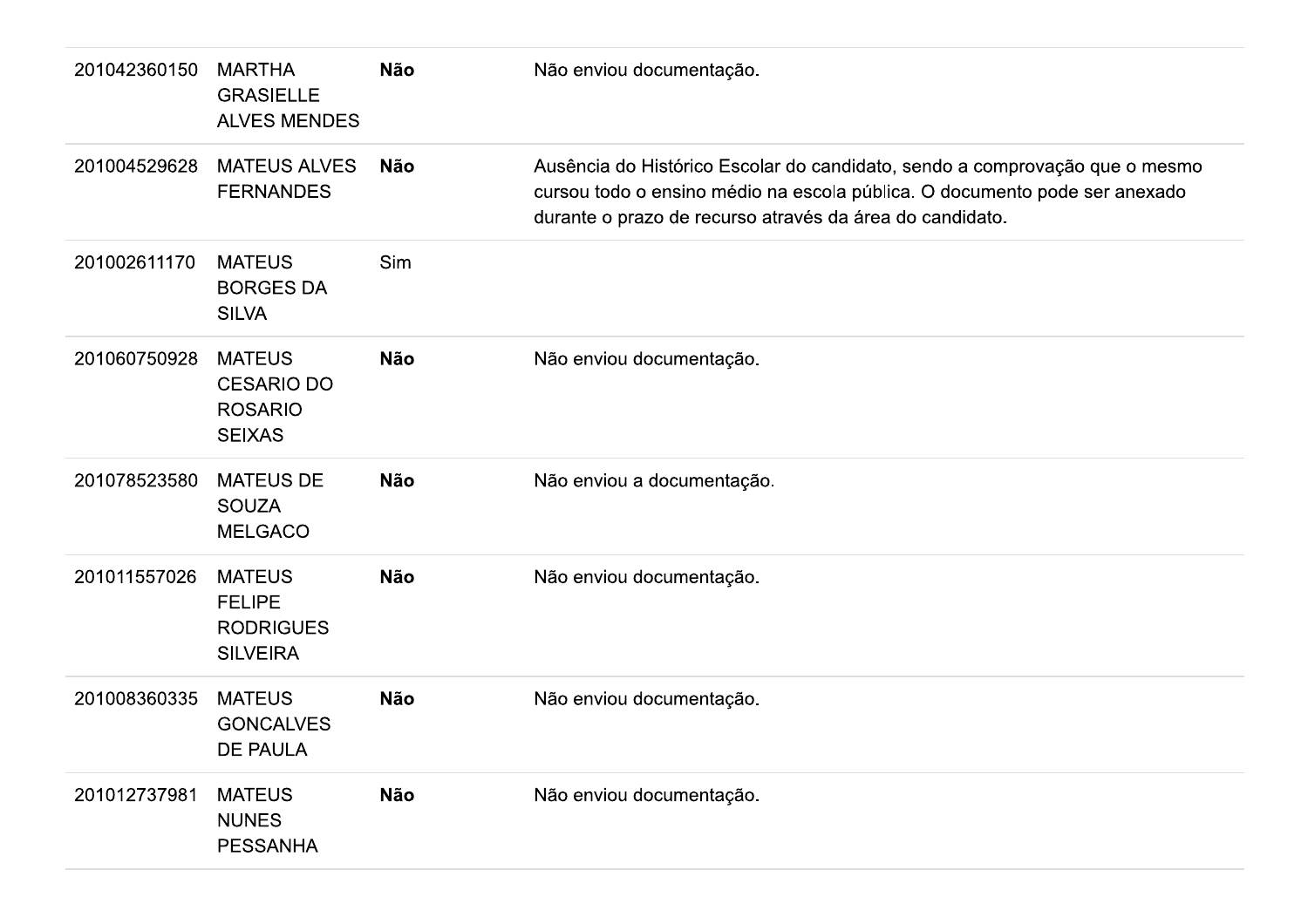| | | | |
|---|---|---|---|
| 201042360150 | MARTHA GRASIELLE ALVES MENDES | **Não** | Não enviou documentação. |
| 201004529628 | MATEUS ALVES FERNANDES | **Não** | Ausência do Histórico Escolar do candidato, sendo a comprovação que o mesmo cursou todo o ensino médio na escola pública. O documento pode ser anexado durante o prazo de recurso através da área do candidato. |
| 201002611170 | MATEUS BORGES DA SILVA | Sim | |
| 201060750928 | MATEUS CESARIO DO ROSARIO SEIXAS | **Não** | Não enviou documentação. |
| 201078523580 | MATEUS DE SOUZA MELGACO | **Não** | Não enviou a documentação. |
| 201011557026 | MATEUS FELIPE RODRIGUES SILVEIRA | **Não** | Não enviou documentação. |
| 201008360335 | MATEUS GONCALVES DE PAULA | **Não** | Não enviou documentação. |
| 201012737981 | MATEUS NUNES PESSANHA | **Não** | Não enviou documentação. |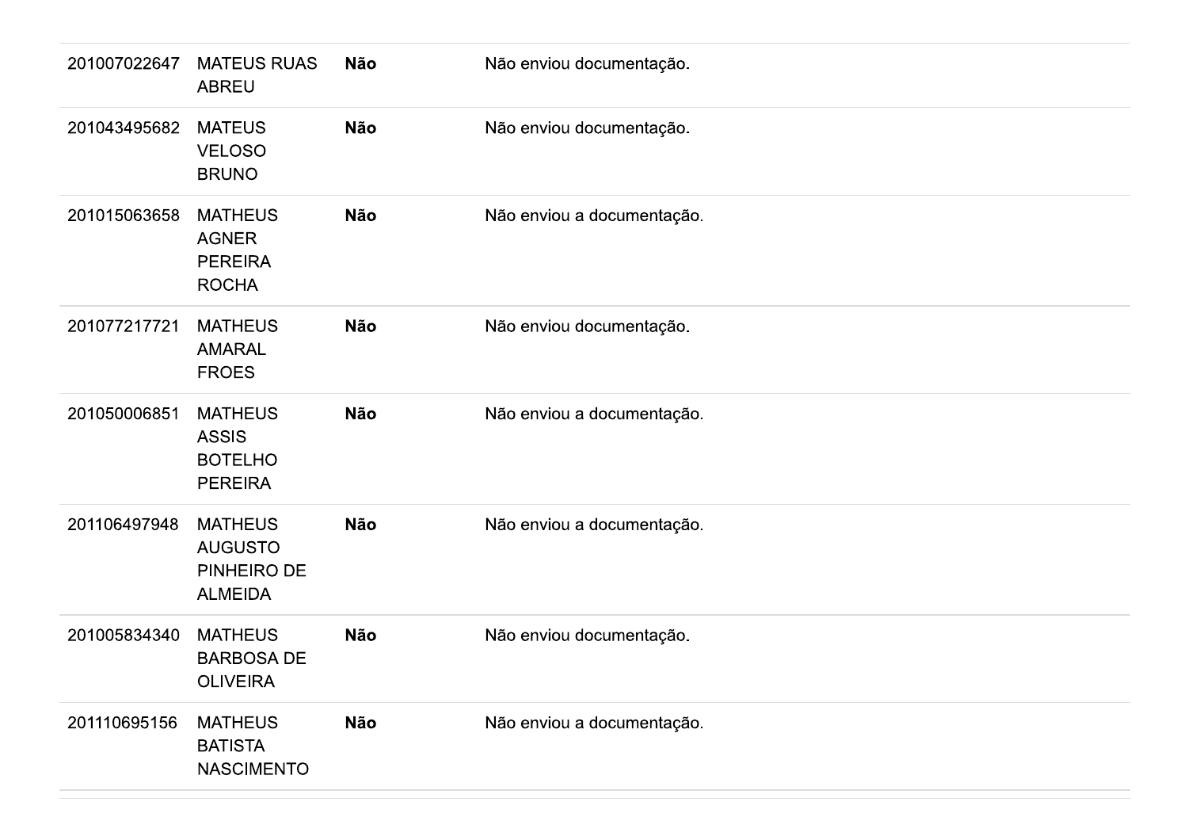| | | | |
|---|---|---|---|
| 201007022647 | MATEUS RUAS ABREU | **Não** | Não enviou documentação. |
| 201043495682 | MATEUS VELOSO BRUNO | **Não** | Não enviou documentação. |
| 201015063658 | MATHEUS AGNER PEREIRA ROCHA | **Não** | Não enviou a documentação. |
| 201077217721 | MATHEUS AMARAL FROES | **Não** | Não enviou documentação. |
| 201050006851 | MATHEUS ASSIS BOTELHO PEREIRA | **Não** | Não enviou a documentação. |
| 201106497948 | MATHEUS AUGUSTO PINHEIRO DE ALMEIDA | **Não** | Não enviou a documentação. |
| 201005834340 | MATHEUS BARBOSA DE OLIVEIRA | **Não** | Não enviou documentação. |
| 201110695156 | MATHEUS BATISTA NASCIMENTO | **Não** | Não enviou a documentação. |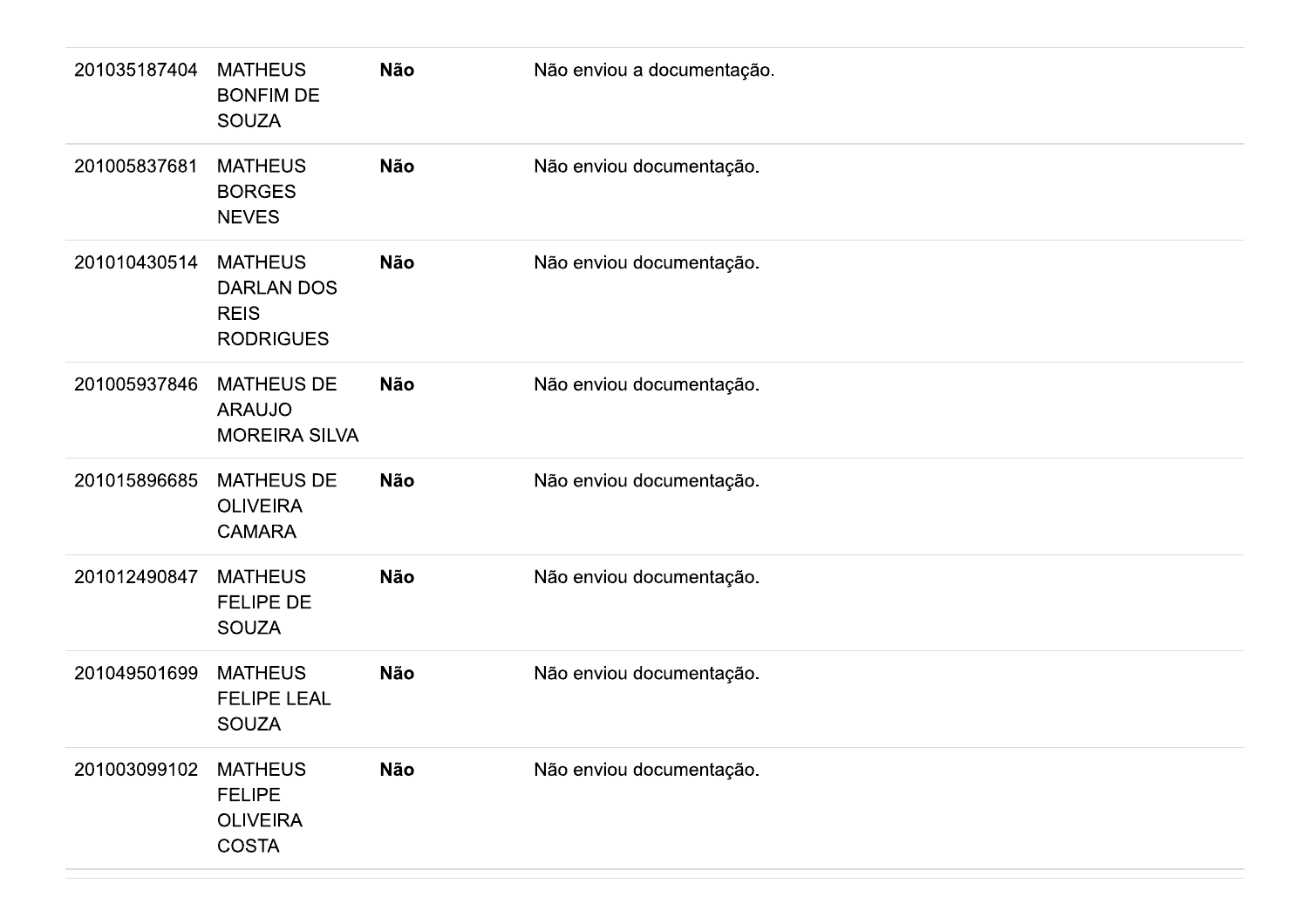| | | | |
|---|---|---|---|
| 201035187404 | MATHEUS BONFIM DE SOUZA | **Não** | Não enviou a documentação. |
| 201005837681 | MATHEUS BORGES NEVES | **Não** | Não enviou documentação. |
| 201010430514 | MATHEUS DARLAN DOS REIS RODRIGUES | **Não** | Não enviou documentação. |
| 201005937846 | MATHEUS DE ARAUJO MOREIRA SILVA | **Não** | Não enviou documentação. |
| 201015896685 | MATHEUS DE OLIVEIRA CAMARA | **Não** | Não enviou documentação. |
| 201012490847 | MATHEUS FELIPE DE SOUZA | **Não** | Não enviou documentação. |
| 201049501699 | MATHEUS FELIPE LEAL SOUZA | **Não** | Não enviou documentação. |
| 201003099102 | MATHEUS FELIPE OLIVEIRA COSTA | **Não** | Não enviou documentação. |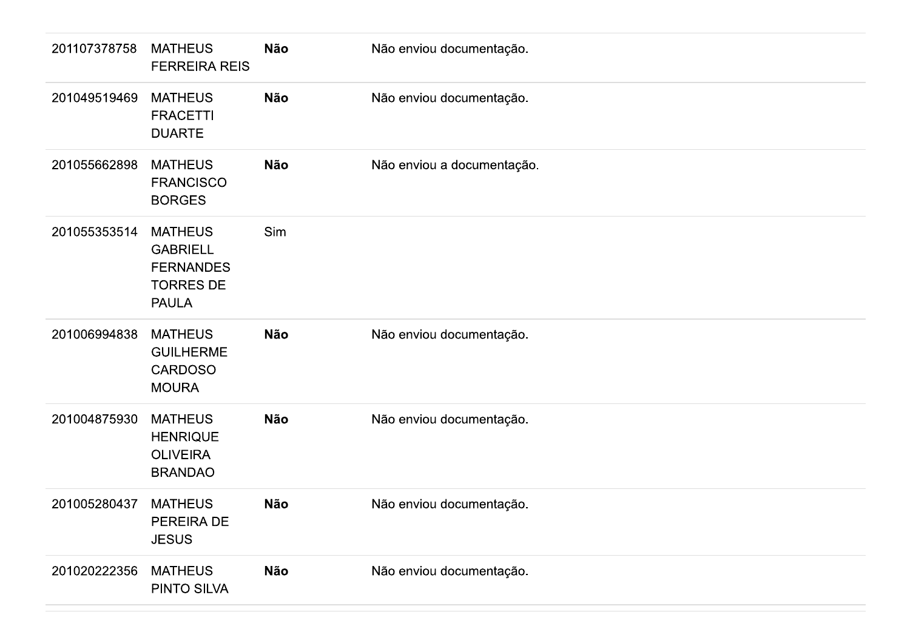| | | | |
|---|---|---|---|
| 201107378758 | MATHEUS FERREIRA REIS | **Não** | Não enviou documentação. |
| 201049519469 | MATHEUS FRACETTI DUARTE | **Não** | Não enviou documentação. |
| 201055662898 | MATHEUS FRANCISCO BORGES | **Não** | Não enviou a documentação. |
| 201055353514 | MATHEUS GABRIELL FERNANDES TORRES DE PAULA | Sim | |
| 201006994838 | MATHEUS GUILHERME CARDOSO MOURA | **Não** | Não enviou documentação. |
| 201004875930 | MATHEUS HENRIQUE OLIVEIRA BRANDAO | **Não** | Não enviou documentação. |
| 201005280437 | MATHEUS PEREIRA DE JESUS | **Não** | Não enviou documentação. |
| 201020222356 | MATHEUS PINTO SILVA | **Não** | Não enviou documentação. |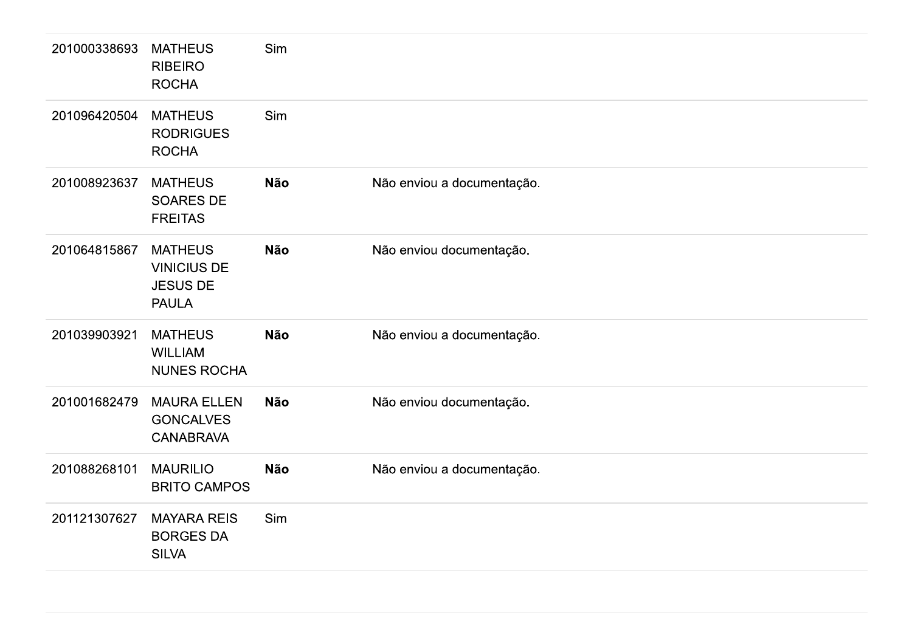| | | | |
|---|---|---|---|
| 201000338693 | MATHEUS RIBEIRO ROCHA | Sim | |
| 201096420504 | MATHEUS RODRIGUES ROCHA | Sim | |
| 201008923637 | MATHEUS SOARES DE FREITAS | **Não** | Não enviou a documentação. |
| 201064815867 | MATHEUS VINICIUS DE JESUS DE PAULA | **Não** | Não enviou documentação. |
| 201039903921 | MATHEUS WILLIAM NUNES ROCHA | **Não** | Não enviou a documentação. |
| 201001682479 | MAURA ELLEN GONCALVES CANABRAVA | **Não** | Não enviou documentação. |
| 201088268101 | MAURILIO BRITO CAMPOS | **Não** | Não enviou a documentação. |
| 201121307627 | MAYARA REIS BORGES DA SILVA | Sim | |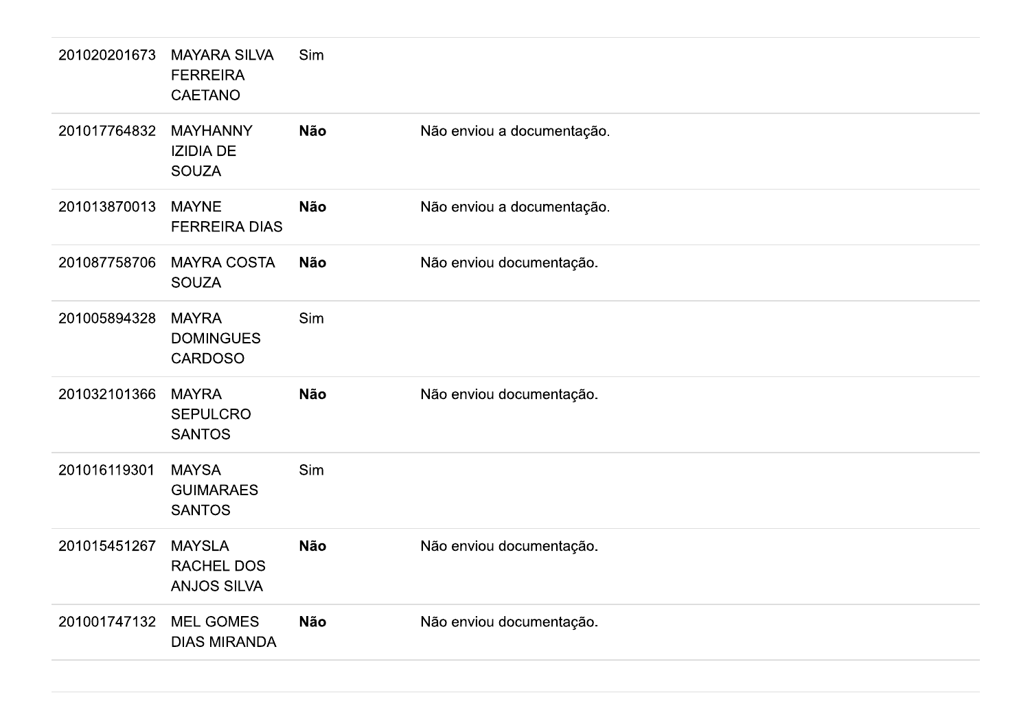| | | | |
|---|---|---|---|
| 201020201673 | MAYARA SILVA FERREIRA CAETANO | Sim | |
| 201017764832 | MAYHANNY IZIDIA DE SOUZA | **Não** | Não enviou a documentação. |
| 201013870013 | MAYNE FERREIRA DIAS | **Não** | Não enviou a documentação. |
| 201087758706 | MAYRA COSTA SOUZA | **Não** | Não enviou documentação. |
| 201005894328 | MAYRA DOMINGUES CARDOSO | Sim | |
| 201032101366 | MAYRA SEPULCRO SANTOS | **Não** | Não enviou documentação. |
| 201016119301 | MAYSA GUIMARAES SANTOS | Sim | |
| 201015451267 | MAYSLA RACHEL DOS ANJOS SILVA | **Não** | Não enviou documentação. |
| 201001747132 | MEL GOMES DIAS MIRANDA | **Não** | Não enviou documentação. |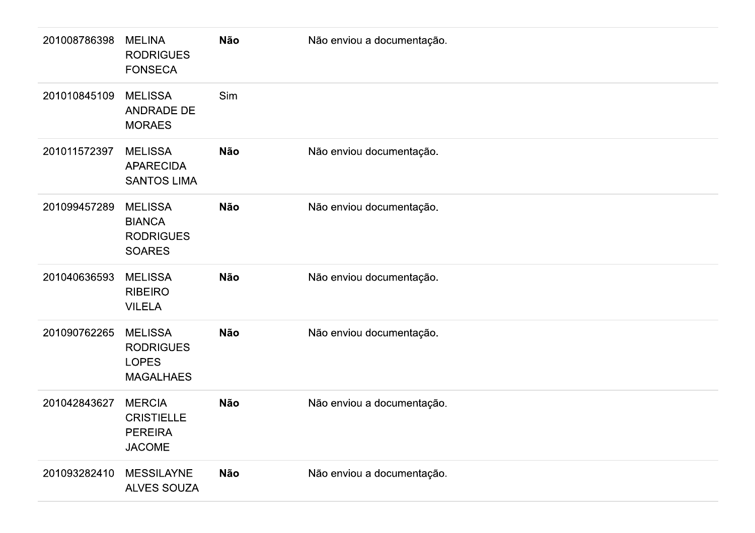| | | | |
|---|---|---|---|
| 201008786398 | MELINA RODRIGUES FONSECA | **Não** | Não enviou a documentação. |
| 201010845109 | MELISSA ANDRADE DE MORAES | Sim | |
| 201011572397 | MELISSA APARECIDA SANTOS LIMA | **Não** | Não enviou documentação. |
| 201099457289 | MELISSA BIANCA RODRIGUES SOARES | **Não** | Não enviou documentação. |
| 201040636593 | MELISSA RIBEIRO VILELA | **Não** | Não enviou documentação. |
| 201090762265 | MELISSA RODRIGUES LOPES MAGALHAES | **Não** | Não enviou documentação. |
| 201042843627 | MERCIA CRISTIELLE PEREIRA JACOME | **Não** | Não enviou a documentação. |
| 201093282410 | MESSILAYNE ALVES SOUZA | **Não** | Não enviou a documentação. |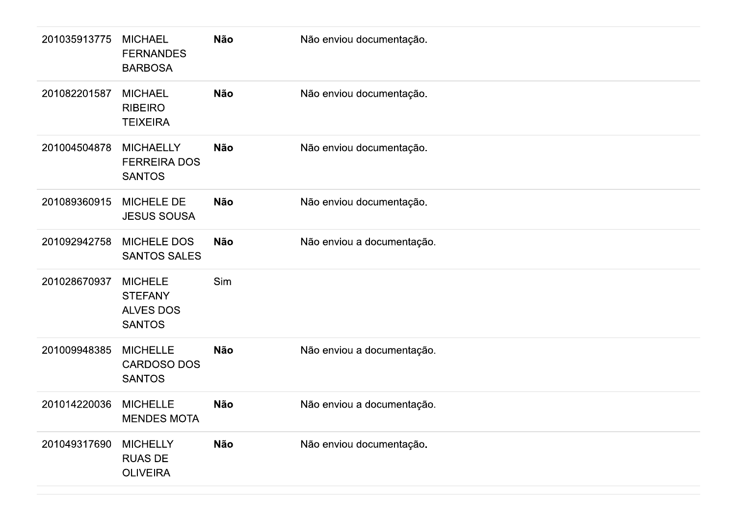| | | | |
|---|---|---|---|
| 201035913775 | MICHAEL FERNANDES BARBOSA | **Não** | Não enviou documentação. |
| 201082201587 | MICHAEL RIBEIRO TEIXEIRA | **Não** | Não enviou documentação. |
| 201004504878 | MICHAELLY FERREIRA DOS SANTOS | **Não** | Não enviou documentação. |
| 201089360915 | MICHELE DE JESUS SOUSA | **Não** | Não enviou documentação. |
| 201092942758 | MICHELE DOS SANTOS SALES | **Não** | Não enviou a documentação. |
| 201028670937 | MICHELE STEFANY ALVES DOS SANTOS | Sim | |
| 201009948385 | MICHELLE CARDOSO DOS SANTOS | **Não** | Não enviou a documentação. |
| 201014220036 | MICHELLE MENDES MOTA | **Não** | Não enviou a documentação. |
| 201049317690 | MICHELLY RUAS DE OLIVEIRA | **Não** | Não enviou documentação. |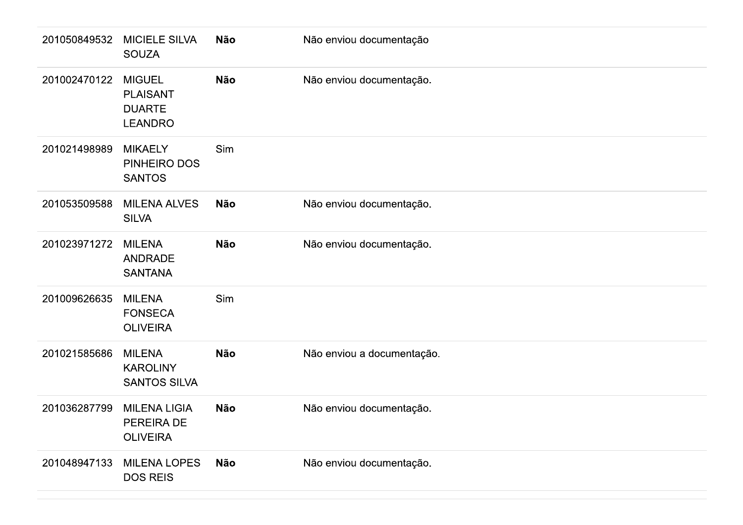| | | | |
|---|---|---|---|
| 201050849532 | MICIELE SILVA SOUZA | **Não** | Não enviou documentação |
| 201002470122 | MIGUEL PLAISANT DUARTE LEANDRO | **Não** | Não enviou documentação. |
| 201021498989 | MIKAELY PINHEIRO DOS SANTOS | Sim | |
| 201053509588 | MILENA ALVES SILVA | **Não** | Não enviou documentação. |
| 201023971272 | MILENA ANDRADE SANTANA | **Não** | Não enviou documentação. |
| 201009626635 | MILENA FONSECA OLIVEIRA | Sim | |
| 201021585686 | MILENA KAROLINY SANTOS SILVA | **Não** | Não enviou a documentação. |
| 201036287799 | MILENA LIGIA PEREIRA DE OLIVEIRA | **Não** | Não enviou documentação. |
| 201048947133 | MILENA LOPES DOS REIS | **Não** | Não enviou documentação. |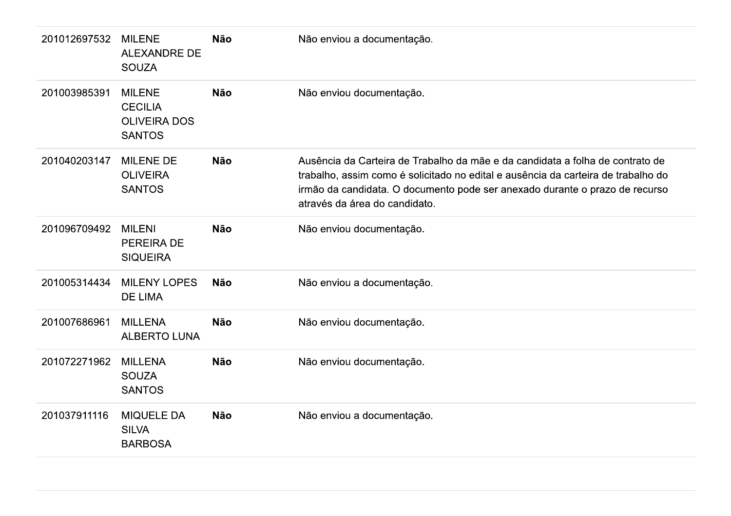| | | | |
|---|---|---|---|
| 201012697532 | MILENE ALEXANDRE DE SOUZA | **Não** | Não enviou a documentação. |
| 201003985391 | MILENE CECILIA OLIVEIRA DOS SANTOS | **Não** | Não enviou documentação. |
| 201040203147 | MILENE DE OLIVEIRA SANTOS | **Não** | Ausência da Carteira de Trabalho da mãe e da candidata a folha de contrato de trabalho, assim como é solicitado no edital e ausência da carteira de trabalho do irmão da candidata. O documento pode ser anexado durante o prazo de recurso através da área do candidato. |
| 201096709492 | MILENI PEREIRA DE SIQUEIRA | **Não** | Não enviou documentação. |
| 201005314434 | MILENY LOPES DE LIMA | **Não** | Não enviou a documentação. |
| 201007686961 | MILLENA ALBERTO LUNA | **Não** | Não enviou documentação. |
| 201072271962 | MILLENA SOUZA SANTOS | **Não** | Não enviou documentação. |
| 201037911116 | MIQUELE DA SILVA BARBOSA | **Não** | Não enviou a documentação. |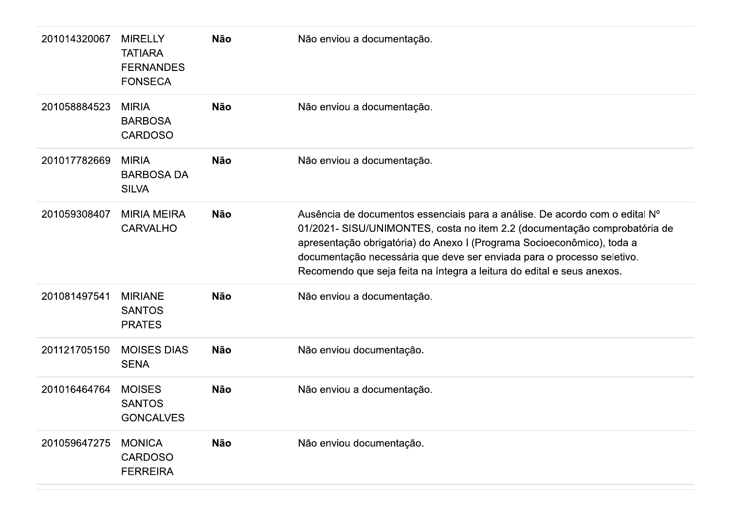| | | | |
|---|---|---|---|
| 201014320067 | MIRELLY TATIARA FERNANDES FONSECA | **Não** | Não enviou a documentação. |
| 201058884523 | MIRIA BARBOSA CARDOSO | **Não** | Não enviou a documentação. |
| 201017782669 | MIRIA BARBOSA DA SILVA | **Não** | Não enviou a documentação. |
| 201059308407 | MIRIA MEIRA CARVALHO | **Não** | Ausência de documentos essenciais para a análise. De acordo com o edital Nº 01/2021- SISU/UNIMONTES, costa no item 2.2 (documentação comprobatória de apresentação obrigatória) do Anexo I (Programa Socioeconômico), toda a documentação necessária que deve ser enviada para o processo seletivo. Recomendo que seja feita na íntegra a leitura do edital e seus anexos. |
| 201081497541 | MIRIANE SANTOS PRATES | **Não** | Não enviou a documentação. |
| 201121705150 | MOISES DIAS SENA | **Não** | Não enviou documentação. |
| 201016464764 | MOISES SANTOS GONCALVES | **Não** | Não enviou a documentação. |
| 201059647275 | MONICA CARDOSO FERREIRA | **Não** | Não enviou documentação. |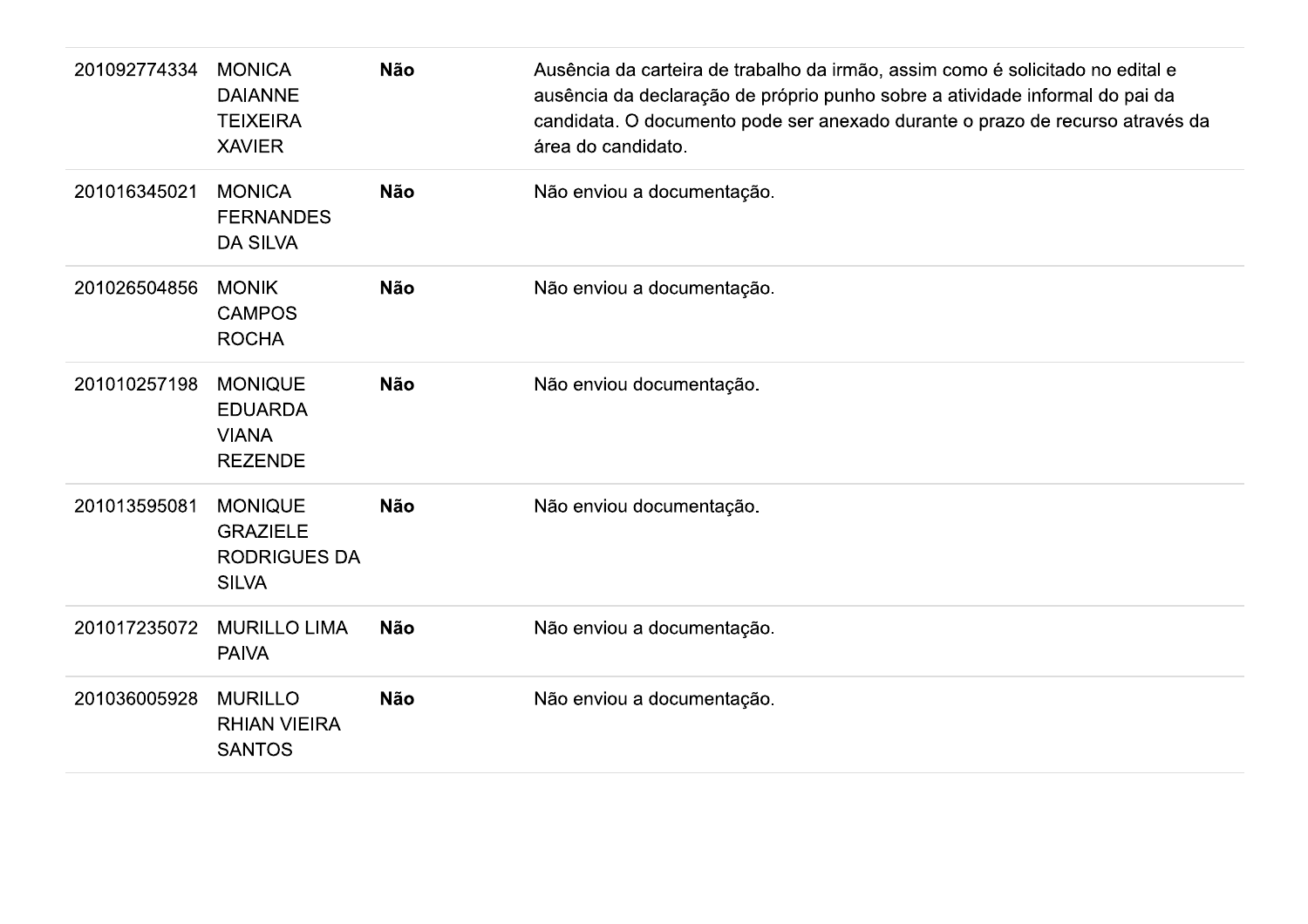| | | | |
|---|---|---|---|
| 201092774334 | MONICA DAIANNE TEIXEIRA XAVIER | **Não** | Ausência da carteira de trabalho da irmão, assim como é solicitado no edital e ausência da declaração de próprio punho sobre a atividade informal do pai da candidata. O documento pode ser anexado durante o prazo de recurso através da área do candidato. |
| 201016345021 | MONICA FERNANDES DA SILVA | **Não** | Não enviou a documentação. |
| 201026504856 | MONIK CAMPOS ROCHA | **Não** | Não enviou a documentação. |
| 201010257198 | MONIQUE EDUARDA VIANA REZENDE | **Não** | Não enviou documentação. |
| 201013595081 | MONIQUE GRAZIELE RODRIGUES DA SILVA | **Não** | Não enviou documentação. |
| 201017235072 | MURILLO LIMA PAIVA | **Não** | Não enviou a documentação. |
| 201036005928 | MURILLO RHIAN VIEIRA SANTOS | **Não** | Não enviou a documentação. |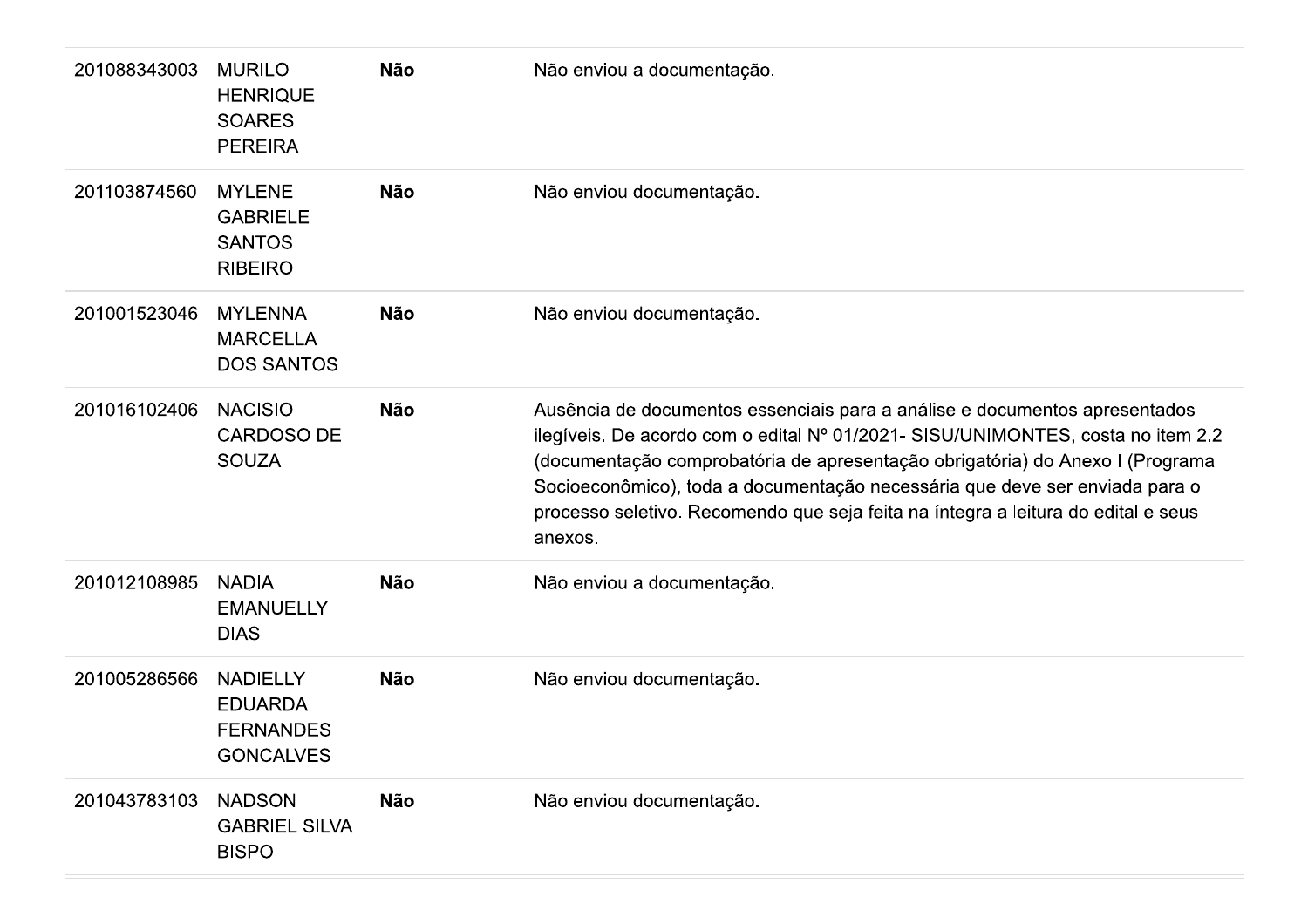| | | | |
|---|---|---|---|
| 201088343003 | MURILO HENRIQUE SOARES PEREIRA | **Não** | Não enviou a documentação. |
| 201103874560 | MYLENE GABRIELE SANTOS RIBEIRO | **Não** | Não enviou documentação. |
| 201001523046 | MYLENNA MARCELLA DOS SANTOS | **Não** | Não enviou documentação. |
| 201016102406 | NACISIO CARDOSO DE SOUZA | **Não** | Ausência de documentos essenciais para a análise e documentos apresentados ilegíveis. De acordo com o edital Nº 01/2021- SISU/UNIMONTES, costa no item 2.2 (documentação comprobatória de apresentação obrigatória) do Anexo I (Programa Socioeconômico), toda a documentação necessária que deve ser enviada para o processo seletivo. Recomendo que seja feita na íntegra a leitura do edital e seus anexos. |
| 201012108985 | NADIA EMANUELLY DIAS | **Não** | Não enviou a documentação. |
| 201005286566 | NADIELLY EDUARDA FERNANDES GONCALVES | **Não** | Não enviou documentação. |
| 201043783103 | NADSON GABRIEL SILVA BISPO | **Não** | Não enviou documentação. |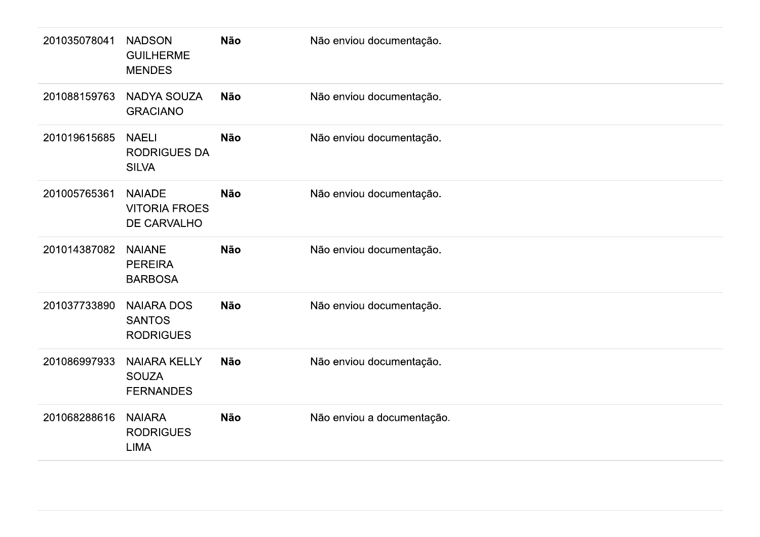| | | | |
|---|---|---|---|
| 201035078041 | NADSON GUILHERME MENDES | **Não** | Não enviou documentação. |
| 201088159763 | NADYA SOUZA GRACIANO | **Não** | Não enviou documentação. |
| 201019615685 | NAELI RODRIGUES DA SILVA | **Não** | Não enviou documentação. |
| 201005765361 | NAIADE VITORIA FROES DE CARVALHO | **Não** | Não enviou documentação. |
| 201014387082 | NAIANE PEREIRA BARBOSA | **Não** | Não enviou documentação. |
| 201037733890 | NAIARA DOS SANTOS RODRIGUES | **Não** | Não enviou documentação. |
| 201086997933 | NAIARA KELLY SOUZA FERNANDES | **Não** | Não enviou documentação. |
| 201068288616 | NAIARA RODRIGUES LIMA | **Não** | Não enviou a documentação. |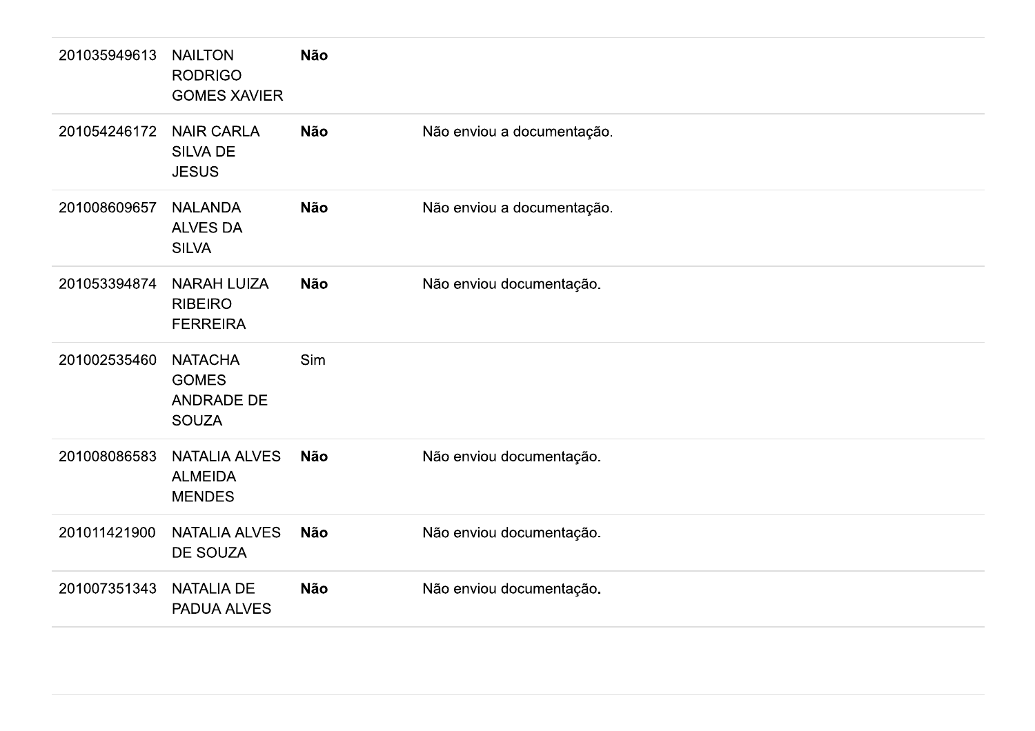| | | | |
|---|---|---|---|
| 201035949613 | NAILTON RODRIGO GOMES XAVIER | **Não** | |
| 201054246172 | NAIR CARLA SILVA DE JESUS | **Não** | Não enviou a documentação. |
| 201008609657 | NALANDA ALVES DA SILVA | **Não** | Não enviou a documentação. |
| 201053394874 | NARAH LUIZA RIBEIRO FERREIRA | **Não** | Não enviou documentação. |
| 201002535460 | NATACHA GOMES ANDRADE DE SOUZA | Sim | |
| 201008086583 | NATALIA ALVES ALMEIDA MENDES | **Não** | Não enviou documentação. |
| 201011421900 | NATALIA ALVES DE SOUZA | **Não** | Não enviou documentação. |
| 201007351343 | NATALIA DE PADUA ALVES | **Não** | Não enviou documentação. |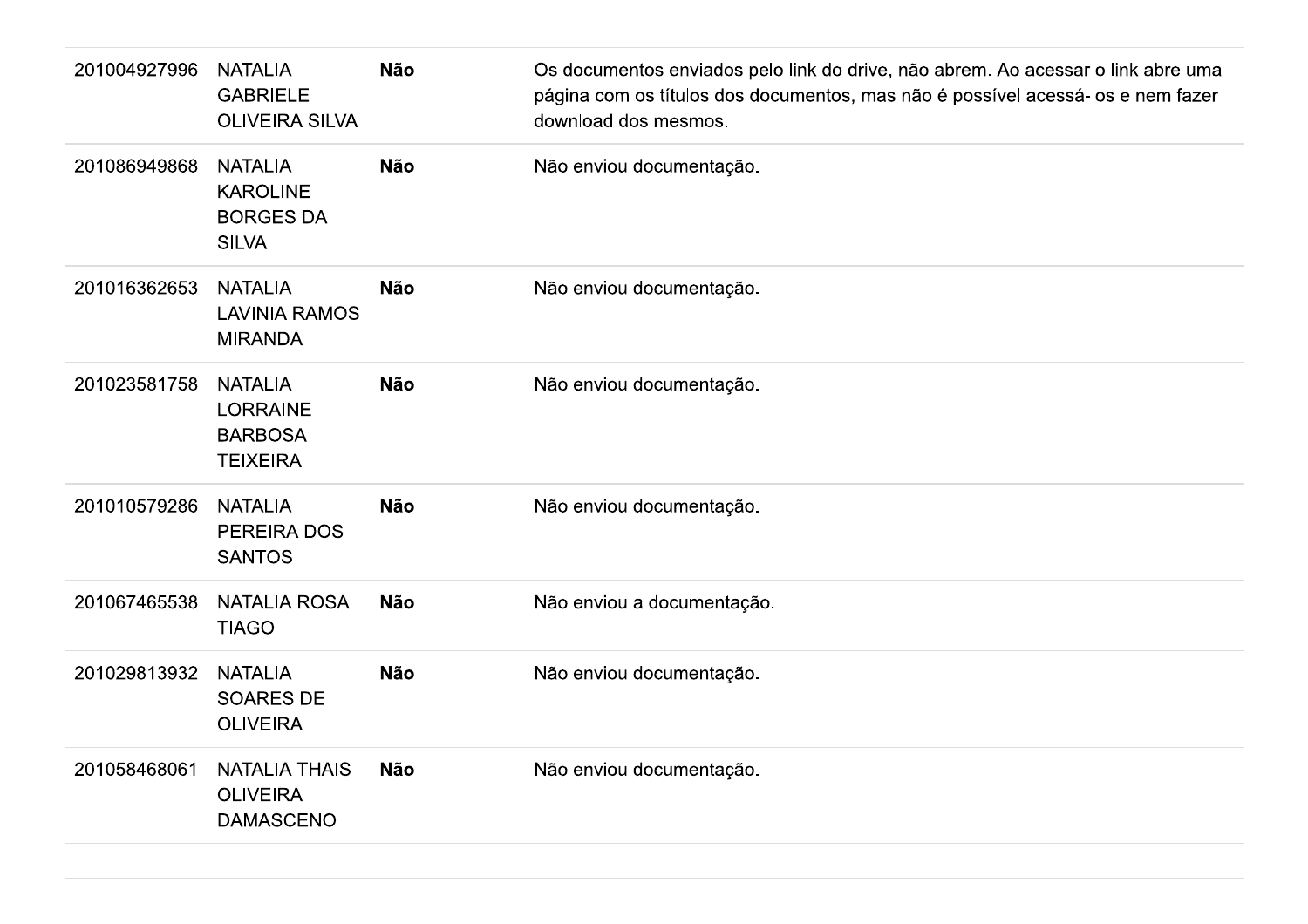| | | | |
|---|---|---|---|
| 201004927996 | NATALIA GABRIELE OLIVEIRA SILVA | **Não** | Os documentos enviados pelo link do drive, não abrem. Ao acessar o link abre uma página com os títulos dos documentos, mas não é possível acessá-los e nem fazer download dos mesmos. |
| 201086949868 | NATALIA KAROLINE BORGES DA SILVA | **Não** | Não enviou documentação. |
| 201016362653 | NATALIA LAVINIA RAMOS MIRANDA | **Não** | Não enviou documentação. |
| 201023581758 | NATALIA LORRAINE BARBOSA TEIXEIRA | **Não** | Não enviou documentação. |
| 201010579286 | NATALIA PEREIRA DOS SANTOS | **Não** | Não enviou documentação. |
| 201067465538 | NATALIA ROSA TIAGO | **Não** | Não enviou a documentação. |
| 201029813932 | NATALIA SOARES DE OLIVEIRA | **Não** | Não enviou documentação. |
| 201058468061 | NATALIA THAIS OLIVEIRA DAMASCENO | **Não** | Não enviou documentação. |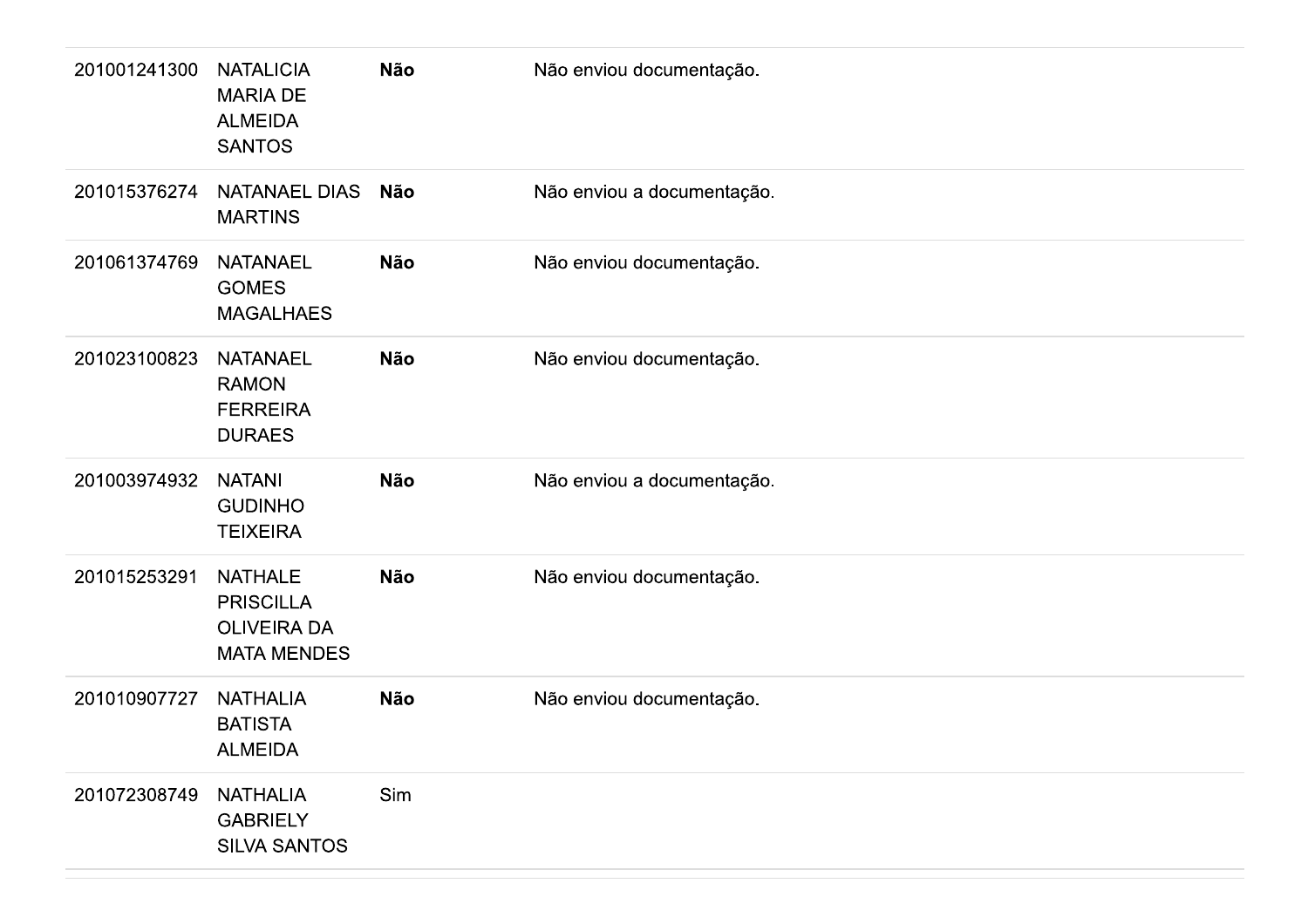| | | | |
|---|---|---|---|
| 201001241300 | NATALICIA MARIA DE ALMEIDA SANTOS | **Não** | Não enviou documentação. |
| 201015376274 | NATANAEL DIAS MARTINS | **Não** | Não enviou a documentação. |
| 201061374769 | NATANAEL GOMES MAGALHAES | **Não** | Não enviou documentação. |
| 201023100823 | NATANAEL RAMON FERREIRA DURAES | **Não** | Não enviou documentação. |
| 201003974932 | NATANI GUDINHO TEIXEIRA | **Não** | Não enviou a documentação. |
| 201015253291 | NATHALE PRISCILLA OLIVEIRA DA MATA MENDES | **Não** | Não enviou documentação. |
| 201010907727 | NATHALIA BATISTA ALMEIDA | **Não** | Não enviou documentação. |
| 201072308749 | NATHALIA GABRIELY SILVA SANTOS | Sim | |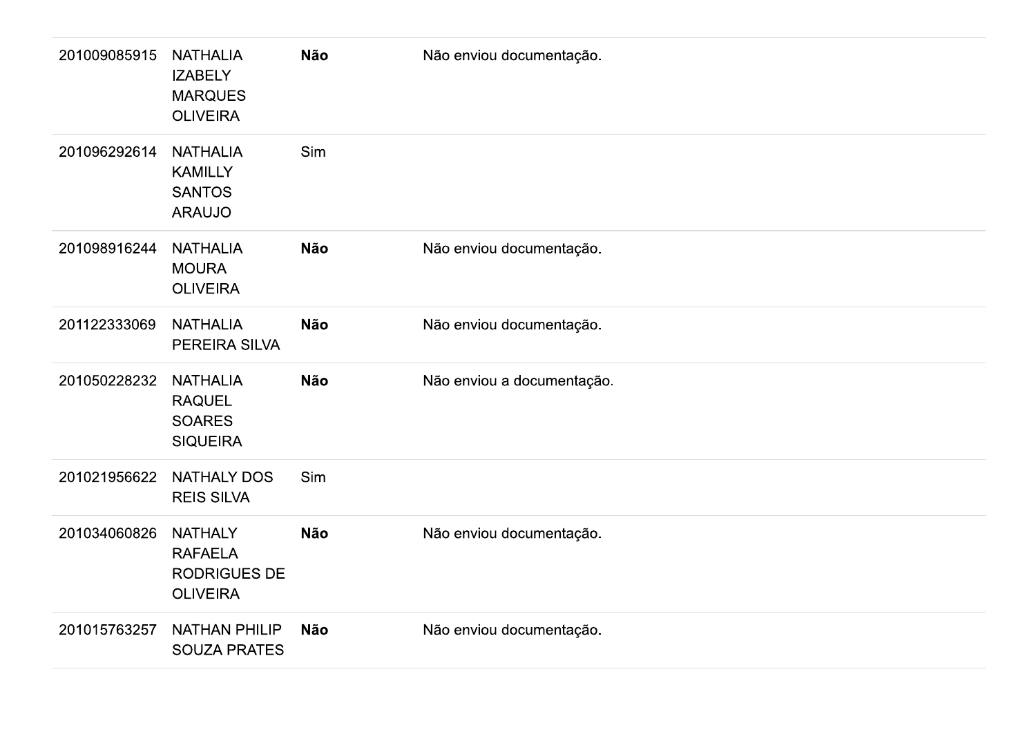| | | | |
|---|---|---|---|
| 201009085915 | NATHALIA IZABELY MARQUES OLIVEIRA | **Não** | Não enviou documentação. |
| 201096292614 | NATHALIA KAMILLY SANTOS ARAUJO | Sim | |
| 201098916244 | NATHALIA MOURA OLIVEIRA | **Não** | Não enviou documentação. |
| 201122333069 | NATHALIA PEREIRA SILVA | **Não** | Não enviou documentação. |
| 201050228232 | NATHALIA RAQUEL SOARES SIQUEIRA | **Não** | Não enviou a documentação. |
| 201021956622 | NATHALY DOS REIS SILVA | Sim | |
| 201034060826 | NATHALY RAFAELA RODRIGUES DE OLIVEIRA | **Não** | Não enviou documentação. |
| 201015763257 | NATHAN PHILIP SOUZA PRATES | **Não** | Não enviou documentação. |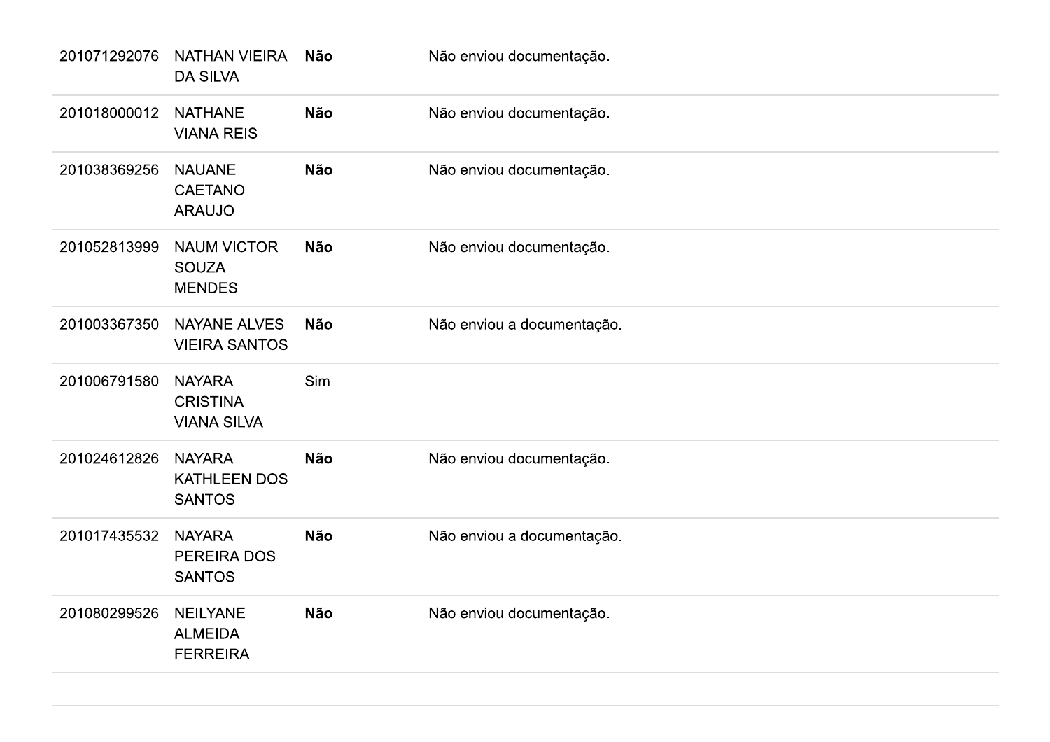| | | | |
|---|---|---|---|
| 201071292076 | NATHAN VIEIRA DA SILVA | **Não** | Não enviou documentação. |
| 201018000012 | NATHANE VIANA REIS | **Não** | Não enviou documentação. |
| 201038369256 | NAUANE CAETANO ARAUJO | **Não** | Não enviou documentação. |
| 201052813999 | NAUM VICTOR SOUZA MENDES | **Não** | Não enviou documentação. |
| 201003367350 | NAYANE ALVES VIEIRA SANTOS | **Não** | Não enviou a documentação. |
| 201006791580 | NAYARA CRISTINA VIANA SILVA | Sim | |
| 201024612826 | NAYARA KATHLEEN DOS SANTOS | **Não** | Não enviou documentação. |
| 201017435532 | NAYARA PEREIRA DOS SANTOS | **Não** | Não enviou a documentação. |
| 201080299526 | NEILYANE ALMEIDA FERREIRA | **Não** | Não enviou documentação. |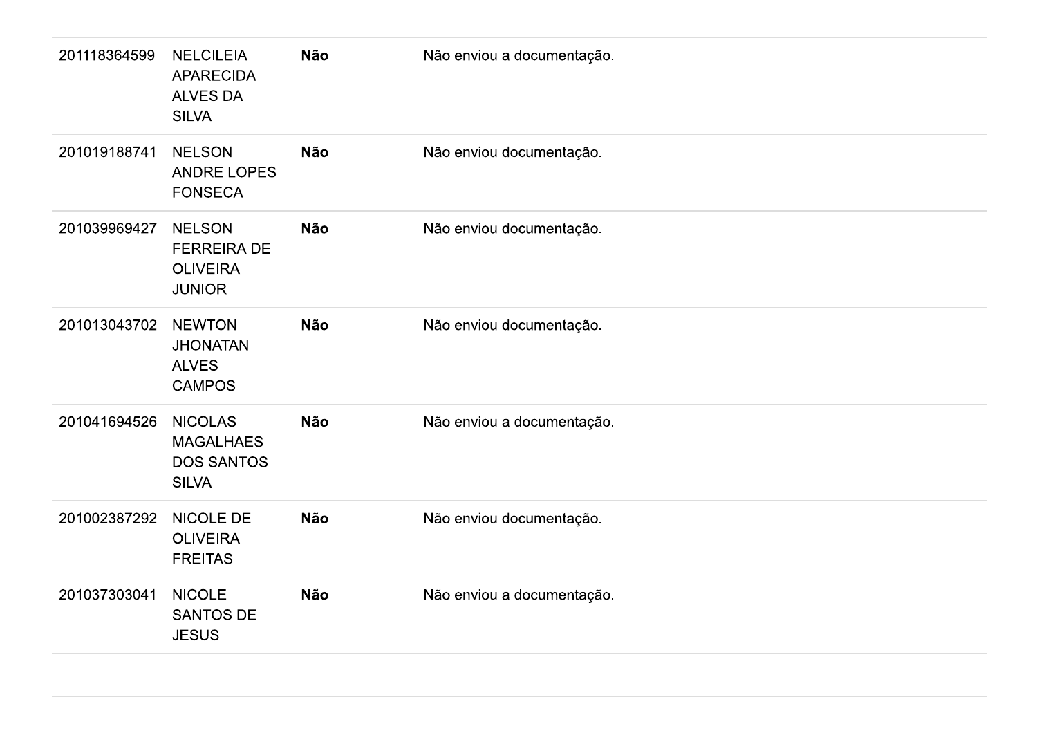| | | | |
|---|---|---|---|
| 201118364599 | NELCILEIA APARECIDA ALVES DA SILVA | **Não** | Não enviou a documentação. |
| 201019188741 | NELSON ANDRE LOPES FONSECA | **Não** | Não enviou documentação. |
| 201039969427 | NELSON FERREIRA DE OLIVEIRA JUNIOR | **Não** | Não enviou documentação. |
| 201013043702 | NEWTON JHONATAN ALVES CAMPOS | **Não** | Não enviou documentação. |
| 201041694526 | NICOLAS MAGALHAES DOS SANTOS SILVA | **Não** | Não enviou a documentação. |
| 201002387292 | NICOLE DE OLIVEIRA FREITAS | **Não** | Não enviou documentação. |
| 201037303041 | NICOLE SANTOS DE JESUS | **Não** | Não enviou a documentação. |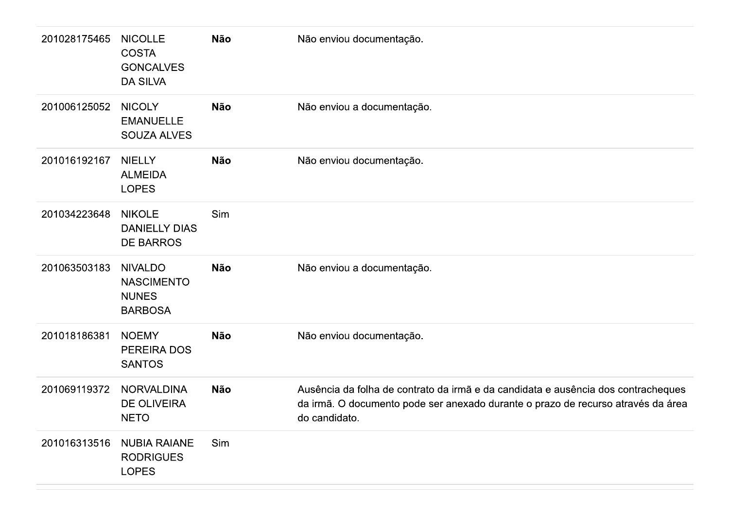| | | | |
|---|---|---|---|
| 201028175465 | NICOLLE COSTA GONCALVES DA SILVA | **Não** | Não enviou documentação. |
| 201006125052 | NICOLY EMANUELLE SOUZA ALVES | **Não** | Não enviou a documentação. |
| 201016192167 | NIELLY ALMEIDA LOPES | **Não** | Não enviou documentação. |
| 201034223648 | NIKOLE DANIELLY DIAS DE BARROS | Sim | |
| 201063503183 | NIVALDO NASCIMENTO NUNES BARBOSA | **Não** | Não enviou a documentação. |
| 201018186381 | NOEMY PEREIRA DOS SANTOS | **Não** | Não enviou documentação. |
| 201069119372 | NORVALDINA DE OLIVEIRA NETO | **Não** | Ausência da folha de contrato da irmã e da candidata e ausência dos contracheques da irmã. O documento pode ser anexado durante o prazo de recurso através da área do candidato. |
| 201016313516 | NUBIA RAIANE RODRIGUES LOPES | Sim | |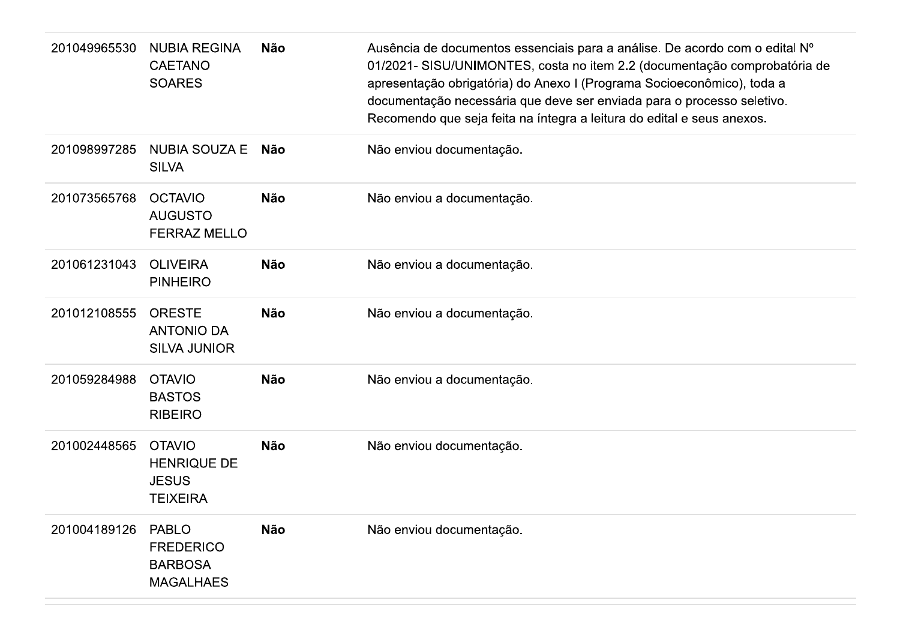| | | | |
|---|---|---|---|
| 201049965530 | NUBIA REGINA CAETANO SOARES | **Não** | Ausência de documentos essenciais para a análise. De acordo com o edital Nº 01/2021- SISU/UNIMONTES, costa no item 2.2 (documentação comprobatória de apresentação obrigatória) do Anexo I (Programa Socioeconômico), toda a documentação necessária que deve ser enviada para o processo seletivo. Recomendo que seja feita na íntegra a leitura do edital e seus anexos. |
| 201098997285 | NUBIA SOUZA E SILVA | **Não** | Não enviou documentação. |
| 201073565768 | OCTAVIO AUGUSTO FERRAZ MELLO | **Não** | Não enviou a documentação. |
| 201061231043 | OLIVEIRA PINHEIRO | **Não** | Não enviou a documentação. |
| 201012108555 | ORESTE ANTONIO DA SILVA JUNIOR | **Não** | Não enviou a documentação. |
| 201059284988 | OTAVIO BASTOS RIBEIRO | **Não** | Não enviou a documentação. |
| 201002448565 | OTAVIO HENRIQUE DE JESUS TEIXEIRA | **Não** | Não enviou documentação. |
| 201004189126 | PABLO FREDERICO BARBOSA MAGALHAES | **Não** | Não enviou documentação. |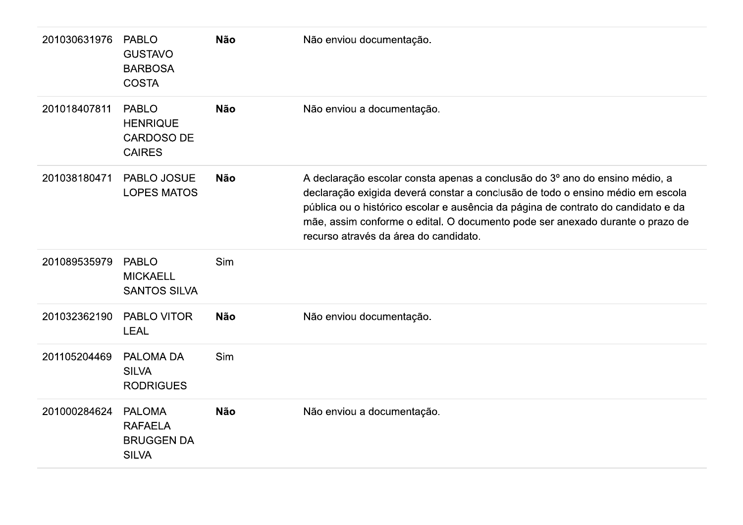| | | | |
|---|---|---|---|
| 201030631976 | PABLO GUSTAVO BARBOSA COSTA | **Não** | Não enviou documentação. |
| 201018407811 | PABLO HENRIQUE CARDOSO DE CAIRES | **Não** | Não enviou a documentação. |
| 201038180471 | PABLO JOSUE LOPES MATOS | **Não** | A declaração escolar consta apenas a conclusão do 3º ano do ensino médio, a declaração exigida deverá constar a conclusão de todo o ensino médio em escola pública ou o histórico escolar e ausência da página de contrato do candidato e da mãe, assim conforme o edital. O documento pode ser anexado durante o prazo de recurso através da área do candidato. |
| 201089535979 | PABLO MICKAELL SANTOS SILVA | Sim | |
| 201032362190 | PABLO VITOR LEAL | **Não** | Não enviou documentação. |
| 201105204469 | PALOMA DA SILVA RODRIGUES | Sim | |
| 201000284624 | PALOMA RAFAELA BRUGGEN DA SILVA | **Não** | Não enviou a documentação. |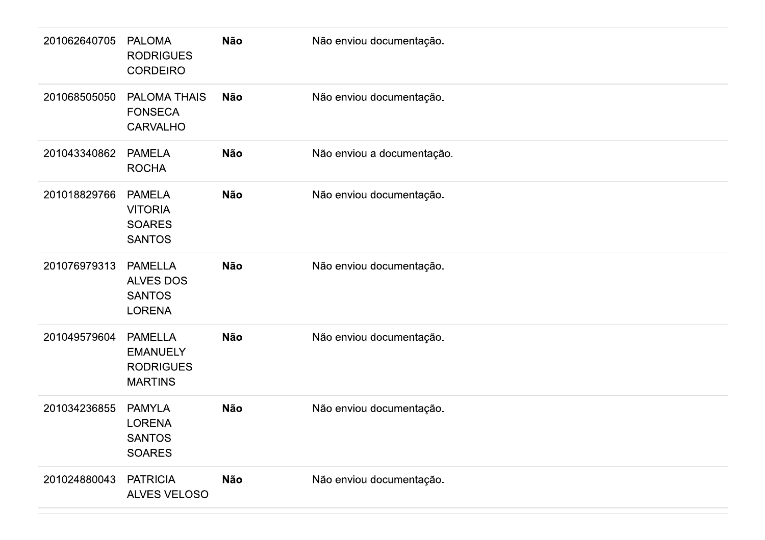| | | | |
|---|---|---|---|
| 201062640705 | PALOMA RODRIGUES CORDEIRO | **Não** | Não enviou documentação. |
| 201068505050 | PALOMA THAIS FONSECA CARVALHO | **Não** | Não enviou documentação. |
| 201043340862 | PAMELA ROCHA | **Não** | Não enviou a documentação. |
| 201018829766 | PAMELA VITORIA SOARES SANTOS | **Não** | Não enviou documentação. |
| 201076979313 | PAMELLA ALVES DOS SANTOS LORENA | **Não** | Não enviou documentação. |
| 201049579604 | PAMELLA EMANUELY RODRIGUES MARTINS | **Não** | Não enviou documentação. |
| 201034236855 | PAMYLA LORENA SANTOS SOARES | **Não** | Não enviou documentação. |
| 201024880043 | PATRICIA ALVES VELOSO | **Não** | Não enviou documentação. |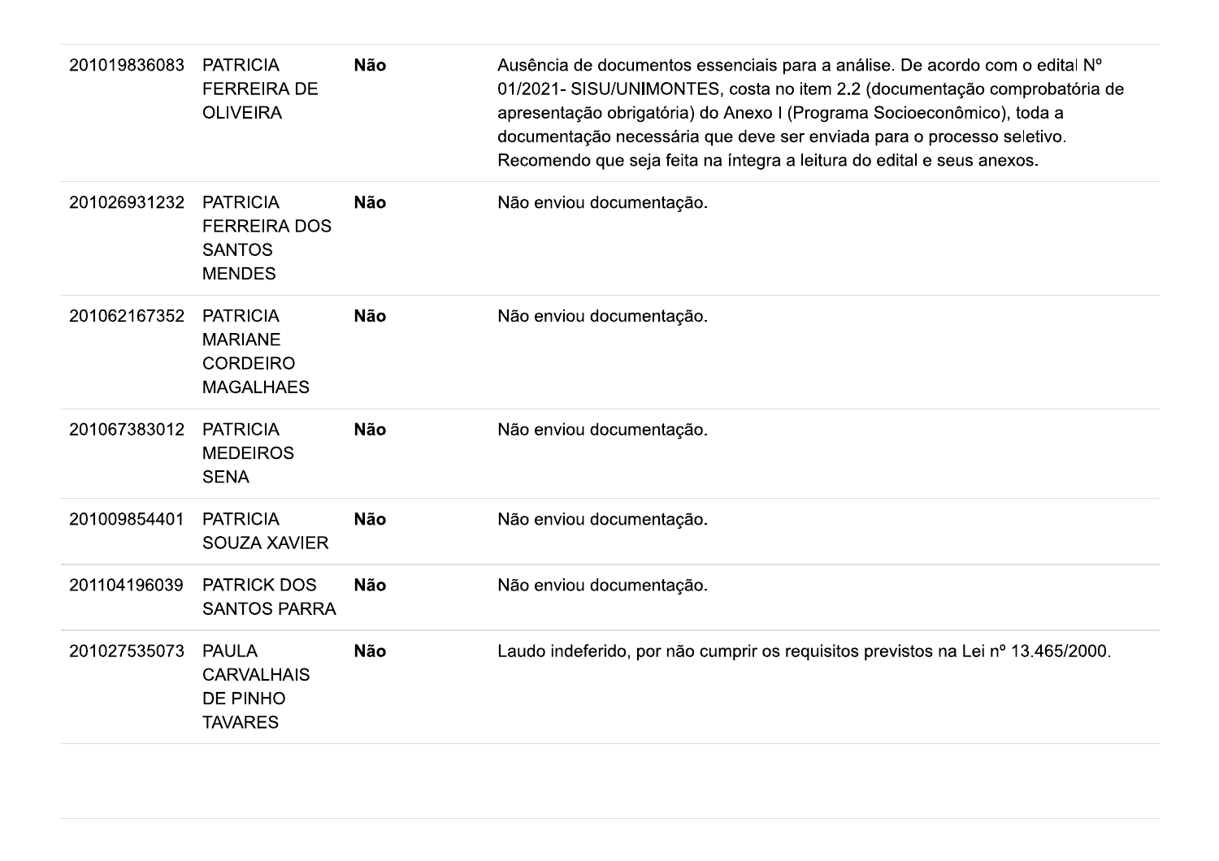| | | | |
|---|---|---|---|
| 201019836083 | PATRICIA FERREIRA DE OLIVEIRA | **Não** | Ausência de documentos essenciais para a análise. De acordo com o edital Nº 01/2021- SISU/UNIMONTES, costa no item 2.2 (documentação comprobatória de apresentação obrigatória) do Anexo I (Programa Socioeconômico), toda a documentação necessária que deve ser enviada para o processo seletivo. Recomendo que seja feita na íntegra a leitura do edital e seus anexos. |
| 201026931232 | PATRICIA FERREIRA DOS SANTOS MENDES | **Não** | Não enviou documentação. |
| 201062167352 | PATRICIA MARIANE CORDEIRO MAGALHAES | **Não** | Não enviou documentação. |
| 201067383012 | PATRICIA MEDEIROS SENA | **Não** | Não enviou documentação. |
| 201009854401 | PATRICIA SOUZA XAVIER | **Não** | Não enviou documentação. |
| 201104196039 | PATRICK DOS SANTOS PARRA | **Não** | Não enviou documentação. |
| 201027535073 | PAULA CARVALHAIS DE PINHO TAVARES | **Não** | Laudo indeferido, por não cumprir os requisitos previstos na Lei nº 13.465/2000. |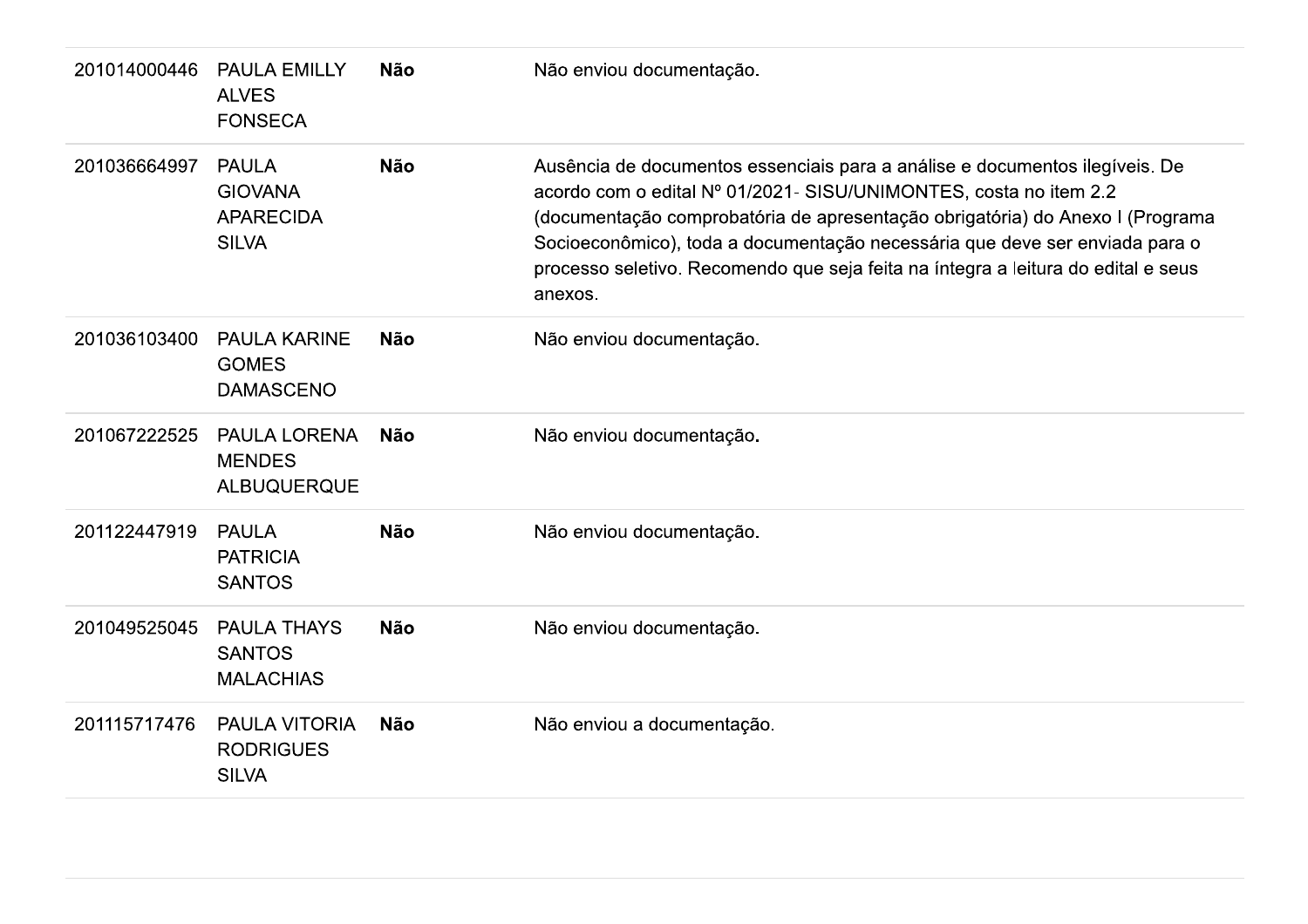| | | | |
|---|---|---|---|
| 201014000446 | PAULA EMILLY ALVES FONSECA | **Não** | Não enviou documentação. |
| 201036664997 | PAULA GIOVANA APARECIDA SILVA | **Não** | Ausência de documentos essenciais para a análise e documentos ilegíveis. De acordo com o edital Nº 01/2021- SISU/UNIMONTES, costa no item 2.2 (documentação comprobatória de apresentação obrigatória) do Anexo I (Programa Socioeconômico), toda a documentação necessária que deve ser enviada para o processo seletivo. Recomendo que seja feita na íntegra a leitura do edital e seus anexos. |
| 201036103400 | PAULA KARINE GOMES DAMASCENO | **Não** | Não enviou documentação. |
| 201067222525 | PAULA LORENA MENDES ALBUQUERQUE | **Não** | Não enviou documentação. |
| 201122447919 | PAULA PATRICIA SANTOS | **Não** | Não enviou documentação. |
| 201049525045 | PAULA THAYS SANTOS MALACHIAS | **Não** | Não enviou documentação. |
| 201115717476 | PAULA VITORIA RODRIGUES SILVA | **Não** | Não enviou a documentação. |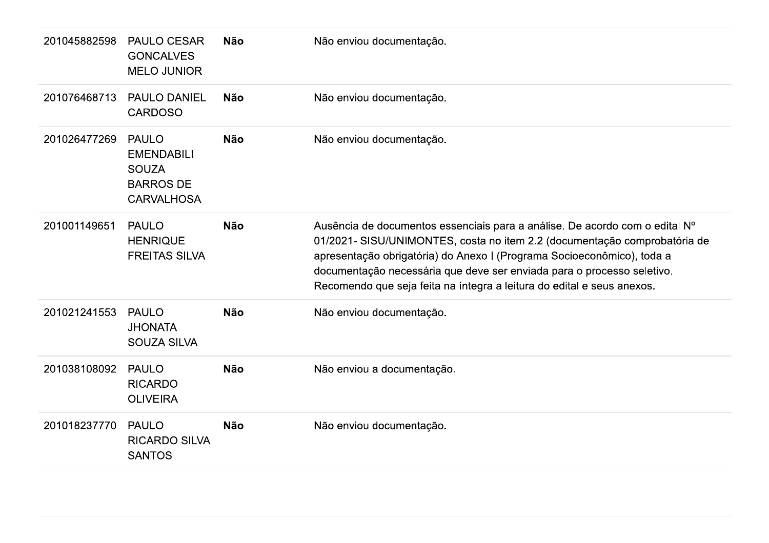| | | | |
|---|---|---|---|
| 201045882598 | PAULO CESAR GONCALVES MELO JUNIOR | **Não** | Não enviou documentação. |
| 201076468713 | PAULO DANIEL CARDOSO | **Não** | Não enviou documentação. |
| 201026477269 | PAULO EMENDABILI SOUZA BARROS DE CARVALHOSA | **Não** | Não enviou documentação. |
| 201001149651 | PAULO HENRIQUE FREITAS SILVA | **Não** | Ausência de documentos essenciais para a análise. De acordo com o edital Nº 01/2021- SISU/UNIMONTES, costa no item 2.2 (documentação comprobatória de apresentação obrigatória) do Anexo I (Programa Socioeconômico), toda a documentação necessária que deve ser enviada para o processo seletivo. Recomendo que seja feita na íntegra a leitura do edital e seus anexos. |
| 201021241553 | PAULO JHONATA SOUZA SILVA | **Não** | Não enviou documentação. |
| 201038108092 | PAULO RICARDO OLIVEIRA | **Não** | Não enviou a documentação. |
| 201018237770 | PAULO RICARDO SILVA SANTOS | **Não** | Não enviou documentação. |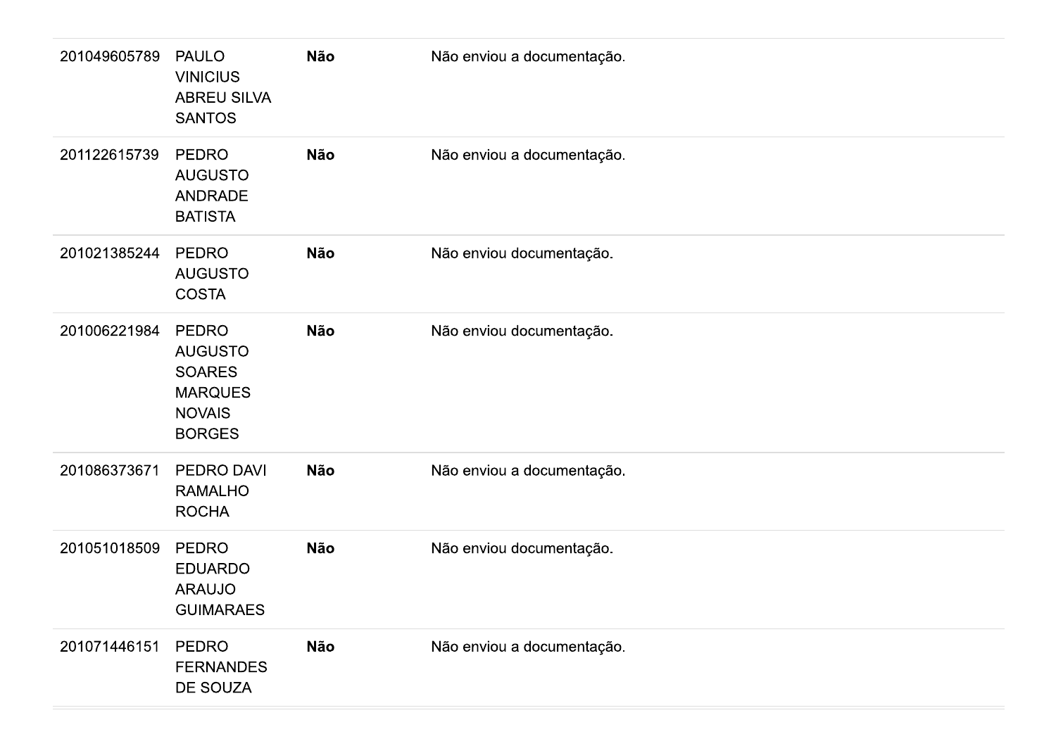| | | | |
|---|---|---|---|
| 201049605789 | PAULO VINICIUS ABREU SILVA SANTOS | **Não** | Não enviou a documentação. |
| 201122615739 | PEDRO AUGUSTO ANDRADE BATISTA | **Não** | Não enviou a documentação. |
| 201021385244 | PEDRO AUGUSTO COSTA | **Não** | Não enviou documentação. |
| 201006221984 | PEDRO AUGUSTO SOARES MARQUES NOVAIS BORGES | **Não** | Não enviou documentação. |
| 201086373671 | PEDRO DAVI RAMALHO ROCHA | **Não** | Não enviou a documentação. |
| 201051018509 | PEDRO EDUARDO ARAUJO GUIMARAES | **Não** | Não enviou documentação. |
| 201071446151 | PEDRO FERNANDES DE SOUZA | **Não** | Não enviou a documentação. |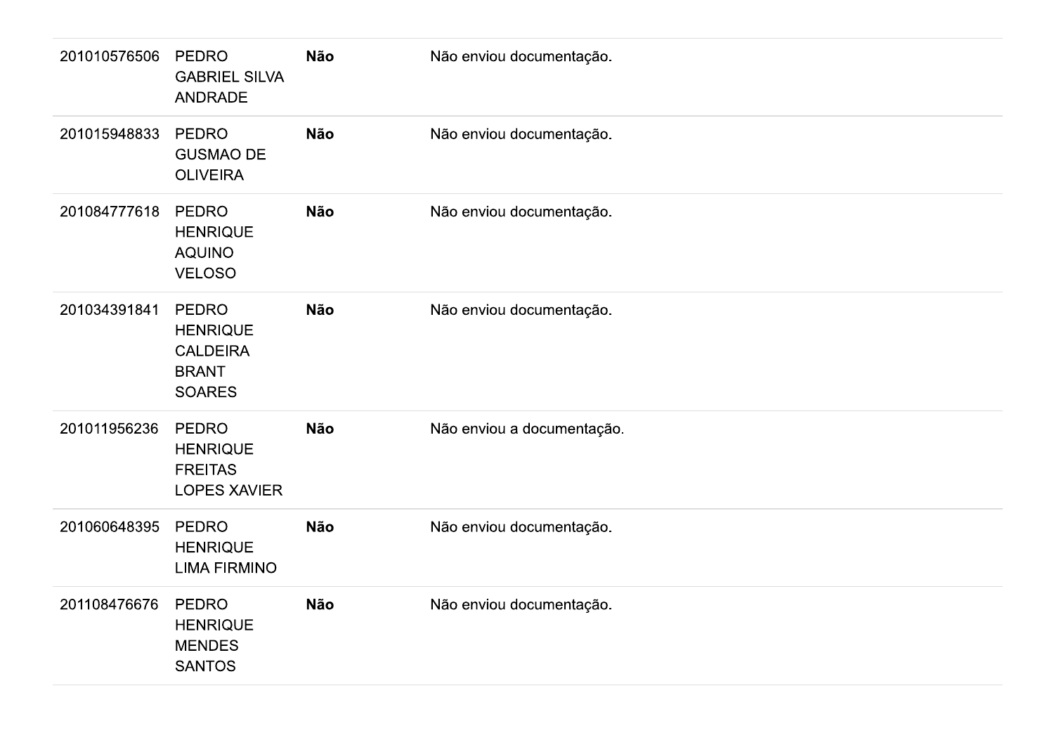| | | | |
|---|---|---|---|
| 201010576506 | PEDRO GABRIEL SILVA ANDRADE | **Não** | Não enviou documentação. |
| 201015948833 | PEDRO GUSMAO DE OLIVEIRA | **Não** | Não enviou documentação. |
| 201084777618 | PEDRO HENRIQUE AQUINO VELOSO | **Não** | Não enviou documentação. |
| 201034391841 | PEDRO HENRIQUE CALDEIRA BRANT SOARES | **Não** | Não enviou documentação. |
| 201011956236 | PEDRO HENRIQUE FREITAS LOPES XAVIER | **Não** | Não enviou a documentação. |
| 201060648395 | PEDRO HENRIQUE LIMA FIRMINO | **Não** | Não enviou documentação. |
| 201108476676 | PEDRO HENRIQUE MENDES SANTOS | **Não** | Não enviou documentação. |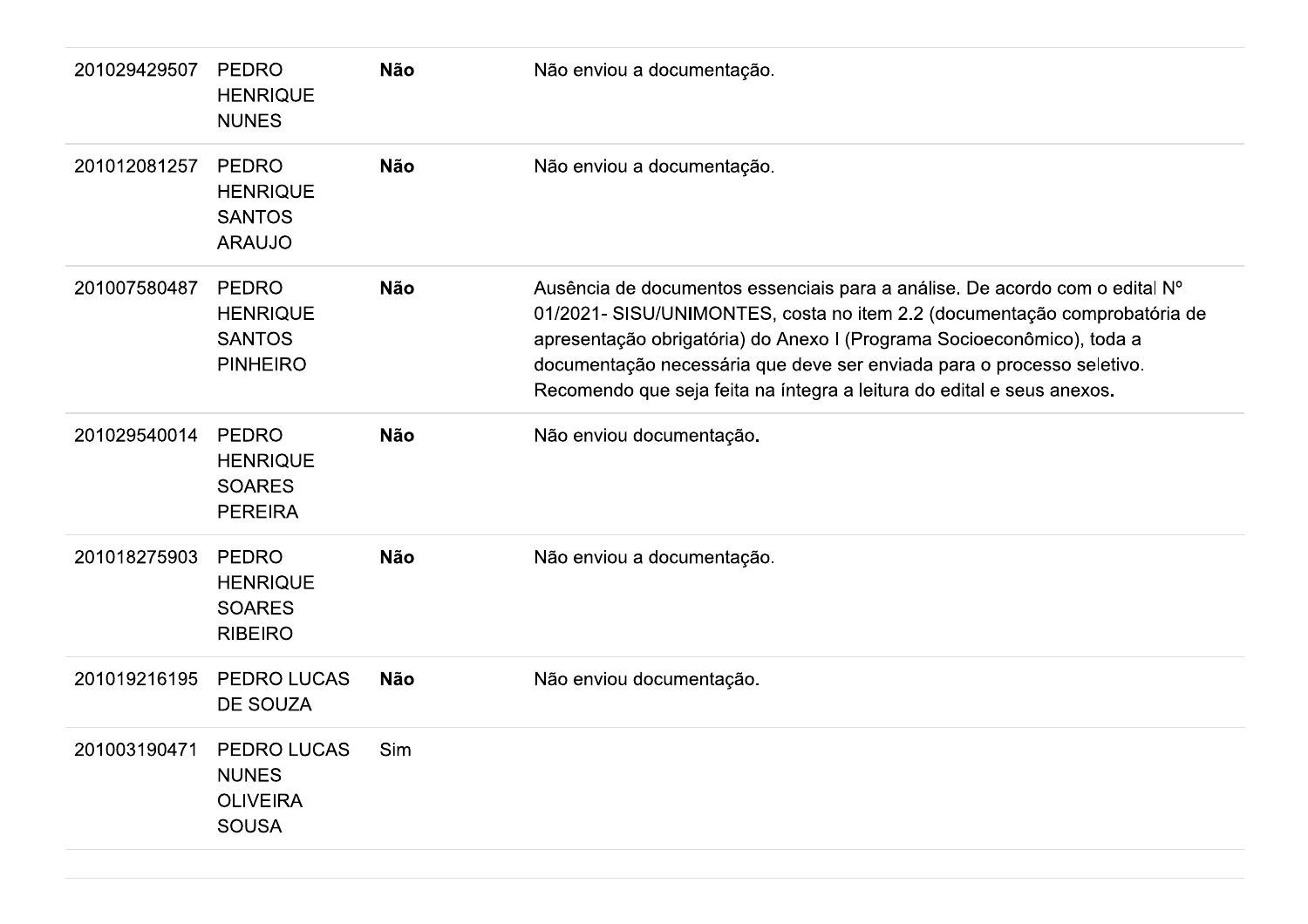| | | | |
|---|---|---|---|
| 201029429507 | PEDRO HENRIQUE NUNES | **Não** | Não enviou a documentação. |
| 201012081257 | PEDRO HENRIQUE SANTOS ARAUJO | **Não** | Não enviou a documentação. |
| 201007580487 | PEDRO HENRIQUE SANTOS PINHEIRO | **Não** | Ausência de documentos essenciais para a análise. De acordo com o edital Nº 01/2021- SISU/UNIMONTES, costa no item 2.2 (documentação comprobatória de apresentação obrigatória) do Anexo I (Programa Socioeconômico), toda a documentação necessária que deve ser enviada para o processo seletivo. Recomendo que seja feita na íntegra a leitura do edital e seus anexos. |
| 201029540014 | PEDRO HENRIQUE SOARES PEREIRA | **Não** | Não enviou documentação. |
| 201018275903 | PEDRO HENRIQUE SOARES RIBEIRO | **Não** | Não enviou a documentação. |
| 201019216195 | PEDRO LUCAS DE SOUZA | **Não** | Não enviou documentação. |
| 201003190471 | PEDRO LUCAS NUNES OLIVEIRA SOUSA | Sim | |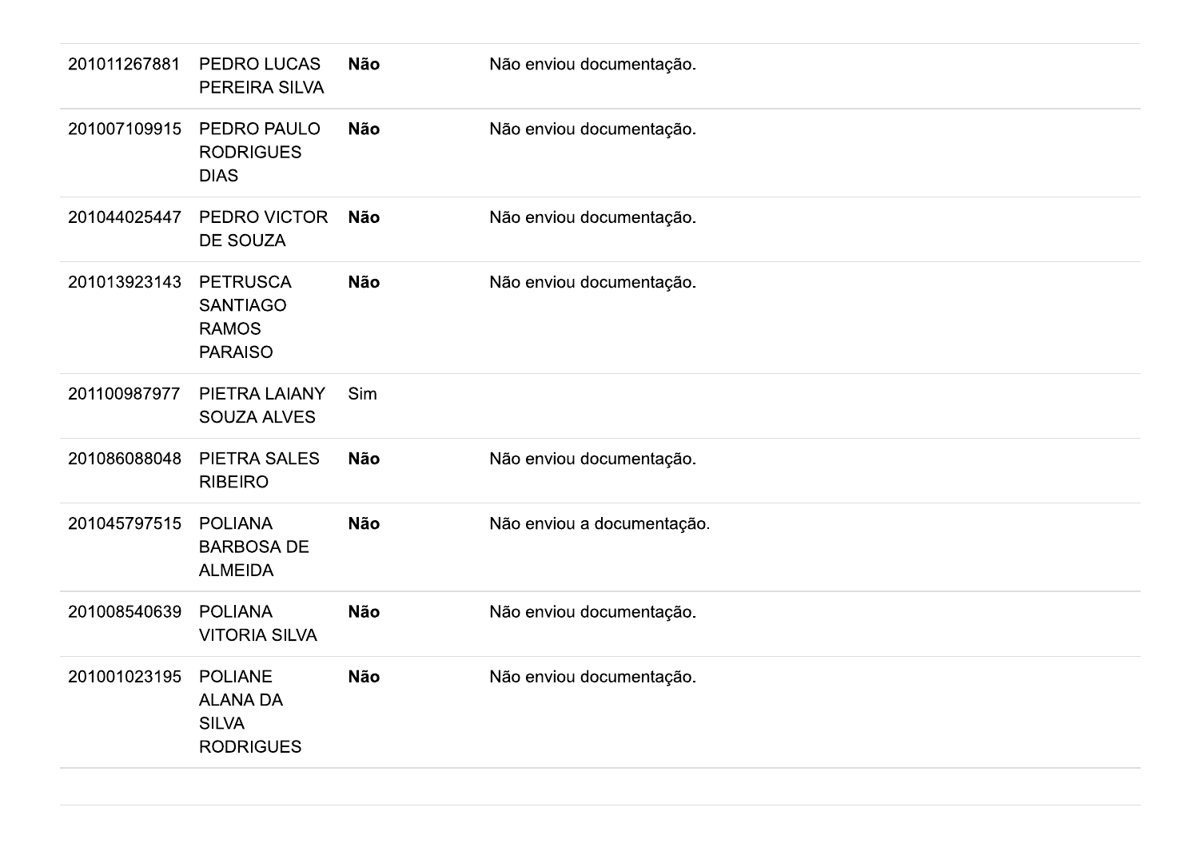| | | | |
|---|---|---|---|
| 201011267881 | PEDRO LUCAS PEREIRA SILVA | **Não** | Não enviou documentação. |
| 201007109915 | PEDRO PAULO RODRIGUES DIAS | **Não** | Não enviou documentação. |
| 201044025447 | PEDRO VICTOR DE SOUZA | **Não** | Não enviou documentação. |
| 201013923143 | PETRUSCA SANTIAGO RAMOS PARAISO | **Não** | Não enviou documentação. |
| 201100987977 | PIETRA LAIANY SOUZA ALVES | Sim | |
| 201086088048 | PIETRA SALES RIBEIRO | **Não** | Não enviou documentação. |
| 201045797515 | POLIANA BARBOSA DE ALMEIDA | **Não** | Não enviou a documentação. |
| 201008540639 | POLIANA VITORIA SILVA | **Não** | Não enviou documentação. |
| 201001023195 | POLIANE ALANA DA SILVA RODRIGUES | **Não** | Não enviou documentação. |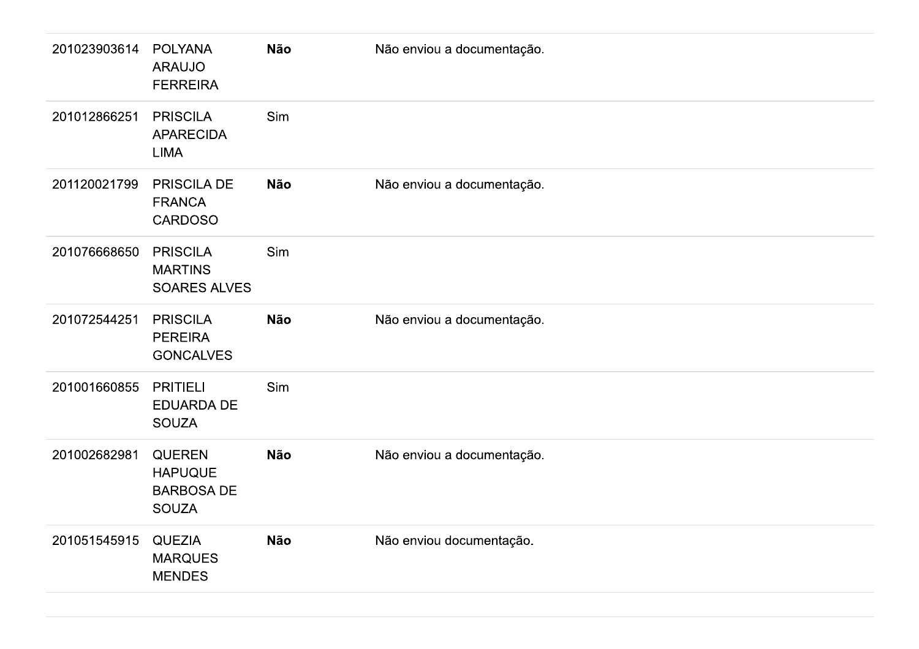| | | | |
|---|---|---|---|
| 201023903614 | POLYANA ARAUJO FERREIRA | **Não** | Não enviou a documentação. |
| 201012866251 | PRISCILA APARECIDA LIMA | Sim | |
| 201120021799 | PRISCILA DE FRANCA CARDOSO | **Não** | Não enviou a documentação. |
| 201076668650 | PRISCILA MARTINS SOARES ALVES | Sim | |
| 201072544251 | PRISCILA PEREIRA GONCALVES | **Não** | Não enviou a documentação. |
| 201001660855 | PRITIELI EDUARDA DE SOUZA | Sim | |
| 201002682981 | QUEREN HAPUQUE BARBOSA DE SOUZA | **Não** | Não enviou a documentação. |
| 201051545915 | QUEZIA MARQUES MENDES | **Não** | Não enviou documentação. |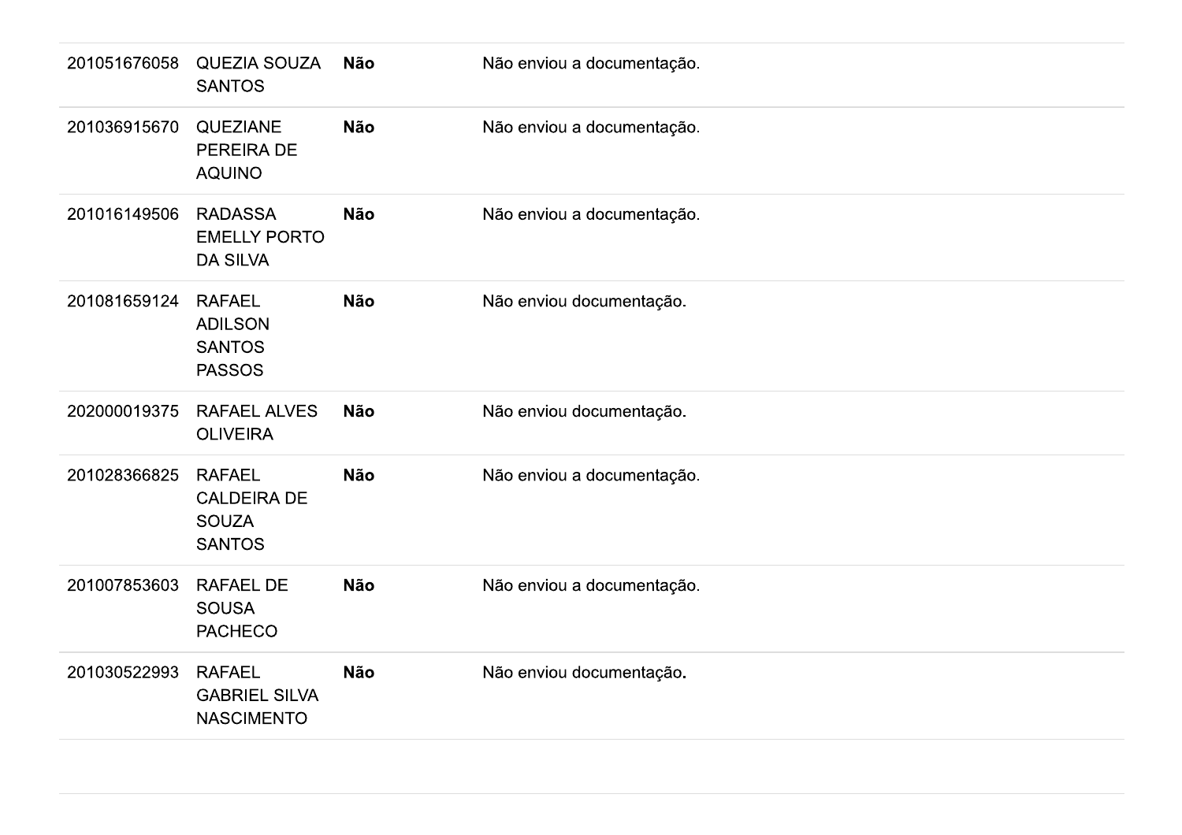| | | | |
|---|---|---|---|
| 201051676058 | QUEZIA SOUZA SANTOS | **Não** | Não enviou a documentação. |
| 201036915670 | QUEZIANE PEREIRA DE AQUINO | **Não** | Não enviou a documentação. |
| 201016149506 | RADASSA EMELLY PORTO DA SILVA | **Não** | Não enviou a documentação. |
| 201081659124 | RAFAEL ADILSON SANTOS PASSOS | **Não** | Não enviou documentação. |
| 202000019375 | RAFAEL ALVES OLIVEIRA | **Não** | Não enviou documentação. |
| 201028366825 | RAFAEL CALDEIRA DE SOUZA SANTOS | **Não** | Não enviou a documentação. |
| 201007853603 | RAFAEL DE SOUSA PACHECO | **Não** | Não enviou a documentação. |
| 201030522993 | RAFAEL GABRIEL SILVA NASCIMENTO | **Não** | Não enviou documentação. |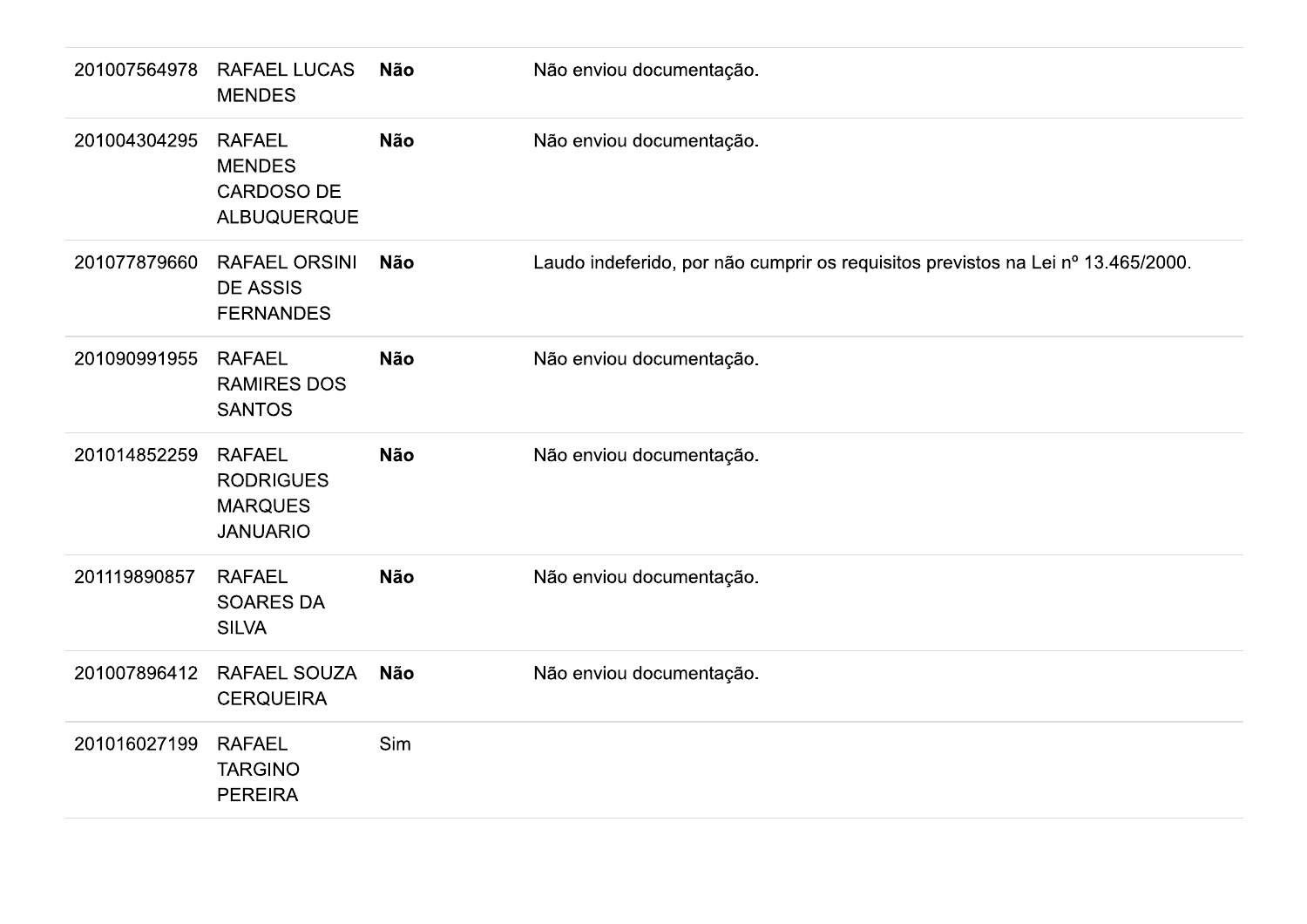| | | | |
|---|---|---|---|
| 201007564978 | RAFAEL LUCAS MENDES | **Não** | Não enviou documentação. |
| 201004304295 | RAFAEL MENDES CARDOSO DE ALBUQUERQUE | **Não** | Não enviou documentação. |
| 201077879660 | RAFAEL ORSINI DE ASSIS FERNANDES | **Não** | Laudo indeferido, por não cumprir os requisitos previstos na Lei nº 13.465/2000. |
| 201090991955 | RAFAEL RAMIRES DOS SANTOS | **Não** | Não enviou documentação. |
| 201014852259 | RAFAEL RODRIGUES MARQUES JANUARIO | **Não** | Não enviou documentação. |
| 201119890857 | RAFAEL SOARES DA SILVA | **Não** | Não enviou documentação. |
| 201007896412 | RAFAEL SOUZA CERQUEIRA | **Não** | Não enviou documentação. |
| 201016027199 | RAFAEL TARGINO PEREIRA | Sim | |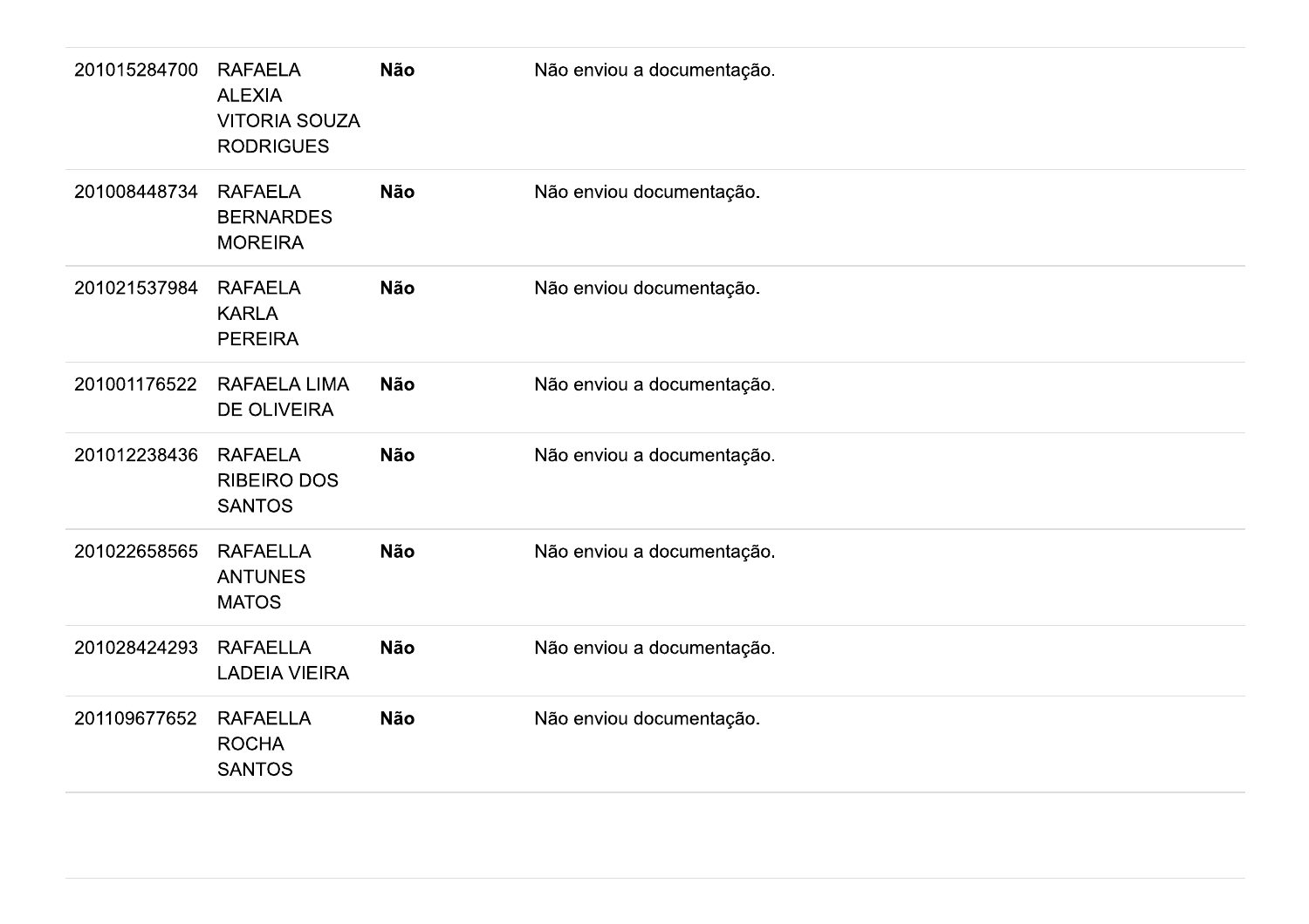| | | | |
|---|---|---|---|
| 201015284700 | RAFAELA ALEXIA VITORIA SOUZA RODRIGUES | **Não** | Não enviou a documentação. |
| 201008448734 | RAFAELA BERNARDES MOREIRA | **Não** | Não enviou documentação. |
| 201021537984 | RAFAELA KARLA PEREIRA | **Não** | Não enviou documentação. |
| 201001176522 | RAFAELA LIMA DE OLIVEIRA | **Não** | Não enviou a documentação. |
| 201012238436 | RAFAELA RIBEIRO DOS SANTOS | **Não** | Não enviou a documentação. |
| 201022658565 | RAFAELLA ANTUNES MATOS | **Não** | Não enviou a documentação. |
| 201028424293 | RAFAELLA LADEIA VIEIRA | **Não** | Não enviou a documentação. |
| 201109677652 | RAFAELLA ROCHA SANTOS | **Não** | Não enviou documentação. |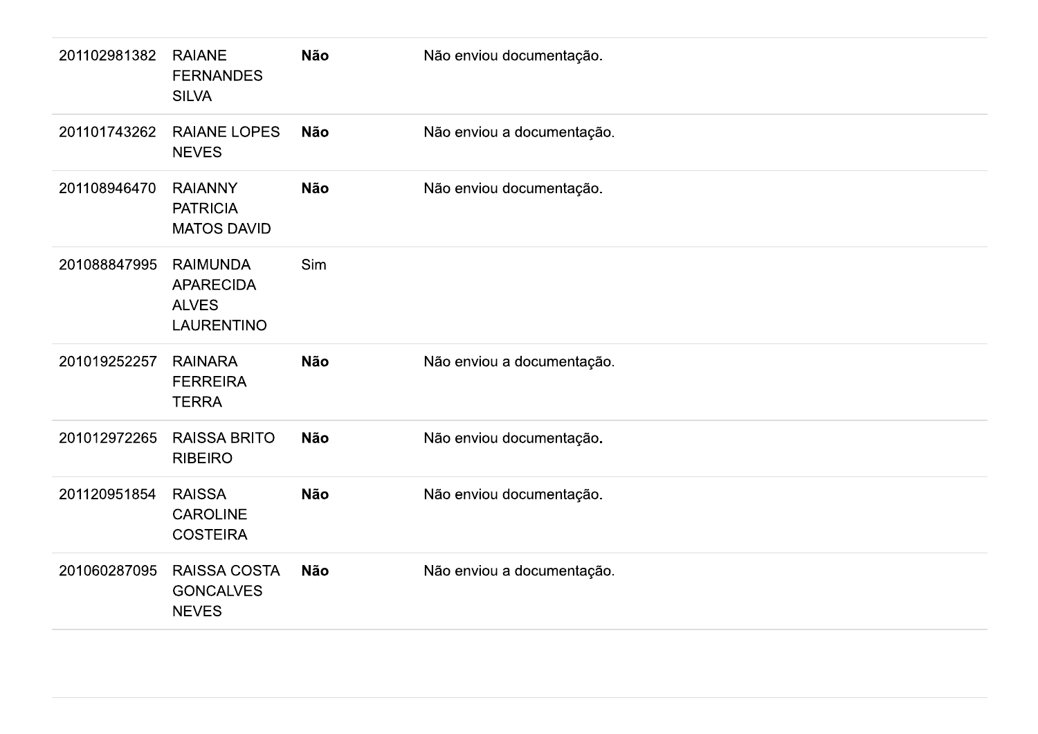| | | | |
|---|---|---|---|
| 201102981382 | RAIANE FERNANDES SILVA | **Não** | Não enviou documentação. |
| 201101743262 | RAIANE LOPES NEVES | **Não** | Não enviou a documentação. |
| 201108946470 | RAIANNY PATRICIA MATOS DAVID | **Não** | Não enviou documentação. |
| 201088847995 | RAIMUNDA APARECIDA ALVES LAURENTINO | Sim | |
| 201019252257 | RAINARA FERREIRA TERRA | **Não** | Não enviou a documentação. |
| 201012972265 | RAISSA BRITO RIBEIRO | **Não** | Não enviou documentação. |
| 201120951854 | RAISSA CAROLINE COSTEIRA | **Não** | Não enviou documentação. |
| 201060287095 | RAISSA COSTA GONCALVES NEVES | **Não** | Não enviou a documentação. |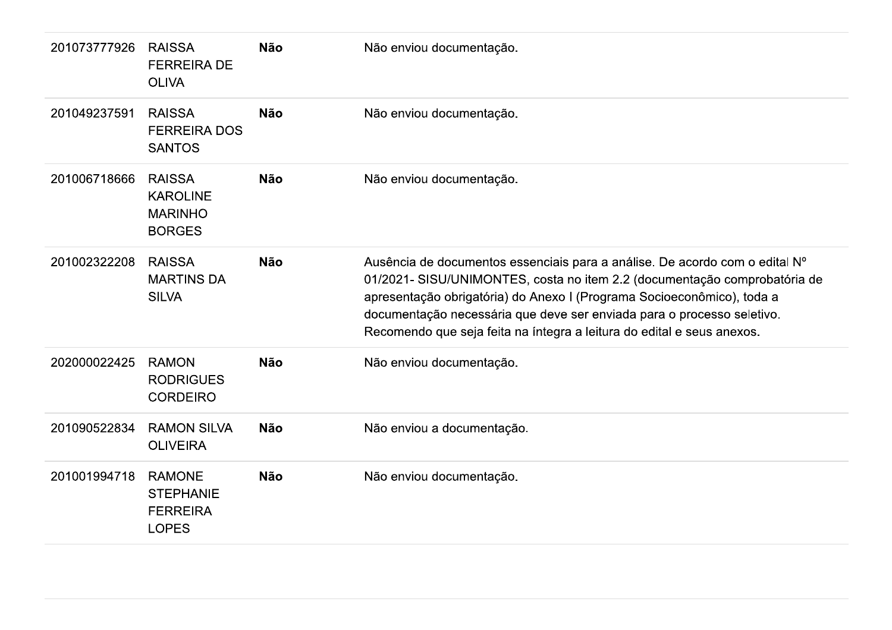| | | | |
|---|---|---|---|
| 201073777926 | RAISSA FERREIRA DE OLIVA | **Não** | Não enviou documentação. |
| 201049237591 | RAISSA FERREIRA DOS SANTOS | **Não** | Não enviou documentação. |
| 201006718666 | RAISSA KAROLINE MARINHO BORGES | **Não** | Não enviou documentação. |
| 201002322208 | RAISSA MARTINS DA SILVA | **Não** | Ausência de documentos essenciais para a análise. De acordo com o edital Nº 01/2021- SISU/UNIMONTES, costa no item 2.2 (documentação comprobatória de apresentação obrigatória) do Anexo I (Programa Socioeconômico), toda a documentação necessária que deve ser enviada para o processo seletivo. Recomendo que seja feita na íntegra a leitura do edital e seus anexos. |
| 202000022425 | RAMON RODRIGUES CORDEIRO | **Não** | Não enviou documentação. |
| 201090522834 | RAMON SILVA OLIVEIRA | **Não** | Não enviou a documentação. |
| 201001994718 | RAMONE STEPHANIE FERREIRA LOPES | **Não** | Não enviou documentação. |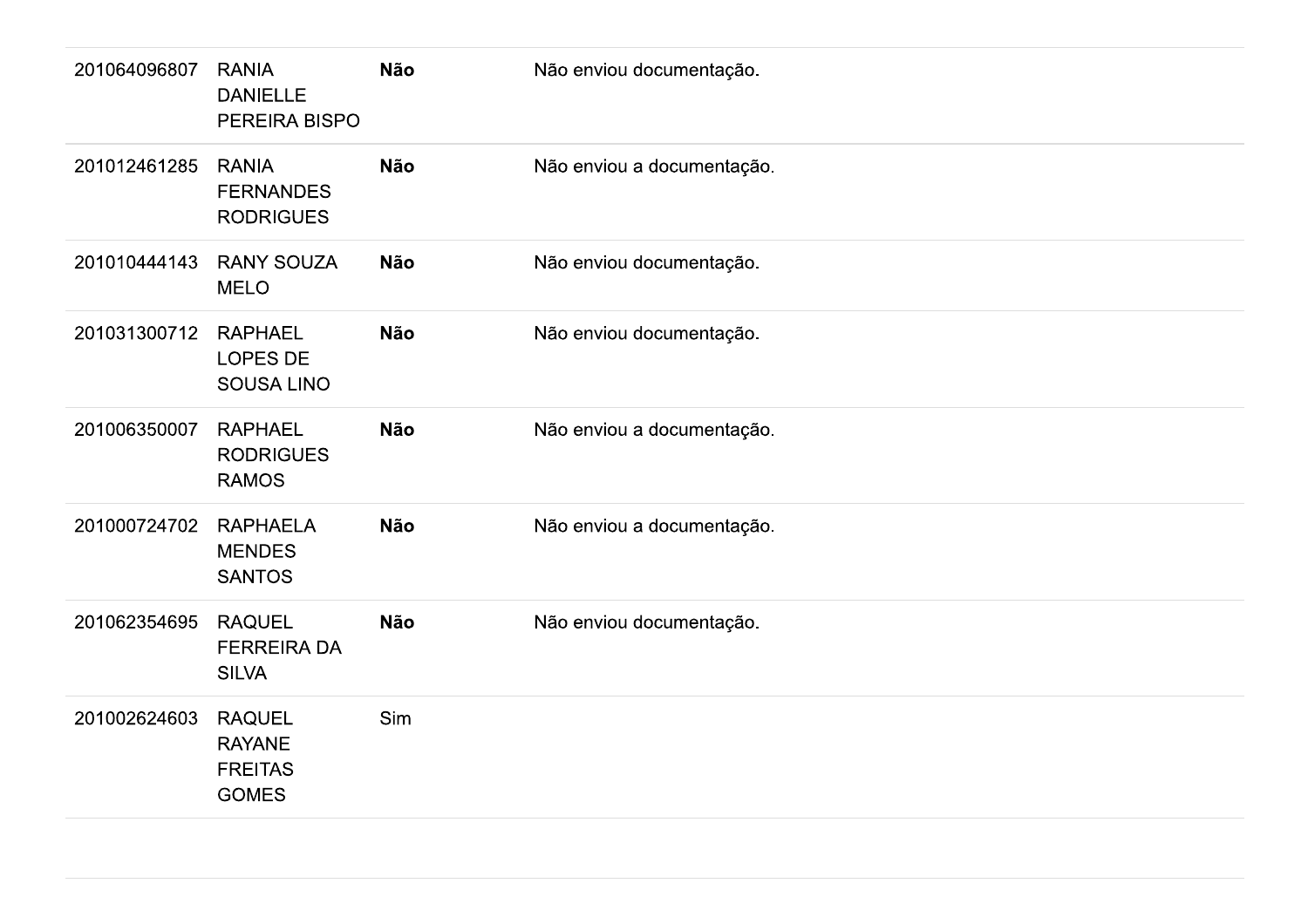| | | | |
|---|---|---|---|
| 201064096807 | RANIA DANIELLE PEREIRA BISPO | **Não** | Não enviou documentação. |
| 201012461285 | RANIA FERNANDES RODRIGUES | **Não** | Não enviou a documentação. |
| 201010444143 | RANY SOUZA MELO | **Não** | Não enviou documentação. |
| 201031300712 | RAPHAEL LOPES DE SOUSA LINO | **Não** | Não enviou documentação. |
| 201006350007 | RAPHAEL RODRIGUES RAMOS | **Não** | Não enviou a documentação. |
| 201000724702 | RAPHAELA MENDES SANTOS | **Não** | Não enviou a documentação. |
| 201062354695 | RAQUEL FERREIRA DA SILVA | **Não** | Não enviou documentação. |
| 201002624603 | RAQUEL RAYANE FREITAS GOMES | Sim | |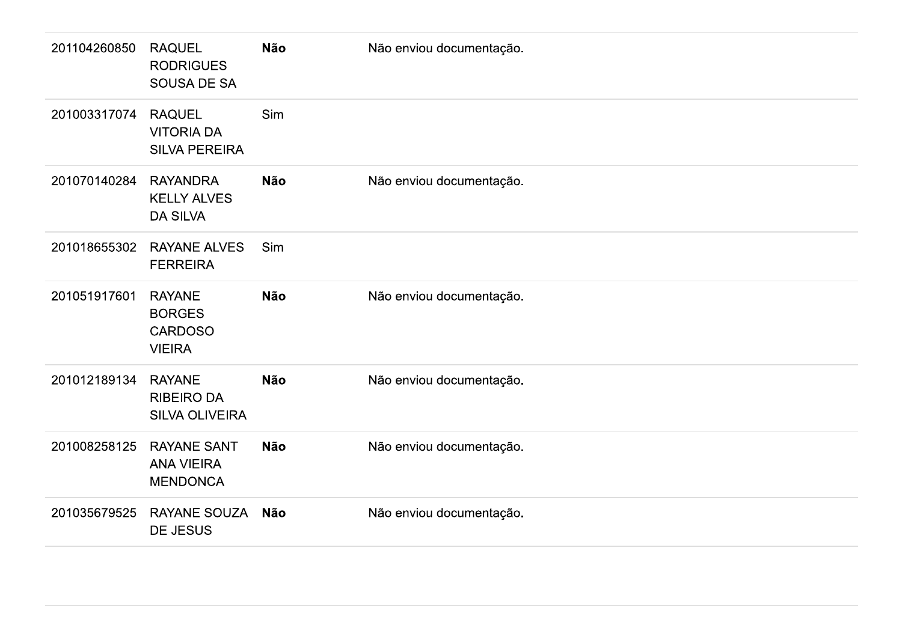| | | | |
|---|---|---|---|
| 201104260850 | RAQUEL RODRIGUES SOUSA DE SA | **Não** | Não enviou documentação. |
| 201003317074 | RAQUEL VITORIA DA SILVA PEREIRA | Sim | |
| 201070140284 | RAYANDRA KELLY ALVES DA SILVA | **Não** | Não enviou documentação. |
| 201018655302 | RAYANE ALVES FERREIRA | Sim | |
| 201051917601 | RAYANE BORGES CARDOSO VIEIRA | **Não** | Não enviou documentação. |
| 201012189134 | RAYANE RIBEIRO DA SILVA OLIVEIRA | **Não** | Não enviou documentação. |
| 201008258125 | RAYANE SANT ANA VIEIRA MENDONCA | **Não** | Não enviou documentação. |
| 201035679525 | RAYANE SOUZA DE JESUS | **Não** | Não enviou documentação. |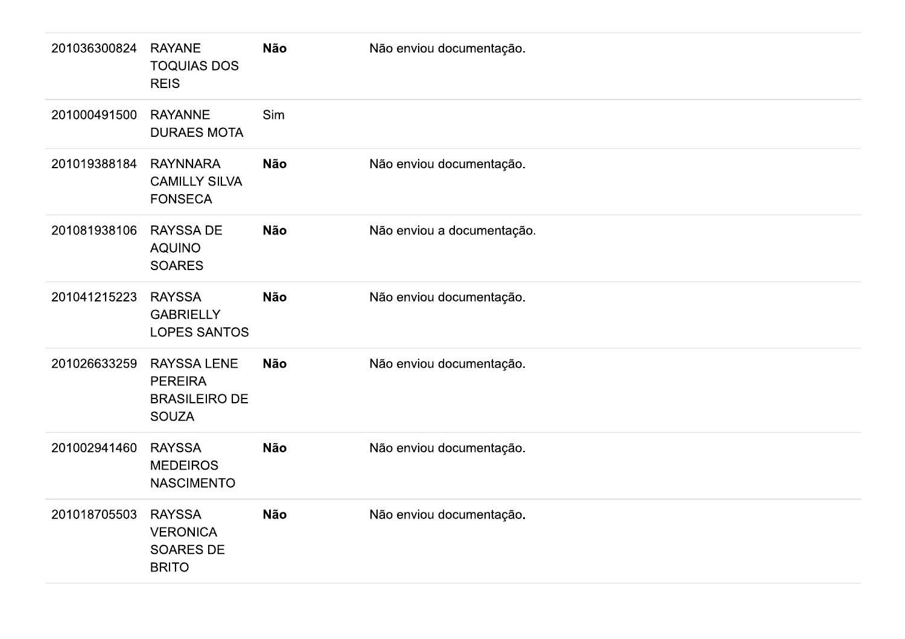| | | | |
|---|---|---|---|
| 201036300824 | RAYANE TOQUIAS DOS REIS | **Não** | Não enviou documentação. |
| 201000491500 | RAYANNE DURAES MOTA | Sim | |
| 201019388184 | RAYNNARA CAMILLY SILVA FONSECA | **Não** | Não enviou documentação. |
| 201081938106 | RAYSSA DE AQUINO SOARES | **Não** | Não enviou a documentação. |
| 201041215223 | RAYSSA GABRIELLY LOPES SANTOS | **Não** | Não enviou documentação. |
| 201026633259 | RAYSSA LENE PEREIRA BRASILEIRO DE SOUZA | **Não** | Não enviou documentação. |
| 201002941460 | RAYSSA MEDEIROS NASCIMENTO | **Não** | Não enviou documentação. |
| 201018705503 | RAYSSA VERONICA SOARES DE BRITO | **Não** | Não enviou documentação. |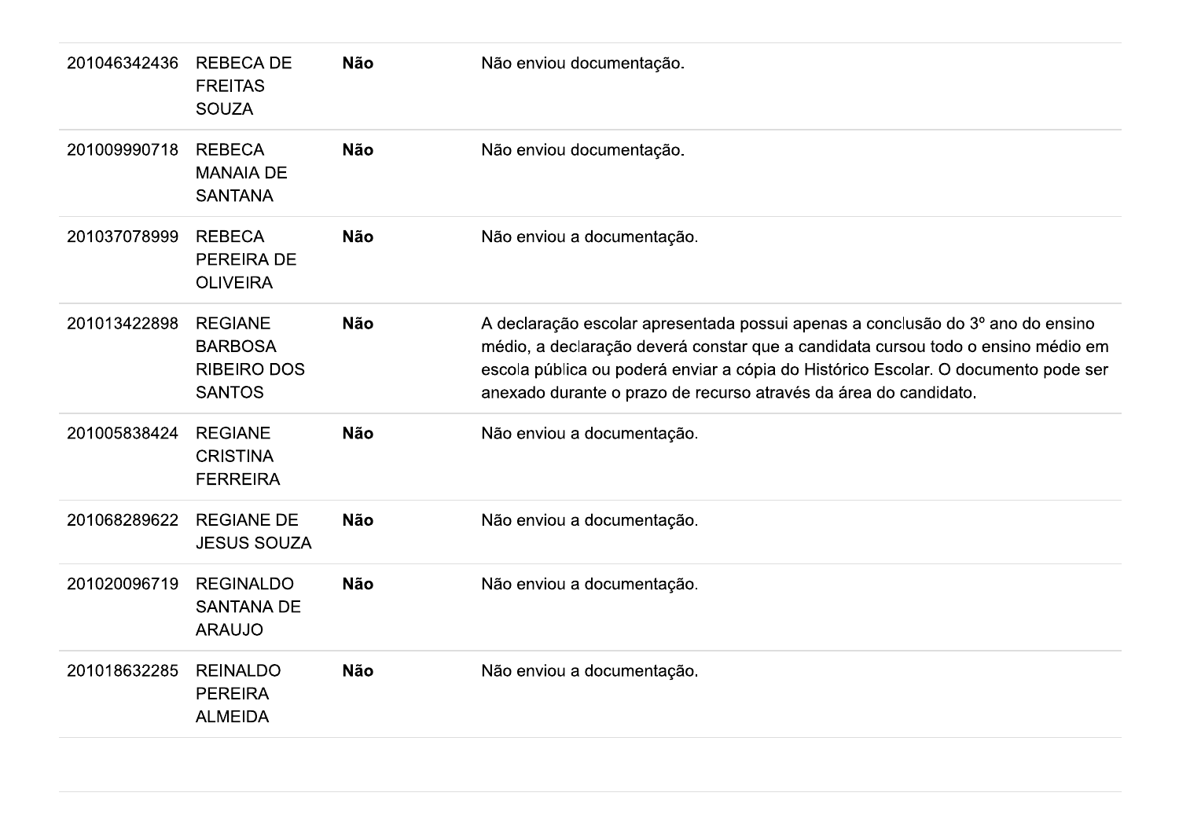| | | | |
|---|---|---|---|
| 201046342436 | REBECA DE FREITAS SOUZA | **Não** | Não enviou documentação. |
| 201009990718 | REBECA MANAIA DE SANTANA | **Não** | Não enviou documentação. |
| 201037078999 | REBECA PEREIRA DE OLIVEIRA | **Não** | Não enviou a documentação. |
| 201013422898 | REGIANE BARBOSA RIBEIRO DOS SANTOS | **Não** | A declaração escolar apresentada possui apenas a conclusão do 3º ano do ensino médio, a declaração deverá constar que a candidata cursou todo o ensino médio em escola pública ou poderá enviar a cópia do Histórico Escolar. O documento pode ser anexado durante o prazo de recurso através da área do candidato. |
| 201005838424 | REGIANE CRISTINA FERREIRA | **Não** | Não enviou a documentação. |
| 201068289622 | REGIANE DE JESUS SOUZA | **Não** | Não enviou a documentação. |
| 201020096719 | REGINALDO SANTANA DE ARAUJO | **Não** | Não enviou a documentação. |
| 201018632285 | REINALDO PEREIRA ALMEIDA | **Não** | Não enviou a documentação. |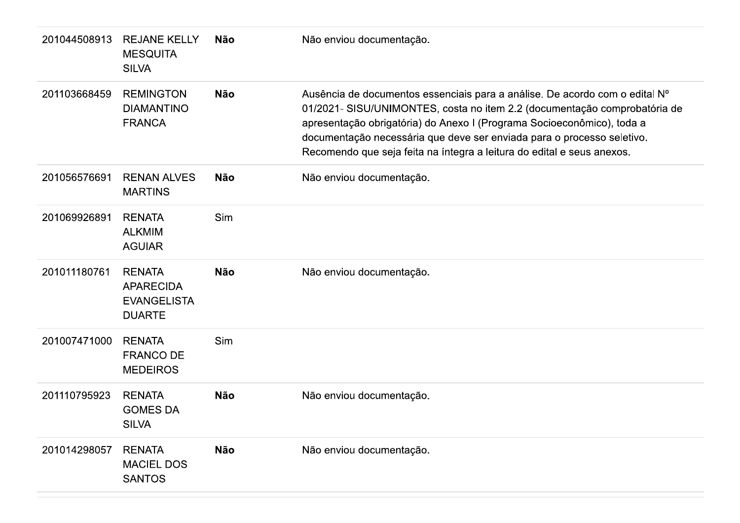| | | | |
|---|---|---|---|
| 201044508913 | REJANE KELLY MESQUITA SILVA | **Não** | Não enviou documentação. |
| 201103668459 | REMINGTON DIAMANTINO FRANCA | **Não** | Ausência de documentos essenciais para a análise. De acordo com o edital Nº 01/2021- SISU/UNIMONTES, costa no item 2.2 (documentação comprobatória de apresentação obrigatória) do Anexo I (Programa Socioeconômico), toda a documentação necessária que deve ser enviada para o processo seletivo. Recomendo que seja feita na íntegra a leitura do edital e seus anexos. |
| 201056576691 | RENAN ALVES MARTINS | **Não** | Não enviou documentação. |
| 201069926891 | RENATA ALKMIM AGUIAR | Sim | |
| 201011180761 | RENATA APARECIDA EVANGELISTA DUARTE | **Não** | Não enviou documentação. |
| 201007471000 | RENATA FRANCO DE MEDEIROS | Sim | |
| 201110795923 | RENATA GOMES DA SILVA | **Não** | Não enviou documentação. |
| 201014298057 | RENATA MACIEL DOS SANTOS | **Não** | Não enviou documentação. |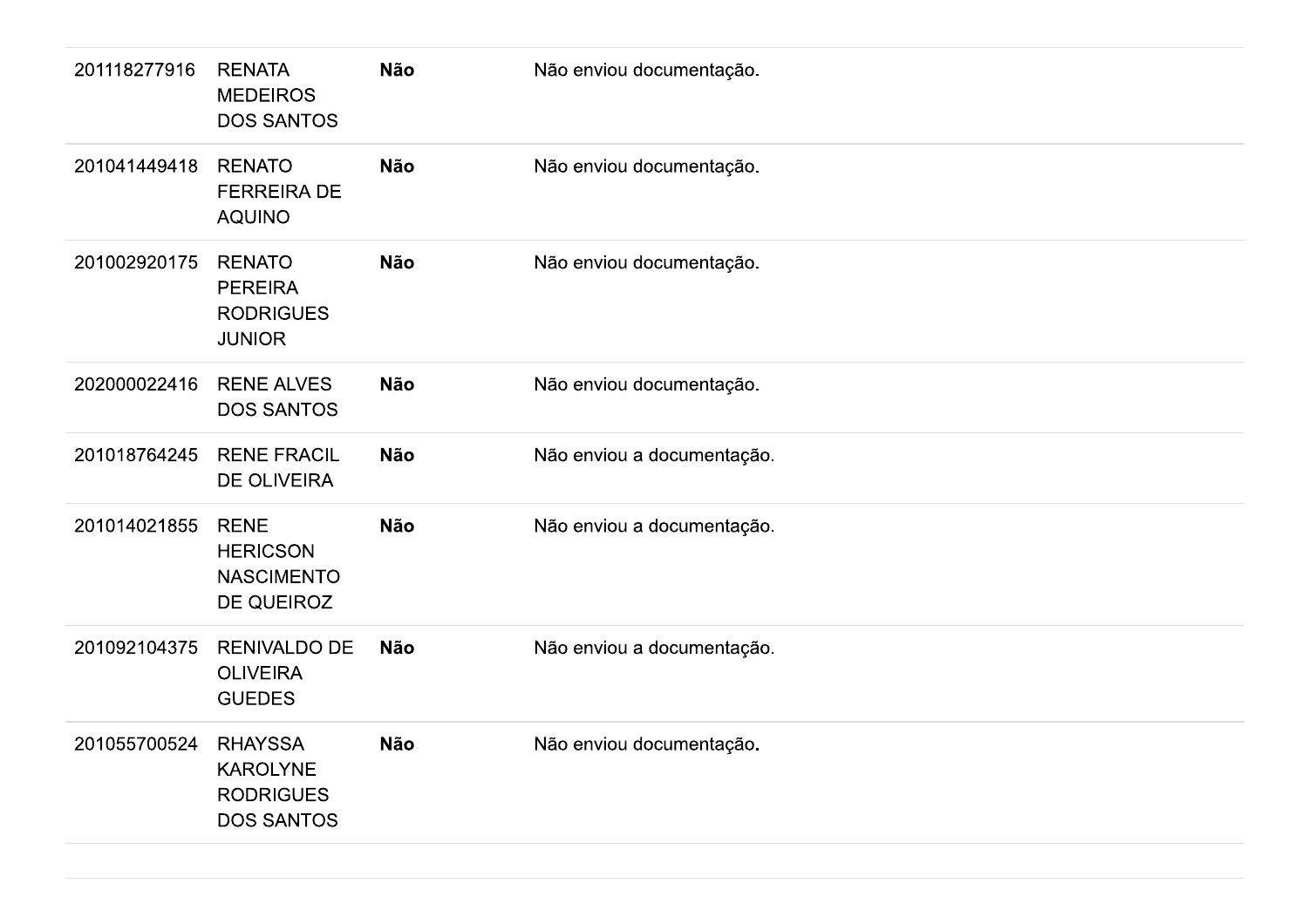| | | | |
|---|---|---|---|
| 201118277916 | RENATA MEDEIROS DOS SANTOS | **Não** | Não enviou documentação. |
| 201041449418 | RENATO FERREIRA DE AQUINO | **Não** | Não enviou documentação. |
| 201002920175 | RENATO PEREIRA RODRIGUES JUNIOR | **Não** | Não enviou documentação. |
| 202000022416 | RENE ALVES DOS SANTOS | **Não** | Não enviou documentação. |
| 201018764245 | RENE FRACIL DE OLIVEIRA | **Não** | Não enviou a documentação. |
| 201014021855 | RENE HERICSON NASCIMENTO DE QUEIROZ | **Não** | Não enviou a documentação. |
| 201092104375 | RENIVALDO DE OLIVEIRA GUEDES | **Não** | Não enviou a documentação. |
| 201055700524 | RHAYSSA KAROLYNE RODRIGUES DOS SANTOS | **Não** | Não enviou documentação. |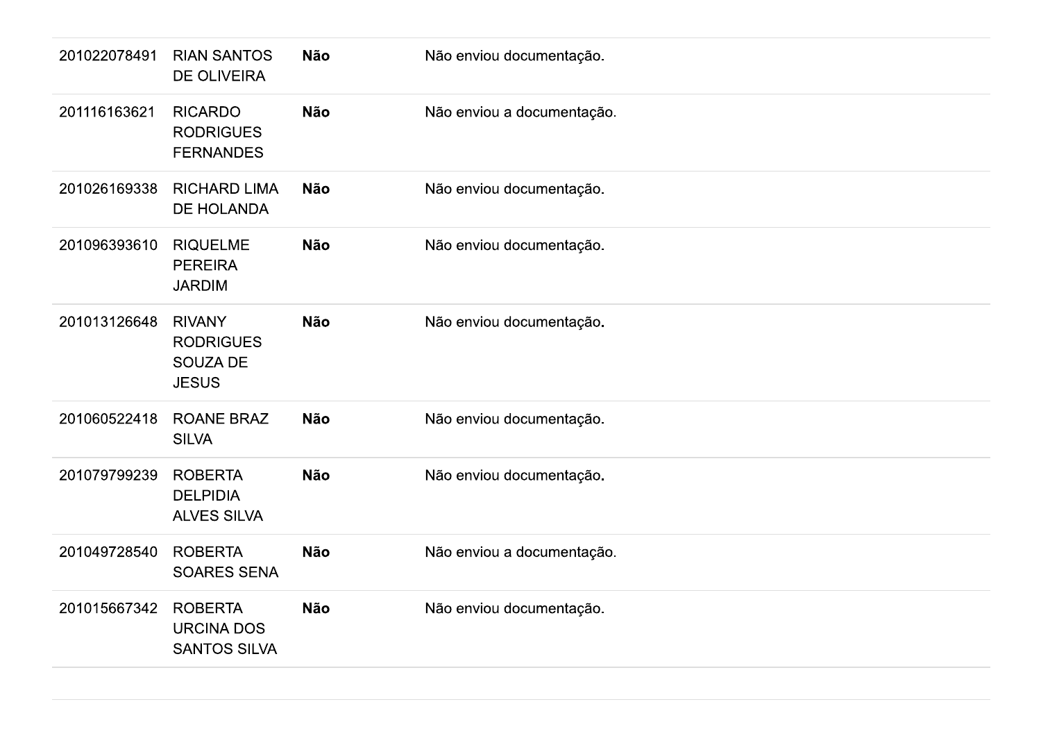| | | | |
|---|---|---|---|
| 201022078491 | RIAN SANTOS DE OLIVEIRA | **Não** | Não enviou documentação. |
| 201116163621 | RICARDO RODRIGUES FERNANDES | **Não** | Não enviou a documentação. |
| 201026169338 | RICHARD LIMA DE HOLANDA | **Não** | Não enviou documentação. |
| 201096393610 | RIQUELME PEREIRA JARDIM | **Não** | Não enviou documentação. |
| 201013126648 | RIVANY RODRIGUES SOUZA DE JESUS | **Não** | Não enviou documentação. |
| 201060522418 | ROANE BRAZ SILVA | **Não** | Não enviou documentação. |
| 201079799239 | ROBERTA DELPIDIA ALVES SILVA | **Não** | Não enviou documentação. |
| 201049728540 | ROBERTA SOARES SENA | **Não** | Não enviou a documentação. |
| 201015667342 | ROBERTA URCINA DOS SANTOS SILVA | **Não** | Não enviou documentação. |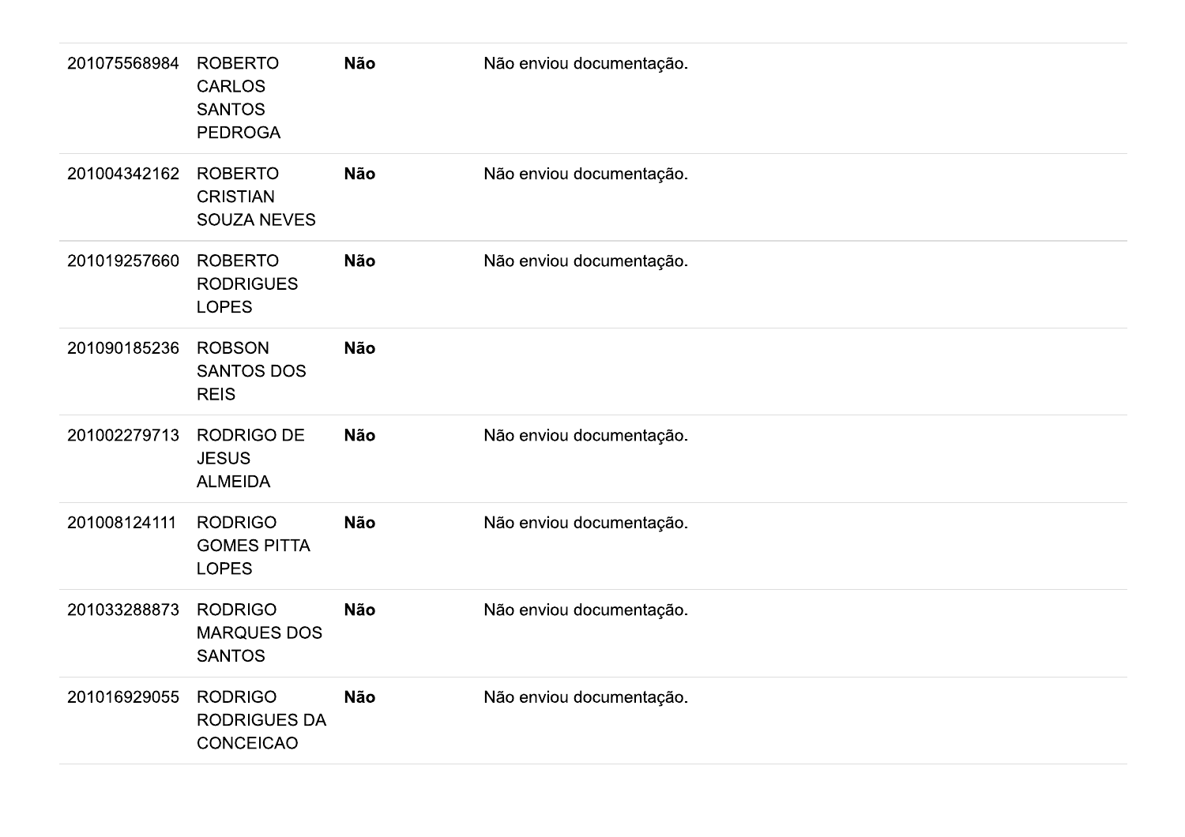| | | | |
|---|---|---|---|
| 201075568984 | ROBERTO CARLOS SANTOS PEDROGA | **Não** | Não enviou documentação. |
| 201004342162 | ROBERTO CRISTIAN SOUZA NEVES | **Não** | Não enviou documentação. |
| 201019257660 | ROBERTO RODRIGUES LOPES | **Não** | Não enviou documentação. |
| 201090185236 | ROBSON SANTOS DOS REIS | **Não** | |
| 201002279713 | RODRIGO DE JESUS ALMEIDA | **Não** | Não enviou documentação. |
| 201008124111 | RODRIGO GOMES PITTA LOPES | **Não** | Não enviou documentação. |
| 201033288873 | RODRIGO MARQUES DOS SANTOS | **Não** | Não enviou documentação. |
| 201016929055 | RODRIGO RODRIGUES DA CONCEICAO | **Não** | Não enviou documentação. |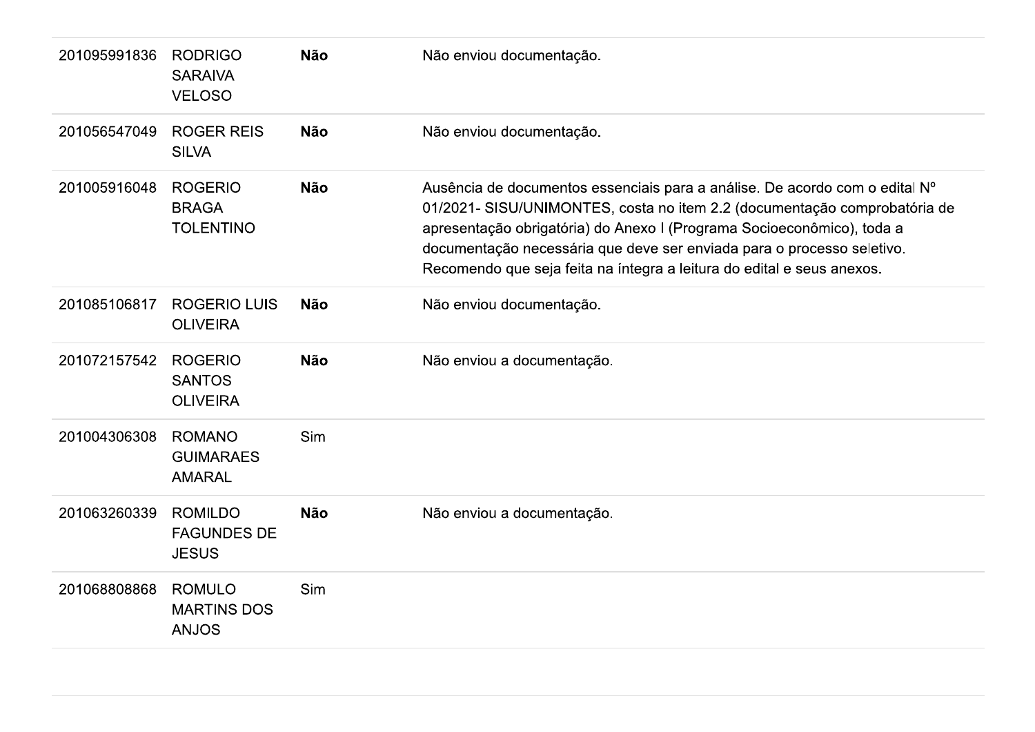| | | | |
|---|---|---|---|
| 201095991836 | RODRIGO SARAIVA VELOSO | **Não** | Não enviou documentação. |
| 201056547049 | ROGER REIS SILVA | **Não** | Não enviou documentação. |
| 201005916048 | ROGERIO BRAGA TOLENTINO | **Não** | Ausência de documentos essenciais para a análise. De acordo com o edital Nº 01/2021- SISU/UNIMONTES, costa no item 2.2 (documentação comprobatória de apresentação obrigatória) do Anexo I (Programa Socioeconômico), toda a documentação necessária que deve ser enviada para o processo seletivo. Recomendo que seja feita na íntegra a leitura do edital e seus anexos. |
| 201085106817 | ROGERIO LUIS OLIVEIRA | **Não** | Não enviou documentação. |
| 201072157542 | ROGERIO SANTOS OLIVEIRA | **Não** | Não enviou a documentação. |
| 201004306308 | ROMANO GUIMARAES AMARAL | Sim | |
| 201063260339 | ROMILDO FAGUNDES DE JESUS | **Não** | Não enviou a documentação. |
| 201068808868 | ROMULO MARTINS DOS ANJOS | Sim | |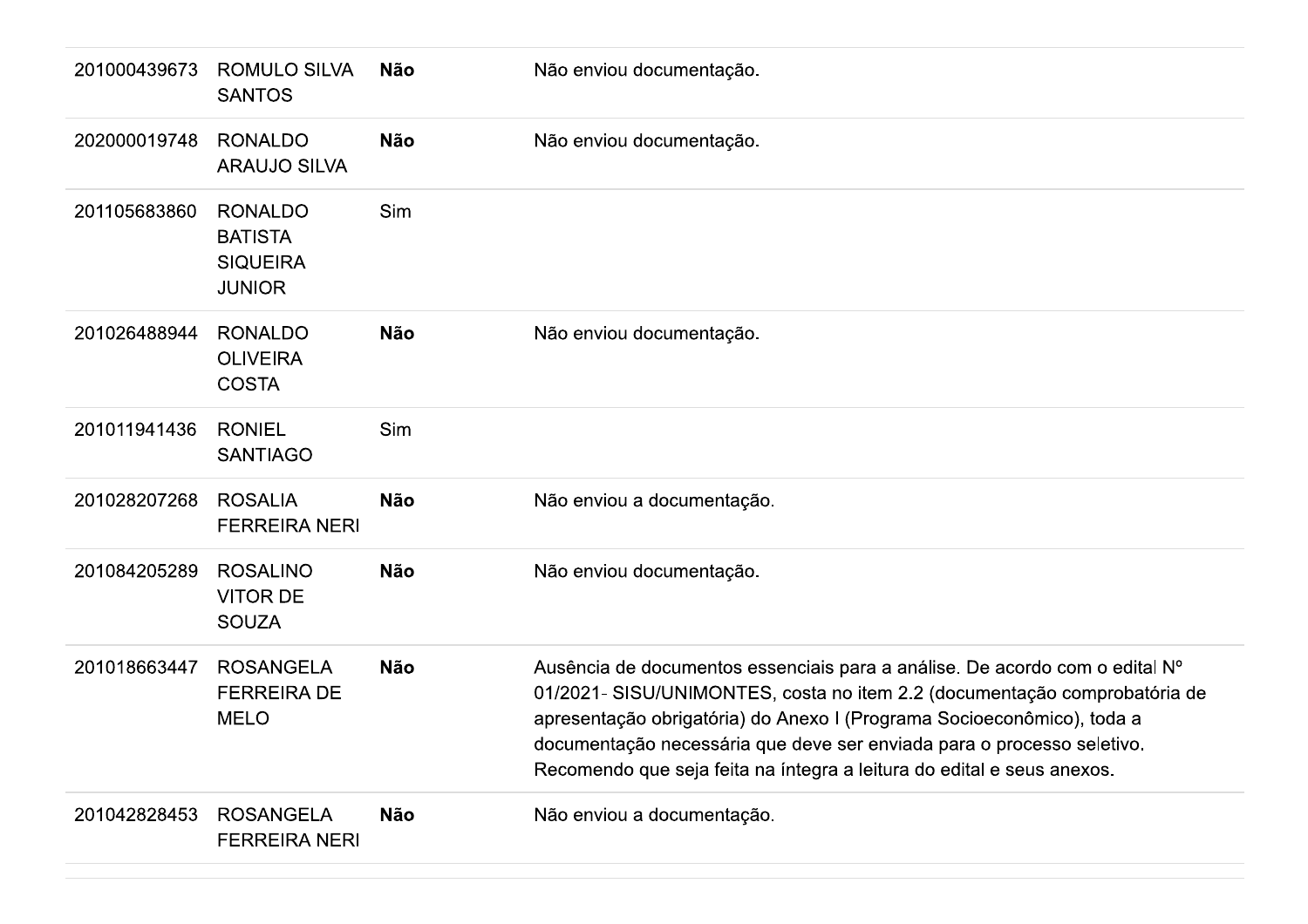| | | | |
|---|---|---|---|
| 201000439673 | ROMULO SILVA SANTOS | **Não** | Não enviou documentação. |
| 202000019748 | RONALDO ARAUJO SILVA | **Não** | Não enviou documentação. |
| 201105683860 | RONALDO BATISTA SIQUEIRA JUNIOR | Sim | |
| 201026488944 | RONALDO OLIVEIRA COSTA | **Não** | Não enviou documentação. |
| 201011941436 | RONIEL SANTIAGO | Sim | |
| 201028207268 | ROSALIA FERREIRA NERI | **Não** | Não enviou a documentação. |
| 201084205289 | ROSALINO VITOR DE SOUZA | **Não** | Não enviou documentação. |
| 201018663447 | ROSANGELA FERREIRA DE MELO | **Não** | Ausência de documentos essenciais para a análise. De acordo com o edital Nº 01/2021- SISU/UNIMONTES, costa no item 2.2 (documentação comprobatória de apresentação obrigatória) do Anexo I (Programa Socioeconômico), toda a documentação necessária que deve ser enviada para o processo seletivo. Recomendo que seja feita na íntegra a leitura do edital e seus anexos. |
| 201042828453 | ROSANGELA FERREIRA NERI | **Não** | Não enviou a documentação. |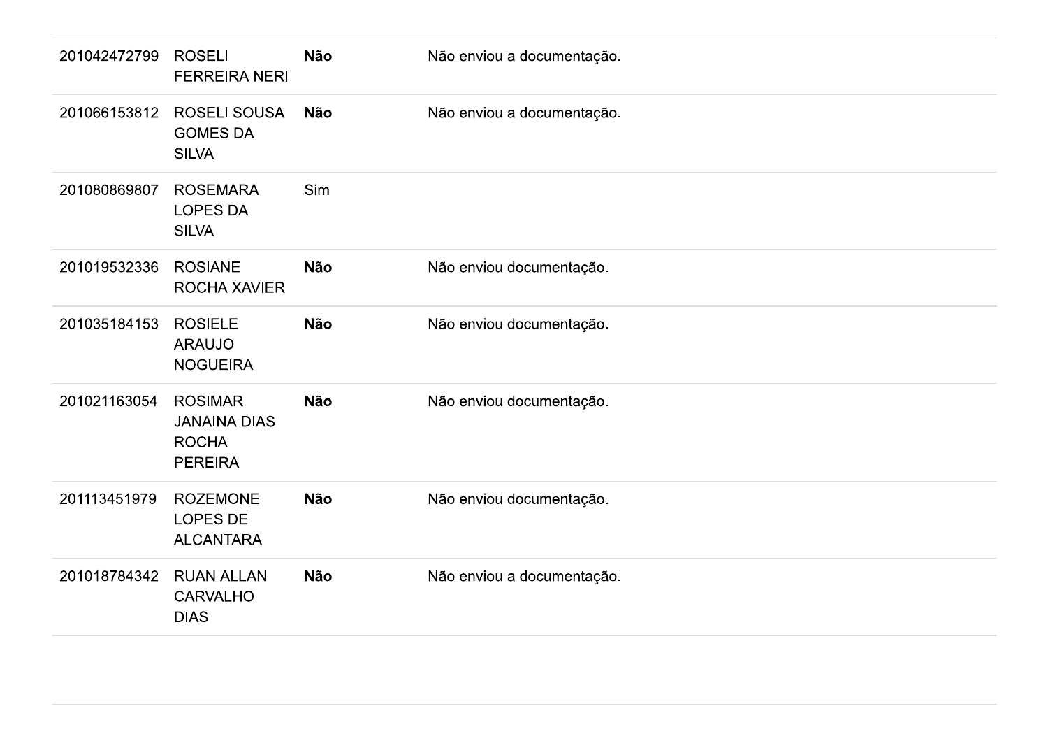| | | | |
|---|---|---|---|
| 201042472799 | ROSELI FERREIRA NERI | **Não** | Não enviou a documentação. |
| 201066153812 | ROSELI SOUSA GOMES DA SILVA | **Não** | Não enviou a documentação. |
| 201080869807 | ROSEMARA LOPES DA SILVA | Sim | |
| 201019532336 | ROSIANE ROCHA XAVIER | **Não** | Não enviou documentação. |
| 201035184153 | ROSIELE ARAUJO NOGUEIRA | **Não** | Não enviou documentação. |
| 201021163054 | ROSIMAR JANAINA DIAS ROCHA PEREIRA | **Não** | Não enviou documentação. |
| 201113451979 | ROZEMONE LOPES DE ALCANTARA | **Não** | Não enviou documentação. |
| 201018784342 | RUAN ALLAN CARVALHO DIAS | **Não** | Não enviou a documentação. |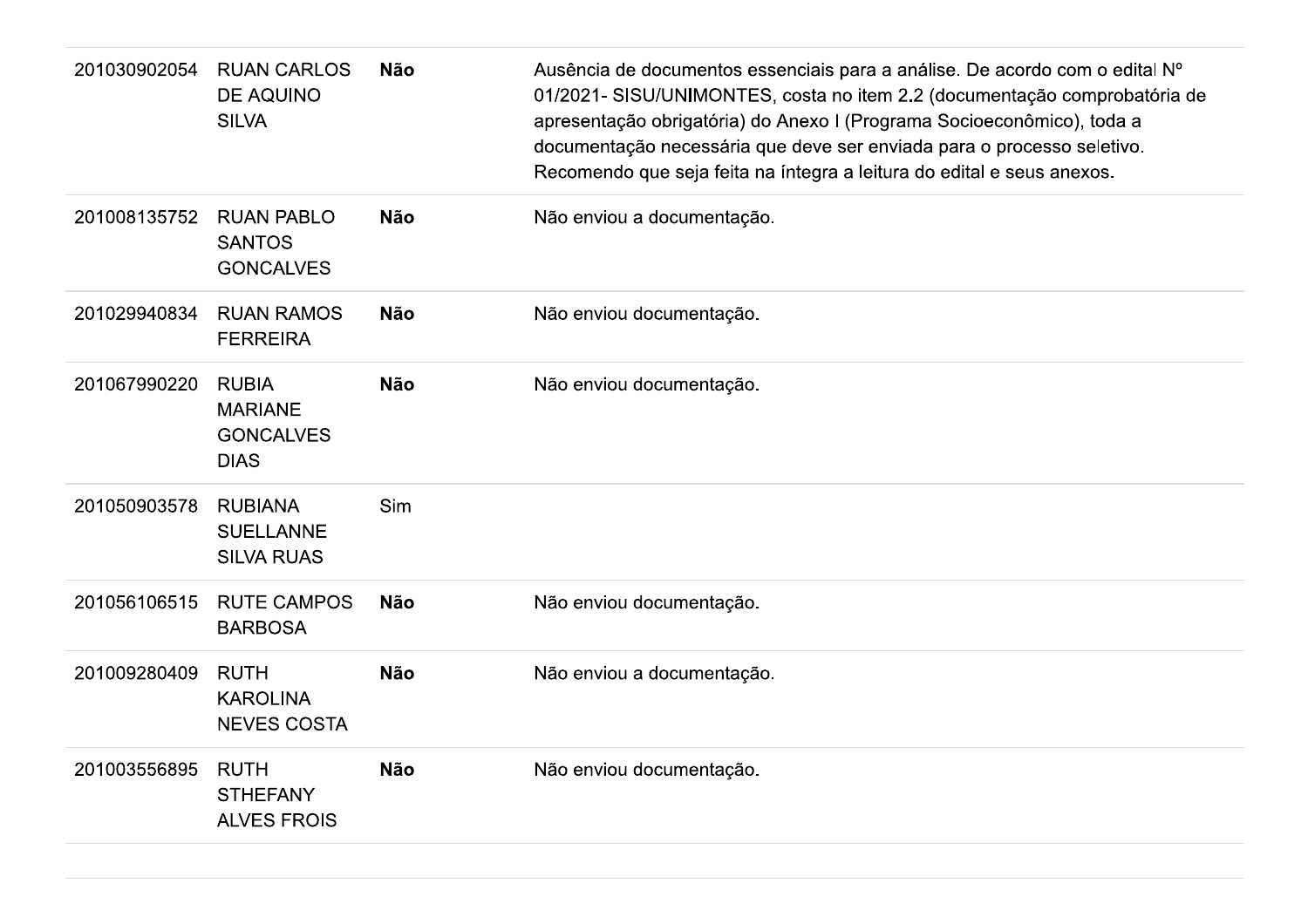| | | | |
|---|---|---|---|
| 201030902054 | RUAN CARLOS DE AQUINO SILVA | **Não** | Ausência de documentos essenciais para a análise. De acordo com o edital Nº 01/2021- SISU/UNIMONTES, costa no item 2.2 (documentação comprobatória de apresentação obrigatória) do Anexo I (Programa Socioeconômico), toda a documentação necessária que deve ser enviada para o processo seletivo. Recomendo que seja feita na íntegra a leitura do edital e seus anexos. |
| 201008135752 | RUAN PABLO SANTOS GONCALVES | **Não** | Não enviou a documentação. |
| 201029940834 | RUAN RAMOS FERREIRA | **Não** | Não enviou documentação. |
| 201067990220 | RUBIA MARIANE GONCALVES DIAS | **Não** | Não enviou documentação. |
| 201050903578 | RUBIANA SUELLANNE SILVA RUAS | Sim | |
| 201056106515 | RUTE CAMPOS BARBOSA | **Não** | Não enviou documentação. |
| 201009280409 | RUTH KAROLINA NEVES COSTA | **Não** | Não enviou a documentação. |
| 201003556895 | RUTH STHEFANY ALVES FROIS | **Não** | Não enviou documentação. |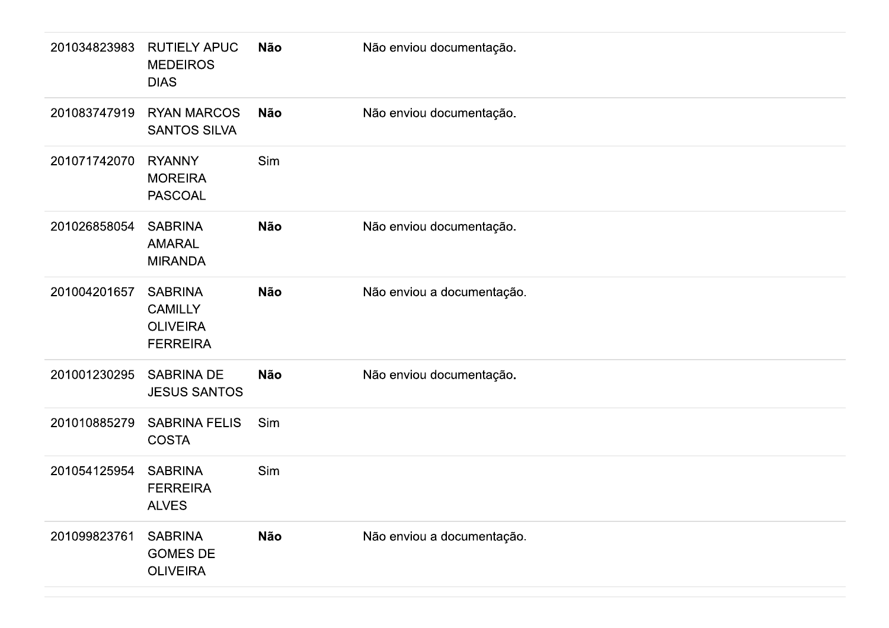| | | | |
|---|---|---|---|
| 201034823983 | RUTIELY APUC MEDEIROS DIAS | **Não** | Não enviou documentação. |
| 201083747919 | RYAN MARCOS SANTOS SILVA | **Não** | Não enviou documentação. |
| 201071742070 | RYANNY MOREIRA PASCOAL | Sim | |
| 201026858054 | SABRINA AMARAL MIRANDA | **Não** | Não enviou documentação. |
| 201004201657 | SABRINA CAMILLY OLIVEIRA FERREIRA | **Não** | Não enviou a documentação. |
| 201001230295 | SABRINA DE JESUS SANTOS | **Não** | Não enviou documentação. |
| 201010885279 | SABRINA FELIS COSTA | Sim | |
| 201054125954 | SABRINA FERREIRA ALVES | Sim | |
| 201099823761 | SABRINA GOMES DE OLIVEIRA | **Não** | Não enviou a documentação. |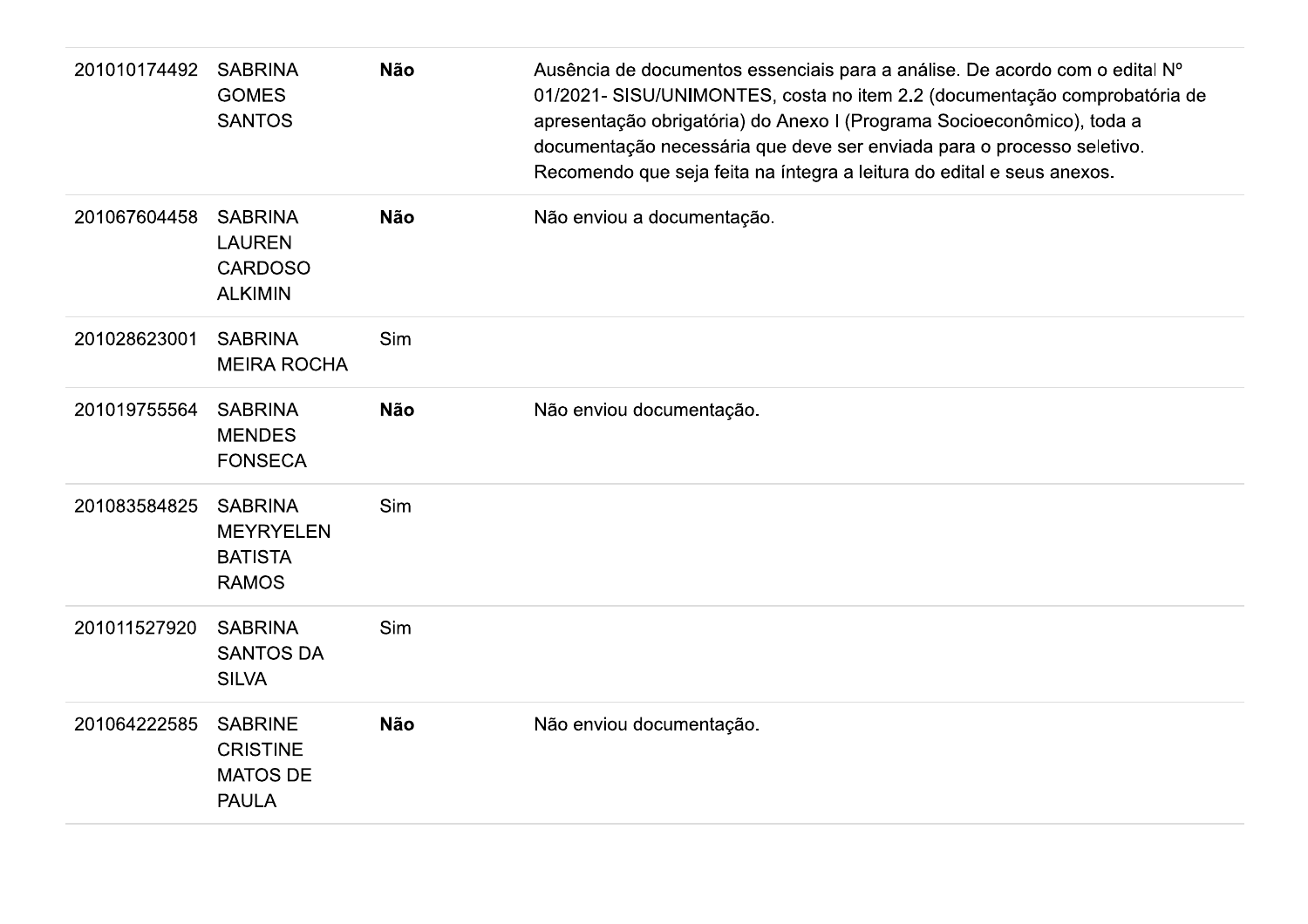| | | | |
|---|---|---|---|
| 201010174492 | SABRINA GOMES SANTOS | **Não** | Ausência de documentos essenciais para a análise. De acordo com o edital Nº 01/2021- SISU/UNIMONTES, costa no item 2.2 (documentação comprobatória de apresentação obrigatória) do Anexo I (Programa Socioeconômico), toda a documentação necessária que deve ser enviada para o processo seletivo. Recomendo que seja feita na íntegra a leitura do edital e seus anexos. |
| 201067604458 | SABRINA LAUREN CARDOSO ALKIMIN | **Não** | Não enviou a documentação. |
| 201028623001 | SABRINA MEIRA ROCHA | Sim | |
| 201019755564 | SABRINA MENDES FONSECA | **Não** | Não enviou documentação. |
| 201083584825 | SABRINA MEYRYELEN BATISTA RAMOS | Sim | |
| 201011527920 | SABRINA SANTOS DA SILVA | Sim | |
| 201064222585 | SABRINE CRISTINE MATOS DE PAULA | **Não** | Não enviou documentação. |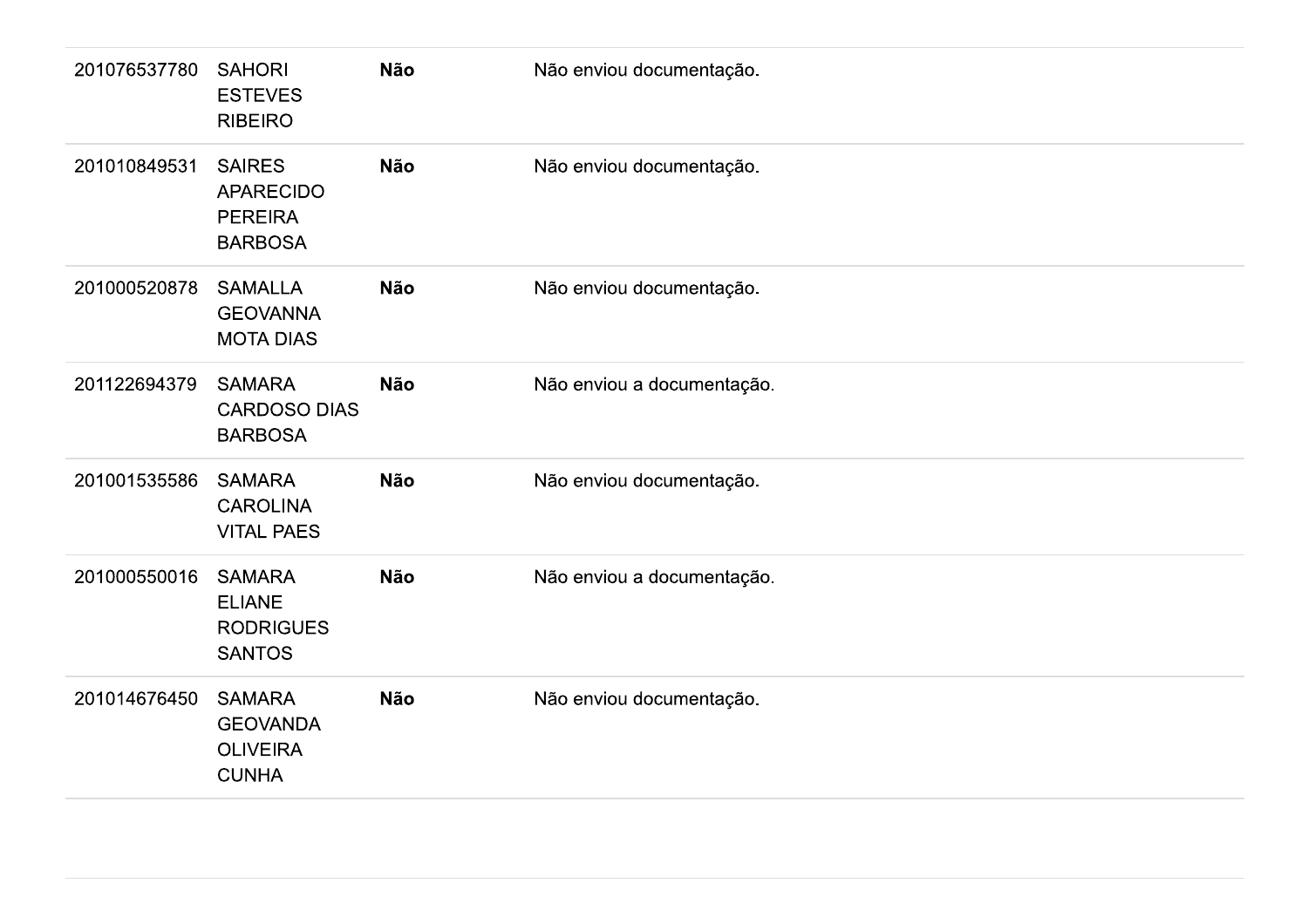| | | | |
|---|---|---|---|
| 201076537780 | SAHORI ESTEVES RIBEIRO | **Não** | Não enviou documentação. |
| 201010849531 | SAIRES APARECIDO PEREIRA BARBOSA | **Não** | Não enviou documentação. |
| 201000520878 | SAMALLA GEOVANNA MOTA DIAS | **Não** | Não enviou documentação. |
| 201122694379 | SAMARA CARDOSO DIAS BARBOSA | **Não** | Não enviou a documentação. |
| 201001535586 | SAMARA CAROLINA VITAL PAES | **Não** | Não enviou documentação. |
| 201000550016 | SAMARA ELIANE RODRIGUES SANTOS | **Não** | Não enviou a documentação. |
| 201014676450 | SAMARA GEOVANDA OLIVEIRA CUNHA | **Não** | Não enviou documentação. |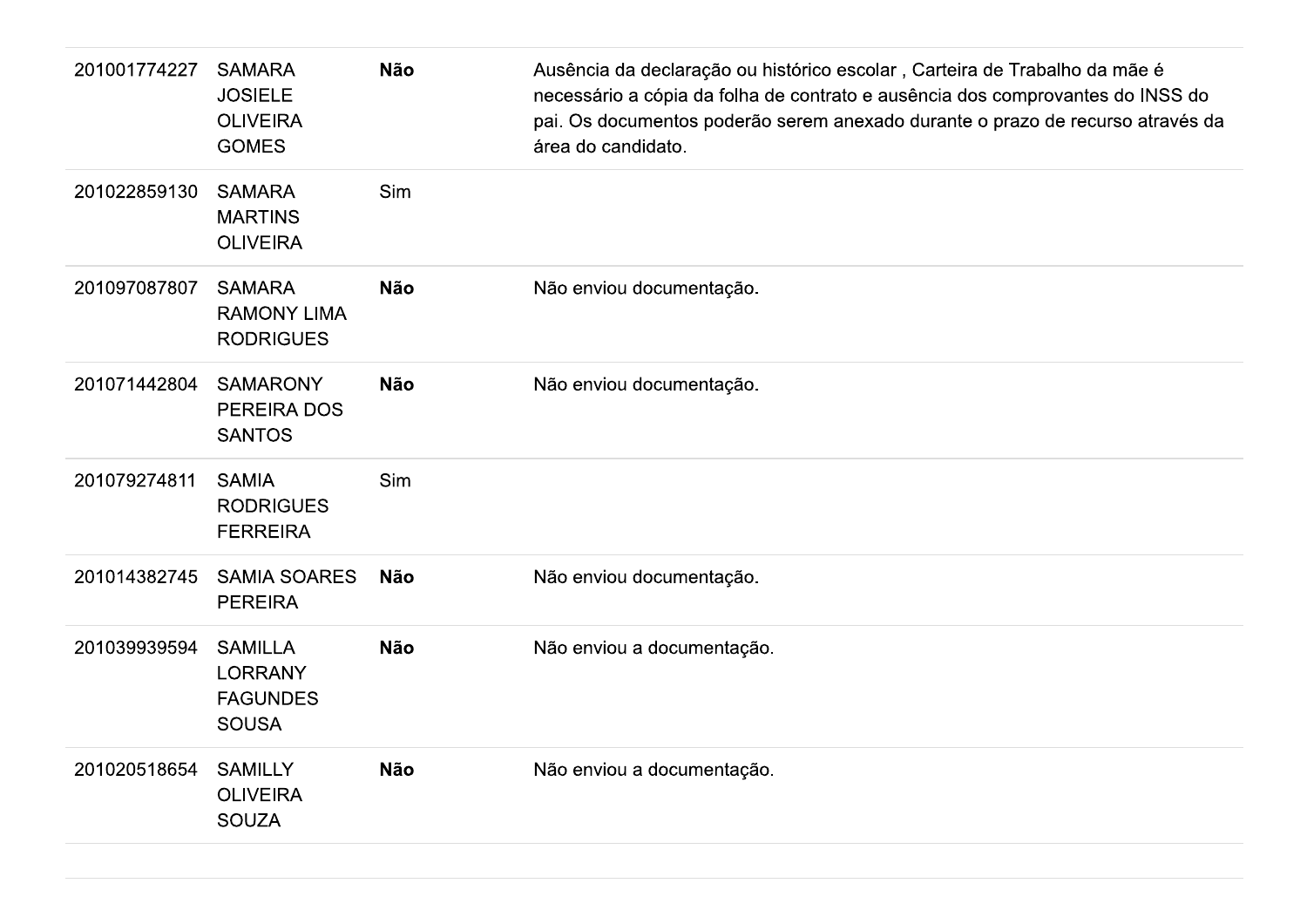| | | | |
|---|---|---|---|
| 201001774227 | SAMARA JOSIELE OLIVEIRA GOMES | **Não** | Ausência da declaração ou histórico escolar , Carteira de Trabalho da mãe é necessário a cópia da folha de contrato e ausência dos comprovantes do INSS do pai. Os documentos poderão serem anexado durante o prazo de recurso através da área do candidato. |
| 201022859130 | SAMARA MARTINS OLIVEIRA | Sim | |
| 201097087807 | SAMARA RAMONY LIMA RODRIGUES | **Não** | Não enviou documentação. |
| 201071442804 | SAMARONY PEREIRA DOS SANTOS | **Não** | Não enviou documentação. |
| 201079274811 | SAMIA RODRIGUES FERREIRA | Sim | |
| 201014382745 | SAMIA SOARES PEREIRA | **Não** | Não enviou documentação. |
| 201039939594 | SAMILLA LORRANY FAGUNDES SOUSA | **Não** | Não enviou a documentação. |
| 201020518654 | SAMILLY OLIVEIRA SOUZA | **Não** | Não enviou a documentação. |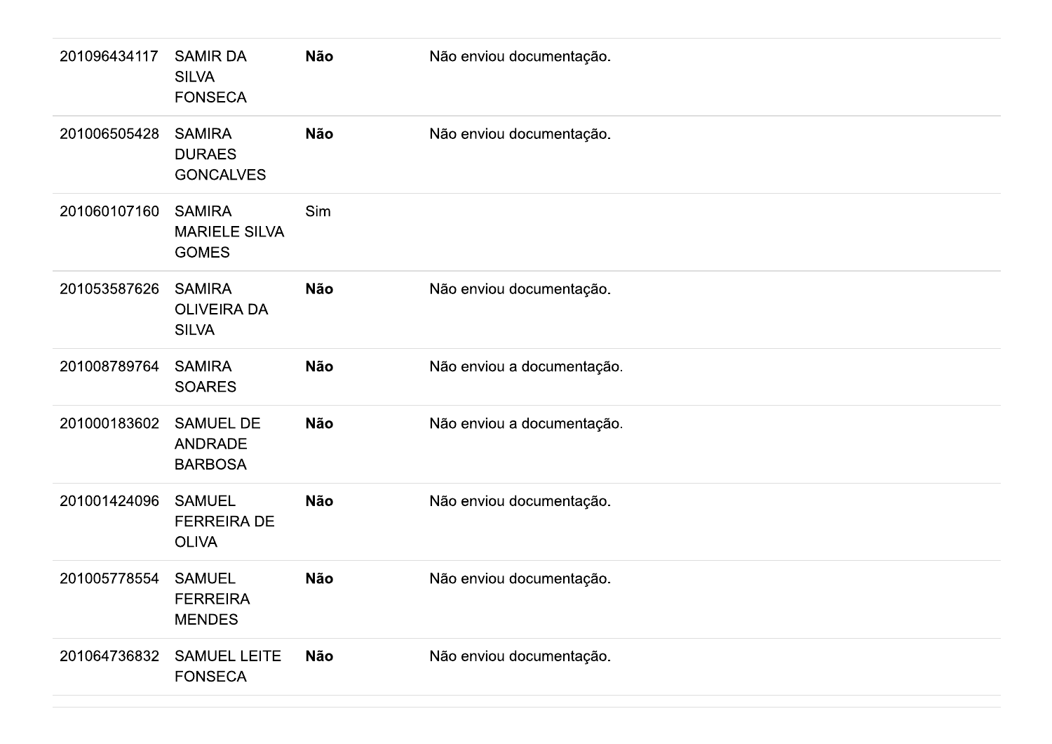| | | | |
|---|---|---|---|
| 201096434117 | SAMIR DA SILVA FONSECA | **Não** | Não enviou documentação. |
| 201006505428 | SAMIRA DURAES GONCALVES | **Não** | Não enviou documentação. |
| 201060107160 | SAMIRA MARIELE SILVA GOMES | Sim | |
| 201053587626 | SAMIRA OLIVEIRA DA SILVA | **Não** | Não enviou documentação. |
| 201008789764 | SAMIRA SOARES | **Não** | Não enviou a documentação. |
| 201000183602 | SAMUEL DE ANDRADE BARBOSA | **Não** | Não enviou a documentação. |
| 201001424096 | SAMUEL FERREIRA DE OLIVA | **Não** | Não enviou documentação. |
| 201005778554 | SAMUEL FERREIRA MENDES | **Não** | Não enviou documentação. |
| 201064736832 | SAMUEL LEITE FONSECA | **Não** | Não enviou documentação. |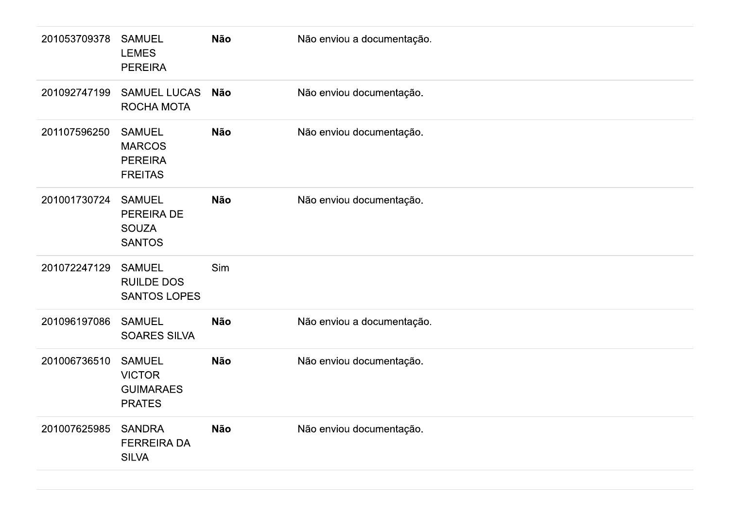| | | | |
|---|---|---|---|
| 201053709378 | SAMUEL LEMES PEREIRA | **Não** | Não enviou a documentação. |
| 201092747199 | SAMUEL LUCAS ROCHA MOTA | **Não** | Não enviou documentação. |
| 201107596250 | SAMUEL MARCOS PEREIRA FREITAS | **Não** | Não enviou documentação. |
| 201001730724 | SAMUEL PEREIRA DE SOUZA SANTOS | **Não** | Não enviou documentação. |
| 201072247129 | SAMUEL RUILDE DOS SANTOS LOPES | Sim | |
| 201096197086 | SAMUEL SOARES SILVA | **Não** | Não enviou a documentação. |
| 201006736510 | SAMUEL VICTOR GUIMARAES PRATES | **Não** | Não enviou documentação. |
| 201007625985 | SANDRA FERREIRA DA SILVA | **Não** | Não enviou documentação. |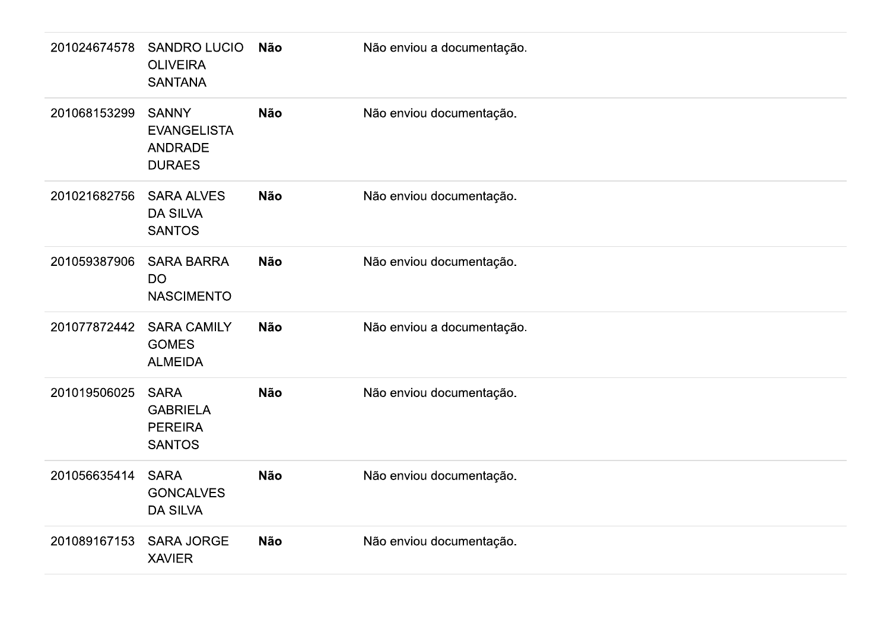| | | | |
|---|---|---|---|
| 201024674578 | SANDRO LUCIO OLIVEIRA SANTANA | **Não** | Não enviou a documentação. |
| 201068153299 | SANNY EVANGELISTA ANDRADE DURAES | **Não** | Não enviou documentação. |
| 201021682756 | SARA ALVES DA SILVA SANTOS | **Não** | Não enviou documentação. |
| 201059387906 | SARA BARRA DO NASCIMENTO | **Não** | Não enviou documentação. |
| 201077872442 | SARA CAMILY GOMES ALMEIDA | **Não** | Não enviou a documentação. |
| 201019506025 | SARA GABRIELA PEREIRA SANTOS | **Não** | Não enviou documentação. |
| 201056635414 | SARA GONCALVES DA SILVA | **Não** | Não enviou documentação. |
| 201089167153 | SARA JORGE XAVIER | **Não** | Não enviou documentação. |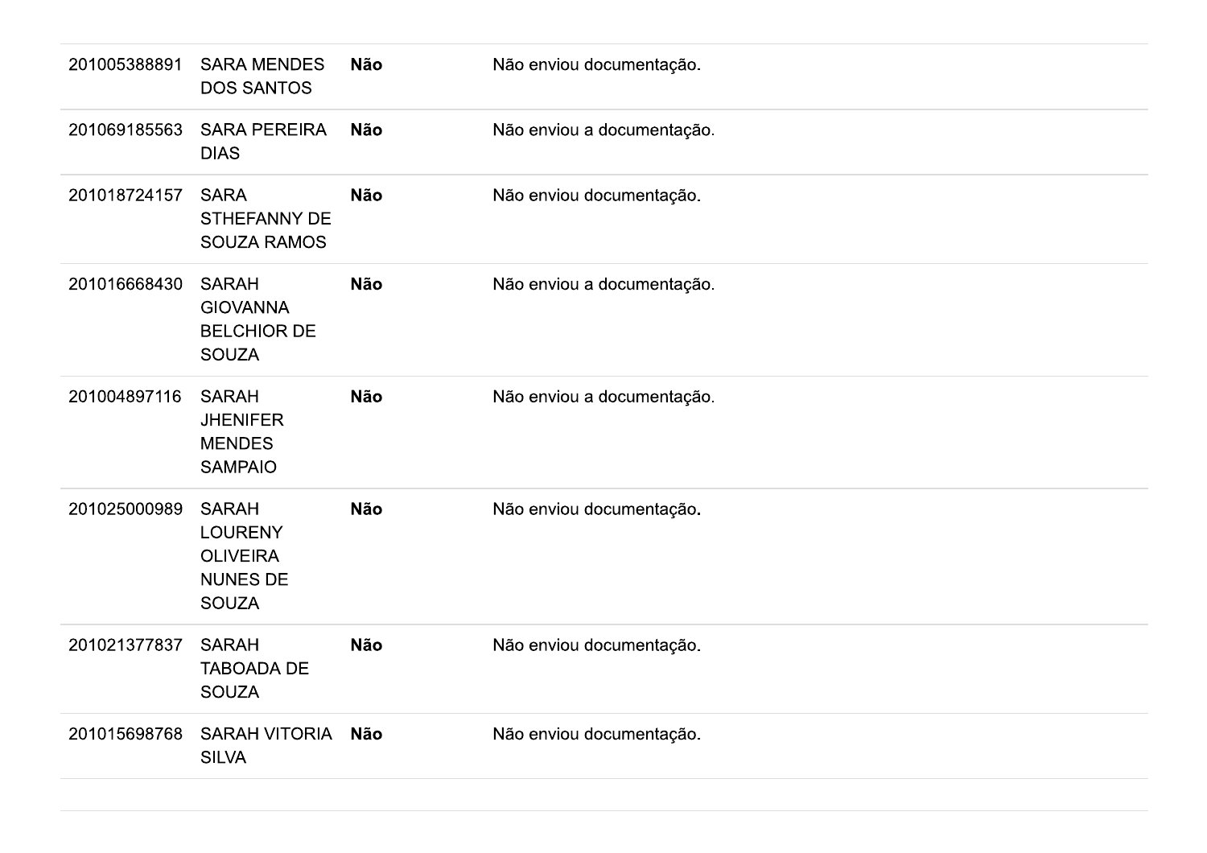| | | | |
|---|---|---|---|
| 201005388891 | SARA MENDES DOS SANTOS | **Não** | Não enviou documentação. |
| 201069185563 | SARA PEREIRA DIAS | **Não** | Não enviou a documentação. |
| 201018724157 | SARA STHEFANNY DE SOUZA RAMOS | **Não** | Não enviou documentação. |
| 201016668430 | SARAH GIOVANNA BELCHIOR DE SOUZA | **Não** | Não enviou a documentação. |
| 201004897116 | SARAH JHENIFER MENDES SAMPAIO | **Não** | Não enviou a documentação. |
| 201025000989 | SARAH LOURENY OLIVEIRA NUNES DE SOUZA | **Não** | Não enviou documentação. |
| 201021377837 | SARAH TABOADA DE SOUZA | **Não** | Não enviou documentação. |
| 201015698768 | SARAH VITORIA SILVA | **Não** | Não enviou documentação. |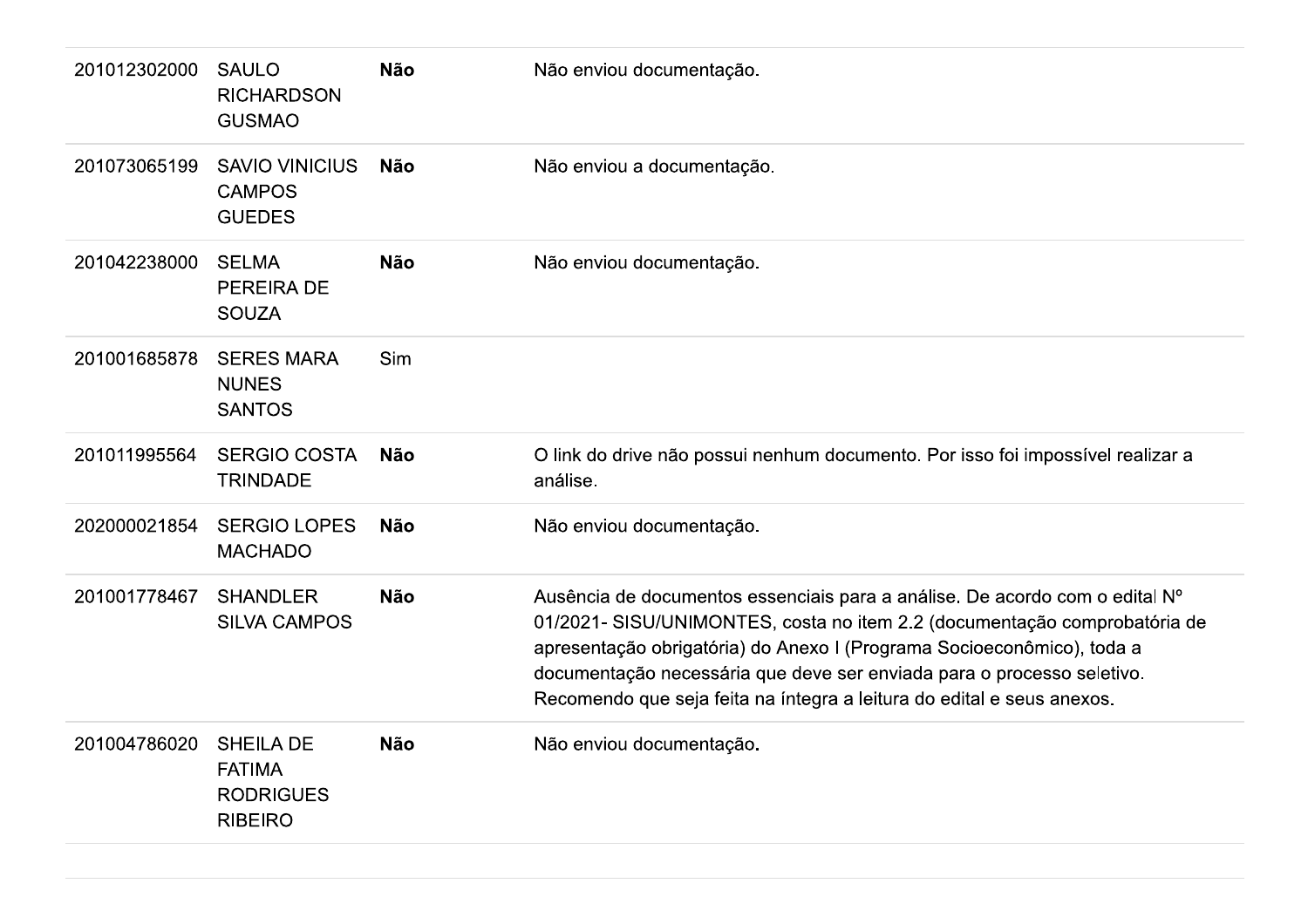| | | | |
|---|---|---|---|
| 201012302000 | SAULO RICHARDSON GUSMAO | **Não** | Não enviou documentação. |
| 201073065199 | SAVIO VINICIUS CAMPOS GUEDES | **Não** | Não enviou a documentação. |
| 201042238000 | SELMA PEREIRA DE SOUZA | **Não** | Não enviou documentação. |
| 201001685878 | SERES MARA NUNES SANTOS | Sim | |
| 201011995564 | SERGIO COSTA TRINDADE | **Não** | O link do drive não possui nenhum documento. Por isso foi impossível realizar a análise. |
| 202000021854 | SERGIO LOPES MACHADO | **Não** | Não enviou documentação. |
| 201001778467 | SHANDLER SILVA CAMPOS | **Não** | Ausência de documentos essenciais para a análise. De acordo com o edital Nº 01/2021- SISU/UNIMONTES, costa no item 2.2 (documentação comprobatória de apresentação obrigatória) do Anexo I (Programa Socioeconômico), toda a documentação necessária que deve ser enviada para o processo seletivo. Recomendo que seja feita na íntegra a leitura do edital e seus anexos. |
| 201004786020 | SHEILA DE FATIMA RODRIGUES RIBEIRO | **Não** | Não enviou documentação. |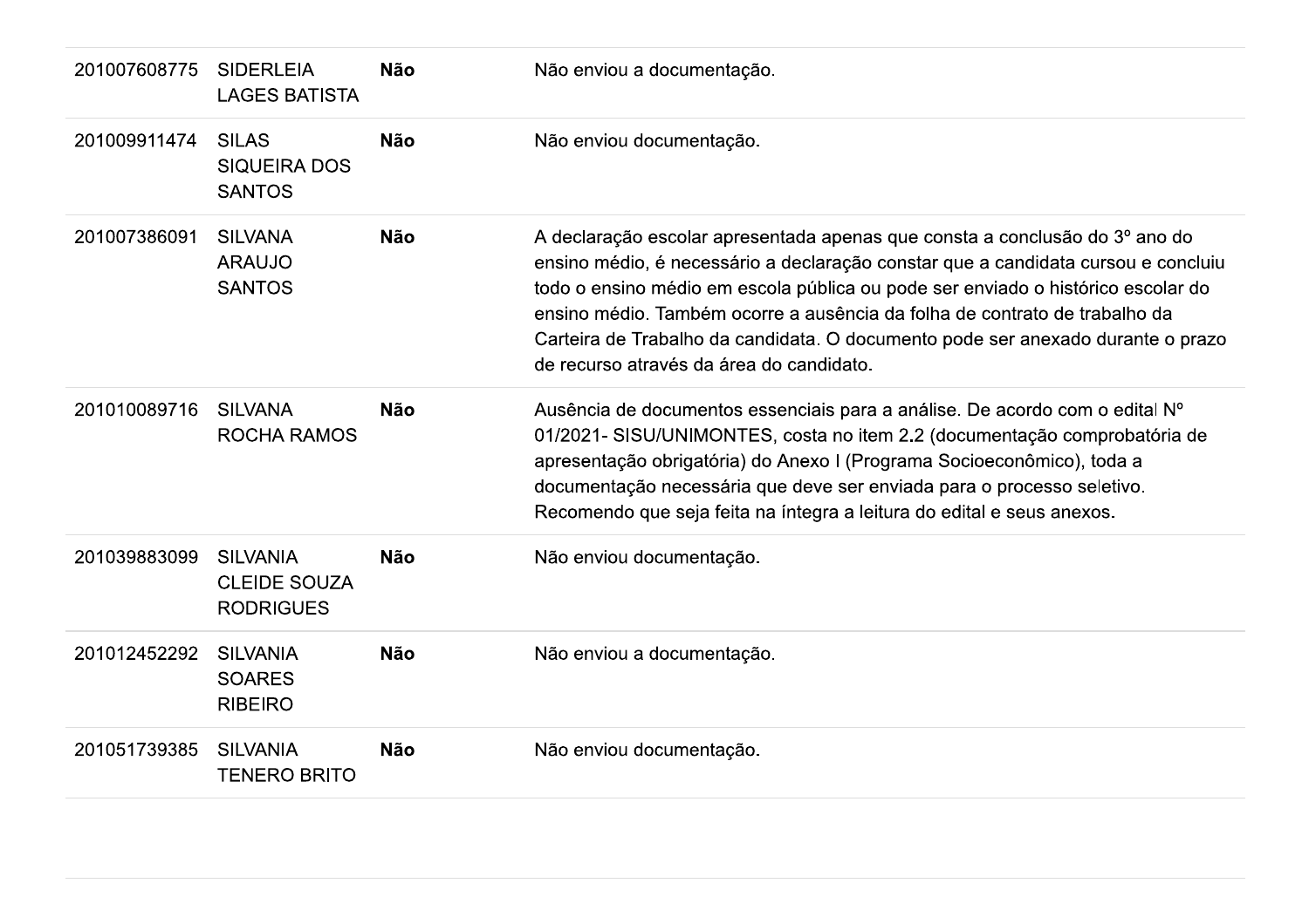| | | | |
|---|---|---|---|
| 201007608775 | SIDERLEIA LAGES BATISTA | **Não** | Não enviou a documentação. |
| 201009911474 | SILAS SIQUEIRA DOS SANTOS | **Não** | Não enviou documentação. |
| 201007386091 | SILVANA ARAUJO SANTOS | **Não** | A declaração escolar apresentada apenas que consta a conclusão do 3º ano do ensino médio, é necessário a declaração constar que a candidata cursou e concluiu todo o ensino médio em escola pública ou pode ser enviado o histórico escolar do ensino médio. Também ocorre a ausência da folha de contrato de trabalho da Carteira de Trabalho da candidata. O documento pode ser anexado durante o prazo de recurso através da área do candidato. |
| 201010089716 | SILVANA ROCHA RAMOS | **Não** | Ausência de documentos essenciais para a análise. De acordo com o edital Nº 01/2021- SISU/UNIMONTES, costa no item 2.2 (documentação comprobatória de apresentação obrigatória) do Anexo I (Programa Socioeconômico), toda a documentação necessária que deve ser enviada para o processo seletivo. Recomendo que seja feita na íntegra a leitura do edital e seus anexos. |
| 201039883099 | SILVANIA CLEIDE SOUZA RODRIGUES | **Não** | Não enviou documentação. |
| 201012452292 | SILVANIA SOARES RIBEIRO | **Não** | Não enviou a documentação. |
| 201051739385 | SILVANIA TENERO BRITO | **Não** | Não enviou documentação. |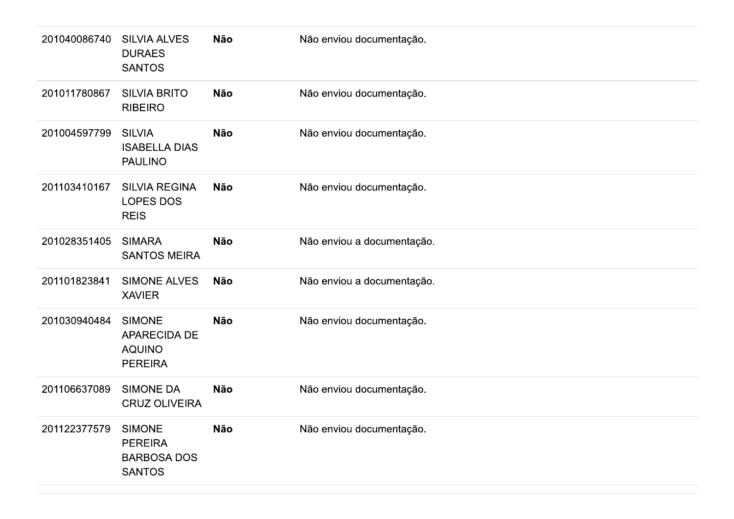| | | | |
|---|---|---|---|
| 201040086740 | SILVIA ALVES DURAES SANTOS | **Não** | Não enviou documentação. |
| 201011780867 | SILVIA BRITO RIBEIRO | **Não** | Não enviou documentação. |
| 201004597799 | SILVIA ISABELLA DIAS PAULINO | **Não** | Não enviou documentação. |
| 201103410167 | SILVIA REGINA LOPES DOS REIS | **Não** | Não enviou documentação. |
| 201028351405 | SIMARA SANTOS MEIRA | **Não** | Não enviou a documentação. |
| 201101823841 | SIMONE ALVES XAVIER | **Não** | Não enviou a documentação. |
| 201030940484 | SIMONE APARECIDA DE AQUINO PEREIRA | **Não** | Não enviou documentação. |
| 201106637089 | SIMONE DA CRUZ OLIVEIRA | **Não** | Não enviou documentação. |
| 201122377579 | SIMONE PEREIRA BARBOSA DOS SANTOS | **Não** | Não enviou documentação. |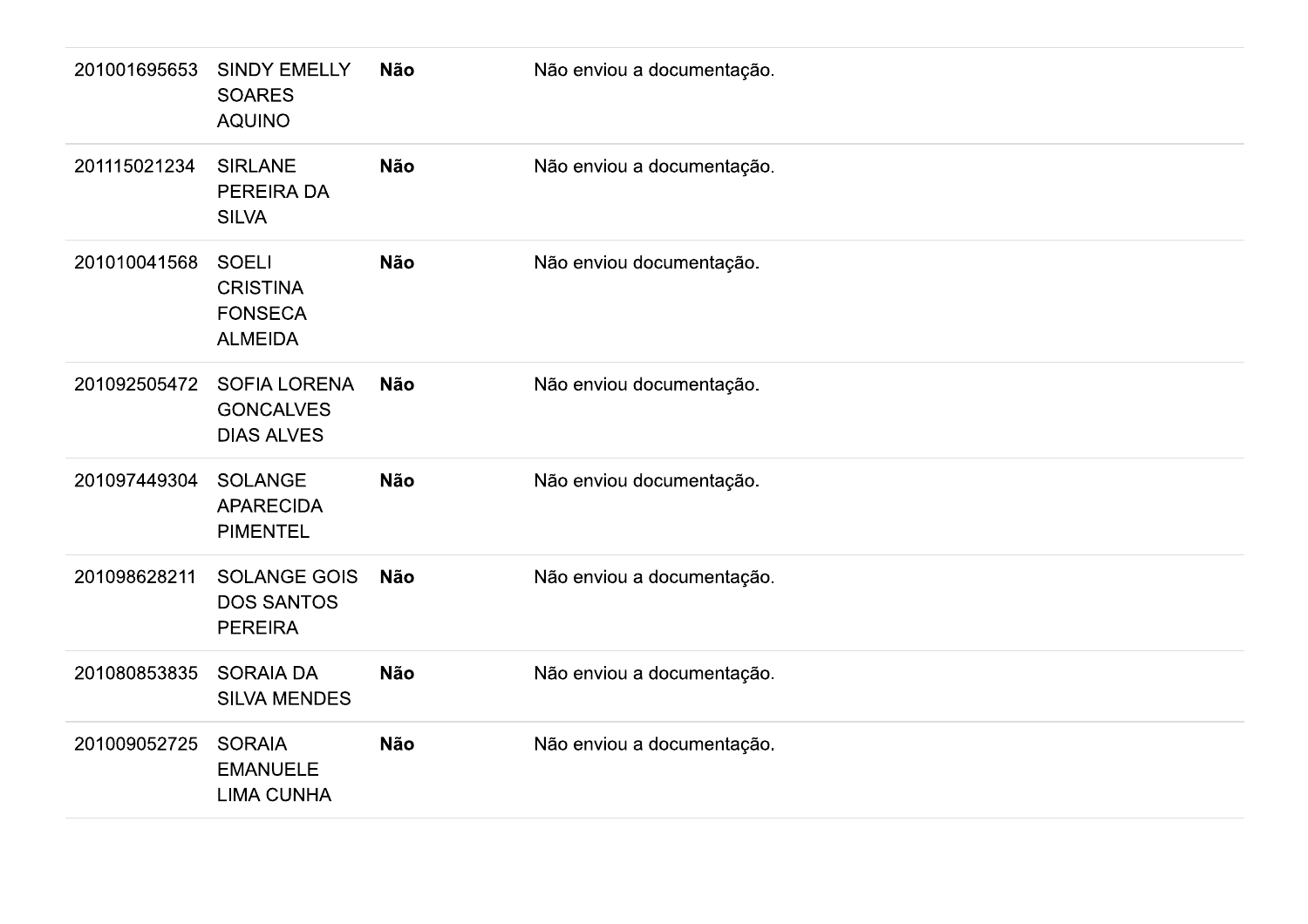| | | | |
|---|---|---|---|
| 201001695653 | SINDY EMELLY SOARES AQUINO | **Não** | Não enviou a documentação. |
| 201115021234 | SIRLANE PEREIRA DA SILVA | **Não** | Não enviou a documentação. |
| 201010041568 | SOELI CRISTINA FONSECA ALMEIDA | **Não** | Não enviou documentação. |
| 201092505472 | SOFIA LORENA GONCALVES DIAS ALVES | **Não** | Não enviou documentação. |
| 201097449304 | SOLANGE APARECIDA PIMENTEL | **Não** | Não enviou documentação. |
| 201098628211 | SOLANGE GOIS DOS SANTOS PEREIRA | **Não** | Não enviou a documentação. |
| 201080853835 | SORAIA DA SILVA MENDES | **Não** | Não enviou a documentação. |
| 201009052725 | SORAIA EMANUELE LIMA CUNHA | **Não** | Não enviou a documentação. |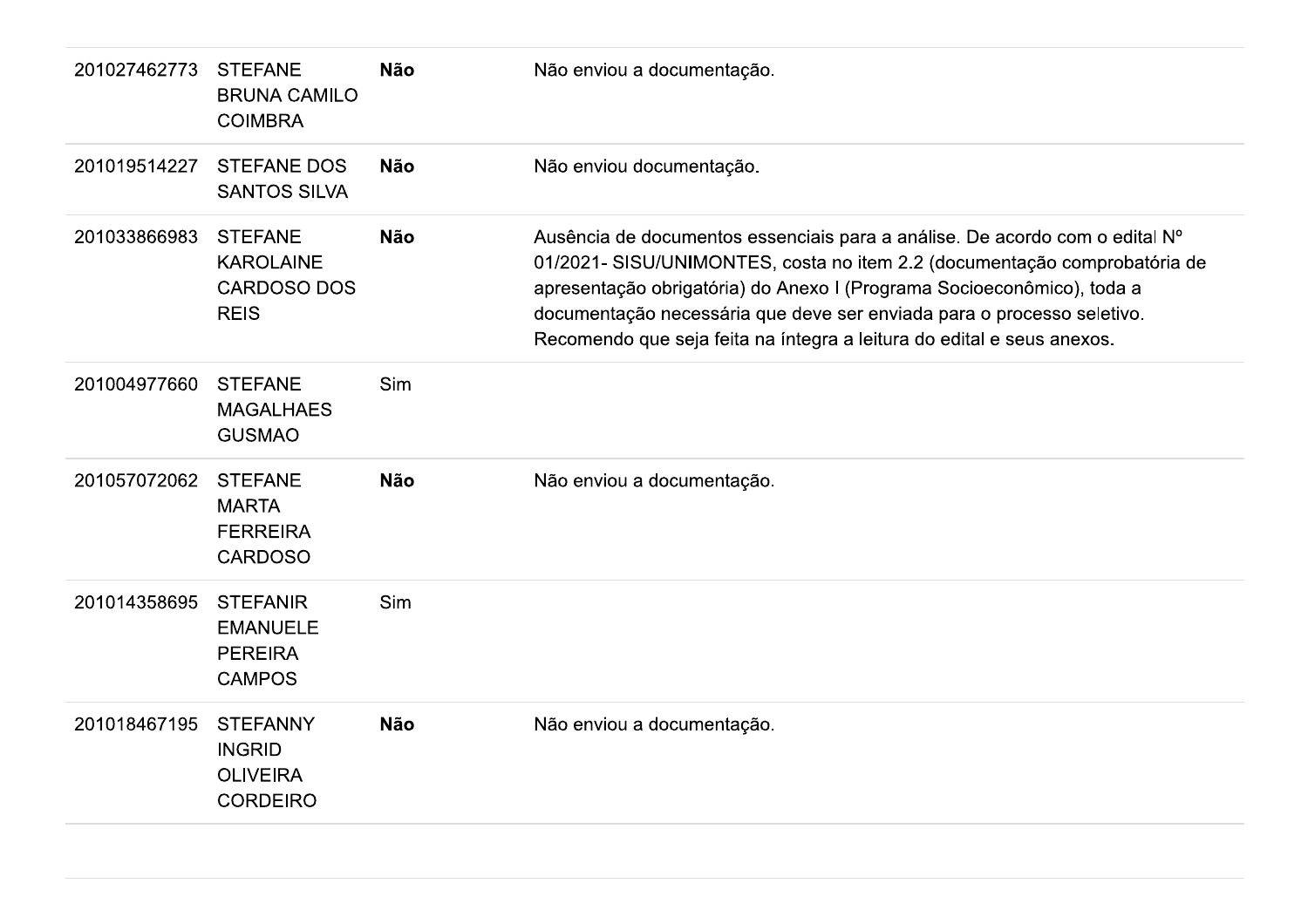| | | | |
|---|---|---|---|
| 201027462773 | STEFANE BRUNA CAMILO COIMBRA | **Não** | Não enviou a documentação. |
| 201019514227 | STEFANE DOS SANTOS SILVA | **Não** | Não enviou documentação. |
| 201033866983 | STEFANE KAROLAINE CARDOSO DOS REIS | **Não** | Ausência de documentos essenciais para a análise. De acordo com o edital Nº 01/2021- SISU/UNIMONTES, costa no item 2.2 (documentação comprobatória de apresentação obrigatória) do Anexo I (Programa Socioeconômico), toda a documentação necessária que deve ser enviada para o processo seletivo. Recomendo que seja feita na íntegra a leitura do edital e seus anexos. |
| 201004977660 | STEFANE MAGALHAES GUSMAO | Sim | |
| 201057072062 | STEFANE MARTA FERREIRA CARDOSO | **Não** | Não enviou a documentação. |
| 201014358695 | STEFANIR EMANUELE PEREIRA CAMPOS | Sim | |
| 201018467195 | STEFANNY INGRID OLIVEIRA CORDEIRO | **Não** | Não enviou a documentação. |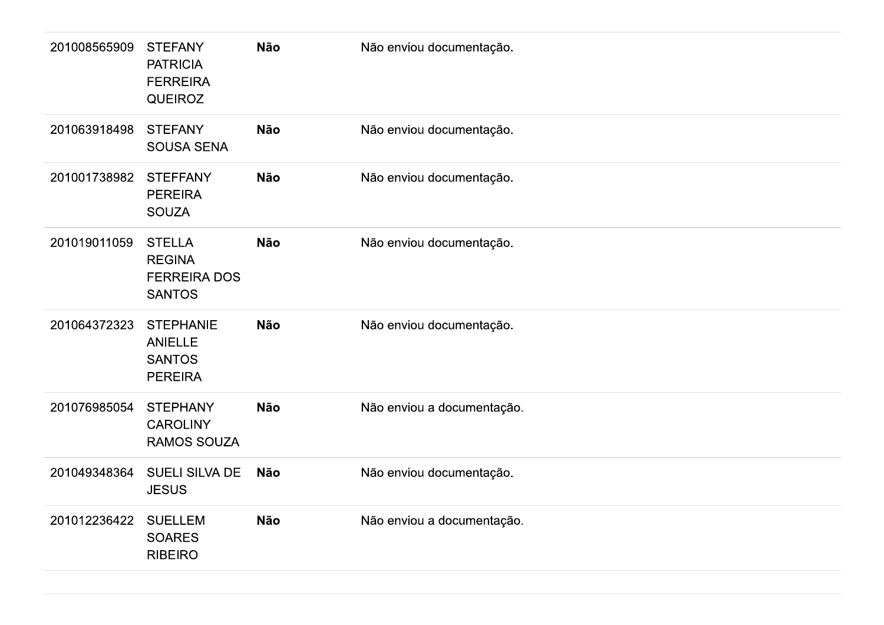| | | | |
|---|---|---|---|
| 201008565909 | STEFANY PATRICIA FERREIRA QUEIROZ | **Não** | Não enviou documentação. |
| 201063918498 | STEFANY SOUSA SENA | **Não** | Não enviou documentação. |
| 201001738982 | STEFFANY PEREIRA SOUZA | **Não** | Não enviou documentação. |
| 201019011059 | STELLA REGINA FERREIRA DOS SANTOS | **Não** | Não enviou documentação. |
| 201064372323 | STEPHANIE ANIELLE SANTOS PEREIRA | **Não** | Não enviou documentação. |
| 201076985054 | STEPHANY CAROLINY RAMOS SOUZA | **Não** | Não enviou a documentação. |
| 201049348364 | SUELI SILVA DE JESUS | **Não** | Não enviou documentação. |
| 201012236422 | SUELLEM SOARES RIBEIRO | **Não** | Não enviou a documentação. |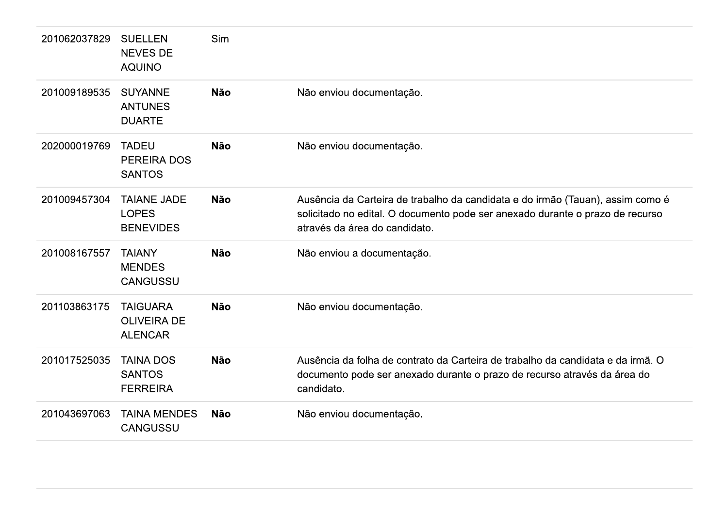| | | | |
|---|---|---|---|
| 201062037829 | SUELLEN NEVES DE AQUINO | Sim | |
| 201009189535 | SUYANNE ANTUNES DUARTE | **Não** | Não enviou documentação. |
| 202000019769 | TADEU PEREIRA DOS SANTOS | **Não** | Não enviou documentação. |
| 201009457304 | TAIANE JADE LOPES BENEVIDES | **Não** | Ausência da Carteira de trabalho da candidata e do irmão (Tauan), assim como é solicitado no edital. O documento pode ser anexado durante o prazo de recurso através da área do candidato. |
| 201008167557 | TAIANY MENDES CANGUSSU | **Não** | Não enviou a documentação. |
| 201103863175 | TAIGUARA OLIVEIRA DE ALENCAR | **Não** | Não enviou documentação. |
| 201017525035 | TAINA DOS SANTOS FERREIRA | **Não** | Ausência da folha de contrato da Carteira de trabalho da candidata e da irmã. O documento pode ser anexado durante o prazo de recurso através da área do candidato. |
| 201043697063 | TAINA MENDES CANGUSSU | **Não** | Não enviou documentação. |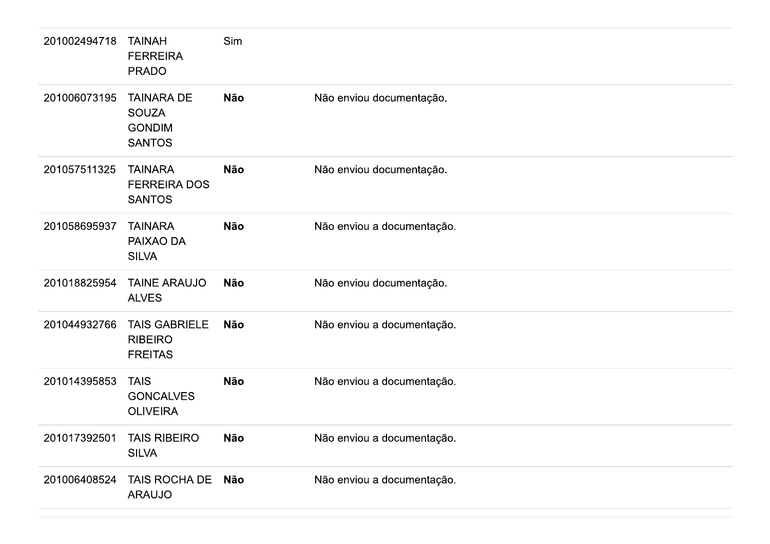| | | | |
|---|---|---|---|
| 201002494718 | TAINAH FERREIRA PRADO | Sim | |
| 201006073195 | TAINARA DE SOUZA GONDIM SANTOS | **Não** | Não enviou documentação. |
| 201057511325 | TAINARA FERREIRA DOS SANTOS | **Não** | Não enviou documentação. |
| 201058695937 | TAINARA PAIXAO DA SILVA | **Não** | Não enviou a documentação. |
| 201018825954 | TAINE ARAUJO ALVES | **Não** | Não enviou documentação. |
| 201044932766 | TAIS GABRIELE RIBEIRO FREITAS | **Não** | Não enviou a documentação. |
| 201014395853 | TAIS GONCALVES OLIVEIRA | **Não** | Não enviou a documentação. |
| 201017392501 | TAIS RIBEIRO SILVA | **Não** | Não enviou a documentação. |
| 201006408524 | TAIS ROCHA DE ARAUJO | **Não** | Não enviou a documentação. |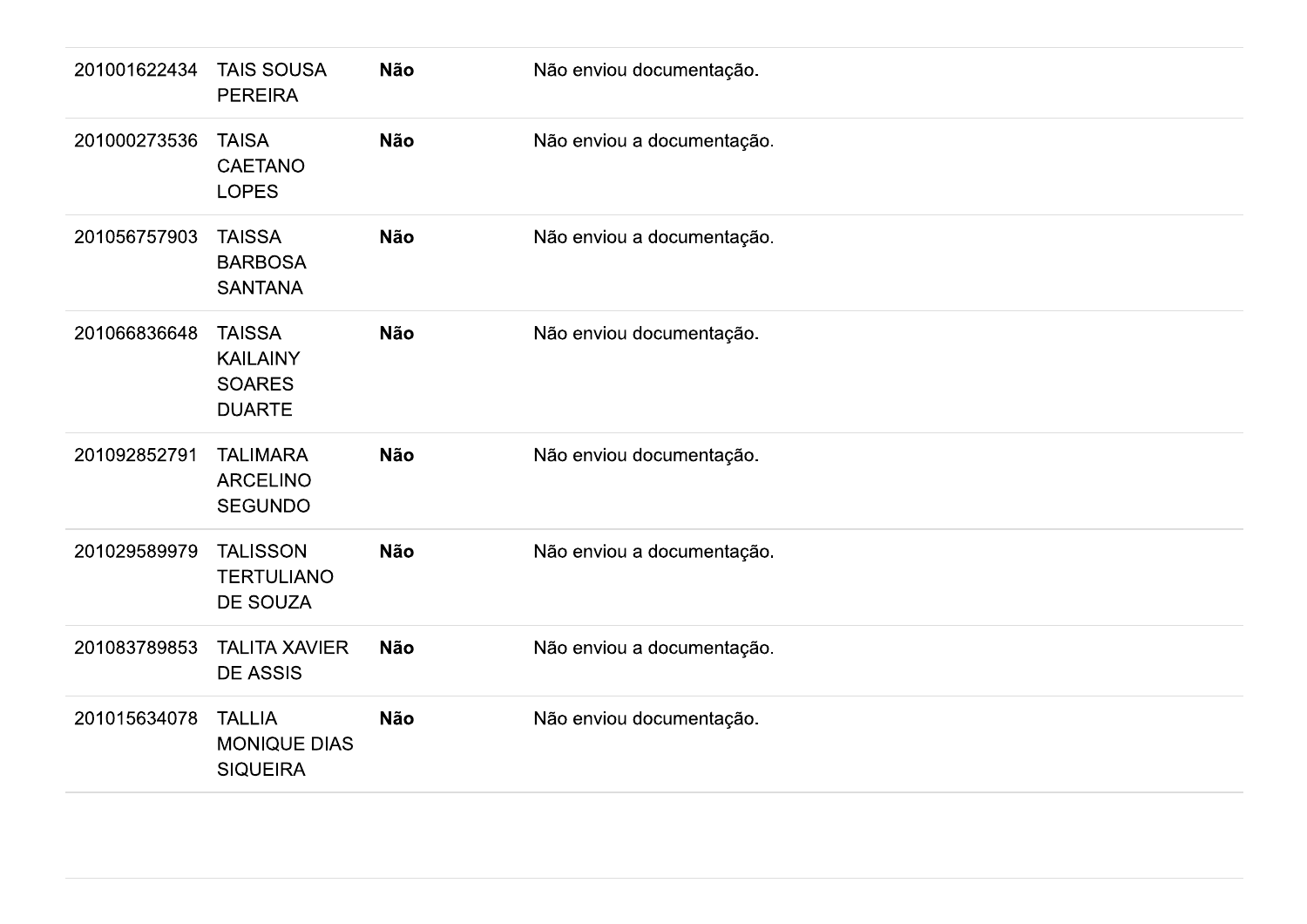| | | | |
|---|---|---|---|
| 201001622434 | TAIS SOUSA PEREIRA | **Não** | Não enviou documentação. |
| 201000273536 | TAISA CAETANO LOPES | **Não** | Não enviou a documentação. |
| 201056757903 | TAISSA BARBOSA SANTANA | **Não** | Não enviou a documentação. |
| 201066836648 | TAISSA KAILAINY SOARES DUARTE | **Não** | Não enviou documentação. |
| 201092852791 | TALIMARA ARCELINO SEGUNDO | **Não** | Não enviou documentação. |
| 201029589979 | TALISSON TERTULIANO DE SOUZA | **Não** | Não enviou a documentação. |
| 201083789853 | TALITA XAVIER DE ASSIS | **Não** | Não enviou a documentação. |
| 201015634078 | TALLIA MONIQUE DIAS SIQUEIRA | **Não** | Não enviou documentação. |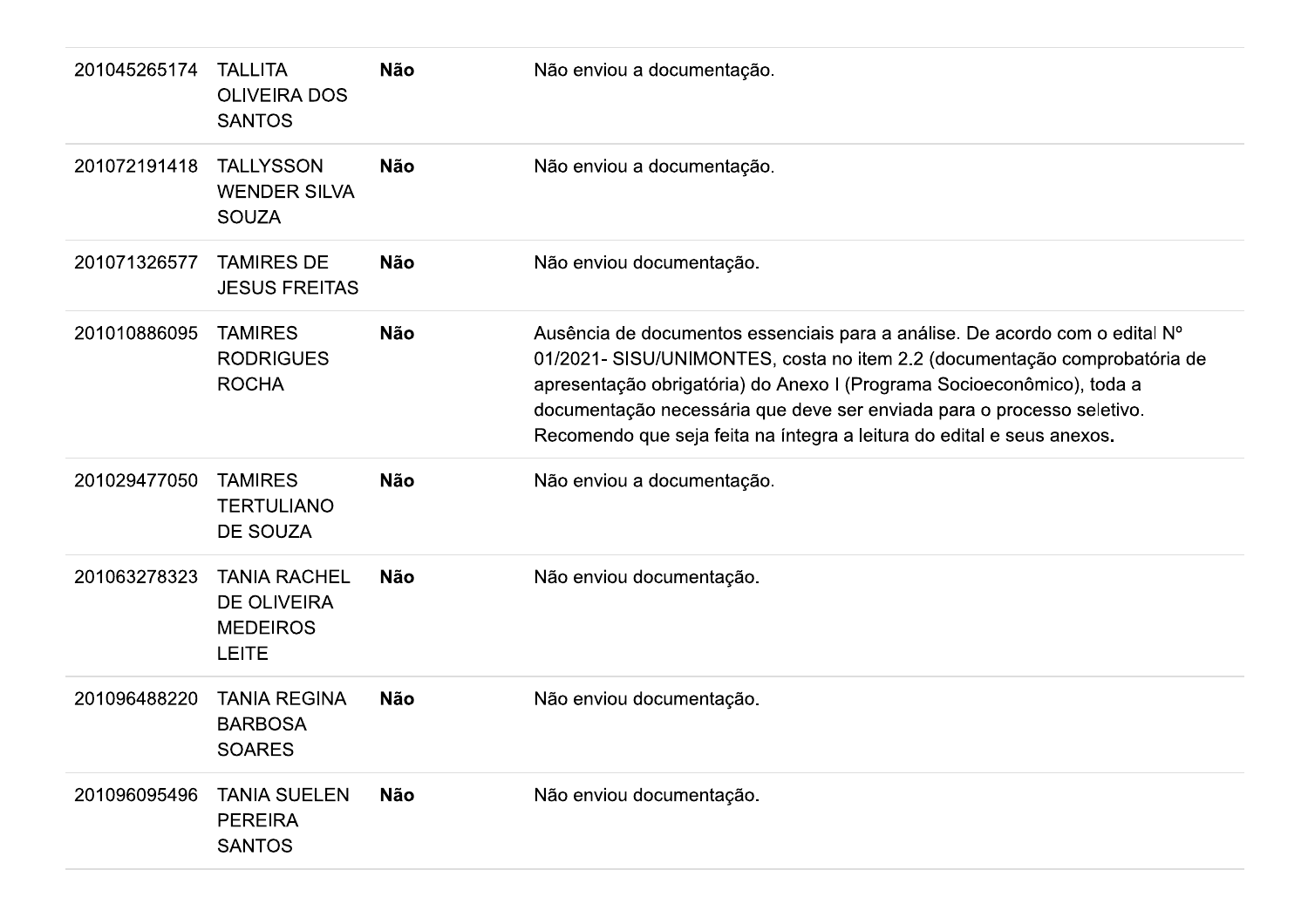| | | | |
|---|---|---|---|
| 201045265174 | TALLITA OLIVEIRA DOS SANTOS | **Não** | Não enviou a documentação. |
| 201072191418 | TALLYSSON WENDER SILVA SOUZA | **Não** | Não enviou a documentação. |
| 201071326577 | TAMIRES DE JESUS FREITAS | **Não** | Não enviou documentação. |
| 201010886095 | TAMIRES RODRIGUES ROCHA | **Não** | Ausência de documentos essenciais para a análise. De acordo com o edital Nº 01/2021- SISU/UNIMONTES, costa no item 2.2 (documentação comprobatória de apresentação obrigatória) do Anexo I (Programa Socioeconômico), toda a documentação necessária que deve ser enviada para o processo seletivo. Recomendo que seja feita na íntegra a leitura do edital e seus anexos**.** |
| 201029477050 | TAMIRES TERTULIANO DE SOUZA | **Não** | Não enviou a documentação. |
| 201063278323 | TANIA RACHEL DE OLIVEIRA MEDEIROS LEITE | **Não** | Não enviou documentação. |
| 201096488220 | TANIA REGINA BARBOSA SOARES | **Não** | Não enviou documentação. |
| 201096095496 | TANIA SUELEN PEREIRA SANTOS | **Não** | Não enviou documentação. |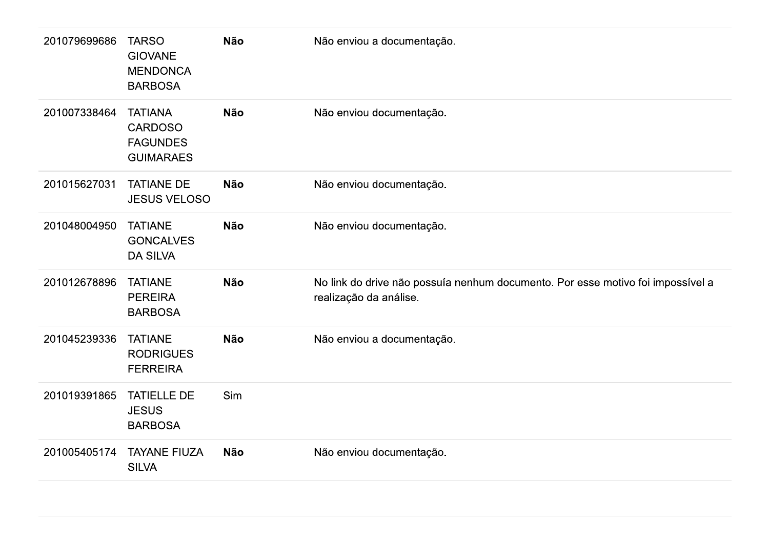| | | | |
|---|---|---|---|
| 201079699686 | TARSO GIOVANE MENDONCA BARBOSA | **Não** | Não enviou a documentação. |
| 201007338464 | TATIANA CARDOSO FAGUNDES GUIMARAES | **Não** | Não enviou documentação. |
| 201015627031 | TATIANE DE JESUS VELOSO | **Não** | Não enviou documentação. |
| 201048004950 | TATIANE GONCALVES DA SILVA | **Não** | Não enviou documentação. |
| 201012678896 | TATIANE PEREIRA BARBOSA | **Não** | No link do drive não possuía nenhum documento. Por esse motivo foi impossível a realização da análise. |
| 201045239336 | TATIANE RODRIGUES FERREIRA | **Não** | Não enviou a documentação. |
| 201019391865 | TATIELLE DE JESUS BARBOSA | Sim | |
| 201005405174 | TAYANE FIUZA SILVA | **Não** | Não enviou documentação. |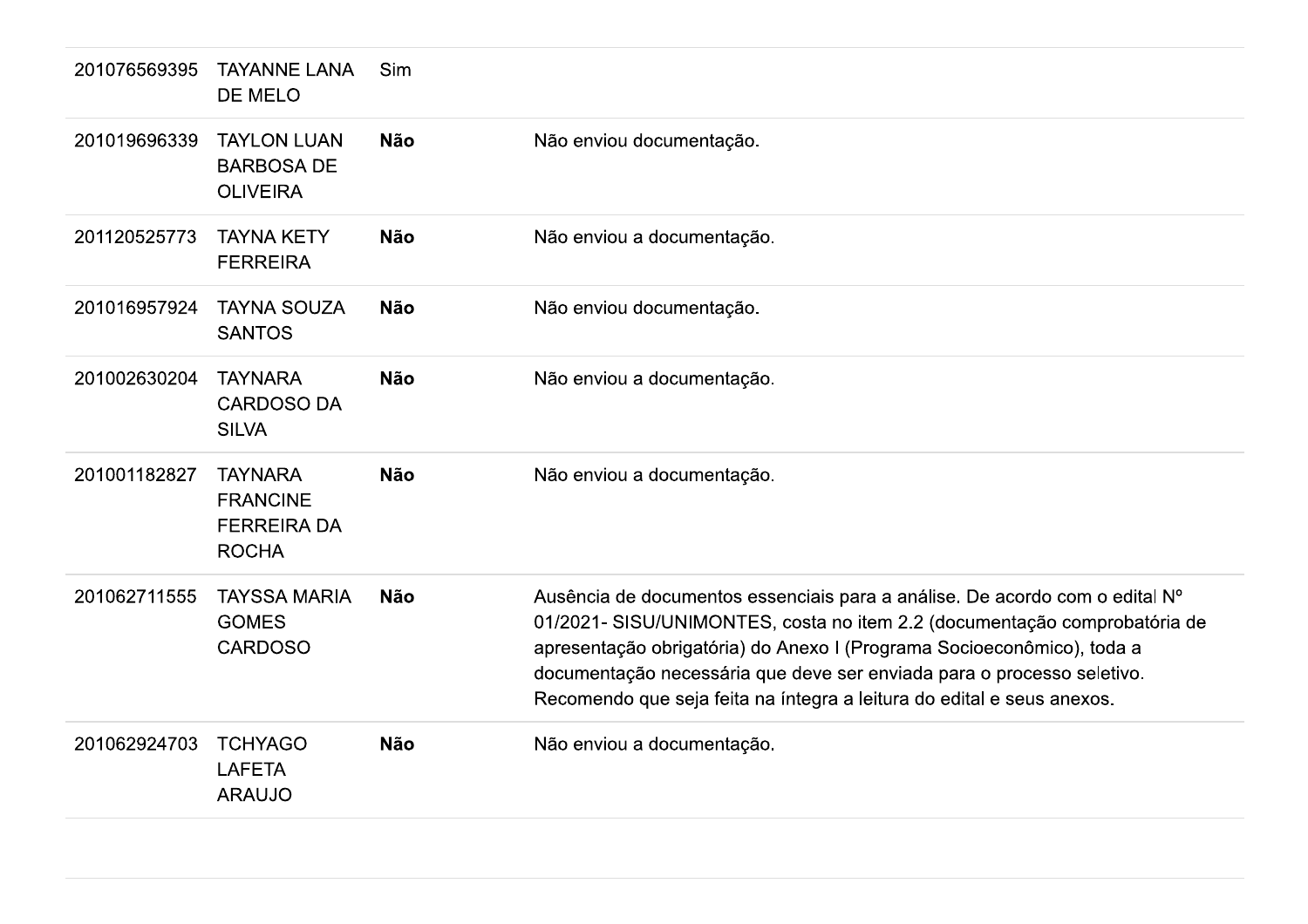| | | | |
|---|---|---|---|
| 201076569395 | TAYANNE LANA DE MELO | Sim | |
| 201019696339 | TAYLON LUAN BARBOSA DE OLIVEIRA | **Não** | Não enviou documentação. |
| 201120525773 | TAYNA KETY FERREIRA | **Não** | Não enviou a documentação. |
| 201016957924 | TAYNA SOUZA SANTOS | **Não** | Não enviou documentação. |
| 201002630204 | TAYNARA CARDOSO DA SILVA | **Não** | Não enviou a documentação. |
| 201001182827 | TAYNARA FRANCINE FERREIRA DA ROCHA | **Não** | Não enviou a documentação. |
| 201062711555 | TAYSSA MARIA GOMES CARDOSO | **Não** | Ausência de documentos essenciais para a análise. De acordo com o edital Nº 01/2021- SISU/UNIMONTES, costa no item 2.2 (documentação comprobatória de apresentação obrigatória) do Anexo I (Programa Socioeconômico), toda a documentação necessária que deve ser enviada para o processo seletivo. Recomendo que seja feita na íntegra a leitura do edital e seus anexos. |
| 201062924703 | TCHYAGO LAFETA ARAUJO | **Não** | Não enviou a documentação. |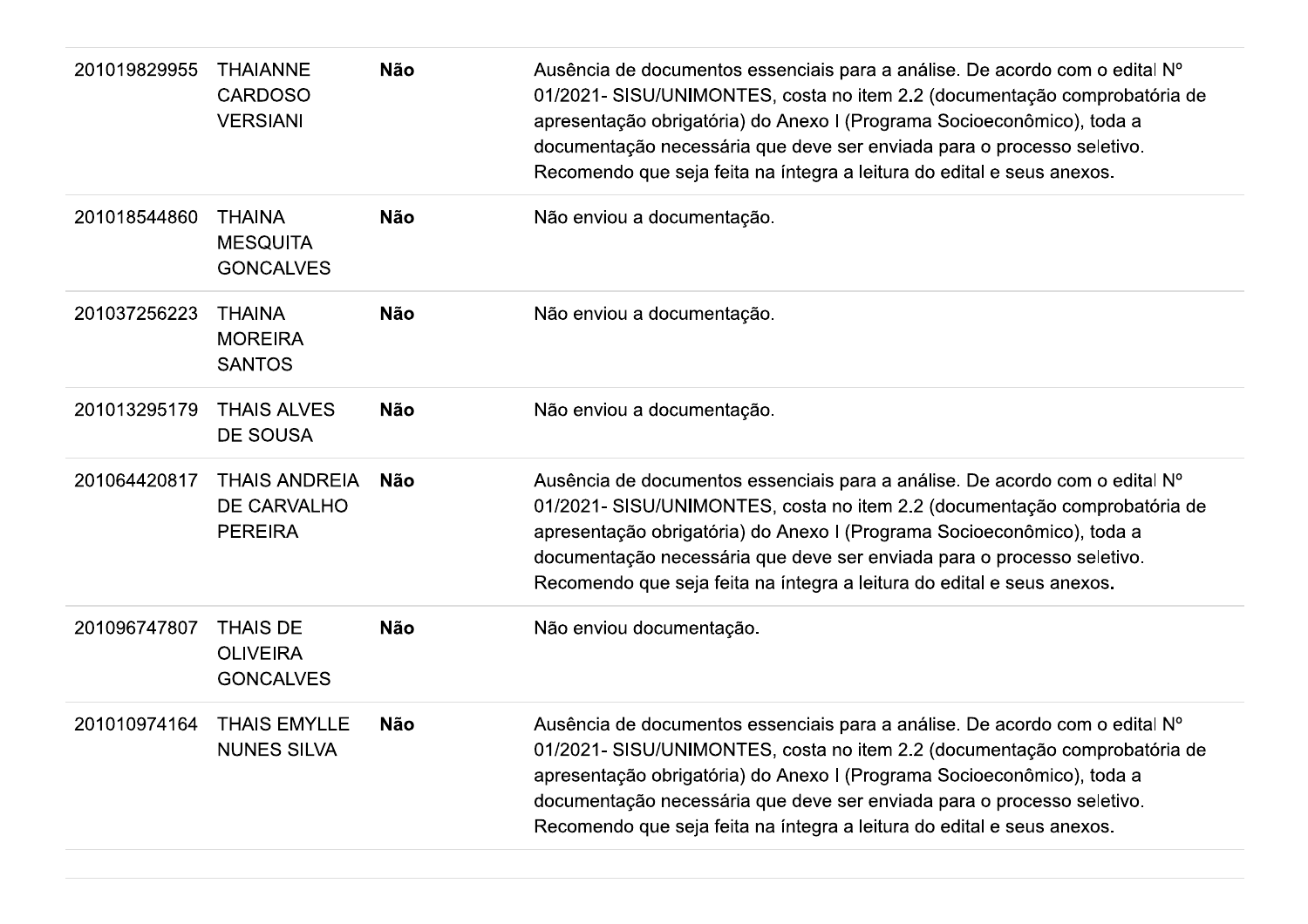| | | | |
|---|---|---|---|
| 201019829955 | THAIANNE CARDOSO VERSIANI | **Não** | Ausência de documentos essenciais para a análise. De acordo com o edital Nº 01/2021- SISU/UNIMONTES, costa no item 2.2 (documentação comprobatória de apresentação obrigatória) do Anexo I (Programa Socioeconômico), toda a documentação necessária que deve ser enviada para o processo seletivo. Recomendo que seja feita na íntegra a leitura do edital e seus anexos. |
| 201018544860 | THAINA MESQUITA GONCALVES | **Não** | Não enviou a documentação. |
| 201037256223 | THAINA MOREIRA SANTOS | **Não** | Não enviou a documentação. |
| 201013295179 | THAIS ALVES DE SOUSA | **Não** | Não enviou a documentação. |
| 201064420817 | THAIS ANDREIA DE CARVALHO PEREIRA | **Não** | Ausência de documentos essenciais para a análise. De acordo com o edital Nº 01/2021- SISU/UNIMONTES, costa no item 2.2 (documentação comprobatória de apresentação obrigatória) do Anexo I (Programa Socioeconômico), toda a documentação necessária que deve ser enviada para o processo seletivo. Recomendo que seja feita na íntegra a leitura do edital e seus anexos. |
| 201096747807 | THAIS DE OLIVEIRA GONCALVES | **Não** | Não enviou documentação. |
| 201010974164 | THAIS EMYLLE NUNES SILVA | **Não** | Ausência de documentos essenciais para a análise. De acordo com o edital Nº 01/2021- SISU/UNIMONTES, costa no item 2.2 (documentação comprobatória de apresentação obrigatória) do Anexo I (Programa Socioeconômico), toda a documentação necessária que deve ser enviada para o processo seletivo. Recomendo que seja feita na íntegra a leitura do edital e seus anexos. |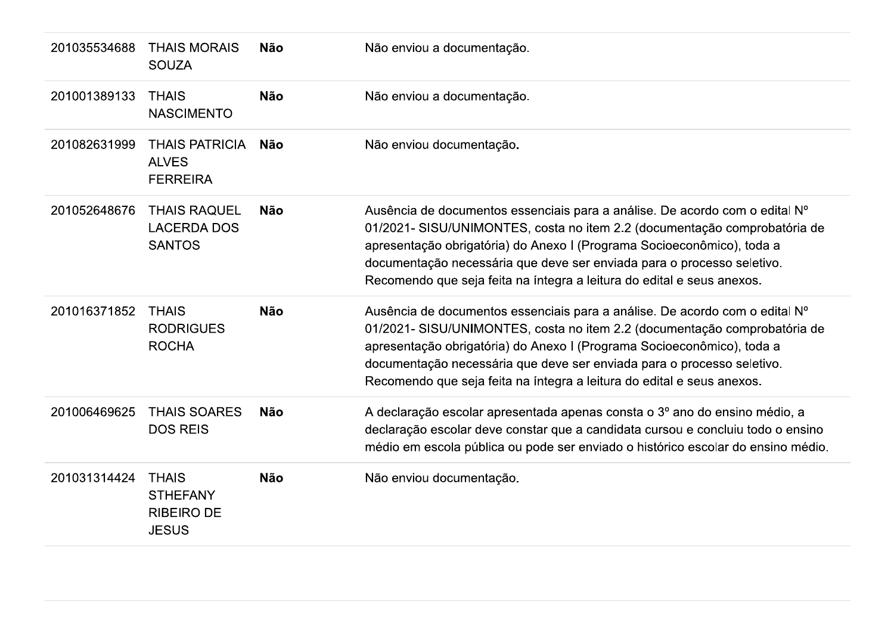| | | | |
|---|---|---|---|
| 201035534688 | THAIS MORAIS SOUZA | **Não** | Não enviou a documentação. |
| 201001389133 | THAIS NASCIMENTO | **Não** | Não enviou a documentação. |
| 201082631999 | THAIS PATRICIA ALVES FERREIRA | **Não** | Não enviou documentação**.** |
| 201052648676 | THAIS RAQUEL LACERDA DOS SANTOS | **Não** | Ausência de documentos essenciais para a análise. De acordo com o edital Nº 01/2021- SISU/UNIMONTES, costa no item 2.2 (documentação comprobatória de apresentação obrigatória) do Anexo I (Programa Socioeconômico), toda a documentação necessária que deve ser enviada para o processo seletivo. Recomendo que seja feita na íntegra a leitura do edital e seus anexos. |
| 201016371852 | THAIS RODRIGUES ROCHA | **Não** | Ausência de documentos essenciais para a análise. De acordo com o edital Nº 01/2021- SISU/UNIMONTES, costa no item 2.2 (documentação comprobatória de apresentação obrigatória) do Anexo I (Programa Socioeconômico), toda a documentação necessária que deve ser enviada para o processo seletivo. Recomendo que seja feita na íntegra a leitura do edital e seus anexos. |
| 201006469625 | THAIS SOARES DOS REIS | **Não** | A declaração escolar apresentada apenas consta o 3º ano do ensino médio, a declaração escolar deve constar que a candidata cursou e concluiu todo o ensino médio em escola pública ou pode ser enviado o histórico escolar do ensino médio. |
| 201031314424 | THAIS STHEFANY RIBEIRO DE JESUS | **Não** | Não enviou documentação. |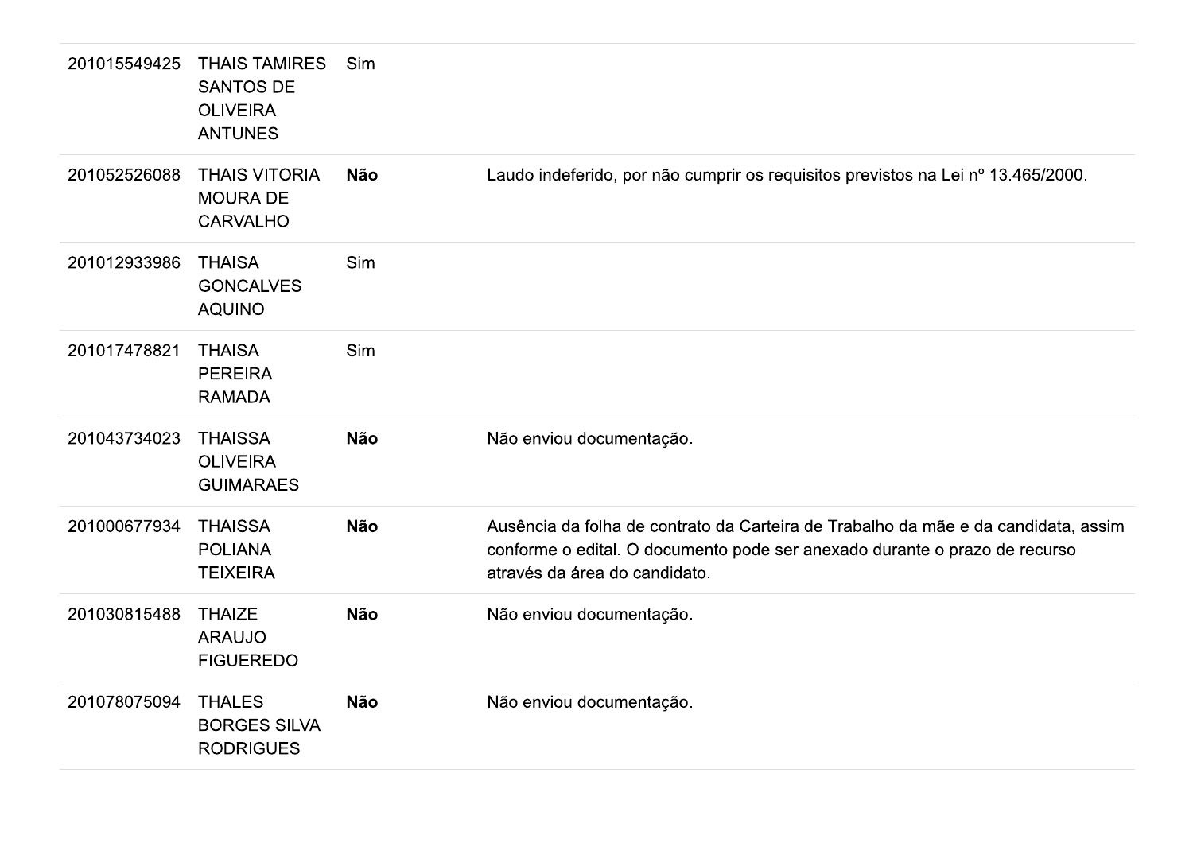| | | | |
|---|---|---|---|
| 201015549425 | THAIS TAMIRES SANTOS DE OLIVEIRA ANTUNES | Sim | |
| 201052526088 | THAIS VITORIA MOURA DE CARVALHO | **Não** | Laudo indeferido, por não cumprir os requisitos previstos na Lei nº 13.465/2000. |
| 201012933986 | THAISA GONCALVES AQUINO | Sim | |
| 201017478821 | THAISA PEREIRA RAMADA | Sim | |
| 201043734023 | THAISSA OLIVEIRA GUIMARAES | **Não** | Não enviou documentação. |
| 201000677934 | THAISSA POLIANA TEIXEIRA | **Não** | Ausência da folha de contrato da Carteira de Trabalho da mãe e da candidata, assim conforme o edital. O documento pode ser anexado durante o prazo de recurso através da área do candidato. |
| 201030815488 | THAIZE ARAUJO FIGUEREDO | **Não** | Não enviou documentação. |
| 201078075094 | THALES BORGES SILVA RODRIGUES | **Não** | Não enviou documentação. |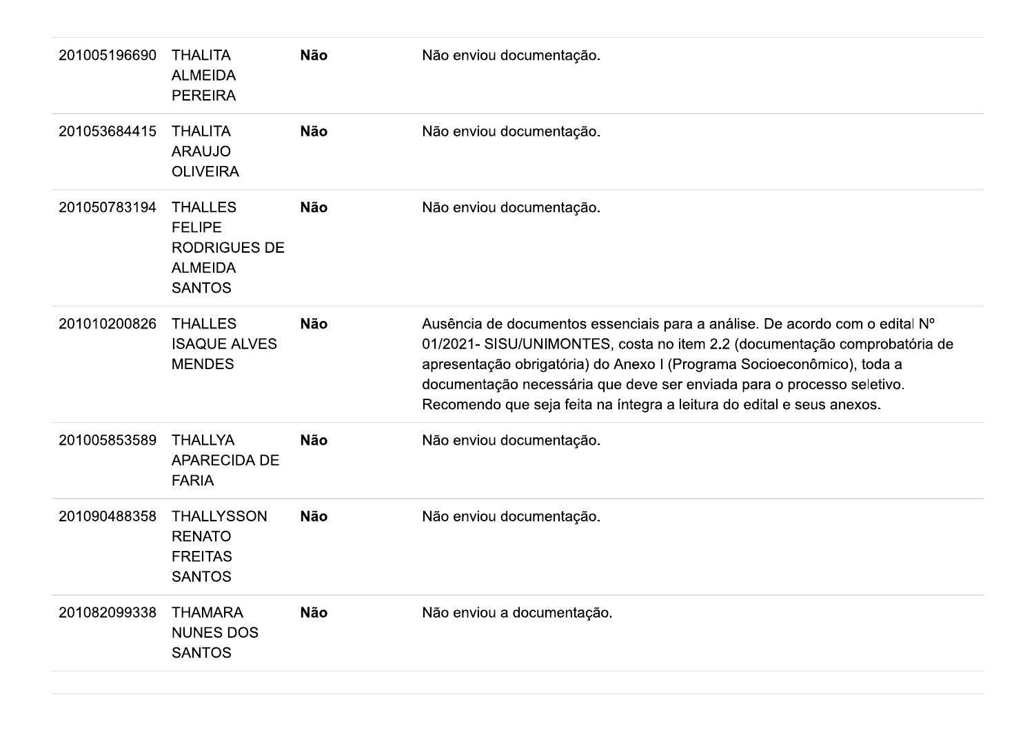| | | | |
|---|---|---|---|
| 201005196690 | THALITA ALMEIDA PEREIRA | **Não** | Não enviou documentação. |
| 201053684415 | THALITA ARAUJO OLIVEIRA | **Não** | Não enviou documentação. |
| 201050783194 | THALLES FELIPE RODRIGUES DE ALMEIDA SANTOS | **Não** | Não enviou documentação. |
| 201010200826 | THALLES ISAQUE ALVES MENDES | **Não** | Ausência de documentos essenciais para a análise. De acordo com o edital Nº 01/2021- SISU/UNIMONTES, costa no item 2.2 (documentação comprobatória de apresentação obrigatória) do Anexo I (Programa Socioeconômico), toda a documentação necessária que deve ser enviada para o processo seletivo. Recomendo que seja feita na íntegra a leitura do edital e seus anexos. |
| 201005853589 | THALLYA APARECIDA DE FARIA | **Não** | Não enviou documentação. |
| 201090488358 | THALLYSSON RENATO FREITAS SANTOS | **Não** | Não enviou documentação. |
| 201082099338 | THAMARA NUNES DOS SANTOS | **Não** | Não enviou a documentação. |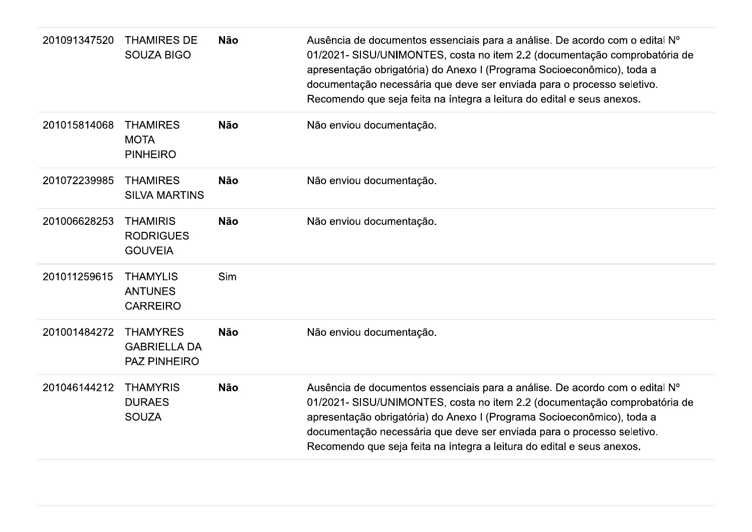| | | | |
|---|---|---|---|
| 201091347520 | THAMIRES DE SOUZA BIGO | **Não** | Ausência de documentos essenciais para a análise. De acordo com o edital Nº 01/2021- SISU/UNIMONTES, costa no item 2.2 (documentação comprobatória de apresentação obrigatória) do Anexo I (Programa Socioeconômico), toda a documentação necessária que deve ser enviada para o processo seletivo. Recomendo que seja feita na íntegra a leitura do edital e seus anexos. |
| 201015814068 | THAMIRES MOTA PINHEIRO | **Não** | Não enviou documentação. |
| 201072239985 | THAMIRES SILVA MARTINS | **Não** | Não enviou documentação. |
| 201006628253 | THAMIRIS RODRIGUES GOUVEIA | **Não** | Não enviou documentação. |
| 201011259615 | THAMYLIS ANTUNES CARREIRO | Sim | |
| 201001484272 | THAMYRES GABRIELLA DA PAZ PINHEIRO | **Não** | Não enviou documentação. |
| 201046144212 | THAMYRIS DURAES SOUZA | **Não** | Ausência de documentos essenciais para a análise. De acordo com o edital Nº 01/2021- SISU/UNIMONTES, costa no item 2.2 (documentação comprobatória de apresentação obrigatória) do Anexo I (Programa Socioeconômico), toda a documentação necessária que deve ser enviada para o processo seletivo. Recomendo que seja feita na íntegra a leitura do edital e seus anexos. |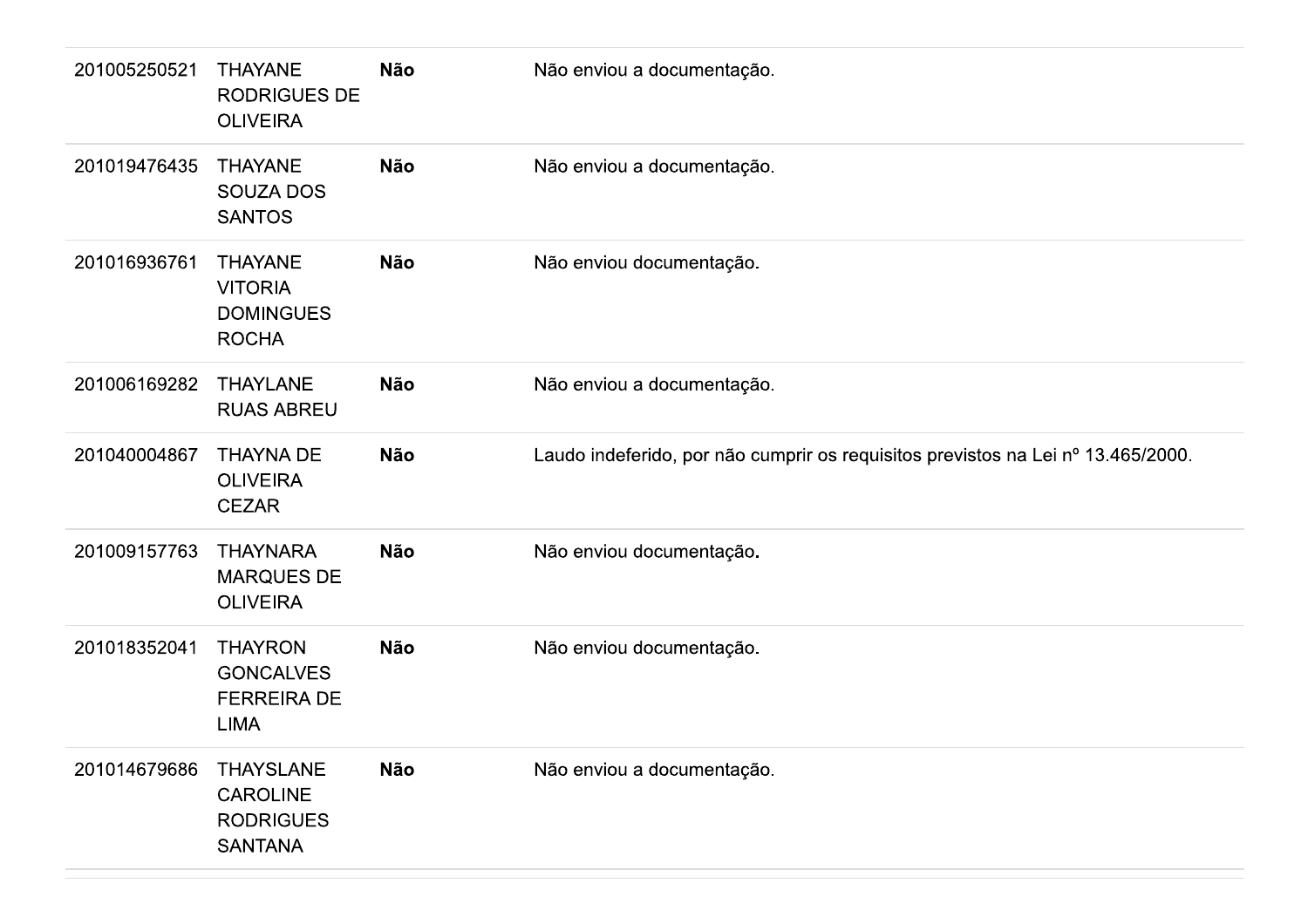| | | | |
|---|---|---|---|
| 201005250521 | THAYANE RODRIGUES DE OLIVEIRA | **Não** | Não enviou a documentação. |
| 201019476435 | THAYANE SOUZA DOS SANTOS | **Não** | Não enviou a documentação. |
| 201016936761 | THAYANE VITORIA DOMINGUES ROCHA | **Não** | Não enviou documentação. |
| 201006169282 | THAYLANE RUAS ABREU | **Não** | Não enviou a documentação. |
| 201040004867 | THAYNA DE OLIVEIRA CEZAR | **Não** | Laudo indeferido, por não cumprir os requisitos previstos na Lei nº 13.465/2000. |
| 201009157763 | THAYNARA MARQUES DE OLIVEIRA | **Não** | Não enviou documentação. |
| 201018352041 | THAYRON GONCALVES FERREIRA DE LIMA | **Não** | Não enviou documentação. |
| 201014679686 | THAYSLANE CAROLINE RODRIGUES SANTANA | **Não** | Não enviou a documentação. |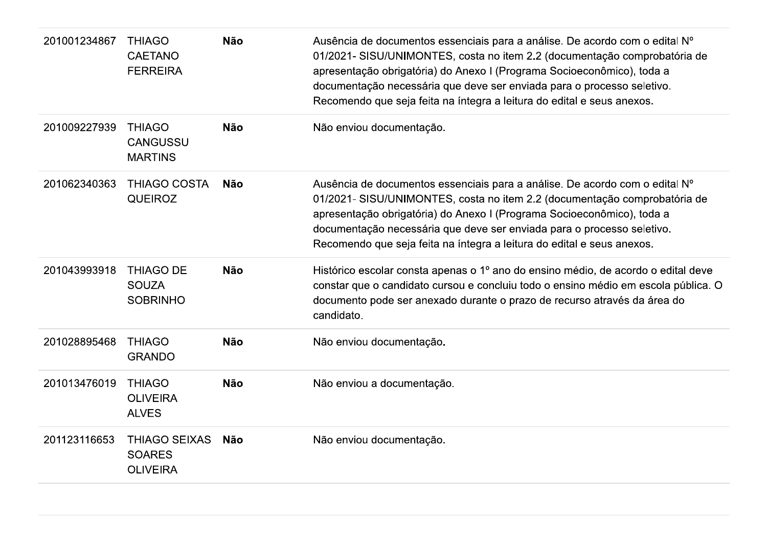| | | | |
|---|---|---|---|
| 201001234867 | THIAGO CAETANO FERREIRA | **Não** | Ausência de documentos essenciais para a análise. De acordo com o edital Nº 01/2021- SISU/UNIMONTES, costa no item 2.2 (documentação comprobatória de apresentação obrigatória) do Anexo I (Programa Socioeconômico), toda a documentação necessária que deve ser enviada para o processo seletivo. Recomendo que seja feita na íntegra a leitura do edital e seus anexos. |
| 201009227939 | THIAGO CANGUSSU MARTINS | **Não** | Não enviou documentação. |
| 201062340363 | THIAGO COSTA QUEIROZ | **Não** | Ausência de documentos essenciais para a análise. De acordo com o edital Nº 01/2021- SISU/UNIMONTES, costa no item 2.2 (documentação comprobatória de apresentação obrigatória) do Anexo I (Programa Socioeconômico), toda a documentação necessária que deve ser enviada para o processo seletivo. Recomendo que seja feita na íntegra a leitura do edital e seus anexos. |
| 201043993918 | THIAGO DE SOUZA SOBRINHO | **Não** | Histórico escolar consta apenas o 1º ano do ensino médio, de acordo o edital deve constar que o candidato cursou e concluiu todo o ensino médio em escola pública. O documento pode ser anexado durante o prazo de recurso através da área do candidato. |
| 201028895468 | THIAGO GRANDO | **Não** | Não enviou documentação. |
| 201013476019 | THIAGO OLIVEIRA ALVES | **Não** | Não enviou a documentação. |
| 201123116653 | THIAGO SEIXAS SOARES OLIVEIRA | **Não** | Não enviou documentação. |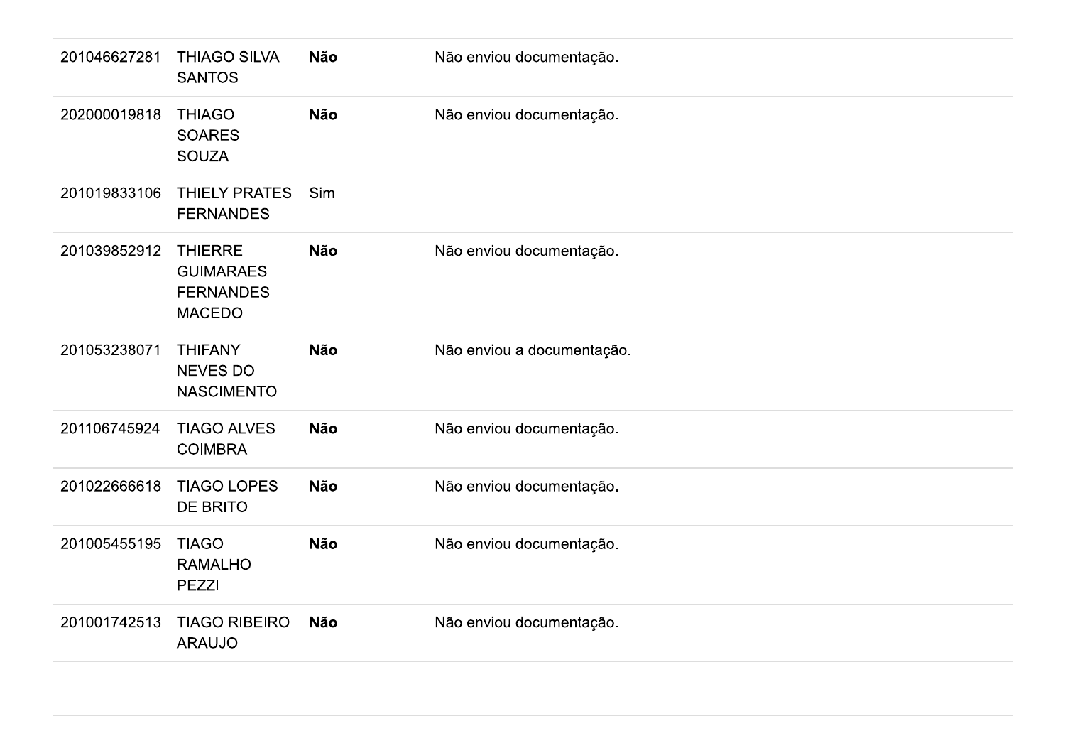| | | | |
|---|---|---|---|
| 201046627281 | THIAGO SILVA SANTOS | **Não** | Não enviou documentação. |
| 202000019818 | THIAGO SOARES SOUZA | **Não** | Não enviou documentação. |
| 201019833106 | THIELY PRATES FERNANDES | Sim | |
| 201039852912 | THIERRE GUIMARAES FERNANDES MACEDO | **Não** | Não enviou documentação. |
| 201053238071 | THIFANY NEVES DO NASCIMENTO | **Não** | Não enviou a documentação. |
| 201106745924 | TIAGO ALVES COIMBRA | **Não** | Não enviou documentação. |
| 201022666618 | TIAGO LOPES DE BRITO | **Não** | Não enviou documentação. |
| 201005455195 | TIAGO RAMALHO PEZZI | **Não** | Não enviou documentação. |
| 201001742513 | TIAGO RIBEIRO ARAUJO | **Não** | Não enviou documentação. |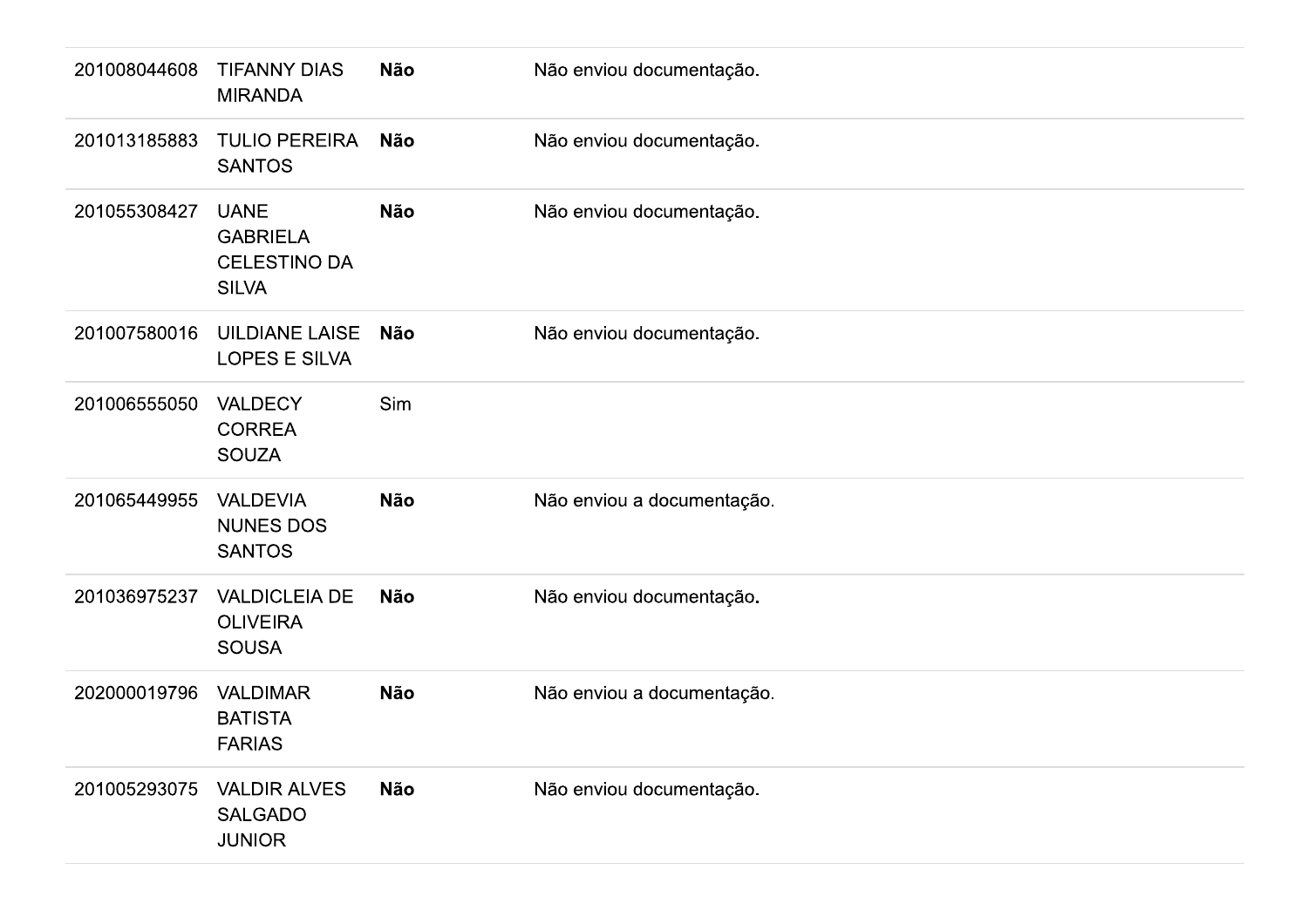| | | | |
|---|---|---|---|
| 201008044608 | TIFANNY DIAS MIRANDA | **Não** | Não enviou documentação. |
| 201013185883 | TULIO PEREIRA SANTOS | **Não** | Não enviou documentação. |
| 201055308427 | UANE GABRIELA CELESTINO DA SILVA | **Não** | Não enviou documentação. |
| 201007580016 | UILDIANE LAISE LOPES E SILVA | **Não** | Não enviou documentação. |
| 201006555050 | VALDECY CORREA SOUZA | Sim | |
| 201065449955 | VALDEVIA NUNES DOS SANTOS | **Não** | Não enviou a documentação. |
| 201036975237 | VALDICLEIA DE OLIVEIRA SOUSA | **Não** | Não enviou documentação. |
| 202000019796 | VALDIMAR BATISTA FARIAS | **Não** | Não enviou a documentação. |
| 201005293075 | VALDIR ALVES SALGADO JUNIOR | **Não** | Não enviou documentação. |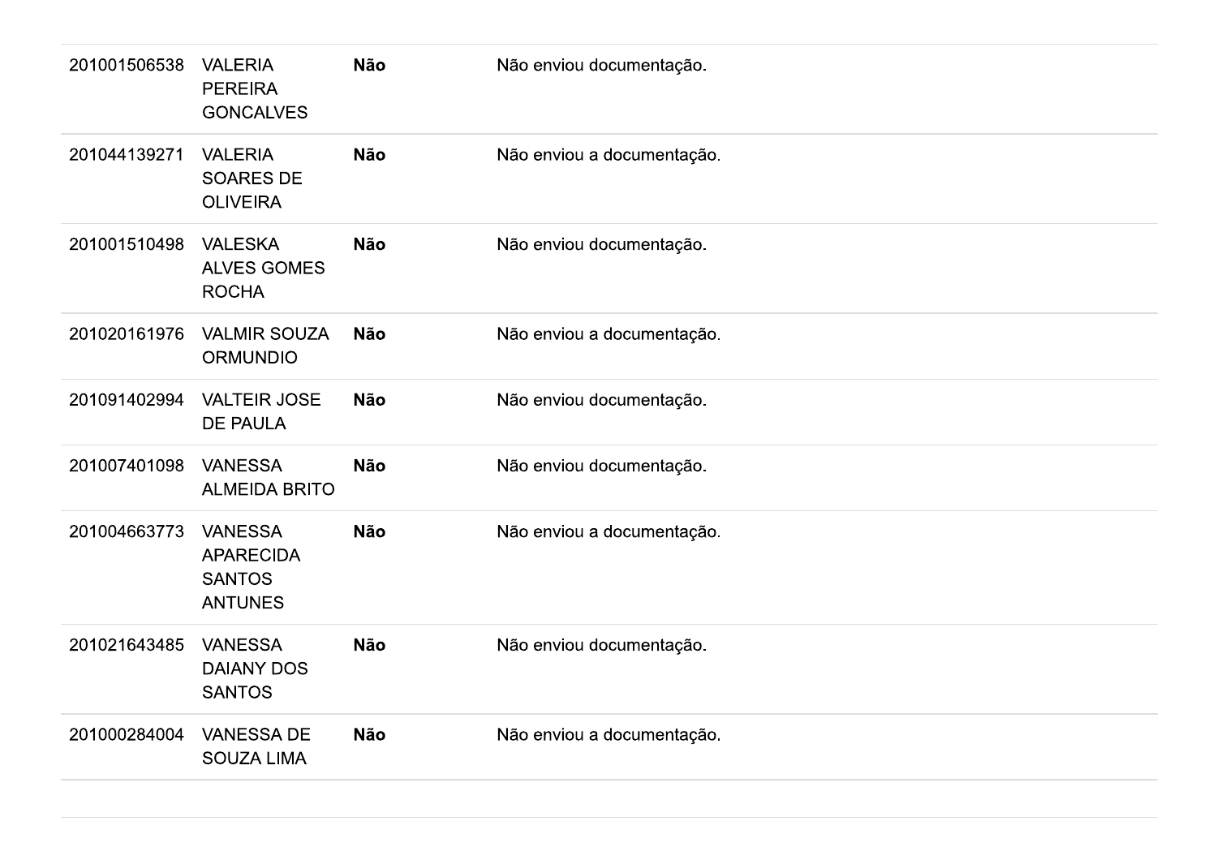| | | | |
|---|---|---|---|
| 201001506538 | VALERIA PEREIRA GONCALVES | **Não** | Não enviou documentação. |
| 201044139271 | VALERIA SOARES DE OLIVEIRA | **Não** | Não enviou a documentação. |
| 201001510498 | VALESKA ALVES GOMES ROCHA | **Não** | Não enviou documentação. |
| 201020161976 | VALMIR SOUZA ORMUNDIO | **Não** | Não enviou a documentação. |
| 201091402994 | VALTEIR JOSE DE PAULA | **Não** | Não enviou documentação. |
| 201007401098 | VANESSA ALMEIDA BRITO | **Não** | Não enviou documentação. |
| 201004663773 | VANESSA APARECIDA SANTOS ANTUNES | **Não** | Não enviou a documentação. |
| 201021643485 | VANESSA DAIANY DOS SANTOS | **Não** | Não enviou documentação. |
| 201000284004 | VANESSA DE SOUZA LIMA | **Não** | Não enviou a documentação. |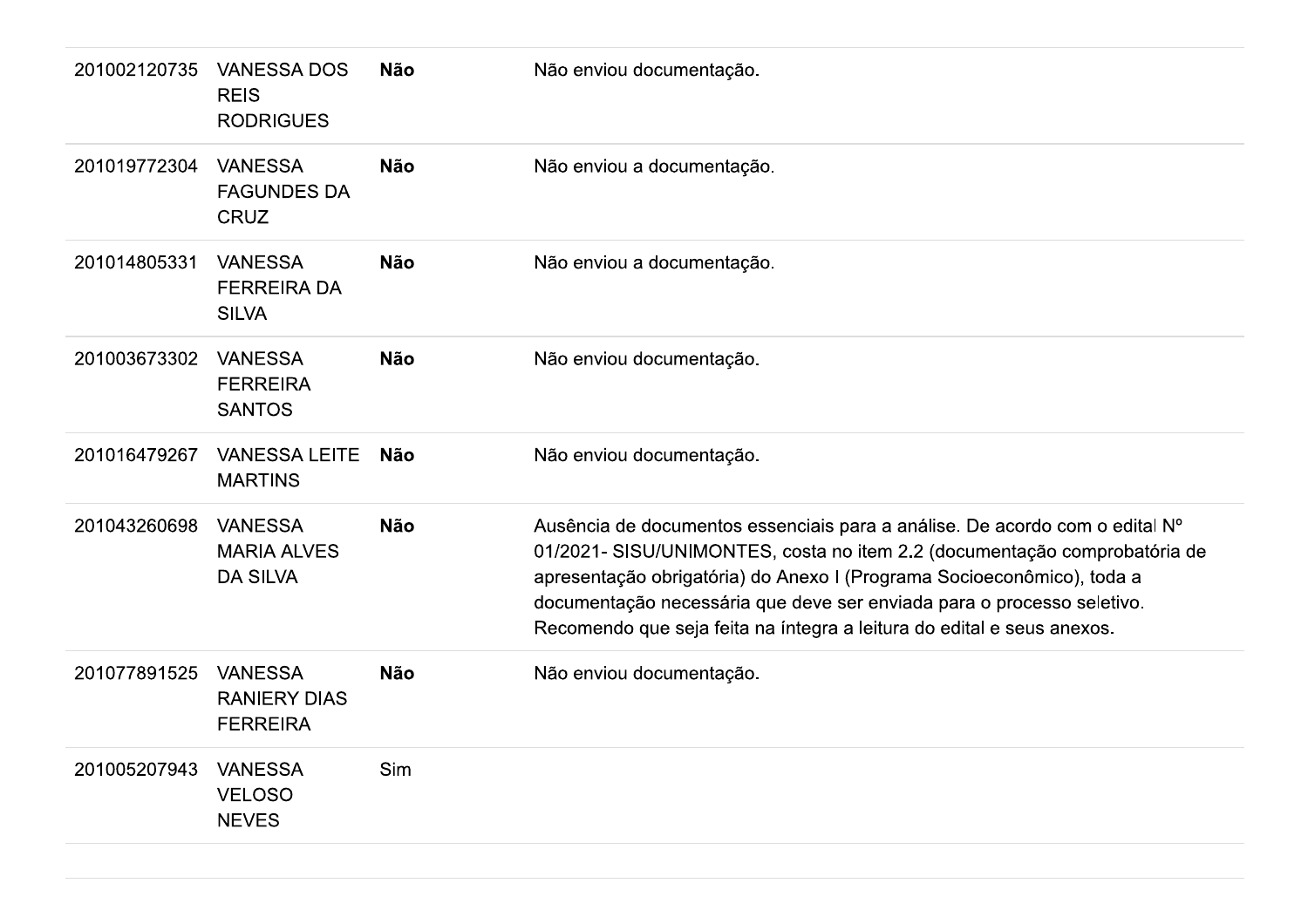| | | | |
|---|---|---|---|
| 201002120735 | VANESSA DOS REIS RODRIGUES | **Não** | Não enviou documentação. |
| 201019772304 | VANESSA FAGUNDES DA CRUZ | **Não** | Não enviou a documentação. |
| 201014805331 | VANESSA FERREIRA DA SILVA | **Não** | Não enviou a documentação. |
| 201003673302 | VANESSA FERREIRA SANTOS | **Não** | Não enviou documentação. |
| 201016479267 | VANESSA LEITE MARTINS | **Não** | Não enviou documentação. |
| 201043260698 | VANESSA MARIA ALVES DA SILVA | **Não** | Ausência de documentos essenciais para a análise. De acordo com o edital Nº 01/2021- SISU/UNIMONTES, costa no item 2.2 (documentação comprobatória de apresentação obrigatória) do Anexo I (Programa Socioeconômico), toda a documentação necessária que deve ser enviada para o processo seletivo. Recomendo que seja feita na íntegra a leitura do edital e seus anexos. |
| 201077891525 | VANESSA RANIERY DIAS FERREIRA | **Não** | Não enviou documentação. |
| 201005207943 | VANESSA VELOSO NEVES | Sim | |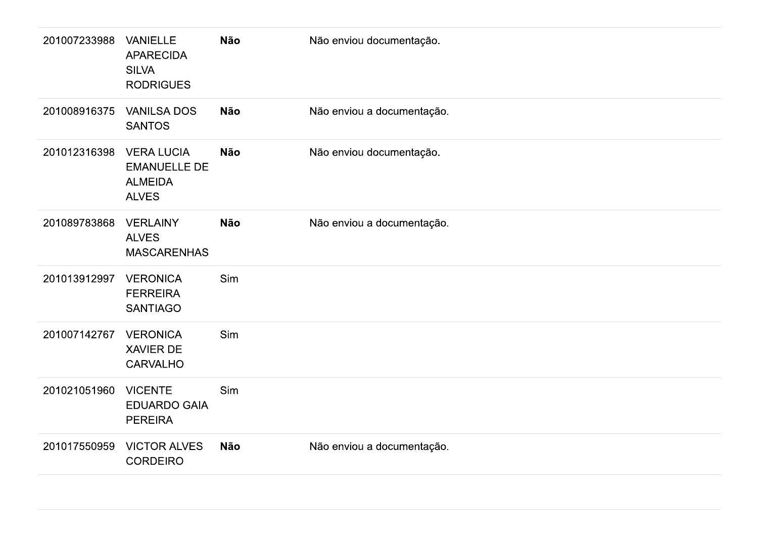| | | | |
|---|---|---|---|
| 201007233988 | VANIELLE APARECIDA SILVA RODRIGUES | **Não** | Não enviou documentação. |
| 201008916375 | VANILSA DOS SANTOS | **Não** | Não enviou a documentação. |
| 201012316398 | VERA LUCIA EMANUELLE DE ALMEIDA ALVES | **Não** | Não enviou documentação. |
| 201089783868 | VERLAINY ALVES MASCARENHAS | **Não** | Não enviou a documentação. |
| 201013912997 | VERONICA FERREIRA SANTIAGO | Sim | |
| 201007142767 | VERONICA XAVIER DE CARVALHO | Sim | |
| 201021051960 | VICENTE EDUARDO GAIA PEREIRA | Sim | |
| 201017550959 | VICTOR ALVES CORDEIRO | **Não** | Não enviou a documentação. |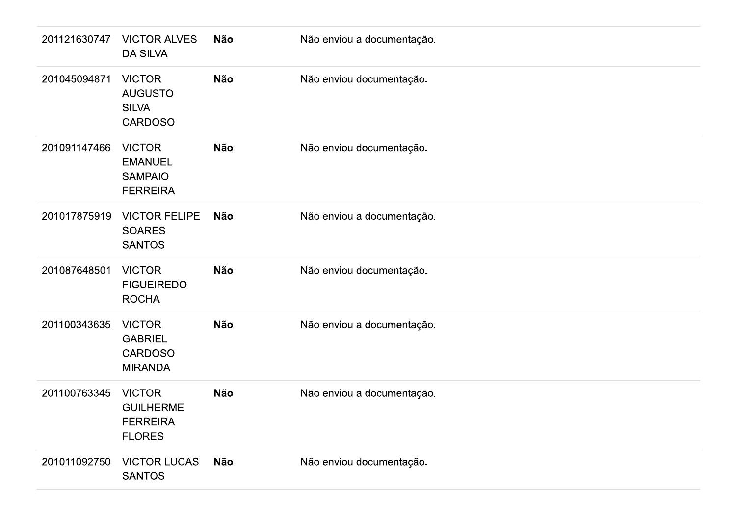| | | | |
|---|---|---|---|
| 201121630747 | VICTOR ALVES DA SILVA | **Não** | Não enviou a documentação. |
| 201045094871 | VICTOR AUGUSTO SILVA CARDOSO | **Não** | Não enviou documentação. |
| 201091147466 | VICTOR EMANUEL SAMPAIO FERREIRA | **Não** | Não enviou documentação. |
| 201017875919 | VICTOR FELIPE SOARES SANTOS | **Não** | Não enviou a documentação. |
| 201087648501 | VICTOR FIGUEIREDO ROCHA | **Não** | Não enviou documentação. |
| 201100343635 | VICTOR GABRIEL CARDOSO MIRANDA | **Não** | Não enviou a documentação. |
| 201100763345 | VICTOR GUILHERME FERREIRA FLORES | **Não** | Não enviou a documentação. |
| 201011092750 | VICTOR LUCAS SANTOS | **Não** | Não enviou documentação. |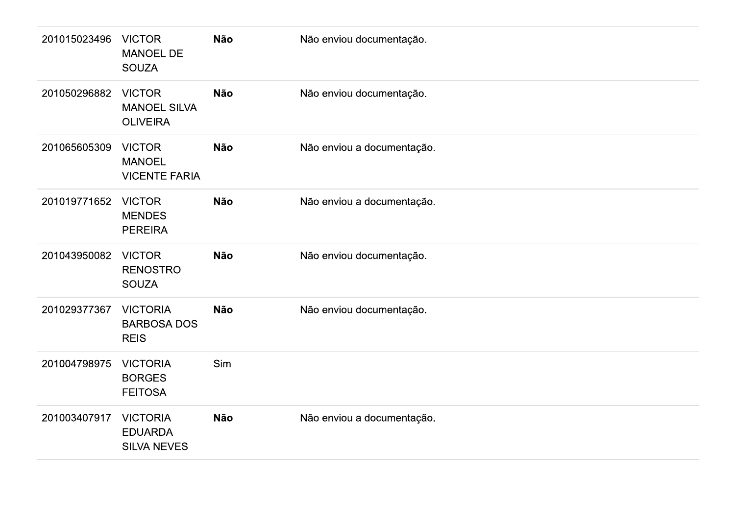| | | | |
|---|---|---|---|
| 201015023496 | VICTOR MANOEL DE SOUZA | **Não** | Não enviou documentação. |
| 201050296882 | VICTOR MANOEL SILVA OLIVEIRA | **Não** | Não enviou documentação. |
| 201065605309 | VICTOR MANOEL VICENTE FARIA | **Não** | Não enviou a documentação. |
| 201019771652 | VICTOR MENDES PEREIRA | **Não** | Não enviou a documentação. |
| 201043950082 | VICTOR RENOSTRO SOUZA | **Não** | Não enviou documentação. |
| 201029377367 | VICTORIA BARBOSA DOS REIS | **Não** | Não enviou documentação. |
| 201004798975 | VICTORIA BORGES FEITOSA | Sim | |
| 201003407917 | VICTORIA EDUARDA SILVA NEVES | **Não** | Não enviou a documentação. |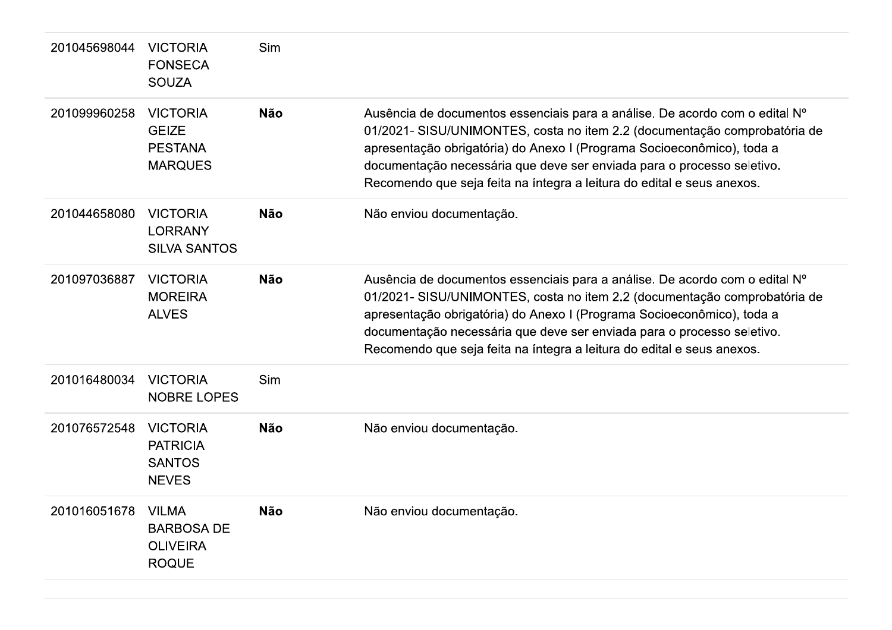| | | | |
|---|---|---|---|
| 201045698044 | VICTORIA FONSECA SOUZA | Sim | |
| 201099960258 | VICTORIA GEIZE PESTANA MARQUES | **Não** | Ausência de documentos essenciais para a análise. De acordo com o edital Nº 01/2021- SISU/UNIMONTES, costa no item 2.2 (documentação comprobatória de apresentação obrigatória) do Anexo I (Programa Socioeconômico), toda a documentação necessária que deve ser enviada para o processo seletivo. Recomendo que seja feita na íntegra a leitura do edital e seus anexos. |
| 201044658080 | VICTORIA LORRANY SILVA SANTOS | **Não** | Não enviou documentação. |
| 201097036887 | VICTORIA MOREIRA ALVES | **Não** | Ausência de documentos essenciais para a análise. De acordo com o edital Nº 01/2021- SISU/UNIMONTES, costa no item 2.2 (documentação comprobatória de apresentação obrigatória) do Anexo I (Programa Socioeconômico), toda a documentação necessária que deve ser enviada para o processo seletivo. Recomendo que seja feita na íntegra a leitura do edital e seus anexos. |
| 201016480034 | VICTORIA NOBRE LOPES | Sim | |
| 201076572548 | VICTORIA PATRICIA SANTOS NEVES | **Não** | Não enviou documentação. |
| 201016051678 | VILMA BARBOSA DE OLIVEIRA ROQUE | **Não** | Não enviou documentação. |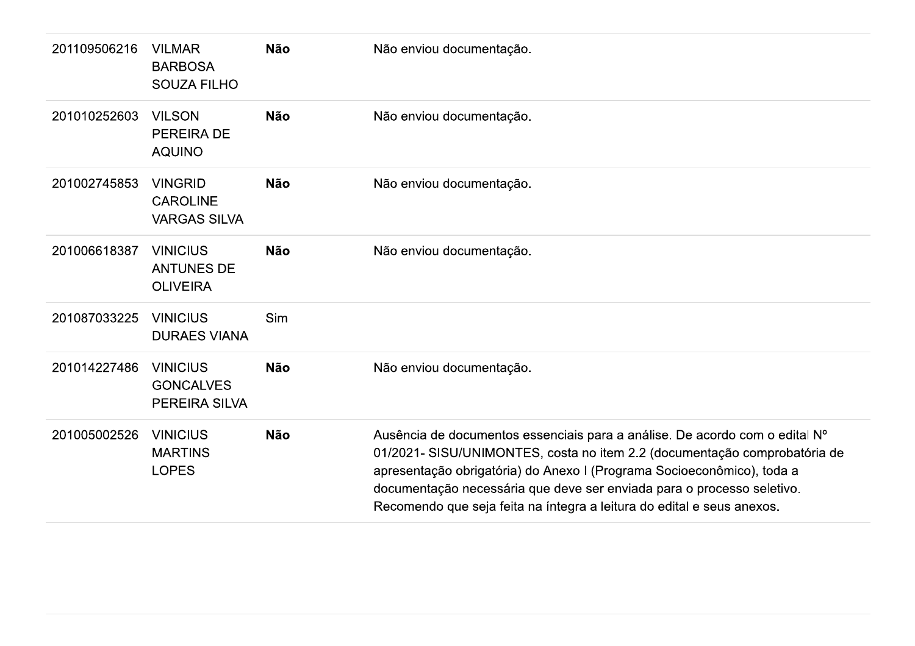| | | | |
|---|---|---|---|
| 201109506216 | VILMAR BARBOSA SOUZA FILHO | **Não** | Não enviou documentação. |
| 201010252603 | VILSON PEREIRA DE AQUINO | **Não** | Não enviou documentação. |
| 201002745853 | VINGRID CAROLINE VARGAS SILVA | **Não** | Não enviou documentação. |
| 201006618387 | VINICIUS ANTUNES DE OLIVEIRA | **Não** | Não enviou documentação. |
| 201087033225 | VINICIUS DURAES VIANA | Sim | |
| 201014227486 | VINICIUS GONCALVES PEREIRA SILVA | **Não** | Não enviou documentação. |
| 201005002526 | VINICIUS MARTINS LOPES | **Não** | Ausência de documentos essenciais para a análise. De acordo com o edital Nº 01/2021- SISU/UNIMONTES, costa no item 2.2 (documentação comprobatória de apresentação obrigatória) do Anexo I (Programa Socioeconômico), toda a documentação necessária que deve ser enviada para o processo seletivo. Recomendo que seja feita na íntegra a leitura do edital e seus anexos. |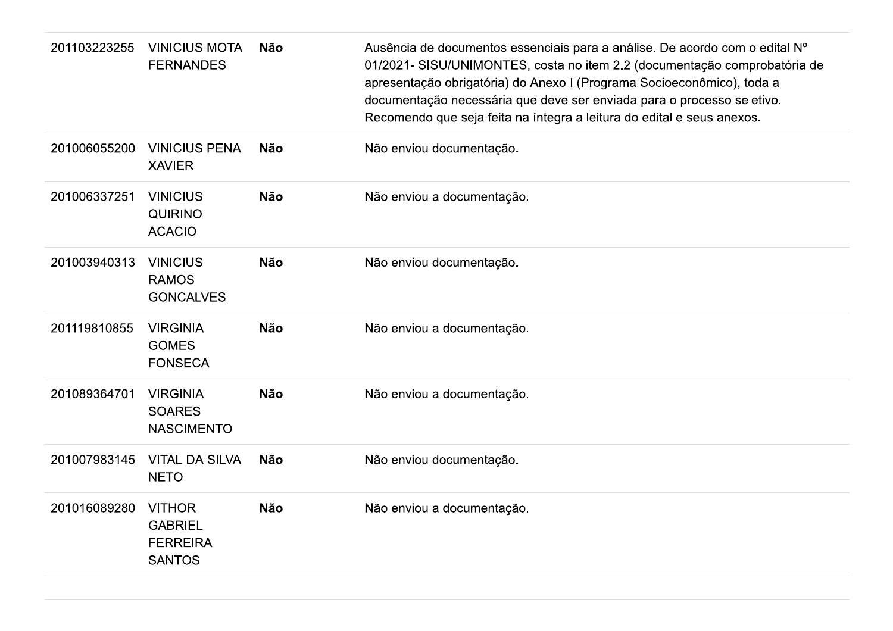| | | | |
|---|---|---|---|
| 201103223255 | VINICIUS MOTA FERNANDES | **Não** | Ausência de documentos essenciais para a análise. De acordo com o edital Nº 01/2021- SISU/UNIMONTES, costa no item 2.2 (documentação comprobatória de apresentação obrigatória) do Anexo I (Programa Socioeconômico), toda a documentação necessária que deve ser enviada para o processo seletivo. Recomendo que seja feita na íntegra a leitura do edital e seus anexos. |
| 201006055200 | VINICIUS PENA XAVIER | **Não** | Não enviou documentação. |
| 201006337251 | VINICIUS QUIRINO ACACIO | **Não** | Não enviou a documentação. |
| 201003940313 | VINICIUS RAMOS GONCALVES | **Não** | Não enviou documentação. |
| 201119810855 | VIRGINIA GOMES FONSECA | **Não** | Não enviou a documentação. |
| 201089364701 | VIRGINIA SOARES NASCIMENTO | **Não** | Não enviou a documentação. |
| 201007983145 | VITAL DA SILVA NETO | **Não** | Não enviou documentação. |
| 201016089280 | VITHOR GABRIEL FERREIRA SANTOS | **Não** | Não enviou a documentação. |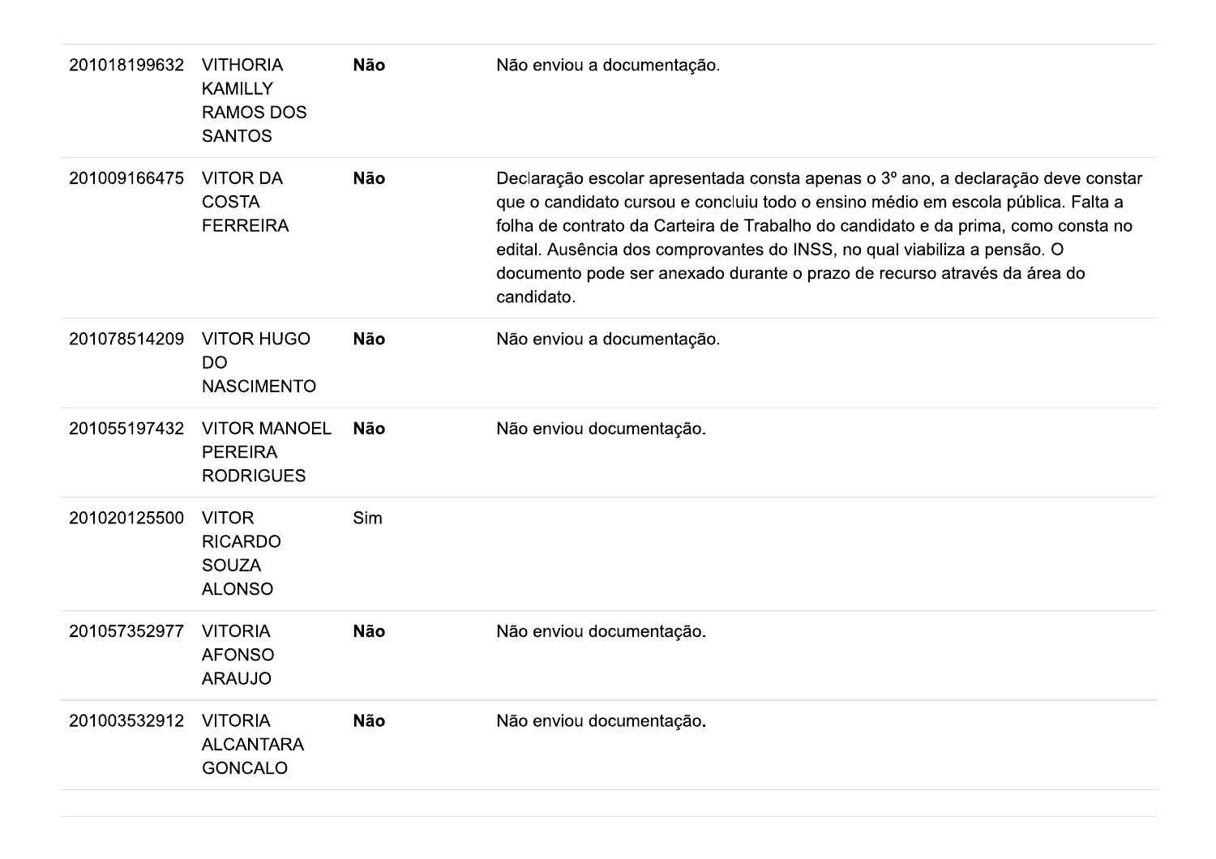| | | | |
|---|---|---|---|
| 201018199632 | VITHORIA KAMILLY RAMOS DOS SANTOS | **Não** | Não enviou a documentação. |
| 201009166475 | VITOR DA COSTA FERREIRA | **Não** | Declaração escolar apresentada consta apenas o 3º ano, a declaração deve constar que o candidato cursou e concluiu todo o ensino médio em escola pública. Falta a folha de contrato da Carteira de Trabalho do candidato e da prima, como consta no edital. Ausência dos comprovantes do INSS, no qual viabiliza a pensão. O documento pode ser anexado durante o prazo de recurso através da área do candidato. |
| 201078514209 | VITOR HUGO DO NASCIMENTO | **Não** | Não enviou a documentação. |
| 201055197432 | VITOR MANOEL PEREIRA RODRIGUES | **Não** | Não enviou documentação. |
| 201020125500 | VITOR RICARDO SOUZA ALONSO | Sim | |
| 201057352977 | VITORIA AFONSO ARAUJO | **Não** | Não enviou documentação. |
| 201003532912 | VITORIA ALCANTARA GONCALO | **Não** | Não enviou documentação. |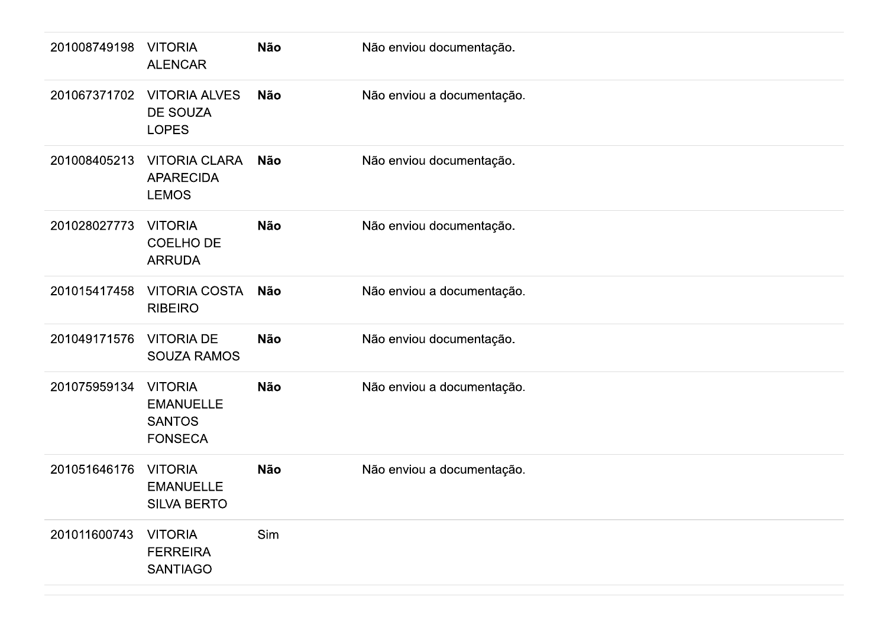| | | | |
|---|---|---|---|
| 201008749198 | VITORIA ALENCAR | **Não** | Não enviou documentação. |
| 201067371702 | VITORIA ALVES DE SOUZA LOPES | **Não** | Não enviou a documentação. |
| 201008405213 | VITORIA CLARA APARECIDA LEMOS | **Não** | Não enviou documentação. |
| 201028027773 | VITORIA COELHO DE ARRUDA | **Não** | Não enviou documentação. |
| 201015417458 | VITORIA COSTA RIBEIRO | **Não** | Não enviou a documentação. |
| 201049171576 | VITORIA DE SOUZA RAMOS | **Não** | Não enviou documentação. |
| 201075959134 | VITORIA EMANUELLE SANTOS FONSECA | **Não** | Não enviou a documentação. |
| 201051646176 | VITORIA EMANUELLE SILVA BERTO | **Não** | Não enviou a documentação. |
| 201011600743 | VITORIA FERREIRA SANTIAGO | Sim | |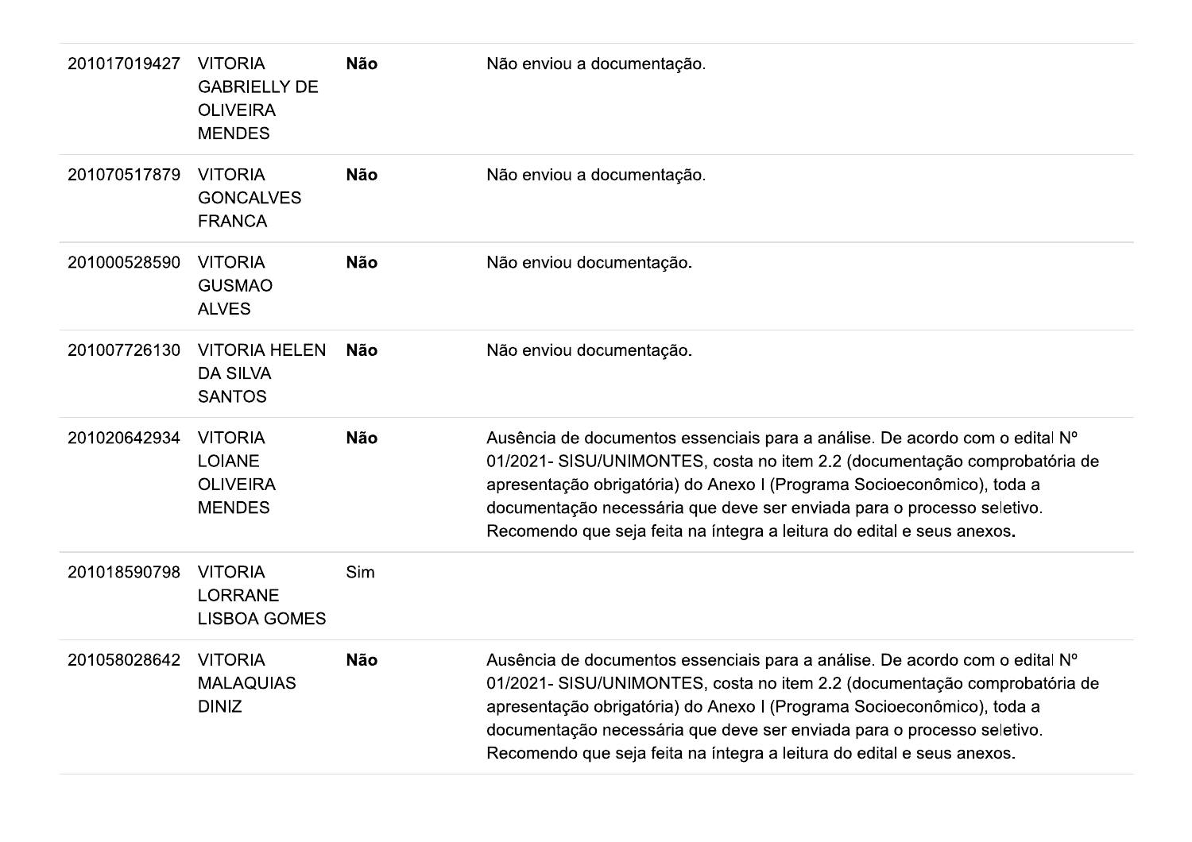| | | | |
|---|---|---|---|
| 201017019427 | VITORIA GABRIELLY DE OLIVEIRA MENDES | **Não** | Não enviou a documentação. |
| 201070517879 | VITORIA GONCALVES FRANCA | **Não** | Não enviou a documentação. |
| 201000528590 | VITORIA GUSMAO ALVES | **Não** | Não enviou documentação. |
| 201007726130 | VITORIA HELEN DA SILVA SANTOS | **Não** | Não enviou documentação. |
| 201020642934 | VITORIA LOIANE OLIVEIRA MENDES | **Não** | Ausência de documentos essenciais para a análise. De acordo com o edital Nº 01/2021- SISU/UNIMONTES, costa no item 2.2 (documentação comprobatória de apresentação obrigatória) do Anexo I (Programa Socioeconômico), toda a documentação necessária que deve ser enviada para o processo seletivo. Recomendo que seja feita na íntegra a leitura do edital e seus anexos**.** |
| 201018590798 | VITORIA LORRANE LISBOA GOMES | Sim | |
| 201058028642 | VITORIA MALAQUIAS DINIZ | **Não** | Ausência de documentos essenciais para a análise. De acordo com o edital Nº 01/2021- SISU/UNIMONTES, costa no item 2.2 (documentação comprobatória de apresentação obrigatória) do Anexo I (Programa Socioeconômico), toda a documentação necessária que deve ser enviada para o processo seletivo. Recomendo que seja feita na íntegra a leitura do edital e seus anexos. |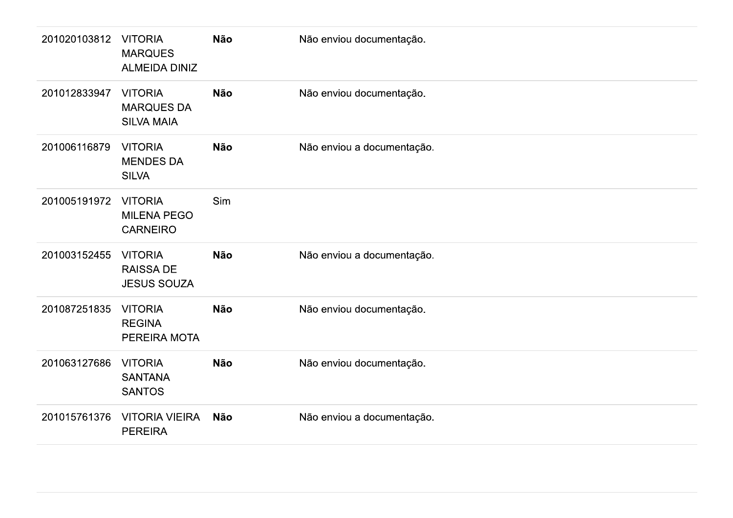| | | | |
|---|---|---|---|
| 201020103812 | VITORIA MARQUES ALMEIDA DINIZ | **Não** | Não enviou documentação. |
| 201012833947 | VITORIA MARQUES DA SILVA MAIA | **Não** | Não enviou documentação. |
| 201006116879 | VITORIA MENDES DA SILVA | **Não** | Não enviou a documentação. |
| 201005191972 | VITORIA MILENA PEGO CARNEIRO | Sim | |
| 201003152455 | VITORIA RAISSA DE JESUS SOUZA | **Não** | Não enviou a documentação. |
| 201087251835 | VITORIA REGINA PEREIRA MOTA | **Não** | Não enviou documentação. |
| 201063127686 | VITORIA SANTANA SANTOS | **Não** | Não enviou documentação. |
| 201015761376 | VITORIA VIEIRA PEREIRA | **Não** | Não enviou a documentação. |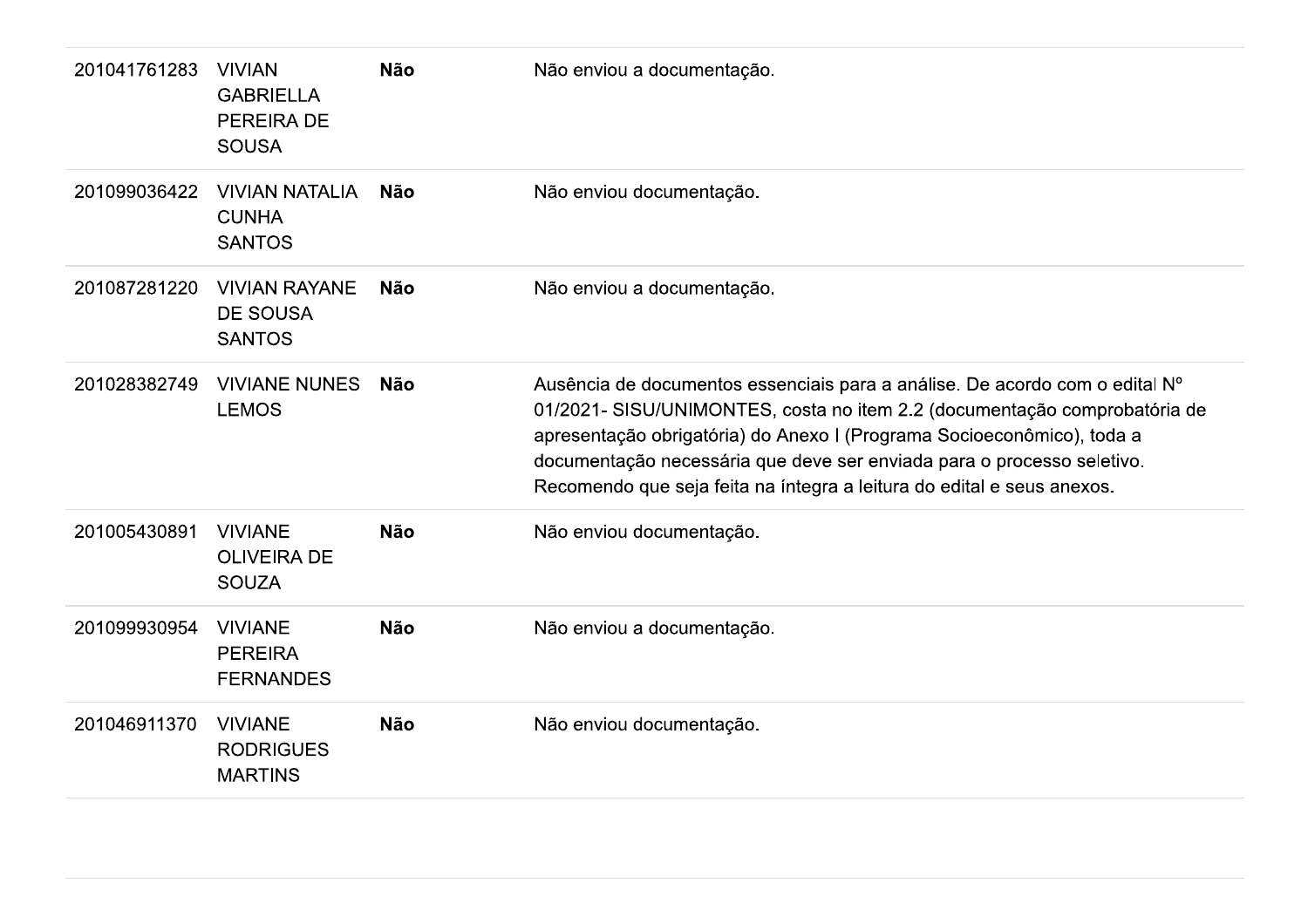| | | | |
|---|---|---|---|
| 201041761283 | VIVIAN GABRIELLA PEREIRA DE SOUSA | **Não** | Não enviou a documentação. |
| 201099036422 | VIVIAN NATALIA CUNHA SANTOS | **Não** | Não enviou documentação. |
| 201087281220 | VIVIAN RAYANE DE SOUSA SANTOS | **Não** | Não enviou a documentação. |
| 201028382749 | VIVIANE NUNES LEMOS | **Não** | Ausência de documentos essenciais para a análise. De acordo com o edital Nº 01/2021- SISU/UNIMONTES, costa no item 2.2 (documentação comprobatória de apresentação obrigatória) do Anexo I (Programa Socioeconômico), toda a documentação necessária que deve ser enviada para o processo seletivo. Recomendo que seja feita na íntegra a leitura do edital e seus anexos. |
| 201005430891 | VIVIANE OLIVEIRA DE SOUZA | **Não** | Não enviou documentação. |
| 201099930954 | VIVIANE PEREIRA FERNANDES | **Não** | Não enviou a documentação. |
| 201046911370 | VIVIANE RODRIGUES MARTINS | **Não** | Não enviou documentação. |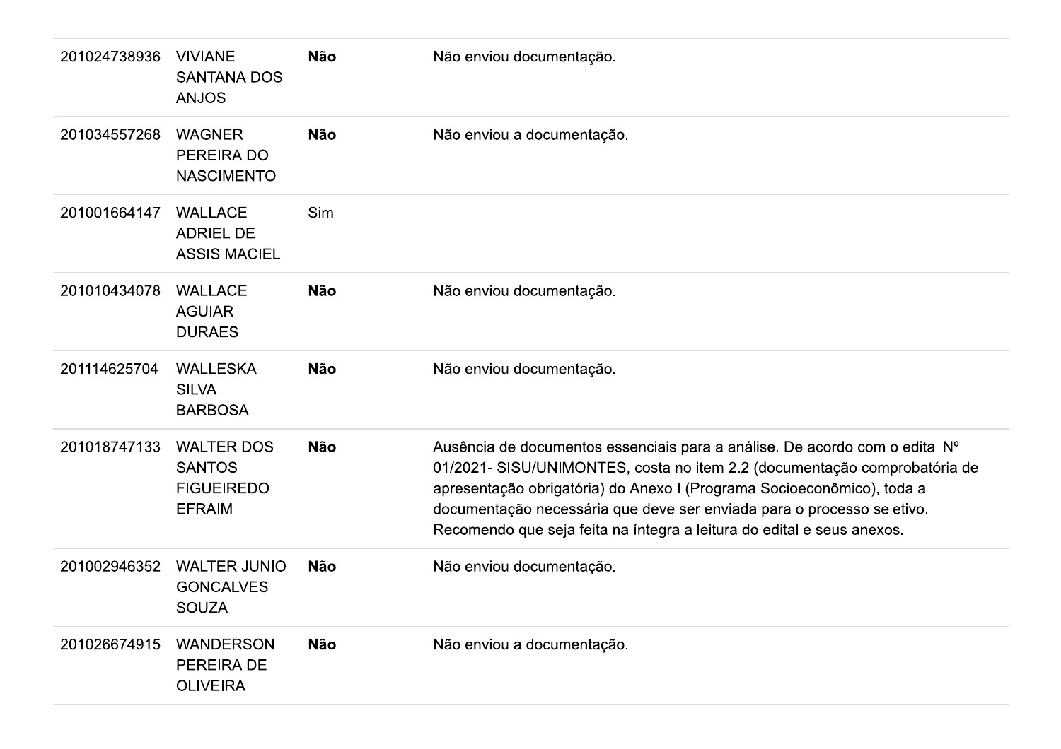| | | | |
|---|---|---|---|
| 201024738936 | VIVIANE SANTANA DOS ANJOS | **Não** | Não enviou documentação. |
| 201034557268 | WAGNER PEREIRA DO NASCIMENTO | **Não** | Não enviou a documentação. |
| 201001664147 | WALLACE ADRIEL DE ASSIS MACIEL | Sim | |
| 201010434078 | WALLACE AGUIAR DURAES | **Não** | Não enviou documentação. |
| 201114625704 | WALLESKA SILVA BARBOSA | **Não** | Não enviou documentação. |
| 201018747133 | WALTER DOS SANTOS FIGUEIREDO EFRAIM | **Não** | Ausência de documentos essenciais para a análise. De acordo com o edital Nº 01/2021- SISU/UNIMONTES, costa no item 2.2 (documentação comprobatória de apresentação obrigatória) do Anexo I (Programa Socioeconômico), toda a documentação necessária que deve ser enviada para o processo seletivo. Recomendo que seja feita na íntegra a leitura do edital e seus anexos. |
| 201002946352 | WALTER JUNIO GONCALVES SOUZA | **Não** | Não enviou documentação. |
| 201026674915 | WANDERSON PEREIRA DE OLIVEIRA | **Não** | Não enviou a documentação. |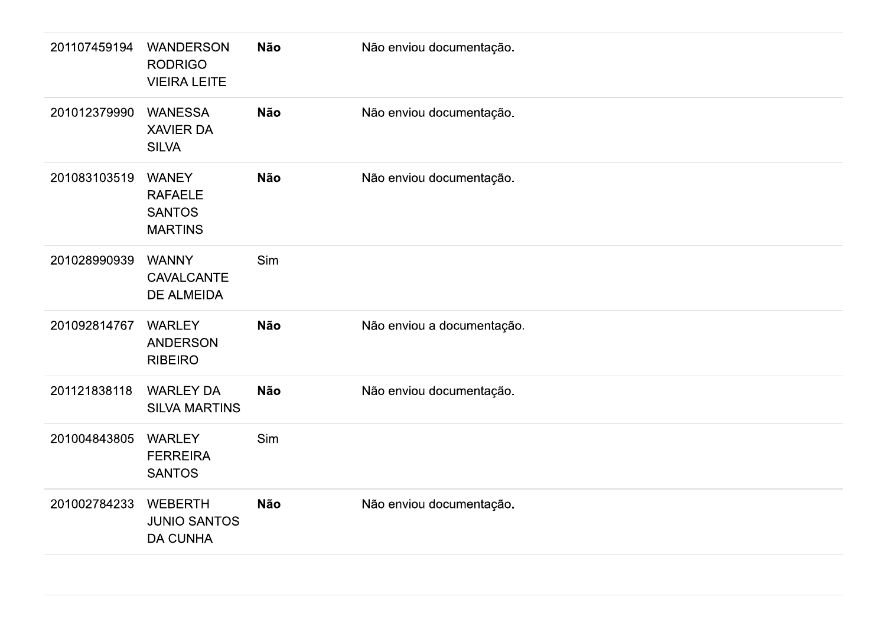| | | | |
|---|---|---|---|
| 201107459194 | WANDERSON RODRIGO VIEIRA LEITE | **Não** | Não enviou documentação. |
| 201012379990 | WANESSA XAVIER DA SILVA | **Não** | Não enviou documentação. |
| 201083103519 | WANEY RAFAELE SANTOS MARTINS | **Não** | Não enviou documentação. |
| 201028990939 | WANNY CAVALCANTE DE ALMEIDA | Sim | |
| 201092814767 | WARLEY ANDERSON RIBEIRO | **Não** | Não enviou a documentação. |
| 201121838118 | WARLEY DA SILVA MARTINS | **Não** | Não enviou documentação. |
| 201004843805 | WARLEY FERREIRA SANTOS | Sim | |
| 201002784233 | WEBERTH JUNIO SANTOS DA CUNHA | **Não** | Não enviou documentação. |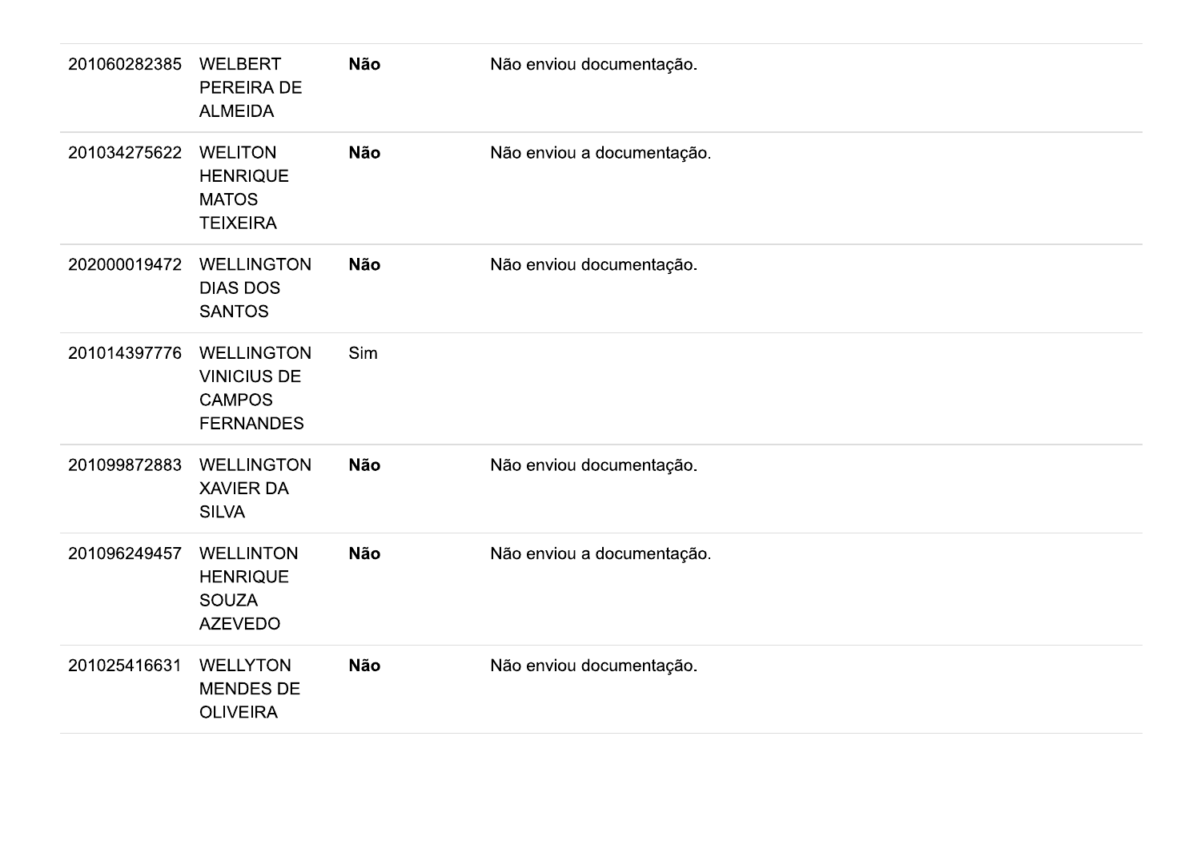| | | | |
|---|---|---|---|
| 201060282385 | WELBERT PEREIRA DE ALMEIDA | **Não** | Não enviou documentação. |
| 201034275622 | WELITON HENRIQUE MATOS TEIXEIRA | **Não** | Não enviou a documentação. |
| 202000019472 | WELLINGTON DIAS DOS SANTOS | **Não** | Não enviou documentação. |
| 201014397776 | WELLINGTON VINICIUS DE CAMPOS FERNANDES | Sim | |
| 201099872883 | WELLINGTON XAVIER DA SILVA | **Não** | Não enviou documentação. |
| 201096249457 | WELLINTON HENRIQUE SOUZA AZEVEDO | **Não** | Não enviou a documentação. |
| 201025416631 | WELLYTON MENDES DE OLIVEIRA | **Não** | Não enviou documentação. |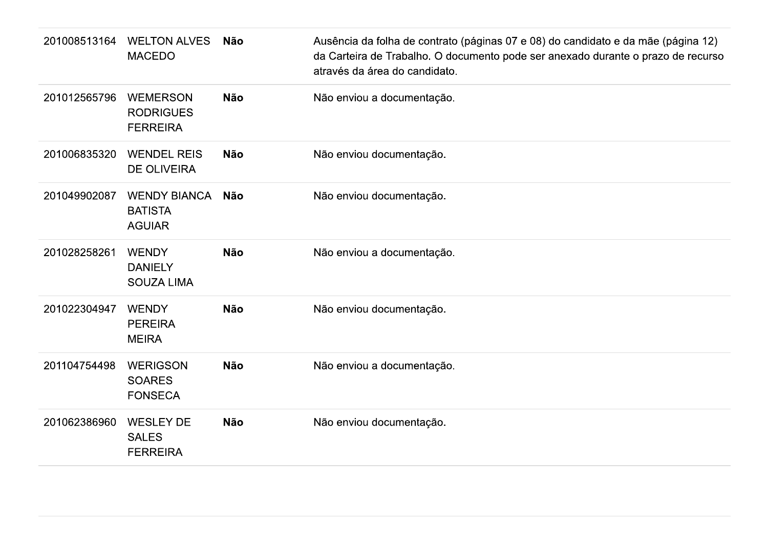| | | | |
|---|---|---|---|
| 201008513164 | WELTON ALVES MACEDO | **Não** | Ausência da folha de contrato (páginas 07 e 08) do candidato e da mãe (página 12) da Carteira de Trabalho. O documento pode ser anexado durante o prazo de recurso através da área do candidato. |
| 201012565796 | WEMERSON RODRIGUES FERREIRA | **Não** | Não enviou a documentação. |
| 201006835320 | WENDEL REIS DE OLIVEIRA | **Não** | Não enviou documentação. |
| 201049902087 | WENDY BIANCA BATISTA AGUIAR | **Não** | Não enviou documentação. |
| 201028258261 | WENDY DANIELY SOUZA LIMA | **Não** | Não enviou a documentação. |
| 201022304947 | WENDY PEREIRA MEIRA | **Não** | Não enviou documentação. |
| 201104754498 | WERIGSON SOARES FONSECA | **Não** | Não enviou a documentação. |
| 201062386960 | WESLEY DE SALES FERREIRA | **Não** | Não enviou documentação. |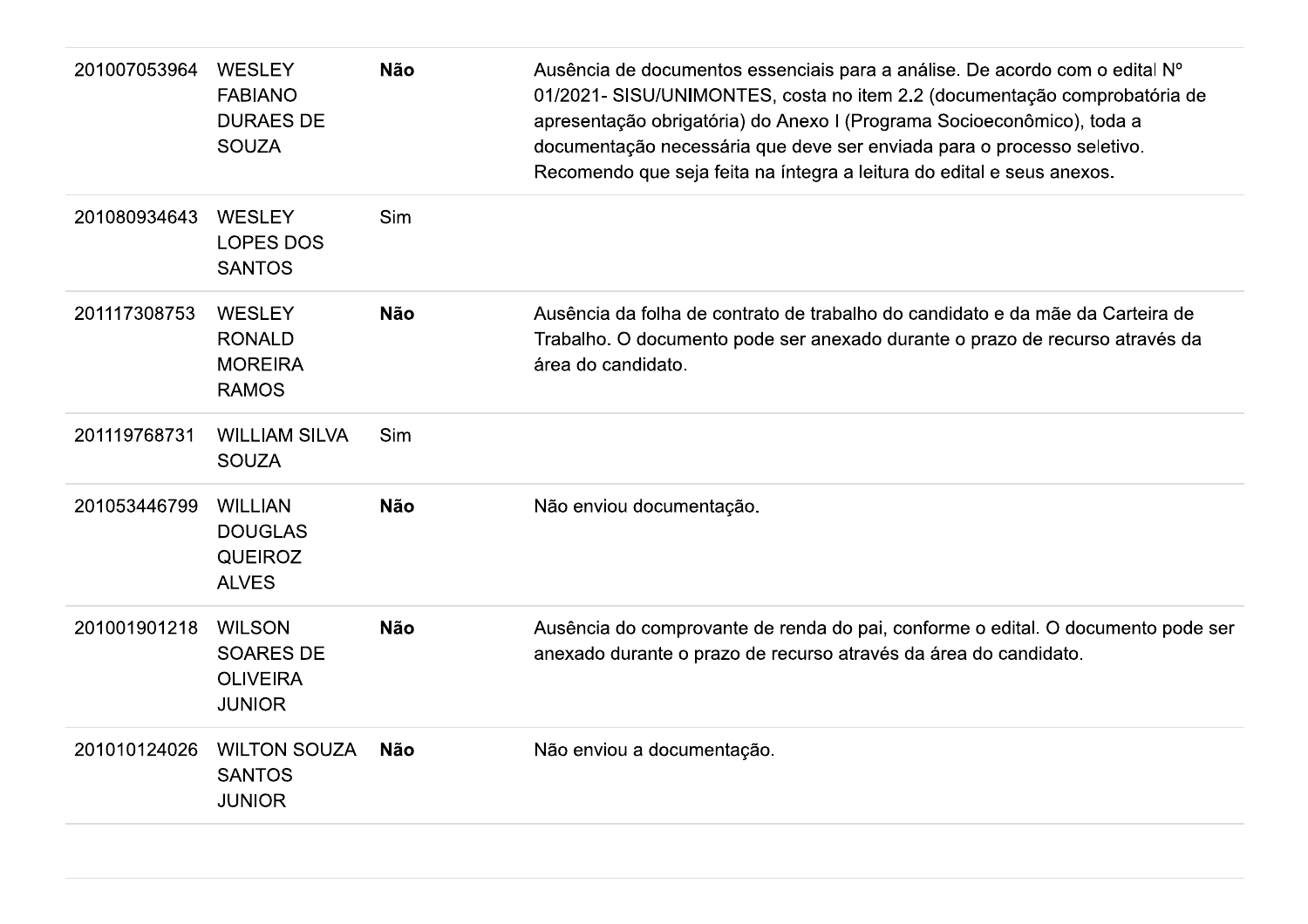| | | | |
|---|---|---|---|
| 201007053964 | WESLEY FABIANO DURAES DE SOUZA | **Não** | Ausência de documentos essenciais para a análise. De acordo com o edital Nº 01/2021- SISU/UNIMONTES, costa no item 2.2 (documentação comprobatória de apresentação obrigatória) do Anexo I (Programa Socioeconômico), toda a documentação necessária que deve ser enviada para o processo seletivo. Recomendo que seja feita na íntegra a leitura do edital e seus anexos. |
| 201080934643 | WESLEY LOPES DOS SANTOS | Sim | |
| 201117308753 | WESLEY RONALD MOREIRA RAMOS | **Não** | Ausência da folha de contrato de trabalho do candidato e da mãe da Carteira de Trabalho. O documento pode ser anexado durante o prazo de recurso através da área do candidato. |
| 201119768731 | WILLIAM SILVA SOUZA | Sim | |
| 201053446799 | WILLIAN DOUGLAS QUEIROZ ALVES | **Não** | Não enviou documentação. |
| 201001901218 | WILSON SOARES DE OLIVEIRA JUNIOR | **Não** | Ausência do comprovante de renda do pai, conforme o edital. O documento pode ser anexado durante o prazo de recurso através da área do candidato. |
| 201010124026 | WILTON SOUZA SANTOS JUNIOR | **Não** | Não enviou a documentação. |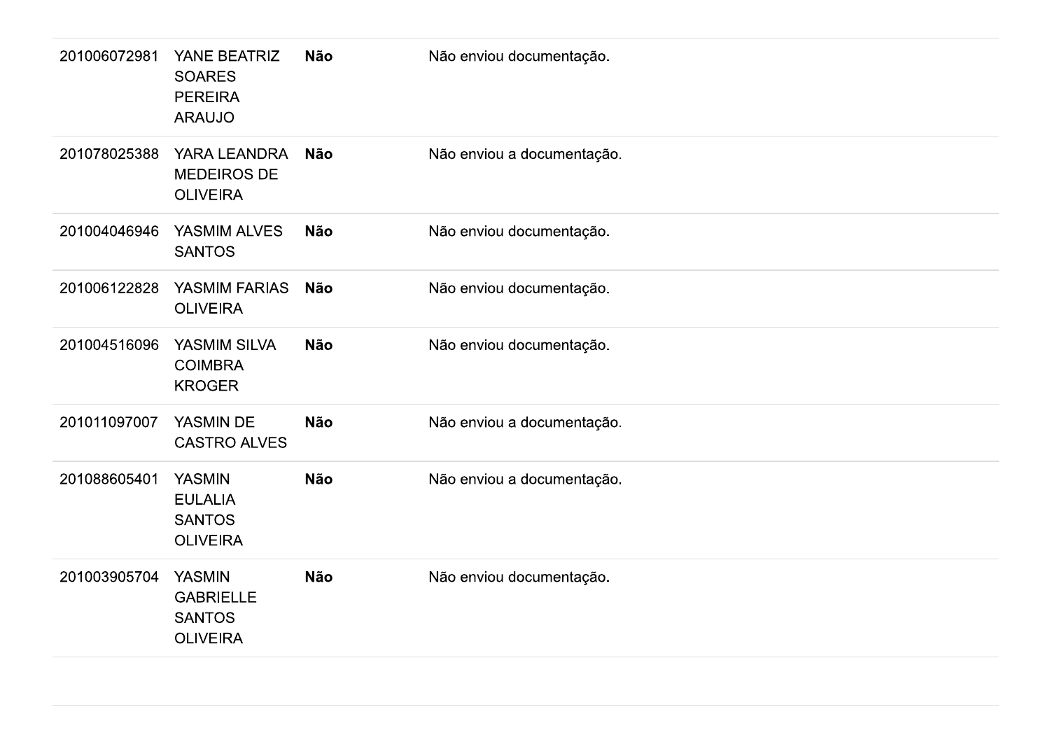| | | | |
|---|---|---|---|
| 201006072981 | YANE BEATRIZ SOARES PEREIRA ARAUJO | **Não** | Não enviou documentação. |
| 201078025388 | YARA LEANDRA MEDEIROS DE OLIVEIRA | **Não** | Não enviou a documentação. |
| 201004046946 | YASMIM ALVES SANTOS | **Não** | Não enviou documentação. |
| 201006122828 | YASMIM FARIAS OLIVEIRA | **Não** | Não enviou documentação. |
| 201004516096 | YASMIM SILVA COIMBRA KROGER | **Não** | Não enviou documentação. |
| 201011097007 | YASMIN DE CASTRO ALVES | **Não** | Não enviou a documentação. |
| 201088605401 | YASMIN EULALIA SANTOS OLIVEIRA | **Não** | Não enviou a documentação. |
| 201003905704 | YASMIN GABRIELLE SANTOS OLIVEIRA | **Não** | Não enviou documentação. |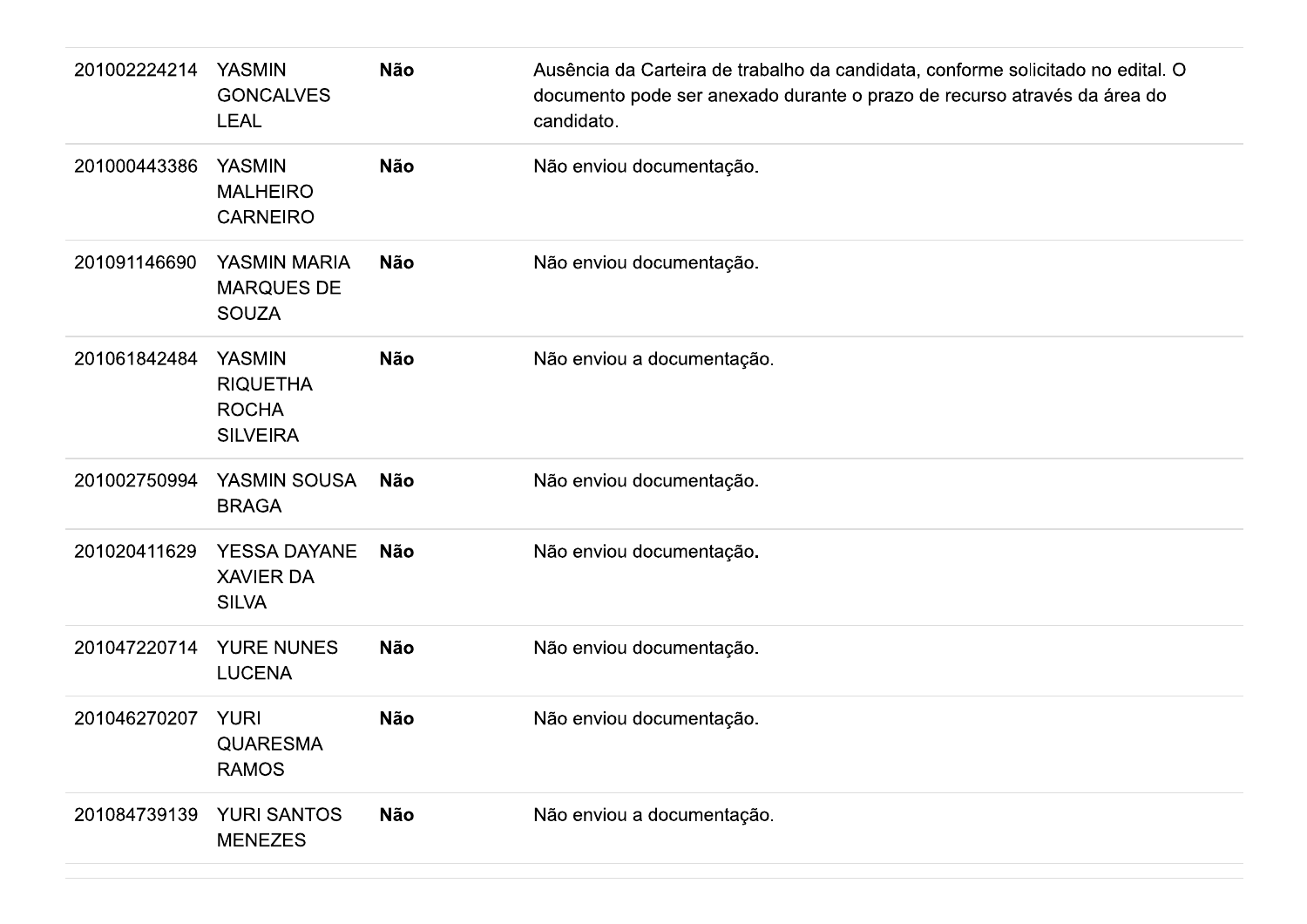| | | | |
|---|---|---|---|
| 201002224214 | YASMIN GONCALVES LEAL | **Não** | Ausência da Carteira de trabalho da candidata, conforme solicitado no edital. O documento pode ser anexado durante o prazo de recurso através da área do candidato. |
| 201000443386 | YASMIN MALHEIRO CARNEIRO | **Não** | Não enviou documentação. |
| 201091146690 | YASMIN MARIA MARQUES DE SOUZA | **Não** | Não enviou documentação. |
| 201061842484 | YASMIN RIQUETHA ROCHA SILVEIRA | **Não** | Não enviou a documentação. |
| 201002750994 | YASMIN SOUSA BRAGA | **Não** | Não enviou documentação. |
| 201020411629 | YESSA DAYANE XAVIER DA SILVA | **Não** | Não enviou documentação. |
| 201047220714 | YURE NUNES LUCENA | **Não** | Não enviou documentação. |
| 201046270207 | YURI QUARESMA RAMOS | **Não** | Não enviou documentação. |
| 201084739139 | YURI SANTOS MENEZES | **Não** | Não enviou a documentação. |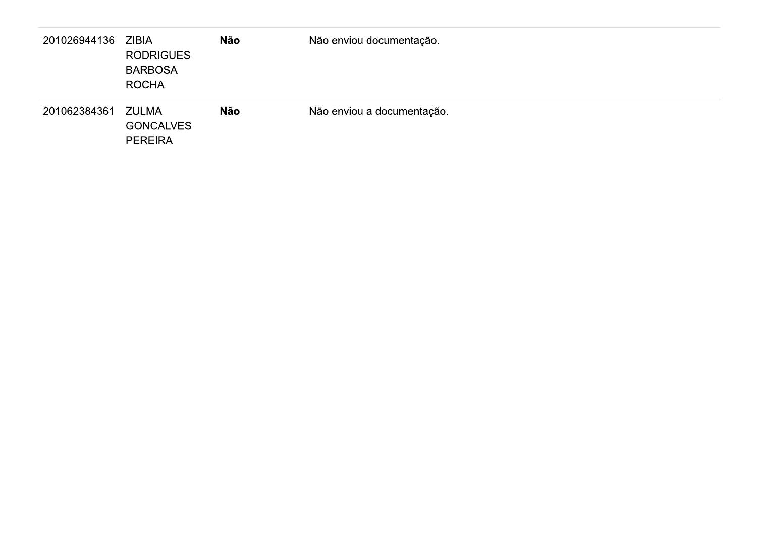| | | | |
|---|---|---|---|
| 201026944136 | ZIBIA RODRIGUES BARBOSA ROCHA | **Não** | Não enviou documentação. |
| 201062384361 | ZULMA GONCALVES PEREIRA | **Não** | Não enviou a documentação. |